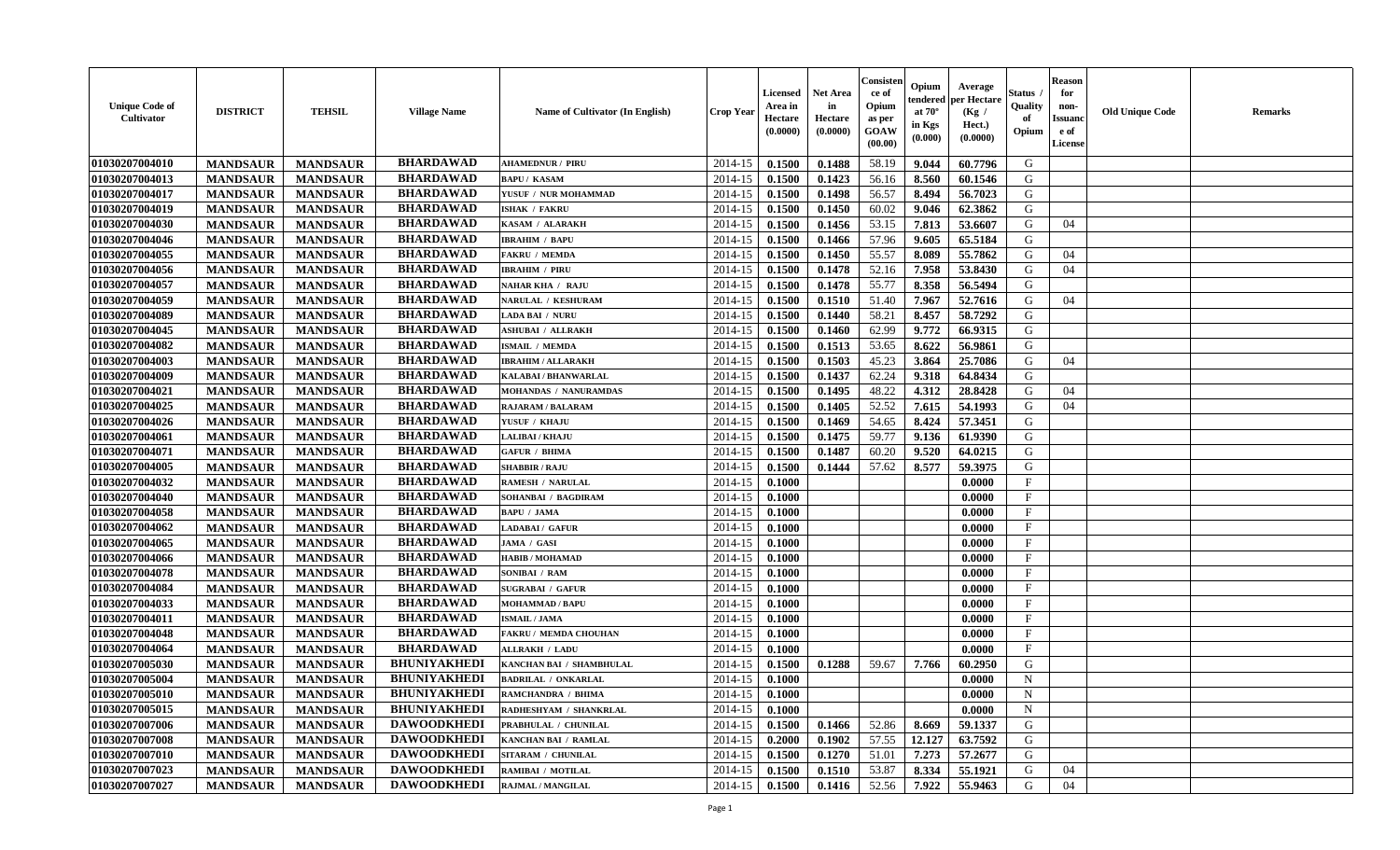| Unique Code of Cultivator | DISTRICT | TEHSIL | Village Name | Name of Cultivator (In English) | Crop Year | Licensed Area in Hectare (0.0000) | Net Area in Hectare (0.0000) | Consistence of Opium as per GOAW (00.00) | Opium tendered at 70° in Kgs (0.000) | Average per Hectare (Kg / Hect.) (0.0000) | Status / Quality of Opium | Reason for non-Issuance of License | Old Unique Code | Remarks |
|---|---|---|---|---|---|---|---|---|---|---|---|---|---|---|
| 01030207004010 | MANDSAUR | MANDSAUR | BHARDAWAD | AHAMEDNUR / PIRU | 2014-15 | 0.1500 | 0.1488 | 58.19 | 9.044 | 60.7796 | G | | | |
| 01030207004013 | MANDSAUR | MANDSAUR | BHARDAWAD | BAPU / KASAM | 2014-15 | 0.1500 | 0.1423 | 56.16 | 8.560 | 60.1546 | G | | | |
| 01030207004017 | MANDSAUR | MANDSAUR | BHARDAWAD | YUSUF / NUR MOHAMMAD | 2014-15 | 0.1500 | 0.1498 | 56.57 | 8.494 | 56.7023 | G | | | |
| 01030207004019 | MANDSAUR | MANDSAUR | BHARDAWAD | ISHAK / FAKRU | 2014-15 | 0.1500 | 0.1450 | 60.02 | 9.046 | 62.3862 | G | | | |
| 01030207004030 | MANDSAUR | MANDSAUR | BHARDAWAD | KASAM / ALARAKH | 2014-15 | 0.1500 | 0.1456 | 53.15 | 7.813 | 53.6607 | G | 04 | | |
| 01030207004046 | MANDSAUR | MANDSAUR | BHARDAWAD | IBRAHIM / BAPU | 2014-15 | 0.1500 | 0.1466 | 57.96 | 9.605 | 65.5184 | G | | | |
| 01030207004055 | MANDSAUR | MANDSAUR | BHARDAWAD | FAKRU / MEMDA | 2014-15 | 0.1500 | 0.1450 | 55.57 | 8.089 | 55.7862 | G | 04 | | |
| 01030207004056 | MANDSAUR | MANDSAUR | BHARDAWAD | IBRAHIM / PIRU | 2014-15 | 0.1500 | 0.1478 | 52.16 | 7.958 | 53.8430 | G | 04 | | |
| 01030207004057 | MANDSAUR | MANDSAUR | BHARDAWAD | NAHAR KHA / RAJU | 2014-15 | 0.1500 | 0.1478 | 55.77 | 8.358 | 56.5494 | G | | | |
| 01030207004059 | MANDSAUR | MANDSAUR | BHARDAWAD | NARULAL / KESHURAM | 2014-15 | 0.1500 | 0.1510 | 51.40 | 7.967 | 52.7616 | G | 04 | | |
| 01030207004089 | MANDSAUR | MANDSAUR | BHARDAWAD | LADA BAI / NURU | 2014-15 | 0.1500 | 0.1440 | 58.21 | 8.457 | 58.7292 | G | | | |
| 01030207004045 | MANDSAUR | MANDSAUR | BHARDAWAD | ASHUBAI / ALLRAKH | 2014-15 | 0.1500 | 0.1460 | 62.99 | 9.772 | 66.9315 | G | | | |
| 01030207004082 | MANDSAUR | MANDSAUR | BHARDAWAD | ISMAIL / MEMDA | 2014-15 | 0.1500 | 0.1513 | 53.65 | 8.622 | 56.9861 | G | | | |
| 01030207004003 | MANDSAUR | MANDSAUR | BHARDAWAD | IBRAHIM / ALLARAKH | 2014-15 | 0.1500 | 0.1503 | 45.23 | 3.864 | 25.7086 | G | 04 | | |
| 01030207004009 | MANDSAUR | MANDSAUR | BHARDAWAD | KALABAI / BHANWARLAL | 2014-15 | 0.1500 | 0.1437 | 62.24 | 9.318 | 64.8434 | G | | | |
| 01030207004021 | MANDSAUR | MANDSAUR | BHARDAWAD | MOHANDAS / NANURAMDAS | 2014-15 | 0.1500 | 0.1495 | 48.22 | 4.312 | 28.8428 | G | 04 | | |
| 01030207004025 | MANDSAUR | MANDSAUR | BHARDAWAD | RAJARAM / BALARAM | 2014-15 | 0.1500 | 0.1405 | 52.52 | 7.615 | 54.1993 | G | 04 | | |
| 01030207004026 | MANDSAUR | MANDSAUR | BHARDAWAD | YUSUF / KHAJU | 2014-15 | 0.1500 | 0.1469 | 54.65 | 8.424 | 57.3451 | G | | | |
| 01030207004061 | MANDSAUR | MANDSAUR | BHARDAWAD | LALIBAI / KHAJU | 2014-15 | 0.1500 | 0.1475 | 59.77 | 9.136 | 61.9390 | G | | | |
| 01030207004071 | MANDSAUR | MANDSAUR | BHARDAWAD | GAFUR / BHIMA | 2014-15 | 0.1500 | 0.1487 | 60.20 | 9.520 | 64.0215 | G | | | |
| 01030207004005 | MANDSAUR | MANDSAUR | BHARDAWAD | SHABBIR / RAJU | 2014-15 | 0.1500 | 0.1444 | 57.62 | 8.577 | 59.3975 | G | | | |
| 01030207004032 | MANDSAUR | MANDSAUR | BHARDAWAD | RAMESH / NARULAL | 2014-15 | 0.1000 | | | | 0.0000 | F | | | |
| 01030207004040 | MANDSAUR | MANDSAUR | BHARDAWAD | SOHANBAI / BAGDIRAM | 2014-15 | 0.1000 | | | | 0.0000 | F | | | |
| 01030207004058 | MANDSAUR | MANDSAUR | BHARDAWAD | BAPU / JAMA | 2014-15 | 0.1000 | | | | 0.0000 | F | | | |
| 01030207004062 | MANDSAUR | MANDSAUR | BHARDAWAD | LADABAI / GAFUR | 2014-15 | 0.1000 | | | | 0.0000 | F | | | |
| 01030207004065 | MANDSAUR | MANDSAUR | BHARDAWAD | JAMA / GASI | 2014-15 | 0.1000 | | | | 0.0000 | F | | | |
| 01030207004066 | MANDSAUR | MANDSAUR | BHARDAWAD | HABIB / MOHAMAD | 2014-15 | 0.1000 | | | | 0.0000 | F | | | |
| 01030207004078 | MANDSAUR | MANDSAUR | BHARDAWAD | SONIBAI / RAM | 2014-15 | 0.1000 | | | | 0.0000 | F | | | |
| 01030207004084 | MANDSAUR | MANDSAUR | BHARDAWAD | SUGRABAI / GAFUR | 2014-15 | 0.1000 | | | | 0.0000 | F | | | |
| 01030207004033 | MANDSAUR | MANDSAUR | BHARDAWAD | MOHAMMAD / BAPU | 2014-15 | 0.1000 | | | | 0.0000 | F | | | |
| 01030207004011 | MANDSAUR | MANDSAUR | BHARDAWAD | ISMAIL / JAMA | 2014-15 | 0.1000 | | | | 0.0000 | F | | | |
| 01030207004048 | MANDSAUR | MANDSAUR | BHARDAWAD | FAKRU / MEMDA CHOUHAN | 2014-15 | 0.1000 | | | | 0.0000 | F | | | |
| 01030207004064 | MANDSAUR | MANDSAUR | BHARDAWAD | ALLRAKH / LADU | 2014-15 | 0.1000 | | | | 0.0000 | F | | | |
| 01030207005030 | MANDSAUR | MANDSAUR | BHUNIYAKHEDI | KANCHAN BAI / SHAMBHULAL | 2014-15 | 0.1500 | 0.1288 | 59.67 | 7.766 | 60.2950 | G | | | |
| 01030207005004 | MANDSAUR | MANDSAUR | BHUNIYAKHEDI | BADRILAL / ONKARLAL | 2014-15 | 0.1000 | | | | 0.0000 | N | | | |
| 01030207005010 | MANDSAUR | MANDSAUR | BHUNIYAKHEDI | RAMCHANDRA / BHIMA | 2014-15 | 0.1000 | | | | 0.0000 | N | | | |
| 01030207005015 | MANDSAUR | MANDSAUR | BHUNIYAKHEDI | RADHESHYAM / SHANKRLAL | 2014-15 | 0.1000 | | | | 0.0000 | N | | | |
| 01030207007006 | MANDSAUR | MANDSAUR | DAWOODKHEDI | PRABHULAL / CHUNILAL | 2014-15 | 0.1500 | 0.1466 | 52.86 | 8.669 | 59.1337 | G | | | |
| 01030207007008 | MANDSAUR | MANDSAUR | DAWOODKHEDI | KANCHAN BAI / RAMLAL | 2014-15 | 0.2000 | 0.1902 | 57.55 | 12.127 | 63.7592 | G | | | |
| 01030207007010 | MANDSAUR | MANDSAUR | DAWOODKHEDI | SITARAM / CHUNILAL | 2014-15 | 0.1500 | 0.1270 | 51.01 | 7.273 | 57.2677 | G | | | |
| 01030207007023 | MANDSAUR | MANDSAUR | DAWOODKHEDI | RAMIBAI / MOTILAL | 2014-15 | 0.1500 | 0.1510 | 53.87 | 8.334 | 55.1921 | G | 04 | | |
| 01030207007027 | MANDSAUR | MANDSAUR | DAWOODKHEDI | RAJMAL / MANGILAL | 2014-15 | 0.1500 | 0.1416 | 52.56 | 7.922 | 55.9463 | G | 04 | | |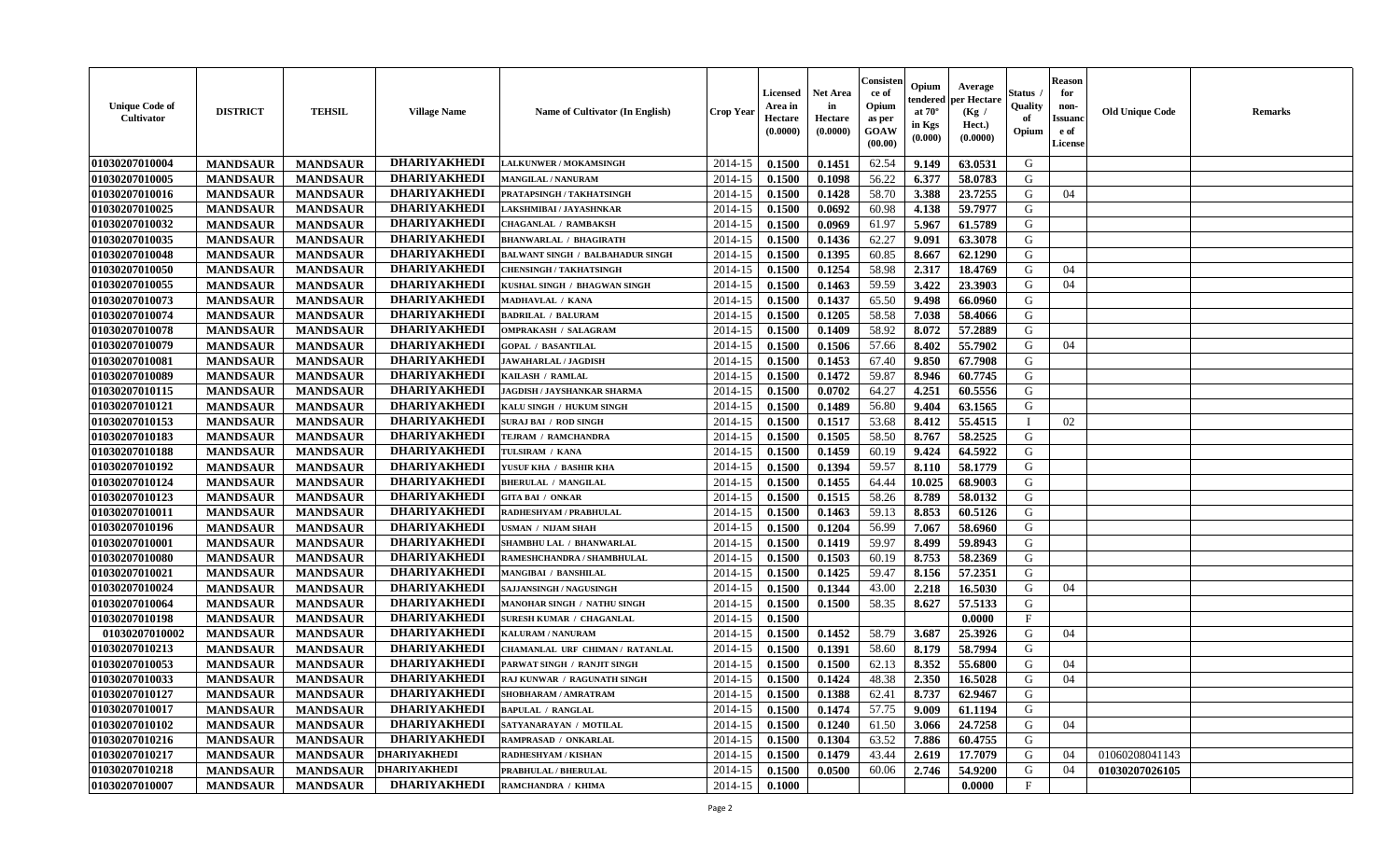| Unique Code of Cultivator | DISTRICT | TEHSIL | Village Name | Name of Cultivator (In English) | Crop Year | Licensed Area in Hectare (0.0000) | Net Area in Hectare (0.0000) | Consistence of Opium as per GOAW (00.00) | Opium tendered at 70° in Kgs (0.000) | Average per Hectare (Kg / Hect.) (0.0000) | Status / Quality of Opium | Reason for non-Issuance of License | Old Unique Code | Remarks |
|---|---|---|---|---|---|---|---|---|---|---|---|---|---|---|
| 01030207010004 | MANDSAUR | MANDSAUR | DHARIYAKHEDI | LALKUNWER / MOKAMSINGH | 2014-15 | 0.1500 | 0.1451 | 62.54 | 9.149 | 63.0531 | G | | | |
| 01030207010005 | MANDSAUR | MANDSAUR | DHARIYAKHEDI | MANGILAL / NANURAM | 2014-15 | 0.1500 | 0.1098 | 56.22 | 6.377 | 58.0783 | G | | | |
| 01030207010016 | MANDSAUR | MANDSAUR | DHARIYAKHEDI | PRATAPSINGH / TAKHATSINGH | 2014-15 | 0.1500 | 0.1428 | 58.70 | 3.388 | 23.7255 | G | 04 | | |
| 01030207010025 | MANDSAUR | MANDSAUR | DHARIYAKHEDI | LAKSHMIBAI / JAYASHNKAR | 2014-15 | 0.1500 | 0.0692 | 60.98 | 4.138 | 59.7977 | G | | | |
| 01030207010032 | MANDSAUR | MANDSAUR | DHARIYAKHEDI | CHAGANLAL / RAMBAKSH | 2014-15 | 0.1500 | 0.0969 | 61.97 | 5.967 | 61.5789 | G | | | |
| 01030207010035 | MANDSAUR | MANDSAUR | DHARIYAKHEDI | BHANWARLAL / BHAGIRATH | 2014-15 | 0.1500 | 0.1436 | 62.27 | 9.091 | 63.3078 | G | | | |
| 01030207010048 | MANDSAUR | MANDSAUR | DHARIYAKHEDI | BALWANT SINGH / BALBAHADUR SINGH | 2014-15 | 0.1500 | 0.1395 | 60.85 | 8.667 | 62.1290 | G | | | |
| 01030207010050 | MANDSAUR | MANDSAUR | DHARIYAKHEDI | CHENSINGH / TAKHATSINGH | 2014-15 | 0.1500 | 0.1254 | 58.98 | 2.317 | 18.4769 | G | 04 | | |
| 01030207010055 | MANDSAUR | MANDSAUR | DHARIYAKHEDI | KUSHAL SINGH / BHAGWAN SINGH | 2014-15 | 0.1500 | 0.1463 | 59.59 | 3.422 | 23.3903 | G | 04 | | |
| 01030207010073 | MANDSAUR | MANDSAUR | DHARIYAKHEDI | MADHAVLAL / KANA | 2014-15 | 0.1500 | 0.1437 | 65.50 | 9.498 | 66.0960 | G | | | |
| 01030207010074 | MANDSAUR | MANDSAUR | DHARIYAKHEDI | BADRILAL / BALURAM | 2014-15 | 0.1500 | 0.1205 | 58.58 | 7.038 | 58.4066 | G | | | |
| 01030207010078 | MANDSAUR | MANDSAUR | DHARIYAKHEDI | OMPRAKASH / SALAGRAM | 2014-15 | 0.1500 | 0.1409 | 58.92 | 8.072 | 57.2889 | G | | | |
| 01030207010079 | MANDSAUR | MANDSAUR | DHARIYAKHEDI | GOPAL / BASANTILAL | 2014-15 | 0.1500 | 0.1506 | 57.66 | 8.402 | 55.7902 | G | 04 | | |
| 01030207010081 | MANDSAUR | MANDSAUR | DHARIYAKHEDI | JAWAHARLAL / JAGDISH | 2014-15 | 0.1500 | 0.1453 | 67.40 | 9.850 | 67.7908 | G | | | |
| 01030207010089 | MANDSAUR | MANDSAUR | DHARIYAKHEDI | KAILASH / RAMLAL | 2014-15 | 0.1500 | 0.1472 | 59.87 | 8.946 | 60.7745 | G | | | |
| 01030207010115 | MANDSAUR | MANDSAUR | DHARIYAKHEDI | JAGDISH / JAYSHANKAR SHARMA | 2014-15 | 0.1500 | 0.0702 | 64.27 | 4.251 | 60.5556 | G | | | |
| 01030207010121 | MANDSAUR | MANDSAUR | DHARIYAKHEDI | KALU SINGH / HUKUM SINGH | 2014-15 | 0.1500 | 0.1489 | 56.80 | 9.404 | 63.1565 | G | | | |
| 01030207010153 | MANDSAUR | MANDSAUR | DHARIYAKHEDI | SURAJ BAI / ROD SINGH | 2014-15 | 0.1500 | 0.1517 | 53.68 | 8.412 | 55.4515 | I | 02 | | |
| 01030207010183 | MANDSAUR | MANDSAUR | DHARIYAKHEDI | TEJRAM / RAMCHANDRA | 2014-15 | 0.1500 | 0.1505 | 58.50 | 8.767 | 58.2525 | G | | | |
| 01030207010188 | MANDSAUR | MANDSAUR | DHARIYAKHEDI | TULSIRAM / KANA | 2014-15 | 0.1500 | 0.1459 | 60.19 | 9.424 | 64.5922 | G | | | |
| 01030207010192 | MANDSAUR | MANDSAUR | DHARIYAKHEDI | YUSUF KHA / BASHIR KHA | 2014-15 | 0.1500 | 0.1394 | 59.57 | 8.110 | 58.1779 | G | | | |
| 01030207010124 | MANDSAUR | MANDSAUR | DHARIYAKHEDI | BHERULAL / MANGILAL | 2014-15 | 0.1500 | 0.1455 | 64.44 | 10.025 | 68.9003 | G | | | |
| 01030207010123 | MANDSAUR | MANDSAUR | DHARIYAKHEDI | GITA BAI / ONKAR | 2014-15 | 0.1500 | 0.1515 | 58.26 | 8.789 | 58.0132 | G | | | |
| 01030207010011 | MANDSAUR | MANDSAUR | DHARIYAKHEDI | RADHESHYAM / PRABHULAL | 2014-15 | 0.1500 | 0.1463 | 59.13 | 8.853 | 60.5126 | G | | | |
| 01030207010196 | MANDSAUR | MANDSAUR | DHARIYAKHEDI | USMAN / NIJAM SHAH | 2014-15 | 0.1500 | 0.1204 | 56.99 | 7.067 | 58.6960 | G | | | |
| 01030207010001 | MANDSAUR | MANDSAUR | DHARIYAKHEDI | SHAMBHU LAL / BHANWARLAL | 2014-15 | 0.1500 | 0.1419 | 59.97 | 8.499 | 59.8943 | G | | | |
| 01030207010080 | MANDSAUR | MANDSAUR | DHARIYAKHEDI | RAMESHCHANDRA / SHAMBHULAL | 2014-15 | 0.1500 | 0.1503 | 60.19 | 8.753 | 58.2369 | G | | | |
| 01030207010021 | MANDSAUR | MANDSAUR | DHARIYAKHEDI | MANGIBAI / BANSHILAL | 2014-15 | 0.1500 | 0.1425 | 59.47 | 8.156 | 57.2351 | G | | | |
| 01030207010024 | MANDSAUR | MANDSAUR | DHARIYAKHEDI | SAJJANSINGH / NAGUSINGH | 2014-15 | 0.1500 | 0.1344 | 43.00 | 2.218 | 16.5030 | G | 04 | | |
| 01030207010064 | MANDSAUR | MANDSAUR | DHARIYAKHEDI | MANOHAR SINGH / NATHU SINGH | 2014-15 | 0.1500 | 0.1500 | 58.35 | 8.627 | 57.5133 | G | | | |
| 01030207010198 | MANDSAUR | MANDSAUR | DHARIYAKHEDI | SURESH KUMAR / CHAGANLAL | 2014-15 | 0.1500 | | | | 0.0000 | F | | | |
| 01030207010002 | MANDSAUR | MANDSAUR | DHARIYAKHEDI | KALURAM / NANURAM | 2014-15 | 0.1500 | 0.1452 | 58.79 | 3.687 | 25.3926 | G | 04 | | |
| 01030207010213 | MANDSAUR | MANDSAUR | DHARIYAKHEDI | CHAMANLAL URF CHIMAN / RATANLAL | 2014-15 | 0.1500 | 0.1391 | 58.60 | 8.179 | 58.7994 | G | | | |
| 01030207010053 | MANDSAUR | MANDSAUR | DHARIYAKHEDI | PARWAT SINGH / RANJIT SINGH | 2014-15 | 0.1500 | 0.1500 | 62.13 | 8.352 | 55.6800 | G | 04 | | |
| 01030207010033 | MANDSAUR | MANDSAUR | DHARIYAKHEDI | RAJ KUNWAR / RAGUNATH SINGH | 2014-15 | 0.1500 | 0.1424 | 48.38 | 2.350 | 16.5028 | G | 04 | | |
| 01030207010127 | MANDSAUR | MANDSAUR | DHARIYAKHEDI | SHOBHARAM / AMRATRAM | 2014-15 | 0.1500 | 0.1388 | 62.41 | 8.737 | 62.9467 | G | | | |
| 01030207010017 | MANDSAUR | MANDSAUR | DHARIYAKHEDI | BAPULAL / RANGLAL | 2014-15 | 0.1500 | 0.1474 | 57.75 | 9.009 | 61.1194 | G | | | |
| 01030207010102 | MANDSAUR | MANDSAUR | DHARIYAKHEDI | SATYANARAYAN / MOTILAL | 2014-15 | 0.1500 | 0.1240 | 61.50 | 3.066 | 24.7258 | G | 04 | | |
| 01030207010216 | MANDSAUR | MANDSAUR | DHARIYAKHEDI | RAMPRASAD / ONKARLAL | 2014-15 | 0.1500 | 0.1304 | 63.52 | 7.886 | 60.4755 | G | | | |
| 01030207010217 | MANDSAUR | MANDSAUR | DHARIYAKHEDI | RADHESHYAM / KISHAN | 2014-15 | 0.1500 | 0.1479 | 43.44 | 2.619 | 17.7079 | G | 04 | 01060208041143 | |
| 01030207010218 | MANDSAUR | MANDSAUR | DHARIYAKHEDI | PRABHULAL / BHERULAL | 2014-15 | 0.1500 | 0.0500 | 60.06 | 2.746 | 54.9200 | G | 04 | 01030207026105 | |
| 01030207010007 | MANDSAUR | MANDSAUR | DHARIYAKHEDI | RAMCHANDRA / KHIMA | 2014-15 | 0.1000 | | | | 0.0000 | F | | | |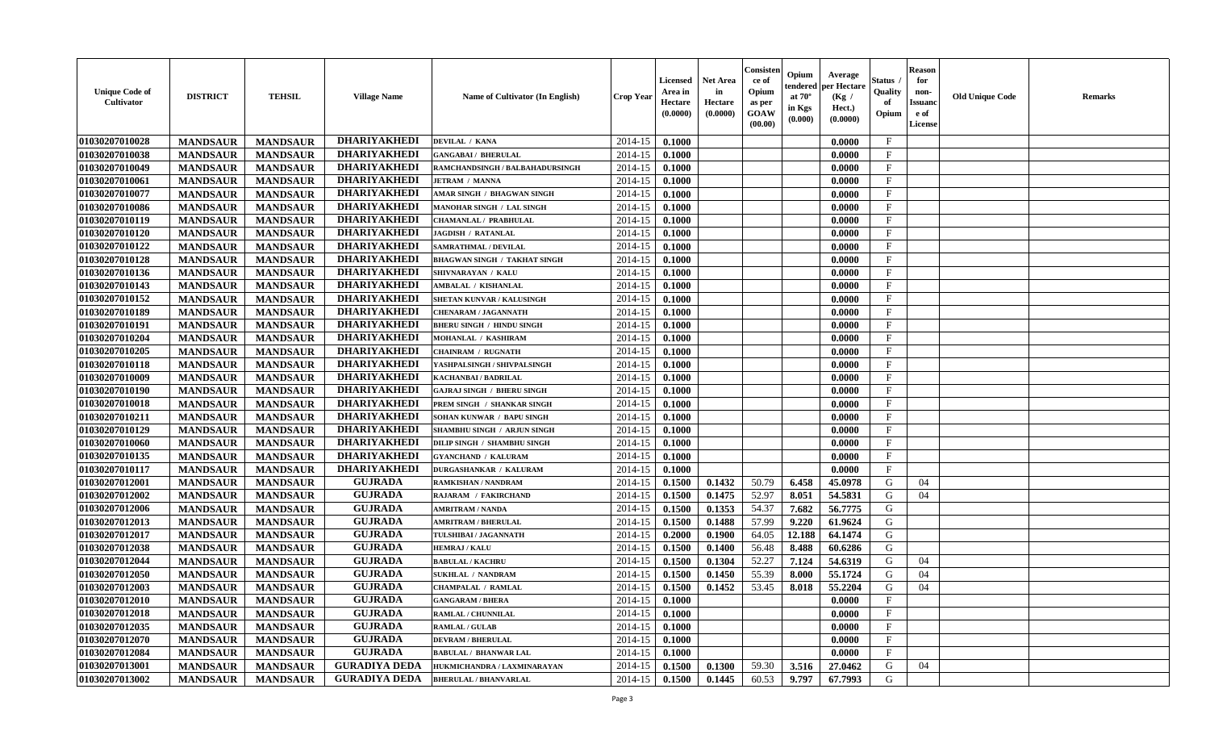| Unique Code of Cultivator | DISTRICT | TEHSIL | Village Name | Name of Cultivator (In English) | Crop Year | Licensed Area in Hectare (0.0000) | Net Area in Hectare (0.0000) | Consistence of Opium as per GOAW (00.00) | Opium tendered at 70° in Kgs (0.000) | Average per Hectare (Kg / Hect.) (0.0000) | Status / Quality of Opium | Reason for non-Issuance of License | Old Unique Code | Remarks |
|---|---|---|---|---|---|---|---|---|---|---|---|---|---|---|
| 01030207010028 | MANDSAUR | MANDSAUR | DHARIYAKHEDI | DEVILAL / KANA | 2014-15 | 0.1000 | | | | 0.0000 | F | | | |
| 01030207010038 | MANDSAUR | MANDSAUR | DHARIYAKHEDI | GANGABAI / BHERULAL | 2014-15 | 0.1000 | | | | 0.0000 | F | | | |
| 01030207010049 | MANDSAUR | MANDSAUR | DHARIYAKHEDI | RAMCHANDSINGH / BALBAHADURSINGH | 2014-15 | 0.1000 | | | | 0.0000 | F | | | |
| 01030207010061 | MANDSAUR | MANDSAUR | DHARIYAKHEDI | JETRAM / MANNA | 2014-15 | 0.1000 | | | | 0.0000 | F | | | |
| 01030207010077 | MANDSAUR | MANDSAUR | DHARIYAKHEDI | AMAR SINGH / BHAGWAN SINGH | 2014-15 | 0.1000 | | | | 0.0000 | F | | | |
| 01030207010086 | MANDSAUR | MANDSAUR | DHARIYAKHEDI | MANOHAR SINGH / LAL SINGH | 2014-15 | 0.1000 | | | | 0.0000 | F | | | |
| 01030207010119 | MANDSAUR | MANDSAUR | DHARIYAKHEDI | CHAMANLAL / PRABHULAL | 2014-15 | 0.1000 | | | | 0.0000 | F | | | |
| 01030207010120 | MANDSAUR | MANDSAUR | DHARIYAKHEDI | JAGDISH / RATANLAL | 2014-15 | 0.1000 | | | | 0.0000 | F | | | |
| 01030207010122 | MANDSAUR | MANDSAUR | DHARIYAKHEDI | SAMRATHMAL / DEVILAL | 2014-15 | 0.1000 | | | | 0.0000 | F | | | |
| 01030207010128 | MANDSAUR | MANDSAUR | DHARIYAKHEDI | BHAGWAN SINGH / TAKHAT SINGH | 2014-15 | 0.1000 | | | | 0.0000 | F | | | |
| 01030207010136 | MANDSAUR | MANDSAUR | DHARIYAKHEDI | SHIVNARAYAN / KALU | 2014-15 | 0.1000 | | | | 0.0000 | F | | | |
| 01030207010143 | MANDSAUR | MANDSAUR | DHARIYAKHEDI | AMBALAL / KISHANLAL | 2014-15 | 0.1000 | | | | 0.0000 | F | | | |
| 01030207010152 | MANDSAUR | MANDSAUR | DHARIYAKHEDI | SHETAN KUNVAR / KALUSINGH | 2014-15 | 0.1000 | | | | 0.0000 | F | | | |
| 01030207010189 | MANDSAUR | MANDSAUR | DHARIYAKHEDI | CHENARAM / JAGANNATH | 2014-15 | 0.1000 | | | | 0.0000 | F | | | |
| 01030207010191 | MANDSAUR | MANDSAUR | DHARIYAKHEDI | BHERU SINGH / HINDU SINGH | 2014-15 | 0.1000 | | | | 0.0000 | F | | | |
| 01030207010204 | MANDSAUR | MANDSAUR | DHARIYAKHEDI | MOHANLAL / KASHIRAM | 2014-15 | 0.1000 | | | | 0.0000 | F | | | |
| 01030207010205 | MANDSAUR | MANDSAUR | DHARIYAKHEDI | CHAINRAM / RUGNATH | 2014-15 | 0.1000 | | | | 0.0000 | F | | | |
| 01030207010118 | MANDSAUR | MANDSAUR | DHARIYAKHEDI | YASHPALSINGH / SHIVPALSINGH | 2014-15 | 0.1000 | | | | 0.0000 | F | | | |
| 01030207010009 | MANDSAUR | MANDSAUR | DHARIYAKHEDI | KACHANBAI / BADRILAL | 2014-15 | 0.1000 | | | | 0.0000 | F | | | |
| 01030207010190 | MANDSAUR | MANDSAUR | DHARIYAKHEDI | GAJRAJ SINGH / BHERU SINGH | 2014-15 | 0.1000 | | | | 0.0000 | F | | | |
| 01030207010018 | MANDSAUR | MANDSAUR | DHARIYAKHEDI | PREM SINGH / SHANKAR SINGH | 2014-15 | 0.1000 | | | | 0.0000 | F | | | |
| 01030207010211 | MANDSAUR | MANDSAUR | DHARIYAKHEDI | SOHAN KUNWAR / BAPU SINGH | 2014-15 | 0.1000 | | | | 0.0000 | F | | | |
| 01030207010129 | MANDSAUR | MANDSAUR | DHARIYAKHEDI | SHAMBHU SINGH / ARJUN SINGH | 2014-15 | 0.1000 | | | | 0.0000 | F | | | |
| 01030207010060 | MANDSAUR | MANDSAUR | DHARIYAKHEDI | DILIP SINGH / SHAMBHU SINGH | 2014-15 | 0.1000 | | | | 0.0000 | F | | | |
| 01030207010135 | MANDSAUR | MANDSAUR | DHARIYAKHEDI | GYANCHAND / KALURAM | 2014-15 | 0.1000 | | | | 0.0000 | F | | | |
| 01030207010117 | MANDSAUR | MANDSAUR | DHARIYAKHEDI | DURGASHANKAR / KALURAM | 2014-15 | 0.1000 | | | | 0.0000 | F | | | |
| 01030207012001 | MANDSAUR | MANDSAUR | GUJRADA | RAMKISHAN / NANDRAM | 2014-15 | 0.1500 | 0.1432 | 50.79 | 6.458 | 45.0978 | G | 04 | | |
| 01030207012002 | MANDSAUR | MANDSAUR | GUJRADA | RAJARAM / FAKIRCHAND | 2014-15 | 0.1500 | 0.1475 | 52.97 | 8.051 | 54.5831 | G | 04 | | |
| 01030207012006 | MANDSAUR | MANDSAUR | GUJRADA | AMRITRAM / NANDA | 2014-15 | 0.1500 | 0.1353 | 54.37 | 7.682 | 56.7775 | G | | | |
| 01030207012013 | MANDSAUR | MANDSAUR | GUJRADA | AMRITRAM / BHERULAL | 2014-15 | 0.1500 | 0.1488 | 57.99 | 9.220 | 61.9624 | G | | | |
| 01030207012017 | MANDSAUR | MANDSAUR | GUJRADA | TULSHIBAI / JAGANNATH | 2014-15 | 0.2000 | 0.1900 | 64.05 | 12.188 | 64.1474 | G | | | |
| 01030207012038 | MANDSAUR | MANDSAUR | GUJRADA | HEMRAJ / KALU | 2014-15 | 0.1500 | 0.1400 | 56.48 | 8.488 | 60.6286 | G | | | |
| 01030207012044 | MANDSAUR | MANDSAUR | GUJRADA | BABULAL / KACHRU | 2014-15 | 0.1500 | 0.1304 | 52.27 | 7.124 | 54.6319 | G | 04 | | |
| 01030207012050 | MANDSAUR | MANDSAUR | GUJRADA | SUKHLAL / NANDRAM | 2014-15 | 0.1500 | 0.1450 | 55.39 | 8.000 | 55.1724 | G | 04 | | |
| 01030207012003 | MANDSAUR | MANDSAUR | GUJRADA | CHAMPALAL / RAMLAL | 2014-15 | 0.1500 | 0.1452 | 53.45 | 8.018 | 55.2204 | G | 04 | | |
| 01030207012010 | MANDSAUR | MANDSAUR | GUJRADA | GANGARAM / BHERA | 2014-15 | 0.1000 | | | | 0.0000 | F | | | |
| 01030207012018 | MANDSAUR | MANDSAUR | GUJRADA | RAMLAL / CHUNNILAL | 2014-15 | 0.1000 | | | | 0.0000 | F | | | |
| 01030207012035 | MANDSAUR | MANDSAUR | GUJRADA | RAMLAL / GULAB | 2014-15 | 0.1000 | | | | 0.0000 | F | | | |
| 01030207012070 | MANDSAUR | MANDSAUR | GUJRADA | DEVRAM / BHERULAL | 2014-15 | 0.1000 | | | | 0.0000 | F | | | |
| 01030207012084 | MANDSAUR | MANDSAUR | GUJRADA | BABULAL / BHANWAR LAL | 2014-15 | 0.1000 | | | | 0.0000 | F | | | |
| 01030207013001 | MANDSAUR | MANDSAUR | GURADIYA DEDA | HUKMICHANDRA / LAXMINARAYAN | 2014-15 | 0.1500 | 0.1300 | 59.30 | 3.516 | 27.0462 | G | 04 | | |
| 01030207013002 | MANDSAUR | MANDSAUR | GURADIYA DEDA | BHERULAL / BHANVARLAL | 2014-15 | 0.1500 | 0.1445 | 60.53 | 9.797 | 67.7993 | G | | | |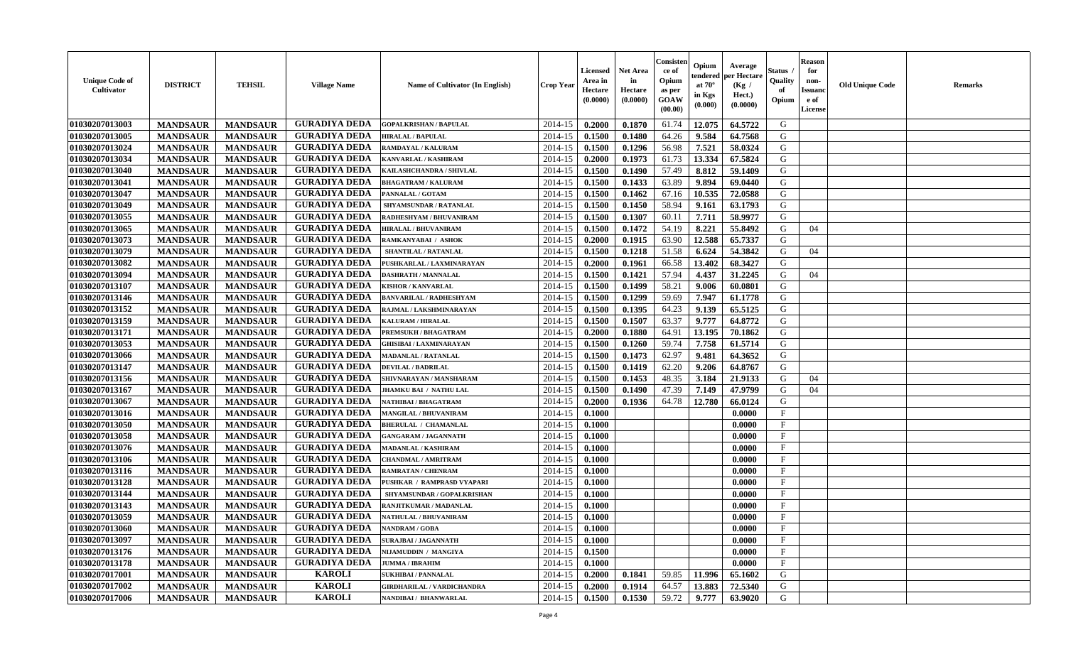| Unique Code of Cultivator | DISTRICT | TEHSIL | Village Name | Name of Cultivator (In English) | Crop Year | Licensed Area in Hectare (0.0000) | Net Area in Hectare (0.0000) | Consistence of Opium as per GOAW (00.00) | Opium tendered at 70° in Kgs (0.000) | Average per Hectare (Kg / Hect.) (0.0000) | Status / Quality of Opium | Reason for non-Issuance of License | Old Unique Code | Remarks |
|---|---|---|---|---|---|---|---|---|---|---|---|---|---|---|
| 01030207013003 | MANDSAUR | MANDSAUR | GURADIYA DEDA | GOPALKRISHAN / BAPULAL | 2014-15 | 0.2000 | 0.1870 | 61.74 | 12.075 | 64.5722 | G | | | |
| 01030207013005 | MANDSAUR | MANDSAUR | GURADIYA DEDA | HIRALAL / BAPULAL | 2014-15 | 0.1500 | 0.1480 | 64.26 | 9.584 | 64.7568 | G | | | |
| 01030207013024 | MANDSAUR | MANDSAUR | GURADIYA DEDA | RAMDAYAL / KALURAM | 2014-15 | 0.1500 | 0.1296 | 56.98 | 7.521 | 58.0324 | G | | | |
| 01030207013034 | MANDSAUR | MANDSAUR | GURADIYA DEDA | KANVARLAL / KASHIRAM | 2014-15 | 0.2000 | 0.1973 | 61.73 | 13.334 | 67.5824 | G | | | |
| 01030207013040 | MANDSAUR | MANDSAUR | GURADIYA DEDA | KAILASHCHANDRA / SHIVLAL | 2014-15 | 0.1500 | 0.1490 | 57.49 | 8.812 | 59.1409 | G | | | |
| 01030207013041 | MANDSAUR | MANDSAUR | GURADIYA DEDA | BHAGATRAM / KALURAM | 2014-15 | 0.1500 | 0.1433 | 63.89 | 9.894 | 69.0440 | G | | | |
| 01030207013047 | MANDSAUR | MANDSAUR | GURADIYA DEDA | PANNALAL / GOTAM | 2014-15 | 0.1500 | 0.1462 | 67.16 | 10.535 | 72.0588 | G | | | |
| 01030207013049 | MANDSAUR | MANDSAUR | GURADIYA DEDA | SHYAMSUNDAR / RATANLAL | 2014-15 | 0.1500 | 0.1450 | 58.94 | 9.161 | 63.1793 | G | | | |
| 01030207013055 | MANDSAUR | MANDSAUR | GURADIYA DEDA | RADHESHYAM / BHUVANIRAM | 2014-15 | 0.1500 | 0.1307 | 60.11 | 7.711 | 58.9977 | G | | | |
| 01030207013065 | MANDSAUR | MANDSAUR | GURADIYA DEDA | HIRALAL / BHUVANIRAM | 2014-15 | 0.1500 | 0.1472 | 54.19 | 8.221 | 55.8492 | G | 04 | | |
| 01030207013073 | MANDSAUR | MANDSAUR | GURADIYA DEDA | RAMKANYABAI / ASHOK | 2014-15 | 0.2000 | 0.1915 | 63.90 | 12.588 | 65.7337 | G | | | |
| 01030207013079 | MANDSAUR | MANDSAUR | GURADIYA DEDA | SHANTILAL / RATANLAL | 2014-15 | 0.1500 | 0.1218 | 51.58 | 6.624 | 54.3842 | G | 04 | | |
| 01030207013082 | MANDSAUR | MANDSAUR | GURADIYA DEDA | PUSHKARLAL / LAXMINARAYAN | 2014-15 | 0.2000 | 0.1961 | 66.58 | 13.402 | 68.3427 | G | | | |
| 01030207013094 | MANDSAUR | MANDSAUR | GURADIYA DEDA | DASHRATH / MANNALAL | 2014-15 | 0.1500 | 0.1421 | 57.94 | 4.437 | 31.2245 | G | 04 | | |
| 01030207013107 | MANDSAUR | MANDSAUR | GURADIYA DEDA | KISHOR / KANVARLAL | 2014-15 | 0.1500 | 0.1499 | 58.21 | 9.006 | 60.0801 | G | | | |
| 01030207013146 | MANDSAUR | MANDSAUR | GURADIYA DEDA | BANVARILAL / RADHESHYAM | 2014-15 | 0.1500 | 0.1299 | 59.69 | 7.947 | 61.1778 | G | | | |
| 01030207013152 | MANDSAUR | MANDSAUR | GURADIYA DEDA | RAJMAL / LAKSHMINARAYAN | 2014-15 | 0.1500 | 0.1395 | 64.23 | 9.139 | 65.5125 | G | | | |
| 01030207013159 | MANDSAUR | MANDSAUR | GURADIYA DEDA | KALURAM / HIRALAL | 2014-15 | 0.1500 | 0.1507 | 63.37 | 9.777 | 64.8772 | G | | | |
| 01030207013171 | MANDSAUR | MANDSAUR | GURADIYA DEDA | PREMSUKH / BHAGATRAM | 2014-15 | 0.2000 | 0.1880 | 64.91 | 13.195 | 70.1862 | G | | | |
| 01030207013053 | MANDSAUR | MANDSAUR | GURADIYA DEDA | GHISIBAI / LAXMINARAYAN | 2014-15 | 0.1500 | 0.1260 | 59.74 | 7.758 | 61.5714 | G | | | |
| 01030207013066 | MANDSAUR | MANDSAUR | GURADIYA DEDA | MADANLAL / RATANLAL | 2014-15 | 0.1500 | 0.1473 | 62.97 | 9.481 | 64.3652 | G | | | |
| 01030207013147 | MANDSAUR | MANDSAUR | GURADIYA DEDA | DEVILAL / BADRILAL | 2014-15 | 0.1500 | 0.1419 | 62.20 | 9.206 | 64.8767 | G | | | |
| 01030207013156 | MANDSAUR | MANDSAUR | GURADIYA DEDA | SHIVNARAYAN / MANSHARAM | 2014-15 | 0.1500 | 0.1453 | 48.35 | 3.184 | 21.9133 | G | 04 | | |
| 01030207013167 | MANDSAUR | MANDSAUR | GURADIYA DEDA | JHAMKU BAI / NATHU LAL | 2014-15 | 0.1500 | 0.1490 | 47.39 | 7.149 | 47.9799 | G | 04 | | |
| 01030207013067 | MANDSAUR | MANDSAUR | GURADIYA DEDA | NATHIBAI / BHAGATRAM | 2014-15 | 0.2000 | 0.1936 | 64.78 | 12.780 | 66.0124 | G | | | |
| 01030207013016 | MANDSAUR | MANDSAUR | GURADIYA DEDA | MANGILAL / BHUVANIRAM | 2014-15 | 0.1000 | | | | 0.0000 | F | | | |
| 01030207013050 | MANDSAUR | MANDSAUR | GURADIYA DEDA | BHERULAL / CHAMANLAL | 2014-15 | 0.1000 | | | | 0.0000 | F | | | |
| 01030207013058 | MANDSAUR | MANDSAUR | GURADIYA DEDA | GANGARAM / JAGANNATH | 2014-15 | 0.1000 | | | | 0.0000 | F | | | |
| 01030207013076 | MANDSAUR | MANDSAUR | GURADIYA DEDA | MADANLAL / KASHIRAM | 2014-15 | 0.1000 | | | | 0.0000 | F | | | |
| 01030207013106 | MANDSAUR | MANDSAUR | GURADIYA DEDA | CHANDMAL / AMRITRAM | 2014-15 | 0.1000 | | | | 0.0000 | F | | | |
| 01030207013116 | MANDSAUR | MANDSAUR | GURADIYA DEDA | RAMRATAN / CHENRAM | 2014-15 | 0.1000 | | | | 0.0000 | F | | | |
| 01030207013128 | MANDSAUR | MANDSAUR | GURADIYA DEDA | PUSHKAR / RAMPRASD VYAPARI | 2014-15 | 0.1000 | | | | 0.0000 | F | | | |
| 01030207013144 | MANDSAUR | MANDSAUR | GURADIYA DEDA | SHYAMSUNDAR / GOPALKRISHAN | 2014-15 | 0.1000 | | | | 0.0000 | F | | | |
| 01030207013143 | MANDSAUR | MANDSAUR | GURADIYA DEDA | RANJITKUMAR / MADANLAL | 2014-15 | 0.1000 | | | | 0.0000 | F | | | |
| 01030207013059 | MANDSAUR | MANDSAUR | GURADIYA DEDA | NATHULAL / BHUVANIRAM | 2014-15 | 0.1000 | | | | 0.0000 | F | | | |
| 01030207013060 | MANDSAUR | MANDSAUR | GURADIYA DEDA | NANDRAM / GOBA | 2014-15 | 0.1000 | | | | 0.0000 | F | | | |
| 01030207013097 | MANDSAUR | MANDSAUR | GURADIYA DEDA | SURAJBAI / JAGANNATH | 2014-15 | 0.1000 | | | | 0.0000 | F | | | |
| 01030207013176 | MANDSAUR | MANDSAUR | GURADIYA DEDA | NIJAMUDDIN / MANGIYA | 2014-15 | 0.1500 | | | | 0.0000 | F | | | |
| 01030207013178 | MANDSAUR | MANDSAUR | GURADIYA DEDA | JUMMA / IBRAHIM | 2014-15 | 0.1000 | | | | 0.0000 | F | | | |
| 01030207017001 | MANDSAUR | MANDSAUR | KAROLI | SUKHIBAI / PANNALAL | 2014-15 | 0.2000 | 0.1841 | 59.85 | 11.996 | 65.1602 | G | | | |
| 01030207017002 | MANDSAUR | MANDSAUR | KAROLI | GIRDHARILAL / VARDICHANDRA | 2014-15 | 0.2000 | 0.1914 | 64.57 | 13.883 | 72.5340 | G | | | |
| 01030207017006 | MANDSAUR | MANDSAUR | KAROLI | NANDIBAI / BHANWARLAL | 2014-15 | 0.1500 | 0.1530 | 59.72 | 9.777 | 63.9020 | G | | | |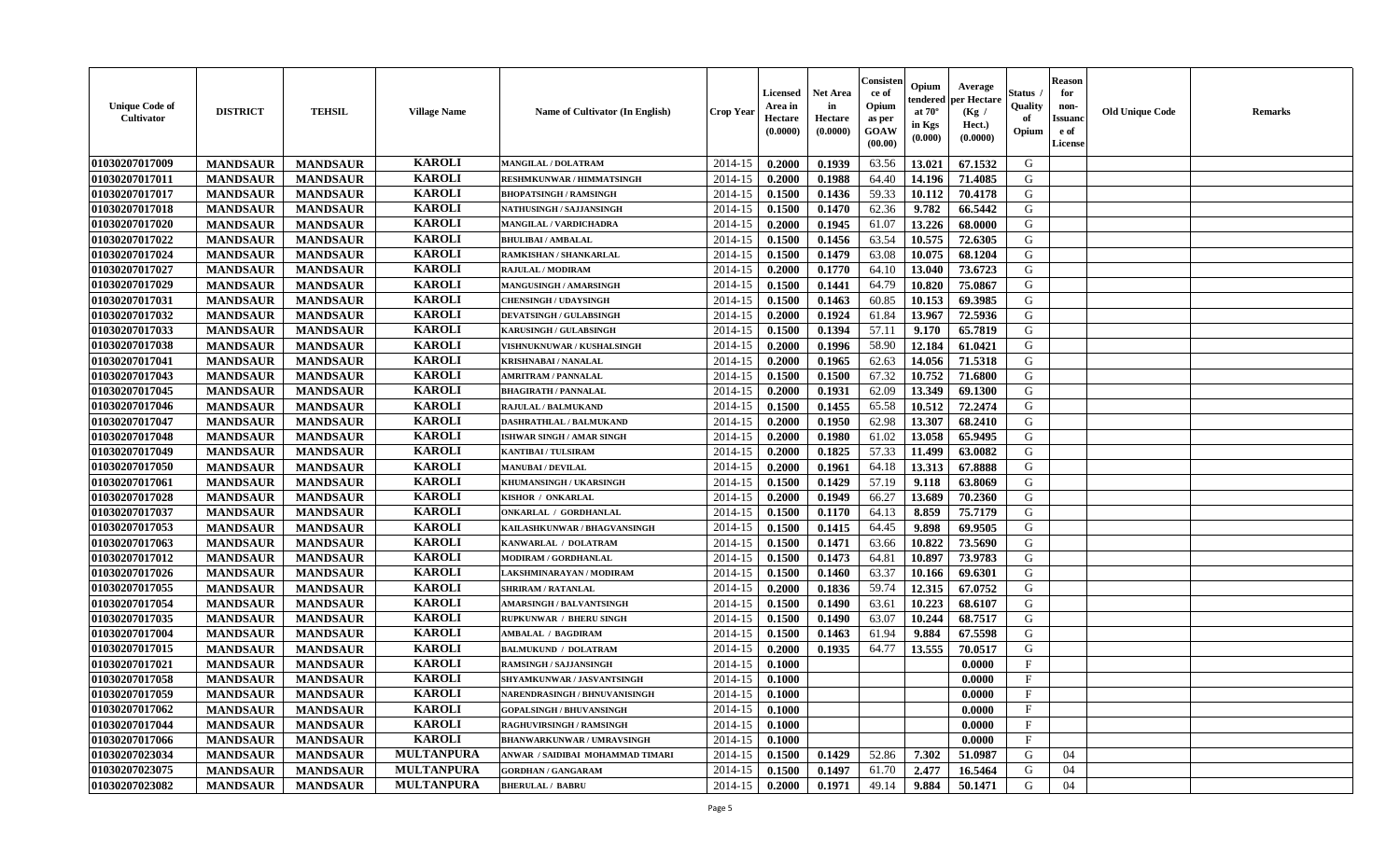| Unique Code of Cultivator | DISTRICT | TEHSIL | Village Name | Name of Cultivator (In English) | Crop Year | Licensed Area in Hectare (0.0000) | Net Area in Hectare (0.0000) | Consistence of Opium as per GOAW (00.00) | Opium tendered at 70° in Kgs (0.000) | Average per Hectare (Kg / Hect.) (0.0000) | Status / Quality of Opium | Reason for non-Issuance of License | Old Unique Code | Remarks |
|---|---|---|---|---|---|---|---|---|---|---|---|---|---|---|
| 01030207017009 | MANDSAUR | MANDSAUR | KAROLI | MANGILAL / DOLATRAM | 2014-15 | 0.2000 | 0.1939 | 63.56 | 13.021 | 67.1532 | G | | | |
| 01030207017011 | MANDSAUR | MANDSAUR | KAROLI | RESHMKUNWAR / HIMMATSINGH | 2014-15 | 0.2000 | 0.1988 | 64.40 | 14.196 | 71.4085 | G | | | |
| 01030207017017 | MANDSAUR | MANDSAUR | KAROLI | BHOPATSINGH / RAMSINGH | 2014-15 | 0.1500 | 0.1436 | 59.33 | 10.112 | 70.4178 | G | | | |
| 01030207017018 | MANDSAUR | MANDSAUR | KAROLI | NATHUSINGH / SAJJANSINGH | 2014-15 | 0.1500 | 0.1470 | 62.36 | 9.782 | 66.5442 | G | | | |
| 01030207017020 | MANDSAUR | MANDSAUR | KAROLI | MANGILAL / VARDICHADRA | 2014-15 | 0.2000 | 0.1945 | 61.07 | 13.226 | 68.0000 | G | | | |
| 01030207017022 | MANDSAUR | MANDSAUR | KAROLI | BHULIBAI / AMBALAL | 2014-15 | 0.1500 | 0.1456 | 63.54 | 10.575 | 72.6305 | G | | | |
| 01030207017024 | MANDSAUR | MANDSAUR | KAROLI | RAMKISHAN / SHANKARLAL | 2014-15 | 0.1500 | 0.1479 | 63.08 | 10.075 | 68.1204 | G | | | |
| 01030207017027 | MANDSAUR | MANDSAUR | KAROLI | RAJULAL / MODIRAM | 2014-15 | 0.2000 | 0.1770 | 64.10 | 13.040 | 73.6723 | G | | | |
| 01030207017029 | MANDSAUR | MANDSAUR | KAROLI | MANGUSINGH / AMARSINGH | 2014-15 | 0.1500 | 0.1441 | 64.79 | 10.820 | 75.0867 | G | | | |
| 01030207017031 | MANDSAUR | MANDSAUR | KAROLI | CHENSINGH / UDAYSINGH | 2014-15 | 0.1500 | 0.1463 | 60.85 | 10.153 | 69.3985 | G | | | |
| 01030207017032 | MANDSAUR | MANDSAUR | KAROLI | DEVATSINGH / GULABSINGH | 2014-15 | 0.2000 | 0.1924 | 61.84 | 13.967 | 72.5936 | G | | | |
| 01030207017033 | MANDSAUR | MANDSAUR | KAROLI | KARUSINGH / GULABSINGH | 2014-15 | 0.1500 | 0.1394 | 57.11 | 9.170 | 65.7819 | G | | | |
| 01030207017038 | MANDSAUR | MANDSAUR | KAROLI | VISHNUKNUWAR / KUSHALSINGH | 2014-15 | 0.2000 | 0.1996 | 58.90 | 12.184 | 61.0421 | G | | | |
| 01030207017041 | MANDSAUR | MANDSAUR | KAROLI | KRISHNABAI / NANALAL | 2014-15 | 0.2000 | 0.1965 | 62.63 | 14.056 | 71.5318 | G | | | |
| 01030207017043 | MANDSAUR | MANDSAUR | KAROLI | AMRITRAM / PANNALAL | 2014-15 | 0.1500 | 0.1500 | 67.32 | 10.752 | 71.6800 | G | | | |
| 01030207017045 | MANDSAUR | MANDSAUR | KAROLI | BHAGIRATH / PANNALAL | 2014-15 | 0.2000 | 0.1931 | 62.09 | 13.349 | 69.1300 | G | | | |
| 01030207017046 | MANDSAUR | MANDSAUR | KAROLI | RAJULAL / BALMUKAND | 2014-15 | 0.1500 | 0.1455 | 65.58 | 10.512 | 72.2474 | G | | | |
| 01030207017047 | MANDSAUR | MANDSAUR | KAROLI | DASHRATHLAL / BALMUKAND | 2014-15 | 0.2000 | 0.1950 | 62.98 | 13.307 | 68.2410 | G | | | |
| 01030207017048 | MANDSAUR | MANDSAUR | KAROLI | ISHWAR SINGH / AMAR SINGH | 2014-15 | 0.2000 | 0.1980 | 61.02 | 13.058 | 65.9495 | G | | | |
| 01030207017049 | MANDSAUR | MANDSAUR | KAROLI | KANTIBAI / TULSIRAM | 2014-15 | 0.2000 | 0.1825 | 57.33 | 11.499 | 63.0082 | G | | | |
| 01030207017050 | MANDSAUR | MANDSAUR | KAROLI | MANUBAI / DEVILAL | 2014-15 | 0.2000 | 0.1961 | 64.18 | 13.313 | 67.8888 | G | | | |
| 01030207017061 | MANDSAUR | MANDSAUR | KAROLI | KHUMANSINGH / UKARSINGH | 2014-15 | 0.1500 | 0.1429 | 57.19 | 9.118 | 63.8069 | G | | | |
| 01030207017028 | MANDSAUR | MANDSAUR | KAROLI | KISHOR / ONKARLAL | 2014-15 | 0.2000 | 0.1949 | 66.27 | 13.689 | 70.2360 | G | | | |
| 01030207017037 | MANDSAUR | MANDSAUR | KAROLI | ONKARLAL / GORDHANLAL | 2014-15 | 0.1500 | 0.1170 | 64.13 | 8.859 | 75.7179 | G | | | |
| 01030207017053 | MANDSAUR | MANDSAUR | KAROLI | KAILASHKUNWAR / BHAGVANSINGH | 2014-15 | 0.1500 | 0.1415 | 64.45 | 9.898 | 69.9505 | G | | | |
| 01030207017063 | MANDSAUR | MANDSAUR | KAROLI | KANWARLAL / DOLATRAM | 2014-15 | 0.1500 | 0.1471 | 63.66 | 10.822 | 73.5690 | G | | | |
| 01030207017012 | MANDSAUR | MANDSAUR | KAROLI | MODIRAM / GORDHANLAL | 2014-15 | 0.1500 | 0.1473 | 64.81 | 10.897 | 73.9783 | G | | | |
| 01030207017026 | MANDSAUR | MANDSAUR | KAROLI | LAKSHMINARAYAN / MODIRAM | 2014-15 | 0.1500 | 0.1460 | 63.37 | 10.166 | 69.6301 | G | | | |
| 01030207017055 | MANDSAUR | MANDSAUR | KAROLI | SHRIRAM / RATANLAL | 2014-15 | 0.2000 | 0.1836 | 59.74 | 12.315 | 67.0752 | G | | | |
| 01030207017054 | MANDSAUR | MANDSAUR | KAROLI | AMARSINGH / BALVANTSINGH | 2014-15 | 0.1500 | 0.1490 | 63.61 | 10.223 | 68.6107 | G | | | |
| 01030207017035 | MANDSAUR | MANDSAUR | KAROLI | RUPKUNWAR / BHERU SINGH | 2014-15 | 0.1500 | 0.1490 | 63.07 | 10.244 | 68.7517 | G | | | |
| 01030207017004 | MANDSAUR | MANDSAUR | KAROLI | AMBALAL / BAGDIRAM | 2014-15 | 0.1500 | 0.1463 | 61.94 | 9.884 | 67.5598 | G | | | |
| 01030207017015 | MANDSAUR | MANDSAUR | KAROLI | BALMUKUND / DOLATRAM | 2014-15 | 0.2000 | 0.1935 | 64.77 | 13.555 | 70.0517 | G | | | |
| 01030207017021 | MANDSAUR | MANDSAUR | KAROLI | RAMSINGH / SAJJANSINGH | 2014-15 | 0.1000 | | | | 0.0000 | F | | | |
| 01030207017058 | MANDSAUR | MANDSAUR | KAROLI | SHYAMKUNWAR / JASVANTSINGH | 2014-15 | 0.1000 | | | | 0.0000 | F | | | |
| 01030207017059 | MANDSAUR | MANDSAUR | KAROLI | NARENDRASINGH / BHNUVANISINGH | 2014-15 | 0.1000 | | | | 0.0000 | F | | | |
| 01030207017062 | MANDSAUR | MANDSAUR | KAROLI | GOPALSINGH / BHUVANSINGH | 2014-15 | 0.1000 | | | | 0.0000 | F | | | |
| 01030207017044 | MANDSAUR | MANDSAUR | KAROLI | RAGHUVIRSINGH / RAMSINGH | 2014-15 | 0.1000 | | | | 0.0000 | F | | | |
| 01030207017066 | MANDSAUR | MANDSAUR | KAROLI | BHANWARKUNWAR / UMRAVSINGH | 2014-15 | 0.1000 | | | | 0.0000 | F | | | |
| 01030207023034 | MANDSAUR | MANDSAUR | MULTANPURA | ANWAR / SAIDIBAI MOHAMMAD TIMARI | 2014-15 | 0.1500 | 0.1429 | 52.86 | 7.302 | 51.0987 | G | 04 | | |
| 01030207023075 | MANDSAUR | MANDSAUR | MULTANPURA | GORDHAN / GANGARAM | 2014-15 | 0.1500 | 0.1497 | 61.70 | 2.477 | 16.5464 | G | 04 | | |
| 01030207023082 | MANDSAUR | MANDSAUR | MULTANPURA | BHERULAL / BABRU | 2014-15 | 0.2000 | 0.1971 | 49.14 | 9.884 | 50.1471 | G | 04 | | |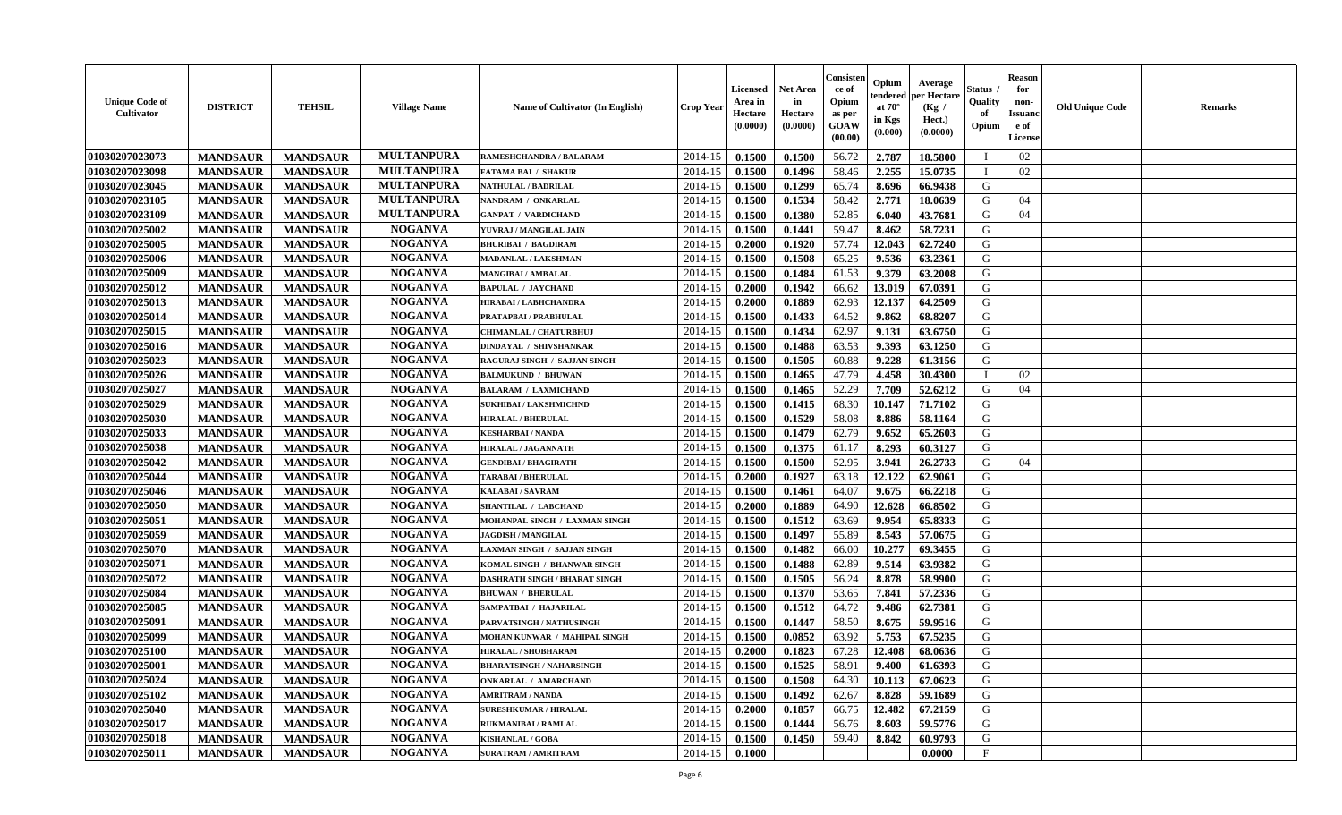| Unique Code of Cultivator | DISTRICT | TEHSIL | Village Name | Name of Cultivator (In English) | Crop Year | Licensed Area in Hectare (0.0000) | Net Area in Hectare (0.0000) | Consistence of Opium as per GOAW (00.00) | Opium tendered at 70° in Kgs (0.000) | Average per Hectare (Kg / Hect.) (0.0000) | Status / Quality of Opium | Reason for non-Issuance of License | Old Unique Code | Remarks |
|---|---|---|---|---|---|---|---|---|---|---|---|---|---|---|
| 01030207023073 | MANDSAUR | MANDSAUR | MULTANPURA | RAMESHCHANDRA / BALARAM | 2014-15 | 0.1500 | 0.1500 | 56.72 | 2.787 | 18.5800 | I | 02 | | |
| 01030207023098 | MANDSAUR | MANDSAUR | MULTANPURA | FATAMA BAI / SHAKUR | 2014-15 | 0.1500 | 0.1496 | 58.46 | 2.255 | 15.0735 | I | 02 | | |
| 01030207023045 | MANDSAUR | MANDSAUR | MULTANPURA | NATHULAL / BADRILAL | 2014-15 | 0.1500 | 0.1299 | 65.74 | 8.696 | 66.9438 | G | | | |
| 01030207023105 | MANDSAUR | MANDSAUR | MULTANPURA | NANDRAM / ONKARLAL | 2014-15 | 0.1500 | 0.1534 | 58.42 | 2.771 | 18.0639 | G | 04 | | |
| 01030207023109 | MANDSAUR | MANDSAUR | MULTANPURA | GANPAT / VARDICHAND | 2014-15 | 0.1500 | 0.1380 | 52.85 | 6.040 | 43.7681 | G | 04 | | |
| 01030207025002 | MANDSAUR | MANDSAUR | NOGANVA | YUVRAJ / MANGILAL JAIN | 2014-15 | 0.1500 | 0.1441 | 59.47 | 8.462 | 58.7231 | G | | | |
| 01030207025005 | MANDSAUR | MANDSAUR | NOGANVA | BHURIBAI / BAGDIRAM | 2014-15 | 0.2000 | 0.1920 | 57.74 | 12.043 | 62.7240 | G | | | |
| 01030207025006 | MANDSAUR | MANDSAUR | NOGANVA | MADANLAL / LAKSHMAN | 2014-15 | 0.1500 | 0.1508 | 65.25 | 9.536 | 63.2361 | G | | | |
| 01030207025009 | MANDSAUR | MANDSAUR | NOGANVA | MANGIBAI / AMBALAL | 2014-15 | 0.1500 | 0.1484 | 61.53 | 9.379 | 63.2008 | G | | | |
| 01030207025012 | MANDSAUR | MANDSAUR | NOGANVA | BAPULAL / JAYCHAND | 2014-15 | 0.2000 | 0.1942 | 66.62 | 13.019 | 67.0391 | G | | | |
| 01030207025013 | MANDSAUR | MANDSAUR | NOGANVA | HIRABAI / LABHCHANDRA | 2014-15 | 0.2000 | 0.1889 | 62.93 | 12.137 | 64.2509 | G | | | |
| 01030207025014 | MANDSAUR | MANDSAUR | NOGANVA | PRATAPBAI / PRABHULAL | 2014-15 | 0.1500 | 0.1433 | 64.52 | 9.862 | 68.8207 | G | | | |
| 01030207025015 | MANDSAUR | MANDSAUR | NOGANVA | CHIMANLAL / CHATURBHUJ | 2014-15 | 0.1500 | 0.1434 | 62.97 | 9.131 | 63.6750 | G | | | |
| 01030207025016 | MANDSAUR | MANDSAUR | NOGANVA | DINDAYAL / SHIVSHANKAR | 2014-15 | 0.1500 | 0.1488 | 63.53 | 9.393 | 63.1250 | G | | | |
| 01030207025023 | MANDSAUR | MANDSAUR | NOGANVA | RAGURAJ SINGH / SAJJAN SINGH | 2014-15 | 0.1500 | 0.1505 | 60.88 | 9.228 | 61.3156 | G | | | |
| 01030207025026 | MANDSAUR | MANDSAUR | NOGANVA | BALMUKUND / BHUWAN | 2014-15 | 0.1500 | 0.1465 | 47.79 | 4.458 | 30.4300 | I | 02 | | |
| 01030207025027 | MANDSAUR | MANDSAUR | NOGANVA | BALARAM / LAXMICHAND | 2014-15 | 0.1500 | 0.1465 | 52.29 | 7.709 | 52.6212 | G | 04 | | |
| 01030207025029 | MANDSAUR | MANDSAUR | NOGANVA | SUKHIBAI / LAKSHMICHND | 2014-15 | 0.1500 | 0.1415 | 68.30 | 10.147 | 71.7102 | G | | | |
| 01030207025030 | MANDSAUR | MANDSAUR | NOGANVA | HIRALAL / BHERULAL | 2014-15 | 0.1500 | 0.1529 | 58.08 | 8.886 | 58.1164 | G | | | |
| 01030207025033 | MANDSAUR | MANDSAUR | NOGANVA | KESHARBAI / NANDA | 2014-15 | 0.1500 | 0.1479 | 62.79 | 9.652 | 65.2603 | G | | | |
| 01030207025038 | MANDSAUR | MANDSAUR | NOGANVA | HIRALAL / JAGANNATH | 2014-15 | 0.1500 | 0.1375 | 61.17 | 8.293 | 60.3127 | G | | | |
| 01030207025042 | MANDSAUR | MANDSAUR | NOGANVA | GENDIBAI / BHAGIRATH | 2014-15 | 0.1500 | 0.1500 | 52.95 | 3.941 | 26.2733 | G | 04 | | |
| 01030207025044 | MANDSAUR | MANDSAUR | NOGANVA | TARABAI / BHERULAL | 2014-15 | 0.2000 | 0.1927 | 63.18 | 12.122 | 62.9061 | G | | | |
| 01030207025046 | MANDSAUR | MANDSAUR | NOGANVA | KALABAI / SAVRAM | 2014-15 | 0.1500 | 0.1461 | 64.07 | 9.675 | 66.2218 | G | | | |
| 01030207025050 | MANDSAUR | MANDSAUR | NOGANVA | SHANTILAL / LABCHAND | 2014-15 | 0.2000 | 0.1889 | 64.90 | 12.628 | 66.8502 | G | | | |
| 01030207025051 | MANDSAUR | MANDSAUR | NOGANVA | MOHANPAL SINGH / LAXMAN SINGH | 2014-15 | 0.1500 | 0.1512 | 63.69 | 9.954 | 65.8333 | G | | | |
| 01030207025059 | MANDSAUR | MANDSAUR | NOGANVA | JAGDISH / MANGILAL | 2014-15 | 0.1500 | 0.1497 | 55.89 | 8.543 | 57.0675 | G | | | |
| 01030207025070 | MANDSAUR | MANDSAUR | NOGANVA | LAXMAN SINGH / SAJJAN SINGH | 2014-15 | 0.1500 | 0.1482 | 66.00 | 10.277 | 69.3455 | G | | | |
| 01030207025071 | MANDSAUR | MANDSAUR | NOGANVA | KOMAL SINGH / BHANWAR SINGH | 2014-15 | 0.1500 | 0.1488 | 62.89 | 9.514 | 63.9382 | G | | | |
| 01030207025072 | MANDSAUR | MANDSAUR | NOGANVA | DASHRATH SINGH / BHARAT SINGH | 2014-15 | 0.1500 | 0.1505 | 56.24 | 8.878 | 58.9900 | G | | | |
| 01030207025084 | MANDSAUR | MANDSAUR | NOGANVA | BHUWAN / BHERULAL | 2014-15 | 0.1500 | 0.1370 | 53.65 | 7.841 | 57.2336 | G | | | |
| 01030207025085 | MANDSAUR | MANDSAUR | NOGANVA | SAMPATBAI / HAJARILAL | 2014-15 | 0.1500 | 0.1512 | 64.72 | 9.486 | 62.7381 | G | | | |
| 01030207025091 | MANDSAUR | MANDSAUR | NOGANVA | PARVATSINGH / NATHUSINGH | 2014-15 | 0.1500 | 0.1447 | 58.50 | 8.675 | 59.9516 | G | | | |
| 01030207025099 | MANDSAUR | MANDSAUR | NOGANVA | MOHAN KUNWAR / MAHIPAL SINGH | 2014-15 | 0.1500 | 0.0852 | 63.92 | 5.753 | 67.5235 | G | | | |
| 01030207025100 | MANDSAUR | MANDSAUR | NOGANVA | HIRALAL / SHOBHARAM | 2014-15 | 0.2000 | 0.1823 | 67.28 | 12.408 | 68.0636 | G | | | |
| 01030207025001 | MANDSAUR | MANDSAUR | NOGANVA | BHARATSINGH / NAHARSINGH | 2014-15 | 0.1500 | 0.1525 | 58.91 | 9.400 | 61.6393 | G | | | |
| 01030207025024 | MANDSAUR | MANDSAUR | NOGANVA | ONKARLAL / AMARCHAND | 2014-15 | 0.1500 | 0.1508 | 64.30 | 10.113 | 67.0623 | G | | | |
| 01030207025102 | MANDSAUR | MANDSAUR | NOGANVA | AMRITRAM / NANDA | 2014-15 | 0.1500 | 0.1492 | 62.67 | 8.828 | 59.1689 | G | | | |
| 01030207025040 | MANDSAUR | MANDSAUR | NOGANVA | SURESHKUMAR / HIRALAL | 2014-15 | 0.2000 | 0.1857 | 66.75 | 12.482 | 67.2159 | G | | | |
| 01030207025017 | MANDSAUR | MANDSAUR | NOGANVA | RUKMANIBAI / RAMLAL | 2014-15 | 0.1500 | 0.1444 | 56.76 | 8.603 | 59.5776 | G | | | |
| 01030207025018 | MANDSAUR | MANDSAUR | NOGANVA | KISHANLAL / GOBA | 2014-15 | 0.1500 | 0.1450 | 59.40 | 8.842 | 60.9793 | G | | | |
| 01030207025011 | MANDSAUR | MANDSAUR | NOGANVA | SURATRAM / AMRITRAM | 2014-15 | 0.1000 | | | | 0.0000 | F | | | |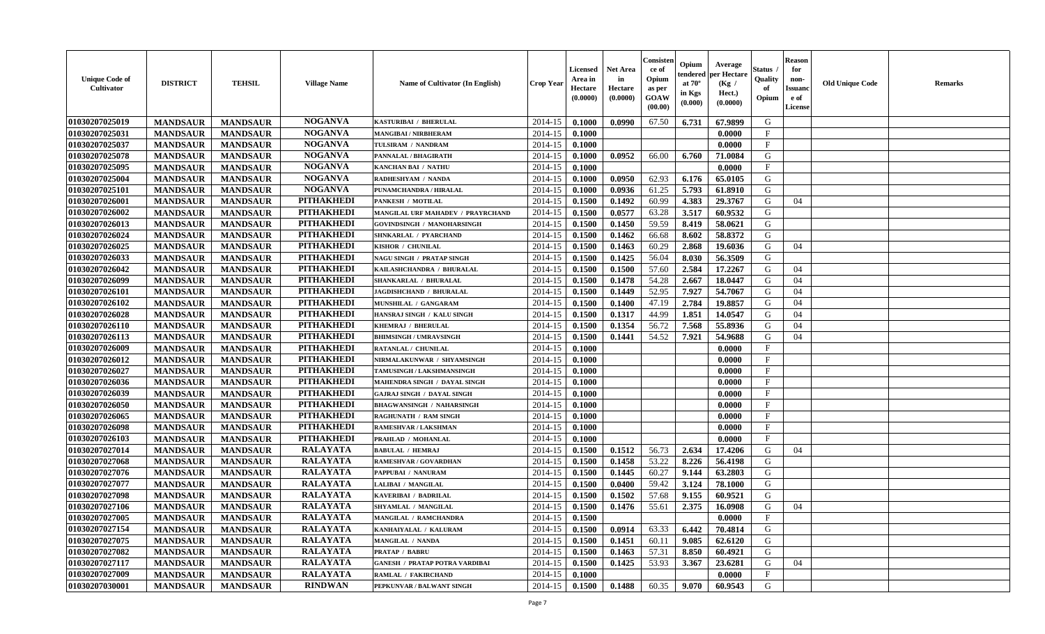| Unique Code of Cultivator | DISTRICT | TEHSIL | Village Name | Name of Cultivator (In English) | Crop Year | Licensed Area in Hectare (0.0000) | Net Area in Hectare (0.0000) | Consistence of Opium as per GOAW (00.00) | Opium tendered at 70° in Kgs (0.000) | Average per Hectare (Kg / Hect.) (0.0000) | Status / Quality of Opium | Reason for non-Issuance of License | Old Unique Code | Remarks |
|---|---|---|---|---|---|---|---|---|---|---|---|---|---|---|
| 01030207025019 | MANDSAUR | MANDSAUR | NOGANVA | KASTURIBAI / BHERULAL | 2014-15 | 0.1000 | 0.0990 | 67.50 | 6.731 | 67.9899 | G | | | |
| 01030207025031 | MANDSAUR | MANDSAUR | NOGANVA | MANGIBAI / NIRBHERAM | 2014-15 | 0.1000 | | | | 0.0000 | F | | | |
| 01030207025037 | MANDSAUR | MANDSAUR | NOGANVA | TULSIRAM / NANDRAM | 2014-15 | 0.1000 | | | | 0.0000 | F | | | |
| 01030207025078 | MANDSAUR | MANDSAUR | NOGANVA | PANNALAL / BHAGIRATH | 2014-15 | 0.1000 | 0.0952 | 66.00 | 6.760 | 71.0084 | G | | | |
| 01030207025095 | MANDSAUR | MANDSAUR | NOGANVA | KANCHAN BAI / NATHU | 2014-15 | 0.1000 | | | | 0.0000 | F | | | |
| 01030207025004 | MANDSAUR | MANDSAUR | NOGANVA | RADHESHYAM / NANDA | 2014-15 | 0.1000 | 0.0950 | 62.93 | 6.176 | 65.0105 | G | | | |
| 01030207025101 | MANDSAUR | MANDSAUR | NOGANVA | PUNAMCHANDRA / HIRALAL | 2014-15 | 0.1000 | 0.0936 | 61.25 | 5.793 | 61.8910 | G | | | |
| 01030207026001 | MANDSAUR | MANDSAUR | PITHAKHEDI | PANKESH / MOTILAL | 2014-15 | 0.1500 | 0.1492 | 60.99 | 4.383 | 29.3767 | G | 04 | | |
| 01030207026002 | MANDSAUR | MANDSAUR | PITHAKHEDI | MANGILAL URF MAHADEV / PRAYRCHAND | 2014-15 | 0.1500 | 0.0577 | 63.28 | 3.517 | 60.9532 | G | | | |
| 01030207026013 | MANDSAUR | MANDSAUR | PITHAKHEDI | GOVINDSINGH / MANOHARSINGH | 2014-15 | 0.1500 | 0.1450 | 59.59 | 8.419 | 58.0621 | G | | | |
| 01030207026024 | MANDSAUR | MANDSAUR | PITHAKHEDI | SHNKARLAL / PYARCHAND | 2014-15 | 0.1500 | 0.1462 | 66.68 | 8.602 | 58.8372 | G | | | |
| 01030207026025 | MANDSAUR | MANDSAUR | PITHAKHEDI | KISHOR / CHUNILAL | 2014-15 | 0.1500 | 0.1463 | 60.29 | 2.868 | 19.6036 | G | 04 | | |
| 01030207026033 | MANDSAUR | MANDSAUR | PITHAKHEDI | NAGU SINGH / PRATAP SINGH | 2014-15 | 0.1500 | 0.1425 | 56.04 | 8.030 | 56.3509 | G | | | |
| 01030207026042 | MANDSAUR | MANDSAUR | PITHAKHEDI | KAILASHCHANDRA / BHURALAL | 2014-15 | 0.1500 | 0.1500 | 57.60 | 2.584 | 17.2267 | G | 04 | | |
| 01030207026099 | MANDSAUR | MANDSAUR | PITHAKHEDI | SHANKARLAL / BHURALAL | 2014-15 | 0.1500 | 0.1478 | 54.28 | 2.667 | 18.0447 | G | 04 | | |
| 01030207026101 | MANDSAUR | MANDSAUR | PITHAKHEDI | JAGDISHCHAND / BHURALAL | 2014-15 | 0.1500 | 0.1449 | 52.95 | 7.927 | 54.7067 | G | 04 | | |
| 01030207026102 | MANDSAUR | MANDSAUR | PITHAKHEDI | MUNSHILAL / GANGARAM | 2014-15 | 0.1500 | 0.1400 | 47.19 | 2.784 | 19.8857 | G | 04 | | |
| 01030207026028 | MANDSAUR | MANDSAUR | PITHAKHEDI | HANSRAJ SINGH / KALU SINGH | 2014-15 | 0.1500 | 0.1317 | 44.99 | 1.851 | 14.0547 | G | 04 | | |
| 01030207026110 | MANDSAUR | MANDSAUR | PITHAKHEDI | KHEMRAJ / BHERULAL | 2014-15 | 0.1500 | 0.1354 | 56.72 | 7.568 | 55.8936 | G | 04 | | |
| 01030207026113 | MANDSAUR | MANDSAUR | PITHAKHEDI | BHIMSINGH / UMRAVSINGH | 2014-15 | 0.1500 | 0.1441 | 54.52 | 7.921 | 54.9688 | G | 04 | | |
| 01030207026009 | MANDSAUR | MANDSAUR | PITHAKHEDI | RATANLAL / CHUNILAL | 2014-15 | 0.1000 | | | | 0.0000 | F | | | |
| 01030207026012 | MANDSAUR | MANDSAUR | PITHAKHEDI | NIRMALAKUNWAR / SHYAMSINGH | 2014-15 | 0.1000 | | | | 0.0000 | F | | | |
| 01030207026027 | MANDSAUR | MANDSAUR | PITHAKHEDI | TAMUSINGH / LAKSHMANSINGH | 2014-15 | 0.1000 | | | | 0.0000 | F | | | |
| 01030207026036 | MANDSAUR | MANDSAUR | PITHAKHEDI | MAHENDRA SINGH / DAYAL SINGH | 2014-15 | 0.1000 | | | | 0.0000 | F | | | |
| 01030207026039 | MANDSAUR | MANDSAUR | PITHAKHEDI | GAJRAJ SINGH / DAYAL SINGH | 2014-15 | 0.1000 | | | | 0.0000 | F | | | |
| 01030207026050 | MANDSAUR | MANDSAUR | PITHAKHEDI | BHAGWANSINGH / NAHARSINGH | 2014-15 | 0.1000 | | | | 0.0000 | F | | | |
| 01030207026065 | MANDSAUR | MANDSAUR | PITHAKHEDI | RAGHUNATH / RAM SINGH | 2014-15 | 0.1000 | | | | 0.0000 | F | | | |
| 01030207026098 | MANDSAUR | MANDSAUR | PITHAKHEDI | RAMESHVAR / LAKSHMAN | 2014-15 | 0.1000 | | | | 0.0000 | F | | | |
| 01030207026103 | MANDSAUR | MANDSAUR | PITHAKHEDI | PRAHLAD / MOHANLAL | 2014-15 | 0.1000 | | | | 0.0000 | F | | | |
| 01030207027014 | MANDSAUR | MANDSAUR | RALAYATA | BABULAL / HEMRAJ | 2014-15 | 0.1500 | 0.1512 | 56.73 | 2.634 | 17.4206 | G | 04 | | |
| 01030207027068 | MANDSAUR | MANDSAUR | RALAYATA | RAMESHVAR / GOVARDHAN | 2014-15 | 0.1500 | 0.1458 | 53.22 | 8.226 | 56.4198 | G | | | |
| 01030207027076 | MANDSAUR | MANDSAUR | RALAYATA | PAPPUBAI / NANURAM | 2014-15 | 0.1500 | 0.1445 | 60.27 | 9.144 | 63.2803 | G | | | |
| 01030207027077 | MANDSAUR | MANDSAUR | RALAYATA | LALIBAI / MANGILAL | 2014-15 | 0.1500 | 0.0400 | 59.42 | 3.124 | 78.1000 | G | | | |
| 01030207027098 | MANDSAUR | MANDSAUR | RALAYATA | KAVERIBAI / BADRILAL | 2014-15 | 0.1500 | 0.1502 | 57.68 | 9.155 | 60.9521 | G | | | |
| 01030207027106 | MANDSAUR | MANDSAUR | RALAYATA | SHYAMLAL / MANGILAL | 2014-15 | 0.1500 | 0.1476 | 55.61 | 2.375 | 16.0908 | G | 04 | | |
| 01030207027005 | MANDSAUR | MANDSAUR | RALAYATA | MANGILAL / RAMCHANDRA | 2014-15 | 0.1500 | | | | 0.0000 | F | | | |
| 01030207027154 | MANDSAUR | MANDSAUR | RALAYATA | KANHAIYALAL / KALURAM | 2014-15 | 0.1500 | 0.0914 | 63.33 | 6.442 | 70.4814 | G | | | |
| 01030207027075 | MANDSAUR | MANDSAUR | RALAYATA | MANGILAL / NANDA | 2014-15 | 0.1500 | 0.1451 | 60.11 | 9.085 | 62.6120 | G | | | |
| 01030207027082 | MANDSAUR | MANDSAUR | RALAYATA | PRATAP / BABRU | 2014-15 | 0.1500 | 0.1463 | 57.31 | 8.850 | 60.4921 | G | | | |
| 01030207027117 | MANDSAUR | MANDSAUR | RALAYATA | GANESH / PRATAP POTRA VARDIBAI | 2014-15 | 0.1500 | 0.1425 | 53.93 | 3.367 | 23.6281 | G | 04 | | |
| 01030207027009 | MANDSAUR | MANDSAUR | RALAYATA | RAMLAL / FAKIRCHAND | 2014-15 | 0.1000 | | | | 0.0000 | F | | | |
| 01030207030001 | MANDSAUR | MANDSAUR | RINDWAN | PEPKUNVAR / BALWANT SINGH | 2014-15 | 0.1500 | 0.1488 | 60.35 | 9.070 | 60.9543 | G | | | |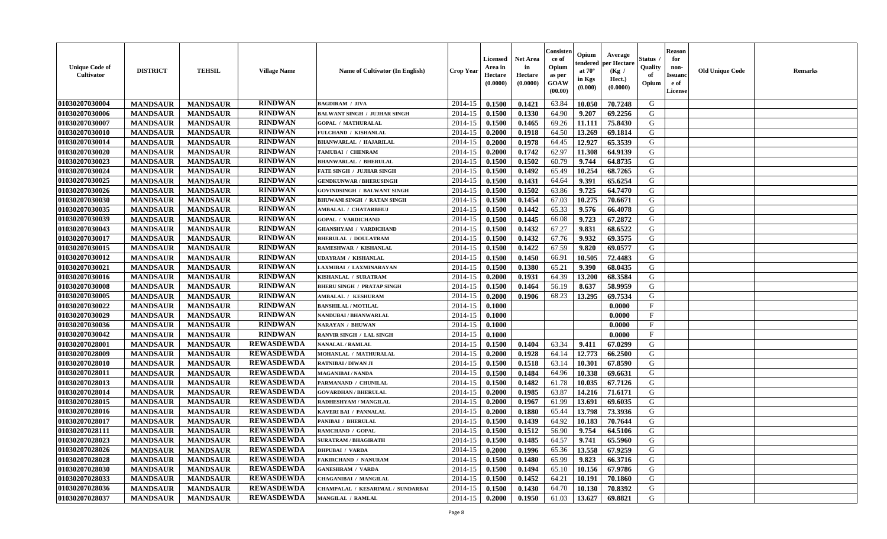| Unique Code of Cultivator | DISTRICT | TEHSIL | Village Name | Name of Cultivator (In English) | Crop Year | Licensed Area in Hectare (0.0000) | Net Area in Hectare (0.0000) | Consistence of Opium as per GOAW (00.00) | Opium tendered at 70° in Kgs (0.000) | Average per Hectare (Kg / Hect.) (0.0000) | Status / Quality of Opium | Reason for non-Issuance of License | Old Unique Code | Remarks |
|---|---|---|---|---|---|---|---|---|---|---|---|---|---|---|
| 01030207030004 | MANDSAUR | MANDSAUR | RINDWAN | BAGDIRAM / JIVA | 2014-15 | 0.1500 | 0.1421 | 63.84 | 10.050 | 70.7248 | G | | | |
| 01030207030006 | MANDSAUR | MANDSAUR | RINDWAN | BALWANT SINGH / JUJHAR SINGH | 2014-15 | 0.1500 | 0.1330 | 64.90 | 9.207 | 69.2256 | G | | | |
| 01030207030007 | MANDSAUR | MANDSAUR | RINDWAN | GOPAL / MATHURALAL | 2014-15 | 0.1500 | 0.1465 | 69.26 | 11.111 | 75.8430 | G | | | |
| 01030207030010 | MANDSAUR | MANDSAUR | RINDWAN | FULCHAND / KISHANLAL | 2014-15 | 0.2000 | 0.1918 | 64.50 | 13.269 | 69.1814 | G | | | |
| 01030207030014 | MANDSAUR | MANDSAUR | RINDWAN | BHANWARLAL / HAJARILAL | 2014-15 | 0.2000 | 0.1978 | 64.45 | 12.927 | 65.3539 | G | | | |
| 01030207030020 | MANDSAUR | MANDSAUR | RINDWAN | TAMUBAI / CHENRAM | 2014-15 | 0.2000 | 0.1742 | 62.97 | 11.308 | 64.9139 | G | | | |
| 01030207030023 | MANDSAUR | MANDSAUR | RINDWAN | BHANWARLAL / BHERULAL | 2014-15 | 0.1500 | 0.1502 | 60.79 | 9.744 | 64.8735 | G | | | |
| 01030207030024 | MANDSAUR | MANDSAUR | RINDWAN | FATE SINGH / JUJHAR SINGH | 2014-15 | 0.1500 | 0.1492 | 65.49 | 10.254 | 68.7265 | G | | | |
| 01030207030025 | MANDSAUR | MANDSAUR | RINDWAN | GENDKUNWAR / BHERUSINGH | 2014-15 | 0.1500 | 0.1431 | 64.64 | 9.391 | 65.6254 | G | | | |
| 01030207030026 | MANDSAUR | MANDSAUR | RINDWAN | GOVINDSINGH / BALWANT SINGH | 2014-15 | 0.1500 | 0.1502 | 63.86 | 9.725 | 64.7470 | G | | | |
| 01030207030030 | MANDSAUR | MANDSAUR | RINDWAN | BHUWANI SINGH / RATAN SINGH | 2014-15 | 0.1500 | 0.1454 | 67.03 | 10.275 | 70.6671 | G | | | |
| 01030207030035 | MANDSAUR | MANDSAUR | RINDWAN | AMBALAL / CHATARBHUJ | 2014-15 | 0.1500 | 0.1442 | 65.33 | 9.576 | 66.4078 | G | | | |
| 01030207030039 | MANDSAUR | MANDSAUR | RINDWAN | GOPAL / VARDICHAND | 2014-15 | 0.1500 | 0.1445 | 66.08 | 9.723 | 67.2872 | G | | | |
| 01030207030043 | MANDSAUR | MANDSAUR | RINDWAN | GHANSHYAM / VARDICHAND | 2014-15 | 0.1500 | 0.1432 | 67.27 | 9.831 | 68.6522 | G | | | |
| 01030207030017 | MANDSAUR | MANDSAUR | RINDWAN | BHERULAL / DOULATRAM | 2014-15 | 0.1500 | 0.1432 | 67.76 | 9.932 | 69.3575 | G | | | |
| 01030207030015 | MANDSAUR | MANDSAUR | RINDWAN | RAMESHWAR / KISHANLAL | 2014-15 | 0.1500 | 0.1422 | 67.59 | 9.820 | 69.0577 | G | | | |
| 01030207030012 | MANDSAUR | MANDSAUR | RINDWAN | UDAYRAM / KISHANLAL | 2014-15 | 0.1500 | 0.1450 | 66.91 | 10.505 | 72.4483 | G | | | |
| 01030207030021 | MANDSAUR | MANDSAUR | RINDWAN | LAXMIBAI / LAXMINARAYAN | 2014-15 | 0.1500 | 0.1380 | 65.21 | 9.390 | 68.0435 | G | | | |
| 01030207030016 | MANDSAUR | MANDSAUR | RINDWAN | KISHANLAL / SURATRAM | 2014-15 | 0.2000 | 0.1931 | 64.39 | 13.200 | 68.3584 | G | | | |
| 01030207030008 | MANDSAUR | MANDSAUR | RINDWAN | BHERU SINGH / PRATAP SINGH | 2014-15 | 0.1500 | 0.1464 | 56.19 | 8.637 | 58.9959 | G | | | |
| 01030207030005 | MANDSAUR | MANDSAUR | RINDWAN | AMBALAL / KESHURAM | 2014-15 | 0.2000 | 0.1906 | 68.23 | 13.295 | 69.7534 | G | | | |
| 01030207030022 | MANDSAUR | MANDSAUR | RINDWAN | BANSHILAL / MOTILAL | 2014-15 | 0.1000 | | | | 0.0000 | F | | | |
| 01030207030029 | MANDSAUR | MANDSAUR | RINDWAN | NANDUBAI / BHANWARLAL | 2014-15 | 0.1000 | | | | 0.0000 | F | | | |
| 01030207030036 | MANDSAUR | MANDSAUR | RINDWAN | NARAYAN / BHUWAN | 2014-15 | 0.1000 | | | | 0.0000 | F | | | |
| 01030207030042 | MANDSAUR | MANDSAUR | RINDWAN | RANVIR SINGH / LAL SINGH | 2014-15 | 0.1000 | | | | 0.0000 | F | | | |
| 01030207028001 | MANDSAUR | MANDSAUR | REWASDEWDA | NANALAL / RAMLAL | 2014-15 | 0.1500 | 0.1404 | 63.34 | 9.411 | 67.0299 | G | | | |
| 01030207028009 | MANDSAUR | MANDSAUR | REWASDEWDA | MOHANLAL / MATHURALAL | 2014-15 | 0.2000 | 0.1928 | 64.14 | 12.773 | 66.2500 | G | | | |
| 01030207028010 | MANDSAUR | MANDSAUR | REWASDEWDA | RATNIBAI / DIWAN JI | 2014-15 | 0.1500 | 0.1518 | 63.14 | 10.301 | 67.8590 | G | | | |
| 01030207028011 | MANDSAUR | MANDSAUR | REWASDEWDA | MAGANIBAI / NANDA | 2014-15 | 0.1500 | 0.1484 | 64.96 | 10.338 | 69.6631 | G | | | |
| 01030207028013 | MANDSAUR | MANDSAUR | REWASDEWDA | PARMANAND / CHUNILAL | 2014-15 | 0.1500 | 0.1482 | 61.78 | 10.035 | 67.7126 | G | | | |
| 01030207028014 | MANDSAUR | MANDSAUR | REWASDEWDA | GOVARDHAN / BHERULAL | 2014-15 | 0.2000 | 0.1985 | 63.87 | 14.216 | 71.6171 | G | | | |
| 01030207028015 | MANDSAUR | MANDSAUR | REWASDEWDA | RADHESHYAM / MANGILAL | 2014-15 | 0.2000 | 0.1967 | 61.99 | 13.691 | 69.6035 | G | | | |
| 01030207028016 | MANDSAUR | MANDSAUR | REWASDEWDA | KAVERI BAI / PANNALAL | 2014-15 | 0.2000 | 0.1880 | 65.44 | 13.798 | 73.3936 | G | | | |
| 01030207028017 | MANDSAUR | MANDSAUR | REWASDEWDA | PANIBAI / BHERULAL | 2014-15 | 0.1500 | 0.1439 | 64.92 | 10.183 | 70.7644 | G | | | |
| 01030207028111 | MANDSAUR | MANDSAUR | REWASDEWDA | RAMCHAND / GOPAL | 2014-15 | 0.1500 | 0.1512 | 56.90 | 9.754 | 64.5106 | G | | | |
| 01030207028023 | MANDSAUR | MANDSAUR | REWASDEWDA | SURATRAM / BHAGIRATH | 2014-15 | 0.1500 | 0.1485 | 64.57 | 9.741 | 65.5960 | G | | | |
| 01030207028026 | MANDSAUR | MANDSAUR | REWASDEWDA | DHPUBAI / VARDA | 2014-15 | 0.2000 | 0.1996 | 65.36 | 13.558 | 67.9259 | G | | | |
| 01030207028028 | MANDSAUR | MANDSAUR | REWASDEWDA | FAKIRCHAND / NANURAM | 2014-15 | 0.1500 | 0.1480 | 65.99 | 9.823 | 66.3716 | G | | | |
| 01030207028030 | MANDSAUR | MANDSAUR | REWASDEWDA | GANESHRAM / VARDA | 2014-15 | 0.1500 | 0.1494 | 65.10 | 10.156 | 67.9786 | G | | | |
| 01030207028033 | MANDSAUR | MANDSAUR | REWASDEWDA | CHAGANIBAI / MANGILAL | 2014-15 | 0.1500 | 0.1452 | 64.21 | 10.191 | 70.1860 | G | | | |
| 01030207028036 | MANDSAUR | MANDSAUR | REWASDEWDA | CHAMPALAL / KESARIMAL / SUNDARBAI | 2014-15 | 0.1500 | 0.1430 | 64.70 | 10.130 | 70.8392 | G | | | |
| 01030207028037 | MANDSAUR | MANDSAUR | REWASDEWDA | MANGILAL / RAMLAL | 2014-15 | 0.2000 | 0.1950 | 61.03 | 13.627 | 69.8821 | G | | | |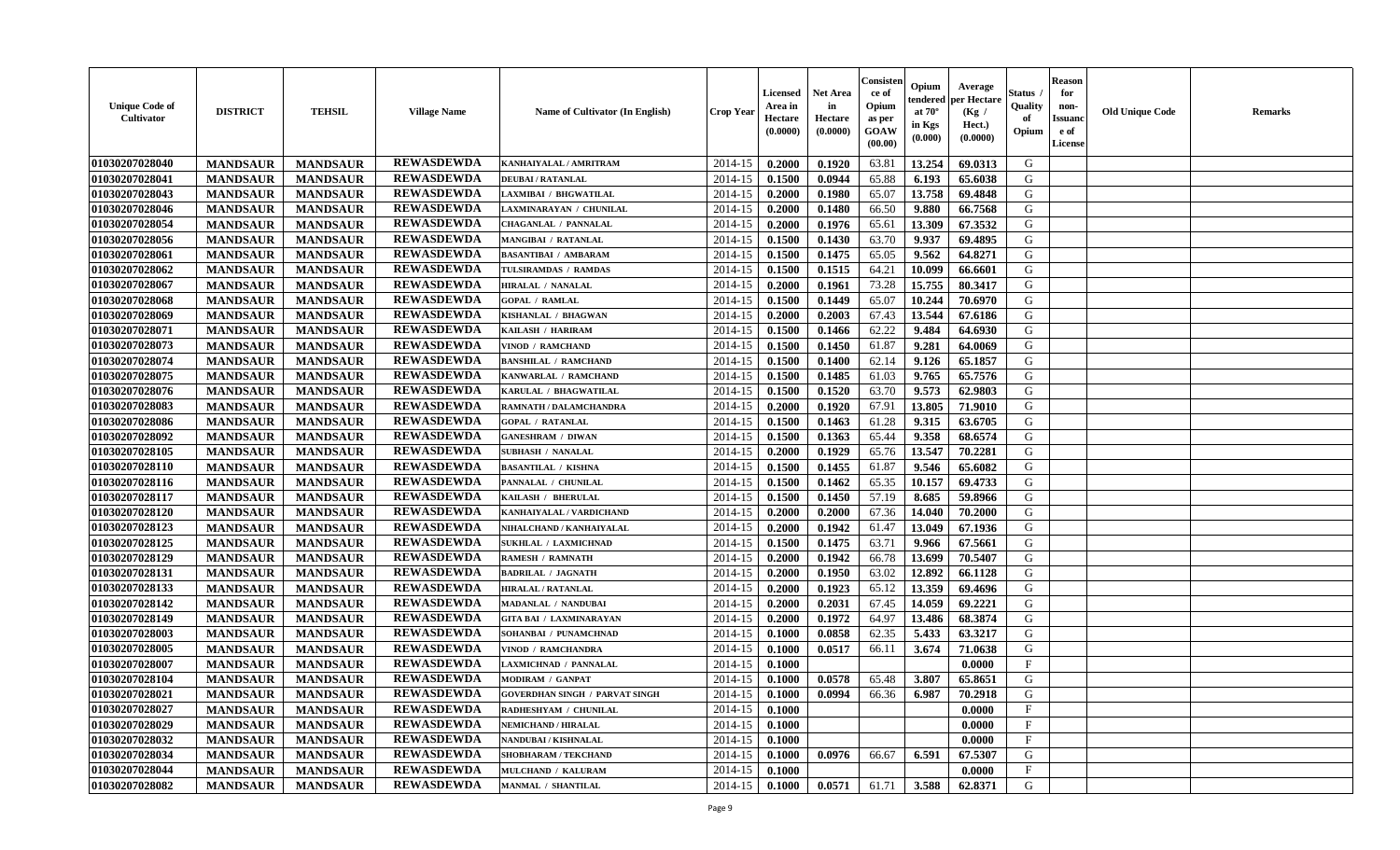| Unique Code of Cultivator | DISTRICT | TEHSIL | Village Name | Name of Cultivator (In English) | Crop Year | Licensed Area in Hectare (0.0000) | Net Area in Hectare (0.0000) | Consistence of Opium as per GOAW (00.00) | Opium tendered at 70° in Kgs (0.000) | Average per Hectare (Kg / Hect.) (0.0000) | Status / Quality of Opium | Reason for non-Issuance of License | Old Unique Code | Remarks |
|---|---|---|---|---|---|---|---|---|---|---|---|---|---|---|
| 01030207028040 | MANDSAUR | MANDSAUR | REWASDEWDA | KANHAIYALAL / AMRITRAM | 2014-15 | 0.2000 | 0.1920 | 63.81 | 13.254 | 69.0313 | G | | | |
| 01030207028041 | MANDSAUR | MANDSAUR | REWASDEWDA | DEUBAI / RATANLAL | 2014-15 | 0.1500 | 0.0944 | 65.88 | 6.193 | 65.6038 | G | | | |
| 01030207028043 | MANDSAUR | MANDSAUR | REWASDEWDA | LAXMIBAI / BHGWATILAL | 2014-15 | 0.2000 | 0.1980 | 65.07 | 13.758 | 69.4848 | G | | | |
| 01030207028046 | MANDSAUR | MANDSAUR | REWASDEWDA | LAXMINARAYAN / CHUNILAL | 2014-15 | 0.2000 | 0.1480 | 66.50 | 9.880 | 66.7568 | G | | | |
| 01030207028054 | MANDSAUR | MANDSAUR | REWASDEWDA | CHAGANLAL / PANNALAL | 2014-15 | 0.2000 | 0.1976 | 65.61 | 13.309 | 67.3532 | G | | | |
| 01030207028056 | MANDSAUR | MANDSAUR | REWASDEWDA | MANGIBAI / RATANLAL | 2014-15 | 0.1500 | 0.1430 | 63.70 | 9.937 | 69.4895 | G | | | |
| 01030207028061 | MANDSAUR | MANDSAUR | REWASDEWDA | BASANTIBAI / AMBARAM | 2014-15 | 0.1500 | 0.1475 | 65.05 | 9.562 | 64.8271 | G | | | |
| 01030207028062 | MANDSAUR | MANDSAUR | REWASDEWDA | TULSIRAMDAS / RAMDAS | 2014-15 | 0.1500 | 0.1515 | 64.21 | 10.099 | 66.6601 | G | | | |
| 01030207028067 | MANDSAUR | MANDSAUR | REWASDEWDA | HIRALAL / NANALAL | 2014-15 | 0.2000 | 0.1961 | 73.28 | 15.755 | 80.3417 | G | | | |
| 01030207028068 | MANDSAUR | MANDSAUR | REWASDEWDA | GOPAL / RAMLAL | 2014-15 | 0.1500 | 0.1449 | 65.07 | 10.244 | 70.6970 | G | | | |
| 01030207028069 | MANDSAUR | MANDSAUR | REWASDEWDA | KISHANLAL / BHAGWAN | 2014-15 | 0.2000 | 0.2003 | 67.43 | 13.544 | 67.6186 | G | | | |
| 01030207028071 | MANDSAUR | MANDSAUR | REWASDEWDA | KAILASH / HARIRAM | 2014-15 | 0.1500 | 0.1466 | 62.22 | 9.484 | 64.6930 | G | | | |
| 01030207028073 | MANDSAUR | MANDSAUR | REWASDEWDA | VINOD / RAMCHAND | 2014-15 | 0.1500 | 0.1450 | 61.87 | 9.281 | 64.0069 | G | | | |
| 01030207028074 | MANDSAUR | MANDSAUR | REWASDEWDA | BANSHILAL / RAMCHAND | 2014-15 | 0.1500 | 0.1400 | 62.14 | 9.126 | 65.1857 | G | | | |
| 01030207028075 | MANDSAUR | MANDSAUR | REWASDEWDA | KANWARLAL / RAMCHAND | 2014-15 | 0.1500 | 0.1485 | 61.03 | 9.765 | 65.7576 | G | | | |
| 01030207028076 | MANDSAUR | MANDSAUR | REWASDEWDA | KARULAL / BHAGWATILAL | 2014-15 | 0.1500 | 0.1520 | 63.70 | 9.573 | 62.9803 | G | | | |
| 01030207028083 | MANDSAUR | MANDSAUR | REWASDEWDA | RAMNATH / DALAMCHANDRA | 2014-15 | 0.2000 | 0.1920 | 67.91 | 13.805 | 71.9010 | G | | | |
| 01030207028086 | MANDSAUR | MANDSAUR | REWASDEWDA | GOPAL / RATANLAL | 2014-15 | 0.1500 | 0.1463 | 61.28 | 9.315 | 63.6705 | G | | | |
| 01030207028092 | MANDSAUR | MANDSAUR | REWASDEWDA | GANESHRAM / DIWAN | 2014-15 | 0.1500 | 0.1363 | 65.44 | 9.358 | 68.6574 | G | | | |
| 01030207028105 | MANDSAUR | MANDSAUR | REWASDEWDA | SUBHASH / NANALAL | 2014-15 | 0.2000 | 0.1929 | 65.76 | 13.547 | 70.2281 | G | | | |
| 01030207028110 | MANDSAUR | MANDSAUR | REWASDEWDA | BASANTILAL / KISHNA | 2014-15 | 0.1500 | 0.1455 | 61.87 | 9.546 | 65.6082 | G | | | |
| 01030207028116 | MANDSAUR | MANDSAUR | REWASDEWDA | PANNALAL / CHUNILAL | 2014-15 | 0.1500 | 0.1462 | 65.35 | 10.157 | 69.4733 | G | | | |
| 01030207028117 | MANDSAUR | MANDSAUR | REWASDEWDA | KAILASH / BHERULAL | 2014-15 | 0.1500 | 0.1450 | 57.19 | 8.685 | 59.8966 | G | | | |
| 01030207028120 | MANDSAUR | MANDSAUR | REWASDEWDA | KANHAIYALAL / VARDICHAND | 2014-15 | 0.2000 | 0.2000 | 67.36 | 14.040 | 70.2000 | G | | | |
| 01030207028123 | MANDSAUR | MANDSAUR | REWASDEWDA | NIHALCHAND / KANHAIYALAL | 2014-15 | 0.2000 | 0.1942 | 61.47 | 13.049 | 67.1936 | G | | | |
| 01030207028125 | MANDSAUR | MANDSAUR | REWASDEWDA | SUKHLAL / LAXMICHNAD | 2014-15 | 0.1500 | 0.1475 | 63.71 | 9.966 | 67.5661 | G | | | |
| 01030207028129 | MANDSAUR | MANDSAUR | REWASDEWDA | RAMESH / RAMNATH | 2014-15 | 0.2000 | 0.1942 | 66.78 | 13.699 | 70.5407 | G | | | |
| 01030207028131 | MANDSAUR | MANDSAUR | REWASDEWDA | BADRILAL / JAGNATH | 2014-15 | 0.2000 | 0.1950 | 63.02 | 12.892 | 66.1128 | G | | | |
| 01030207028133 | MANDSAUR | MANDSAUR | REWASDEWDA | HIRALAL / RATANLAL | 2014-15 | 0.2000 | 0.1923 | 65.12 | 13.359 | 69.4696 | G | | | |
| 01030207028142 | MANDSAUR | MANDSAUR | REWASDEWDA | MADANLAL / NANDUBAI | 2014-15 | 0.2000 | 0.2031 | 67.45 | 14.059 | 69.2221 | G | | | |
| 01030207028149 | MANDSAUR | MANDSAUR | REWASDEWDA | GITA BAI / LAXMINARAYAN | 2014-15 | 0.2000 | 0.1972 | 64.97 | 13.486 | 68.3874 | G | | | |
| 01030207028003 | MANDSAUR | MANDSAUR | REWASDEWDA | SOHANBAI / PUNAMCHNAD | 2014-15 | 0.1000 | 0.0858 | 62.35 | 5.433 | 63.3217 | G | | | |
| 01030207028005 | MANDSAUR | MANDSAUR | REWASDEWDA | VINOD / RAMCHANDRA | 2014-15 | 0.1000 | 0.0517 | 66.11 | 3.674 | 71.0638 | G | | | |
| 01030207028007 | MANDSAUR | MANDSAUR | REWASDEWDA | LAXMICHNAD / PANNALAL | 2014-15 | 0.1000 | | | | 0.0000 | F | | | |
| 01030207028104 | MANDSAUR | MANDSAUR | REWASDEWDA | MODIRAM / GANPAT | 2014-15 | 0.1000 | 0.0578 | 65.48 | 3.807 | 65.8651 | G | | | |
| 01030207028021 | MANDSAUR | MANDSAUR | REWASDEWDA | GOVERDHAN SINGH / PARVAT SINGH | 2014-15 | 0.1000 | 0.0994 | 66.36 | 6.987 | 70.2918 | G | | | |
| 01030207028027 | MANDSAUR | MANDSAUR | REWASDEWDA | RADHESHYAM / CHUNILAL | 2014-15 | 0.1000 | | | | 0.0000 | F | | | |
| 01030207028029 | MANDSAUR | MANDSAUR | REWASDEWDA | NEMICHAND / HIRALAL | 2014-15 | 0.1000 | | | | 0.0000 | F | | | |
| 01030207028032 | MANDSAUR | MANDSAUR | REWASDEWDA | NANDUBAI / KISHNALAL | 2014-15 | 0.1000 | | | | 0.0000 | F | | | |
| 01030207028034 | MANDSAUR | MANDSAUR | REWASDEWDA | SHOBHARAM / TEKCHAND | 2014-15 | 0.1000 | 0.0976 | 66.67 | 6.591 | 67.5307 | G | | | |
| 01030207028044 | MANDSAUR | MANDSAUR | REWASDEWDA | MULCHAND / KALURAM | 2014-15 | 0.1000 | | | | 0.0000 | F | | | |
| 01030207028082 | MANDSAUR | MANDSAUR | REWASDEWDA | MANMAL / SHANTILAL | 2014-15 | 0.1000 | 0.0571 | 61.71 | 3.588 | 62.8371 | G | | | |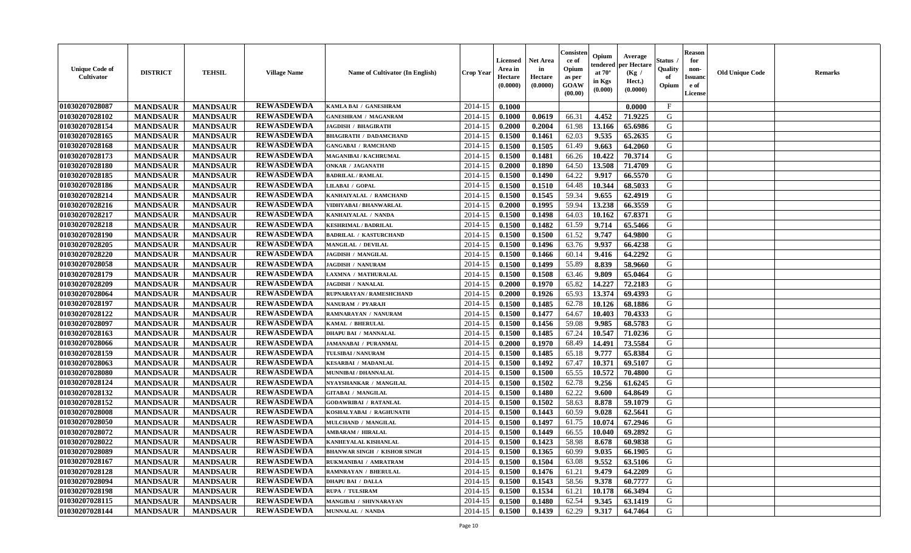| Unique Code of Cultivator | DISTRICT | TEHSIL | Village Name | Name of Cultivator (In English) | Crop Year | Licensed Area in Hectare (0.0000) | Net Area in Hectare (0.0000) | Consistence of Opium as per GOAW (00.00) | Opium tendered at 70° in Kgs (0.000) | Average per Hectare (Kg / Hect.) (0.0000) | Status / Quality of Opium | Reason for non-Issuance of License | Old Unique Code | Remarks |
|---|---|---|---|---|---|---|---|---|---|---|---|---|---|---|
| 01030207028087 | MANDSAUR | MANDSAUR | REWASDEWDA | KAMLA BAI / GANESHRAM | 2014-15 | 0.1000 | | | | 0.0000 | F | | | |
| 01030207028102 | MANDSAUR | MANDSAUR | REWASDEWDA | GANESHRAM / MAGANRAM | 2014-15 | 0.1000 | 0.0619 | 66.31 | 4.452 | 71.9225 | G | | | |
| 01030207028154 | MANDSAUR | MANDSAUR | REWASDEWDA | JAGDISH / BHAGIRATH | 2014-15 | 0.2000 | 0.2004 | 61.98 | 13.166 | 65.6986 | G | | | |
| 01030207028165 | MANDSAUR | MANDSAUR | REWASDEWDA | BHAGIRATH / DADAMCHAND | 2014-15 | 0.1500 | 0.1461 | 62.03 | 9.535 | 65.2635 | G | | | |
| 01030207028168 | MANDSAUR | MANDSAUR | REWASDEWDA | GANGABAI / RAMCHAND | 2014-15 | 0.1500 | 0.1505 | 61.49 | 9.663 | 64.2060 | G | | | |
| 01030207028173 | MANDSAUR | MANDSAUR | REWASDEWDA | MAGANIBAI / KACHRUMAL | 2014-15 | 0.1500 | 0.1481 | 66.26 | 10.422 | 70.3714 | G | | | |
| 01030207028180 | MANDSAUR | MANDSAUR | REWASDEWDA | ONKAR / JAGANATH | 2014-15 | 0.2000 | 0.1890 | 64.50 | 13.508 | 71.4709 | G | | | |
| 01030207028185 | MANDSAUR | MANDSAUR | REWASDEWDA | BADRILAL / RAMLAL | 2014-15 | 0.1500 | 0.1490 | 64.22 | 9.917 | 66.5570 | G | | | |
| 01030207028186 | MANDSAUR | MANDSAUR | REWASDEWDA | LILABAI / GOPAL | 2014-15 | 0.1500 | 0.1510 | 64.48 | 10.344 | 68.5033 | G | | | |
| 01030207028214 | MANDSAUR | MANDSAUR | REWASDEWDA | KANHAIYALAL / RAMCHAND | 2014-15 | 0.1500 | 0.1545 | 59.34 | 9.655 | 62.4919 | G | | | |
| 01030207028216 | MANDSAUR | MANDSAUR | REWASDEWDA | VIDHYABAI / BHANWARLAL | 2014-15 | 0.2000 | 0.1995 | 59.94 | 13.238 | 66.3559 | G | | | |
| 01030207028217 | MANDSAUR | MANDSAUR | REWASDEWDA | KANHAIYALAL / NANDA | 2014-15 | 0.1500 | 0.1498 | 64.03 | 10.162 | 67.8371 | G | | | |
| 01030207028218 | MANDSAUR | MANDSAUR | REWASDEWDA | KESHRIMAL / BADRILAL | 2014-15 | 0.1500 | 0.1482 | 61.59 | 9.714 | 65.5466 | G | | | |
| 01030207028190 | MANDSAUR | MANDSAUR | REWASDEWDA | BADRILAL / KASTURCHAND | 2014-15 | 0.1500 | 0.1500 | 61.52 | 9.747 | 64.9800 | G | | | |
| 01030207028205 | MANDSAUR | MANDSAUR | REWASDEWDA | MANGILAL / DEVILAL | 2014-15 | 0.1500 | 0.1496 | 63.76 | 9.937 | 66.4238 | G | | | |
| 01030207028220 | MANDSAUR | MANDSAUR | REWASDEWDA | JAGDISH / MANGILAL | 2014-15 | 0.1500 | 0.1466 | 60.14 | 9.416 | 64.2292 | G | | | |
| 01030207028058 | MANDSAUR | MANDSAUR | REWASDEWDA | JAGDISH / NANURAM | 2014-15 | 0.1500 | 0.1499 | 55.89 | 8.839 | 58.9660 | G | | | |
| 01030207028179 | MANDSAUR | MANDSAUR | REWASDEWDA | LAXMNA / MATHURALAL | 2014-15 | 0.1500 | 0.1508 | 63.46 | 9.809 | 65.0464 | G | | | |
| 01030207028209 | MANDSAUR | MANDSAUR | REWASDEWDA | JAGDISH / NANALAL | 2014-15 | 0.2000 | 0.1970 | 65.82 | 14.227 | 72.2183 | G | | | |
| 01030207028064 | MANDSAUR | MANDSAUR | REWASDEWDA | RUPNARAYAN / RAMESHCHAND | 2014-15 | 0.2000 | 0.1926 | 65.93 | 13.374 | 69.4393 | G | | | |
| 01030207028197 | MANDSAUR | MANDSAUR | REWASDEWDA | NANURAM / PYARAJI | 2014-15 | 0.1500 | 0.1485 | 62.78 | 10.126 | 68.1886 | G | | | |
| 01030207028122 | MANDSAUR | MANDSAUR | REWASDEWDA | RAMNARAYAN / NANURAM | 2014-15 | 0.1500 | 0.1477 | 64.67 | 10.403 | 70.4333 | G | | | |
| 01030207028097 | MANDSAUR | MANDSAUR | REWASDEWDA | KAMAL / BHERULAL | 2014-15 | 0.1500 | 0.1456 | 59.08 | 9.985 | 68.5783 | G | | | |
| 01030207028163 | MANDSAUR | MANDSAUR | REWASDEWDA | DHAPU BAI / MANNALAL | 2014-15 | 0.1500 | 0.1485 | 67.24 | 10.547 | 71.0236 | G | | | |
| 01030207028066 | MANDSAUR | MANDSAUR | REWASDEWDA | JAMANABAI / PURANMAL | 2014-15 | 0.2000 | 0.1970 | 68.49 | 14.491 | 73.5584 | G | | | |
| 01030207028159 | MANDSAUR | MANDSAUR | REWASDEWDA | TULSIBAI / NANURAM | 2014-15 | 0.1500 | 0.1485 | 65.18 | 9.777 | 65.8384 | G | | | |
| 01030207028063 | MANDSAUR | MANDSAUR | REWASDEWDA | KESARBAI / MADANLAL | 2014-15 | 0.1500 | 0.1492 | 67.47 | 10.371 | 69.5107 | G | | | |
| 01030207028080 | MANDSAUR | MANDSAUR | REWASDEWDA | MUNNIBAI / DHANNALAL | 2014-15 | 0.1500 | 0.1500 | 65.55 | 10.572 | 70.4800 | G | | | |
| 01030207028124 | MANDSAUR | MANDSAUR | REWASDEWDA | NYAYSHANKAR / MANGILAL | 2014-15 | 0.1500 | 0.1502 | 62.78 | 9.256 | 61.6245 | G | | | |
| 01030207028132 | MANDSAUR | MANDSAUR | REWASDEWDA | GITABAI / MANGILAL | 2014-15 | 0.1500 | 0.1480 | 62.22 | 9.600 | 64.8649 | G | | | |
| 01030207028152 | MANDSAUR | MANDSAUR | REWASDEWDA | GODAWRIBAI / RATANLAL | 2014-15 | 0.1500 | 0.1502 | 58.63 | 8.878 | 59.1079 | G | | | |
| 01030207028008 | MANDSAUR | MANDSAUR | REWASDEWDA | KOSHALYABAI / RAGHUNATH | 2014-15 | 0.1500 | 0.1443 | 60.59 | 9.028 | 62.5641 | G | | | |
| 01030207028050 | MANDSAUR | MANDSAUR | REWASDEWDA | MULCHAND / MANGILAL | 2014-15 | 0.1500 | 0.1497 | 61.75 | 10.074 | 67.2946 | G | | | |
| 01030207028072 | MANDSAUR | MANDSAUR | REWASDEWDA | AMBARAM / HIRALAL | 2014-15 | 0.1500 | 0.1449 | 66.55 | 10.040 | 69.2892 | G | | | |
| 01030207028022 | MANDSAUR | MANDSAUR | REWASDEWDA | KANHEYALAL KISHANLAL | 2014-15 | 0.1500 | 0.1423 | 58.98 | 8.678 | 60.9838 | G | | | |
| 01030207028089 | MANDSAUR | MANDSAUR | REWASDEWDA | BHANWAR SINGH / KISHOR SINGH | 2014-15 | 0.1500 | 0.1365 | 60.99 | 9.035 | 66.1905 | G | | | |
| 01030207028167 | MANDSAUR | MANDSAUR | REWASDEWDA | RUKMANIBAI / AMRATRAM | 2014-15 | 0.1500 | 0.1504 | 63.08 | 9.552 | 63.5106 | G | | | |
| 01030207028128 | MANDSAUR | MANDSAUR | REWASDEWDA | RAMNRAYAN / BHERULAL | 2014-15 | 0.1500 | 0.1476 | 61.21 | 9.479 | 64.2209 | G | | | |
| 01030207028094 | MANDSAUR | MANDSAUR | REWASDEWDA | DHAPU BAI / DALLA | 2014-15 | 0.1500 | 0.1543 | 58.56 | 9.378 | 60.7777 | G | | | |
| 01030207028198 | MANDSAUR | MANDSAUR | REWASDEWDA | RUPA / TULSIRAM | 2014-15 | 0.1500 | 0.1534 | 61.21 | 10.178 | 66.3494 | G | | | |
| 01030207028115 | MANDSAUR | MANDSAUR | REWASDEWDA | MANGIBAI / SHIVNARAYAN | 2014-15 | 0.1500 | 0.1480 | 62.54 | 9.345 | 63.1419 | G | | | |
| 01030207028144 | MANDSAUR | MANDSAUR | REWASDEWDA | MUNNALAL / NANDA | 2014-15 | 0.1500 | 0.1439 | 62.29 | 9.317 | 64.7464 | G | | | |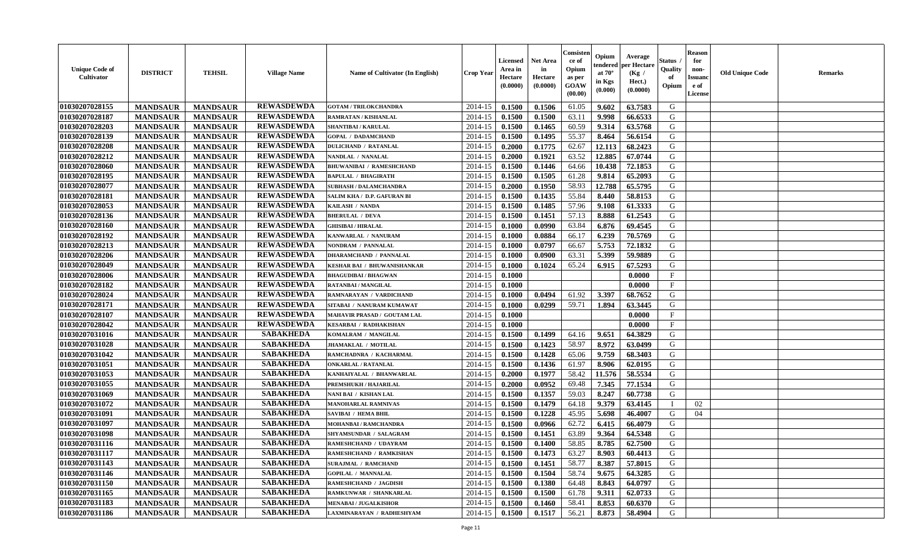| Unique Code of Cultivator | DISTRICT | TEHSIL | Village Name | Name of Cultivator (In English) | Crop Year | Licensed Area in Hectare (0.0000) | Net Area in Hectare (0.0000) | Consistence of Opium as per GOAW (00.00) | Opium tendered at 70° in Kgs (0.000) | Average per Hectare (Kg / Hect.) (0.0000) | Status / Quality of Opium | Reason for non-Issuance of License | Old Unique Code | Remarks |
|---|---|---|---|---|---|---|---|---|---|---|---|---|---|---|
| 01030207028155 | MANDSAUR | MANDSAUR | REWASDEWDA | GOTAM / TRILOKCHANDRA | 2014-15 | 0.1500 | 0.1506 | 61.05 | 9.602 | 63.7583 | G | | | |
| 01030207028187 | MANDSAUR | MANDSAUR | REWASDEWDA | RAMRATAN / KISHANLAL | 2014-15 | 0.1500 | 0.1500 | 63.11 | 9.998 | 66.6533 | G | | | |
| 01030207028203 | MANDSAUR | MANDSAUR | REWASDEWDA | SHANTIBAI / KARULAL | 2014-15 | 0.1500 | 0.1465 | 60.59 | 9.314 | 63.5768 | G | | | |
| 01030207028139 | MANDSAUR | MANDSAUR | REWASDEWDA | GOPAL / DADAMCHAND | 2014-15 | 0.1500 | 0.1495 | 55.37 | 8.464 | 56.6154 | G | | | |
| 01030207028208 | MANDSAUR | MANDSAUR | REWASDEWDA | DULICHAND / RATANLAL | 2014-15 | 0.2000 | 0.1775 | 62.67 | 12.113 | 68.2423 | G | | | |
| 01030207028212 | MANDSAUR | MANDSAUR | REWASDEWDA | NANDLAL / NANALAL | 2014-15 | 0.2000 | 0.1921 | 63.52 | 12.885 | 67.0744 | G | | | |
| 01030207028060 | MANDSAUR | MANDSAUR | REWASDEWDA | BHUWANIBAI / RAMESHCHAND | 2014-15 | 0.1500 | 0.1446 | 64.66 | 10.438 | 72.1853 | G | | | |
| 01030207028195 | MANDSAUR | MANDSAUR | REWASDEWDA | BAPULAL / BHAGIRATH | 2014-15 | 0.1500 | 0.1505 | 61.28 | 9.814 | 65.2093 | G | | | |
| 01030207028077 | MANDSAUR | MANDSAUR | REWASDEWDA | SUBHASH / DALAMCHANDRA | 2014-15 | 0.2000 | 0.1950 | 58.93 | 12.788 | 65.5795 | G | | | |
| 01030207028181 | MANDSAUR | MANDSAUR | REWASDEWDA | SALIM KHA / D.P. GAFURAN BI | 2014-15 | 0.1500 | 0.1435 | 55.84 | 8.440 | 58.8153 | G | | | |
| 01030207028053 | MANDSAUR | MANDSAUR | REWASDEWDA | KAILASH / NANDA | 2014-15 | 0.1500 | 0.1485 | 57.96 | 9.108 | 61.3333 | G | | | |
| 01030207028136 | MANDSAUR | MANDSAUR | REWASDEWDA | BHERULAL / DEVA | 2014-15 | 0.1500 | 0.1451 | 57.13 | 8.888 | 61.2543 | G | | | |
| 01030207028160 | MANDSAUR | MANDSAUR | REWASDEWDA | GHISIBAI / HIRALAL | 2014-15 | 0.1000 | 0.0990 | 63.84 | 6.876 | 69.4545 | G | | | |
| 01030207028192 | MANDSAUR | MANDSAUR | REWASDEWDA | KANWARLAL / NANURAM | 2014-15 | 0.1000 | 0.0884 | 66.17 | 6.239 | 70.5769 | G | | | |
| 01030207028213 | MANDSAUR | MANDSAUR | REWASDEWDA | NONDRAM / PANNALAL | 2014-15 | 0.1000 | 0.0797 | 66.67 | 5.753 | 72.1832 | G | | | |
| 01030207028206 | MANDSAUR | MANDSAUR | REWASDEWDA | DHARAMCHAND / PANNALAL | 2014-15 | 0.1000 | 0.0900 | 63.31 | 5.399 | 59.9889 | G | | | |
| 01030207028049 | MANDSAUR | MANDSAUR | REWASDEWDA | KESHAR BAI / BHUWANISHANKAR | 2014-15 | 0.1000 | 0.1024 | 65.24 | 6.915 | 67.5293 | G | | | |
| 01030207028006 | MANDSAUR | MANDSAUR | REWASDEWDA | BHAGUDIBAI / BHAGWAN | 2014-15 | 0.1000 | | | | 0.0000 | F | | | |
| 01030207028182 | MANDSAUR | MANDSAUR | REWASDEWDA | RATANBAI / MANGILAL | 2014-15 | 0.1000 | | | | 0.0000 | F | | | |
| 01030207028024 | MANDSAUR | MANDSAUR | REWASDEWDA | RAMNARAYAN / VARDICHAND | 2014-15 | 0.1000 | 0.0494 | 61.92 | 3.397 | 68.7652 | G | | | |
| 01030207028171 | MANDSAUR | MANDSAUR | REWASDEWDA | SITABAI / NANURAM KUMAWAT | 2014-15 | 0.1000 | 0.0299 | 59.71 | 1.894 | 63.3445 | G | | | |
| 01030207028107 | MANDSAUR | MANDSAUR | REWASDEWDA | MAHAVIR PRASAD / GOUTAM LAL | 2014-15 | 0.1000 | | | | 0.0000 | F | | | |
| 01030207028042 | MANDSAUR | MANDSAUR | REWASDEWDA | KESARBAI / RADHAKISHAN | 2014-15 | 0.1000 | | | | 0.0000 | F | | | |
| 01030207031016 | MANDSAUR | MANDSAUR | SABAKHEDA | KOMALRAM / MANGILAL | 2014-15 | 0.1500 | 0.1499 | 64.16 | 9.651 | 64.3829 | G | | | |
| 01030207031028 | MANDSAUR | MANDSAUR | SABAKHEDA | JHAMAKLAL / MOTILAL | 2014-15 | 0.1500 | 0.1423 | 58.97 | 8.972 | 63.0499 | G | | | |
| 01030207031042 | MANDSAUR | MANDSAUR | SABAKHEDA | RAMCHADNRA / KACHARMAL | 2014-15 | 0.1500 | 0.1428 | 65.06 | 9.759 | 68.3403 | G | | | |
| 01030207031051 | MANDSAUR | MANDSAUR | SABAKHEDA | ONKARLAL / RATANLAL | 2014-15 | 0.1500 | 0.1436 | 61.97 | 8.906 | 62.0195 | G | | | |
| 01030207031053 | MANDSAUR | MANDSAUR | SABAKHEDA | KANHAIYALAL / BHANWARLAL | 2014-15 | 0.2000 | 0.1977 | 58.42 | 11.576 | 58.5534 | G | | | |
| 01030207031055 | MANDSAUR | MANDSAUR | SABAKHEDA | PREMSHUKH / HAJARILAL | 2014-15 | 0.2000 | 0.0952 | 69.48 | 7.345 | 77.1534 | G | | | |
| 01030207031069 | MANDSAUR | MANDSAUR | SABAKHEDA | NANI BAI / KISHAN LAL | 2014-15 | 0.1500 | 0.1357 | 59.03 | 8.247 | 60.7738 | G | | | |
| 01030207031072 | MANDSAUR | MANDSAUR | SABAKHEDA | MANOHARLAL RAMNIVAS | 2014-15 | 0.1500 | 0.1479 | 64.18 | 9.379 | 63.4145 | I | 02 | | |
| 01030207031091 | MANDSAUR | MANDSAUR | SABAKHEDA | SAVIBAI / HEMA BHIL | 2014-15 | 0.1500 | 0.1228 | 45.95 | 5.698 | 46.4007 | G | 04 | | |
| 01030207031097 | MANDSAUR | MANDSAUR | SABAKHEDA | MOHANBAI / RAMCHANDRA | 2014-15 | 0.1500 | 0.0966 | 62.72 | 6.415 | 66.4079 | G | | | |
| 01030207031098 | MANDSAUR | MANDSAUR | SABAKHEDA | SHYAMSUNDAR / SALAGRAM | 2014-15 | 0.1500 | 0.1451 | 63.89 | 9.364 | 64.5348 | G | | | |
| 01030207031116 | MANDSAUR | MANDSAUR | SABAKHEDA | RAMESHCHAND / UDAYRAM | 2014-15 | 0.1500 | 0.1400 | 58.85 | 8.785 | 62.7500 | G | | | |
| 01030207031117 | MANDSAUR | MANDSAUR | SABAKHEDA | RAMESHCHAND / RAMKISHAN | 2014-15 | 0.1500 | 0.1473 | 63.27 | 8.903 | 60.4413 | G | | | |
| 01030207031143 | MANDSAUR | MANDSAUR | SABAKHEDA | SURAJMAL / RAMCHAND | 2014-15 | 0.1500 | 0.1451 | 58.77 | 8.387 | 57.8015 | G | | | |
| 01030207031146 | MANDSAUR | MANDSAUR | SABAKHEDA | GOPILAL / MANNALAL | 2014-15 | 0.1500 | 0.1504 | 58.74 | 9.675 | 64.3285 | G | | | |
| 01030207031150 | MANDSAUR | MANDSAUR | SABAKHEDA | RAMESHCHAND / JAGDISH | 2014-15 | 0.1500 | 0.1380 | 64.48 | 8.843 | 64.0797 | G | | | |
| 01030207031165 | MANDSAUR | MANDSAUR | SABAKHEDA | RAMKUNWAR / SHANKARLAL | 2014-15 | 0.1500 | 0.1500 | 61.78 | 9.311 | 62.0733 | G | | | |
| 01030207031183 | MANDSAUR | MANDSAUR | SABAKHEDA | MENABAI / JUGALKISHOR | 2014-15 | 0.1500 | 0.1460 | 58.41 | 8.853 | 60.6370 | G | | | |
| 01030207031186 | MANDSAUR | MANDSAUR | SABAKHEDA | LAXMINARAYAN / RADHESHYAM | 2014-15 | 0.1500 | 0.1517 | 56.21 | 8.873 | 58.4904 | G | | | |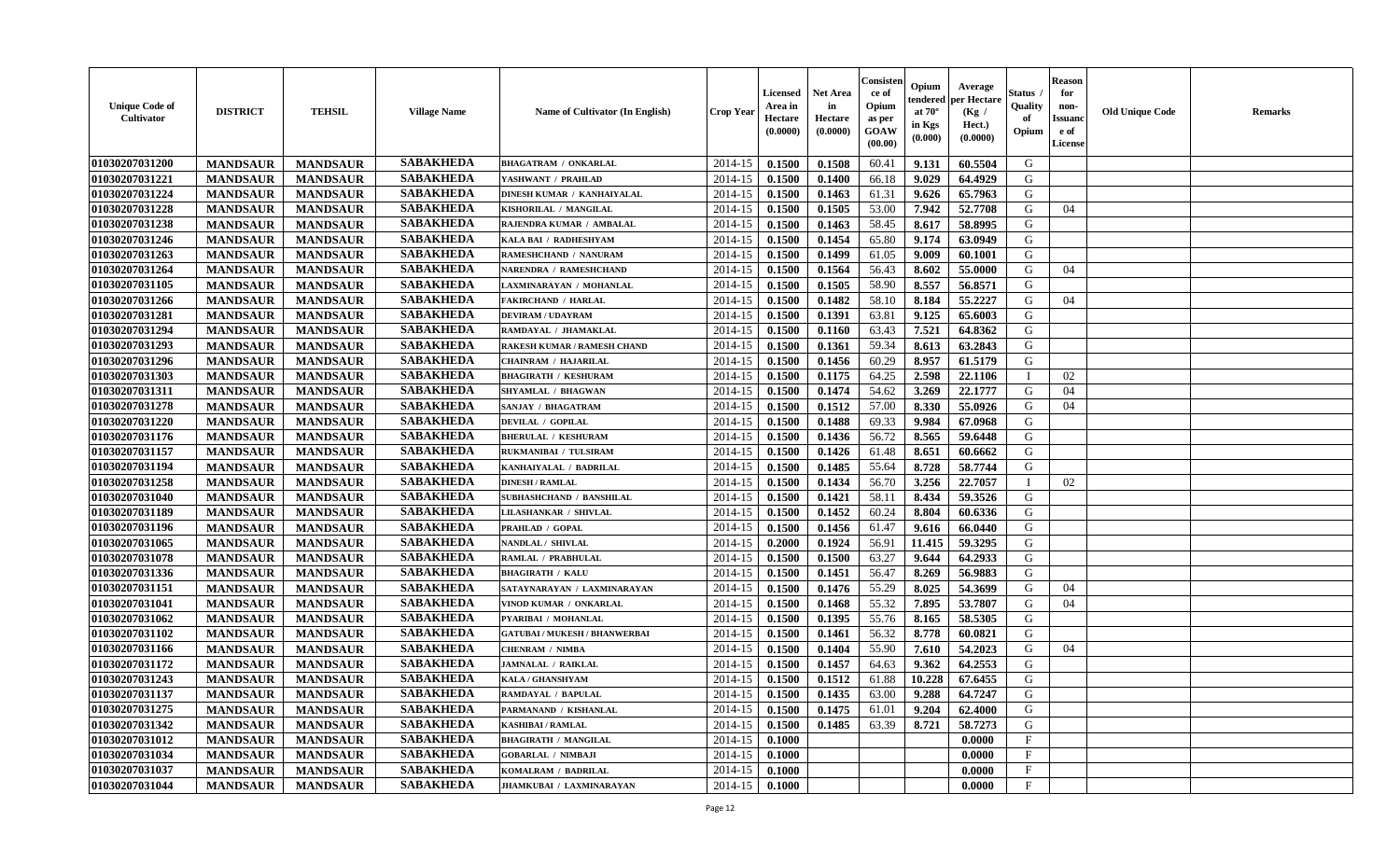| Unique Code of Cultivator | DISTRICT | TEHSIL | Village Name | Name of Cultivator (In English) | Crop Year | Licensed Area in Hectare (0.0000) | Net Area in Hectare (0.0000) | Consistence of Opium as per GOAW (00.00) | Opium tendered at 70° in Kgs (0.000) | Average per Hectare (Kg / Hect.) (0.0000) | Status / Quality of Opium | Reason for non-Issuance of License | Old Unique Code | Remarks |
|---|---|---|---|---|---|---|---|---|---|---|---|---|---|---|
| 01030207031200 | MANDSAUR | MANDSAUR | SABAKHEDA | BHAGATRAM / ONKARLAL | 2014-15 | 0.1500 | 0.1508 | 60.41 | 9.131 | 60.5504 | G | | | |
| 01030207031221 | MANDSAUR | MANDSAUR | SABAKHEDA | YASHWANT / PRAHLAD | 2014-15 | 0.1500 | 0.1400 | 66.18 | 9.029 | 64.4929 | G | | | |
| 01030207031224 | MANDSAUR | MANDSAUR | SABAKHEDA | DINESH KUMAR / KANHAIYALAL | 2014-15 | 0.1500 | 0.1463 | 61.31 | 9.626 | 65.7963 | G | | | |
| 01030207031228 | MANDSAUR | MANDSAUR | SABAKHEDA | KISHORILAL / MANGILAL | 2014-15 | 0.1500 | 0.1505 | 53.00 | 7.942 | 52.7708 | G | 04 | | |
| 01030207031238 | MANDSAUR | MANDSAUR | SABAKHEDA | RAJENDRA KUMAR / AMBALAL | 2014-15 | 0.1500 | 0.1463 | 58.45 | 8.617 | 58.8995 | G | | | |
| 01030207031246 | MANDSAUR | MANDSAUR | SABAKHEDA | KALA BAI / RADHESHYAM | 2014-15 | 0.1500 | 0.1454 | 65.80 | 9.174 | 63.0949 | G | | | |
| 01030207031263 | MANDSAUR | MANDSAUR | SABAKHEDA | RAMESHCHAND / NANURAM | 2014-15 | 0.1500 | 0.1499 | 61.05 | 9.009 | 60.1001 | G | | | |
| 01030207031264 | MANDSAUR | MANDSAUR | SABAKHEDA | NARENDRA / RAMESHCHAND | 2014-15 | 0.1500 | 0.1564 | 56.43 | 8.602 | 55.0000 | G | 04 | | |
| 01030207031105 | MANDSAUR | MANDSAUR | SABAKHEDA | LAXMINARAYAN / MOHANLAL | 2014-15 | 0.1500 | 0.1505 | 58.90 | 8.557 | 56.8571 | G | | | |
| 01030207031266 | MANDSAUR | MANDSAUR | SABAKHEDA | FAKIRCHAND / HARLAL | 2014-15 | 0.1500 | 0.1482 | 58.10 | 8.184 | 55.2227 | G | 04 | | |
| 01030207031281 | MANDSAUR | MANDSAUR | SABAKHEDA | DEVIRAM / UDAYRAM | 2014-15 | 0.1500 | 0.1391 | 63.81 | 9.125 | 65.6003 | G | | | |
| 01030207031294 | MANDSAUR | MANDSAUR | SABAKHEDA | RAMDAYAL / JHAMAKLAL | 2014-15 | 0.1500 | 0.1160 | 63.43 | 7.521 | 64.8362 | G | | | |
| 01030207031293 | MANDSAUR | MANDSAUR | SABAKHEDA | RAKESH KUMAR / RAMESH CHAND | 2014-15 | 0.1500 | 0.1361 | 59.34 | 8.613 | 63.2843 | G | | | |
| 01030207031296 | MANDSAUR | MANDSAUR | SABAKHEDA | CHAINRAM / HAJARILAL | 2014-15 | 0.1500 | 0.1456 | 60.29 | 8.957 | 61.5179 | G | | | |
| 01030207031303 | MANDSAUR | MANDSAUR | SABAKHEDA | BHAGIRATH / KESHURAM | 2014-15 | 0.1500 | 0.1175 | 64.25 | 2.598 | 22.1106 | I | 02 | | |
| 01030207031311 | MANDSAUR | MANDSAUR | SABAKHEDA | SHYAMLAL / BHAGWAN | 2014-15 | 0.1500 | 0.1474 | 54.62 | 3.269 | 22.1777 | G | 04 | | |
| 01030207031278 | MANDSAUR | MANDSAUR | SABAKHEDA | SANJAY / BHAGATRAM | 2014-15 | 0.1500 | 0.1512 | 57.00 | 8.330 | 55.0926 | G | 04 | | |
| 01030207031220 | MANDSAUR | MANDSAUR | SABAKHEDA | DEVILAL / GOPILAL | 2014-15 | 0.1500 | 0.1488 | 69.33 | 9.984 | 67.0968 | G | | | |
| 01030207031176 | MANDSAUR | MANDSAUR | SABAKHEDA | BHERULAL / KESHURAM | 2014-15 | 0.1500 | 0.1436 | 56.72 | 8.565 | 59.6448 | G | | | |
| 01030207031157 | MANDSAUR | MANDSAUR | SABAKHEDA | RUKMANIBAI / TULSIRAM | 2014-15 | 0.1500 | 0.1426 | 61.48 | 8.651 | 60.6662 | G | | | |
| 01030207031194 | MANDSAUR | MANDSAUR | SABAKHEDA | KANHAIYALAL / BADRILAL | 2014-15 | 0.1500 | 0.1485 | 55.64 | 8.728 | 58.7744 | G | | | |
| 01030207031258 | MANDSAUR | MANDSAUR | SABAKHEDA | DINESH / RAMLAL | 2014-15 | 0.1500 | 0.1434 | 56.70 | 3.256 | 22.7057 | I | 02 | | |
| 01030207031040 | MANDSAUR | MANDSAUR | SABAKHEDA | SUBHASHCHAND / BANSHILAL | 2014-15 | 0.1500 | 0.1421 | 58.11 | 8.434 | 59.3526 | G | | | |
| 01030207031189 | MANDSAUR | MANDSAUR | SABAKHEDA | LILASHANKAR / SHIVLAL | 2014-15 | 0.1500 | 0.1452 | 60.24 | 8.804 | 60.6336 | G | | | |
| 01030207031196 | MANDSAUR | MANDSAUR | SABAKHEDA | PRAHLAD / GOPAL | 2014-15 | 0.1500 | 0.1456 | 61.47 | 9.616 | 66.0440 | G | | | |
| 01030207031065 | MANDSAUR | MANDSAUR | SABAKHEDA | NANDLAL / SHIVLAL | 2014-15 | 0.2000 | 0.1924 | 56.91 | 11.415 | 59.3295 | G | | | |
| 01030207031078 | MANDSAUR | MANDSAUR | SABAKHEDA | RAMLAL / PRABHULAL | 2014-15 | 0.1500 | 0.1500 | 63.27 | 9.644 | 64.2933 | G | | | |
| 01030207031336 | MANDSAUR | MANDSAUR | SABAKHEDA | BHAGIRATH / KALU | 2014-15 | 0.1500 | 0.1451 | 56.47 | 8.269 | 56.9883 | G | | | |
| 01030207031151 | MANDSAUR | MANDSAUR | SABAKHEDA | SATAYNARAYAN / LAXMINARAYAN | 2014-15 | 0.1500 | 0.1476 | 55.29 | 8.025 | 54.3699 | G | 04 | | |
| 01030207031041 | MANDSAUR | MANDSAUR | SABAKHEDA | VINOD KUMAR / ONKARLAL | 2014-15 | 0.1500 | 0.1468 | 55.32 | 7.895 | 53.7807 | G | 04 | | |
| 01030207031062 | MANDSAUR | MANDSAUR | SABAKHEDA | PYARIBAI / MOHANLAL | 2014-15 | 0.1500 | 0.1395 | 55.76 | 8.165 | 58.5305 | G | | | |
| 01030207031102 | MANDSAUR | MANDSAUR | SABAKHEDA | GATUBAI / MUKESH / BHANWERBAI | 2014-15 | 0.1500 | 0.1461 | 56.32 | 8.778 | 60.0821 | G | | | |
| 01030207031166 | MANDSAUR | MANDSAUR | SABAKHEDA | CHENRAM / NIMBA | 2014-15 | 0.1500 | 0.1404 | 55.90 | 7.610 | 54.2023 | G | 04 | | |
| 01030207031172 | MANDSAUR | MANDSAUR | SABAKHEDA | JAMNALAL / RAIKLAL | 2014-15 | 0.1500 | 0.1457 | 64.63 | 9.362 | 64.2553 | G | | | |
| 01030207031243 | MANDSAUR | MANDSAUR | SABAKHEDA | KALA / GHANSHYAM | 2014-15 | 0.1500 | 0.1512 | 61.88 | 10.228 | 67.6455 | G | | | |
| 01030207031137 | MANDSAUR | MANDSAUR | SABAKHEDA | RAMDAYAL / BAPULAL | 2014-15 | 0.1500 | 0.1435 | 63.00 | 9.288 | 64.7247 | G | | | |
| 01030207031275 | MANDSAUR | MANDSAUR | SABAKHEDA | PARMANAND / KISHANLAL | 2014-15 | 0.1500 | 0.1475 | 61.01 | 9.204 | 62.4000 | G | | | |
| 01030207031342 | MANDSAUR | MANDSAUR | SABAKHEDA | KASHIBAI / RAMLAL | 2014-15 | 0.1500 | 0.1485 | 63.39 | 8.721 | 58.7273 | G | | | |
| 01030207031012 | MANDSAUR | MANDSAUR | SABAKHEDA | BHAGIRATH / MANGILAL | 2014-15 | 0.1000 | | | | 0.0000 | F | | | |
| 01030207031034 | MANDSAUR | MANDSAUR | SABAKHEDA | GOBARLAL / NIMBAJI | 2014-15 | 0.1000 | | | | 0.0000 | F | | | |
| 01030207031037 | MANDSAUR | MANDSAUR | SABAKHEDA | KOMALRAM / BADRILAL | 2014-15 | 0.1000 | | | | 0.0000 | F | | | |
| 01030207031044 | MANDSAUR | MANDSAUR | SABAKHEDA | JHAMKUBAI / LAXMINARAYAN | 2014-15 | 0.1000 | | | | 0.0000 | F | | | |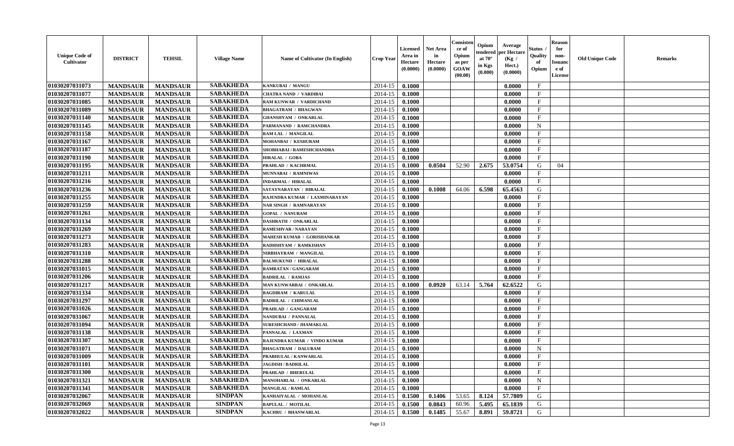| Unique Code of Cultivator | DISTRICT | TEHSIL | Village Name | Name of Cultivator (In English) | Crop Year | Licensed Area in Hectare (0.0000) | Net Area in Hectare (0.0000) | Consistence of Opium as per GOAW (00.00) | Opium tendered at 70° in Kgs (0.000) | Average per Hectare (Kg / Hect.) (0.0000) | Status / Quality of Opium | Reason for non-Issuance of License | Old Unique Code | Remarks |
|---|---|---|---|---|---|---|---|---|---|---|---|---|---|---|
| 01030207031073 | MANDSAUR | MANDSAUR | SABAKHEDA | KANKUBAI / MANGU | 2014-15 | 0.1000 | | | | 0.0000 | F | | | |
| 01030207031077 | MANDSAUR | MANDSAUR | SABAKHEDA | CHATRA NAND / VARDIBAI | 2014-15 | 0.1000 | | | | 0.0000 | F | | | |
| 01030207031085 | MANDSAUR | MANDSAUR | SABAKHEDA | RAM KUNWAR / VARDICHAND | 2014-15 | 0.1000 | | | | 0.0000 | F | | | |
| 01030207031089 | MANDSAUR | MANDSAUR | SABAKHEDA | BHAGATRAM / BHAGWAN | 2014-15 | 0.1000 | | | | 0.0000 | F | | | |
| 01030207031140 | MANDSAUR | MANDSAUR | SABAKHEDA | GHANSHYAM / ONKARLAL | 2014-15 | 0.1000 | | | | 0.0000 | F | | | |
| 01030207031145 | MANDSAUR | MANDSAUR | SABAKHEDA | PARMANAND / RAMCHANDRA | 2014-15 | 0.1000 | | | | 0.0000 | N | | | |
| 01030207031158 | MANDSAUR | MANDSAUR | SABAKHEDA | RAM LAL / MANGILAL | 2014-15 | 0.1000 | | | | 0.0000 | F | | | |
| 01030207031167 | MANDSAUR | MANDSAUR | SABAKHEDA | MOHANBAI / KESHURAM | 2014-15 | 0.1000 | | | | 0.0000 | F | | | |
| 01030207031187 | MANDSAUR | MANDSAUR | SABAKHEDA | SHOBHABAI / RAMESHCHANDRA | 2014-15 | 0.1000 | | | | 0.0000 | F | | | |
| 01030207031190 | MANDSAUR | MANDSAUR | SABAKHEDA | HIRALAL / GOBA | 2014-15 | 0.1000 | | | | 0.0000 | F | | | |
| 01030207031195 | MANDSAUR | MANDSAUR | SABAKHEDA | PRAHLAD / KACHRMAL | 2014-15 | 0.1000 | 0.0504 | 52.90 | 2.675 | 53.0754 | G | 04 | | |
| 01030207031211 | MANDSAUR | MANDSAUR | SABAKHEDA | MUNNABAI / RAMNIWAS | 2014-15 | 0.1000 | | | | 0.0000 | F | | | |
| 01030207031216 | MANDSAUR | MANDSAUR | SABAKHEDA | INDARMAL / HIRALAL | 2014-15 | 0.1000 | | | | 0.0000 | F | | | |
| 01030207031236 | MANDSAUR | MANDSAUR | SABAKHEDA | SATAYNARAYAN / HIRALAL | 2014-15 | 0.1000 | 0.1008 | 64.06 | 6.598 | 65.4563 | G | | | |
| 01030207031255 | MANDSAUR | MANDSAUR | SABAKHEDA | RAJENDRA KUMAR / LAXMINARAYAN | 2014-15 | 0.1000 | | | | 0.0000 | F | | | |
| 01030207031259 | MANDSAUR | MANDSAUR | SABAKHEDA | NAR SINGH / RAMNARAYAN | 2014-15 | 0.1000 | | | | 0.0000 | F | | | |
| 01030207031261 | MANDSAUR | MANDSAUR | SABAKHEDA | GOPAL / NANURAM | 2014-15 | 0.1000 | | | | 0.0000 | F | | | |
| 01030207031134 | MANDSAUR | MANDSAUR | SABAKHEDA | DASHRATH / ONKARLAL | 2014-15 | 0.1000 | | | | 0.0000 | F | | | |
| 01030207031269 | MANDSAUR | MANDSAUR | SABAKHEDA | RAMESHVAR / NARAYAN | 2014-15 | 0.1000 | | | | 0.0000 | F | | | |
| 01030207031273 | MANDSAUR | MANDSAUR | SABAKHEDA | MAHESH KUMAR / GORISHANKAR | 2014-15 | 0.1000 | | | | 0.0000 | F | | | |
| 01030207031283 | MANDSAUR | MANDSAUR | SABAKHEDA | RADHSHYAM / RAMKISHAN | 2014-15 | 0.1000 | | | | 0.0000 | F | | | |
| 01030207031310 | MANDSAUR | MANDSAUR | SABAKHEDA | NIRBHAYRAM / MANGILAL | 2014-15 | 0.1000 | | | | 0.0000 | F | | | |
| 01030207031288 | MANDSAUR | MANDSAUR | SABAKHEDA | BALMUKUND / HIRALAL | 2014-15 | 0.1000 | | | | 0.0000 | F | | | |
| 01030207031015 | MANDSAUR | MANDSAUR | SABAKHEDA | RAMRATAN / GANGARAM | 2014-15 | 0.1000 | | | | 0.0000 | F | | | |
| 01030207031206 | MANDSAUR | MANDSAUR | SABAKHEDA | BADRILAL / RAMJAS | 2014-15 | 0.1000 | | | | 0.0000 | F | | | |
| 01030207031217 | MANDSAUR | MANDSAUR | SABAKHEDA | MAN KUNWARBAI / ONKARLAL | 2014-15 | 0.1000 | 0.0920 | 63.14 | 5.764 | 62.6522 | G | | | |
| 01030207031334 | MANDSAUR | MANDSAUR | SABAKHEDA | BAGDIRAM / KARULAL | 2014-15 | 0.1000 | | | | 0.0000 | F | | | |
| 01030207031297 | MANDSAUR | MANDSAUR | SABAKHEDA | BADRILAL / CHIMANLAL | 2014-15 | 0.1000 | | | | 0.0000 | F | | | |
| 01030207031026 | MANDSAUR | MANDSAUR | SABAKHEDA | PRAHLAD / GANGARAM | 2014-15 | 0.1000 | | | | 0.0000 | F | | | |
| 01030207031067 | MANDSAUR | MANDSAUR | SABAKHEDA | NANDUBAI / PANNALAL | 2014-15 | 0.1000 | | | | 0.0000 | F | | | |
| 01030207031094 | MANDSAUR | MANDSAUR | SABAKHEDA | SURESHCHAND / JHAMAKLAL | 2014-15 | 0.1000 | | | | 0.0000 | F | | | |
| 01030207031138 | MANDSAUR | MANDSAUR | SABAKHEDA | PANNALAL / LAXMAN | 2014-15 | 0.1000 | | | | 0.0000 | F | | | |
| 01030207031307 | MANDSAUR | MANDSAUR | SABAKHEDA | RAJENDRA KUMAR / VINDO KUMAR | 2014-15 | 0.1000 | | | | 0.0000 | F | | | |
| 01030207031071 | MANDSAUR | MANDSAUR | SABAKHEDA | BHAGATRAM / DALURAM | 2014-15 | 0.1000 | | | | 0.0000 | N | | | |
| 01030207031009 | MANDSAUR | MANDSAUR | SABAKHEDA | PRABHULAL / KANWARLAL | 2014-15 | 0.1000 | | | | 0.0000 | F | | | |
| 01030207031101 | MANDSAUR | MANDSAUR | SABAKHEDA | JAGDISH / BADRILAL | 2014-15 | 0.1000 | | | | 0.0000 | F | | | |
| 01030207031300 | MANDSAUR | MANDSAUR | SABAKHEDA | PRAHLAD / BHERULAL | 2014-15 | 0.1000 | | | | 0.0000 | F | | | |
| 01030207031321 | MANDSAUR | MANDSAUR | SABAKHEDA | MANOHARLAL / ONKARLAL | 2014-15 | 0.1000 | | | | 0.0000 | N | | | |
| 01030207031341 | MANDSAUR | MANDSAUR | SABAKHEDA | MANGILAL / RAMLAL | 2014-15 | 0.1000 | | | | 0.0000 | F | | | |
| 01030207032067 | MANDSAUR | MANDSAUR | SINDPAN | KANHAIYALAL / MOHANLAL | 2014-15 | 0.1500 | 0.1406 | 53.65 | 8.124 | 57.7809 | G | | | |
| 01030207032069 | MANDSAUR | MANDSAUR | SINDPAN | BAPULAL / MOTILAL | 2014-15 | 0.1500 | 0.0843 | 60.96 | 5.495 | 65.1839 | G | | | |
| 01030207032022 | MANDSAUR | MANDSAUR | SINDPAN | KACHRU / BHANWARLAL | 2014-15 | 0.1500 | 0.1485 | 55.67 | 8.891 | 59.8721 | G | | | |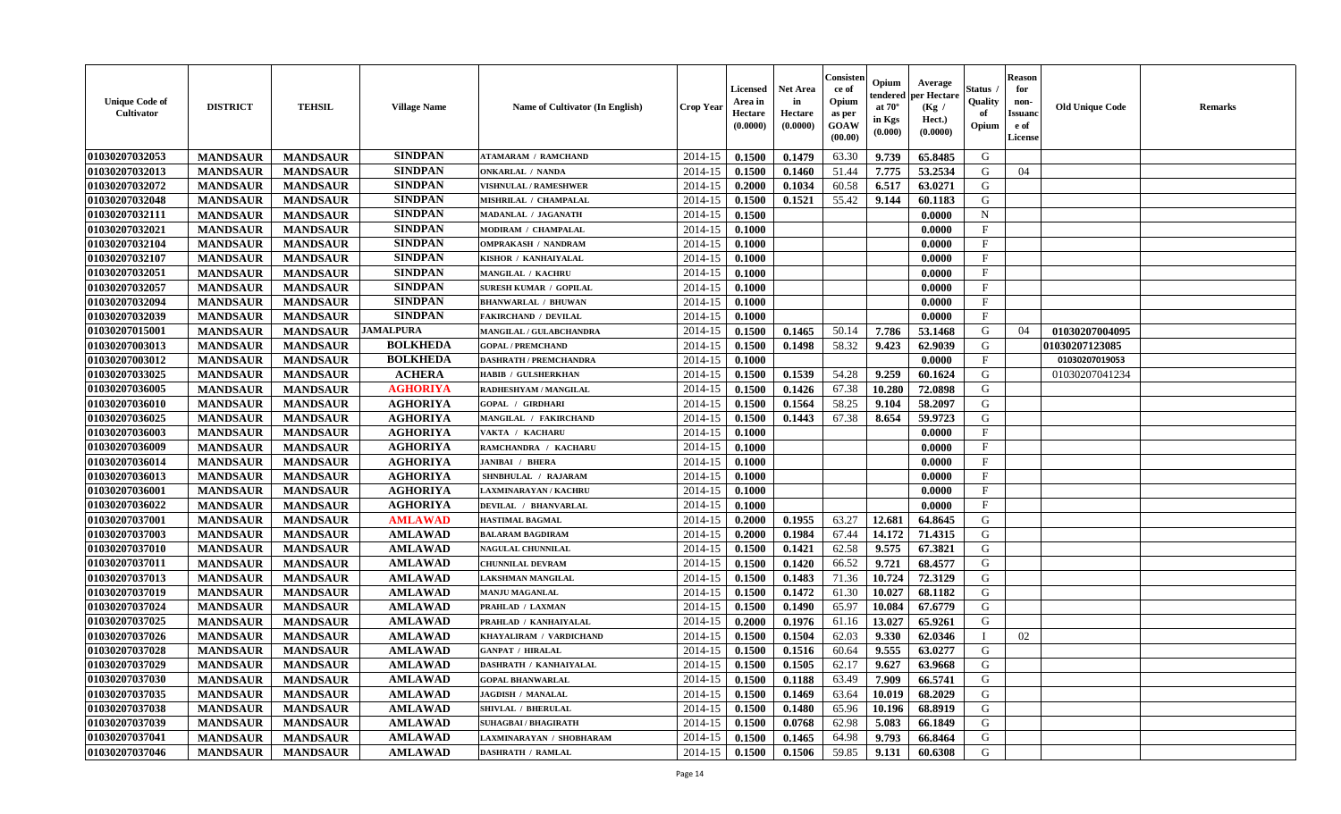| Unique Code of Cultivator | DISTRICT | TEHSIL | Village Name | Name of Cultivator (In English) | Crop Year | Licensed Area in Hectare (0.0000) | Net Area in Hectare (0.0000) | Consistence of Opium as per GOAW (00.00) | Opium tendered at 70° in Kgs (0.000) | Average per Hectare (Kg / Hect.) (0.0000) | Status / Quality of Opium | Reason for non-Issuance of License | Old Unique Code | Remarks |
|---|---|---|---|---|---|---|---|---|---|---|---|---|---|---|
| 01030207032053 | MANDSAUR | MANDSAUR | SINDPAN | ATAMARAM / RAMCHAND | 2014-15 | 0.1500 | 0.1479 | 63.30 | 9.739 | 65.8485 | G | | | |
| 01030207032013 | MANDSAUR | MANDSAUR | SINDPAN | ONKARLAL / NANDA | 2014-15 | 0.1500 | 0.1460 | 51.44 | 7.775 | 53.2534 | G | 04 | | |
| 01030207032072 | MANDSAUR | MANDSAUR | SINDPAN | VISHNULAL / RAMESHWER | 2014-15 | 0.2000 | 0.1034 | 60.58 | 6.517 | 63.0271 | G | | | |
| 01030207032048 | MANDSAUR | MANDSAUR | SINDPAN | MISHRILAL / CHAMPALAL | 2014-15 | 0.1500 | 0.1521 | 55.42 | 9.144 | 60.1183 | G | | | |
| 01030207032111 | MANDSAUR | MANDSAUR | SINDPAN | MADANLAL / JAGANATH | 2014-15 | 0.1500 | | | | 0.0000 | N | | | |
| 01030207032021 | MANDSAUR | MANDSAUR | SINDPAN | MODIRAM / CHAMPALAL | 2014-15 | 0.1000 | | | | 0.0000 | F | | | |
| 01030207032104 | MANDSAUR | MANDSAUR | SINDPAN | OMPRAKASH / NANDRAM | 2014-15 | 0.1000 | | | | 0.0000 | F | | | |
| 01030207032107 | MANDSAUR | MANDSAUR | SINDPAN | KISHOR / KANHAIYALAL | 2014-15 | 0.1000 | | | | 0.0000 | F | | | |
| 01030207032051 | MANDSAUR | MANDSAUR | SINDPAN | MANGILAL / KACHRU | 2014-15 | 0.1000 | | | | 0.0000 | F | | | |
| 01030207032057 | MANDSAUR | MANDSAUR | SINDPAN | SURESH KUMAR / GOPILAL | 2014-15 | 0.1000 | | | | 0.0000 | F | | | |
| 01030207032094 | MANDSAUR | MANDSAUR | SINDPAN | BHANWARLAL / BHUWAN | 2014-15 | 0.1000 | | | | 0.0000 | F | | | |
| 01030207032039 | MANDSAUR | MANDSAUR | SINDPAN | FAKIRCHAND / DEVILAL | 2014-15 | 0.1000 | | | | 0.0000 | F | | | |
| 01030207015001 | MANDSAUR | MANDSAUR | JAMALPURA | MANGILAL / GULABCHANDRA | 2014-15 | 0.1500 | 0.1465 | 50.14 | 7.786 | 53.1468 | G | 04 | 01030207004095 | |
| 01030207003013 | MANDSAUR | MANDSAUR | BOLKHEDA | GOPAL / PREMCHAND | 2014-15 | 0.1500 | 0.1498 | 58.32 | 9.423 | 62.9039 | G | | 01030207123085 | |
| 01030207003012 | MANDSAUR | MANDSAUR | BOLKHEDA | DASHRATH / PREMCHANDRA | 2014-15 | 0.1000 | | | | 0.0000 | F | | 01030207019053 | |
| 01030207033025 | MANDSAUR | MANDSAUR | ACHERA | HABIB / GULSHERKHAN | 2014-15 | 0.1500 | 0.1539 | 54.28 | 9.259 | 60.1624 | G | | 01030207041234 | |
| 01030207036005 | MANDSAUR | MANDSAUR | AGHORIYA | RADHESHYAM / MANGILAL | 2014-15 | 0.1500 | 0.1426 | 67.38 | 10.280 | 72.0898 | G | | | |
| 01030207036010 | MANDSAUR | MANDSAUR | AGHORIYA | GOPAL / GIRDHARI | 2014-15 | 0.1500 | 0.1564 | 58.25 | 9.104 | 58.2097 | G | | | |
| 01030207036025 | MANDSAUR | MANDSAUR | AGHORIYA | MANGILAL / FAKIRCHAND | 2014-15 | 0.1500 | 0.1443 | 67.38 | 8.654 | 59.9723 | G | | | |
| 01030207036003 | MANDSAUR | MANDSAUR | AGHORIYA | VAKTA / KACHARU | 2014-15 | 0.1000 | | | | 0.0000 | F | | | |
| 01030207036009 | MANDSAUR | MANDSAUR | AGHORIYA | RAMCHANDRA / KACHARU | 2014-15 | 0.1000 | | | | 0.0000 | F | | | |
| 01030207036014 | MANDSAUR | MANDSAUR | AGHORIYA | JANIBAI / BHERA | 2014-15 | 0.1000 | | | | 0.0000 | F | | | |
| 01030207036013 | MANDSAUR | MANDSAUR | AGHORIYA | SHNBHULAL / RAJARAM | 2014-15 | 0.1000 | | | | 0.0000 | F | | | |
| 01030207036001 | MANDSAUR | MANDSAUR | AGHORIYA | LAXMINARAYAN / KACHRU | 2014-15 | 0.1000 | | | | 0.0000 | F | | | |
| 01030207036022 | MANDSAUR | MANDSAUR | AGHORIYA | DEVILAL / BHANVARLAL | 2014-15 | 0.1000 | | | | 0.0000 | F | | | |
| 01030207037001 | MANDSAUR | MANDSAUR | AMLAWAD | HASTIMAL BAGMAL | 2014-15 | 0.2000 | 0.1955 | 63.27 | 12.681 | 64.8645 | G | | | |
| 01030207037003 | MANDSAUR | MANDSAUR | AMLAWAD | BALARAM BAGDIRAM | 2014-15 | 0.2000 | 0.1984 | 67.44 | 14.172 | 71.4315 | G | | | |
| 01030207037010 | MANDSAUR | MANDSAUR | AMLAWAD | NAGULAL CHUNNILAL | 2014-15 | 0.1500 | 0.1421 | 62.58 | 9.575 | 67.3821 | G | | | |
| 01030207037011 | MANDSAUR | MANDSAUR | AMLAWAD | CHUNNILAL DEVRAM | 2014-15 | 0.1500 | 0.1420 | 66.52 | 9.721 | 68.4577 | G | | | |
| 01030207037013 | MANDSAUR | MANDSAUR | AMLAWAD | LAKSHMAN MANGILAL | 2014-15 | 0.1500 | 0.1483 | 71.36 | 10.724 | 72.3129 | G | | | |
| 01030207037019 | MANDSAUR | MANDSAUR | AMLAWAD | MANJU MAGANLAL | 2014-15 | 0.1500 | 0.1472 | 61.30 | 10.027 | 68.1182 | G | | | |
| 01030207037024 | MANDSAUR | MANDSAUR | AMLAWAD | PRAHLAD / LAXMAN | 2014-15 | 0.1500 | 0.1490 | 65.97 | 10.084 | 67.6779 | G | | | |
| 01030207037025 | MANDSAUR | MANDSAUR | AMLAWAD | PRAHLAD / KANHAIYALAL | 2014-15 | 0.2000 | 0.1976 | 61.16 | 13.027 | 65.9261 | G | | | |
| 01030207037026 | MANDSAUR | MANDSAUR | AMLAWAD | KHAYALIRAM / VARDICHAND | 2014-15 | 0.1500 | 0.1504 | 62.03 | 9.330 | 62.0346 | I | 02 | | |
| 01030207037028 | MANDSAUR | MANDSAUR | AMLAWAD | GANPAT / HIRALAL | 2014-15 | 0.1500 | 0.1516 | 60.64 | 9.555 | 63.0277 | G | | | |
| 01030207037029 | MANDSAUR | MANDSAUR | AMLAWAD | DASHRATH / KANHAIYALAL | 2014-15 | 0.1500 | 0.1505 | 62.17 | 9.627 | 63.9668 | G | | | |
| 01030207037030 | MANDSAUR | MANDSAUR | AMLAWAD | GOPAL BHANWARLAL | 2014-15 | 0.1500 | 0.1188 | 63.49 | 7.909 | 66.5741 | G | | | |
| 01030207037035 | MANDSAUR | MANDSAUR | AMLAWAD | JAGDISH / MANALAL | 2014-15 | 0.1500 | 0.1469 | 63.64 | 10.019 | 68.2029 | G | | | |
| 01030207037038 | MANDSAUR | MANDSAUR | AMLAWAD | SHIVLAL / BHERULAL | 2014-15 | 0.1500 | 0.1480 | 65.96 | 10.196 | 68.8919 | G | | | |
| 01030207037039 | MANDSAUR | MANDSAUR | AMLAWAD | SUHAGBAI / BHAGIRATH | 2014-15 | 0.1500 | 0.0768 | 62.98 | 5.083 | 66.1849 | G | | | |
| 01030207037041 | MANDSAUR | MANDSAUR | AMLAWAD | LAXMINARAYAN / SHOBHARAM | 2014-15 | 0.1500 | 0.1465 | 64.98 | 9.793 | 66.8464 | G | | | |
| 01030207037046 | MANDSAUR | MANDSAUR | AMLAWAD | DASHRATH / RAMLAL | 2014-15 | 0.1500 | 0.1506 | 59.85 | 9.131 | 60.6308 | G | | | |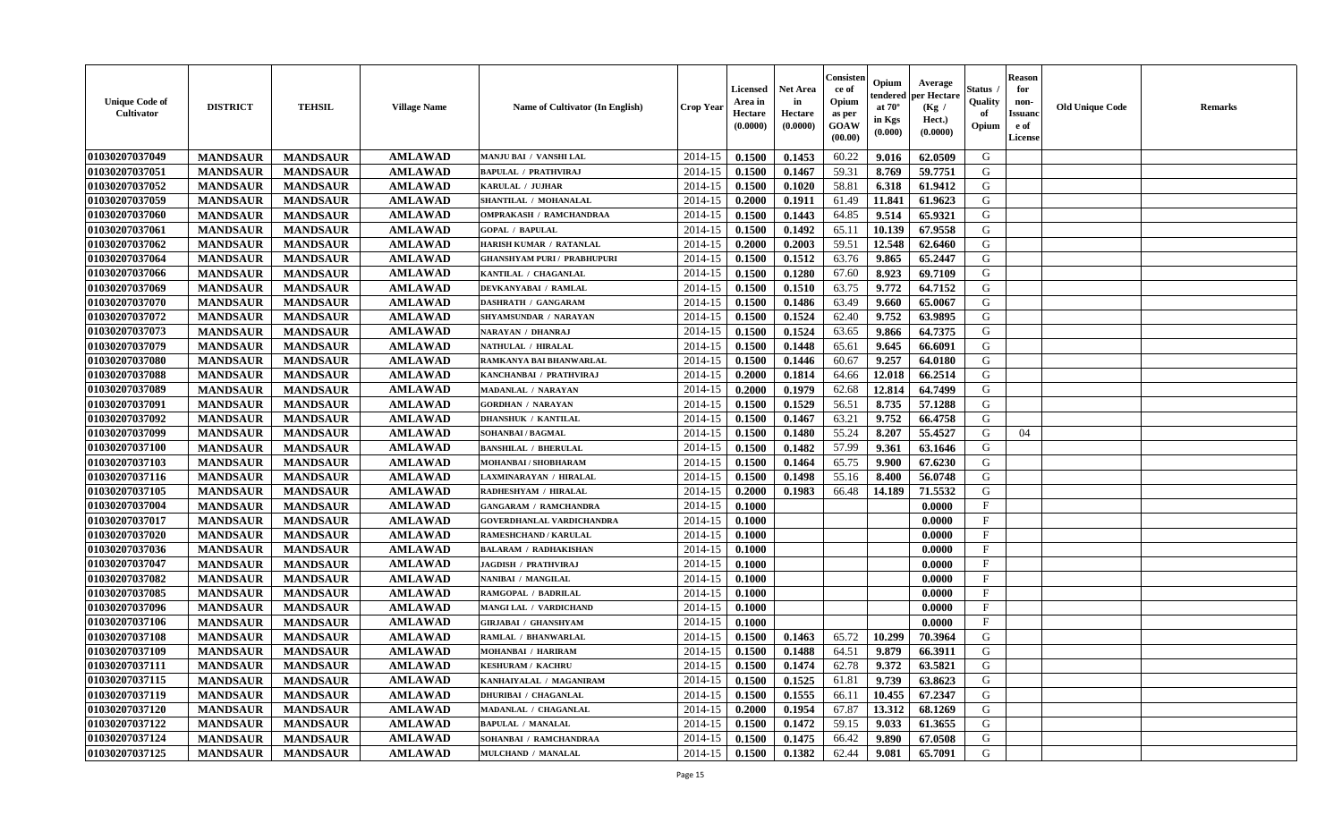| Unique Code of Cultivator | DISTRICT | TEHSIL | Village Name | Name of Cultivator (In English) | Crop Year | Licensed Area in Hectare (0.0000) | Net Area in Hectare (0.0000) | Consistence of Opium as per GOAW (00.00) | Opium tendered at 70° in Kgs (0.000) | Average per Hectare (Kg / Hect.) (0.0000) | Status / Quality of Opium | Reason for non-Issuance of License | Old Unique Code | Remarks |
|---|---|---|---|---|---|---|---|---|---|---|---|---|---|---|
| 01030207037049 | MANDSAUR | MANDSAUR | AMLAWAD | MANJU BAI / VANSHI LAL | 2014-15 | 0.1500 | 0.1453 | 60.22 | 9.016 | 62.0509 | G | | | |
| 01030207037051 | MANDSAUR | MANDSAUR | AMLAWAD | BAPULAL / PRATHVIRAJ | 2014-15 | 0.1500 | 0.1467 | 59.31 | 8.769 | 59.7751 | G | | | |
| 01030207037052 | MANDSAUR | MANDSAUR | AMLAWAD | KARULAL / JUJHAR | 2014-15 | 0.1500 | 0.1020 | 58.81 | 6.318 | 61.9412 | G | | | |
| 01030207037059 | MANDSAUR | MANDSAUR | AMLAWAD | SHANTILAL / MOHANALAL | 2014-15 | 0.2000 | 0.1911 | 61.49 | 11.841 | 61.9623 | G | | | |
| 01030207037060 | MANDSAUR | MANDSAUR | AMLAWAD | OMPRAKASH / RAMCHANDRAA | 2014-15 | 0.1500 | 0.1443 | 64.85 | 9.514 | 65.9321 | G | | | |
| 01030207037061 | MANDSAUR | MANDSAUR | AMLAWAD | GOPAL / BAPULAL | 2014-15 | 0.1500 | 0.1492 | 65.11 | 10.139 | 67.9558 | G | | | |
| 01030207037062 | MANDSAUR | MANDSAUR | AMLAWAD | HARISH KUMAR / RATANLAL | 2014-15 | 0.2000 | 0.2003 | 59.51 | 12.548 | 62.6460 | G | | | |
| 01030207037064 | MANDSAUR | MANDSAUR | AMLAWAD | GHANSHYAM PURI / PRABHUPURI | 2014-15 | 0.1500 | 0.1512 | 63.76 | 9.865 | 65.2447 | G | | | |
| 01030207037066 | MANDSAUR | MANDSAUR | AMLAWAD | KANTILAL / CHAGANLAL | 2014-15 | 0.1500 | 0.1280 | 67.60 | 8.923 | 69.7109 | G | | | |
| 01030207037069 | MANDSAUR | MANDSAUR | AMLAWAD | DEVKANYABAI / RAMLAL | 2014-15 | 0.1500 | 0.1510 | 63.75 | 9.772 | 64.7152 | G | | | |
| 01030207037070 | MANDSAUR | MANDSAUR | AMLAWAD | DASHRATH / GANGARAM | 2014-15 | 0.1500 | 0.1486 | 63.49 | 9.660 | 65.0067 | G | | | |
| 01030207037072 | MANDSAUR | MANDSAUR | AMLAWAD | SHYAMSUNDAR / NARAYAN | 2014-15 | 0.1500 | 0.1524 | 62.40 | 9.752 | 63.9895 | G | | | |
| 01030207037073 | MANDSAUR | MANDSAUR | AMLAWAD | NARAYAN / DHANRAJ | 2014-15 | 0.1500 | 0.1524 | 63.65 | 9.866 | 64.7375 | G | | | |
| 01030207037079 | MANDSAUR | MANDSAUR | AMLAWAD | NATHULAL / HIRALAL | 2014-15 | 0.1500 | 0.1448 | 65.61 | 9.645 | 66.6091 | G | | | |
| 01030207037080 | MANDSAUR | MANDSAUR | AMLAWAD | RAMKANYA BAI BHANWARLAL | 2014-15 | 0.1500 | 0.1446 | 60.67 | 9.257 | 64.0180 | G | | | |
| 01030207037088 | MANDSAUR | MANDSAUR | AMLAWAD | KANCHANBAI / PRATHVIRAJ | 2014-15 | 0.2000 | 0.1814 | 64.66 | 12.018 | 66.2514 | G | | | |
| 01030207037089 | MANDSAUR | MANDSAUR | AMLAWAD | MADANLAL / NARAYAN | 2014-15 | 0.2000 | 0.1979 | 62.68 | 12.814 | 64.7499 | G | | | |
| 01030207037091 | MANDSAUR | MANDSAUR | AMLAWAD | GORDHAN / NARAYAN | 2014-15 | 0.1500 | 0.1529 | 56.51 | 8.735 | 57.1288 | G | | | |
| 01030207037092 | MANDSAUR | MANDSAUR | AMLAWAD | DHANSHUK / KANTILAL | 2014-15 | 0.1500 | 0.1467 | 63.21 | 9.752 | 66.4758 | G | | | |
| 01030207037099 | MANDSAUR | MANDSAUR | AMLAWAD | SOHANBAI / BAGMAL | 2014-15 | 0.1500 | 0.1480 | 55.24 | 8.207 | 55.4527 | G | 04 | | |
| 01030207037100 | MANDSAUR | MANDSAUR | AMLAWAD | BANSHILAL / BHERULAL | 2014-15 | 0.1500 | 0.1482 | 57.99 | 9.361 | 63.1646 | G | | | |
| 01030207037103 | MANDSAUR | MANDSAUR | AMLAWAD | MOHANBAI / SHOBHARAM | 2014-15 | 0.1500 | 0.1464 | 65.75 | 9.900 | 67.6230 | G | | | |
| 01030207037116 | MANDSAUR | MANDSAUR | AMLAWAD | LAXMINARAYAN / HIRALAL | 2014-15 | 0.1500 | 0.1498 | 55.16 | 8.400 | 56.0748 | G | | | |
| 01030207037105 | MANDSAUR | MANDSAUR | AMLAWAD | RADHESHYAM / HIRALAL | 2014-15 | 0.2000 | 0.1983 | 66.48 | 14.189 | 71.5532 | G | | | |
| 01030207037004 | MANDSAUR | MANDSAUR | AMLAWAD | GANGARAM / RAMCHANDRA | 2014-15 | 0.1000 | | | | 0.0000 | F | | | |
| 01030207037017 | MANDSAUR | MANDSAUR | AMLAWAD | GOVERDHANLAL VARDICHANDRA | 2014-15 | 0.1000 | | | | 0.0000 | F | | | |
| 01030207037020 | MANDSAUR | MANDSAUR | AMLAWAD | RAMESHCHAND / KARULAL | 2014-15 | 0.1000 | | | | 0.0000 | F | | | |
| 01030207037036 | MANDSAUR | MANDSAUR | AMLAWAD | BALARAM / RADHAKISHAN | 2014-15 | 0.1000 | | | | 0.0000 | F | | | |
| 01030207037047 | MANDSAUR | MANDSAUR | AMLAWAD | JAGDISH / PRATHVIRAJ | 2014-15 | 0.1000 | | | | 0.0000 | F | | | |
| 01030207037082 | MANDSAUR | MANDSAUR | AMLAWAD | NANIBAI / MANGILAL | 2014-15 | 0.1000 | | | | 0.0000 | F | | | |
| 01030207037085 | MANDSAUR | MANDSAUR | AMLAWAD | RAMGOPAL / BADRILAL | 2014-15 | 0.1000 | | | | 0.0000 | F | | | |
| 01030207037096 | MANDSAUR | MANDSAUR | AMLAWAD | MANGI LAL / VARDICHAND | 2014-15 | 0.1000 | | | | 0.0000 | F | | | |
| 01030207037106 | MANDSAUR | MANDSAUR | AMLAWAD | GIRJABAI / GHANSHYAM | 2014-15 | 0.1000 | | | | 0.0000 | F | | | |
| 01030207037108 | MANDSAUR | MANDSAUR | AMLAWAD | RAMLAL / BHANWARLAL | 2014-15 | 0.1500 | 0.1463 | 65.72 | 10.299 | 70.3964 | G | | | |
| 01030207037109 | MANDSAUR | MANDSAUR | AMLAWAD | MOHANBAI / HARIRAM | 2014-15 | 0.1500 | 0.1488 | 64.51 | 9.879 | 66.3911 | G | | | |
| 01030207037111 | MANDSAUR | MANDSAUR | AMLAWAD | KESHURAM / KACHRU | 2014-15 | 0.1500 | 0.1474 | 62.78 | 9.372 | 63.5821 | G | | | |
| 01030207037115 | MANDSAUR | MANDSAUR | AMLAWAD | KANHAIYALAL / MAGANIRAM | 2014-15 | 0.1500 | 0.1525 | 61.81 | 9.739 | 63.8623 | G | | | |
| 01030207037119 | MANDSAUR | MANDSAUR | AMLAWAD | DHURIBAI / CHAGANLAL | 2014-15 | 0.1500 | 0.1555 | 66.11 | 10.455 | 67.2347 | G | | | |
| 01030207037120 | MANDSAUR | MANDSAUR | AMLAWAD | MADANLAL / CHAGANLAL | 2014-15 | 0.2000 | 0.1954 | 67.87 | 13.312 | 68.1269 | G | | | |
| 01030207037122 | MANDSAUR | MANDSAUR | AMLAWAD | BAPULAL / MANALAL | 2014-15 | 0.1500 | 0.1472 | 59.15 | 9.033 | 61.3655 | G | | | |
| 01030207037124 | MANDSAUR | MANDSAUR | AMLAWAD | SOHANBAI / RAMCHANDRAA | 2014-15 | 0.1500 | 0.1475 | 66.42 | 9.890 | 67.0508 | G | | | |
| 01030207037125 | MANDSAUR | MANDSAUR | AMLAWAD | MULCHAND / MANALAL | 2014-15 | 0.1500 | 0.1382 | 62.44 | 9.081 | 65.7091 | G | | | |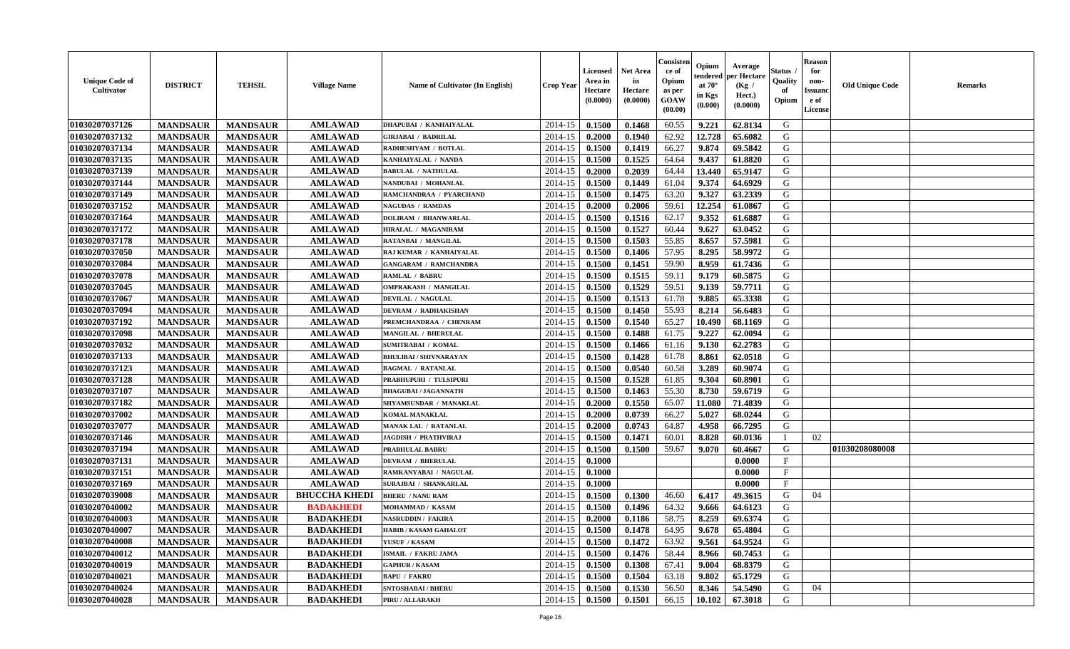| Unique Code of Cultivator | DISTRICT | TEHSIL | Village Name | Name of Cultivator (In English) | Crop Year | Licensed Area in Hectare (0.0000) | Net Area in Hectare (0.0000) | Consistence of Opium as per GOAW (00.00) | Opium tendered at 70° in Kgs (0.000) | Average per Hectare (Kg / Hect.) (0.0000) | Status / Quality of Opium | Reason for non-Issuance of License | Old Unique Code | Remarks |
|---|---|---|---|---|---|---|---|---|---|---|---|---|---|---|
| 01030207037126 | MANDSAUR | MANDSAUR | AMLAWAD | DHAPUBAI / KANHAIYALAL | 2014-15 | 0.1500 | 0.1468 | 60.55 | 9.221 | 62.8134 | G | | | |
| 01030207037132 | MANDSAUR | MANDSAUR | AMLAWAD | GIRJABAI / BADRILAL | 2014-15 | 0.2000 | 0.1940 | 62.92 | 12.728 | 65.6082 | G | | | |
| 01030207037134 | MANDSAUR | MANDSAUR | AMLAWAD | RADHESHYAM / BOTLAL | 2014-15 | 0.1500 | 0.1419 | 66.27 | 9.874 | 69.5842 | G | | | |
| 01030207037135 | MANDSAUR | MANDSAUR | AMLAWAD | KANHAIYALAL / NANDA | 2014-15 | 0.1500 | 0.1525 | 64.64 | 9.437 | 61.8820 | G | | | |
| 01030207037139 | MANDSAUR | MANDSAUR | AMLAWAD | BABULAL / NATHULAL | 2014-15 | 0.2000 | 0.2039 | 64.44 | 13.440 | 65.9147 | G | | | |
| 01030207037144 | MANDSAUR | MANDSAUR | AMLAWAD | NANDUBAI / MOHANLAL | 2014-15 | 0.1500 | 0.1449 | 61.04 | 9.374 | 64.6929 | G | | | |
| 01030207037149 | MANDSAUR | MANDSAUR | AMLAWAD | RAMCHANDRAA / PYARCHAND | 2014-15 | 0.1500 | 0.1475 | 63.20 | 9.327 | 63.2339 | G | | | |
| 01030207037152 | MANDSAUR | MANDSAUR | AMLAWAD | NAGUDAS / RAMDAS | 2014-15 | 0.2000 | 0.2006 | 59.61 | 12.254 | 61.0867 | G | | | |
| 01030207037164 | MANDSAUR | MANDSAUR | AMLAWAD | DOLIRAM / BHANWARLAL | 2014-15 | 0.1500 | 0.1516 | 62.17 | 9.352 | 61.6887 | G | | | |
| 01030207037172 | MANDSAUR | MANDSAUR | AMLAWAD | HIRALAL / MAGANIRAM | 2014-15 | 0.1500 | 0.1527 | 60.44 | 9.627 | 63.0452 | G | | | |
| 01030207037178 | MANDSAUR | MANDSAUR | AMLAWAD | RATANBAI / MANGILAL | 2014-15 | 0.1500 | 0.1503 | 55.85 | 8.657 | 57.5981 | G | | | |
| 01030207037050 | MANDSAUR | MANDSAUR | AMLAWAD | RAJ KUMAR / KANHAIYALAL | 2014-15 | 0.1500 | 0.1406 | 57.95 | 8.295 | 58.9972 | G | | | |
| 01030207037084 | MANDSAUR | MANDSAUR | AMLAWAD | GANGARAM / RAMCHANDRA | 2014-15 | 0.1500 | 0.1451 | 59.90 | 8.959 | 61.7436 | G | | | |
| 01030207037078 | MANDSAUR | MANDSAUR | AMLAWAD | RAMLAL / BABRU | 2014-15 | 0.1500 | 0.1515 | 59.11 | 9.179 | 60.5875 | G | | | |
| 01030207037045 | MANDSAUR | MANDSAUR | AMLAWAD | OMPRAKASH / MANGILAL | 2014-15 | 0.1500 | 0.1529 | 59.51 | 9.139 | 59.7711 | G | | | |
| 01030207037067 | MANDSAUR | MANDSAUR | AMLAWAD | DEVILAL / NAGULAL | 2014-15 | 0.1500 | 0.1513 | 61.78 | 9.885 | 65.3338 | G | | | |
| 01030207037094 | MANDSAUR | MANDSAUR | AMLAWAD | DEVRAM / RADHAKISHAN | 2014-15 | 0.1500 | 0.1450 | 55.93 | 8.214 | 56.6483 | G | | | |
| 01030207037192 | MANDSAUR | MANDSAUR | AMLAWAD | PREMCHANDRAA / CHENRAM | 2014-15 | 0.1500 | 0.1540 | 65.27 | 10.490 | 68.1169 | G | | | |
| 01030207037098 | MANDSAUR | MANDSAUR | AMLAWAD | MANGILAL / BHERULAL | 2014-15 | 0.1500 | 0.1488 | 61.75 | 9.227 | 62.0094 | G | | | |
| 01030207037032 | MANDSAUR | MANDSAUR | AMLAWAD | SUMITRABAI / KOMAL | 2014-15 | 0.1500 | 0.1466 | 61.16 | 9.130 | 62.2783 | G | | | |
| 01030207037133 | MANDSAUR | MANDSAUR | AMLAWAD | BHULIBAI / SHIVNARAYAN | 2014-15 | 0.1500 | 0.1428 | 61.78 | 8.861 | 62.0518 | G | | | |
| 01030207037123 | MANDSAUR | MANDSAUR | AMLAWAD | BAGMAL / RATANLAL | 2014-15 | 0.1500 | 0.0540 | 60.58 | 3.289 | 60.9074 | G | | | |
| 01030207037128 | MANDSAUR | MANDSAUR | AMLAWAD | PRABHUPURI / TULSIPURI | 2014-15 | 0.1500 | 0.1528 | 61.85 | 9.304 | 60.8901 | G | | | |
| 01030207037107 | MANDSAUR | MANDSAUR | AMLAWAD | BHAGUBAI / JAGANNATH | 2014-15 | 0.1500 | 0.1463 | 55.30 | 8.730 | 59.6719 | G | | | |
| 01030207037182 | MANDSAUR | MANDSAUR | AMLAWAD | SHYAMSUNDAR / MANAKLAL | 2014-15 | 0.2000 | 0.1550 | 65.07 | 11.080 | 71.4839 | G | | | |
| 01030207037002 | MANDSAUR | MANDSAUR | AMLAWAD | KOMAL MANAKLAL | 2014-15 | 0.2000 | 0.0739 | 66.27 | 5.027 | 68.0244 | G | | | |
| 01030207037077 | MANDSAUR | MANDSAUR | AMLAWAD | MANAK LAL / RATANLAL | 2014-15 | 0.2000 | 0.0743 | 64.87 | 4.958 | 66.7295 | G | | | |
| 01030207037146 | MANDSAUR | MANDSAUR | AMLAWAD | JAGDISH / PRATHVIRAJ | 2014-15 | 0.1500 | 0.1471 | 60.01 | 8.828 | 60.0136 | I | 02 | | |
| 01030207037194 | MANDSAUR | MANDSAUR | AMLAWAD | PRABHULAL BABRU | 2014-15 | 0.1500 | 0.1500 | 59.67 | 9.070 | 60.4667 | G | | 01030208080008 | |
| 01030207037131 | MANDSAUR | MANDSAUR | AMLAWAD | DEVRAM / BHERULAL | 2014-15 | 0.1000 | | | | 0.0000 | F | | | |
| 01030207037151 | MANDSAUR | MANDSAUR | AMLAWAD | RAMKANYABAI / NAGULAL | 2014-15 | 0.1000 | | | | 0.0000 | F | | | |
| 01030207037169 | MANDSAUR | MANDSAUR | AMLAWAD | SURAJBAI / SHANKARLAL | 2014-15 | 0.1000 | | | | 0.0000 | F | | | |
| 01030207039008 | MANDSAUR | MANDSAUR | BHUCCHA KHEDI | BHERU / NANU RAM | 2014-15 | 0.1500 | 0.1300 | 46.60 | 6.417 | 49.3615 | G | 04 | | |
| 01030207040002 | MANDSAUR | MANDSAUR | BADAKHEDI | MOHAMMAD / KASAM | 2014-15 | 0.1500 | 0.1496 | 64.32 | 9.666 | 64.6123 | G | | | |
| 01030207040003 | MANDSAUR | MANDSAUR | BADAKHEDI | NASRUDDIN / FAKIRA | 2014-15 | 0.2000 | 0.1186 | 58.75 | 8.259 | 69.6374 | G | | | |
| 01030207040007 | MANDSAUR | MANDSAUR | BADAKHEDI | HABIB / KASAM GAHALOT | 2014-15 | 0.1500 | 0.1478 | 64.95 | 9.678 | 65.4804 | G | | | |
| 01030207040008 | MANDSAUR | MANDSAUR | BADAKHEDI | YUSUF / KASAM | 2014-15 | 0.1500 | 0.1472 | 63.92 | 9.561 | 64.9524 | G | | | |
| 01030207040012 | MANDSAUR | MANDSAUR | BADAKHEDI | ISMAIL / FAKRU JAMA | 2014-15 | 0.1500 | 0.1476 | 58.44 | 8.966 | 60.7453 | G | | | |
| 01030207040019 | MANDSAUR | MANDSAUR | BADAKHEDI | GAPHUR / KASAM | 2014-15 | 0.1500 | 0.1308 | 67.41 | 9.004 | 68.8379 | G | | | |
| 01030207040021 | MANDSAUR | MANDSAUR | BADAKHEDI | BAPU / FAKRU | 2014-15 | 0.1500 | 0.1504 | 63.18 | 9.802 | 65.1729 | G | | | |
| 01030207040024 | MANDSAUR | MANDSAUR | BADAKHEDI | SNTOSHABAI / BHERU | 2014-15 | 0.1500 | 0.1530 | 56.50 | 8.346 | 54.5490 | G | 04 | | |
| 01030207040028 | MANDSAUR | MANDSAUR | BADAKHEDI | PIRU / ALLARAKH | 2014-15 | 0.1500 | 0.1501 | 66.15 | 10.102 | 67.3018 | G | | | |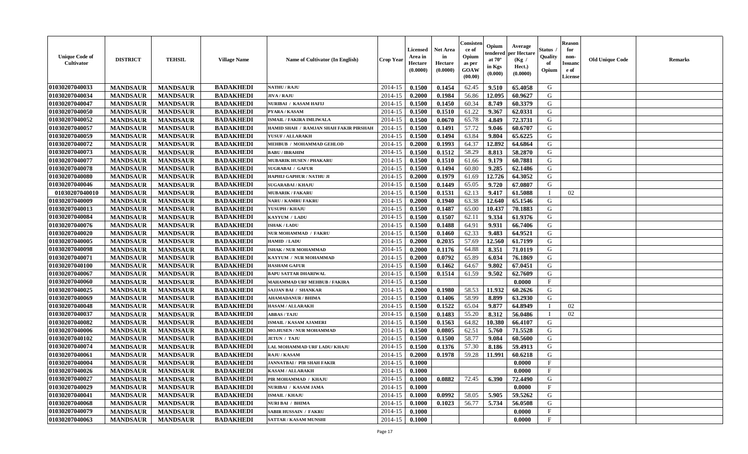| Unique Code of Cultivator | DISTRICT | TEHSIL | Village Name | Name of Cultivator (In English) | Crop Year | Licensed Area in Hectare (0.0000) | Net Area in Hectare (0.0000) | Consistence of Opium as per GOAW (00.00) | Opium tendered at 70° in Kgs (0.000) | Average per Hectare (Kg / Hect.) (0.0000) | Status / Quality of Opium | Reason for non-Issuance of License | Old Unique Code | Remarks |
|---|---|---|---|---|---|---|---|---|---|---|---|---|---|---|
| 01030207040033 | MANDSAUR | MANDSAUR | BADAKHEDI | NATHU / RAJU | 2014-15 | 0.1500 | 0.1454 | 62.45 | 9.510 | 65.4058 | G | | | |
| 01030207040034 | MANDSAUR | MANDSAUR | BADAKHEDI | JIVA / RAJU | 2014-15 | 0.2000 | 0.1984 | 56.86 | 12.095 | 60.9627 | G | | | |
| 01030207040047 | MANDSAUR | MANDSAUR | BADAKHEDI | NURIBAI / KASAM HAFIJ | 2014-15 | 0.1500 | 0.1450 | 60.34 | 8.749 | 60.3379 | G | | | |
| 01030207040050 | MANDSAUR | MANDSAUR | BADAKHEDI | PYARA / KASAM | 2014-15 | 0.1500 | 0.1510 | 61.22 | 9.367 | 62.0331 | G | | | |
| 01030207040052 | MANDSAUR | MANDSAUR | BADAKHEDI | ISMAIL / FAKIRA IMLIWALA | 2014-15 | 0.1500 | 0.0670 | 65.78 | 4.849 | 72.3731 | G | | | |
| 01030207040057 | MANDSAUR | MANDSAUR | BADAKHEDI | HAMID SHAH / RAMJAN SHAH FAKIR PIRSHAH | 2014-15 | 0.1500 | 0.1491 | 57.72 | 9.046 | 60.6707 | G | | | |
| 01030207040059 | MANDSAUR | MANDSAUR | BADAKHEDI | YUSUF / ALLARAKH | 2014-15 | 0.1500 | 0.1494 | 63.84 | 9.804 | 65.6225 | G | | | |
| 01030207040072 | MANDSAUR | MANDSAUR | BADAKHEDI | MEHBUB / MOHAMMAD GEHLOD | 2014-15 | 0.2000 | 0.1993 | 64.37 | 12.892 | 64.6864 | G | | | |
| 01030207040073 | MANDSAUR | MANDSAUR | BADAKHEDI | BABU / IBRAHIM | 2014-15 | 0.1500 | 0.1512 | 58.29 | 8.813 | 58.2870 | G | | | |
| 01030207040077 | MANDSAUR | MANDSAUR | BADAKHEDI | MUBARIK HUSEN / PHAKARU | 2014-15 | 0.1500 | 0.1510 | 61.66 | 9.179 | 60.7881 | G | | | |
| 01030207040078 | MANDSAUR | MANDSAUR | BADAKHEDI | SUGRABAI / GAFUR | 2014-15 | 0.1500 | 0.1494 | 60.80 | 9.285 | 62.1486 | G | | | |
| 01030207040080 | MANDSAUR | MANDSAUR | BADAKHEDI | HAPHIJ GAPHUR / NATHU JI | 2014-15 | 0.2000 | 0.1979 | 61.69 | 12.726 | 64.3052 | G | | | |
| 01030207040046 | MANDSAUR | MANDSAUR | BADAKHEDI | SUGARABAI / KHAJU | 2014-15 | 0.1500 | 0.1449 | 65.05 | 9.720 | 67.0807 | G | | | |
| 01030207040010 | MANDSAUR | MANDSAUR | BADAKHEDI | MUBARIK / FAKARU | 2014-15 | 0.1500 | 0.1531 | 62.13 | 9.417 | 61.5088 | I | 02 | | |
| 01030207040009 | MANDSAUR | MANDSAUR | BADAKHEDI | NARU / KAMRU FAKRU | 2014-15 | 0.2000 | 0.1940 | 63.38 | 12.640 | 65.1546 | G | | | |
| 01030207040013 | MANDSAUR | MANDSAUR | BADAKHEDI | YUSUPH / KHAJU | 2014-15 | 0.1500 | 0.1487 | 65.00 | 10.437 | 70.1883 | G | | | |
| 01030207040084 | MANDSAUR | MANDSAUR | BADAKHEDI | KAYYUM / LADU | 2014-15 | 0.1500 | 0.1507 | 62.11 | 9.334 | 61.9376 | G | | | |
| 01030207040076 | MANDSAUR | MANDSAUR | BADAKHEDI | ISHAK / LADU | 2014-15 | 0.1500 | 0.1488 | 64.91 | 9.931 | 66.7406 | G | | | |
| 01030207040020 | MANDSAUR | MANDSAUR | BADAKHEDI | NUR MOHAMMAD / FAKRU | 2014-15 | 0.1500 | 0.1460 | 62.33 | 9.483 | 64.9521 | G | | | |
| 01030207040005 | MANDSAUR | MANDSAUR | BADAKHEDI | HAMID / LADU | 2014-15 | 0.2000 | 0.2035 | 57.69 | 12.560 | 61.7199 | G | | | |
| 01030207040098 | MANDSAUR | MANDSAUR | BADAKHEDI | ISHAK / NUR MOHAMMAD | 2014-15 | 0.2000 | 0.1176 | 64.88 | 8.351 | 71.0119 | G | | | |
| 01030207040071 | MANDSAUR | MANDSAUR | BADAKHEDI | KAYYUM / NUR MOHAMMAD | 2014-15 | 0.2000 | 0.0792 | 65.89 | 6.034 | 76.1869 | G | | | |
| 01030207040100 | MANDSAUR | MANDSAUR | BADAKHEDI | HASHAM GAFUR | 2014-15 | 0.1500 | 0.1462 | 64.67 | 9.802 | 67.0451 | G | | | |
| 01030207040067 | MANDSAUR | MANDSAUR | BADAKHEDI | BAPU SATTAR DHARIWAL | 2014-15 | 0.1500 | 0.1514 | 61.59 | 9.502 | 62.7609 | G | | | |
| 01030207040060 | MANDSAUR | MANDSAUR | BADAKHEDI | MAHAMMAD URF MEHBUB / FAKIRA | 2014-15 | 0.1500 | | | | 0.0000 | F | | | |
| 01030207040025 | MANDSAUR | MANDSAUR | BADAKHEDI | SAJJAN BAI / SHANKAR | 2014-15 | 0.2000 | 0.1980 | 58.53 | 11.932 | 60.2626 | G | | | |
| 01030207040069 | MANDSAUR | MANDSAUR | BADAKHEDI | AHAMADANUR / BHIMA | 2014-15 | 0.1500 | 0.1406 | 58.99 | 8.899 | 63.2930 | G | | | |
| 01030207040048 | MANDSAUR | MANDSAUR | BADAKHEDI | HASAM / ALLARAKH | 2014-15 | 0.1500 | 0.1522 | 65.04 | 9.877 | 64.8949 | I | 02 | | |
| 01030207040037 | MANDSAUR | MANDSAUR | BADAKHEDI | ABBAS / TAJU | 2014-15 | 0.1500 | 0.1483 | 55.20 | 8.312 | 56.0486 | I | 02 | | |
| 01030207040082 | MANDSAUR | MANDSAUR | BADAKHEDI | ISMAIL / KASAM AJAMERI | 2014-15 | 0.1500 | 0.1563 | 64.82 | 10.380 | 66.4107 | G | | | |
| 01030207040006 | MANDSAUR | MANDSAUR | BADAKHEDI | MO.HUSEN / NUR MOHAMMAD | 2014-15 | 0.1500 | 0.0805 | 62.51 | 5.760 | 71.5528 | G | | | |
| 01030207040102 | MANDSAUR | MANDSAUR | BADAKHEDI | JETUN / TAJU | 2014-15 | 0.1500 | 0.1500 | 58.77 | 9.084 | 60.5600 | G | | | |
| 01030207040074 | MANDSAUR | MANDSAUR | BADAKHEDI | LAL MOHAMMAD URF LADU/ KHAJU | 2014-15 | 0.1500 | 0.1376 | 57.30 | 8.186 | 59.4913 | G | | | |
| 01030207040061 | MANDSAUR | MANDSAUR | BADAKHEDI | RAJU / KASAM | 2014-15 | 0.2000 | 0.1978 | 59.28 | 11.991 | 60.6218 | G | | | |
| 01030207040004 | MANDSAUR | MANDSAUR | BADAKHEDI | JANNATBAI / PIR SHAH FAKIR | 2014-15 | 0.1000 | | | | 0.0000 | F | | | |
| 01030207040026 | MANDSAUR | MANDSAUR | BADAKHEDI | KASAM / ALLARAKH | 2014-15 | 0.1000 | | | | 0.0000 | F | | | |
| 01030207040027 | MANDSAUR | MANDSAUR | BADAKHEDI | PIR MOHAMMAD / KHAJU | 2014-15 | 0.1000 | 0.0882 | 72.45 | 6.390 | 72.4490 | G | | | |
| 01030207040029 | MANDSAUR | MANDSAUR | BADAKHEDI | NURIBAI / KASAM JAMA | 2014-15 | 0.1000 | | | | 0.0000 | F | | | |
| 01030207040041 | MANDSAUR | MANDSAUR | BADAKHEDI | ISMAIL / KHAJU | 2014-15 | 0.1000 | 0.0992 | 58.05 | 5.905 | 59.5262 | G | | | |
| 01030207040068 | MANDSAUR | MANDSAUR | BADAKHEDI | NURI BAI / BHIMA | 2014-15 | 0.1000 | 0.1023 | 56.77 | 5.734 | 56.0508 | G | | | |
| 01030207040079 | MANDSAUR | MANDSAUR | BADAKHEDI | SABIR HUSSAIN / FAKRU | 2014-15 | 0.1000 | | | | 0.0000 | F | | | |
| 01030207040063 | MANDSAUR | MANDSAUR | BADAKHEDI | SATTAR / KASAM MUNSHI | 2014-15 | 0.1000 | | | | 0.0000 | F | | | |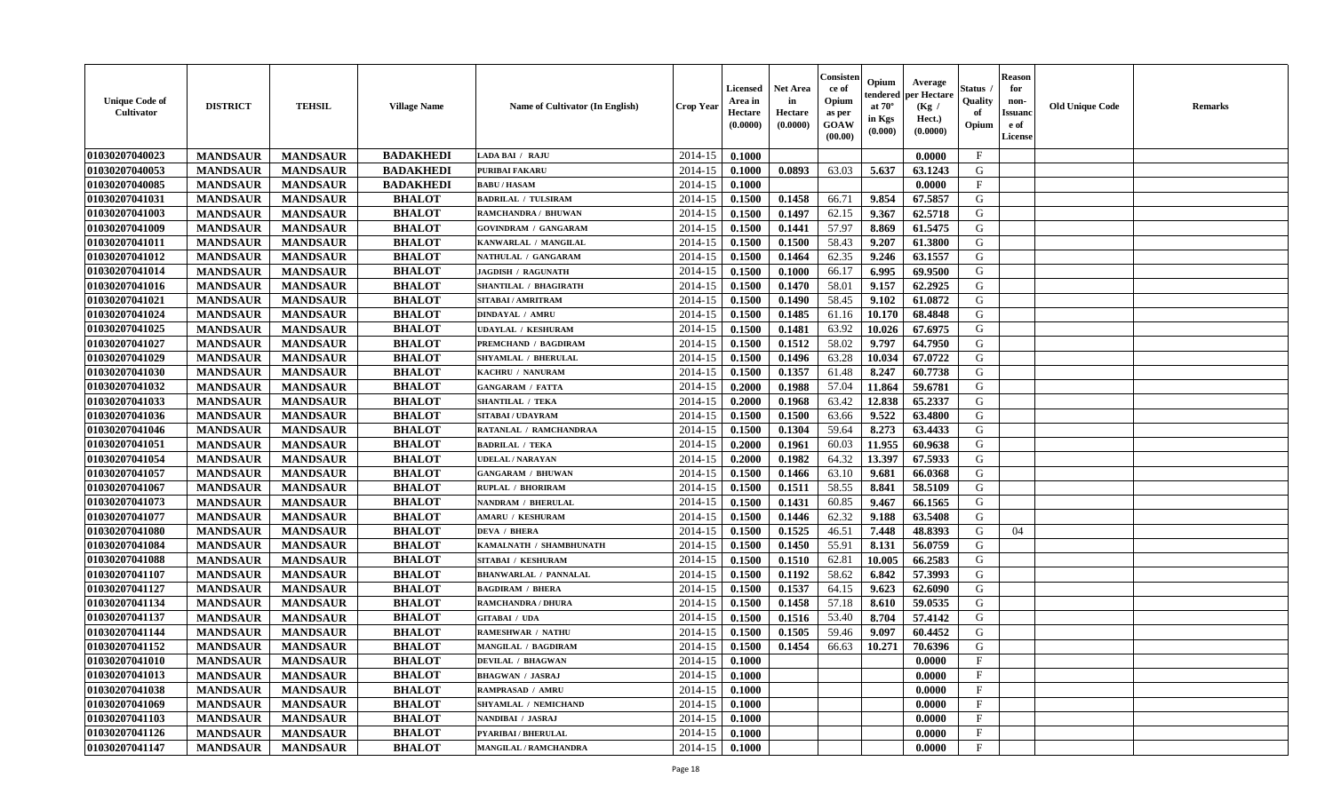| Unique Code of Cultivator | DISTRICT | TEHSIL | Village Name | Name of Cultivator (In English) | Crop Year | Licensed Area in Hectare (0.0000) | Net Area in Hectare (0.0000) | Consistence of Opium as per GOAW (00.00) | Opium tendered at 70° in Kgs (0.000) | Average per Hectare (Kg / Hect.) (0.0000) | Status / Quality of Opium | Reason for non-Issuance of License | Old Unique Code | Remarks |
|---|---|---|---|---|---|---|---|---|---|---|---|---|---|---|
| 01030207040023 | MANDSAUR | MANDSAUR | BADAKHEDI | LADA BAI / RAJU | 2014-15 | 0.1000 | | | | 0.0000 | F | | | |
| 01030207040053 | MANDSAUR | MANDSAUR | BADAKHEDI | PURIBAI FAKARU | 2014-15 | 0.1000 | 0.0893 | 63.03 | 5.637 | 63.1243 | G | | | |
| 01030207040085 | MANDSAUR | MANDSAUR | BADAKHEDI | BABU / HASAM | 2014-15 | 0.1000 | | | | 0.0000 | F | | | |
| 01030207041031 | MANDSAUR | MANDSAUR | BHALOT | BADRILAL / TULSIRAM | 2014-15 | 0.1500 | 0.1458 | 66.71 | 9.854 | 67.5857 | G | | | |
| 01030207041003 | MANDSAUR | MANDSAUR | BHALOT | RAMCHANDRA / BHUWAN | 2014-15 | 0.1500 | 0.1497 | 62.15 | 9.367 | 62.5718 | G | | | |
| 01030207041009 | MANDSAUR | MANDSAUR | BHALOT | GOVINDRAM / GANGARAM | 2014-15 | 0.1500 | 0.1441 | 57.97 | 8.869 | 61.5475 | G | | | |
| 01030207041011 | MANDSAUR | MANDSAUR | BHALOT | KANWARLAL / MANGILAL | 2014-15 | 0.1500 | 0.1500 | 58.43 | 9.207 | 61.3800 | G | | | |
| 01030207041012 | MANDSAUR | MANDSAUR | BHALOT | NATHULAL / GANGARAM | 2014-15 | 0.1500 | 0.1464 | 62.35 | 9.246 | 63.1557 | G | | | |
| 01030207041014 | MANDSAUR | MANDSAUR | BHALOT | JAGDISH / RAGUNATH | 2014-15 | 0.1500 | 0.1000 | 66.17 | 6.995 | 69.9500 | G | | | |
| 01030207041016 | MANDSAUR | MANDSAUR | BHALOT | SHANTILAL / BHAGIRATH | 2014-15 | 0.1500 | 0.1470 | 58.01 | 9.157 | 62.2925 | G | | | |
| 01030207041021 | MANDSAUR | MANDSAUR | BHALOT | SITABAI / AMRITRAM | 2014-15 | 0.1500 | 0.1490 | 58.45 | 9.102 | 61.0872 | G | | | |
| 01030207041024 | MANDSAUR | MANDSAUR | BHALOT | DINDAYAL / AMRU | 2014-15 | 0.1500 | 0.1485 | 61.16 | 10.170 | 68.4848 | G | | | |
| 01030207041025 | MANDSAUR | MANDSAUR | BHALOT | UDAYLAL / KESHURAM | 2014-15 | 0.1500 | 0.1481 | 63.92 | 10.026 | 67.6975 | G | | | |
| 01030207041027 | MANDSAUR | MANDSAUR | BHALOT | PREMCHAND / BAGDIRAM | 2014-15 | 0.1500 | 0.1512 | 58.02 | 9.797 | 64.7950 | G | | | |
| 01030207041029 | MANDSAUR | MANDSAUR | BHALOT | SHYAMLAL / BHERULAL | 2014-15 | 0.1500 | 0.1496 | 63.28 | 10.034 | 67.0722 | G | | | |
| 01030207041030 | MANDSAUR | MANDSAUR | BHALOT | KACHRU / NANURAM | 2014-15 | 0.1500 | 0.1357 | 61.48 | 8.247 | 60.7738 | G | | | |
| 01030207041032 | MANDSAUR | MANDSAUR | BHALOT | GANGARAM / FATTA | 2014-15 | 0.2000 | 0.1988 | 57.04 | 11.864 | 59.6781 | G | | | |
| 01030207041033 | MANDSAUR | MANDSAUR | BHALOT | SHANTILAL / TEKA | 2014-15 | 0.2000 | 0.1968 | 63.42 | 12.838 | 65.2337 | G | | | |
| 01030207041036 | MANDSAUR | MANDSAUR | BHALOT | SITABAI / UDAYRAM | 2014-15 | 0.1500 | 0.1500 | 63.66 | 9.522 | 63.4800 | G | | | |
| 01030207041046 | MANDSAUR | MANDSAUR | BHALOT | RATANLAL / RAMCHANDRAA | 2014-15 | 0.1500 | 0.1304 | 59.64 | 8.273 | 63.4433 | G | | | |
| 01030207041051 | MANDSAUR | MANDSAUR | BHALOT | BADRILAL / TEKA | 2014-15 | 0.2000 | 0.1961 | 60.03 | 11.955 | 60.9638 | G | | | |
| 01030207041054 | MANDSAUR | MANDSAUR | BHALOT | UDELAL / NARAYAN | 2014-15 | 0.2000 | 0.1982 | 64.32 | 13.397 | 67.5933 | G | | | |
| 01030207041057 | MANDSAUR | MANDSAUR | BHALOT | GANGARAM / BHUWAN | 2014-15 | 0.1500 | 0.1466 | 63.10 | 9.681 | 66.0368 | G | | | |
| 01030207041067 | MANDSAUR | MANDSAUR | BHALOT | RUPLAL / BHORIRAM | 2014-15 | 0.1500 | 0.1511 | 58.55 | 8.841 | 58.5109 | G | | | |
| 01030207041073 | MANDSAUR | MANDSAUR | BHALOT | NANDRAM / BHERULAL | 2014-15 | 0.1500 | 0.1431 | 60.85 | 9.467 | 66.1565 | G | | | |
| 01030207041077 | MANDSAUR | MANDSAUR | BHALOT | AMARU / KESHURAM | 2014-15 | 0.1500 | 0.1446 | 62.32 | 9.188 | 63.5408 | G | | | |
| 01030207041080 | MANDSAUR | MANDSAUR | BHALOT | DEVA / BHERA | 2014-15 | 0.1500 | 0.1525 | 46.51 | 7.448 | 48.8393 | G | 04 | | |
| 01030207041084 | MANDSAUR | MANDSAUR | BHALOT | KAMALNATH / SHAMBHUNATH | 2014-15 | 0.1500 | 0.1450 | 55.91 | 8.131 | 56.0759 | G | | | |
| 01030207041088 | MANDSAUR | MANDSAUR | BHALOT | SITABAI / KESHURAM | 2014-15 | 0.1500 | 0.1510 | 62.81 | 10.005 | 66.2583 | G | | | |
| 01030207041107 | MANDSAUR | MANDSAUR | BHALOT | BHANWARLAL / PANNALAL | 2014-15 | 0.1500 | 0.1192 | 58.62 | 6.842 | 57.3993 | G | | | |
| 01030207041127 | MANDSAUR | MANDSAUR | BHALOT | BAGDIRAM / BHERA | 2014-15 | 0.1500 | 0.1537 | 64.15 | 9.623 | 62.6090 | G | | | |
| 01030207041134 | MANDSAUR | MANDSAUR | BHALOT | RAMCHANDRA / DHURA | 2014-15 | 0.1500 | 0.1458 | 57.18 | 8.610 | 59.0535 | G | | | |
| 01030207041137 | MANDSAUR | MANDSAUR | BHALOT | GITABAI / UDA | 2014-15 | 0.1500 | 0.1516 | 53.40 | 8.704 | 57.4142 | G | | | |
| 01030207041144 | MANDSAUR | MANDSAUR | BHALOT | RAMESHWAR / NATHU | 2014-15 | 0.1500 | 0.1505 | 59.46 | 9.097 | 60.4452 | G | | | |
| 01030207041152 | MANDSAUR | MANDSAUR | BHALOT | MANGILAL / BAGDIRAM | 2014-15 | 0.1500 | 0.1454 | 66.63 | 10.271 | 70.6396 | G | | | |
| 01030207041010 | MANDSAUR | MANDSAUR | BHALOT | DEVILAL / BHAGWAN | 2014-15 | 0.1000 | | | | 0.0000 | F | | | |
| 01030207041013 | MANDSAUR | MANDSAUR | BHALOT | BHAGWAN / JASRAJ | 2014-15 | 0.1000 | | | | 0.0000 | F | | | |
| 01030207041038 | MANDSAUR | MANDSAUR | BHALOT | RAMPRASAD / AMRU | 2014-15 | 0.1000 | | | | 0.0000 | F | | | |
| 01030207041069 | MANDSAUR | MANDSAUR | BHALOT | SHYAMLAL / NEMICHAND | 2014-15 | 0.1000 | | | | 0.0000 | F | | | |
| 01030207041103 | MANDSAUR | MANDSAUR | BHALOT | NANDIBAI / JASRAJ | 2014-15 | 0.1000 | | | | 0.0000 | F | | | |
| 01030207041126 | MANDSAUR | MANDSAUR | BHALOT | PYARIBAI / BHERULAL | 2014-15 | 0.1000 | | | | 0.0000 | F | | | |
| 01030207041147 | MANDSAUR | MANDSAUR | BHALOT | MANGILAL / RAMCHANDRA | 2014-15 | 0.1000 | | | | 0.0000 | F | | | |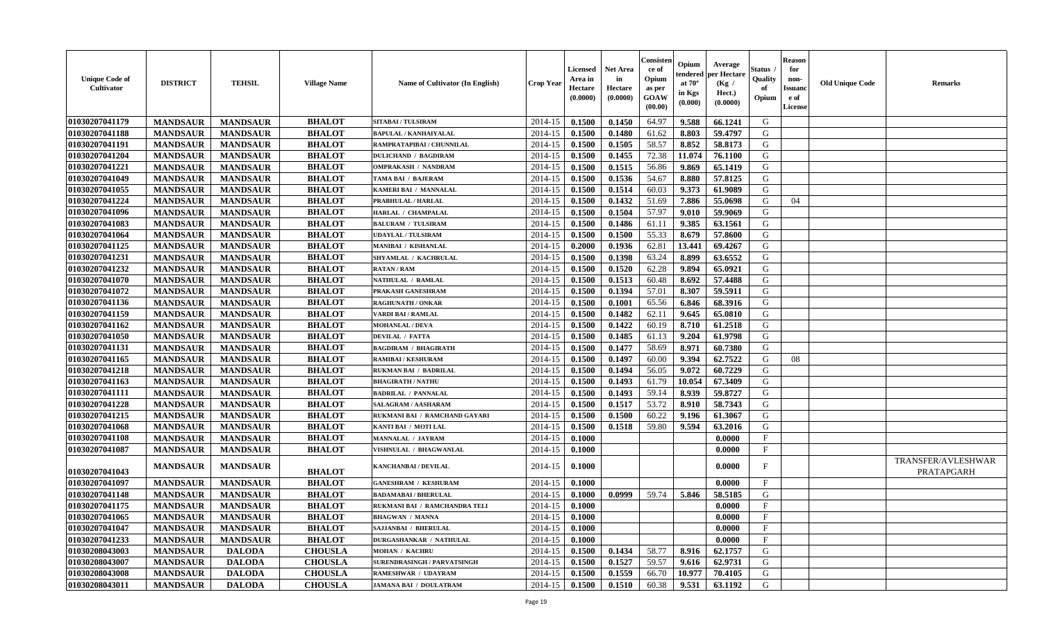| Unique Code of Cultivator | DISTRICT | TEHSIL | Village Name | Name of Cultivator (In English) | Crop Year | Licensed Area in Hectare (0.0000) | Net Area in Hectare (0.0000) | Consistence of Opium as per GOAW (00.00) | Opium tendered at 70° in Kgs (0.000) | Average per Hectare (Kg / Hect.) (0.0000) | Status / Quality of Opium | Reason for non-Issuance of License | Old Unique Code | Remarks |
|---|---|---|---|---|---|---|---|---|---|---|---|---|---|---|
| 01030207041179 | MANDSAUR | MANDSAUR | BHALOT | SITABAI / TULSIRAM | 2014-15 | 0.1500 | 0.1450 | 64.97 | 9.588 | 66.1241 | G | | | |
| 01030207041188 | MANDSAUR | MANDSAUR | BHALOT | BAPULAL / KANHAIYALAL | 2014-15 | 0.1500 | 0.1480 | 61.62 | 8.803 | 59.4797 | G | | | |
| 01030207041191 | MANDSAUR | MANDSAUR | BHALOT | RAMPRATAPIBAI / CHUNNILAL | 2014-15 | 0.1500 | 0.1505 | 58.57 | 8.852 | 58.8173 | G | | | |
| 01030207041204 | MANDSAUR | MANDSAUR | BHALOT | DULICHAND / BAGDIRAM | 2014-15 | 0.1500 | 0.1455 | 72.38 | 11.074 | 76.1100 | G | | | |
| 01030207041221 | MANDSAUR | MANDSAUR | BHALOT | OMPRAKASH / NANDRAM | 2014-15 | 0.1500 | 0.1515 | 56.86 | 9.869 | 65.1419 | G | | | |
| 01030207041049 | MANDSAUR | MANDSAUR | BHALOT | TAMA BAI / BAJERAM | 2014-15 | 0.1500 | 0.1536 | 54.67 | 8.880 | 57.8125 | G | | | |
| 01030207041055 | MANDSAUR | MANDSAUR | BHALOT | KAMERI BAI / MANNALAL | 2014-15 | 0.1500 | 0.1514 | 60.03 | 9.373 | 61.9089 | G | | | |
| 01030207041224 | MANDSAUR | MANDSAUR | BHALOT | PRABHULAL / HARLAL | 2014-15 | 0.1500 | 0.1432 | 51.69 | 7.886 | 55.0698 | G | 04 | | |
| 01030207041096 | MANDSAUR | MANDSAUR | BHALOT | HARLAL / CHAMPALAL | 2014-15 | 0.1500 | 0.1504 | 57.97 | 9.010 | 59.9069 | G | | | |
| 01030207041083 | MANDSAUR | MANDSAUR | BHALOT | BALURAM / TULSIRAM | 2014-15 | 0.1500 | 0.1486 | 61.11 | 9.385 | 63.1561 | G | | | |
| 01030207041064 | MANDSAUR | MANDSAUR | BHALOT | UDAYLAL / TULSIRAM | 2014-15 | 0.1500 | 0.1500 | 55.33 | 8.679 | 57.8600 | G | | | |
| 01030207041125 | MANDSAUR | MANDSAUR | BHALOT | MANIBAI / KISHANLAL | 2014-15 | 0.2000 | 0.1936 | 62.81 | 13.441 | 69.4267 | G | | | |
| 01030207041231 | MANDSAUR | MANDSAUR | BHALOT | SHYAMLAL / KACHRULAL | 2014-15 | 0.1500 | 0.1398 | 63.24 | 8.899 | 63.6552 | G | | | |
| 01030207041232 | MANDSAUR | MANDSAUR | BHALOT | RATAN / RAM | 2014-15 | 0.1500 | 0.1520 | 62.28 | 9.894 | 65.0921 | G | | | |
| 01030207041070 | MANDSAUR | MANDSAUR | BHALOT | NATHULAL / RAMLAL | 2014-15 | 0.1500 | 0.1513 | 60.48 | 8.692 | 57.4488 | G | | | |
| 01030207041072 | MANDSAUR | MANDSAUR | BHALOT | PRAKASH GANESHRAM | 2014-15 | 0.1500 | 0.1394 | 57.01 | 8.307 | 59.5911 | G | | | |
| 01030207041136 | MANDSAUR | MANDSAUR | BHALOT | RAGHUNATH / ONKAR | 2014-15 | 0.1500 | 0.1001 | 65.56 | 6.846 | 68.3916 | G | | | |
| 01030207041159 | MANDSAUR | MANDSAUR | BHALOT | VARDI BAI / RAMLAL | 2014-15 | 0.1500 | 0.1482 | 62.11 | 9.645 | 65.0810 | G | | | |
| 01030207041162 | MANDSAUR | MANDSAUR | BHALOT | MOHANLAL / DEVA | 2014-15 | 0.1500 | 0.1422 | 60.19 | 8.710 | 61.2518 | G | | | |
| 01030207041050 | MANDSAUR | MANDSAUR | BHALOT | DEVILAL / FATTA | 2014-15 | 0.1500 | 0.1485 | 61.13 | 9.204 | 61.9798 | G | | | |
| 01030207041131 | MANDSAUR | MANDSAUR | BHALOT | BAGDIRAM / BHAGIRATH | 2014-15 | 0.1500 | 0.1477 | 58.69 | 8.971 | 60.7380 | G | | | |
| 01030207041165 | MANDSAUR | MANDSAUR | BHALOT | RAMIBAI / KESHURAM | 2014-15 | 0.1500 | 0.1497 | 60.00 | 9.394 | 62.7522 | G | 08 | | |
| 01030207041218 | MANDSAUR | MANDSAUR | BHALOT | RUKMAN BAI / BADRILAL | 2014-15 | 0.1500 | 0.1494 | 56.05 | 9.072 | 60.7229 | G | | | |
| 01030207041163 | MANDSAUR | MANDSAUR | BHALOT | BHAGIRATH / NATHU | 2014-15 | 0.1500 | 0.1493 | 61.79 | 10.054 | 67.3409 | G | | | |
| 01030207041111 | MANDSAUR | MANDSAUR | BHALOT | BADRILAL / PANNALAL | 2014-15 | 0.1500 | 0.1493 | 59.14 | 8.939 | 59.8727 | G | | | |
| 01030207041228 | MANDSAUR | MANDSAUR | BHALOT | SALAGRAM / AASHARAM | 2014-15 | 0.1500 | 0.1517 | 53.72 | 8.910 | 58.7343 | G | | | |
| 01030207041215 | MANDSAUR | MANDSAUR | BHALOT | RUKMANI BAI / RAMCHAND GAYARI | 2014-15 | 0.1500 | 0.1500 | 60.22 | 9.196 | 61.3067 | G | | | |
| 01030207041068 | MANDSAUR | MANDSAUR | BHALOT | KANTI BAI / MOTI LAL | 2014-15 | 0.1500 | 0.1518 | 59.80 | 9.594 | 63.2016 | G | | | |
| 01030207041108 | MANDSAUR | MANDSAUR | BHALOT | MANNALAL / JAYRAM | 2014-15 | 0.1000 | | | | 0.0000 | F | | | |
| 01030207041087 | MANDSAUR | MANDSAUR | BHALOT | VISHNULAL / BHAGWANLAL | 2014-15 | 0.1000 | | | | 0.0000 | F | | | |
| 01030207041043 | MANDSAUR | MANDSAUR | BHALOT | KANCHANBAI / DEVILAL | 2014-15 | 0.1000 | | | | 0.0000 | F | | | TRANSFER/AVLESHWAR PRATAPGARH |
| 01030207041097 | MANDSAUR | MANDSAUR | BHALOT | GANESHRAM / KESHURAM | 2014-15 | 0.1000 | | | | 0.0000 | F | | | |
| 01030207041148 | MANDSAUR | MANDSAUR | BHALOT | BADAMABAI / BHERULAL | 2014-15 | 0.1000 | 0.0999 | 59.74 | 5.846 | 58.5185 | G | | | |
| 01030207041175 | MANDSAUR | MANDSAUR | BHALOT | RUKMANI BAI / RAMCHANDRA TELI | 2014-15 | 0.1000 | | | | 0.0000 | F | | | |
| 01030207041065 | MANDSAUR | MANDSAUR | BHALOT | BHAGWAN / MANNA | 2014-15 | 0.1000 | | | | 0.0000 | F | | | |
| 01030207041047 | MANDSAUR | MANDSAUR | BHALOT | SAJJANBAI / BHERULAL | 2014-15 | 0.1000 | | | | 0.0000 | F | | | |
| 01030207041233 | MANDSAUR | MANDSAUR | BHALOT | DURGASHANKAR / NATHULAL | 2014-15 | 0.1000 | | | | 0.0000 | F | | | |
| 01030208043003 | MANDSAUR | DALODA | CHOUSLA | MOHAN / KACHRU | 2014-15 | 0.1500 | 0.1434 | 58.77 | 8.916 | 62.1757 | G | | | |
| 01030208043007 | MANDSAUR | DALODA | CHOUSLA | SURENDRASINGH / PARVATSINGH | 2014-15 | 0.1500 | 0.1527 | 59.57 | 9.616 | 62.9731 | G | | | |
| 01030208043008 | MANDSAUR | DALODA | CHOUSLA | RAMESHWAR / UDAYRAM | 2014-15 | 0.1500 | 0.1559 | 66.70 | 10.977 | 70.4105 | G | | | |
| 01030208043011 | MANDSAUR | DALODA | CHOUSLA | JAMANA BAI / DOULATRAM | 2014-15 | 0.1500 | 0.1510 | 60.38 | 9.531 | 63.1192 | G | | | |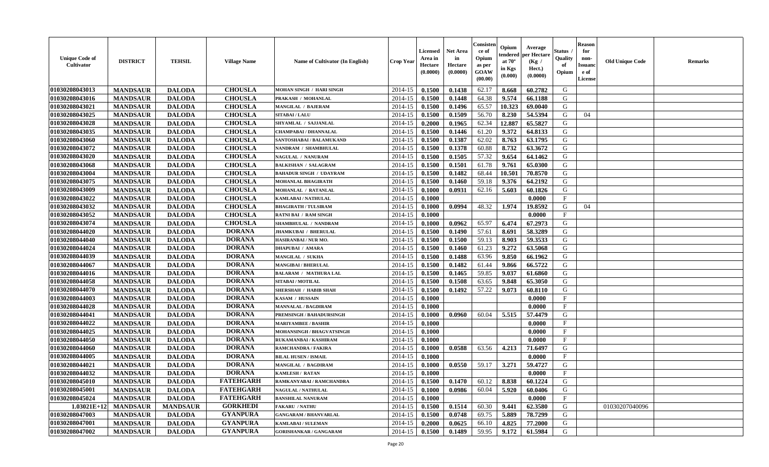| Unique Code of Cultivator | DISTRICT | TEHSIL | Village Name | Name of Cultivator (In English) | Crop Year | Licensed Area in Hectare (0.0000) | Net Area in Hectare (0.0000) | Consistence of Opium as per GOAW (00.00) | Opium tendered at 70° in Kgs (0.000) | Average per Hectare (Kg / Hect.) (0.0000) | Status / Quality of Opium | Reason for non-Issuance of License | Old Unique Code | Remarks |
|---|---|---|---|---|---|---|---|---|---|---|---|---|---|---|
| 01030208043013 | MANDSAUR | DALODA | CHOUSLA | MOHAN SINGH / HARI SINGH | 2014-15 | 0.1500 | 0.1438 | 62.17 | 8.668 | 60.2782 | G | | | |
| 01030208043016 | MANDSAUR | DALODA | CHOUSLA | PRAKASH / MOHANLAL | 2014-15 | 0.1500 | 0.1448 | 64.38 | 9.574 | 66.1188 | G | | | |
| 01030208043021 | MANDSAUR | DALODA | CHOUSLA | MANGILAL / BAJERAM | 2014-15 | 0.1500 | 0.1496 | 65.57 | 10.323 | 69.0040 | G | | | |
| 01030208043025 | MANDSAUR | DALODA | CHOUSLA | SITABAI / LALU | 2014-15 | 0.1500 | 0.1509 | 56.70 | 8.230 | 54.5394 | G | 04 | | |
| 01030208043028 | MANDSAUR | DALODA | CHOUSLA | SHYAMLAL / SAJJANLAL | 2014-15 | 0.2000 | 0.1965 | 62.34 | 12.887 | 65.5827 | G | | | |
| 01030208043035 | MANDSAUR | DALODA | CHOUSLA | CHAMPABAI / DHANNALAL | 2014-15 | 0.1500 | 0.1446 | 61.20 | 9.372 | 64.8133 | G | | | |
| 01030208043060 | MANDSAUR | DALODA | CHOUSLA | SANTOSHABAI / BALAMUKAND | 2014-15 | 0.1500 | 0.1387 | 62.02 | 8.763 | 63.1795 | G | | | |
| 01030208043072 | MANDSAUR | DALODA | CHOUSLA | NANDRAM / SHAMBHULAL | 2014-15 | 0.1500 | 0.1378 | 60.88 | 8.732 | 63.3672 | G | | | |
| 01030208043020 | MANDSAUR | DALODA | CHOUSLA | NAGULAL / NANURAM | 2014-15 | 0.1500 | 0.1505 | 57.32 | 9.654 | 64.1462 | G | | | |
| 01030208043068 | MANDSAUR | DALODA | CHOUSLA | BALKISHAN / SALAGRAM | 2014-15 | 0.1500 | 0.1501 | 61.78 | 9.761 | 65.0300 | G | | | |
| 01030208043004 | MANDSAUR | DALODA | CHOUSLA | BAHADUR SINGH / UDAYRAM | 2014-15 | 0.1500 | 0.1482 | 68.44 | 10.501 | 70.8570 | G | | | |
| 01030208043075 | MANDSAUR | DALODA | CHOUSLA | MOHANLAL BHAGIRATH | 2014-15 | 0.1500 | 0.1460 | 59.18 | 9.376 | 64.2192 | G | | | |
| 01030208043009 | MANDSAUR | DALODA | CHOUSLA | MOHANLAL / RATANLAL | 2014-15 | 0.1000 | 0.0931 | 62.16 | 5.603 | 60.1826 | G | | | |
| 01030208043022 | MANDSAUR | DALODA | CHOUSLA | KAMLABAI / NATHULAL | 2014-15 | 0.1000 | | | | 0.0000 | F | | | |
| 01030208043032 | MANDSAUR | DALODA | CHOUSLA | BHAGIRATH / TULSIRAM | 2014-15 | 0.1000 | 0.0994 | 48.32 | 1.974 | 19.8592 | G | 04 | | |
| 01030208043052 | MANDSAUR | DALODA | CHOUSLA | RATNI BAI / RAM SINGH | 2014-15 | 0.1000 | | | | 0.0000 | F | | | |
| 01030208043074 | MANDSAUR | DALODA | CHOUSLA | SHAMBHULAL / NANDRAM | 2014-15 | 0.1000 | 0.0962 | 65.97 | 6.474 | 67.2973 | G | | | |
| 01030208044020 | MANDSAUR | DALODA | DORANA | JHAMKUBAI / BHERULAL | 2014-15 | 0.1500 | 0.1490 | 57.61 | 8.691 | 58.3289 | G | | | |
| 01030208044040 | MANDSAUR | DALODA | DORANA | HASIRANBAI / NUR MO. | 2014-15 | 0.1500 | 0.1500 | 59.13 | 8.903 | 59.3533 | G | | | |
| 01030208044024 | MANDSAUR | DALODA | DORANA | DHAPUBAI / AMARA | 2014-15 | 0.1500 | 0.1460 | 61.23 | 9.272 | 63.5068 | G | | | |
| 01030208044039 | MANDSAUR | DALODA | DORANA | MANGILAL / SUKHA | 2014-15 | 0.1500 | 0.1488 | 63.96 | 9.850 | 66.1962 | G | | | |
| 01030208044067 | MANDSAUR | DALODA | DORANA | MANGIBAI / BHERULAL | 2014-15 | 0.1500 | 0.1482 | 61.44 | 9.866 | 66.5722 | G | | | |
| 01030208044016 | MANDSAUR | DALODA | DORANA | BALARAM / MATHURA LAL | 2014-15 | 0.1500 | 0.1465 | 59.85 | 9.037 | 61.6860 | G | | | |
| 01030208044058 | MANDSAUR | DALODA | DORANA | SITABAI / MOTILAL | 2014-15 | 0.1500 | 0.1508 | 63.65 | 9.848 | 65.3050 | G | | | |
| 01030208044070 | MANDSAUR | DALODA | DORANA | SHERSHAH / HABIB SHAH | 2014-15 | 0.1500 | 0.1492 | 57.22 | 9.073 | 60.8110 | G | | | |
| 01030208044003 | MANDSAUR | DALODA | DORANA | KASAM / HUSSAIN | 2014-15 | 0.1000 | | | | 0.0000 | F | | | |
| 01030208044028 | MANDSAUR | DALODA | DORANA | MANNALAL / BAGDIRAM | 2014-15 | 0.1000 | | | | 0.0000 | F | | | |
| 01030208044041 | MANDSAUR | DALODA | DORANA | PREMSINGH / BAHADURSINGH | 2014-15 | 0.1000 | 0.0960 | 60.04 | 5.515 | 57.4479 | G | | | |
| 01030208044022 | MANDSAUR | DALODA | DORANA | MARIYAMBEE / BASHIR | 2014-15 | 0.1000 | | | | 0.0000 | F | | | |
| 01030208044025 | MANDSAUR | DALODA | DORANA | MOHANSINGH / BHAGVATSINGH | 2014-15 | 0.1000 | | | | 0.0000 | F | | | |
| 01030208044050 | MANDSAUR | DALODA | DORANA | RUKAMANBAI / KASHIRAM | 2014-15 | 0.1000 | | | | 0.0000 | F | | | |
| 01030208044060 | MANDSAUR | DALODA | DORANA | RAMCHANDRA / FAKIRA | 2014-15 | 0.1000 | 0.0588 | 63.56 | 4.213 | 71.6497 | G | | | |
| 01030208044005 | MANDSAUR | DALODA | DORANA | BILAL HUSEN / ISMAIL | 2014-15 | 0.1000 | | | | 0.0000 | F | | | |
| 01030208044021 | MANDSAUR | DALODA | DORANA | MANGILAL / BAGDIRAM | 2014-15 | 0.1000 | 0.0550 | 59.17 | 3.271 | 59.4727 | G | | | |
| 01030208044032 | MANDSAUR | DALODA | DORANA | KAMLESH / RATAN | 2014-15 | 0.1000 | | | | 0.0000 | F | | | |
| 01030208045010 | MANDSAUR | DALODA | FATEHGARH | RAMKANYABAI / RAMCHANDRA | 2014-15 | 0.1500 | 0.1470 | 60.12 | 8.838 | 60.1224 | G | | | |
| 01030208045001 | MANDSAUR | DALODA | FATEHGARH | NAGULAL / NATHULAL | 2014-15 | 0.1000 | 0.0986 | 60.04 | 5.920 | 60.0406 | G | | | |
| 01030208045024 | MANDSAUR | DALODA | FATEHGARH | BANSHILAL NANURAM | 2014-15 | 0.1000 | | | | 0.0000 | F | | | |
| 1.03021E+12 | MANDSAUR | MANDSAUR | GORKHEDI | FAKARU / NATHU | 2014-15 | 0.1500 | 0.1514 | 60.30 | 9.441 | 62.3580 | G | | 01030207040096 | |
| 01030208047003 | MANDSAUR | DALODA | GYANPURA | GANGARAM / BHANVARLAL | 2014-15 | 0.1500 | 0.0748 | 69.75 | 5.889 | 78.7299 | G | | | |
| 01030208047001 | MANDSAUR | DALODA | GYANPURA | KAMLABAI / SULEMAN | 2014-15 | 0.2000 | 0.0625 | 66.10 | 4.825 | 77.2000 | G | | | |
| 01030208047002 | MANDSAUR | DALODA | GYANPURA | GORISHANKAR / GANGARAM | 2014-15 | 0.1500 | 0.1489 | 59.95 | 9.172 | 61.5984 | G | | | |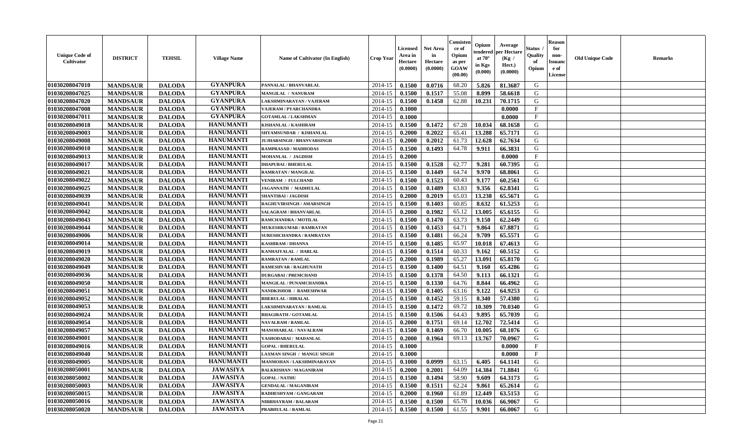| Unique Code of Cultivator | DISTRICT | TEHSIL | Village Name | Name of Cultivator (In English) | Crop Year | Licensed Area in Hectare (0.0000) | Net Area in Hectare (0.0000) | Consistence of Opium as per GOAW (00.00) | Opium tendered at 70° in Kgs (0.000) | Average per Hectare (Kg / Hect.) (0.0000) | Status / Quality of Opium | Reason for non-Issuance of License | Old Unique Code | Remarks |
|---|---|---|---|---|---|---|---|---|---|---|---|---|---|---|
| 01030208047010 | MANDSAUR | DALODA | GYANPURA | PANNALAL / BHANVARLAL | 2014-15 | 0.1500 | 0.0716 | 68.20 | 5.826 | 81.3687 | G | | | |
| 01030208047025 | MANDSAUR | DALODA | GYANPURA | MANGILAL / NANURAM | 2014-15 | 0.1500 | 0.1517 | 55.08 | 8.899 | 58.6618 | G | | | |
| 01030208047020 | MANDSAUR | DALODA | GYANPURA | LAKSHMINARAYAN / VAJERAM | 2014-15 | 0.1500 | 0.1458 | 62.88 | 10.231 | 70.1715 | G | | | |
| 01030208047008 | MANDSAUR | DALODA | GYANPURA | VAJERAM / PYARCHANDRA | 2014-15 | 0.1000 | | | | 0.0000 | F | | | |
| 01030208047011 | MANDSAUR | DALODA | GYANPURA | GOTAMLAL / LAKSHMAN | 2014-15 | 0.1000 | | | | 0.0000 | F | | | |
| 01030208049018 | MANDSAUR | DALODA | HANUMANTI | KISHANLAL / KASHIRAM | 2014-15 | 0.1500 | 0.1472 | 67.28 | 10.034 | 68.1658 | G | | | |
| 01030208049003 | MANDSAUR | DALODA | HANUMANTI | SHYAMSUNDAR / KISHANLAL | 2014-15 | 0.2000 | 0.2022 | 65.41 | 13.288 | 65.7171 | G | | | |
| 01030208049008 | MANDSAUR | DALODA | HANUMANTI | JUJHARSINGH / BHANVARSINGH | 2014-15 | 0.2000 | 0.2012 | 61.73 | 12.628 | 62.7634 | G | | | |
| 01030208049010 | MANDSAUR | DALODA | HANUMANTI | RAMPRASAD / MADHODAS | 2014-15 | 0.1500 | 0.1493 | 64.78 | 9.911 | 66.3831 | G | | | |
| 01030208049013 | MANDSAUR | DALODA | HANUMANTI | MOHANLAL / JAGDISH | 2014-15 | 0.2000 | | | | 0.0000 | F | | | |
| 01030208049017 | MANDSAUR | DALODA | HANUMANTI | DHAPUBAI / BHERULAL | 2014-15 | 0.1500 | 0.1528 | 62.77 | 9.281 | 60.7395 | G | | | |
| 01030208049021 | MANDSAUR | DALODA | HANUMANTI | RAMRATAN / MANGILAL | 2014-15 | 0.1500 | 0.1449 | 64.74 | 9.970 | 68.8061 | G | | | |
| 01030208049022 | MANDSAUR | DALODA | HANUMANTI | VENIRAM / FULCHAND | 2014-15 | 0.1500 | 0.1523 | 60.43 | 9.177 | 60.2561 | G | | | |
| 01030208049025 | MANDSAUR | DALODA | HANUMANTI | JAGANNATH / MADHULAL | 2014-15 | 0.1500 | 0.1489 | 63.83 | 9.356 | 62.8341 | G | | | |
| 01030208049039 | MANDSAUR | DALODA | HANUMANTI | SHANTIBAI / JAGDISH | 2014-15 | 0.2000 | 0.2019 | 65.03 | 13.238 | 65.5671 | G | | | |
| 01030208049041 | MANDSAUR | DALODA | HANUMANTI | RAGHUVIRSINGH / AMARSINGH | 2014-15 | 0.1500 | 0.1403 | 60.85 | 8.632 | 61.5253 | G | | | |
| 01030208049042 | MANDSAUR | DALODA | HANUMANTI | SALAGRAM / BHANVARLAL | 2014-15 | 0.2000 | 0.1982 | 65.12 | 13.005 | 65.6155 | G | | | |
| 01030208049043 | MANDSAUR | DALODA | HANUMANTI | RAMCHANDRA / MOTILAL | 2014-15 | 0.1500 | 0.1470 | 63.73 | 9.150 | 62.2449 | G | | | |
| 01030208049044 | MANDSAUR | DALODA | HANUMANTI | MUKESHKUMAR / RAMRATAN | 2014-15 | 0.1500 | 0.1453 | 64.71 | 9.864 | 67.8871 | G | | | |
| 01030208049006 | MANDSAUR | DALODA | HANUMANTI | SURESHCHANDRA / RAMRATAN | 2014-15 | 0.1500 | 0.1481 | 66.24 | 9.709 | 65.5571 | G | | | |
| 01030208049014 | MANDSAUR | DALODA | HANUMANTI | KASHIRAM / DHANNA | 2014-15 | 0.1500 | 0.1485 | 65.97 | 10.018 | 67.4613 | G | | | |
| 01030208049019 | MANDSAUR | DALODA | HANUMANTI | KANHAIYALAL / HARLAL | 2014-15 | 0.1500 | 0.1514 | 60.33 | 9.162 | 60.5152 | G | | | |
| 01030208049020 | MANDSAUR | DALODA | HANUMANTI | RAMRATAN / RAMLAL | 2014-15 | 0.2000 | 0.1989 | 65.27 | 13.091 | 65.8170 | G | | | |
| 01030208049049 | MANDSAUR | DALODA | HANUMANTI | RAMESHVAR / RAGHUNATH | 2014-15 | 0.1500 | 0.1400 | 64.51 | 9.160 | 65.4286 | G | | | |
| 01030208049036 | MANDSAUR | DALODA | HANUMANTI | DURGABAI / PREMCHAND | 2014-15 | 0.1500 | 0.1378 | 64.50 | 9.113 | 66.1321 | G | | | |
| 01030208049050 | MANDSAUR | DALODA | HANUMANTI | MANGILAL / PUNAMCHANDRA | 2014-15 | 0.1500 | 0.1330 | 64.76 | 8.844 | 66.4962 | G | | | |
| 01030208049051 | MANDSAUR | DALODA | HANUMANTI | NANDKISHOR / RAMESHWAR | 2014-15 | 0.1500 | 0.1405 | 63.16 | 9.122 | 64.9253 | G | | | |
| 01030208049052 | MANDSAUR | DALODA | HANUMANTI | BHERULAL / HIRALAL | 2014-15 | 0.1500 | 0.1452 | 59.15 | 8.340 | 57.4380 | G | | | |
| 01030208049053 | MANDSAUR | DALODA | HANUMANTI | LAKSHMINARAYAN / RAMLAL | 2014-15 | 0.1500 | 0.1472 | 69.72 | 10.309 | 70.0340 | G | | | |
| 01030208049024 | MANDSAUR | DALODA | HANUMANTI | BHAGIRATH / GOTAMLAL | 2014-15 | 0.1500 | 0.1506 | 64.43 | 9.895 | 65.7039 | G | | | |
| 01030208049054 | MANDSAUR | DALODA | HANUMANTI | NAVALRAM / RAMLAL | 2014-15 | 0.2000 | 0.1751 | 69.14 | 12.702 | 72.5414 | G | | | |
| 01030208049057 | MANDSAUR | DALODA | HANUMANTI | MANOHARLAL / NAVALRAM | 2014-15 | 0.1500 | 0.1469 | 66.70 | 10.005 | 68.1076 | G | | | |
| 01030208049001 | MANDSAUR | DALODA | HANUMANTI | YASHODABAI / MADANLAL | 2014-15 | 0.2000 | 0.1964 | 69.13 | 13.767 | 70.0967 | G | | | |
| 01030208049016 | MANDSAUR | DALODA | HANUMANTI | GOPAL / BHERULAL | 2014-15 | 0.1000 | | | | 0.0000 | F | | | |
| 01030208049040 | MANDSAUR | DALODA | HANUMANTI | LAXMAN SINGH / MANGU SINGH | 2014-15 | 0.1000 | | | | 0.0000 | F | | | |
| 01030208049005 | MANDSAUR | DALODA | HANUMANTI | MANMOHAN / LAKSHMINARAYAN | 2014-15 | 0.1000 | 0.0999 | 63.15 | 6.405 | 64.1141 | G | | | |
| 01030208050001 | MANDSAUR | DALODA | JAWASIYA | BALKRISHAN / MAGANIRAM | 2014-15 | 0.2000 | 0.2001 | 64.09 | 14.384 | 71.8841 | G | | | |
| 01030208050002 | MANDSAUR | DALODA | JAWASIYA | GOPAL / NATHU | 2014-15 | 0.1500 | 0.1494 | 58.90 | 9.609 | 64.3173 | G | | | |
| 01030208050003 | MANDSAUR | DALODA | JAWASIYA | GENDALAL / MAGANIRAM | 2014-15 | 0.1500 | 0.1511 | 62.24 | 9.861 | 65.2614 | G | | | |
| 01030208050015 | MANDSAUR | DALODA | JAWASIYA | RADHESHYAM / GANGARAM | 2014-15 | 0.2000 | 0.1960 | 61.89 | 12.449 | 63.5153 | G | | | |
| 01030208050016 | MANDSAUR | DALODA | JAWASIYA | NIRBHAYRAM / BALARAM | 2014-15 | 0.1500 | 0.1500 | 65.78 | 10.036 | 66.9067 | G | | | |
| 01030208050020 | MANDSAUR | DALODA | JAWASIYA | PRABHULAL / RAMLAL | 2014-15 | 0.1500 | 0.1500 | 61.55 | 9.901 | 66.0067 | G | | | |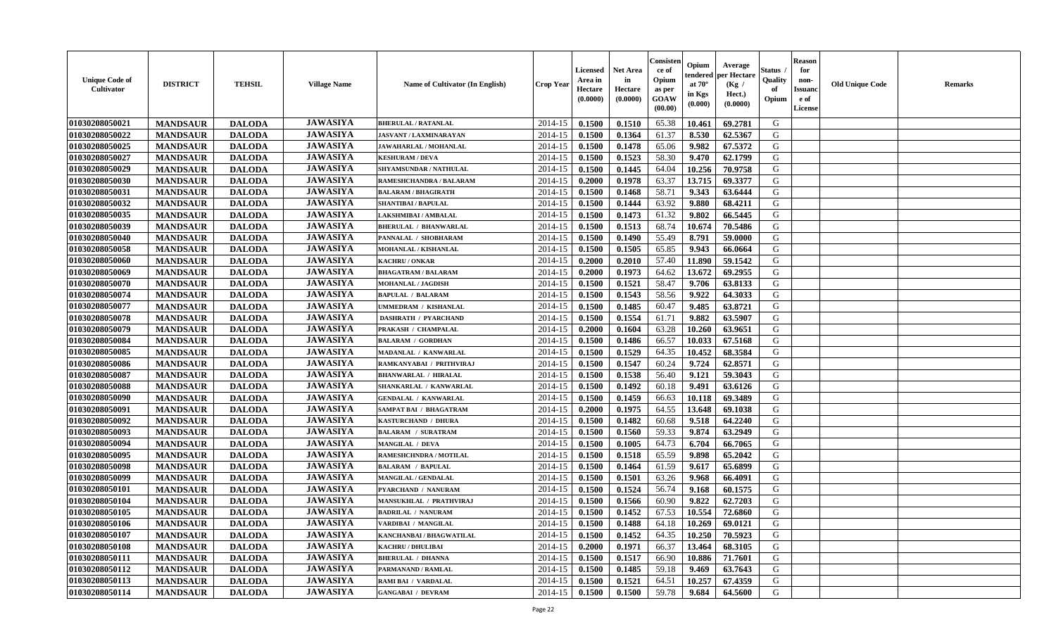| Unique Code of Cultivator | DISTRICT | TEHSIL | Village Name | Name of Cultivator (In English) | Crop Year | Licensed Area in Hectare (0.0000) | Net Area in Hectare (0.0000) | Consistence of Opium as per GOAW (00.00) | Opium tendered at 70° in Kgs (0.000) | Average per Hectare (Kg / Hect.) (0.0000) | Status / Quality of Opium | Reason for non-Issuance of License | Old Unique Code | Remarks |
|---|---|---|---|---|---|---|---|---|---|---|---|---|---|---|
| 01030208050021 | MANDSAUR | DALODA | JAWASIYA | BHERULAL / RATANLAL | 2014-15 | 0.1500 | 0.1510 | 65.38 | 10.461 | 69.2781 | G | | | |
| 01030208050022 | MANDSAUR | DALODA | JAWASIYA | JASVANT / LAXMINARAYAN | 2014-15 | 0.1500 | 0.1364 | 61.37 | 8.530 | 62.5367 | G | | | |
| 01030208050025 | MANDSAUR | DALODA | JAWASIYA | JAWAHARLAL / MOHANLAL | 2014-15 | 0.1500 | 0.1478 | 65.06 | 9.982 | 67.5372 | G | | | |
| 01030208050027 | MANDSAUR | DALODA | JAWASIYA | KESHURAM / DEVA | 2014-15 | 0.1500 | 0.1523 | 58.30 | 9.470 | 62.1799 | G | | | |
| 01030208050029 | MANDSAUR | DALODA | JAWASIYA | SHYAMSUNDAR / NATHULAL | 2014-15 | 0.1500 | 0.1445 | 64.04 | 10.256 | 70.9758 | G | | | |
| 01030208050030 | MANDSAUR | DALODA | JAWASIYA | RAMESHCHANDRA / BALARAM | 2014-15 | 0.2000 | 0.1978 | 63.37 | 13.715 | 69.3377 | G | | | |
| 01030208050031 | MANDSAUR | DALODA | JAWASIYA | BALARAM / BHAGIRATH | 2014-15 | 0.1500 | 0.1468 | 58.71 | 9.343 | 63.6444 | G | | | |
| 01030208050032 | MANDSAUR | DALODA | JAWASIYA | SHANTIBAI / BAPULAL | 2014-15 | 0.1500 | 0.1444 | 63.92 | 9.880 | 68.4211 | G | | | |
| 01030208050035 | MANDSAUR | DALODA | JAWASIYA | LAKSHMIBAI / AMBALAL | 2014-15 | 0.1500 | 0.1473 | 61.32 | 9.802 | 66.5445 | G | | | |
| 01030208050039 | MANDSAUR | DALODA | JAWASIYA | BHERULAL / BHANWARLAL | 2014-15 | 0.1500 | 0.1513 | 68.74 | 10.674 | 70.5486 | G | | | |
| 01030208050040 | MANDSAUR | DALODA | JAWASIYA | PANNALAL / SHOBHARAM | 2014-15 | 0.1500 | 0.1490 | 55.49 | 8.791 | 59.0000 | G | | | |
| 01030208050058 | MANDSAUR | DALODA | JAWASIYA | MOHANLAL / KISHANLAL | 2014-15 | 0.1500 | 0.1505 | 65.85 | 9.943 | 66.0664 | G | | | |
| 01030208050060 | MANDSAUR | DALODA | JAWASIYA | KACHRU / ONKAR | 2014-15 | 0.2000 | 0.2010 | 57.40 | 11.890 | 59.1542 | G | | | |
| 01030208050069 | MANDSAUR | DALODA | JAWASIYA | BHAGATRAM / BALARAM | 2014-15 | 0.2000 | 0.1973 | 64.62 | 13.672 | 69.2955 | G | | | |
| 01030208050070 | MANDSAUR | DALODA | JAWASIYA | MOHANLAL / JAGDISH | 2014-15 | 0.1500 | 0.1521 | 58.47 | 9.706 | 63.8133 | G | | | |
| 01030208050074 | MANDSAUR | DALODA | JAWASIYA | BAPULAL / BALARAM | 2014-15 | 0.1500 | 0.1543 | 58.56 | 9.922 | 64.3033 | G | | | |
| 01030208050077 | MANDSAUR | DALODA | JAWASIYA | UMMEDRAM / KISHANLAL | 2014-15 | 0.1500 | 0.1485 | 60.47 | 9.485 | 63.8721 | G | | | |
| 01030208050078 | MANDSAUR | DALODA | JAWASIYA | DASHRATH / PYARCHAND | 2014-15 | 0.1500 | 0.1554 | 61.71 | 9.882 | 63.5907 | G | | | |
| 01030208050079 | MANDSAUR | DALODA | JAWASIYA | PRAKASH / CHAMPALAL | 2014-15 | 0.2000 | 0.1604 | 63.28 | 10.260 | 63.9651 | G | | | |
| 01030208050084 | MANDSAUR | DALODA | JAWASIYA | BALARAM / GORDHAN | 2014-15 | 0.1500 | 0.1486 | 66.57 | 10.033 | 67.5168 | G | | | |
| 01030208050085 | MANDSAUR | DALODA | JAWASIYA | MADANLAL / KANWARLAL | 2014-15 | 0.1500 | 0.1529 | 64.35 | 10.452 | 68.3584 | G | | | |
| 01030208050086 | MANDSAUR | DALODA | JAWASIYA | RAMKANYABAI / PRITHVIRAJ | 2014-15 | 0.1500 | 0.1547 | 60.24 | 9.724 | 62.8571 | G | | | |
| 01030208050087 | MANDSAUR | DALODA | JAWASIYA | BHANWARLAL / HIRALAL | 2014-15 | 0.1500 | 0.1538 | 56.40 | 9.121 | 59.3043 | G | | | |
| 01030208050088 | MANDSAUR | DALODA | JAWASIYA | SHANKARLAL / KANWARLAL | 2014-15 | 0.1500 | 0.1492 | 60.18 | 9.491 | 63.6126 | G | | | |
| 01030208050090 | MANDSAUR | DALODA | JAWASIYA | GENDALAL / KANWARLAL | 2014-15 | 0.1500 | 0.1459 | 66.63 | 10.118 | 69.3489 | G | | | |
| 01030208050091 | MANDSAUR | DALODA | JAWASIYA | SAMPAT BAI / BHAGATRAM | 2014-15 | 0.2000 | 0.1975 | 64.55 | 13.648 | 69.1038 | G | | | |
| 01030208050092 | MANDSAUR | DALODA | JAWASIYA | KASTURCHAND / DHURA | 2014-15 | 0.1500 | 0.1482 | 60.68 | 9.518 | 64.2240 | G | | | |
| 01030208050093 | MANDSAUR | DALODA | JAWASIYA | BALARAM / SURATRAM | 2014-15 | 0.1500 | 0.1560 | 59.33 | 9.874 | 63.2949 | G | | | |
| 01030208050094 | MANDSAUR | DALODA | JAWASIYA | MANGILAL / DEVA | 2014-15 | 0.1500 | 0.1005 | 64.73 | 6.704 | 66.7065 | G | | | |
| 01030208050095 | MANDSAUR | DALODA | JAWASIYA | RAMESHCHNDRA / MOTILAL | 2014-15 | 0.1500 | 0.1518 | 65.59 | 9.898 | 65.2042 | G | | | |
| 01030208050098 | MANDSAUR | DALODA | JAWASIYA | BALARAM / BAPULAL | 2014-15 | 0.1500 | 0.1464 | 61.59 | 9.617 | 65.6899 | G | | | |
| 01030208050099 | MANDSAUR | DALODA | JAWASIYA | MANGILAL / GENDALAL | 2014-15 | 0.1500 | 0.1501 | 63.26 | 9.968 | 66.4091 | G | | | |
| 01030208050101 | MANDSAUR | DALODA | JAWASIYA | PYARCHAND / NANURAM | 2014-15 | 0.1500 | 0.1524 | 56.74 | 9.168 | 60.1575 | G | | | |
| 01030208050104 | MANDSAUR | DALODA | JAWASIYA | MANSUKHLAL / PRATHVIRAJ | 2014-15 | 0.1500 | 0.1566 | 60.90 | 9.822 | 62.7203 | G | | | |
| 01030208050105 | MANDSAUR | DALODA | JAWASIYA | BADRILAL / NANURAM | 2014-15 | 0.1500 | 0.1452 | 67.53 | 10.554 | 72.6860 | G | | | |
| 01030208050106 | MANDSAUR | DALODA | JAWASIYA | VARDIBAI / MANGILAL | 2014-15 | 0.1500 | 0.1488 | 64.18 | 10.269 | 69.0121 | G | | | |
| 01030208050107 | MANDSAUR | DALODA | JAWASIYA | KANCHANBAI / BHAGWATILAL | 2014-15 | 0.1500 | 0.1452 | 64.35 | 10.250 | 70.5923 | G | | | |
| 01030208050108 | MANDSAUR | DALODA | JAWASIYA | KACHRU / DHULIBAI | 2014-15 | 0.2000 | 0.1971 | 66.37 | 13.464 | 68.3105 | G | | | |
| 01030208050111 | MANDSAUR | DALODA | JAWASIYA | BHERULAL / DHANNA | 2014-15 | 0.1500 | 0.1517 | 66.90 | 10.886 | 71.7601 | G | | | |
| 01030208050112 | MANDSAUR | DALODA | JAWASIYA | PARMANAND / RAMLAL | 2014-15 | 0.1500 | 0.1485 | 59.18 | 9.469 | 63.7643 | G | | | |
| 01030208050113 | MANDSAUR | DALODA | JAWASIYA | RAMI BAI / VARDALAL | 2014-15 | 0.1500 | 0.1521 | 64.51 | 10.257 | 67.4359 | G | | | |
| 01030208050114 | MANDSAUR | DALODA | JAWASIYA | GANGABAI / DEVRAM | 2014-15 | 0.1500 | 0.1500 | 59.78 | 9.684 | 64.5600 | G | | | |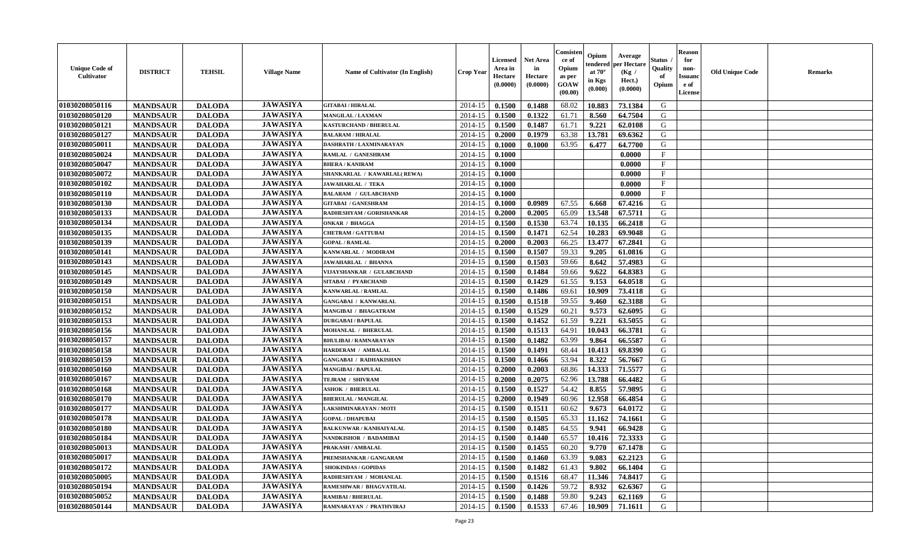| Unique Code of Cultivator | DISTRICT | TEHSIL | Village Name | Name of Cultivator (In English) | Crop Year | Licensed Area in Hectare (0.0000) | Net Area in Hectare (0.0000) | Consistence of Opium as per GOAW (00.00) | Opium tendered at 70° in Kgs (0.000) | Average per Hectare (Kg / Hect.) (0.0000) | Status / Quality of Opium | Reason for non-Issuance of License | Old Unique Code | Remarks |
|---|---|---|---|---|---|---|---|---|---|---|---|---|---|---|
| 01030208050116 | MANDSAUR | DALODA | JAWASIYA | GITABAI / HIRALAL | 2014-15 | 0.1500 | 0.1488 | 68.02 | 10.883 | 73.1384 | G | | | |
| 01030208050120 | MANDSAUR | DALODA | JAWASIYA | MANGILAL / LAXMAN | 2014-15 | 0.1500 | 0.1322 | 61.71 | 8.560 | 64.7504 | G | | | |
| 01030208050121 | MANDSAUR | DALODA | JAWASIYA | KASTURCHAND / BHERULAL | 2014-15 | 0.1500 | 0.1487 | 61.71 | 9.221 | 62.0108 | G | | | |
| 01030208050127 | MANDSAUR | DALODA | JAWASIYA | BALARAM / HIRALAL | 2014-15 | 0.2000 | 0.1979 | 63.38 | 13.781 | 69.6362 | G | | | |
| 01030208050011 | MANDSAUR | DALODA | JAWASIYA | DASHRATH / LAXMINARAYAN | 2014-15 | 0.1000 | 0.1000 | 63.95 | 6.477 | 64.7700 | G | | | |
| 01030208050024 | MANDSAUR | DALODA | JAWASIYA | RAMLAL / GANESHRAM | 2014-15 | 0.1000 | | | | 0.0000 | F | | | |
| 01030208050047 | MANDSAUR | DALODA | JAWASIYA | BHERA / KANIRAM | 2014-15 | 0.1000 | | | | 0.0000 | F | | | |
| 01030208050072 | MANDSAUR | DALODA | JAWASIYA | SHANKARLAL / KAWARLAL( REWA) | 2014-15 | 0.1000 | | | | 0.0000 | F | | | |
| 01030208050102 | MANDSAUR | DALODA | JAWASIYA | JAWAHARLAL / TEKA | 2014-15 | 0.1000 | | | | 0.0000 | F | | | |
| 01030208050110 | MANDSAUR | DALODA | JAWASIYA | BALARAM / GULABCHAND | 2014-15 | 0.1000 | | | | 0.0000 | F | | | |
| 01030208050130 | MANDSAUR | DALODA | JAWASIYA | GITABAI / GANESHRAM | 2014-15 | 0.1000 | 0.0989 | 67.55 | 6.668 | 67.4216 | G | | | |
| 01030208050133 | MANDSAUR | DALODA | JAWASIYA | RADHESHYAM / GORISHANKAR | 2014-15 | 0.2000 | 0.2005 | 65.09 | 13.548 | 67.5711 | G | | | |
| 01030208050134 | MANDSAUR | DALODA | JAWASIYA | ONKAR / BHAGGA | 2014-15 | 0.1500 | 0.1530 | 63.74 | 10.135 | 66.2418 | G | | | |
| 01030208050135 | MANDSAUR | DALODA | JAWASIYA | CHETRAM / GATTUBAI | 2014-15 | 0.1500 | 0.1471 | 62.54 | 10.283 | 69.9048 | G | | | |
| 01030208050139 | MANDSAUR | DALODA | JAWASIYA | GOPAL / RAMLAL | 2014-15 | 0.2000 | 0.2003 | 66.25 | 13.477 | 67.2841 | G | | | |
| 01030208050141 | MANDSAUR | DALODA | JAWASIYA | KANWARLAL / MODIRAM | 2014-15 | 0.1500 | 0.1507 | 59.33 | 9.205 | 61.0816 | G | | | |
| 01030208050143 | MANDSAUR | DALODA | JAWASIYA | JAWAHARLAL / BHANNA | 2014-15 | 0.1500 | 0.1503 | 59.66 | 8.642 | 57.4983 | G | | | |
| 01030208050145 | MANDSAUR | DALODA | JAWASIYA | VIJAYSHANKAR / GULABCHAND | 2014-15 | 0.1500 | 0.1484 | 59.66 | 9.622 | 64.8383 | G | | | |
| 01030208050149 | MANDSAUR | DALODA | JAWASIYA | SITABAI / PYARCHAND | 2014-15 | 0.1500 | 0.1429 | 61.55 | 9.153 | 64.0518 | G | | | |
| 01030208050150 | MANDSAUR | DALODA | JAWASIYA | KANWARLAL / RAMLAL | 2014-15 | 0.1500 | 0.1486 | 69.61 | 10.909 | 73.4118 | G | | | |
| 01030208050151 | MANDSAUR | DALODA | JAWASIYA | GANGABAI / KANWARLAL | 2014-15 | 0.1500 | 0.1518 | 59.55 | 9.460 | 62.3188 | G | | | |
| 01030208050152 | MANDSAUR | DALODA | JAWASIYA | MANGIBAI / BHAGATRAM | 2014-15 | 0.1500 | 0.1529 | 60.21 | 9.573 | 62.6095 | G | | | |
| 01030208050153 | MANDSAUR | DALODA | JAWASIYA | DURGABAI / BAPULAL | 2014-15 | 0.1500 | 0.1452 | 61.59 | 9.221 | 63.5055 | G | | | |
| 01030208050156 | MANDSAUR | DALODA | JAWASIYA | MOHANLAL / BHERULAL | 2014-15 | 0.1500 | 0.1513 | 64.91 | 10.043 | 66.3781 | G | | | |
| 01030208050157 | MANDSAUR | DALODA | JAWASIYA | BHULIBAI / RAMNARAYAN | 2014-15 | 0.1500 | 0.1482 | 63.99 | 9.864 | 66.5587 | G | | | |
| 01030208050158 | MANDSAUR | DALODA | JAWASIYA | HARDERAM / AMBALAL | 2014-15 | 0.1500 | 0.1491 | 68.44 | 10.413 | 69.8390 | G | | | |
| 01030208050159 | MANDSAUR | DALODA | JAWASIYA | GANGABAI / RADHAKISHAN | 2014-15 | 0.1500 | 0.1466 | 53.94 | 8.322 | 56.7667 | G | | | |
| 01030208050160 | MANDSAUR | DALODA | JAWASIYA | MANGIBAI / BAPULAL | 2014-15 | 0.2000 | 0.2003 | 68.86 | 14.333 | 71.5577 | G | | | |
| 01030208050167 | MANDSAUR | DALODA | JAWASIYA | TEJRAM / SHIVRAM | 2014-15 | 0.2000 | 0.2075 | 62.96 | 13.788 | 66.4482 | G | | | |
| 01030208050168 | MANDSAUR | DALODA | JAWASIYA | ASHOK / BHERULAL | 2014-15 | 0.1500 | 0.1527 | 54.42 | 8.855 | 57.9895 | G | | | |
| 01030208050170 | MANDSAUR | DALODA | JAWASIYA | BHERULAL / MANGILAL | 2014-15 | 0.2000 | 0.1949 | 60.96 | 12.958 | 66.4854 | G | | | |
| 01030208050177 | MANDSAUR | DALODA | JAWASIYA | LAKSHMINARAYAN / MOTI | 2014-15 | 0.1500 | 0.1511 | 60.62 | 9.673 | 64.0172 | G | | | |
| 01030208050178 | MANDSAUR | DALODA | JAWASIYA | GOPAL / DHAPUBAI | 2014-15 | 0.1500 | 0.1505 | 65.33 | 11.162 | 74.1661 | G | | | |
| 01030208050180 | MANDSAUR | DALODA | JAWASIYA | BALKUNWAR / KANHAIYALAL | 2014-15 | 0.1500 | 0.1485 | 64.55 | 9.941 | 66.9428 | G | | | |
| 01030208050184 | MANDSAUR | DALODA | JAWASIYA | NANDKISHOR / BADAMIBAI | 2014-15 | 0.1500 | 0.1440 | 65.57 | 10.416 | 72.3333 | G | | | |
| 01030208050013 | MANDSAUR | DALODA | JAWASIYA | PRAKASH / AMBALAL | 2014-15 | 0.1500 | 0.1455 | 60.20 | 9.770 | 67.1478 | G | | | |
| 01030208050017 | MANDSAUR | DALODA | JAWASIYA | PREMSHANKAR / GANGARAM | 2014-15 | 0.1500 | 0.1460 | 63.39 | 9.083 | 62.2123 | G | | | |
| 01030208050172 | MANDSAUR | DALODA | JAWASIYA | SHOKINDAS / GOPIDAS | 2014-15 | 0.1500 | 0.1482 | 61.43 | 9.802 | 66.1404 | G | | | |
| 01030208050005 | MANDSAUR | DALODA | JAWASIYA | RADHESHYAM / MOHANLAL | 2014-15 | 0.1500 | 0.1516 | 68.47 | 11.346 | 74.8417 | G | | | |
| 01030208050194 | MANDSAUR | DALODA | JAWASIYA | RAMESHWAR / BHAGVATILAL | 2014-15 | 0.1500 | 0.1426 | 59.72 | 8.932 | 62.6367 | G | | | |
| 01030208050052 | MANDSAUR | DALODA | JAWASIYA | RAMIBAI / BHERULAL | 2014-15 | 0.1500 | 0.1488 | 59.80 | 9.243 | 62.1169 | G | | | |
| 01030208050144 | MANDSAUR | DALODA | JAWASIYA | RAMNARAYAN / PRATHVIRAJ | 2014-15 | 0.1500 | 0.1533 | 67.46 | 10.909 | 71.1611 | G | | | |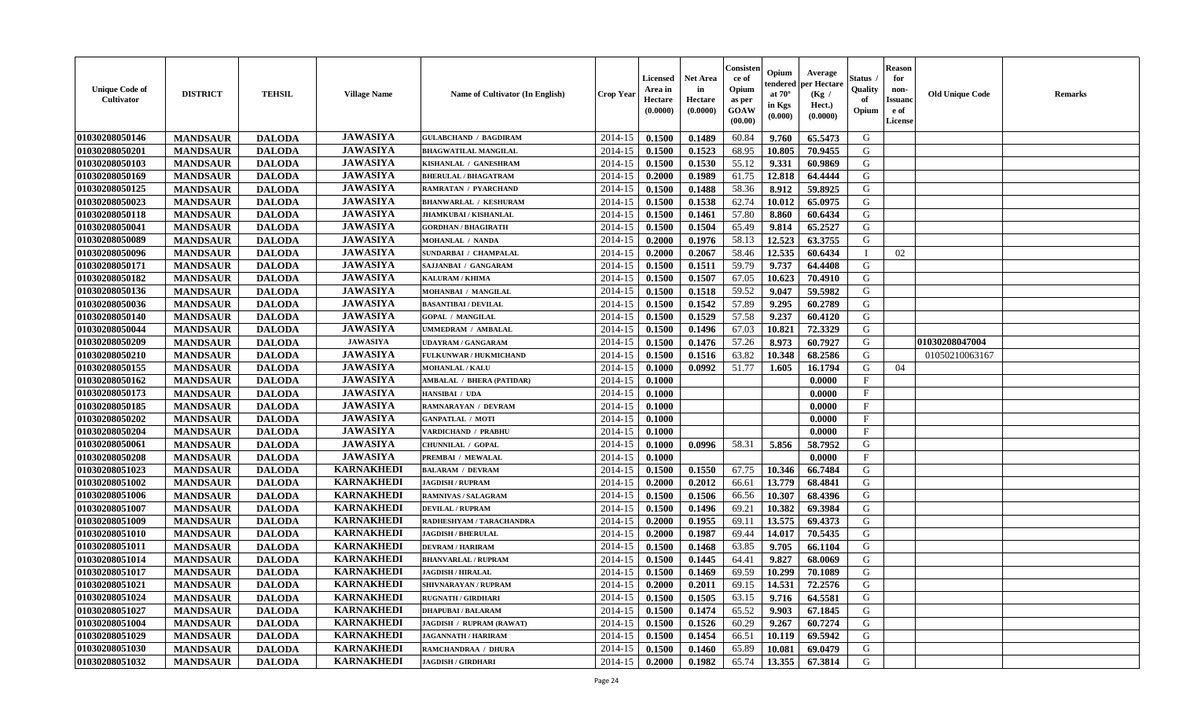| Unique Code of Cultivator | DISTRICT | TEHSIL | Village Name | Name of Cultivator (In English) | Crop Year | Licensed Area in Hectare (0.0000) | Net Area in Hectare (0.0000) | Consistence of Opium as per GOAW (00.00) | Opium tendered at 70° in Kgs (0.000) | Average per Hectare (Kg / Hect.) (0.0000) | Status / Quality of Opium | Reason for non-Issuance of License | Old Unique Code | Remarks |
|---|---|---|---|---|---|---|---|---|---|---|---|---|---|---|
| 01030208050146 | MANDSAUR | DALODA | JAWASIYA | GULABCHAND / BAGDIRAM | 2014-15 | 0.1500 | 0.1489 | 60.84 | 9.760 | 65.5473 | G | | | |
| 01030208050201 | MANDSAUR | DALODA | JAWASIYA | BHAGWATILAL MANGILAL | 2014-15 | 0.1500 | 0.1523 | 68.95 | 10.805 | 70.9455 | G | | | |
| 01030208050103 | MANDSAUR | DALODA | JAWASIYA | KISHANLAL / GANESHRAM | 2014-15 | 0.1500 | 0.1530 | 55.12 | 9.331 | 60.9869 | G | | | |
| 01030208050169 | MANDSAUR | DALODA | JAWASIYA | BHERULAL / BHAGATRAM | 2014-15 | 0.2000 | 0.1989 | 61.75 | 12.818 | 64.4444 | G | | | |
| 01030208050125 | MANDSAUR | DALODA | JAWASIYA | RAMRATAN / PYARCHAND | 2014-15 | 0.1500 | 0.1488 | 58.36 | 8.912 | 59.8925 | G | | | |
| 01030208050023 | MANDSAUR | DALODA | JAWASIYA | BHANWARLAL / KESHURAM | 2014-15 | 0.1500 | 0.1538 | 62.74 | 10.012 | 65.0975 | G | | | |
| 01030208050118 | MANDSAUR | DALODA | JAWASIYA | JHAMKUBAI / KISHANLAL | 2014-15 | 0.1500 | 0.1461 | 57.80 | 8.860 | 60.6434 | G | | | |
| 01030208050041 | MANDSAUR | DALODA | JAWASIYA | GORDHAN / BHAGIRATH | 2014-15 | 0.1500 | 0.1504 | 65.49 | 9.814 | 65.2527 | G | | | |
| 01030208050089 | MANDSAUR | DALODA | JAWASIYA | MOHANLAL / NANDA | 2014-15 | 0.2000 | 0.1976 | 58.13 | 12.523 | 63.3755 | G | | | |
| 01030208050096 | MANDSAUR | DALODA | JAWASIYA | SUNDARBAI / CHAMPALAL | 2014-15 | 0.2000 | 0.2067 | 58.46 | 12.535 | 60.6434 | I | 02 | | |
| 01030208050171 | MANDSAUR | DALODA | JAWASIYA | SAJJANBAI / GANGARAM | 2014-15 | 0.1500 | 0.1511 | 59.79 | 9.737 | 64.4408 | G | | | |
| 01030208050182 | MANDSAUR | DALODA | JAWASIYA | KALURAM / KHIMA | 2014-15 | 0.1500 | 0.1507 | 67.05 | 10.623 | 70.4910 | G | | | |
| 01030208050136 | MANDSAUR | DALODA | JAWASIYA | MOHANBAI / MANGILAL | 2014-15 | 0.1500 | 0.1518 | 59.52 | 9.047 | 59.5982 | G | | | |
| 01030208050036 | MANDSAUR | DALODA | JAWASIYA | BASANTIBAI / DEVILAL | 2014-15 | 0.1500 | 0.1542 | 57.89 | 9.295 | 60.2789 | G | | | |
| 01030208050140 | MANDSAUR | DALODA | JAWASIYA | GOPAL / MANGILAL | 2014-15 | 0.1500 | 0.1529 | 57.58 | 9.237 | 60.4120 | G | | | |
| 01030208050044 | MANDSAUR | DALODA | JAWASIYA | UMMEDRAM / AMBALAL | 2014-15 | 0.1500 | 0.1496 | 67.03 | 10.821 | 72.3329 | G | | | |
| 01030208050209 | MANDSAUR | DALODA | JAWASIYA | UDAYRAM / GANGARAM | 2014-15 | 0.1500 | 0.1476 | 57.26 | 8.973 | 60.7927 | G | | 01030208047004 | |
| 01030208050210 | MANDSAUR | DALODA | JAWASIYA | FULKUNWAR / HUKMICHAND | 2014-15 | 0.1500 | 0.1516 | 63.82 | 10.348 | 68.2586 | G | | 01050210063167 | |
| 01030208050155 | MANDSAUR | DALODA | JAWASIYA | MOHANLAL / KALU | 2014-15 | 0.1000 | 0.0992 | 51.77 | 1.605 | 16.1794 | G | 04 | | |
| 01030208050162 | MANDSAUR | DALODA | JAWASIYA | AMBALAL / BHERA (PATIDAR) | 2014-15 | 0.1000 | | | | 0.0000 | F | | | |
| 01030208050173 | MANDSAUR | DALODA | JAWASIYA | HANSIBAI / UDA | 2014-15 | 0.1000 | | | | 0.0000 | F | | | |
| 01030208050185 | MANDSAUR | DALODA | JAWASIYA | RAMNARAYAN / DEVRAM | 2014-15 | 0.1000 | | | | 0.0000 | F | | | |
| 01030208050202 | MANDSAUR | DALODA | JAWASIYA | GANPATLAL / MOTI | 2014-15 | 0.1000 | | | | 0.0000 | F | | | |
| 01030208050204 | MANDSAUR | DALODA | JAWASIYA | VARDICHAND / PRABHU | 2014-15 | 0.1000 | | | | 0.0000 | F | | | |
| 01030208050061 | MANDSAUR | DALODA | JAWASIYA | CHUNNILAL / GOPAL | 2014-15 | 0.1000 | 0.0996 | 58.31 | 5.856 | 58.7952 | G | | | |
| 01030208050208 | MANDSAUR | DALODA | JAWASIYA | PREMBAI / MEWALAL | 2014-15 | 0.1000 | | | | 0.0000 | F | | | |
| 01030208051023 | MANDSAUR | DALODA | KARNAKHEDI | BALARAM / DEVRAM | 2014-15 | 0.1500 | 0.1550 | 67.75 | 10.346 | 66.7484 | G | | | |
| 01030208051002 | MANDSAUR | DALODA | KARNAKHEDI | JAGDISH / RUPRAM | 2014-15 | 0.2000 | 0.2012 | 66.61 | 13.779 | 68.4841 | G | | | |
| 01030208051006 | MANDSAUR | DALODA | KARNAKHEDI | RAMNIVAS / SALAGRAM | 2014-15 | 0.1500 | 0.1506 | 66.56 | 10.307 | 68.4396 | G | | | |
| 01030208051007 | MANDSAUR | DALODA | KARNAKHEDI | DEVILAL / RUPRAM | 2014-15 | 0.1500 | 0.1496 | 69.21 | 10.382 | 69.3984 | G | | | |
| 01030208051009 | MANDSAUR | DALODA | KARNAKHEDI | RADHESHYAM / TARACHANDRA | 2014-15 | 0.2000 | 0.1955 | 69.11 | 13.575 | 69.4373 | G | | | |
| 01030208051010 | MANDSAUR | DALODA | KARNAKHEDI | JAGDISH / BHERULAL | 2014-15 | 0.2000 | 0.1987 | 69.44 | 14.017 | 70.5435 | G | | | |
| 01030208051011 | MANDSAUR | DALODA | KARNAKHEDI | DEVRAM / HARIRAM | 2014-15 | 0.1500 | 0.1468 | 63.85 | 9.705 | 66.1104 | G | | | |
| 01030208051014 | MANDSAUR | DALODA | KARNAKHEDI | BHANVARLAL / RUPRAM | 2014-15 | 0.1500 | 0.1445 | 64.41 | 9.827 | 68.0069 | G | | | |
| 01030208051017 | MANDSAUR | DALODA | KARNAKHEDI | JAGDISH / HIRALAL | 2014-15 | 0.1500 | 0.1469 | 69.59 | 10.299 | 70.1089 | G | | | |
| 01030208051021 | MANDSAUR | DALODA | KARNAKHEDI | SHIVNARAYAN / RUPRAM | 2014-15 | 0.2000 | 0.2011 | 69.15 | 14.531 | 72.2576 | G | | | |
| 01030208051024 | MANDSAUR | DALODA | KARNAKHEDI | RUGNATH / GIRDHARI | 2014-15 | 0.1500 | 0.1505 | 63.15 | 9.716 | 64.5581 | G | | | |
| 01030208051027 | MANDSAUR | DALODA | KARNAKHEDI | DHAPUBAI / BALARAM | 2014-15 | 0.1500 | 0.1474 | 65.52 | 9.903 | 67.1845 | G | | | |
| 01030208051004 | MANDSAUR | DALODA | KARNAKHEDI | JAGDISH / RUPRAM (RAWAT) | 2014-15 | 0.1500 | 0.1526 | 60.29 | 9.267 | 60.7274 | G | | | |
| 01030208051029 | MANDSAUR | DALODA | KARNAKHEDI | JAGANNATH / HARIRAM | 2014-15 | 0.1500 | 0.1454 | 66.51 | 10.119 | 69.5942 | G | | | |
| 01030208051030 | MANDSAUR | DALODA | KARNAKHEDI | RAMCHANDRAA / DHURA | 2014-15 | 0.1500 | 0.1460 | 65.89 | 10.081 | 69.0479 | G | | | |
| 01030208051032 | MANDSAUR | DALODA | KARNAKHEDI | JAGDISH / GIRDHARI | 2014-15 | 0.2000 | 0.1982 | 65.74 | 13.355 | 67.3814 | G | | | |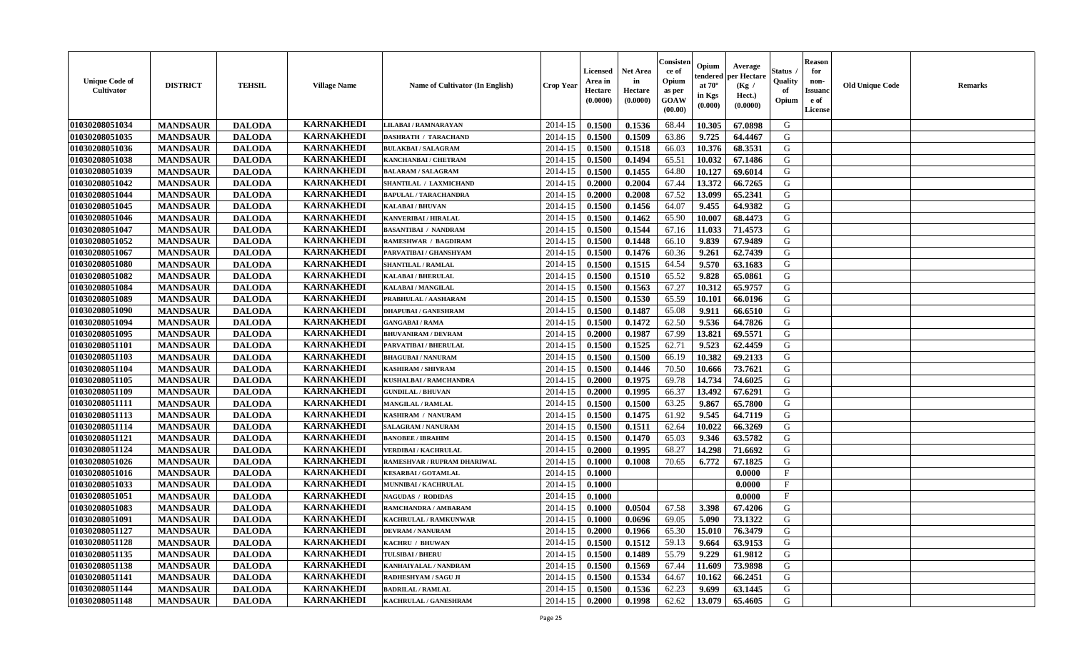| Unique Code of Cultivator | DISTRICT | TEHSIL | Village Name | Name of Cultivator (In English) | Crop Year | Licensed Area in Hectare (0.0000) | Net Area in Hectare (0.0000) | Consistence of Opium as per GOAW (00.00) | Opium tendered at 70° in Kgs (0.000) | Average per Hectare (Kg / Hect.) (0.0000) | Status / Quality of Opium | Reason for non-Issuance of License | Old Unique Code | Remarks |
|---|---|---|---|---|---|---|---|---|---|---|---|---|---|---|
| 01030208051034 | MANDSAUR | DALODA | KARNAKHEDI | LILABAI / RAMNARAYAN | 2014-15 | 0.1500 | 0.1536 | 68.44 | 10.305 | 67.0898 | G | | | |
| 01030208051035 | MANDSAUR | DALODA | KARNAKHEDI | DASHRATH / TARACHAND | 2014-15 | 0.1500 | 0.1509 | 63.86 | 9.725 | 64.4467 | G | | | |
| 01030208051036 | MANDSAUR | DALODA | KARNAKHEDI | BULAKBAI / SALAGRAM | 2014-15 | 0.1500 | 0.1518 | 66.03 | 10.376 | 68.3531 | G | | | |
| 01030208051038 | MANDSAUR | DALODA | KARNAKHEDI | KANCHANBAI / CHETRAM | 2014-15 | 0.1500 | 0.1494 | 65.51 | 10.032 | 67.1486 | G | | | |
| 01030208051039 | MANDSAUR | DALODA | KARNAKHEDI | BALARAM / SALAGRAM | 2014-15 | 0.1500 | 0.1455 | 64.80 | 10.127 | 69.6014 | G | | | |
| 01030208051042 | MANDSAUR | DALODA | KARNAKHEDI | SHANTILAL / LAXMICHAND | 2014-15 | 0.2000 | 0.2004 | 67.44 | 13.372 | 66.7265 | G | | | |
| 01030208051044 | MANDSAUR | DALODA | KARNAKHEDI | BAPULAL / TARACHANDRA | 2014-15 | 0.2000 | 0.2008 | 67.52 | 13.099 | 65.2341 | G | | | |
| 01030208051045 | MANDSAUR | DALODA | KARNAKHEDI | KALABAI / BHUVAN | 2014-15 | 0.1500 | 0.1456 | 64.07 | 9.455 | 64.9382 | G | | | |
| 01030208051046 | MANDSAUR | DALODA | KARNAKHEDI | KANVERIBAI / HIRALAL | 2014-15 | 0.1500 | 0.1462 | 65.90 | 10.007 | 68.4473 | G | | | |
| 01030208051047 | MANDSAUR | DALODA | KARNAKHEDI | BASANTIBAI / NANDRAM | 2014-15 | 0.1500 | 0.1544 | 67.16 | 11.033 | 71.4573 | G | | | |
| 01030208051052 | MANDSAUR | DALODA | KARNAKHEDI | RAMESHWAR / BAGDIRAM | 2014-15 | 0.1500 | 0.1448 | 66.10 | 9.839 | 67.9489 | G | | | |
| 01030208051067 | MANDSAUR | DALODA | KARNAKHEDI | PARVATIBAI / GHANSHYAM | 2014-15 | 0.1500 | 0.1476 | 60.36 | 9.261 | 62.7439 | G | | | |
| 01030208051080 | MANDSAUR | DALODA | KARNAKHEDI | SHANTILAL / RAMLAL | 2014-15 | 0.1500 | 0.1515 | 64.54 | 9.570 | 63.1683 | G | | | |
| 01030208051082 | MANDSAUR | DALODA | KARNAKHEDI | KALABAI / BHERULAL | 2014-15 | 0.1500 | 0.1510 | 65.52 | 9.828 | 65.0861 | G | | | |
| 01030208051084 | MANDSAUR | DALODA | KARNAKHEDI | KALABAI / MANGILAL | 2014-15 | 0.1500 | 0.1563 | 67.27 | 10.312 | 65.9757 | G | | | |
| 01030208051089 | MANDSAUR | DALODA | KARNAKHEDI | PRABHULAL / AASHARAM | 2014-15 | 0.1500 | 0.1530 | 65.59 | 10.101 | 66.0196 | G | | | |
| 01030208051090 | MANDSAUR | DALODA | KARNAKHEDI | DHAPUBAI / GANESHRAM | 2014-15 | 0.1500 | 0.1487 | 65.08 | 9.911 | 66.6510 | G | | | |
| 01030208051094 | MANDSAUR | DALODA | KARNAKHEDI | GANGABAI / RAMA | 2014-15 | 0.1500 | 0.1472 | 62.50 | 9.536 | 64.7826 | G | | | |
| 01030208051095 | MANDSAUR | DALODA | KARNAKHEDI | BHUVANIRAM / DEVRAM | 2014-15 | 0.2000 | 0.1987 | 67.99 | 13.821 | 69.5571 | G | | | |
| 01030208051101 | MANDSAUR | DALODA | KARNAKHEDI | PARVATIBAI / BHERULAL | 2014-15 | 0.1500 | 0.1525 | 62.71 | 9.523 | 62.4459 | G | | | |
| 01030208051103 | MANDSAUR | DALODA | KARNAKHEDI | BHAGUBAI / NANURAM | 2014-15 | 0.1500 | 0.1500 | 66.19 | 10.382 | 69.2133 | G | | | |
| 01030208051104 | MANDSAUR | DALODA | KARNAKHEDI | KASHIRAM / SHIVRAM | 2014-15 | 0.1500 | 0.1446 | 70.50 | 10.666 | 73.7621 | G | | | |
| 01030208051105 | MANDSAUR | DALODA | KARNAKHEDI | KUSHALBAI / RAMCHANDRA | 2014-15 | 0.2000 | 0.1975 | 69.78 | 14.734 | 74.6025 | G | | | |
| 01030208051109 | MANDSAUR | DALODA | KARNAKHEDI | GUNDILAL / BHUVAN | 2014-15 | 0.2000 | 0.1995 | 66.37 | 13.492 | 67.6291 | G | | | |
| 01030208051111 | MANDSAUR | DALODA | KARNAKHEDI | MANGILAL / RAMLAL | 2014-15 | 0.1500 | 0.1500 | 63.25 | 9.867 | 65.7800 | G | | | |
| 01030208051113 | MANDSAUR | DALODA | KARNAKHEDI | KASHIRAM / NANURAM | 2014-15 | 0.1500 | 0.1475 | 61.92 | 9.545 | 64.7119 | G | | | |
| 01030208051114 | MANDSAUR | DALODA | KARNAKHEDI | SALAGRAM / NANURAM | 2014-15 | 0.1500 | 0.1511 | 62.64 | 10.022 | 66.3269 | G | | | |
| 01030208051121 | MANDSAUR | DALODA | KARNAKHEDI | BANOBEE / IBRAHIM | 2014-15 | 0.1500 | 0.1470 | 65.03 | 9.346 | 63.5782 | G | | | |
| 01030208051124 | MANDSAUR | DALODA | KARNAKHEDI | VERDIBAI / KACHRULAL | 2014-15 | 0.2000 | 0.1995 | 68.27 | 14.298 | 71.6692 | G | | | |
| 01030208051026 | MANDSAUR | DALODA | KARNAKHEDI | RAMESHVAR / RUPRAM DHARIWAL | 2014-15 | 0.1000 | 0.1008 | 70.65 | 6.772 | 67.1825 | G | | | |
| 01030208051016 | MANDSAUR | DALODA | KARNAKHEDI | KESARBAI / GOTAMLAL | 2014-15 | 0.1000 | | | | 0.0000 | F | | | |
| 01030208051033 | MANDSAUR | DALODA | KARNAKHEDI | MUNNIBAI / KACHRULAL | 2014-15 | 0.1000 | | | | 0.0000 | F | | | |
| 01030208051051 | MANDSAUR | DALODA | KARNAKHEDI | NAGUDAS / RODIDAS | 2014-15 | 0.1000 | | | | 0.0000 | F | | | |
| 01030208051083 | MANDSAUR | DALODA | KARNAKHEDI | RAMCHANDRA / AMBARAM | 2014-15 | 0.1000 | 0.0504 | 67.58 | 3.398 | 67.4206 | G | | | |
| 01030208051091 | MANDSAUR | DALODA | KARNAKHEDI | KACHRULAL / RAMKUNWAR | 2014-15 | 0.1000 | 0.0696 | 69.05 | 5.090 | 73.1322 | G | | | |
| 01030208051127 | MANDSAUR | DALODA | KARNAKHEDI | DEVRAM / NANURAM | 2014-15 | 0.2000 | 0.1966 | 65.30 | 15.010 | 76.3479 | G | | | |
| 01030208051128 | MANDSAUR | DALODA | KARNAKHEDI | KACHRU / BHUWAN | 2014-15 | 0.1500 | 0.1512 | 59.13 | 9.664 | 63.9153 | G | | | |
| 01030208051135 | MANDSAUR | DALODA | KARNAKHEDI | TULSIBAI / BHERU | 2014-15 | 0.1500 | 0.1489 | 55.79 | 9.229 | 61.9812 | G | | | |
| 01030208051138 | MANDSAUR | DALODA | KARNAKHEDI | KANHAIYALAL / NANDRAM | 2014-15 | 0.1500 | 0.1569 | 67.44 | 11.609 | 73.9898 | G | | | |
| 01030208051141 | MANDSAUR | DALODA | KARNAKHEDI | RADHESHYAM / SAGU JI | 2014-15 | 0.1500 | 0.1534 | 64.67 | 10.162 | 66.2451 | G | | | |
| 01030208051144 | MANDSAUR | DALODA | KARNAKHEDI | BADRILAL / RAMLAL | 2014-15 | 0.1500 | 0.1536 | 62.23 | 9.699 | 63.1445 | G | | | |
| 01030208051148 | MANDSAUR | DALODA | KARNAKHEDI | KACHRULAL / GANESHRAM | 2014-15 | 0.2000 | 0.1998 | 62.62 | 13.079 | 65.4605 | G | | | |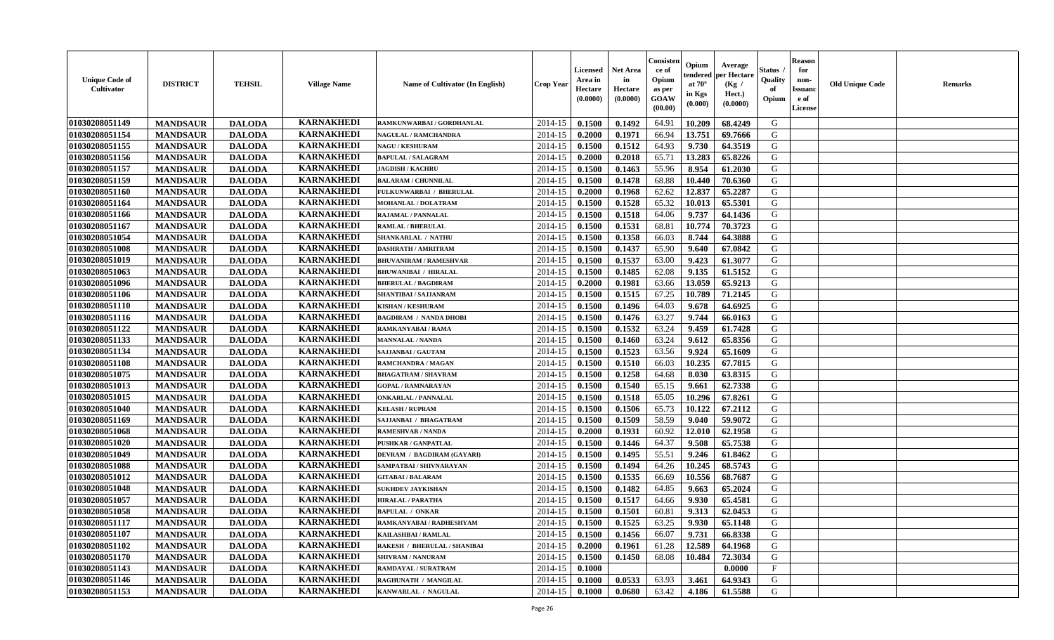| Unique Code of Cultivator | DISTRICT | TEHSIL | Village Name | Name of Cultivator (In English) | Crop Year | Licensed Area in Hectare (0.0000) | Net Area in Hectare (0.0000) | Consistence of Opium as per GOAW (00.00) | Opium tendered at 70° in Kgs (0.000) | Average per Hectare (Kg / Hect.) (0.0000) | Status / Quality of Opium | Reason for non-Issuance of License | Old Unique Code | Remarks |
|---|---|---|---|---|---|---|---|---|---|---|---|---|---|---|
| 01030208051149 | MANDSAUR | DALODA | KARNAKHEDI | RAMKUNWARBAI / GORDHANLAL | 2014-15 | 0.1500 | 0.1492 | 64.91 | 10.209 | 68.4249 | G | | | |
| 01030208051154 | MANDSAUR | DALODA | KARNAKHEDI | NAGULAL / RAMCHANDRA | 2014-15 | 0.2000 | 0.1971 | 66.94 | 13.751 | 69.7666 | G | | | |
| 01030208051155 | MANDSAUR | DALODA | KARNAKHEDI | NAGU / KESHURAM | 2014-15 | 0.1500 | 0.1512 | 64.93 | 9.730 | 64.3519 | G | | | |
| 01030208051156 | MANDSAUR | DALODA | KARNAKHEDI | BAPULAL / SALAGRAM | 2014-15 | 0.2000 | 0.2018 | 65.71 | 13.283 | 65.8226 | G | | | |
| 01030208051157 | MANDSAUR | DALODA | KARNAKHEDI | JAGDISH / KACHRU | 2014-15 | 0.1500 | 0.1463 | 55.96 | 8.954 | 61.2030 | G | | | |
| 01030208051159 | MANDSAUR | DALODA | KARNAKHEDI | BALARAM / CHUNNILAL | 2014-15 | 0.1500 | 0.1478 | 68.88 | 10.440 | 70.6360 | G | | | |
| 01030208051160 | MANDSAUR | DALODA | KARNAKHEDI | FULKUNWARBAI / BHERULAL | 2014-15 | 0.2000 | 0.1968 | 62.62 | 12.837 | 65.2287 | G | | | |
| 01030208051164 | MANDSAUR | DALODA | KARNAKHEDI | MOHANLAL / DOLATRAM | 2014-15 | 0.1500 | 0.1528 | 65.32 | 10.013 | 65.5301 | G | | | |
| 01030208051166 | MANDSAUR | DALODA | KARNAKHEDI | RAJAMAL / PANNALAL | 2014-15 | 0.1500 | 0.1518 | 64.06 | 9.737 | 64.1436 | G | | | |
| 01030208051167 | MANDSAUR | DALODA | KARNAKHEDI | RAMLAL / BHERULAL | 2014-15 | 0.1500 | 0.1531 | 68.81 | 10.774 | 70.3723 | G | | | |
| 01030208051054 | MANDSAUR | DALODA | KARNAKHEDI | SHANKARLAL / NATHU | 2014-15 | 0.1500 | 0.1358 | 66.03 | 8.744 | 64.3888 | G | | | |
| 01030208051008 | MANDSAUR | DALODA | KARNAKHEDI | DASHRATH / AMRITRAM | 2014-15 | 0.1500 | 0.1437 | 65.90 | 9.640 | 67.0842 | G | | | |
| 01030208051019 | MANDSAUR | DALODA | KARNAKHEDI | BHUVANIRAM / RAMESHVAR | 2014-15 | 0.1500 | 0.1537 | 63.00 | 9.423 | 61.3077 | G | | | |
| 01030208051063 | MANDSAUR | DALODA | KARNAKHEDI | BHUWANIBAI / HIRALAL | 2014-15 | 0.1500 | 0.1485 | 62.08 | 9.135 | 61.5152 | G | | | |
| 01030208051096 | MANDSAUR | DALODA | KARNAKHEDI | BHERULAL / BAGDIRAM | 2014-15 | 0.2000 | 0.1981 | 63.66 | 13.059 | 65.9213 | G | | | |
| 01030208051106 | MANDSAUR | DALODA | KARNAKHEDI | SHANTIBAI / SAJJANRAM | 2014-15 | 0.1500 | 0.1515 | 67.25 | 10.789 | 71.2145 | G | | | |
| 01030208051110 | MANDSAUR | DALODA | KARNAKHEDI | KISHAN / KESHURAM | 2014-15 | 0.1500 | 0.1496 | 64.03 | 9.678 | 64.6925 | G | | | |
| 01030208051116 | MANDSAUR | DALODA | KARNAKHEDI | BAGDIRAM / NANDA DHOBI | 2014-15 | 0.1500 | 0.1476 | 63.27 | 9.744 | 66.0163 | G | | | |
| 01030208051122 | MANDSAUR | DALODA | KARNAKHEDI | RAMKANYABAI / RAMA | 2014-15 | 0.1500 | 0.1532 | 63.24 | 9.459 | 61.7428 | G | | | |
| 01030208051133 | MANDSAUR | DALODA | KARNAKHEDI | MANNALAL / NANDA | 2014-15 | 0.1500 | 0.1460 | 63.24 | 9.612 | 65.8356 | G | | | |
| 01030208051134 | MANDSAUR | DALODA | KARNAKHEDI | SAJJANBAI / GAUTAM | 2014-15 | 0.1500 | 0.1523 | 63.56 | 9.924 | 65.1609 | G | | | |
| 01030208051108 | MANDSAUR | DALODA | KARNAKHEDI | RAMCHANDRA / MAGAN | 2014-15 | 0.1500 | 0.1510 | 66.03 | 10.235 | 67.7815 | G | | | |
| 01030208051075 | MANDSAUR | DALODA | KARNAKHEDI | BHAGATRAM / SHAVRAM | 2014-15 | 0.1500 | 0.1258 | 64.68 | 8.030 | 63.8315 | G | | | |
| 01030208051013 | MANDSAUR | DALODA | KARNAKHEDI | GOPAL / RAMNARAYAN | 2014-15 | 0.1500 | 0.1540 | 65.15 | 9.661 | 62.7338 | G | | | |
| 01030208051015 | MANDSAUR | DALODA | KARNAKHEDI | ONKARLAL / PANNALAL | 2014-15 | 0.1500 | 0.1518 | 65.05 | 10.296 | 67.8261 | G | | | |
| 01030208051040 | MANDSAUR | DALODA | KARNAKHEDI | KELASH / RUPRAM | 2014-15 | 0.1500 | 0.1506 | 65.73 | 10.122 | 67.2112 | G | | | |
| 01030208051169 | MANDSAUR | DALODA | KARNAKHEDI | SAJJANBAI / BHAGATRAM | 2014-15 | 0.1500 | 0.1509 | 58.59 | 9.040 | 59.9072 | G | | | |
| 01030208051068 | MANDSAUR | DALODA | KARNAKHEDI | RAMESHVAR / NANDA | 2014-15 | 0.2000 | 0.1931 | 60.92 | 12.010 | 62.1958 | G | | | |
| 01030208051020 | MANDSAUR | DALODA | KARNAKHEDI | PUSHKAR / GANPATLAL | 2014-15 | 0.1500 | 0.1446 | 64.37 | 9.508 | 65.7538 | G | | | |
| 01030208051049 | MANDSAUR | DALODA | KARNAKHEDI | DEVRAM / BAGDIRAM (GAYARI) | 2014-15 | 0.1500 | 0.1495 | 55.51 | 9.246 | 61.8462 | G | | | |
| 01030208051088 | MANDSAUR | DALODA | KARNAKHEDI | SAMPATBAI / SHIVNARAYAN | 2014-15 | 0.1500 | 0.1494 | 64.26 | 10.245 | 68.5743 | G | | | |
| 01030208051012 | MANDSAUR | DALODA | KARNAKHEDI | GITABAI / BALARAM | 2014-15 | 0.1500 | 0.1535 | 66.69 | 10.556 | 68.7687 | G | | | |
| 01030208051048 | MANDSAUR | DALODA | KARNAKHEDI | SUKHDEV JAYKISHAN | 2014-15 | 0.1500 | 0.1482 | 64.85 | 9.663 | 65.2024 | G | | | |
| 01030208051057 | MANDSAUR | DALODA | KARNAKHEDI | HIRALAL / PARATHA | 2014-15 | 0.1500 | 0.1517 | 64.66 | 9.930 | 65.4581 | G | | | |
| 01030208051058 | MANDSAUR | DALODA | KARNAKHEDI | BAPULAL / ONKAR | 2014-15 | 0.1500 | 0.1501 | 60.81 | 9.313 | 62.0453 | G | | | |
| 01030208051117 | MANDSAUR | DALODA | KARNAKHEDI | RAMKANYABAI / RADHESHYAM | 2014-15 | 0.1500 | 0.1525 | 63.25 | 9.930 | 65.1148 | G | | | |
| 01030208051107 | MANDSAUR | DALODA | KARNAKHEDI | KAILASHBAI / RAMLAL | 2014-15 | 0.1500 | 0.1456 | 66.07 | 9.731 | 66.8338 | G | | | |
| 01030208051102 | MANDSAUR | DALODA | KARNAKHEDI | RAKESH / BHERULAL / SHANIBAI | 2014-15 | 0.2000 | 0.1961 | 61.28 | 12.589 | 64.1968 | G | | | |
| 01030208051170 | MANDSAUR | DALODA | KARNAKHEDI | SHIVRAM / NANURAM | 2014-15 | 0.1500 | 0.1450 | 68.08 | 10.484 | 72.3034 | G | | | |
| 01030208051143 | MANDSAUR | DALODA | KARNAKHEDI | RAMDAYAL / SURATRAM | 2014-15 | 0.1000 | | | | 0.0000 | F | | | |
| 01030208051146 | MANDSAUR | DALODA | KARNAKHEDI | RAGHUNATH / MANGILAL | 2014-15 | 0.1000 | 0.0533 | 63.93 | 3.461 | 64.9343 | G | | | |
| 01030208051153 | MANDSAUR | DALODA | KARNAKHEDI | KANWARLAL / NAGULAL | 2014-15 | 0.1000 | 0.0680 | 63.42 | 4.186 | 61.5588 | G | | | |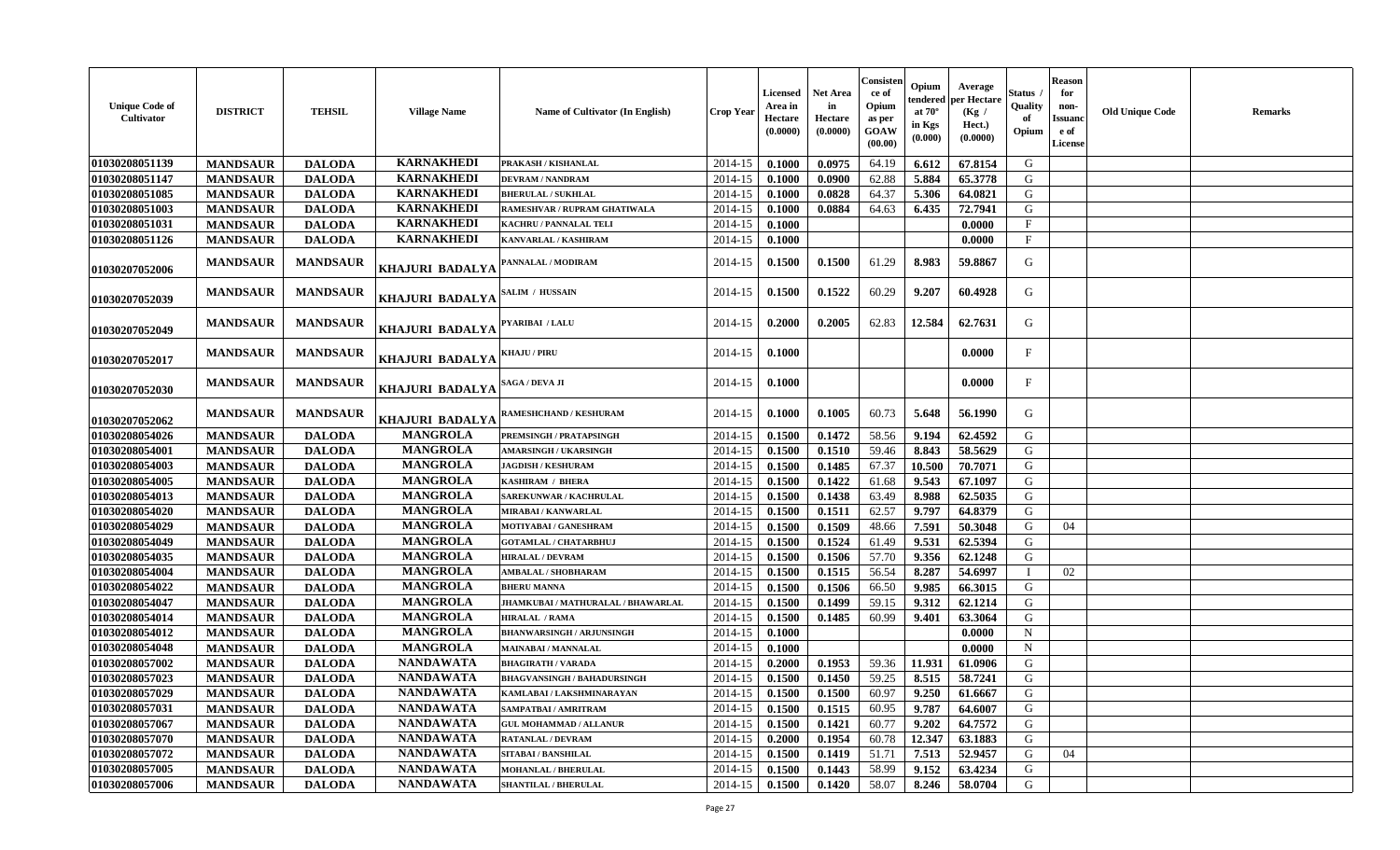| Unique Code of Cultivator | DISTRICT | TEHSIL | Village Name | Name of Cultivator (In English) | Crop Year | Licensed Area in Hectare (0.0000) | Net Area in Hectare (0.0000) | Consistence of Opium as per GOAW (00.00) | Opium tendered at 70° in Kgs (0.000) | Average per Hectare (Kg / Hect.) (0.0000) | Status / Quality of Opium | Reason for non-Issuance of License | Old Unique Code | Remarks |
|---|---|---|---|---|---|---|---|---|---|---|---|---|---|---|
| 01030208051139 | MANDSAUR | DALODA | KARNAKHEDI | PRAKASH / KISHANLAL | 2014-15 | 0.1000 | 0.0975 | 64.19 | 6.612 | 67.8154 | G | | | |
| 01030208051147 | MANDSAUR | DALODA | KARNAKHEDI | DEVRAM / NANDRAM | 2014-15 | 0.1000 | 0.0900 | 62.88 | 5.884 | 65.3778 | G | | | |
| 01030208051085 | MANDSAUR | DALODA | KARNAKHEDI | BHERULAL / SUKHLAL | 2014-15 | 0.1000 | 0.0828 | 64.37 | 5.306 | 64.0821 | G | | | |
| 01030208051003 | MANDSAUR | DALODA | KARNAKHEDI | RAMESHVAR / RUPRAM GHATIWALA | 2014-15 | 0.1000 | 0.0884 | 64.63 | 6.435 | 72.7941 | G | | | |
| 01030208051031 | MANDSAUR | DALODA | KARNAKHEDI | KACHRU / PANNALAL TELI | 2014-15 | 0.1000 | | | | 0.0000 | F | | | |
| 01030208051126 | MANDSAUR | DALODA | KARNAKHEDI | KANVARLAL / KASHIRAM | 2014-15 | 0.1000 | | | | 0.0000 | F | | | |
| 01030207052006 | MANDSAUR | MANDSAUR | KHAJURI BADALYA | PANNALAL / MODIRAM | 2014-15 | 0.1500 | 0.1500 | 61.29 | 8.983 | 59.8867 | G | | | |
| 01030207052039 | MANDSAUR | MANDSAUR | KHAJURI BADALYA | SALIM / HUSSAIN | 2014-15 | 0.1500 | 0.1522 | 60.29 | 9.207 | 60.4928 | G | | | |
| 01030207052049 | MANDSAUR | MANDSAUR | KHAJURI BADALYA | PYARIBAI / LALU | 2014-15 | 0.2000 | 0.2005 | 62.83 | 12.584 | 62.7631 | G | | | |
| 01030207052017 | MANDSAUR | MANDSAUR | KHAJURI BADALYA | KHAJU / PIRU | 2014-15 | 0.1000 | | | | 0.0000 | F | | | |
| 01030207052030 | MANDSAUR | MANDSAUR | KHAJURI BADALYA | SAGA / DEVA JI | 2014-15 | 0.1000 | | | | 0.0000 | F | | | |
| 01030207052062 | MANDSAUR | MANDSAUR | KHAJURI BADALYA | RAMESHCHAND / KESHURAM | 2014-15 | 0.1000 | 0.1005 | 60.73 | 5.648 | 56.1990 | G | | | |
| 01030208054026 | MANDSAUR | DALODA | MANGROLA | PREMSINGH / PRATAPSINGH | 2014-15 | 0.1500 | 0.1472 | 58.56 | 9.194 | 62.4592 | G | | | |
| 01030208054001 | MANDSAUR | DALODA | MANGROLA | AMARSINGH / UKARSINGH | 2014-15 | 0.1500 | 0.1510 | 59.46 | 8.843 | 58.5629 | G | | | |
| 01030208054003 | MANDSAUR | DALODA | MANGROLA | JAGDISH / KESHURAM | 2014-15 | 0.1500 | 0.1485 | 67.37 | 10.500 | 70.7071 | G | | | |
| 01030208054005 | MANDSAUR | DALODA | MANGROLA | KASHIRAM / BHERA | 2014-15 | 0.1500 | 0.1422 | 61.68 | 9.543 | 67.1097 | G | | | |
| 01030208054013 | MANDSAUR | DALODA | MANGROLA | SAREKUNWAR / KACHRULAL | 2014-15 | 0.1500 | 0.1438 | 63.49 | 8.988 | 62.5035 | G | | | |
| 01030208054020 | MANDSAUR | DALODA | MANGROLA | MIRABAI / KANWARLAL | 2014-15 | 0.1500 | 0.1511 | 62.57 | 9.797 | 64.8379 | G | | | |
| 01030208054029 | MANDSAUR | DALODA | MANGROLA | MOTIYABAI / GANESHRAM | 2014-15 | 0.1500 | 0.1509 | 48.66 | 7.591 | 50.3048 | G | 04 | | |
| 01030208054049 | MANDSAUR | DALODA | MANGROLA | GOTAMLAL / CHATARBHUJ | 2014-15 | 0.1500 | 0.1524 | 61.49 | 9.531 | 62.5394 | G | | | |
| 01030208054035 | MANDSAUR | DALODA | MANGROLA | HIRALAL / DEVRAM | 2014-15 | 0.1500 | 0.1506 | 57.70 | 9.356 | 62.1248 | G | | | |
| 01030208054004 | MANDSAUR | DALODA | MANGROLA | AMBALAL / SHOBHARAM | 2014-15 | 0.1500 | 0.1515 | 56.54 | 8.287 | 54.6997 | I | 02 | | |
| 01030208054022 | MANDSAUR | DALODA | MANGROLA | BHERU MANNA | 2014-15 | 0.1500 | 0.1506 | 66.50 | 9.985 | 66.3015 | G | | | |
| 01030208054047 | MANDSAUR | DALODA | MANGROLA | JHAMKUBAI / MATHURALAL / BHAWARLAL | 2014-15 | 0.1500 | 0.1499 | 59.15 | 9.312 | 62.1214 | G | | | |
| 01030208054014 | MANDSAUR | DALODA | MANGROLA | HIRALAL / RAMA | 2014-15 | 0.1500 | 0.1485 | 60.99 | 9.401 | 63.3064 | G | | | |
| 01030208054012 | MANDSAUR | DALODA | MANGROLA | BHANWARSINGH / ARJUNSINGH | 2014-15 | 0.1000 | | | | 0.0000 | N | | | |
| 01030208054048 | MANDSAUR | DALODA | MANGROLA | MAINABAI / MANNALAL | 2014-15 | 0.1000 | | | | 0.0000 | N | | | |
| 01030208057002 | MANDSAUR | DALODA | NANDAWATA | BHAGIRATH / VARADA | 2014-15 | 0.2000 | 0.1953 | 59.36 | 11.931 | 61.0906 | G | | | |
| 01030208057023 | MANDSAUR | DALODA | NANDAWATA | BHAGVANSINGH / BAHADURSINGH | 2014-15 | 0.1500 | 0.1450 | 59.25 | 8.515 | 58.7241 | G | | | |
| 01030208057029 | MANDSAUR | DALODA | NANDAWATA | KAMLABAI / LAKSHMINARAYAN | 2014-15 | 0.1500 | 0.1500 | 60.97 | 9.250 | 61.6667 | G | | | |
| 01030208057031 | MANDSAUR | DALODA | NANDAWATA | SAMPATBAI / AMRITRAM | 2014-15 | 0.1500 | 0.1515 | 60.95 | 9.787 | 64.6007 | G | | | |
| 01030208057067 | MANDSAUR | DALODA | NANDAWATA | GUL MOHAMMAD / ALLANUR | 2014-15 | 0.1500 | 0.1421 | 60.77 | 9.202 | 64.7572 | G | | | |
| 01030208057070 | MANDSAUR | DALODA | NANDAWATA | RATANLAL / DEVRAM | 2014-15 | 0.2000 | 0.1954 | 60.78 | 12.347 | 63.1883 | G | | | |
| 01030208057072 | MANDSAUR | DALODA | NANDAWATA | SITABAI / BANSHILAL | 2014-15 | 0.1500 | 0.1419 | 51.71 | 7.513 | 52.9457 | G | 04 | | |
| 01030208057005 | MANDSAUR | DALODA | NANDAWATA | MOHANLAL / BHERULAL | 2014-15 | 0.1500 | 0.1443 | 58.99 | 9.152 | 63.4234 | G | | | |
| 01030208057006 | MANDSAUR | DALODA | NANDAWATA | SHANTILAL / BHERULAL | 2014-15 | 0.1500 | 0.1420 | 58.07 | 8.246 | 58.0704 | G | | | |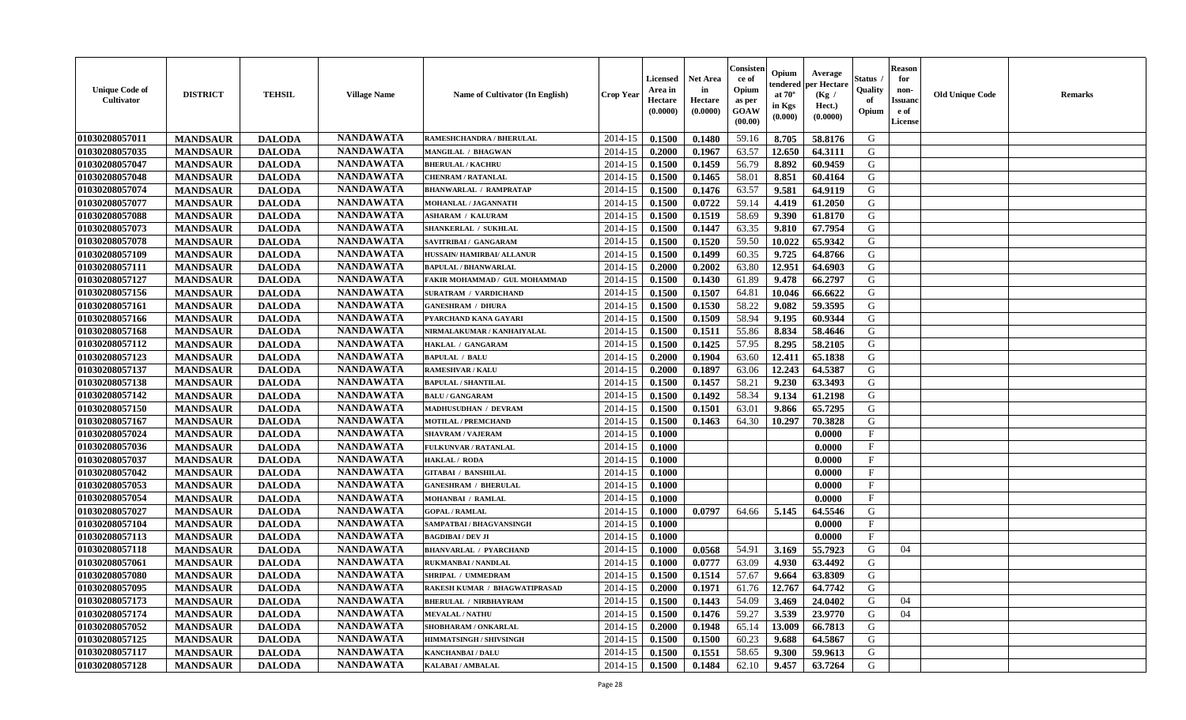| Unique Code of Cultivator | DISTRICT | TEHSIL | Village Name | Name of Cultivator (In English) | Crop Year | Licensed Area in Hectare (0.0000) | Net Area in Hectare (0.0000) | Consistence of Opium as per GOAW (00.00) | Opium tendered at 70° in Kgs (0.000) | Average per Hectare (Kg / Hect.) (0.0000) | Status / Quality of Opium | Reason for non-Issuance of License | Old Unique Code | Remarks |
|---|---|---|---|---|---|---|---|---|---|---|---|---|---|---|
| 01030208057011 | MANDSAUR | DALODA | NANDAWATA | RAMESHCHANDRA / BHERULAL | 2014-15 | 0.1500 | 0.1480 | 59.16 | 8.705 | 58.8176 | G | | | |
| 01030208057035 | MANDSAUR | DALODA | NANDAWATA | MANGILAL / BHAGWAN | 2014-15 | 0.2000 | 0.1967 | 63.57 | 12.650 | 64.3111 | G | | | |
| 01030208057047 | MANDSAUR | DALODA | NANDAWATA | BHERULAL / KACHRU | 2014-15 | 0.1500 | 0.1459 | 56.79 | 8.892 | 60.9459 | G | | | |
| 01030208057048 | MANDSAUR | DALODA | NANDAWATA | CHENRAM / RATANLAL | 2014-15 | 0.1500 | 0.1465 | 58.01 | 8.851 | 60.4164 | G | | | |
| 01030208057074 | MANDSAUR | DALODA | NANDAWATA | BHANWARLAL / RAMPRATAP | 2014-15 | 0.1500 | 0.1476 | 63.57 | 9.581 | 64.9119 | G | | | |
| 01030208057077 | MANDSAUR | DALODA | NANDAWATA | MOHANLAL / JAGANNATH | 2014-15 | 0.1500 | 0.0722 | 59.14 | 4.419 | 61.2050 | G | | | |
| 01030208057088 | MANDSAUR | DALODA | NANDAWATA | ASHARAM / KALURAM | 2014-15 | 0.1500 | 0.1519 | 58.69 | 9.390 | 61.8170 | G | | | |
| 01030208057073 | MANDSAUR | DALODA | NANDAWATA | SHANKERLAL / SUKHLAL | 2014-15 | 0.1500 | 0.1447 | 63.35 | 9.810 | 67.7954 | G | | | |
| 01030208057078 | MANDSAUR | DALODA | NANDAWATA | SAVITRIBAI / GANGARAM | 2014-15 | 0.1500 | 0.1520 | 59.50 | 10.022 | 65.9342 | G | | | |
| 01030208057109 | MANDSAUR | DALODA | NANDAWATA | HUSSAIN/ HAMIRBAI/ ALLANUR | 2014-15 | 0.1500 | 0.1499 | 60.35 | 9.725 | 64.8766 | G | | | |
| 01030208057111 | MANDSAUR | DALODA | NANDAWATA | BAPULAL / BHANWARLAL | 2014-15 | 0.2000 | 0.2002 | 63.80 | 12.951 | 64.6903 | G | | | |
| 01030208057127 | MANDSAUR | DALODA | NANDAWATA | FAKIR MOHAMMAD / GUL MOHAMMAD | 2014-15 | 0.1500 | 0.1430 | 61.89 | 9.478 | 66.2797 | G | | | |
| 01030208057156 | MANDSAUR | DALODA | NANDAWATA | SURATRAM / VARDICHAND | 2014-15 | 0.1500 | 0.1507 | 64.81 | 10.046 | 66.6622 | G | | | |
| 01030208057161 | MANDSAUR | DALODA | NANDAWATA | GANESHRAM / DHURA | 2014-15 | 0.1500 | 0.1530 | 58.22 | 9.082 | 59.3595 | G | | | |
| 01030208057166 | MANDSAUR | DALODA | NANDAWATA | PYARCHAND KANA GAYARI | 2014-15 | 0.1500 | 0.1509 | 58.94 | 9.195 | 60.9344 | G | | | |
| 01030208057168 | MANDSAUR | DALODA | NANDAWATA | NIRMALAKUMAR / KANHAIYALAL | 2014-15 | 0.1500 | 0.1511 | 55.86 | 8.834 | 58.4646 | G | | | |
| 01030208057112 | MANDSAUR | DALODA | NANDAWATA | HAKLAL / GANGARAM | 2014-15 | 0.1500 | 0.1425 | 57.95 | 8.295 | 58.2105 | G | | | |
| 01030208057123 | MANDSAUR | DALODA | NANDAWATA | BAPULAL / BALU | 2014-15 | 0.2000 | 0.1904 | 63.60 | 12.411 | 65.1838 | G | | | |
| 01030208057137 | MANDSAUR | DALODA | NANDAWATA | RAMESHVAR / KALU | 2014-15 | 0.2000 | 0.1897 | 63.06 | 12.243 | 64.5387 | G | | | |
| 01030208057138 | MANDSAUR | DALODA | NANDAWATA | BAPULAL / SHANTILAL | 2014-15 | 0.1500 | 0.1457 | 58.21 | 9.230 | 63.3493 | G | | | |
| 01030208057142 | MANDSAUR | DALODA | NANDAWATA | BALU / GANGARAM | 2014-15 | 0.1500 | 0.1492 | 58.34 | 9.134 | 61.2198 | G | | | |
| 01030208057150 | MANDSAUR | DALODA | NANDAWATA | MADHUSUDHAN / DEVRAM | 2014-15 | 0.1500 | 0.1501 | 63.01 | 9.866 | 65.7295 | G | | | |
| 01030208057167 | MANDSAUR | DALODA | NANDAWATA | MOTILAL / PREMCHAND | 2014-15 | 0.1500 | 0.1463 | 64.30 | 10.297 | 70.3828 | G | | | |
| 01030208057024 | MANDSAUR | DALODA | NANDAWATA | SHAVRAM / VAJERAM | 2014-15 | 0.1000 | | | | 0.0000 | F | | | |
| 01030208057036 | MANDSAUR | DALODA | NANDAWATA | FULKUNVAR / RATANLAL | 2014-15 | 0.1000 | | | | 0.0000 | F | | | |
| 01030208057037 | MANDSAUR | DALODA | NANDAWATA | HAKLAL / RODA | 2014-15 | 0.1000 | | | | 0.0000 | F | | | |
| 01030208057042 | MANDSAUR | DALODA | NANDAWATA | GITABAI / BANSHILAL | 2014-15 | 0.1000 | | | | 0.0000 | F | | | |
| 01030208057053 | MANDSAUR | DALODA | NANDAWATA | GANESHRAM / BHERULAL | 2014-15 | 0.1000 | | | | 0.0000 | F | | | |
| 01030208057054 | MANDSAUR | DALODA | NANDAWATA | MOHANBAI / RAMLAL | 2014-15 | 0.1000 | | | | 0.0000 | F | | | |
| 01030208057027 | MANDSAUR | DALODA | NANDAWATA | GOPAL / RAMLAL | 2014-15 | 0.1000 | 0.0797 | 64.66 | 5.145 | 64.5546 | G | | | |
| 01030208057104 | MANDSAUR | DALODA | NANDAWATA | SAMPATBAI / BHAGVANSINGH | 2014-15 | 0.1000 | | | | 0.0000 | F | | | |
| 01030208057113 | MANDSAUR | DALODA | NANDAWATA | BAGDIBAI / DEV JI | 2014-15 | 0.1000 | | | | 0.0000 | F | | | |
| 01030208057118 | MANDSAUR | DALODA | NANDAWATA | BHANVARLAL / PYARCHAND | 2014-15 | 0.1000 | 0.0568 | 54.91 | 3.169 | 55.7923 | G | 04 | | |
| 01030208057061 | MANDSAUR | DALODA | NANDAWATA | RUKMANBAI / NANDLAL | 2014-15 | 0.1000 | 0.0777 | 63.09 | 4.930 | 63.4492 | G | | | |
| 01030208057080 | MANDSAUR | DALODA | NANDAWATA | SHRIPAL / UMMEDRAM | 2014-15 | 0.1500 | 0.1514 | 57.67 | 9.664 | 63.8309 | G | | | |
| 01030208057095 | MANDSAUR | DALODA | NANDAWATA | RAKESH KUMAR / BHAGWATIPRASAD | 2014-15 | 0.2000 | 0.1971 | 61.76 | 12.767 | 64.7742 | G | | | |
| 01030208057173 | MANDSAUR | DALODA | NANDAWATA | BHERULAL / NIRBHAYRAM | 2014-15 | 0.1500 | 0.1443 | 54.09 | 3.469 | 24.0402 | G | 04 | | |
| 01030208057174 | MANDSAUR | DALODA | NANDAWATA | MEVALAL / NATHU | 2014-15 | 0.1500 | 0.1476 | 59.27 | 3.539 | 23.9770 | G | 04 | | |
| 01030208057052 | MANDSAUR | DALODA | NANDAWATA | SHOBHARAM / ONKARLAL | 2014-15 | 0.2000 | 0.1948 | 65.14 | 13.009 | 66.7813 | G | | | |
| 01030208057125 | MANDSAUR | DALODA | NANDAWATA | HIMMATSINGH / SHIVSINGH | 2014-15 | 0.1500 | 0.1500 | 60.23 | 9.688 | 64.5867 | G | | | |
| 01030208057117 | MANDSAUR | DALODA | NANDAWATA | KANCHANBAI / DALU | 2014-15 | 0.1500 | 0.1551 | 58.65 | 9.300 | 59.9613 | G | | | |
| 01030208057128 | MANDSAUR | DALODA | NANDAWATA | KALABAI / AMBALAL | 2014-15 | 0.1500 | 0.1484 | 62.10 | 9.457 | 63.7264 | G | | | |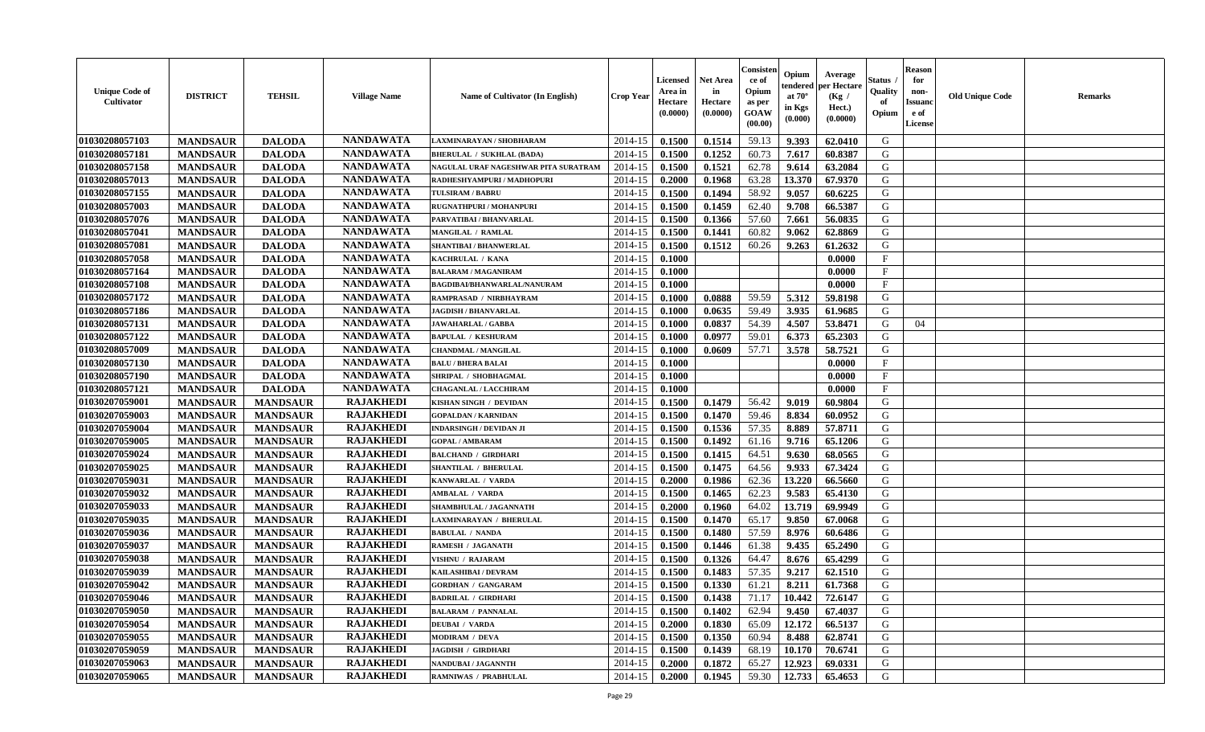| Unique Code of Cultivator | DISTRICT | TEHSIL | Village Name | Name of Cultivator (In English) | Crop Year | Licensed Area in Hectare (0.0000) | Net Area in Hectare (0.0000) | Consistence of Opium as per GOAW (00.00) | Opium tendered at 70° in Kgs (0.000) | Average per Hectare (Kg / Hect.) (0.0000) | Status / Quality of Opium | Reason for non-Issuance of License | Old Unique Code | Remarks |
|---|---|---|---|---|---|---|---|---|---|---|---|---|---|---|
| 01030208057103 | MANDSAUR | DALODA | NANDAWATA | LAXMINARAYAN / SHOBHARAM | 2014-15 | 0.1500 | 0.1514 | 59.13 | 9.393 | 62.0410 | G | | | |
| 01030208057181 | MANDSAUR | DALODA | NANDAWATA | BHERULAL / SUKHLAL (BADA) | 2014-15 | 0.1500 | 0.1252 | 60.73 | 7.617 | 60.8387 | G | | | |
| 01030208057158 | MANDSAUR | DALODA | NANDAWATA | NAGULAL URAF NAGESHWAR PITA SURATRAM | 2014-15 | 0.1500 | 0.1521 | 62.78 | 9.614 | 63.2084 | G | | | |
| 01030208057013 | MANDSAUR | DALODA | NANDAWATA | RADHESHYAMPURI / MADHOPURI | 2014-15 | 0.2000 | 0.1968 | 63.28 | 13.370 | 67.9370 | G | | | |
| 01030208057155 | MANDSAUR | DALODA | NANDAWATA | TULSIRAM / BABRU | 2014-15 | 0.1500 | 0.1494 | 58.92 | 9.057 | 60.6225 | G | | | |
| 01030208057003 | MANDSAUR | DALODA | NANDAWATA | RUGNATHPURI / MOHANPURI | 2014-15 | 0.1500 | 0.1459 | 62.40 | 9.708 | 66.5387 | G | | | |
| 01030208057076 | MANDSAUR | DALODA | NANDAWATA | PARVATIBAI / BHANVARLAL | 2014-15 | 0.1500 | 0.1366 | 57.60 | 7.661 | 56.0835 | G | | | |
| 01030208057041 | MANDSAUR | DALODA | NANDAWATA | MANGILAL / RAMLAL | 2014-15 | 0.1500 | 0.1441 | 60.82 | 9.062 | 62.8869 | G | | | |
| 01030208057081 | MANDSAUR | DALODA | NANDAWATA | SHANTIBAI / BHANWERLAL | 2014-15 | 0.1500 | 0.1512 | 60.26 | 9.263 | 61.2632 | G | | | |
| 01030208057058 | MANDSAUR | DALODA | NANDAWATA | KACHRULAL / KANA | 2014-15 | 0.1000 | | | | 0.0000 | F | | | |
| 01030208057164 | MANDSAUR | DALODA | NANDAWATA | BALARAM / MAGANIRAM | 2014-15 | 0.1000 | | | | 0.0000 | F | | | |
| 01030208057108 | MANDSAUR | DALODA | NANDAWATA | BAGDIBAI/BHANWARLAL/NANURAM | 2014-15 | 0.1000 | | | | 0.0000 | F | | | |
| 01030208057172 | MANDSAUR | DALODA | NANDAWATA | RAMPRASAD / NIRBHAYRAM | 2014-15 | 0.1000 | 0.0888 | 59.59 | 5.312 | 59.8198 | G | | | |
| 01030208057186 | MANDSAUR | DALODA | NANDAWATA | JAGDISH / BHANVARLAL | 2014-15 | 0.1000 | 0.0635 | 59.49 | 3.935 | 61.9685 | G | | | |
| 01030208057131 | MANDSAUR | DALODA | NANDAWATA | JAWAHARLAL / GABBA | 2014-15 | 0.1000 | 0.0837 | 54.39 | 4.507 | 53.8471 | G | 04 | | |
| 01030208057122 | MANDSAUR | DALODA | NANDAWATA | BAPULAL / KESHURAM | 2014-15 | 0.1000 | 0.0977 | 59.01 | 6.373 | 65.2303 | G | | | |
| 01030208057009 | MANDSAUR | DALODA | NANDAWATA | CHANDMAL / MANGILAL | 2014-15 | 0.1000 | 0.0609 | 57.71 | 3.578 | 58.7521 | G | | | |
| 01030208057130 | MANDSAUR | DALODA | NANDAWATA | BALU / BHERA BALAI | 2014-15 | 0.1000 | | | | 0.0000 | F | | | |
| 01030208057190 | MANDSAUR | DALODA | NANDAWATA | SHRIPAL / SHOBHAGMAL | 2014-15 | 0.1000 | | | | 0.0000 | F | | | |
| 01030208057121 | MANDSAUR | DALODA | NANDAWATA | CHAGANLAL / LACCHIRAM | 2014-15 | 0.1000 | | | | 0.0000 | F | | | |
| 01030207059001 | MANDSAUR | MANDSAUR | RAJAKHEDI | KISHAN SINGH / DEVIDAN | 2014-15 | 0.1500 | 0.1479 | 56.42 | 9.019 | 60.9804 | G | | | |
| 01030207059003 | MANDSAUR | MANDSAUR | RAJAKHEDI | GOPALDAN / KARNIDAN | 2014-15 | 0.1500 | 0.1470 | 59.46 | 8.834 | 60.0952 | G | | | |
| 01030207059004 | MANDSAUR | MANDSAUR | RAJAKHEDI | INDARSINGH / DEVIDAN JI | 2014-15 | 0.1500 | 0.1536 | 57.35 | 8.889 | 57.8711 | G | | | |
| 01030207059005 | MANDSAUR | MANDSAUR | RAJAKHEDI | GOPAL / AMBARAM | 2014-15 | 0.1500 | 0.1492 | 61.16 | 9.716 | 65.1206 | G | | | |
| 01030207059024 | MANDSAUR | MANDSAUR | RAJAKHEDI | BALCHAND / GIRDHARI | 2014-15 | 0.1500 | 0.1415 | 64.51 | 9.630 | 68.0565 | G | | | |
| 01030207059025 | MANDSAUR | MANDSAUR | RAJAKHEDI | SHANTILAL / BHERULAL | 2014-15 | 0.1500 | 0.1475 | 64.56 | 9.933 | 67.3424 | G | | | |
| 01030207059031 | MANDSAUR | MANDSAUR | RAJAKHEDI | KANWARLAL / VARDA | 2014-15 | 0.2000 | 0.1986 | 62.36 | 13.220 | 66.5660 | G | | | |
| 01030207059032 | MANDSAUR | MANDSAUR | RAJAKHEDI | AMBALAL / VARDA | 2014-15 | 0.1500 | 0.1465 | 62.23 | 9.583 | 65.4130 | G | | | |
| 01030207059033 | MANDSAUR | MANDSAUR | RAJAKHEDI | SHAMBHULAL / JAGANNATH | 2014-15 | 0.2000 | 0.1960 | 64.02 | 13.719 | 69.9949 | G | | | |
| 01030207059035 | MANDSAUR | MANDSAUR | RAJAKHEDI | LAXMINARAYAN / BHERULAL | 2014-15 | 0.1500 | 0.1470 | 65.17 | 9.850 | 67.0068 | G | | | |
| 01030207059036 | MANDSAUR | MANDSAUR | RAJAKHEDI | BABULAL / NANDA | 2014-15 | 0.1500 | 0.1480 | 57.59 | 8.976 | 60.6486 | G | | | |
| 01030207059037 | MANDSAUR | MANDSAUR | RAJAKHEDI | RAMESH / JAGANATH | 2014-15 | 0.1500 | 0.1446 | 61.38 | 9.435 | 65.2490 | G | | | |
| 01030207059038 | MANDSAUR | MANDSAUR | RAJAKHEDI | VISHNU / RAJARAM | 2014-15 | 0.1500 | 0.1326 | 64.47 | 8.676 | 65.4299 | G | | | |
| 01030207059039 | MANDSAUR | MANDSAUR | RAJAKHEDI | KAILASHIBAI / DEVRAM | 2014-15 | 0.1500 | 0.1483 | 57.35 | 9.217 | 62.1510 | G | | | |
| 01030207059042 | MANDSAUR | MANDSAUR | RAJAKHEDI | GORDHAN / GANGARAM | 2014-15 | 0.1500 | 0.1330 | 61.21 | 8.211 | 61.7368 | G | | | |
| 01030207059046 | MANDSAUR | MANDSAUR | RAJAKHEDI | BADRILAL / GIRDHARI | 2014-15 | 0.1500 | 0.1438 | 71.17 | 10.442 | 72.6147 | G | | | |
| 01030207059050 | MANDSAUR | MANDSAUR | RAJAKHEDI | BALARAM / PANNALAL | 2014-15 | 0.1500 | 0.1402 | 62.94 | 9.450 | 67.4037 | G | | | |
| 01030207059054 | MANDSAUR | MANDSAUR | RAJAKHEDI | DEUBAI / VARDA | 2014-15 | 0.2000 | 0.1830 | 65.09 | 12.172 | 66.5137 | G | | | |
| 01030207059055 | MANDSAUR | MANDSAUR | RAJAKHEDI | MODIRAM / DEVA | 2014-15 | 0.1500 | 0.1350 | 60.94 | 8.488 | 62.8741 | G | | | |
| 01030207059059 | MANDSAUR | MANDSAUR | RAJAKHEDI | JAGDISH / GIRDHARI | 2014-15 | 0.1500 | 0.1439 | 68.19 | 10.170 | 70.6741 | G | | | |
| 01030207059063 | MANDSAUR | MANDSAUR | RAJAKHEDI | NANDUBAI / JAGANNTH | 2014-15 | 0.2000 | 0.1872 | 65.27 | 12.923 | 69.0331 | G | | | |
| 01030207059065 | MANDSAUR | MANDSAUR | RAJAKHEDI | RAMNIWAS / PRABHULAL | 2014-15 | 0.2000 | 0.1945 | 59.30 | 12.733 | 65.4653 | G | | | |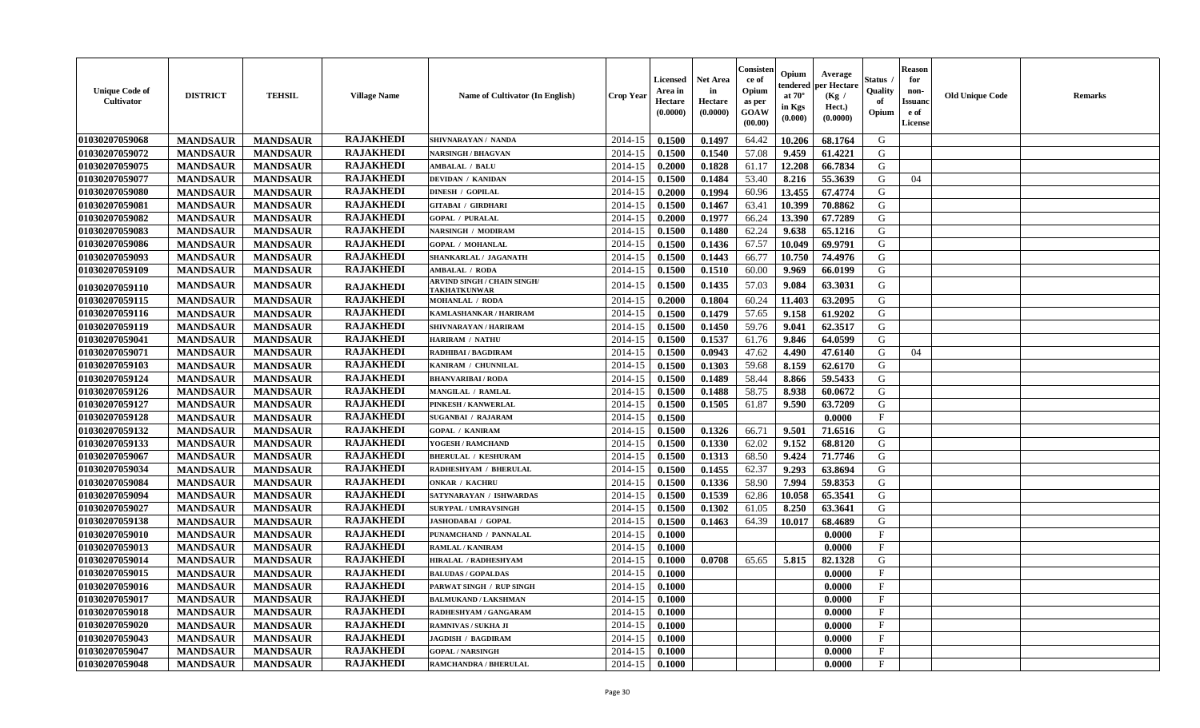| Unique Code of Cultivator | DISTRICT | TEHSIL | Village Name | Name of Cultivator (In English) | Crop Year | Licensed Area in Hectare (0.0000) | Net Area in Hectare (0.0000) | Consistence of Opium as per GOAW (00.00) | Opium tendered at 70° in Kgs (0.000) | Average per Hectare (Kg / Hect.) (0.0000) | Status / Quality of Opium | Reason for non-Issuance of License | Old Unique Code | Remarks |
|---|---|---|---|---|---|---|---|---|---|---|---|---|---|---|
| 01030207059068 | MANDSAUR | MANDSAUR | RAJAKHEDI | SHIVNARAYAN / NANDA | 2014-15 | 0.1500 | 0.1497 | 64.42 | 10.206 | 68.1764 | G | | | |
| 01030207059072 | MANDSAUR | MANDSAUR | RAJAKHEDI | NARSINGH / BHAGVAN | 2014-15 | 0.1500 | 0.1540 | 57.08 | 9.459 | 61.4221 | G | | | |
| 01030207059075 | MANDSAUR | MANDSAUR | RAJAKHEDI | AMBALAL / BALU | 2014-15 | 0.2000 | 0.1828 | 61.17 | 12.208 | 66.7834 | G | | | |
| 01030207059077 | MANDSAUR | MANDSAUR | RAJAKHEDI | DEVIDAN / KANIDAN | 2014-15 | 0.1500 | 0.1484 | 53.40 | 8.216 | 55.3639 | G | 04 | | |
| 01030207059080 | MANDSAUR | MANDSAUR | RAJAKHEDI | DINESH / GOPILAL | 2014-15 | 0.2000 | 0.1994 | 60.96 | 13.455 | 67.4774 | G | | | |
| 01030207059081 | MANDSAUR | MANDSAUR | RAJAKHEDI | GITABAI / GIRDHARI | 2014-15 | 0.1500 | 0.1467 | 63.41 | 10.399 | 70.8862 | G | | | |
| 01030207059082 | MANDSAUR | MANDSAUR | RAJAKHEDI | GOPAL / PURALAL | 2014-15 | 0.2000 | 0.1977 | 66.24 | 13.390 | 67.7289 | G | | | |
| 01030207059083 | MANDSAUR | MANDSAUR | RAJAKHEDI | NARSINGH / MODIRAM | 2014-15 | 0.1500 | 0.1480 | 62.24 | 9.638 | 65.1216 | G | | | |
| 01030207059086 | MANDSAUR | MANDSAUR | RAJAKHEDI | GOPAL / MOHANLAL | 2014-15 | 0.1500 | 0.1436 | 67.57 | 10.049 | 69.9791 | G | | | |
| 01030207059093 | MANDSAUR | MANDSAUR | RAJAKHEDI | SHANKARLAL / JAGANATH | 2014-15 | 0.1500 | 0.1443 | 66.77 | 10.750 | 74.4976 | G | | | |
| 01030207059109 | MANDSAUR | MANDSAUR | RAJAKHEDI | AMBALAL / RODA | 2014-15 | 0.1500 | 0.1510 | 60.00 | 9.969 | 66.0199 | G | | | |
| 01030207059110 | MANDSAUR | MANDSAUR | RAJAKHEDI | ARVIND SINGH / CHAIN SINGH/ TAKHATKUNWAR | 2014-15 | 0.1500 | 0.1435 | 57.03 | 9.084 | 63.3031 | G | | | |
| 01030207059115 | MANDSAUR | MANDSAUR | RAJAKHEDI | MOHANLAL / RODA | 2014-15 | 0.2000 | 0.1804 | 60.24 | 11.403 | 63.2095 | G | | | |
| 01030207059116 | MANDSAUR | MANDSAUR | RAJAKHEDI | KAMLASHANKAR / HARIRAM | 2014-15 | 0.1500 | 0.1479 | 57.65 | 9.158 | 61.9202 | G | | | |
| 01030207059119 | MANDSAUR | MANDSAUR | RAJAKHEDI | SHIVNARAYAN / HARIRAM | 2014-15 | 0.1500 | 0.1450 | 59.76 | 9.041 | 62.3517 | G | | | |
| 01030207059041 | MANDSAUR | MANDSAUR | RAJAKHEDI | HARIRAM / NATHU | 2014-15 | 0.1500 | 0.1537 | 61.76 | 9.846 | 64.0599 | G | | | |
| 01030207059071 | MANDSAUR | MANDSAUR | RAJAKHEDI | RADHIBAI / BAGDIRAM | 2014-15 | 0.1500 | 0.0943 | 47.62 | 4.490 | 47.6140 | G | 04 | | |
| 01030207059103 | MANDSAUR | MANDSAUR | RAJAKHEDI | KANIRAM / CHUNNILAL | 2014-15 | 0.1500 | 0.1303 | 59.68 | 8.159 | 62.6170 | G | | | |
| 01030207059124 | MANDSAUR | MANDSAUR | RAJAKHEDI | BHANVARIBAI / RODA | 2014-15 | 0.1500 | 0.1489 | 58.44 | 8.866 | 59.5433 | G | | | |
| 01030207059126 | MANDSAUR | MANDSAUR | RAJAKHEDI | MANGILAL / RAMLAL | 2014-15 | 0.1500 | 0.1488 | 58.75 | 8.938 | 60.0672 | G | | | |
| 01030207059127 | MANDSAUR | MANDSAUR | RAJAKHEDI | PINKESH / KANWERLAL | 2014-15 | 0.1500 | 0.1505 | 61.87 | 9.590 | 63.7209 | G | | | |
| 01030207059128 | MANDSAUR | MANDSAUR | RAJAKHEDI | SUGANBAI / RAJARAM | 2014-15 | 0.1500 | | | | 0.0000 | F | | | |
| 01030207059132 | MANDSAUR | MANDSAUR | RAJAKHEDI | GOPAL / KANIRAM | 2014-15 | 0.1500 | 0.1326 | 66.71 | 9.501 | 71.6516 | G | | | |
| 01030207059133 | MANDSAUR | MANDSAUR | RAJAKHEDI | YOGESH / RAMCHAND | 2014-15 | 0.1500 | 0.1330 | 62.02 | 9.152 | 68.8120 | G | | | |
| 01030207059067 | MANDSAUR | MANDSAUR | RAJAKHEDI | BHERULAL / KESHURAM | 2014-15 | 0.1500 | 0.1313 | 68.50 | 9.424 | 71.7746 | G | | | |
| 01030207059034 | MANDSAUR | MANDSAUR | RAJAKHEDI | RADHESHYAM / BHERULAL | 2014-15 | 0.1500 | 0.1455 | 62.37 | 9.293 | 63.8694 | G | | | |
| 01030207059084 | MANDSAUR | MANDSAUR | RAJAKHEDI | ONKAR / KACHRU | 2014-15 | 0.1500 | 0.1336 | 58.90 | 7.994 | 59.8353 | G | | | |
| 01030207059094 | MANDSAUR | MANDSAUR | RAJAKHEDI | SATYNARAYAN / ISHWARDAS | 2014-15 | 0.1500 | 0.1539 | 62.86 | 10.058 | 65.3541 | G | | | |
| 01030207059027 | MANDSAUR | MANDSAUR | RAJAKHEDI | SURYPAL / UMRAVSINGH | 2014-15 | 0.1500 | 0.1302 | 61.05 | 8.250 | 63.3641 | G | | | |
| 01030207059138 | MANDSAUR | MANDSAUR | RAJAKHEDI | JASHODABAI / GOPAL | 2014-15 | 0.1500 | 0.1463 | 64.39 | 10.017 | 68.4689 | G | | | |
| 01030207059010 | MANDSAUR | MANDSAUR | RAJAKHEDI | PUNAMCHAND / PANNALAL | 2014-15 | 0.1000 | | | | 0.0000 | F | | | |
| 01030207059013 | MANDSAUR | MANDSAUR | RAJAKHEDI | RAMLAL / KANIRAM | 2014-15 | 0.1000 | | | | 0.0000 | F | | | |
| 01030207059014 | MANDSAUR | MANDSAUR | RAJAKHEDI | HIRALAL / RADHESHYAM | 2014-15 | 0.1000 | 0.0708 | 65.65 | 5.815 | 82.1328 | G | | | |
| 01030207059015 | MANDSAUR | MANDSAUR | RAJAKHEDI | BALUDAS / GOPALDAS | 2014-15 | 0.1000 | | | | 0.0000 | F | | | |
| 01030207059016 | MANDSAUR | MANDSAUR | RAJAKHEDI | PARWAT SINGH / RUP SINGH | 2014-15 | 0.1000 | | | | 0.0000 | F | | | |
| 01030207059017 | MANDSAUR | MANDSAUR | RAJAKHEDI | BALMUKAND / LAKSHMAN | 2014-15 | 0.1000 | | | | 0.0000 | F | | | |
| 01030207059018 | MANDSAUR | MANDSAUR | RAJAKHEDI | RADHESHYAM / GANGARAM | 2014-15 | 0.1000 | | | | 0.0000 | F | | | |
| 01030207059020 | MANDSAUR | MANDSAUR | RAJAKHEDI | RAMNIVAS / SUKHA JI | 2014-15 | 0.1000 | | | | 0.0000 | F | | | |
| 01030207059043 | MANDSAUR | MANDSAUR | RAJAKHEDI | JAGDISH / BAGDIRAM | 2014-15 | 0.1000 | | | | 0.0000 | F | | | |
| 01030207059047 | MANDSAUR | MANDSAUR | RAJAKHEDI | GOPAL / NARSINGH | 2014-15 | 0.1000 | | | | 0.0000 | F | | | |
| 01030207059048 | MANDSAUR | MANDSAUR | RAJAKHEDI | RAMCHANDRA / BHERULAL | 2014-15 | 0.1000 | | | | 0.0000 | F | | | |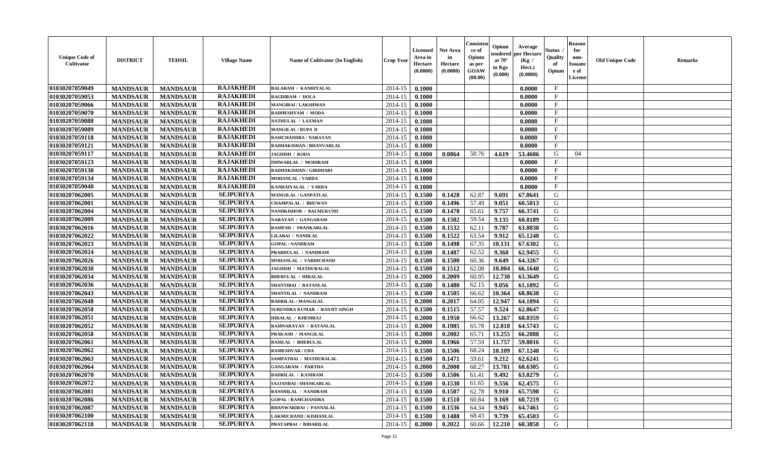| Unique Code of Cultivator | DISTRICT | TEHSIL | Village Name | Name of Cultivator (In English) | Crop Year | Licensed Area in Hectare (0.0000) | Net Area in Hectare (0.0000) | Consistence of Opium as per GOAW (00.00) | Opium tendered at 70° in Kgs (0.000) | Average per Hectare (Kg / Hect.) (0.0000) | Status / Quality of Opium | Reason for non-Issuance of License | Old Unique Code | Remarks |
|---|---|---|---|---|---|---|---|---|---|---|---|---|---|---|
| 01030207059049 | MANDSAUR | MANDSAUR | RAJAKHEDI | BALARAM / KANHIYALAL | 2014-15 | 0.1000 | | | | 0.0000 | F | | | |
| 01030207059053 | MANDSAUR | MANDSAUR | RAJAKHEDI | BAGDIRAM / DOLA | 2014-15 | 0.1000 | | | | 0.0000 | F | | | |
| 01030207059066 | MANDSAUR | MANDSAUR | RAJAKHEDI | MANGIBAI / LAKSHMAN | 2014-15 | 0.1000 | | | | 0.0000 | F | | | |
| 01030207059070 | MANDSAUR | MANDSAUR | RAJAKHEDI | RADHESHYAM / MODA | 2014-15 | 0.1000 | | | | 0.0000 | F | | | |
| 01030207059088 | MANDSAUR | MANDSAUR | RAJAKHEDI | NATHULAL / LAXMAN | 2014-15 | 0.1000 | | | | 0.0000 | F | | | |
| 01030207059089 | MANDSAUR | MANDSAUR | RAJAKHEDI | MANGILAL / RUPA JI | 2014-15 | 0.1000 | | | | 0.0000 | F | | | |
| 01030207059118 | MANDSAUR | MANDSAUR | RAJAKHEDI | RAMCHANDRA / NARAYAN | 2014-15 | 0.1000 | | | | 0.0000 | F | | | |
| 01030207059121 | MANDSAUR | MANDSAUR | RAJAKHEDI | RADHAKISHAN / BHANVARLAL | 2014-15 | 0.1000 | | | | 0.0000 | F | | | |
| 01030207059117 | MANDSAUR | MANDSAUR | RAJAKHEDI | JAGDISH / RODA | 2014-15 | 0.1000 | 0.0864 | 50.76 | 4.619 | 53.4606 | G | 04 | | |
| 01030207059123 | MANDSAUR | MANDSAUR | RAJAKHEDI | ISHWARLAL / MODIRAM | 2014-15 | 0.1000 | | | | 0.0000 | F | | | |
| 01030207059130 | MANDSAUR | MANDSAUR | RAJAKHEDI | RADHAKISHAN / GIRDHARI | 2014-15 | 0.1000 | | | | 0.0000 | F | | | |
| 01030207059134 | MANDSAUR | MANDSAUR | RAJAKHEDI | MOHANLAL / VARDA | 2014-15 | 0.1000 | | | | 0.0000 | F | | | |
| 01030207059040 | MANDSAUR | MANDSAUR | RAJAKHEDI | KANHAIYALAL / VARDA | 2014-15 | 0.1000 | | | | 0.0000 | F | | | |
| 01030207062005 | MANDSAUR | MANDSAUR | SEJPURIYA | MANGILAL / GANPATLAL | 2014-15 | 0.1500 | 0.1428 | 62.87 | 9.691 | 67.8641 | G | | | |
| 01030207062001 | MANDSAUR | MANDSAUR | SEJPURIYA | CHAMPALAL / BHUWAN | 2014-15 | 0.1500 | 0.1496 | 57.49 | 9.051 | 60.5013 | G | | | |
| 01030207062004 | MANDSAUR | MANDSAUR | SEJPURIYA | NANDKISHOR / BALMUKUND | 2014-15 | 0.1500 | 0.1470 | 65.61 | 9.757 | 66.3741 | G | | | |
| 01030207062009 | MANDSAUR | MANDSAUR | SEJPURIYA | NARAYAN / GANGARAM | 2014-15 | 0.1500 | 0.1502 | 59.54 | 9.135 | 60.8189 | G | | | |
| 01030207062016 | MANDSAUR | MANDSAUR | SEJPURIYA | RAMESH / SHANKARLAL | 2014-15 | 0.1500 | 0.1532 | 62.11 | 9.787 | 63.8838 | G | | | |
| 01030207062022 | MANDSAUR | MANDSAUR | SEJPURIYA | LILABAI / NANDLAL | 2014-15 | 0.1500 | 0.1522 | 63.54 | 9.912 | 65.1248 | G | | | |
| 01030207062023 | MANDSAUR | MANDSAUR | SEJPURIYA | GOPAL / NANDRAM | 2014-15 | 0.1500 | 0.1498 | 67.35 | 10.131 | 67.6302 | G | | | |
| 01030207062024 | MANDSAUR | MANDSAUR | SEJPURIYA | PRABHULAL / NANDRAM | 2014-15 | 0.1500 | 0.1487 | 62.52 | 9.360 | 62.9455 | G | | | |
| 01030207062026 | MANDSAUR | MANDSAUR | SEJPURIYA | MOHANLAL / VARDICHAND | 2014-15 | 0.1500 | 0.1500 | 60.36 | 9.649 | 64.3267 | G | | | |
| 01030207062030 | MANDSAUR | MANDSAUR | SEJPURIYA | JAGDISH / MATHURALAL | 2014-15 | 0.1500 | 0.1512 | 62.08 | 10.004 | 66.1640 | G | | | |
| 01030207062034 | MANDSAUR | MANDSAUR | SEJPURIYA | BHERULAL / HIRALAL | 2014-15 | 0.2000 | 0.2009 | 60.95 | 12.730 | 63.3649 | G | | | |
| 01030207062036 | MANDSAUR | MANDSAUR | SEJPURIYA | SHANTIBAI / RATANLAL | 2014-15 | 0.1500 | 0.1480 | 62.15 | 9.056 | 61.1892 | G | | | |
| 01030207062043 | MANDSAUR | MANDSAUR | SEJPURIYA | SHANTILAL / NANDRAM | 2014-15 | 0.1500 | 0.1505 | 66.62 | 10.364 | 68.8638 | G | | | |
| 01030207062048 | MANDSAUR | MANDSAUR | SEJPURIYA | BADRILAL / MANGILAL | 2014-15 | 0.2000 | 0.2017 | 64.05 | 12.947 | 64.1894 | G | | | |
| 01030207062050 | MANDSAUR | MANDSAUR | SEJPURIYA | SURENDRA KUMAR / RANJIT SINGH | 2014-15 | 0.1500 | 0.1515 | 57.57 | 9.524 | 62.8647 | G | | | |
| 01030207062051 | MANDSAUR | MANDSAUR | SEJPURIYA | HIRALAL / KHEMRAJ | 2014-15 | 0.2000 | 0.1950 | 66.62 | 13.267 | 68.0359 | G | | | |
| 01030207062052 | MANDSAUR | MANDSAUR | SEJPURIYA | RAMNARAYAN / RATANLAL | 2014-15 | 0.2000 | 0.1985 | 65.78 | 12.818 | 64.5743 | G | | | |
| 01030207062058 | MANDSAUR | MANDSAUR | SEJPURIYA | PRAKASH / MANGILAL | 2014-15 | 0.2000 | 0.2002 | 65.71 | 13.255 | 66.2088 | G | | | |
| 01030207062061 | MANDSAUR | MANDSAUR | SEJPURIYA | RAMLAL / BHERULAL | 2014-15 | 0.2000 | 0.1966 | 57.59 | 11.757 | 59.8016 | G | | | |
| 01030207062062 | MANDSAUR | MANDSAUR | SEJPURIYA | RAMESHVAR / UDA | 2014-15 | 0.1500 | 0.1506 | 68.24 | 10.109 | 67.1248 | G | | | |
| 01030207062063 | MANDSAUR | MANDSAUR | SEJPURIYA | SAMPATBAI / MATHURALAL | 2014-15 | 0.1500 | 0.1471 | 59.61 | 9.212 | 62.6241 | G | | | |
| 01030207062064 | MANDSAUR | MANDSAUR | SEJPURIYA | GANGARAM / PARTHA | 2014-15 | 0.2000 | 0.2008 | 68.27 | 13.781 | 68.6305 | G | | | |
| 01030207062070 | MANDSAUR | MANDSAUR | SEJPURIYA | BADRILAL / KANIRAM | 2014-15 | 0.1500 | 0.1506 | 61.41 | 9.492 | 63.0279 | G | | | |
| 01030207062072 | MANDSAUR | MANDSAUR | SEJPURIYA | SAJJANBAI / SHANKARLAL | 2014-15 | 0.1500 | 0.1530 | 61.65 | 9.556 | 62.4575 | G | | | |
| 01030207062081 | MANDSAUR | MANDSAUR | SEJPURIYA | BANSHILAL / NANDRAM | 2014-15 | 0.1500 | 0.1507 | 62.78 | 9.910 | 65.7598 | G | | | |
| 01030207062086 | MANDSAUR | MANDSAUR | SEJPURIYA | GOPAL / RAMCHANDRA | 2014-15 | 0.1500 | 0.1510 | 60.84 | 9.169 | 60.7219 | G | | | |
| 01030207062087 | MANDSAUR | MANDSAUR | SEJPURIYA | BHANWARIBAI / PANNALAL | 2014-15 | 0.1500 | 0.1536 | 64.34 | 9.945 | 64.7461 | G | | | |
| 01030207062100 | MANDSAUR | MANDSAUR | SEJPURIYA | LAKMICHAND / KISHANLAL | 2014-15 | 0.1500 | 0.1488 | 68.43 | 9.739 | 65.4503 | G | | | |
| 01030207062118 | MANDSAUR | MANDSAUR | SEJPURIYA | PRATAPBAI / BIHARILAL | 2014-15 | 0.2000 | 0.2022 | 60.66 | 12.210 | 60.3858 | G | | | |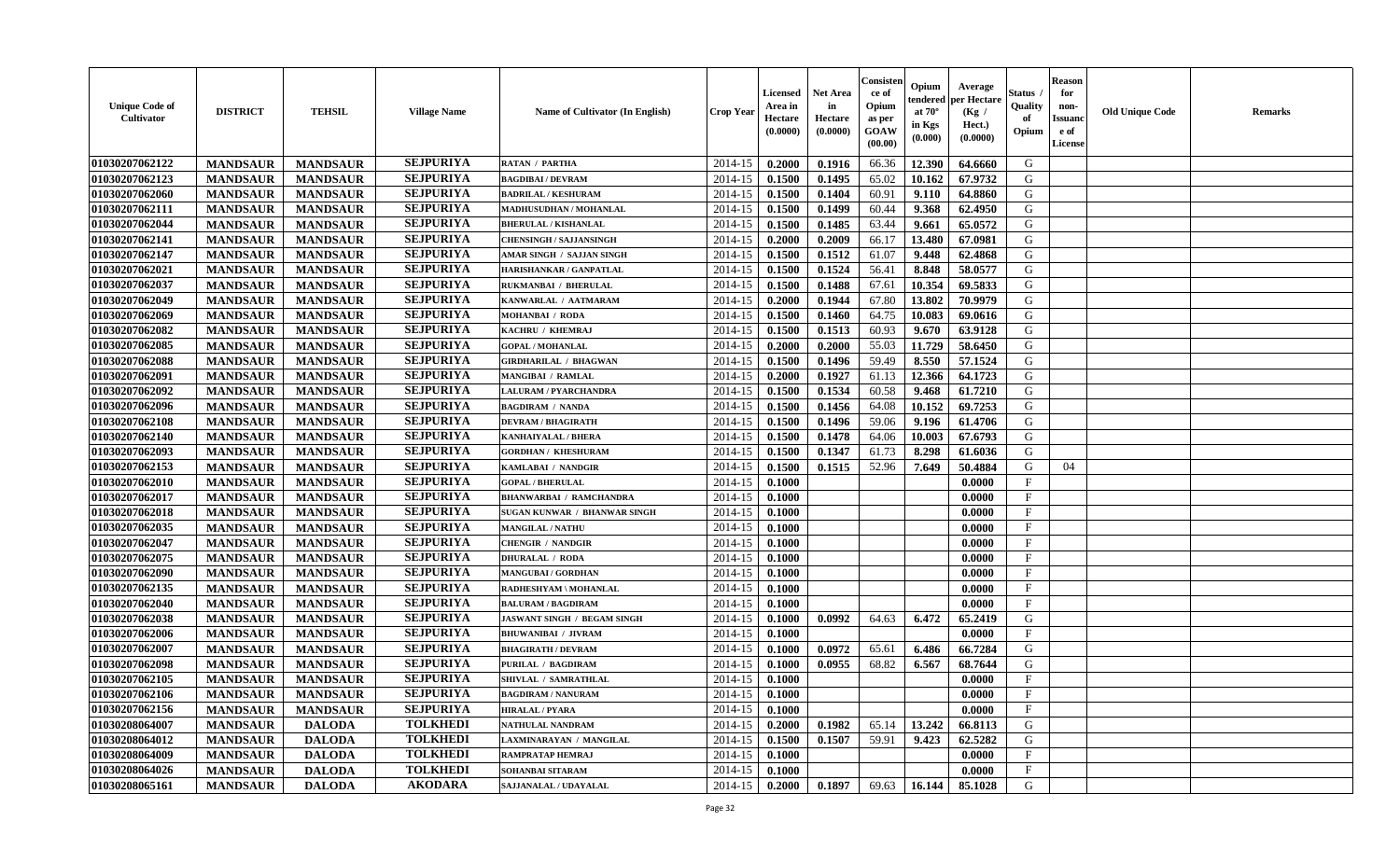| Unique Code of Cultivator | DISTRICT | TEHSIL | Village Name | Name of Cultivator (In English) | Crop Year | Licensed Area in Hectare (0.0000) | Net Area in Hectare (0.0000) | Consistence of Opium as per GOAW (00.00) | Opium tendered at 70° in Kgs (0.000) | Average per Hectare (Kg / Hect.) (0.0000) | Status / Quality of Opium | Reason for non-Issuance of License | Old Unique Code | Remarks |
|---|---|---|---|---|---|---|---|---|---|---|---|---|---|---|
| 01030207062122 | MANDSAUR | MANDSAUR | SEJPURIYA | RATAN / PARTHA | 2014-15 | 0.2000 | 0.1916 | 66.36 | 12.390 | 64.6660 | G | | | |
| 01030207062123 | MANDSAUR | MANDSAUR | SEJPURIYA | BAGDIBAI / DEVRAM | 2014-15 | 0.1500 | 0.1495 | 65.02 | 10.162 | 67.9732 | G | | | |
| 01030207062060 | MANDSAUR | MANDSAUR | SEJPURIYA | BADRILAL / KESHURAM | 2014-15 | 0.1500 | 0.1404 | 60.91 | 9.110 | 64.8860 | G | | | |
| 01030207062111 | MANDSAUR | MANDSAUR | SEJPURIYA | MADHUSUDHAN / MOHANLAL | 2014-15 | 0.1500 | 0.1499 | 60.44 | 9.368 | 62.4950 | G | | | |
| 01030207062044 | MANDSAUR | MANDSAUR | SEJPURIYA | BHERULAL / KISHANLAL | 2014-15 | 0.1500 | 0.1485 | 63.44 | 9.661 | 65.0572 | G | | | |
| 01030207062141 | MANDSAUR | MANDSAUR | SEJPURIYA | CHENSINGH / SAJJANSINGH | 2014-15 | 0.2000 | 0.2009 | 66.17 | 13.480 | 67.0981 | G | | | |
| 01030207062147 | MANDSAUR | MANDSAUR | SEJPURIYA | AMAR SINGH / SAJJAN SINGH | 2014-15 | 0.1500 | 0.1512 | 61.07 | 9.448 | 62.4868 | G | | | |
| 01030207062021 | MANDSAUR | MANDSAUR | SEJPURIYA | HARISHANKAR / GANPATLAL | 2014-15 | 0.1500 | 0.1524 | 56.41 | 8.848 | 58.0577 | G | | | |
| 01030207062037 | MANDSAUR | MANDSAUR | SEJPURIYA | RUKMANBAI / BHERULAL | 2014-15 | 0.1500 | 0.1488 | 67.61 | 10.354 | 69.5833 | G | | | |
| 01030207062049 | MANDSAUR | MANDSAUR | SEJPURIYA | KANWARLAL / AATMARAM | 2014-15 | 0.2000 | 0.1944 | 67.80 | 13.802 | 70.9979 | G | | | |
| 01030207062069 | MANDSAUR | MANDSAUR | SEJPURIYA | MOHANBAI / RODA | 2014-15 | 0.1500 | 0.1460 | 64.75 | 10.083 | 69.0616 | G | | | |
| 01030207062082 | MANDSAUR | MANDSAUR | SEJPURIYA | KACHRU / KHEMRAJ | 2014-15 | 0.1500 | 0.1513 | 60.93 | 9.670 | 63.9128 | G | | | |
| 01030207062085 | MANDSAUR | MANDSAUR | SEJPURIYA | GOPAL / MOHANLAL | 2014-15 | 0.2000 | 0.2000 | 55.03 | 11.729 | 58.6450 | G | | | |
| 01030207062088 | MANDSAUR | MANDSAUR | SEJPURIYA | GIRDHARILAL / BHAGWAN | 2014-15 | 0.1500 | 0.1496 | 59.49 | 8.550 | 57.1524 | G | | | |
| 01030207062091 | MANDSAUR | MANDSAUR | SEJPURIYA | MANGIBAI / RAMLAL | 2014-15 | 0.2000 | 0.1927 | 61.13 | 12.366 | 64.1723 | G | | | |
| 01030207062092 | MANDSAUR | MANDSAUR | SEJPURIYA | LALURAM / PYARCHANDRA | 2014-15 | 0.1500 | 0.1534 | 60.58 | 9.468 | 61.7210 | G | | | |
| 01030207062096 | MANDSAUR | MANDSAUR | SEJPURIYA | BAGDIRAM / NANDA | 2014-15 | 0.1500 | 0.1456 | 64.08 | 10.152 | 69.7253 | G | | | |
| 01030207062108 | MANDSAUR | MANDSAUR | SEJPURIYA | DEVRAM / BHAGIRATH | 2014-15 | 0.1500 | 0.1496 | 59.06 | 9.196 | 61.4706 | G | | | |
| 01030207062140 | MANDSAUR | MANDSAUR | SEJPURIYA | KANHAIYALAL / BHERA | 2014-15 | 0.1500 | 0.1478 | 64.06 | 10.003 | 67.6793 | G | | | |
| 01030207062093 | MANDSAUR | MANDSAUR | SEJPURIYA | GORDHAN / KHESHURAM | 2014-15 | 0.1500 | 0.1347 | 61.73 | 8.298 | 61.6036 | G | | | |
| 01030207062153 | MANDSAUR | MANDSAUR | SEJPURIYA | KAMLABAI / NANDGIR | 2014-15 | 0.1500 | 0.1515 | 52.96 | 7.649 | 50.4884 | G | 04 | | |
| 01030207062010 | MANDSAUR | MANDSAUR | SEJPURIYA | GOPAL / BHERULAL | 2014-15 | 0.1000 | | | | 0.0000 | F | | | |
| 01030207062017 | MANDSAUR | MANDSAUR | SEJPURIYA | BHANWARBAI / RAMCHANDRA | 2014-15 | 0.1000 | | | | 0.0000 | F | | | |
| 01030207062018 | MANDSAUR | MANDSAUR | SEJPURIYA | SUGAN KUNWAR / BHANWAR SINGH | 2014-15 | 0.1000 | | | | 0.0000 | F | | | |
| 01030207062035 | MANDSAUR | MANDSAUR | SEJPURIYA | MANGILAL / NATHU | 2014-15 | 0.1000 | | | | 0.0000 | F | | | |
| 01030207062047 | MANDSAUR | MANDSAUR | SEJPURIYA | CHENGIR / NANDGIR | 2014-15 | 0.1000 | | | | 0.0000 | F | | | |
| 01030207062075 | MANDSAUR | MANDSAUR | SEJPURIYA | DHURALAL / RODA | 2014-15 | 0.1000 | | | | 0.0000 | F | | | |
| 01030207062090 | MANDSAUR | MANDSAUR | SEJPURIYA | MANGUBAI / GORDHAN | 2014-15 | 0.1000 | | | | 0.0000 | F | | | |
| 01030207062135 | MANDSAUR | MANDSAUR | SEJPURIYA | RADHESHYAM \ MOHANLAL | 2014-15 | 0.1000 | | | | 0.0000 | F | | | |
| 01030207062040 | MANDSAUR | MANDSAUR | SEJPURIYA | BALURAM / BAGDIRAM | 2014-15 | 0.1000 | | | | 0.0000 | F | | | |
| 01030207062038 | MANDSAUR | MANDSAUR | SEJPURIYA | JASWANT SINGH / BEGAM SINGH | 2014-15 | 0.1000 | 0.0992 | 64.63 | 6.472 | 65.2419 | G | | | |
| 01030207062006 | MANDSAUR | MANDSAUR | SEJPURIYA | BHUWANIBAI / JIVRAM | 2014-15 | 0.1000 | | | | 0.0000 | F | | | |
| 01030207062007 | MANDSAUR | MANDSAUR | SEJPURIYA | BHAGIRATH / DEVRAM | 2014-15 | 0.1000 | 0.0972 | 65.61 | 6.486 | 66.7284 | G | | | |
| 01030207062098 | MANDSAUR | MANDSAUR | SEJPURIYA | PURILAL / BAGDIRAM | 2014-15 | 0.1000 | 0.0955 | 68.82 | 6.567 | 68.7644 | G | | | |
| 01030207062105 | MANDSAUR | MANDSAUR | SEJPURIYA | SHIVLAL / SAMRATHLAL | 2014-15 | 0.1000 | | | | 0.0000 | F | | | |
| 01030207062106 | MANDSAUR | MANDSAUR | SEJPURIYA | BAGDIRAM / NANURAM | 2014-15 | 0.1000 | | | | 0.0000 | F | | | |
| 01030207062156 | MANDSAUR | MANDSAUR | SEJPURIYA | HIRALAL / PYARA | 2014-15 | 0.1000 | | | | 0.0000 | F | | | |
| 01030208064007 | MANDSAUR | DALODA | TOLKHEDI | NATHULAL NANDRAM | 2014-15 | 0.2000 | 0.1982 | 65.14 | 13.242 | 66.8113 | G | | | |
| 01030208064012 | MANDSAUR | DALODA | TOLKHEDI | LAXMINARAYAN / MANGILAL | 2014-15 | 0.1500 | 0.1507 | 59.91 | 9.423 | 62.5282 | G | | | |
| 01030208064009 | MANDSAUR | DALODA | TOLKHEDI | RAMPRATAP HEMRAJ | 2014-15 | 0.1000 | | | | 0.0000 | F | | | |
| 01030208064026 | MANDSAUR | DALODA | TOLKHEDI | SOHANBAI SITARAM | 2014-15 | 0.1000 | | | | 0.0000 | F | | | |
| 01030208065161 | MANDSAUR | DALODA | AKODARA | SAJJANALAL / UDAYALAL | 2014-15 | 0.2000 | 0.1897 | 69.63 | 16.144 | 85.1028 | G | | | |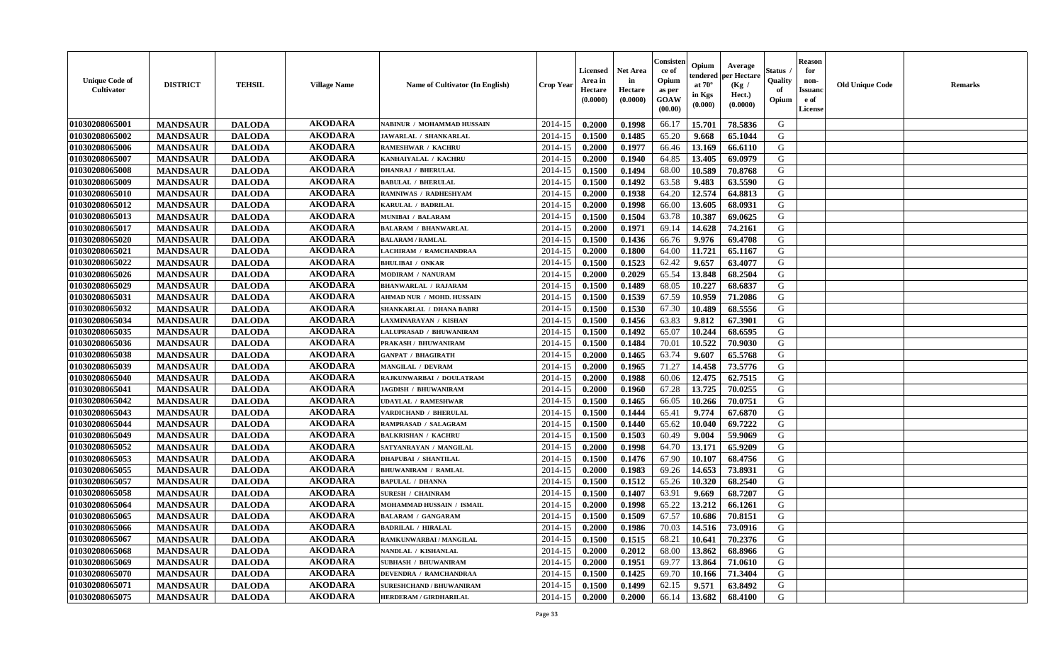| Unique Code of Cultivator | DISTRICT | TEHSIL | Village Name | Name of Cultivator (In English) | Crop Year | Licensed Area in Hectare (0.0000) | Net Area in Hectare (0.0000) | Consistence of Opium as per GOAW (00.00) | Opium tendered at 70° in Kgs (0.000) | Average per Hectare (Kg / Hect.) (0.0000) | Status / Quality of Opium | Reason for non-Issuance of License | Old Unique Code | Remarks |
|---|---|---|---|---|---|---|---|---|---|---|---|---|---|---|
| 01030208065001 | MANDSAUR | DALODA | AKODARA | NABINUR / MOHAMMAD HUSSAIN | 2014-15 | 0.2000 | 0.1998 | 66.17 | 15.701 | 78.5836 | G | | | |
| 01030208065002 | MANDSAUR | DALODA | AKODARA | JAWARLAL / SHANKARLAL | 2014-15 | 0.1500 | 0.1485 | 65.20 | 9.668 | 65.1044 | G | | | |
| 01030208065006 | MANDSAUR | DALODA | AKODARA | RAMESHWAR / KACHRU | 2014-15 | 0.2000 | 0.1977 | 66.46 | 13.169 | 66.6110 | G | | | |
| 01030208065007 | MANDSAUR | DALODA | AKODARA | KANHAIYALAL / KACHRU | 2014-15 | 0.2000 | 0.1940 | 64.85 | 13.405 | 69.0979 | G | | | |
| 01030208065008 | MANDSAUR | DALODA | AKODARA | DHANRAJ / BHERULAL | 2014-15 | 0.1500 | 0.1494 | 68.00 | 10.589 | 70.8768 | G | | | |
| 01030208065009 | MANDSAUR | DALODA | AKODARA | BABULAL / BHERULAL | 2014-15 | 0.1500 | 0.1492 | 63.58 | 9.483 | 63.5590 | G | | | |
| 01030208065010 | MANDSAUR | DALODA | AKODARA | RAMNIWAS / RADHESHYAM | 2014-15 | 0.2000 | 0.1938 | 64.20 | 12.574 | 64.8813 | G | | | |
| 01030208065012 | MANDSAUR | DALODA | AKODARA | KARULAL / BADRILAL | 2014-15 | 0.2000 | 0.1998 | 66.00 | 13.605 | 68.0931 | G | | | |
| 01030208065013 | MANDSAUR | DALODA | AKODARA | MUNIBAI / BALARAM | 2014-15 | 0.1500 | 0.1504 | 63.78 | 10.387 | 69.0625 | G | | | |
| 01030208065017 | MANDSAUR | DALODA | AKODARA | BALARAM / BHANWARLAL | 2014-15 | 0.2000 | 0.1971 | 69.14 | 14.628 | 74.2161 | G | | | |
| 01030208065020 | MANDSAUR | DALODA | AKODARA | BALARAM / RAMLAL | 2014-15 | 0.1500 | 0.1436 | 66.76 | 9.976 | 69.4708 | G | | | |
| 01030208065021 | MANDSAUR | DALODA | AKODARA | LACHIRAM / RAMCHANDRAA | 2014-15 | 0.2000 | 0.1800 | 64.00 | 11.721 | 65.1167 | G | | | |
| 01030208065022 | MANDSAUR | DALODA | AKODARA | BHULIBAI / ONKAR | 2014-15 | 0.1500 | 0.1523 | 62.42 | 9.657 | 63.4077 | G | | | |
| 01030208065026 | MANDSAUR | DALODA | AKODARA | MODIRAM / NANURAM | 2014-15 | 0.2000 | 0.2029 | 65.54 | 13.848 | 68.2504 | G | | | |
| 01030208065029 | MANDSAUR | DALODA | AKODARA | BHANWARLAL / RAJARAM | 2014-15 | 0.1500 | 0.1489 | 68.05 | 10.227 | 68.6837 | G | | | |
| 01030208065031 | MANDSAUR | DALODA | AKODARA | AHMAD NUR / MOHD. HUSSAIN | 2014-15 | 0.1500 | 0.1539 | 67.59 | 10.959 | 71.2086 | G | | | |
| 01030208065032 | MANDSAUR | DALODA | AKODARA | SHANKARLAL / DHANA BABRI | 2014-15 | 0.1500 | 0.1530 | 67.30 | 10.489 | 68.5556 | G | | | |
| 01030208065034 | MANDSAUR | DALODA | AKODARA | LAXMINARAYAN / KISHAN | 2014-15 | 0.1500 | 0.1456 | 63.83 | 9.812 | 67.3901 | G | | | |
| 01030208065035 | MANDSAUR | DALODA | AKODARA | LALUPRASAD / BHUWANIRAM | 2014-15 | 0.1500 | 0.1492 | 65.07 | 10.244 | 68.6595 | G | | | |
| 01030208065036 | MANDSAUR | DALODA | AKODARA | PRAKASH / BHUWANIRAM | 2014-15 | 0.1500 | 0.1484 | 70.01 | 10.522 | 70.9030 | G | | | |
| 01030208065038 | MANDSAUR | DALODA | AKODARA | GANPAT / BHAGIRATH | 2014-15 | 0.2000 | 0.1465 | 63.74 | 9.607 | 65.5768 | G | | | |
| 01030208065039 | MANDSAUR | DALODA | AKODARA | MANGILAL / DEVRAM | 2014-15 | 0.2000 | 0.1965 | 71.27 | 14.458 | 73.5776 | G | | | |
| 01030208065040 | MANDSAUR | DALODA | AKODARA | RAJKUNWARBAI / DOULATRAM | 2014-15 | 0.2000 | 0.1988 | 60.06 | 12.475 | 62.7515 | G | | | |
| 01030208065041 | MANDSAUR | DALODA | AKODARA | JAGDISH / BHUWANIRAM | 2014-15 | 0.2000 | 0.1960 | 67.28 | 13.725 | 70.0255 | G | | | |
| 01030208065042 | MANDSAUR | DALODA | AKODARA | UDAYLAL / RAMESHWAR | 2014-15 | 0.1500 | 0.1465 | 66.05 | 10.266 | 70.0751 | G | | | |
| 01030208065043 | MANDSAUR | DALODA | AKODARA | VARDICHAND / BHERULAL | 2014-15 | 0.1500 | 0.1444 | 65.41 | 9.774 | 67.6870 | G | | | |
| 01030208065044 | MANDSAUR | DALODA | AKODARA | RAMPRASAD / SALAGRAM | 2014-15 | 0.1500 | 0.1440 | 65.62 | 10.040 | 69.7222 | G | | | |
| 01030208065049 | MANDSAUR | DALODA | AKODARA | BALKRISHAN / KACHRU | 2014-15 | 0.1500 | 0.1503 | 60.49 | 9.004 | 59.9069 | G | | | |
| 01030208065052 | MANDSAUR | DALODA | AKODARA | SATYANRAYAN / MANGILAL | 2014-15 | 0.2000 | 0.1998 | 64.70 | 13.171 | 65.9209 | G | | | |
| 01030208065053 | MANDSAUR | DALODA | AKODARA | DHAPUBAI / SHANTILAL | 2014-15 | 0.1500 | 0.1476 | 67.90 | 10.107 | 68.4756 | G | | | |
| 01030208065055 | MANDSAUR | DALODA | AKODARA | BHUWANIRAM / RAMLAL | 2014-15 | 0.2000 | 0.1983 | 69.26 | 14.653 | 73.8931 | G | | | |
| 01030208065057 | MANDSAUR | DALODA | AKODARA | BAPULAL / DHANNA | 2014-15 | 0.1500 | 0.1512 | 65.26 | 10.320 | 68.2540 | G | | | |
| 01030208065058 | MANDSAUR | DALODA | AKODARA | SURESH / CHAINRAM | 2014-15 | 0.1500 | 0.1407 | 63.91 | 9.669 | 68.7207 | G | | | |
| 01030208065064 | MANDSAUR | DALODA | AKODARA | MOHAMMAD HUSSAIN / ISMAIL | 2014-15 | 0.2000 | 0.1998 | 65.22 | 13.212 | 66.1261 | G | | | |
| 01030208065065 | MANDSAUR | DALODA | AKODARA | BALARAM / GANGARAM | 2014-15 | 0.1500 | 0.1509 | 67.57 | 10.686 | 70.8151 | G | | | |
| 01030208065066 | MANDSAUR | DALODA | AKODARA | BADRILAL / HIRALAL | 2014-15 | 0.2000 | 0.1986 | 70.03 | 14.516 | 73.0916 | G | | | |
| 01030208065067 | MANDSAUR | DALODA | AKODARA | RAMKUNWARBAI / MANGILAL | 2014-15 | 0.1500 | 0.1515 | 68.21 | 10.641 | 70.2376 | G | | | |
| 01030208065068 | MANDSAUR | DALODA | AKODARA | NANDLAL / KISHANLAL | 2014-15 | 0.2000 | 0.2012 | 68.00 | 13.862 | 68.8966 | G | | | |
| 01030208065069 | MANDSAUR | DALODA | AKODARA | SUBHASH / BHUWANIRAM | 2014-15 | 0.2000 | 0.1951 | 69.77 | 13.864 | 71.0610 | G | | | |
| 01030208065070 | MANDSAUR | DALODA | AKODARA | DEVENDRA / RAMCHANDRAA | 2014-15 | 0.1500 | 0.1425 | 69.70 | 10.166 | 71.3404 | G | | | |
| 01030208065071 | MANDSAUR | DALODA | AKODARA | SURESHCHAND / BHUWANIRAM | 2014-15 | 0.1500 | 0.1499 | 62.15 | 9.571 | 63.8492 | G | | | |
| 01030208065075 | MANDSAUR | DALODA | AKODARA | HERDERAM / GIRDHARILAL | 2014-15 | 0.2000 | 0.2000 | 66.14 | 13.682 | 68.4100 | G | | | |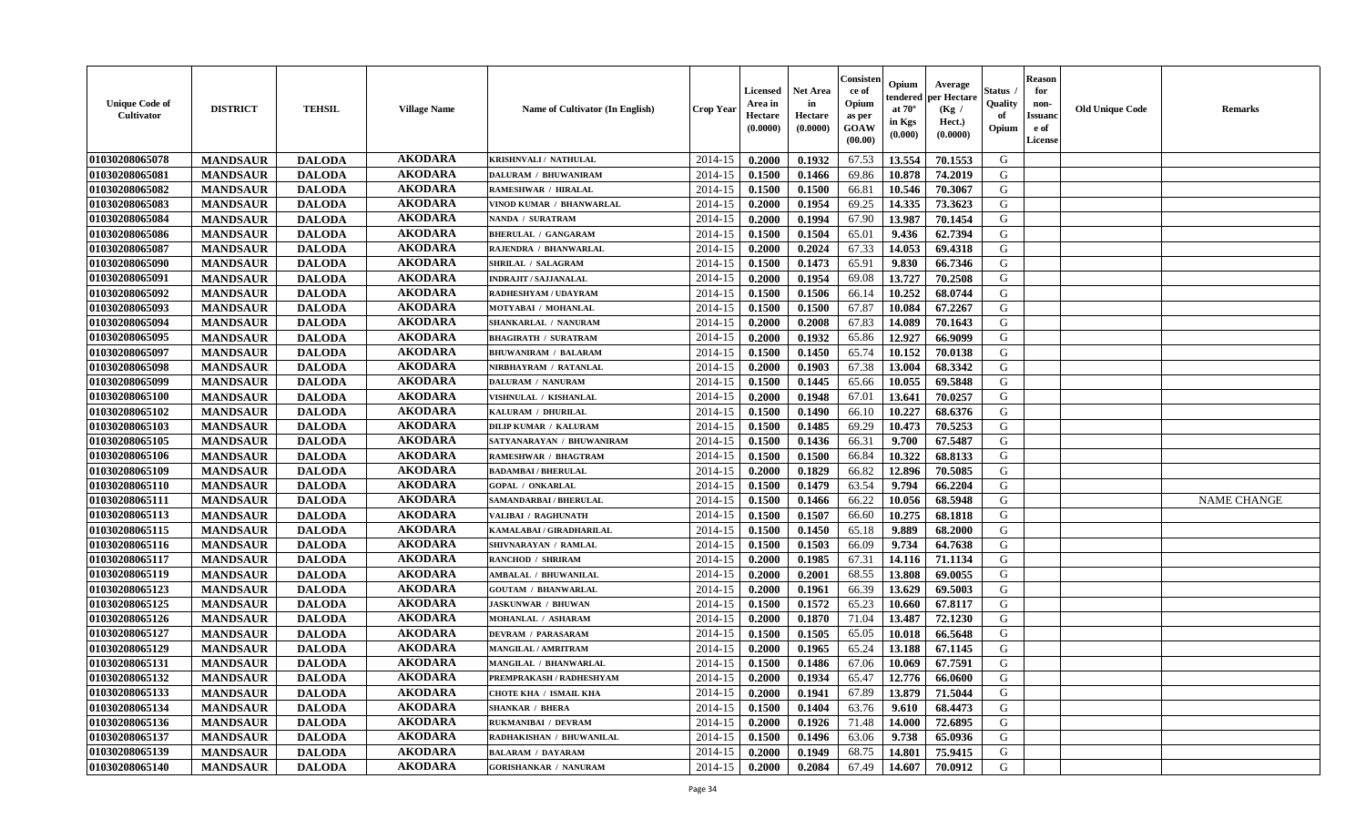| Unique Code of Cultivator | DISTRICT | TEHSIL | Village Name | Name of Cultivator (In English) | Crop Year | Licensed Area in Hectare (0.0000) | Net Area in Hectare (0.0000) | Consistence of Opium as per GOAW (00.00) | Opium tendered at 70° in Kgs (0.000) | Average per Hectare (Kg / Hect.) (0.0000) | Status / Quality of Opium | Reason for non-Issuance of License | Old Unique Code | Remarks |
|---|---|---|---|---|---|---|---|---|---|---|---|---|---|---|
| 01030208065078 | MANDSAUR | DALODA | AKODARA | KRISHNVALI / NATHULAL | 2014-15 | 0.2000 | 0.1932 | 67.53 | 13.554 | 70.1553 | G | | | |
| 01030208065081 | MANDSAUR | DALODA | AKODARA | DALURAM / BHUWANIRAM | 2014-15 | 0.1500 | 0.1466 | 69.86 | 10.878 | 74.2019 | G | | | |
| 01030208065082 | MANDSAUR | DALODA | AKODARA | RAMESHWAR / HIRALAL | 2014-15 | 0.1500 | 0.1500 | 66.81 | 10.546 | 70.3067 | G | | | |
| 01030208065083 | MANDSAUR | DALODA | AKODARA | VINOD KUMAR / BHANWARLAL | 2014-15 | 0.2000 | 0.1954 | 69.25 | 14.335 | 73.3623 | G | | | |
| 01030208065084 | MANDSAUR | DALODA | AKODARA | NANDA / SURATRAM | 2014-15 | 0.2000 | 0.1994 | 67.90 | 13.987 | 70.1454 | G | | | |
| 01030208065086 | MANDSAUR | DALODA | AKODARA | BHERULAL / GANGARAM | 2014-15 | 0.1500 | 0.1504 | 65.01 | 9.436 | 62.7394 | G | | | |
| 01030208065087 | MANDSAUR | DALODA | AKODARA | RAJENDRA / BHANWARLAL | 2014-15 | 0.2000 | 0.2024 | 67.33 | 14.053 | 69.4318 | G | | | |
| 01030208065090 | MANDSAUR | DALODA | AKODARA | SHRILAL / SALAGRAM | 2014-15 | 0.1500 | 0.1473 | 65.91 | 9.830 | 66.7346 | G | | | |
| 01030208065091 | MANDSAUR | DALODA | AKODARA | INDRAJIT / SAJJANALAL | 2014-15 | 0.2000 | 0.1954 | 69.08 | 13.727 | 70.2508 | G | | | |
| 01030208065092 | MANDSAUR | DALODA | AKODARA | RADHESHYAM / UDAYRAM | 2014-15 | 0.1500 | 0.1506 | 66.14 | 10.252 | 68.0744 | G | | | |
| 01030208065093 | MANDSAUR | DALODA | AKODARA | MOTYABAI / MOHANLAL | 2014-15 | 0.1500 | 0.1500 | 67.87 | 10.084 | 67.2267 | G | | | |
| 01030208065094 | MANDSAUR | DALODA | AKODARA | SHANKARLAL / NANURAM | 2014-15 | 0.2000 | 0.2008 | 67.83 | 14.089 | 70.1643 | G | | | |
| 01030208065095 | MANDSAUR | DALODA | AKODARA | BHAGIRATH / SURATRAM | 2014-15 | 0.2000 | 0.1932 | 65.86 | 12.927 | 66.9099 | G | | | |
| 01030208065097 | MANDSAUR | DALODA | AKODARA | BHUWANIRAM / BALARAM | 2014-15 | 0.1500 | 0.1450 | 65.74 | 10.152 | 70.0138 | G | | | |
| 01030208065098 | MANDSAUR | DALODA | AKODARA | NIRBHAYRAM / RATANLAL | 2014-15 | 0.2000 | 0.1903 | 67.38 | 13.004 | 68.3342 | G | | | |
| 01030208065099 | MANDSAUR | DALODA | AKODARA | DALURAM / NANURAM | 2014-15 | 0.1500 | 0.1445 | 65.66 | 10.055 | 69.5848 | G | | | |
| 01030208065100 | MANDSAUR | DALODA | AKODARA | VISHNULAL / KISHANLAL | 2014-15 | 0.2000 | 0.1948 | 67.01 | 13.641 | 70.0257 | G | | | |
| 01030208065102 | MANDSAUR | DALODA | AKODARA | KALURAM / DHURILAL | 2014-15 | 0.1500 | 0.1490 | 66.10 | 10.227 | 68.6376 | G | | | |
| 01030208065103 | MANDSAUR | DALODA | AKODARA | DILIP KUMAR / KALURAM | 2014-15 | 0.1500 | 0.1485 | 69.29 | 10.473 | 70.5253 | G | | | |
| 01030208065105 | MANDSAUR | DALODA | AKODARA | SATYANARAYAN / BHUWANIRAM | 2014-15 | 0.1500 | 0.1436 | 66.31 | 9.700 | 67.5487 | G | | | |
| 01030208065106 | MANDSAUR | DALODA | AKODARA | RAMESHWAR / BHAGTRAM | 2014-15 | 0.1500 | 0.1500 | 66.84 | 10.322 | 68.8133 | G | | | |
| 01030208065109 | MANDSAUR | DALODA | AKODARA | BADAMBAI / BHERULAL | 2014-15 | 0.2000 | 0.1829 | 66.82 | 12.896 | 70.5085 | G | | | |
| 01030208065110 | MANDSAUR | DALODA | AKODARA | GOPAL / ONKARLAL | 2014-15 | 0.1500 | 0.1479 | 63.54 | 9.794 | 66.2204 | G | | | |
| 01030208065111 | MANDSAUR | DALODA | AKODARA | SAMANDARBAI / BHERULAL | 2014-15 | 0.1500 | 0.1466 | 66.22 | 10.056 | 68.5948 | G | | | NAME CHANGE |
| 01030208065113 | MANDSAUR | DALODA | AKODARA | VALIBAI / RAGHUNATH | 2014-15 | 0.1500 | 0.1507 | 66.60 | 10.275 | 68.1818 | G | | | |
| 01030208065115 | MANDSAUR | DALODA | AKODARA | KAMALABAI / GIRADHARILAL | 2014-15 | 0.1500 | 0.1450 | 65.18 | 9.889 | 68.2000 | G | | | |
| 01030208065116 | MANDSAUR | DALODA | AKODARA | SHIVNARAYAN / RAMLAL | 2014-15 | 0.1500 | 0.1503 | 66.09 | 9.734 | 64.7638 | G | | | |
| 01030208065117 | MANDSAUR | DALODA | AKODARA | RANCHOD / SHRIRAM | 2014-15 | 0.2000 | 0.1985 | 67.31 | 14.116 | 71.1134 | G | | | |
| 01030208065119 | MANDSAUR | DALODA | AKODARA | AMBALAL / BHUWANILAL | 2014-15 | 0.2000 | 0.2001 | 68.55 | 13.808 | 69.0055 | G | | | |
| 01030208065123 | MANDSAUR | DALODA | AKODARA | GOUTAM / BHANWARLAL | 2014-15 | 0.2000 | 0.1961 | 66.39 | 13.629 | 69.5003 | G | | | |
| 01030208065125 | MANDSAUR | DALODA | AKODARA | JASKUNWAR / BHUWAN | 2014-15 | 0.1500 | 0.1572 | 65.23 | 10.660 | 67.8117 | G | | | |
| 01030208065126 | MANDSAUR | DALODA | AKODARA | MOHANLAL / ASHARAM | 2014-15 | 0.2000 | 0.1870 | 71.04 | 13.487 | 72.1230 | G | | | |
| 01030208065127 | MANDSAUR | DALODA | AKODARA | DEVRAM / PARASARAM | 2014-15 | 0.1500 | 0.1505 | 65.05 | 10.018 | 66.5648 | G | | | |
| 01030208065129 | MANDSAUR | DALODA | AKODARA | MANGILAL / AMRITRAM | 2014-15 | 0.2000 | 0.1965 | 65.24 | 13.188 | 67.1145 | G | | | |
| 01030208065131 | MANDSAUR | DALODA | AKODARA | MANGILAL / BHANWARLAL | 2014-15 | 0.1500 | 0.1486 | 67.06 | 10.069 | 67.7591 | G | | | |
| 01030208065132 | MANDSAUR | DALODA | AKODARA | PREMPRAKASH / RADHESHYAM | 2014-15 | 0.2000 | 0.1934 | 65.47 | 12.776 | 66.0600 | G | | | |
| 01030208065133 | MANDSAUR | DALODA | AKODARA | CHOTE KHA / ISMAIL KHA | 2014-15 | 0.2000 | 0.1941 | 67.89 | 13.879 | 71.5044 | G | | | |
| 01030208065134 | MANDSAUR | DALODA | AKODARA | SHANKAR / BHERA | 2014-15 | 0.1500 | 0.1404 | 63.76 | 9.610 | 68.4473 | G | | | |
| 01030208065136 | MANDSAUR | DALODA | AKODARA | RUKMANIBAI / DEVRAM | 2014-15 | 0.2000 | 0.1926 | 71.48 | 14.000 | 72.6895 | G | | | |
| 01030208065137 | MANDSAUR | DALODA | AKODARA | RADHAKISHAN / BHUWANILAL | 2014-15 | 0.1500 | 0.1496 | 63.06 | 9.738 | 65.0936 | G | | | |
| 01030208065139 | MANDSAUR | DALODA | AKODARA | BALARAM / DAYARAM | 2014-15 | 0.2000 | 0.1949 | 68.75 | 14.801 | 75.9415 | G | | | |
| 01030208065140 | MANDSAUR | DALODA | AKODARA | GORISHANKAR / NANURAM | 2014-15 | 0.2000 | 0.2084 | 67.49 | 14.607 | 70.0912 | G | | | |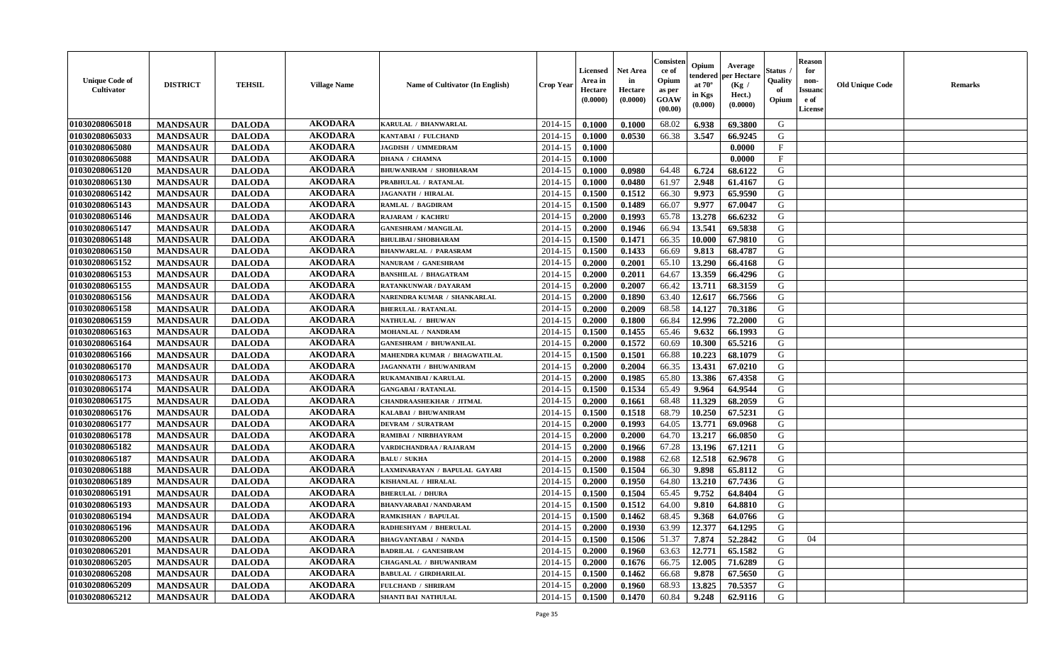| Unique Code of Cultivator | DISTRICT | TEHSIL | Village Name | Name of Cultivator (In English) | Crop Year | Licensed Area in Hectare (0.0000) | Net Area in Hectare (0.0000) | Consistence of Opium as per GOAW (00.00) | Opium tendered at 70° in Kgs (0.000) | Average per Hectare (Kg / Hect.) (0.0000) | Status / Quality of Opium | Reason for non-Issuance of License | Old Unique Code | Remarks |
|---|---|---|---|---|---|---|---|---|---|---|---|---|---|---|
| 01030208065018 | MANDSAUR | DALODA | AKODARA | KARULAL / BHANWARLAL | 2014-15 | 0.1000 | 0.1000 | 68.02 | 6.938 | 69.3800 | G | | | |
| 01030208065033 | MANDSAUR | DALODA | AKODARA | KANTABAI / FULCHAND | 2014-15 | 0.1000 | 0.0530 | 66.38 | 3.547 | 66.9245 | G | | | |
| 01030208065080 | MANDSAUR | DALODA | AKODARA | JAGDISH / UMMEDRAM | 2014-15 | 0.1000 | | | | 0.0000 | F | | | |
| 01030208065088 | MANDSAUR | DALODA | AKODARA | DHANA / CHAMNA | 2014-15 | 0.1000 | | | | 0.0000 | F | | | |
| 01030208065120 | MANDSAUR | DALODA | AKODARA | BHUWANIRAM / SHOBHARAM | 2014-15 | 0.1000 | 0.0980 | 64.48 | 6.724 | 68.6122 | G | | | |
| 01030208065130 | MANDSAUR | DALODA | AKODARA | PRABHULAL / RATANLAL | 2014-15 | 0.1000 | 0.0480 | 61.97 | 2.948 | 61.4167 | G | | | |
| 01030208065142 | MANDSAUR | DALODA | AKODARA | JAGANATH / HIRALAL | 2014-15 | 0.1500 | 0.1512 | 66.30 | 9.973 | 65.9590 | G | | | |
| 01030208065143 | MANDSAUR | DALODA | AKODARA | RAMLAL / BAGDIRAM | 2014-15 | 0.1500 | 0.1489 | 66.07 | 9.977 | 67.0047 | G | | | |
| 01030208065146 | MANDSAUR | DALODA | AKODARA | RAJARAM / KACHRU | 2014-15 | 0.2000 | 0.1993 | 65.78 | 13.278 | 66.6232 | G | | | |
| 01030208065147 | MANDSAUR | DALODA | AKODARA | GANESHRAM / MANGILAL | 2014-15 | 0.2000 | 0.1946 | 66.94 | 13.541 | 69.5838 | G | | | |
| 01030208065148 | MANDSAUR | DALODA | AKODARA | BHULIBAI / SHOBHARAM | 2014-15 | 0.1500 | 0.1471 | 66.35 | 10.000 | 67.9810 | G | | | |
| 01030208065150 | MANDSAUR | DALODA | AKODARA | BHANWARLAL / PARASRAM | 2014-15 | 0.1500 | 0.1433 | 66.69 | 9.813 | 68.4787 | G | | | |
| 01030208065152 | MANDSAUR | DALODA | AKODARA | NANURAM / GANESHRAM | 2014-15 | 0.2000 | 0.2001 | 65.10 | 13.290 | 66.4168 | G | | | |
| 01030208065153 | MANDSAUR | DALODA | AKODARA | BANSHILAL / BHAGATRAM | 2014-15 | 0.2000 | 0.2011 | 64.67 | 13.359 | 66.4296 | G | | | |
| 01030208065155 | MANDSAUR | DALODA | AKODARA | RATANKUNWAR / DAYARAM | 2014-15 | 0.2000 | 0.2007 | 66.42 | 13.711 | 68.3159 | G | | | |
| 01030208065156 | MANDSAUR | DALODA | AKODARA | NARENDRA KUMAR / SHANKARLAL | 2014-15 | 0.2000 | 0.1890 | 63.40 | 12.617 | 66.7566 | G | | | |
| 01030208065158 | MANDSAUR | DALODA | AKODARA | BHERULAL / RATANLAL | 2014-15 | 0.2000 | 0.2009 | 68.58 | 14.127 | 70.3186 | G | | | |
| 01030208065159 | MANDSAUR | DALODA | AKODARA | NATHULAL / BHUWAN | 2014-15 | 0.2000 | 0.1800 | 66.84 | 12.996 | 72.2000 | G | | | |
| 01030208065163 | MANDSAUR | DALODA | AKODARA | MOHANLAL / NANDRAM | 2014-15 | 0.1500 | 0.1455 | 65.46 | 9.632 | 66.1993 | G | | | |
| 01030208065164 | MANDSAUR | DALODA | AKODARA | GANESHRAM / BHUWANILAL | 2014-15 | 0.2000 | 0.1572 | 60.69 | 10.300 | 65.5216 | G | | | |
| 01030208065166 | MANDSAUR | DALODA | AKODARA | MAHENDRA KUMAR / BHAGWATILAL | 2014-15 | 0.1500 | 0.1501 | 66.88 | 10.223 | 68.1079 | G | | | |
| 01030208065170 | MANDSAUR | DALODA | AKODARA | JAGANNATH / BHUWANIRAM | 2014-15 | 0.2000 | 0.2004 | 66.35 | 13.431 | 67.0210 | G | | | |
| 01030208065173 | MANDSAUR | DALODA | AKODARA | RUKAMANIBAI / KARULAL | 2014-15 | 0.2000 | 0.1985 | 65.80 | 13.386 | 67.4358 | G | | | |
| 01030208065174 | MANDSAUR | DALODA | AKODARA | GANGABAI / RATANLAL | 2014-15 | 0.1500 | 0.1534 | 65.49 | 9.964 | 64.9544 | G | | | |
| 01030208065175 | MANDSAUR | DALODA | AKODARA | CHANDRAASHEKHAR / JITMAL | 2014-15 | 0.2000 | 0.1661 | 68.48 | 11.329 | 68.2059 | G | | | |
| 01030208065176 | MANDSAUR | DALODA | AKODARA | KALABAI / BHUWANIRAM | 2014-15 | 0.1500 | 0.1518 | 68.79 | 10.250 | 67.5231 | G | | | |
| 01030208065177 | MANDSAUR | DALODA | AKODARA | DEVRAM / SURATRAM | 2014-15 | 0.2000 | 0.1993 | 64.05 | 13.771 | 69.0968 | G | | | |
| 01030208065178 | MANDSAUR | DALODA | AKODARA | RAMIBAI / NIRBHAYRAM | 2014-15 | 0.2000 | 0.2000 | 64.70 | 13.217 | 66.0850 | G | | | |
| 01030208065182 | MANDSAUR | DALODA | AKODARA | VARDICHANDRAA / RAJARAM | 2014-15 | 0.2000 | 0.1966 | 67.28 | 13.196 | 67.1211 | G | | | |
| 01030208065187 | MANDSAUR | DALODA | AKODARA | BALU / SUKHA | 2014-15 | 0.2000 | 0.1988 | 62.68 | 12.518 | 62.9678 | G | | | |
| 01030208065188 | MANDSAUR | DALODA | AKODARA | LAXMINARAYAN / BAPULAL GAYARI | 2014-15 | 0.1500 | 0.1504 | 66.30 | 9.898 | 65.8112 | G | | | |
| 01030208065189 | MANDSAUR | DALODA | AKODARA | KISHANLAL / HIRALAL | 2014-15 | 0.2000 | 0.1950 | 64.80 | 13.210 | 67.7436 | G | | | |
| 01030208065191 | MANDSAUR | DALODA | AKODARA | BHERULAL / DHURA | 2014-15 | 0.1500 | 0.1504 | 65.45 | 9.752 | 64.8404 | G | | | |
| 01030208065193 | MANDSAUR | DALODA | AKODARA | BHANVARABAI / NANDARAM | 2014-15 | 0.1500 | 0.1512 | 64.00 | 9.810 | 64.8810 | G | | | |
| 01030208065194 | MANDSAUR | DALODA | AKODARA | RAMKISHAN / BAPULAL | 2014-15 | 0.1500 | 0.1462 | 68.45 | 9.368 | 64.0766 | G | | | |
| 01030208065196 | MANDSAUR | DALODA | AKODARA | RADHESHYAM / BHERULAL | 2014-15 | 0.2000 | 0.1930 | 63.99 | 12.377 | 64.1295 | G | | | |
| 01030208065200 | MANDSAUR | DALODA | AKODARA | BHAGVANTABAI / NANDA | 2014-15 | 0.1500 | 0.1506 | 51.37 | 7.874 | 52.2842 | G | 04 | | |
| 01030208065201 | MANDSAUR | DALODA | AKODARA | BADRILAL / GANESHRAM | 2014-15 | 0.2000 | 0.1960 | 63.63 | 12.771 | 65.1582 | G | | | |
| 01030208065205 | MANDSAUR | DALODA | AKODARA | CHAGANLAL / BHUWANIRAM | 2014-15 | 0.2000 | 0.1676 | 66.75 | 12.005 | 71.6289 | G | | | |
| 01030208065208 | MANDSAUR | DALODA | AKODARA | BABULAL / GIRDHARILAL | 2014-15 | 0.1500 | 0.1462 | 66.68 | 9.878 | 67.5650 | G | | | |
| 01030208065209 | MANDSAUR | DALODA | AKODARA | FULCHAND / SHRIRAM | 2014-15 | 0.2000 | 0.1960 | 68.93 | 13.825 | 70.5357 | G | | | |
| 01030208065212 | MANDSAUR | DALODA | AKODARA | SHANTI BAI NATHULAL | 2014-15 | 0.1500 | 0.1470 | 60.84 | 9.248 | 62.9116 | G | | | |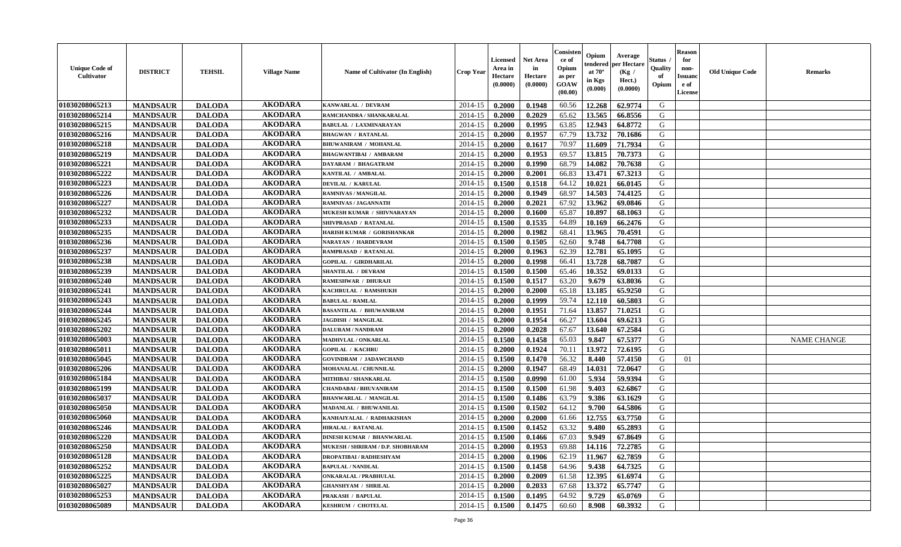| Unique Code of Cultivator | DISTRICT | TEHSIL | Village Name | Name of Cultivator (In English) | Crop Year | Licensed Area in Hectare (0.0000) | Net Area in Hectare (0.0000) | Consistence of Opium as per GOAW (00.00) | Opium tendered at 70° in Kgs (0.000) | Average per Hectare (Kg / Hect.) (0.0000) | Status / Quality of Opium | Reason for non-Issuance of License | Old Unique Code | Remarks |
|---|---|---|---|---|---|---|---|---|---|---|---|---|---|---|
| 01030208065213 | MANDSAUR | DALODA | AKODARA | KANWARLAL / DEVRAM | 2014-15 | 0.2000 | 0.1948 | 60.56 | 12.268 | 62.9774 | G | | | |
| 01030208065214 | MANDSAUR | DALODA | AKODARA | RAMCHANDRA / SHANKARALAL | 2014-15 | 0.2000 | 0.2029 | 65.62 | 13.565 | 66.8556 | G | | | |
| 01030208065215 | MANDSAUR | DALODA | AKODARA | BABULAL / LAXMINARAYAN | 2014-15 | 0.2000 | 0.1995 | 63.85 | 12.943 | 64.8772 | G | | | |
| 01030208065216 | MANDSAUR | DALODA | AKODARA | BHAGWAN / RATANLAL | 2014-15 | 0.2000 | 0.1957 | 67.79 | 13.732 | 70.1686 | G | | | |
| 01030208065218 | MANDSAUR | DALODA | AKODARA | BHUWANIRAM / MOHANLAL | 2014-15 | 0.2000 | 0.1617 | 70.97 | 11.609 | 71.7934 | G | | | |
| 01030208065219 | MANDSAUR | DALODA | AKODARA | BHAGWANTIBAI / AMBARAM | 2014-15 | 0.2000 | 0.1953 | 69.57 | 13.815 | 70.7373 | G | | | |
| 01030208065221 | MANDSAUR | DALODA | AKODARA | DAYARAM / BHAGATRAM | 2014-15 | 0.2000 | 0.1990 | 68.79 | 14.082 | 70.7638 | G | | | |
| 01030208065222 | MANDSAUR | DALODA | AKODARA | KANTILAL / AMBALAL | 2014-15 | 0.2000 | 0.2001 | 66.83 | 13.471 | 67.3213 | G | | | |
| 01030208065223 | MANDSAUR | DALODA | AKODARA | DEVILAL / KARULAL | 2014-15 | 0.1500 | 0.1518 | 64.12 | 10.021 | 66.0145 | G | | | |
| 01030208065226 | MANDSAUR | DALODA | AKODARA | RAMNIVAS / MANGILAL | 2014-15 | 0.2000 | 0.1949 | 68.97 | 14.503 | 74.4125 | G | | | |
| 01030208065227 | MANDSAUR | DALODA | AKODARA | RAMNIVAS / JAGANNATH | 2014-15 | 0.2000 | 0.2021 | 67.92 | 13.962 | 69.0846 | G | | | |
| 01030208065232 | MANDSAUR | DALODA | AKODARA | MUKESH KUMAR / SHIVNARAYAN | 2014-15 | 0.2000 | 0.1600 | 65.87 | 10.897 | 68.1063 | G | | | |
| 01030208065233 | MANDSAUR | DALODA | AKODARA | SHIVPRASAD / RATANLAL | 2014-15 | 0.1500 | 0.1535 | 64.89 | 10.169 | 66.2476 | G | | | |
| 01030208065235 | MANDSAUR | DALODA | AKODARA | HARISH KUMAR / GORISHANKAR | 2014-15 | 0.2000 | 0.1982 | 68.41 | 13.965 | 70.4591 | G | | | |
| 01030208065236 | MANDSAUR | DALODA | AKODARA | NARAYAN / HARDEVRAM | 2014-15 | 0.1500 | 0.1505 | 62.60 | 9.748 | 64.7708 | G | | | |
| 01030208065237 | MANDSAUR | DALODA | AKODARA | RAMPRASAD / RATANLAL | 2014-15 | 0.2000 | 0.1963 | 62.39 | 12.781 | 65.1095 | G | | | |
| 01030208065238 | MANDSAUR | DALODA | AKODARA | GOPILAL / GIRDHARILAL | 2014-15 | 0.2000 | 0.1998 | 66.41 | 13.728 | 68.7087 | G | | | |
| 01030208065239 | MANDSAUR | DALODA | AKODARA | SHANTILAL / DEVRAM | 2014-15 | 0.1500 | 0.1500 | 65.46 | 10.352 | 69.0133 | G | | | |
| 01030208065240 | MANDSAUR | DALODA | AKODARA | RAMESHWAR / DHURAJI | 2014-15 | 0.1500 | 0.1517 | 63.20 | 9.679 | 63.8036 | G | | | |
| 01030208065241 | MANDSAUR | DALODA | AKODARA | KACHRULAL / RAMSHUKH | 2014-15 | 0.2000 | 0.2000 | 65.18 | 13.185 | 65.9250 | G | | | |
| 01030208065243 | MANDSAUR | DALODA | AKODARA | BABULAL / RAMLAL | 2014-15 | 0.2000 | 0.1999 | 59.74 | 12.110 | 60.5803 | G | | | |
| 01030208065244 | MANDSAUR | DALODA | AKODARA | BASANTILAL / BHUWANIRAM | 2014-15 | 0.2000 | 0.1951 | 71.64 | 13.857 | 71.0251 | G | | | |
| 01030208065245 | MANDSAUR | DALODA | AKODARA | JAGDISH / MANGILAL | 2014-15 | 0.2000 | 0.1954 | 66.27 | 13.604 | 69.6213 | G | | | |
| 01030208065202 | MANDSAUR | DALODA | AKODARA | DALURAM / NANDRAM | 2014-15 | 0.2000 | 0.2028 | 67.67 | 13.640 | 67.2584 | G | | | |
| 01030208065003 | MANDSAUR | DALODA | AKODARA | MADHVLAL / ONKARLAL | 2014-15 | 0.1500 | 0.1458 | 65.03 | 9.847 | 67.5377 | G | | | NAME CHANGE |
| 01030208065011 | MANDSAUR | DALODA | AKODARA | GOPILAL / KACHRU | 2014-15 | 0.2000 | 0.1924 | 70.11 | 13.972 | 72.6195 | G | | | |
| 01030208065045 | MANDSAUR | DALODA | AKODARA | GOVINDRAM / JADAWCHAND | 2014-15 | 0.1500 | 0.1470 | 56.32 | 8.440 | 57.4150 | G | 01 | | |
| 01030208065206 | MANDSAUR | DALODA | AKODARA | MOHANALAL / CHUNNILAL | 2014-15 | 0.2000 | 0.1947 | 68.49 | 14.031 | 72.0647 | G | | | |
| 01030208065184 | MANDSAUR | DALODA | AKODARA | MITHIBAI / SHANKARLAL | 2014-15 | 0.1500 | 0.0990 | 61.00 | 5.934 | 59.9394 | G | | | |
| 01030208065199 | MANDSAUR | DALODA | AKODARA | CHANDABAI / BHUVANIRAM | 2014-15 | 0.1500 | 0.1500 | 61.98 | 9.403 | 62.6867 | G | | | |
| 01030208065037 | MANDSAUR | DALODA | AKODARA | BHANWARLAL / MANGILAL | 2014-15 | 0.1500 | 0.1486 | 63.79 | 9.386 | 63.1629 | G | | | |
| 01030208065050 | MANDSAUR | DALODA | AKODARA | MADANLAL / BHUWANILAL | 2014-15 | 0.1500 | 0.1502 | 64.12 | 9.700 | 64.5806 | G | | | |
| 01030208065060 | MANDSAUR | DALODA | AKODARA | KANHAIYALAL / RADHAKISHAN | 2014-15 | 0.2000 | 0.2000 | 61.66 | 12.755 | 63.7750 | G | | | |
| 01030208065246 | MANDSAUR | DALODA | AKODARA | HIRALAL / RATANLAL | 2014-15 | 0.1500 | 0.1452 | 63.32 | 9.480 | 65.2893 | G | | | |
| 01030208065220 | MANDSAUR | DALODA | AKODARA | DINESH KUMAR / BHANWARLAL | 2014-15 | 0.1500 | 0.1466 | 67.03 | 9.949 | 67.8649 | G | | | |
| 01030208065250 | MANDSAUR | DALODA | AKODARA | MUKESH / SHRIRAM / D.P. SHOBHARAM | 2014-15 | 0.2000 | 0.1953 | 69.88 | 14.116 | 72.2785 | G | | | |
| 01030208065128 | MANDSAUR | DALODA | AKODARA | DROPATIBAI / RADHESHYAM | 2014-15 | 0.2000 | 0.1906 | 62.19 | 11.967 | 62.7859 | G | | | |
| 01030208065252 | MANDSAUR | DALODA | AKODARA | BAPULAL / NANDLAL | 2014-15 | 0.1500 | 0.1458 | 64.96 | 9.438 | 64.7325 | G | | | |
| 01030208065225 | MANDSAUR | DALODA | AKODARA | ONKARALAL / PRABHULAL | 2014-15 | 0.2000 | 0.2009 | 61.58 | 12.395 | 61.6974 | G | | | |
| 01030208065027 | MANDSAUR | DALODA | AKODARA | GHANSHYAM / SHRILAL | 2014-15 | 0.2000 | 0.2033 | 67.68 | 13.372 | 65.7747 | G | | | |
| 01030208065253 | MANDSAUR | DALODA | AKODARA | PRAKASH / BAPULAL | 2014-15 | 0.1500 | 0.1495 | 64.92 | 9.729 | 65.0769 | G | | | |
| 01030208065089 | MANDSAUR | DALODA | AKODARA | KESHRUM / CHOTELAL | 2014-15 | 0.1500 | 0.1475 | 60.60 | 8.908 | 60.3932 | G | | | |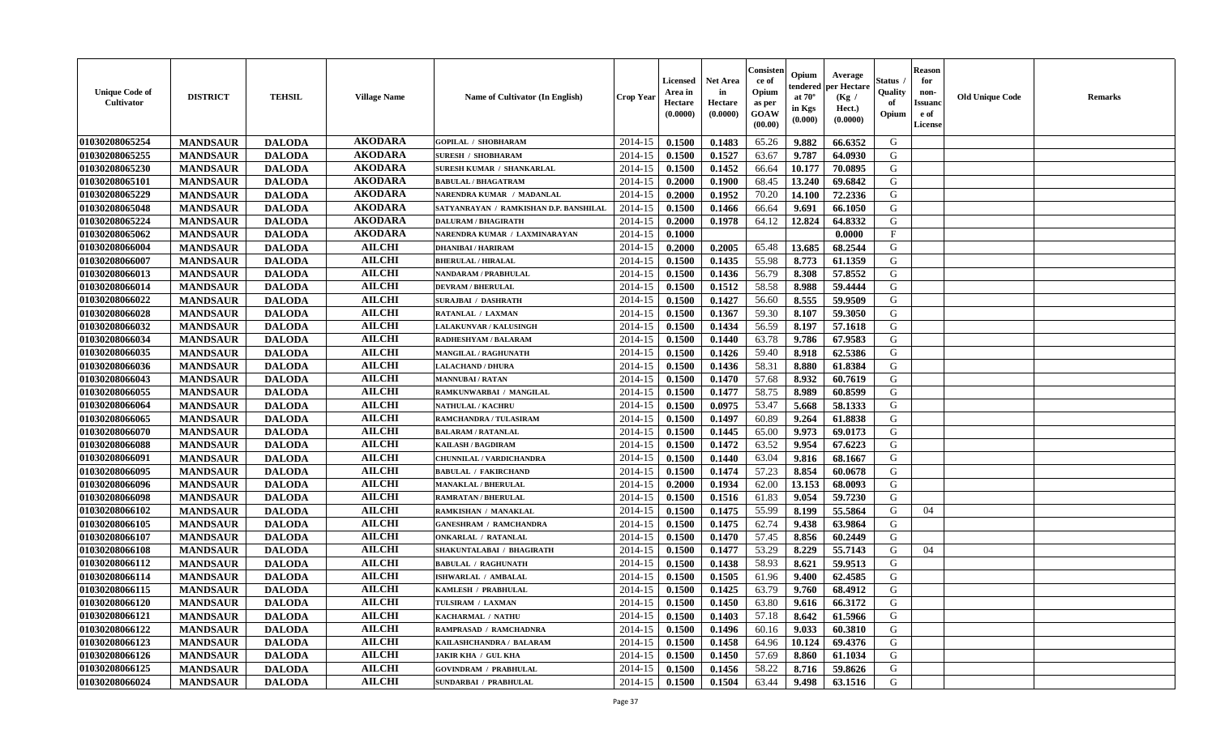| Unique Code of Cultivator | DISTRICT | TEHSIL | Village Name | Name of Cultivator (In English) | Crop Year | Licensed Area in Hectare (0.0000) | Net Area in Hectare (0.0000) | Consistence of Opium as per GOAW (00.00) | Opium tendered at 70° in Kgs (0.000) | Average per Hectare (Kg / Hect.) (0.0000) | Status / Quality of Opium | Reason for non-Issuance of License | Old Unique Code | Remarks |
|---|---|---|---|---|---|---|---|---|---|---|---|---|---|---|
| 01030208065254 | MANDSAUR | DALODA | AKODARA | GOPILAL / SHOBHARAM | 2014-15 | 0.1500 | 0.1483 | 65.26 | 9.882 | 66.6352 | G | | | |
| 01030208065255 | MANDSAUR | DALODA | AKODARA | SURESH / SHOBHARAM | 2014-15 | 0.1500 | 0.1527 | 63.67 | 9.787 | 64.0930 | G | | | |
| 01030208065230 | MANDSAUR | DALODA | AKODARA | SURESH KUMAR / SHANKARLAL | 2014-15 | 0.1500 | 0.1452 | 66.64 | 10.177 | 70.0895 | G | | | |
| 01030208065101 | MANDSAUR | DALODA | AKODARA | BABULAL / BHAGATRAM | 2014-15 | 0.2000 | 0.1900 | 68.45 | 13.240 | 69.6842 | G | | | |
| 01030208065229 | MANDSAUR | DALODA | AKODARA | NARENDRA KUMAR / MADANLAL | 2014-15 | 0.2000 | 0.1952 | 70.20 | 14.100 | 72.2336 | G | | | |
| 01030208065048 | MANDSAUR | DALODA | AKODARA | SATYANRAYAN / RAMKISHAN D.P. BANSHILAL | 2014-15 | 0.1500 | 0.1466 | 66.64 | 9.691 | 66.1050 | G | | | |
| 01030208065224 | MANDSAUR | DALODA | AKODARA | DALURAM / BHAGIRATH | 2014-15 | 0.2000 | 0.1978 | 64.12 | 12.824 | 64.8332 | G | | | |
| 01030208065062 | MANDSAUR | DALODA | AKODARA | NARENDRA KUMAR / LAXMINARAYAN | 2014-15 | 0.1000 | | | | 0.0000 | F | | | |
| 01030208066004 | MANDSAUR | DALODA | AILCHI | DHANIBAI / HARIRAM | 2014-15 | 0.2000 | 0.2005 | 65.48 | 13.685 | 68.2544 | G | | | |
| 01030208066007 | MANDSAUR | DALODA | AILCHI | BHERULAL / HIRALAL | 2014-15 | 0.1500 | 0.1435 | 55.98 | 8.773 | 61.1359 | G | | | |
| 01030208066013 | MANDSAUR | DALODA | AILCHI | NANDARAM / PRABHULAL | 2014-15 | 0.1500 | 0.1436 | 56.79 | 8.308 | 57.8552 | G | | | |
| 01030208066014 | MANDSAUR | DALODA | AILCHI | DEVRAM / BHERULAL | 2014-15 | 0.1500 | 0.1512 | 58.58 | 8.988 | 59.4444 | G | | | |
| 01030208066022 | MANDSAUR | DALODA | AILCHI | SURAJBAI / DASHRATH | 2014-15 | 0.1500 | 0.1427 | 56.60 | 8.555 | 59.9509 | G | | | |
| 01030208066028 | MANDSAUR | DALODA | AILCHI | RATANLAL / LAXMAN | 2014-15 | 0.1500 | 0.1367 | 59.30 | 8.107 | 59.3050 | G | | | |
| 01030208066032 | MANDSAUR | DALODA | AILCHI | LALAKUNVAR / KALUSINGH | 2014-15 | 0.1500 | 0.1434 | 56.59 | 8.197 | 57.1618 | G | | | |
| 01030208066034 | MANDSAUR | DALODA | AILCHI | RADHESHYAM / BALARAM | 2014-15 | 0.1500 | 0.1440 | 63.78 | 9.786 | 67.9583 | G | | | |
| 01030208066035 | MANDSAUR | DALODA | AILCHI | MANGILAL / RAGHUNATH | 2014-15 | 0.1500 | 0.1426 | 59.40 | 8.918 | 62.5386 | G | | | |
| 01030208066036 | MANDSAUR | DALODA | AILCHI | LALACHAND / DHURA | 2014-15 | 0.1500 | 0.1436 | 58.31 | 8.880 | 61.8384 | G | | | |
| 01030208066043 | MANDSAUR | DALODA | AILCHI | MANNUBAI / RATAN | 2014-15 | 0.1500 | 0.1470 | 57.68 | 8.932 | 60.7619 | G | | | |
| 01030208066055 | MANDSAUR | DALODA | AILCHI | RAMKUNWARBAI / MANGILAL | 2014-15 | 0.1500 | 0.1477 | 58.75 | 8.989 | 60.8599 | G | | | |
| 01030208066064 | MANDSAUR | DALODA | AILCHI | NATHULAL / KACHRU | 2014-15 | 0.1500 | 0.0975 | 53.47 | 5.668 | 58.1333 | G | | | |
| 01030208066065 | MANDSAUR | DALODA | AILCHI | RAMCHANDRA / TULASIRAM | 2014-15 | 0.1500 | 0.1497 | 60.89 | 9.264 | 61.8838 | G | | | |
| 01030208066070 | MANDSAUR | DALODA | AILCHI | BALARAM / RATANLAL | 2014-15 | 0.1500 | 0.1445 | 65.00 | 9.973 | 69.0173 | G | | | |
| 01030208066088 | MANDSAUR | DALODA | AILCHI | KAILASH / BAGDIRAM | 2014-15 | 0.1500 | 0.1472 | 63.52 | 9.954 | 67.6223 | G | | | |
| 01030208066091 | MANDSAUR | DALODA | AILCHI | CHUNNILAL / VARDICHANDRA | 2014-15 | 0.1500 | 0.1440 | 63.04 | 9.816 | 68.1667 | G | | | |
| 01030208066095 | MANDSAUR | DALODA | AILCHI | BABULAL / FAKIRCHAND | 2014-15 | 0.1500 | 0.1474 | 57.23 | 8.854 | 60.0678 | G | | | |
| 01030208066096 | MANDSAUR | DALODA | AILCHI | MANAKLAL / BHERULAL | 2014-15 | 0.2000 | 0.1934 | 62.00 | 13.153 | 68.0093 | G | | | |
| 01030208066098 | MANDSAUR | DALODA | AILCHI | RAMRATAN / BHERULAL | 2014-15 | 0.1500 | 0.1516 | 61.83 | 9.054 | 59.7230 | G | | | |
| 01030208066102 | MANDSAUR | DALODA | AILCHI | RAMKISHAN / MANAKLAL | 2014-15 | 0.1500 | 0.1475 | 55.99 | 8.199 | 55.5864 | G | 04 | | |
| 01030208066105 | MANDSAUR | DALODA | AILCHI | GANESHRAM / RAMCHANDRA | 2014-15 | 0.1500 | 0.1475 | 62.74 | 9.438 | 63.9864 | G | | | |
| 01030208066107 | MANDSAUR | DALODA | AILCHI | ONKARLAL / RATANLAL | 2014-15 | 0.1500 | 0.1470 | 57.45 | 8.856 | 60.2449 | G | | | |
| 01030208066108 | MANDSAUR | DALODA | AILCHI | SHAKUNTALABAI / BHAGIRATH | 2014-15 | 0.1500 | 0.1477 | 53.29 | 8.229 | 55.7143 | G | 04 | | |
| 01030208066112 | MANDSAUR | DALODA | AILCHI | BABULAL / RAGHUNATH | 2014-15 | 0.1500 | 0.1438 | 58.93 | 8.621 | 59.9513 | G | | | |
| 01030208066114 | MANDSAUR | DALODA | AILCHI | ISHWARLAL / AMBALAL | 2014-15 | 0.1500 | 0.1505 | 61.96 | 9.400 | 62.4585 | G | | | |
| 01030208066115 | MANDSAUR | DALODA | AILCHI | KAMLESH / PRABHULAL | 2014-15 | 0.1500 | 0.1425 | 63.79 | 9.760 | 68.4912 | G | | | |
| 01030208066120 | MANDSAUR | DALODA | AILCHI | TULSIRAM / LAXMAN | 2014-15 | 0.1500 | 0.1450 | 63.80 | 9.616 | 66.3172 | G | | | |
| 01030208066121 | MANDSAUR | DALODA | AILCHI | KACHARMAL / NATHU | 2014-15 | 0.1500 | 0.1403 | 57.18 | 8.642 | 61.5966 | G | | | |
| 01030208066122 | MANDSAUR | DALODA | AILCHI | RAMPRASAD / RAMCHADNRA | 2014-15 | 0.1500 | 0.1496 | 60.16 | 9.033 | 60.3810 | G | | | |
| 01030208066123 | MANDSAUR | DALODA | AILCHI | KAILASHCHANDRA / BALARAM | 2014-15 | 0.1500 | 0.1458 | 64.96 | 10.124 | 69.4376 | G | | | |
| 01030208066126 | MANDSAUR | DALODA | AILCHI | JAKIR KHA / GUL KHA | 2014-15 | 0.1500 | 0.1450 | 57.69 | 8.860 | 61.1034 | G | | | |
| 01030208066125 | MANDSAUR | DALODA | AILCHI | GOVINDRAM / PRABHULAL | 2014-15 | 0.1500 | 0.1456 | 58.22 | 8.716 | 59.8626 | G | | | |
| 01030208066024 | MANDSAUR | DALODA | AILCHI | SUNDARBAI / PRABHULAL | 2014-15 | 0.1500 | 0.1504 | 63.44 | 9.498 | 63.1516 | G | | | |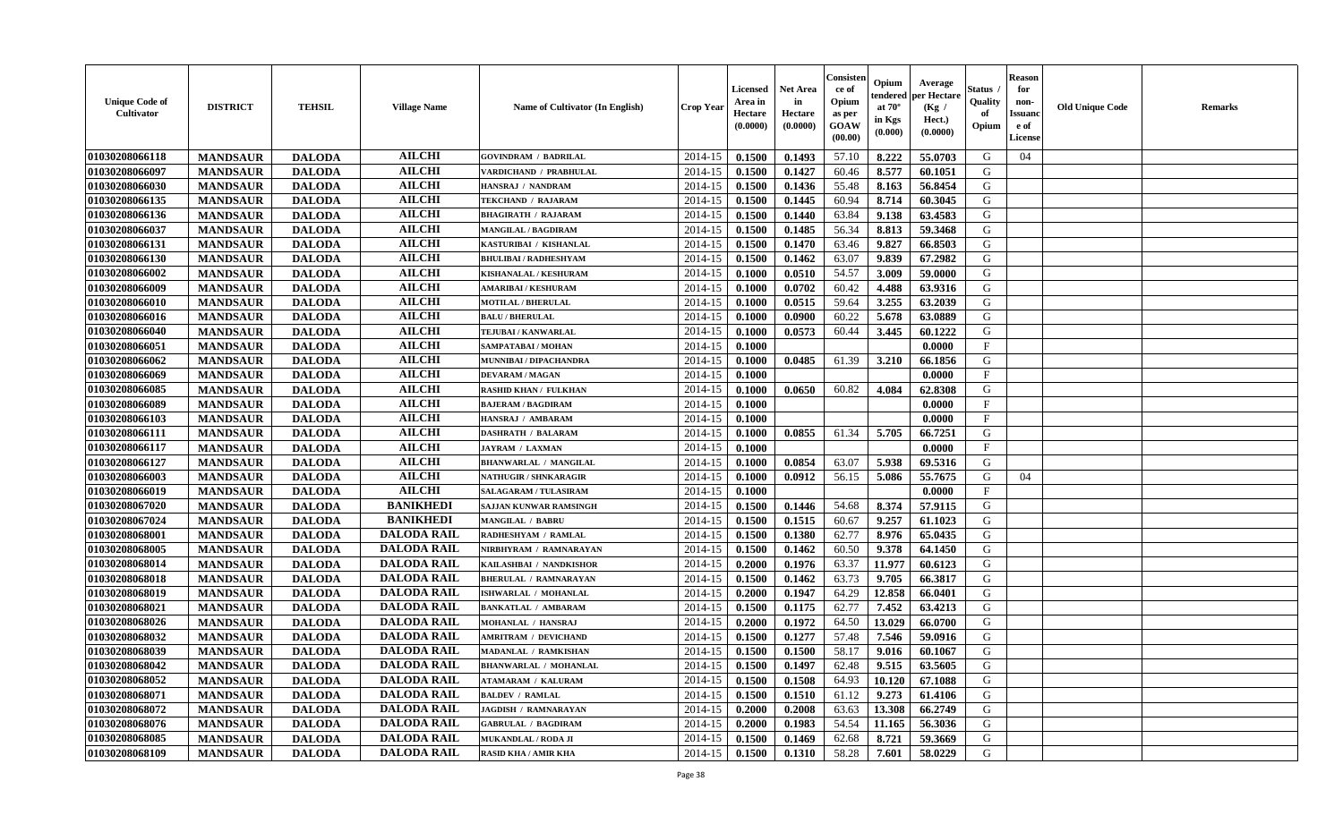| Unique Code of Cultivator | DISTRICT | TEHSIL | Village Name | Name of Cultivator (In English) | Crop Year | Licensed Area in Hectare (0.0000) | Net Area in Hectare (0.0000) | Consistence of Opium as per GOAW (00.00) | Opium tendered at 70° in Kgs (0.000) | Average per Hectare (Kg / Hect.) (0.0000) | Status / Quality of Opium | Reason for non-Issuance of License | Old Unique Code | Remarks |
|---|---|---|---|---|---|---|---|---|---|---|---|---|---|---|
| 01030208066118 | MANDSAUR | DALODA | AILCHI | GOVINDRAM / BADRILAL | 2014-15 | 0.1500 | 0.1493 | 57.10 | 8.222 | 55.0703 | G | 04 | | |
| 01030208066097 | MANDSAUR | DALODA | AILCHI | VARDICHAND / PRABHULAL | 2014-15 | 0.1500 | 0.1427 | 60.46 | 8.577 | 60.1051 | G | | | |
| 01030208066030 | MANDSAUR | DALODA | AILCHI | HANSRAJ / NANDRAM | 2014-15 | 0.1500 | 0.1436 | 55.48 | 8.163 | 56.8454 | G | | | |
| 01030208066135 | MANDSAUR | DALODA | AILCHI | TEKCHAND / RAJARAM | 2014-15 | 0.1500 | 0.1445 | 60.94 | 8.714 | 60.3045 | G | | | |
| 01030208066136 | MANDSAUR | DALODA | AILCHI | BHAGIRATH / RAJARAM | 2014-15 | 0.1500 | 0.1440 | 63.84 | 9.138 | 63.4583 | G | | | |
| 01030208066037 | MANDSAUR | DALODA | AILCHI | MANGILAL / BAGDIRAM | 2014-15 | 0.1500 | 0.1485 | 56.34 | 8.813 | 59.3468 | G | | | |
| 01030208066131 | MANDSAUR | DALODA | AILCHI | KASTURIBAI / KISHANLAL | 2014-15 | 0.1500 | 0.1470 | 63.46 | 9.827 | 66.8503 | G | | | |
| 01030208066130 | MANDSAUR | DALODA | AILCHI | BHULIBAI / RADHESHYAM | 2014-15 | 0.1500 | 0.1462 | 63.07 | 9.839 | 67.2982 | G | | | |
| 01030208066002 | MANDSAUR | DALODA | AILCHI | KISHANALAL / KESHURAM | 2014-15 | 0.1000 | 0.0510 | 54.57 | 3.009 | 59.0000 | G | | | |
| 01030208066009 | MANDSAUR | DALODA | AILCHI | AMARIBAI / KESHURAM | 2014-15 | 0.1000 | 0.0702 | 60.42 | 4.488 | 63.9316 | G | | | |
| 01030208066010 | MANDSAUR | DALODA | AILCHI | MOTILAL / BHERULAL | 2014-15 | 0.1000 | 0.0515 | 59.64 | 3.255 | 63.2039 | G | | | |
| 01030208066016 | MANDSAUR | DALODA | AILCHI | BALU / BHERULAL | 2014-15 | 0.1000 | 0.0900 | 60.22 | 5.678 | 63.0889 | G | | | |
| 01030208066040 | MANDSAUR | DALODA | AILCHI | TEJUBAI / KANWARLAL | 2014-15 | 0.1000 | 0.0573 | 60.44 | 3.445 | 60.1222 | G | | | |
| 01030208066051 | MANDSAUR | DALODA | AILCHI | SAMPATABAI / MOHAN | 2014-15 | 0.1000 | | | | 0.0000 | F | | | |
| 01030208066062 | MANDSAUR | DALODA | AILCHI | MUNNIBAI / DIPACHANDRA | 2014-15 | 0.1000 | 0.0485 | 61.39 | 3.210 | 66.1856 | G | | | |
| 01030208066069 | MANDSAUR | DALODA | AILCHI | DEVARAM / MAGAN | 2014-15 | 0.1000 | | | | 0.0000 | F | | | |
| 01030208066085 | MANDSAUR | DALODA | AILCHI | RASHID KHAN / FULKHAN | 2014-15 | 0.1000 | 0.0650 | 60.82 | 4.084 | 62.8308 | G | | | |
| 01030208066089 | MANDSAUR | DALODA | AILCHI | BAJERAM / BAGDIRAM | 2014-15 | 0.1000 | | | | 0.0000 | F | | | |
| 01030208066103 | MANDSAUR | DALODA | AILCHI | HANSRAJ / AMBARAM | 2014-15 | 0.1000 | | | | 0.0000 | F | | | |
| 01030208066111 | MANDSAUR | DALODA | AILCHI | DASHRATH / BALARAM | 2014-15 | 0.1000 | 0.0855 | 61.34 | 5.705 | 66.7251 | G | | | |
| 01030208066117 | MANDSAUR | DALODA | AILCHI | JAYRAM / LAXMAN | 2014-15 | 0.1000 | | | | 0.0000 | F | | | |
| 01030208066127 | MANDSAUR | DALODA | AILCHI | BHANWARLAL / MANGILAL | 2014-15 | 0.1000 | 0.0854 | 63.07 | 5.938 | 69.5316 | G | | | |
| 01030208066003 | MANDSAUR | DALODA | AILCHI | NATHUGIR / SHNKARAGIR | 2014-15 | 0.1000 | 0.0912 | 56.15 | 5.086 | 55.7675 | G | 04 | | |
| 01030208066019 | MANDSAUR | DALODA | AILCHI | SALAGARAM / TULASIRAM | 2014-15 | 0.1000 | | | | 0.0000 | F | | | |
| 01030208067020 | MANDSAUR | DALODA | BANIKHEDI | SAJJAN KUNWAR RAMSINGH | 2014-15 | 0.1500 | 0.1446 | 54.68 | 8.374 | 57.9115 | G | | | |
| 01030208067024 | MANDSAUR | DALODA | BANIKHEDI | MANGILAL / BABRU | 2014-15 | 0.1500 | 0.1515 | 60.67 | 9.257 | 61.1023 | G | | | |
| 01030208068001 | MANDSAUR | DALODA | DALODA RAIL | RADHESHYAM / RAMLAL | 2014-15 | 0.1500 | 0.1380 | 62.77 | 8.976 | 65.0435 | G | | | |
| 01030208068005 | MANDSAUR | DALODA | DALODA RAIL | NIRBHYRAM / RAMNARAYAN | 2014-15 | 0.1500 | 0.1462 | 60.50 | 9.378 | 64.1450 | G | | | |
| 01030208068014 | MANDSAUR | DALODA | DALODA RAIL | KAILASHBAI / NANDKISHOR | 2014-15 | 0.2000 | 0.1976 | 63.37 | 11.977 | 60.6123 | G | | | |
| 01030208068018 | MANDSAUR | DALODA | DALODA RAIL | BHERULAL / RAMNARAYAN | 2014-15 | 0.1500 | 0.1462 | 63.73 | 9.705 | 66.3817 | G | | | |
| 01030208068019 | MANDSAUR | DALODA | DALODA RAIL | ISHWARLAL / MOHANLAL | 2014-15 | 0.2000 | 0.1947 | 64.29 | 12.858 | 66.0401 | G | | | |
| 01030208068021 | MANDSAUR | DALODA | DALODA RAIL | BANKATLAL / AMBARAM | 2014-15 | 0.1500 | 0.1175 | 62.77 | 7.452 | 63.4213 | G | | | |
| 01030208068026 | MANDSAUR | DALODA | DALODA RAIL | MOHANLAL / HANSRAJ | 2014-15 | 0.2000 | 0.1972 | 64.50 | 13.029 | 66.0700 | G | | | |
| 01030208068032 | MANDSAUR | DALODA | DALODA RAIL | AMRITRAM / DEVICHAND | 2014-15 | 0.1500 | 0.1277 | 57.48 | 7.546 | 59.0916 | G | | | |
| 01030208068039 | MANDSAUR | DALODA | DALODA RAIL | MADANLAL / RAMKISHAN | 2014-15 | 0.1500 | 0.1500 | 58.17 | 9.016 | 60.1067 | G | | | |
| 01030208068042 | MANDSAUR | DALODA | DALODA RAIL | BHANWARLAL / MOHANLAL | 2014-15 | 0.1500 | 0.1497 | 62.48 | 9.515 | 63.5605 | G | | | |
| 01030208068052 | MANDSAUR | DALODA | DALODA RAIL | ATAMARAM / KALURAM | 2014-15 | 0.1500 | 0.1508 | 64.93 | 10.120 | 67.1088 | G | | | |
| 01030208068071 | MANDSAUR | DALODA | DALODA RAIL | BALDEV / RAMLAL | 2014-15 | 0.1500 | 0.1510 | 61.12 | 9.273 | 61.4106 | G | | | |
| 01030208068072 | MANDSAUR | DALODA | DALODA RAIL | JAGDISH / RAMNARAYAN | 2014-15 | 0.2000 | 0.2008 | 63.63 | 13.308 | 66.2749 | G | | | |
| 01030208068076 | MANDSAUR | DALODA | DALODA RAIL | GABRULAL / BAGDIRAM | 2014-15 | 0.2000 | 0.1983 | 54.54 | 11.165 | 56.3036 | G | | | |
| 01030208068085 | MANDSAUR | DALODA | DALODA RAIL | MUKANDLAL / RODA JI | 2014-15 | 0.1500 | 0.1469 | 62.68 | 8.721 | 59.3669 | G | | | |
| 01030208068109 | MANDSAUR | DALODA | DALODA RAIL | RASID KHA / AMIR KHA | 2014-15 | 0.1500 | 0.1310 | 58.28 | 7.601 | 58.0229 | G | | | |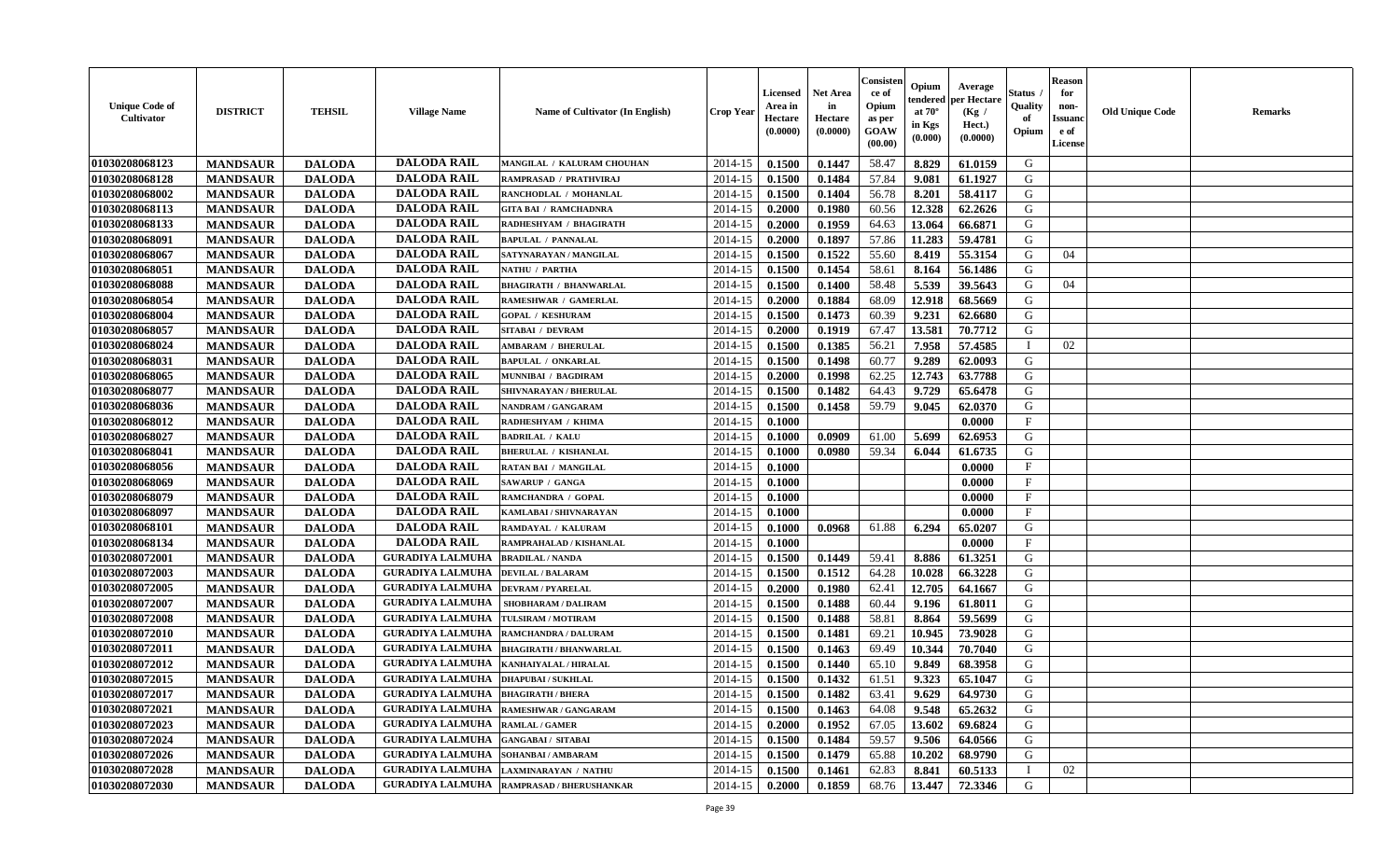| Unique Code of Cultivator | DISTRICT | TEHSIL | Village Name | Name of Cultivator (In English) | Crop Year | Licensed Area in Hectare (0.0000) | Net Area in Hectare (0.0000) | Consisten ce of Opium as per GOAW (00.00) | Opium tendered at 70° in Kgs (0.000) | Average per Hectare (Kg / Hect.) (0.0000) | Status / Quality of Opium | Reason for non-Issuance of License | Old Unique Code | Remarks |
|---|---|---|---|---|---|---|---|---|---|---|---|---|---|---|
| 01030208068123 | MANDSAUR | DALODA | DALODA RAIL | MANGILAL / KALURAM CHOUHAN | 2014-15 | 0.1500 | 0.1447 | 58.47 | 8.829 | 61.0159 | G | | | |
| 01030208068128 | MANDSAUR | DALODA | DALODA RAIL | RAMPRASAD / PRATHVIRAJ | 2014-15 | 0.1500 | 0.1484 | 57.84 | 9.081 | 61.1927 | G | | | |
| 01030208068002 | MANDSAUR | DALODA | DALODA RAIL | RANCHODLAL / MOHANLAL | 2014-15 | 0.1500 | 0.1404 | 56.78 | 8.201 | 58.4117 | G | | | |
| 01030208068113 | MANDSAUR | DALODA | DALODA RAIL | GITA BAI / RAMCHADNRA | 2014-15 | 0.2000 | 0.1980 | 60.56 | 12.328 | 62.2626 | G | | | |
| 01030208068133 | MANDSAUR | DALODA | DALODA RAIL | RADHESHYAM / BHAGIRATH | 2014-15 | 0.2000 | 0.1959 | 64.63 | 13.064 | 66.6871 | G | | | |
| 01030208068091 | MANDSAUR | DALODA | DALODA RAIL | BAPULAL / PANNALAL | 2014-15 | 0.2000 | 0.1897 | 57.86 | 11.283 | 59.4781 | G | | | |
| 01030208068067 | MANDSAUR | DALODA | DALODA RAIL | SATYNARAYAN / MANGILAL | 2014-15 | 0.1500 | 0.1522 | 55.60 | 8.419 | 55.3154 | G | 04 | | |
| 01030208068051 | MANDSAUR | DALODA | DALODA RAIL | NATHU / PARTHA | 2014-15 | 0.1500 | 0.1454 | 58.61 | 8.164 | 56.1486 | G | | | |
| 01030208068088 | MANDSAUR | DALODA | DALODA RAIL | BHAGIRATH / BHANWARLAL | 2014-15 | 0.1500 | 0.1400 | 58.48 | 5.539 | 39.5643 | G | 04 | | |
| 01030208068054 | MANDSAUR | DALODA | DALODA RAIL | RAMESHWAR / GAMERLAL | 2014-15 | 0.2000 | 0.1884 | 68.09 | 12.918 | 68.5669 | G | | | |
| 01030208068004 | MANDSAUR | DALODA | DALODA RAIL | GOPAL / KESHURAM | 2014-15 | 0.1500 | 0.1473 | 60.39 | 9.231 | 62.6680 | G | | | |
| 01030208068057 | MANDSAUR | DALODA | DALODA RAIL | SITABAI / DEVRAM | 2014-15 | 0.2000 | 0.1919 | 67.47 | 13.581 | 70.7712 | G | | | |
| 01030208068024 | MANDSAUR | DALODA | DALODA RAIL | AMBARAM / BHERULAL | 2014-15 | 0.1500 | 0.1385 | 56.21 | 7.958 | 57.4585 | I | 02 | | |
| 01030208068031 | MANDSAUR | DALODA | DALODA RAIL | BAPULAL / ONKARLAL | 2014-15 | 0.1500 | 0.1498 | 60.77 | 9.289 | 62.0093 | G | | | |
| 01030208068065 | MANDSAUR | DALODA | DALODA RAIL | MUNNIBAI / BAGDIRAM | 2014-15 | 0.2000 | 0.1998 | 62.25 | 12.743 | 63.7788 | G | | | |
| 01030208068077 | MANDSAUR | DALODA | DALODA RAIL | SHIVNARAYAN / BHERULAL | 2014-15 | 0.1500 | 0.1482 | 64.43 | 9.729 | 65.6478 | G | | | |
| 01030208068036 | MANDSAUR | DALODA | DALODA RAIL | NANDRAM / GANGARAM | 2014-15 | 0.1500 | 0.1458 | 59.79 | 9.045 | 62.0370 | G | | | |
| 01030208068012 | MANDSAUR | DALODA | DALODA RAIL | RADHESHYAM / KHIMA | 2014-15 | 0.1000 | | | | 0.0000 | F | | | |
| 01030208068027 | MANDSAUR | DALODA | DALODA RAIL | BADRILAL / KALU | 2014-15 | 0.1000 | 0.0909 | 61.00 | 5.699 | 62.6953 | G | | | |
| 01030208068041 | MANDSAUR | DALODA | DALODA RAIL | BHERULAL / KISHANLAL | 2014-15 | 0.1000 | 0.0980 | 59.34 | 6.044 | 61.6735 | G | | | |
| 01030208068056 | MANDSAUR | DALODA | DALODA RAIL | RATAN BAI / MANGILAL | 2014-15 | 0.1000 | | | | 0.0000 | F | | | |
| 01030208068069 | MANDSAUR | DALODA | DALODA RAIL | SAWARUP / GANGA | 2014-15 | 0.1000 | | | | 0.0000 | F | | | |
| 01030208068079 | MANDSAUR | DALODA | DALODA RAIL | RAMCHANDRA / GOPAL | 2014-15 | 0.1000 | | | | 0.0000 | F | | | |
| 01030208068097 | MANDSAUR | DALODA | DALODA RAIL | KAMLABAI / SHIVNARAYAN | 2014-15 | 0.1000 | | | | 0.0000 | F | | | |
| 01030208068101 | MANDSAUR | DALODA | DALODA RAIL | RAMDAYAL / KALURAM | 2014-15 | 0.1000 | 0.0968 | 61.88 | 6.294 | 65.0207 | G | | | |
| 01030208068134 | MANDSAUR | DALODA | DALODA RAIL | RAMPRAHALAD / KISHANLAL | 2014-15 | 0.1000 | | | | 0.0000 | F | | | |
| 01030208072001 | MANDSAUR | DALODA | GURADIYA LALMUHA | BRADILAL / NANDA | 2014-15 | 0.1500 | 0.1449 | 59.41 | 8.886 | 61.3251 | G | | | |
| 01030208072003 | MANDSAUR | DALODA | GURADIYA LALMUHA | DEVILAL / BALARAM | 2014-15 | 0.1500 | 0.1512 | 64.28 | 10.028 | 66.3228 | G | | | |
| 01030208072005 | MANDSAUR | DALODA | GURADIYA LALMUHA | DEVRAM / PYARELAL | 2014-15 | 0.2000 | 0.1980 | 62.41 | 12.705 | 64.1667 | G | | | |
| 01030208072007 | MANDSAUR | DALODA | GURADIYA LALMUHA | SHOBHARAM / DALIRAM | 2014-15 | 0.1500 | 0.1488 | 60.44 | 9.196 | 61.8011 | G | | | |
| 01030208072008 | MANDSAUR | DALODA | GURADIYA LALMUHA | TULSIRAM / MOTIRAM | 2014-15 | 0.1500 | 0.1488 | 58.81 | 8.864 | 59.5699 | G | | | |
| 01030208072010 | MANDSAUR | DALODA | GURADIYA LALMUHA | RAMCHANDRA / DALURAM | 2014-15 | 0.1500 | 0.1481 | 69.21 | 10.945 | 73.9028 | G | | | |
| 01030208072011 | MANDSAUR | DALODA | GURADIYA LALMUHA | BHAGIRATH / BHANWARLAL | 2014-15 | 0.1500 | 0.1463 | 69.49 | 10.344 | 70.7040 | G | | | |
| 01030208072012 | MANDSAUR | DALODA | GURADIYA LALMUHA | KANHAIYALAL / HIRALAL | 2014-15 | 0.1500 | 0.1440 | 65.10 | 9.849 | 68.3958 | G | | | |
| 01030208072015 | MANDSAUR | DALODA | GURADIYA LALMUHA | DHAPUBAI / SUKHLAL | 2014-15 | 0.1500 | 0.1432 | 61.51 | 9.323 | 65.1047 | G | | | |
| 01030208072017 | MANDSAUR | DALODA | GURADIYA LALMUHA | BHAGIRATH / BHERA | 2014-15 | 0.1500 | 0.1482 | 63.41 | 9.629 | 64.9730 | G | | | |
| 01030208072021 | MANDSAUR | DALODA | GURADIYA LALMUHA | RAMESHWAR / GANGARAM | 2014-15 | 0.1500 | 0.1463 | 64.08 | 9.548 | 65.2632 | G | | | |
| 01030208072023 | MANDSAUR | DALODA | GURADIYA LALMUHA | RAMLAL / GAMER | 2014-15 | 0.2000 | 0.1952 | 67.05 | 13.602 | 69.6824 | G | | | |
| 01030208072024 | MANDSAUR | DALODA | GURADIYA LALMUHA | GANGABAI / SITABAI | 2014-15 | 0.1500 | 0.1484 | 59.57 | 9.506 | 64.0566 | G | | | |
| 01030208072026 | MANDSAUR | DALODA | GURADIYA LALMUHA | SOHANBAI / AMBARAM | 2014-15 | 0.1500 | 0.1479 | 65.88 | 10.202 | 68.9790 | G | | | |
| 01030208072028 | MANDSAUR | DALODA | GURADIYA LALMUHA | LAXMINARAYAN / NATHU | 2014-15 | 0.1500 | 0.1461 | 62.83 | 8.841 | 60.5133 | I | 02 | | |
| 01030208072030 | MANDSAUR | DALODA | GURADIYA LALMUHA | RAMPRASAD / BHERUSHANKAR | 2014-15 | 0.2000 | 0.1859 | 68.76 | 13.447 | 72.3346 | G | | | |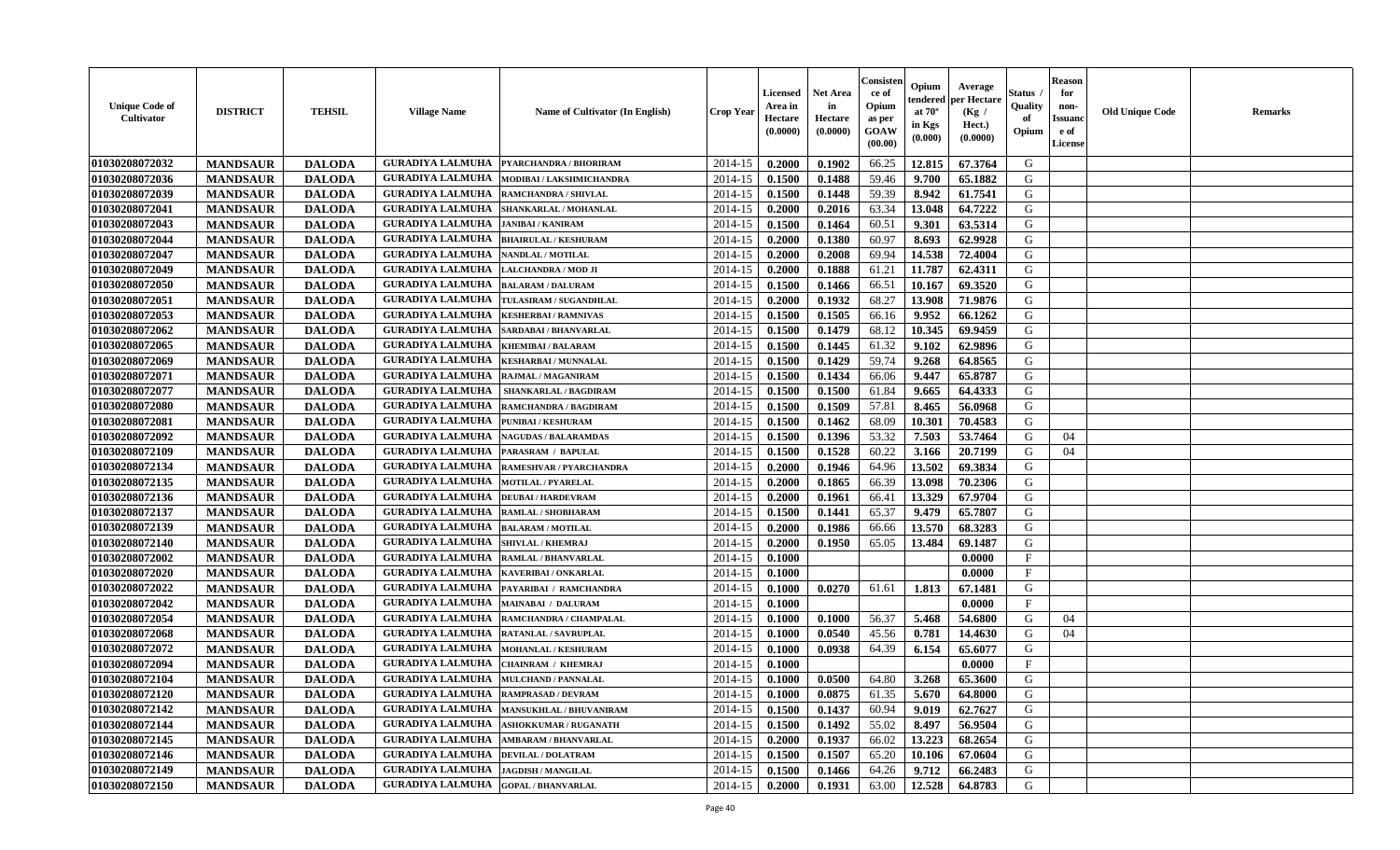| Unique Code of Cultivator | DISTRICT | TEHSIL | Village Name | Name of Cultivator (In English) | Crop Year | Licensed Area in Hectare (0.0000) | Net Area in Hectare (0.0000) | Consistence of Opium as per GOAW (00.00) | Opium tendered at 70° in Kgs (0.000) | Average per Hectare (Kg / Hect.) (0.0000) | Status / Quality of Opium | Reason for non-Issuance of License | Old Unique Code | Remarks |
|---|---|---|---|---|---|---|---|---|---|---|---|---|---|---|
| 01030208072032 | MANDSAUR | DALODA | GURADIYA LALMUHA | PYARCHANDRA / BHORIRAM | 2014-15 | 0.2000 | 0.1902 | 66.25 | 12.815 | 67.3764 | G | | | |
| 01030208072036 | MANDSAUR | DALODA | GURADIYA LALMUHA | MODIBAI / LAKSHMICHANDRA | 2014-15 | 0.1500 | 0.1488 | 59.46 | 9.700 | 65.1882 | G | | | |
| 01030208072039 | MANDSAUR | DALODA | GURADIYA LALMUHA | RAMCHANDRA / SHIVLAL | 2014-15 | 0.1500 | 0.1448 | 59.39 | 8.942 | 61.7541 | G | | | |
| 01030208072041 | MANDSAUR | DALODA | GURADIYA LALMUHA | SHANKARLAL / MOHANLAL | 2014-15 | 0.2000 | 0.2016 | 63.34 | 13.048 | 64.7222 | G | | | |
| 01030208072043 | MANDSAUR | DALODA | GURADIYA LALMUHA | JANIBAI / KANIRAM | 2014-15 | 0.1500 | 0.1464 | 60.51 | 9.301 | 63.5314 | G | | | |
| 01030208072044 | MANDSAUR | DALODA | GURADIYA LALMUHA | BHAIRULAL / KESHURAM | 2014-15 | 0.2000 | 0.1380 | 60.97 | 8.693 | 62.9928 | G | | | |
| 01030208072047 | MANDSAUR | DALODA | GURADIYA LALMUHA | NANDLAL / MOTILAL | 2014-15 | 0.2000 | 0.2008 | 69.94 | 14.538 | 72.4004 | G | | | |
| 01030208072049 | MANDSAUR | DALODA | GURADIYA LALMUHA | LALCHANDRA / MOD JI | 2014-15 | 0.2000 | 0.1888 | 61.21 | 11.787 | 62.4311 | G | | | |
| 01030208072050 | MANDSAUR | DALODA | GURADIYA LALMUHA | BALARAM / DALURAM | 2014-15 | 0.1500 | 0.1466 | 66.51 | 10.167 | 69.3520 | G | | | |
| 01030208072051 | MANDSAUR | DALODA | GURADIYA LALMUHA | TULASIRAM / SUGANDHLAL | 2014-15 | 0.2000 | 0.1932 | 68.27 | 13.908 | 71.9876 | G | | | |
| 01030208072053 | MANDSAUR | DALODA | GURADIYA LALMUHA | KESHERBAI / RAMNIVAS | 2014-15 | 0.1500 | 0.1505 | 66.16 | 9.952 | 66.1262 | G | | | |
| 01030208072062 | MANDSAUR | DALODA | GURADIYA LALMUHA | SARDABAI / BHANVARLAL | 2014-15 | 0.1500 | 0.1479 | 68.12 | 10.345 | 69.9459 | G | | | |
| 01030208072065 | MANDSAUR | DALODA | GURADIYA LALMUHA | KHEMIBAI / BALARAM | 2014-15 | 0.1500 | 0.1445 | 61.32 | 9.102 | 62.9896 | G | | | |
| 01030208072069 | MANDSAUR | DALODA | GURADIYA LALMUHA | KESHARBAI / MUNNALAL | 2014-15 | 0.1500 | 0.1429 | 59.74 | 9.268 | 64.8565 | G | | | |
| 01030208072071 | MANDSAUR | DALODA | GURADIYA LALMUHA | RAJMAL / MAGANIRAM | 2014-15 | 0.1500 | 0.1434 | 66.06 | 9.447 | 65.8787 | G | | | |
| 01030208072077 | MANDSAUR | DALODA | GURADIYA LALMUHA | SHANKARLAL / BAGDIRAM | 2014-15 | 0.1500 | 0.1500 | 61.84 | 9.665 | 64.4333 | G | | | |
| 01030208072080 | MANDSAUR | DALODA | GURADIYA LALMUHA | RAMCHANDRA / BAGDIRAM | 2014-15 | 0.1500 | 0.1509 | 57.81 | 8.465 | 56.0968 | G | | | |
| 01030208072081 | MANDSAUR | DALODA | GURADIYA LALMUHA | PUNIBAI / KESHURAM | 2014-15 | 0.1500 | 0.1462 | 68.09 | 10.301 | 70.4583 | G | | | |
| 01030208072092 | MANDSAUR | DALODA | GURADIYA LALMUHA | NAGUDAS / BALARAMDAS | 2014-15 | 0.1500 | 0.1396 | 53.32 | 7.503 | 53.7464 | G | 04 | | |
| 01030208072109 | MANDSAUR | DALODA | GURADIYA LALMUHA | PARASRAM / BAPULAL | 2014-15 | 0.1500 | 0.1528 | 60.22 | 3.166 | 20.7199 | G | 04 | | |
| 01030208072134 | MANDSAUR | DALODA | GURADIYA LALMUHA | RAMESHVAR / PYARCHANDRA | 2014-15 | 0.2000 | 0.1946 | 64.96 | 13.502 | 69.3834 | G | | | |
| 01030208072135 | MANDSAUR | DALODA | GURADIYA LALMUHA | MOTILAL / PYARELAL | 2014-15 | 0.2000 | 0.1865 | 66.39 | 13.098 | 70.2306 | G | | | |
| 01030208072136 | MANDSAUR | DALODA | GURADIYA LALMUHA | DEUBAI / HARDEVRAM | 2014-15 | 0.2000 | 0.1961 | 66.41 | 13.329 | 67.9704 | G | | | |
| 01030208072137 | MANDSAUR | DALODA | GURADIYA LALMUHA | RAMLAL / SHOBHARAM | 2014-15 | 0.1500 | 0.1441 | 65.37 | 9.479 | 65.7807 | G | | | |
| 01030208072139 | MANDSAUR | DALODA | GURADIYA LALMUHA | BALARAM / MOTILAL | 2014-15 | 0.2000 | 0.1986 | 66.66 | 13.570 | 68.3283 | G | | | |
| 01030208072140 | MANDSAUR | DALODA | GURADIYA LALMUHA | SHIVLAL / KHEMRAJ | 2014-15 | 0.2000 | 0.1950 | 65.05 | 13.484 | 69.1487 | G | | | |
| 01030208072002 | MANDSAUR | DALODA | GURADIYA LALMUHA | RAMLAL / BHANVARLAL | 2014-15 | 0.1000 | | | | 0.0000 | F | | | |
| 01030208072020 | MANDSAUR | DALODA | GURADIYA LALMUHA | KAVERIBAI / ONKARLAL | 2014-15 | 0.1000 | | | | 0.0000 | F | | | |
| 01030208072022 | MANDSAUR | DALODA | GURADIYA LALMUHA | PAYARIBAI / RAMCHANDRA | 2014-15 | 0.1000 | 0.0270 | 61.61 | 1.813 | 67.1481 | G | | | |
| 01030208072042 | MANDSAUR | DALODA | GURADIYA LALMUHA | MAINABAI / DALURAM | 2014-15 | 0.1000 | | | | 0.0000 | F | | | |
| 01030208072054 | MANDSAUR | DALODA | GURADIYA LALMUHA | RAMCHANDRA / CHAMPALAL | 2014-15 | 0.1000 | 0.1000 | 56.37 | 5.468 | 54.6800 | G | 04 | | |
| 01030208072068 | MANDSAUR | DALODA | GURADIYA LALMUHA | RATANLAL / SAVRUPLAL | 2014-15 | 0.1000 | 0.0540 | 45.56 | 0.781 | 14.4630 | G | 04 | | |
| 01030208072072 | MANDSAUR | DALODA | GURADIYA LALMUHA | MOHANLAL / KESHURAM | 2014-15 | 0.1000 | 0.0938 | 64.39 | 6.154 | 65.6077 | G | | | |
| 01030208072094 | MANDSAUR | DALODA | GURADIYA LALMUHA | CHAINRAM / KHEMRAJ | 2014-15 | 0.1000 | | | | 0.0000 | F | | | |
| 01030208072104 | MANDSAUR | DALODA | GURADIYA LALMUHA | MULCHAND / PANNALAL | 2014-15 | 0.1000 | 0.0500 | 64.80 | 3.268 | 65.3600 | G | | | |
| 01030208072120 | MANDSAUR | DALODA | GURADIYA LALMUHA | RAMPRASAD / DEVRAM | 2014-15 | 0.1000 | 0.0875 | 61.35 | 5.670 | 64.8000 | G | | | |
| 01030208072142 | MANDSAUR | DALODA | GURADIYA LALMUHA | MANSUKHLAL / BHUVANIRAM | 2014-15 | 0.1500 | 0.1437 | 60.94 | 9.019 | 62.7627 | G | | | |
| 01030208072144 | MANDSAUR | DALODA | GURADIYA LALMUHA | ASHOKKUMAR / RUGANATH | 2014-15 | 0.1500 | 0.1492 | 55.02 | 8.497 | 56.9504 | G | | | |
| 01030208072145 | MANDSAUR | DALODA | GURADIYA LALMUHA | AMBARAM / BHANVARLAL | 2014-15 | 0.2000 | 0.1937 | 66.02 | 13.223 | 68.2654 | G | | | |
| 01030208072146 | MANDSAUR | DALODA | GURADIYA LALMUHA | DEVILAL / DOLATRAM | 2014-15 | 0.1500 | 0.1507 | 65.20 | 10.106 | 67.0604 | G | | | |
| 01030208072149 | MANDSAUR | DALODA | GURADIYA LALMUHA | JAGDISH / MANGILAL | 2014-15 | 0.1500 | 0.1466 | 64.26 | 9.712 | 66.2483 | G | | | |
| 01030208072150 | MANDSAUR | DALODA | GURADIYA LALMUHA | GOPAL / BHANVARLAL | 2014-15 | 0.2000 | 0.1931 | 63.00 | 12.528 | 64.8783 | G | | | |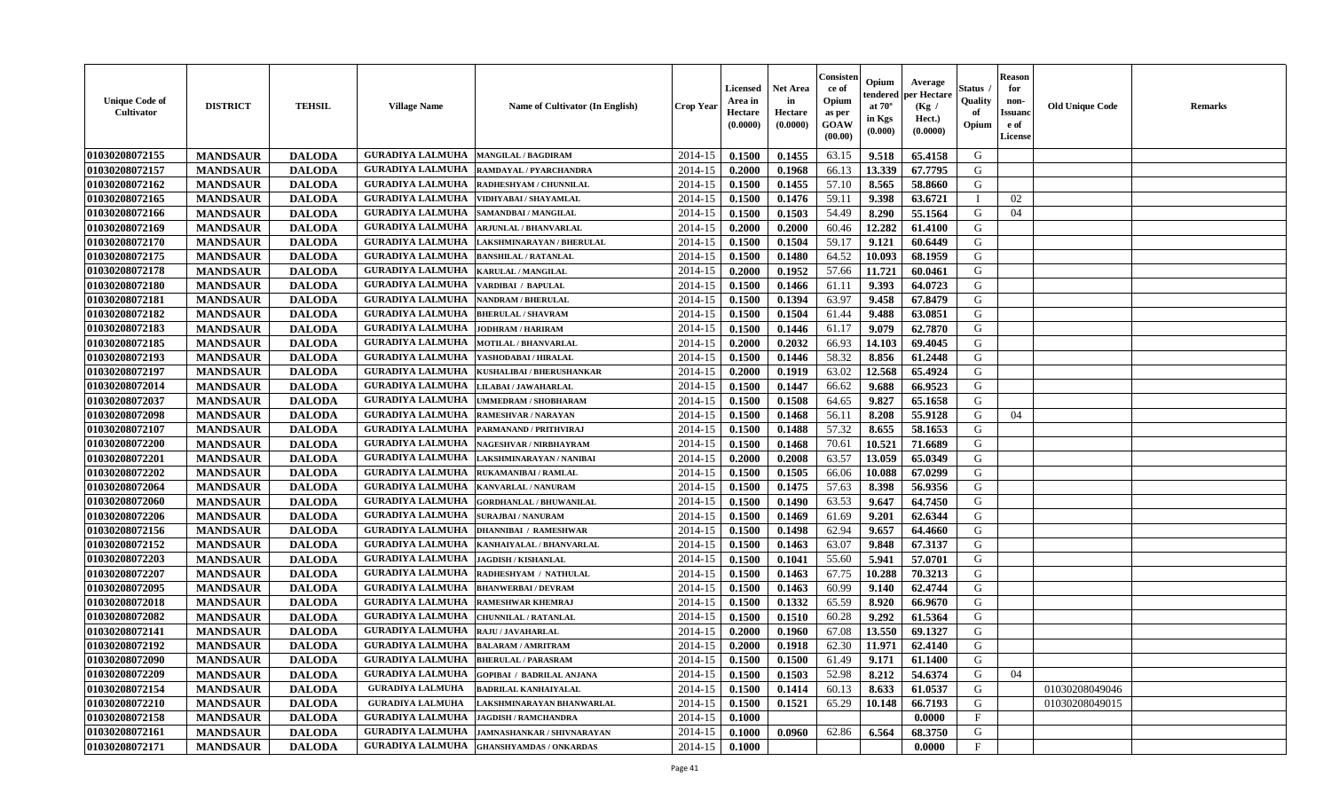| Unique Code of Cultivator | DISTRICT | TEHSIL | Village Name | Name of Cultivator (In English) | Crop Year | Licensed Area in Hectare (0.0000) | Net Area in Hectare (0.0000) | Consistence of Opium as per GOAW (00.00) | Opium tendered at 70° in Kgs (0.000) | Average per Hectare (Kg / Hect.) (0.0000) | Status / Quality of Opium | Reason for non-Issuance of License | Old Unique Code | Remarks |
|---|---|---|---|---|---|---|---|---|---|---|---|---|---|---|
| 01030208072155 | MANDSAUR | DALODA | GURADIYA LALMUHA | MANGILAL / BAGDIRAM | 2014-15 | 0.1500 | 0.1455 | 63.15 | 9.518 | 65.4158 | G | | | |
| 01030208072157 | MANDSAUR | DALODA | GURADIYA LALMUHA | RAMDAYAL / PYARCHANDRA | 2014-15 | 0.2000 | 0.1968 | 66.13 | 13.339 | 67.7795 | G | | | |
| 01030208072162 | MANDSAUR | DALODA | GURADIYA LALMUHA | RADHESHYAM / CHUNNILAL | 2014-15 | 0.1500 | 0.1455 | 57.10 | 8.565 | 58.8660 | G | | | |
| 01030208072165 | MANDSAUR | DALODA | GURADIYA LALMUHA | VIDHYABAI / SHAYAMLAL | 2014-15 | 0.1500 | 0.1476 | 59.11 | 9.398 | 63.6721 | I | 02 | | |
| 01030208072166 | MANDSAUR | DALODA | GURADIYA LALMUHA | SAMANDBAI / MANGILAL | 2014-15 | 0.1500 | 0.1503 | 54.49 | 8.290 | 55.1564 | G | 04 | | |
| 01030208072169 | MANDSAUR | DALODA | GURADIYA LALMUHA | ARJUNLAL / BHANVARLAL | 2014-15 | 0.2000 | 0.2000 | 60.46 | 12.282 | 61.4100 | G | | | |
| 01030208072170 | MANDSAUR | DALODA | GURADIYA LALMUHA | LAKSHMINARAYAN / BHERULAL | 2014-15 | 0.1500 | 0.1504 | 59.17 | 9.121 | 60.6449 | G | | | |
| 01030208072175 | MANDSAUR | DALODA | GURADIYA LALMUHA | BANSHILAL / RATANLAL | 2014-15 | 0.1500 | 0.1480 | 64.52 | 10.093 | 68.1959 | G | | | |
| 01030208072178 | MANDSAUR | DALODA | GURADIYA LALMUHA | KARULAL / MANGILAL | 2014-15 | 0.2000 | 0.1952 | 57.66 | 11.721 | 60.0461 | G | | | |
| 01030208072180 | MANDSAUR | DALODA | GURADIYA LALMUHA | VARDIBAI / BAPULAL | 2014-15 | 0.1500 | 0.1466 | 61.11 | 9.393 | 64.0723 | G | | | |
| 01030208072181 | MANDSAUR | DALODA | GURADIYA LALMUHA | NANDRAM / BHERULAL | 2014-15 | 0.1500 | 0.1394 | 63.97 | 9.458 | 67.8479 | G | | | |
| 01030208072182 | MANDSAUR | DALODA | GURADIYA LALMUHA | BHERULAL / SHAVRAM | 2014-15 | 0.1500 | 0.1504 | 61.44 | 9.488 | 63.0851 | G | | | |
| 01030208072183 | MANDSAUR | DALODA | GURADIYA LALMUHA | JODHRAM / HARIRAM | 2014-15 | 0.1500 | 0.1446 | 61.17 | 9.079 | 62.7870 | G | | | |
| 01030208072185 | MANDSAUR | DALODA | GURADIYA LALMUHA | MOTILAL / BHANVARLAL | 2014-15 | 0.2000 | 0.2032 | 66.93 | 14.103 | 69.4045 | G | | | |
| 01030208072193 | MANDSAUR | DALODA | GURADIYA LALMUHA | YASHODABAI / HIRALAL | 2014-15 | 0.1500 | 0.1446 | 58.32 | 8.856 | 61.2448 | G | | | |
| 01030208072197 | MANDSAUR | DALODA | GURADIYA LALMUHA | KUSHALIBAI / BHERUSHANKAR | 2014-15 | 0.2000 | 0.1919 | 63.02 | 12.568 | 65.4924 | G | | | |
| 01030208072014 | MANDSAUR | DALODA | GURADIYA LALMUHA | LILABAI / JAWAHARLAL | 2014-15 | 0.1500 | 0.1447 | 66.62 | 9.688 | 66.9523 | G | | | |
| 01030208072037 | MANDSAUR | DALODA | GURADIYA LALMUHA | UMMEDRAM / SHOBHARAM | 2014-15 | 0.1500 | 0.1508 | 64.65 | 9.827 | 65.1658 | G | | | |
| 01030208072098 | MANDSAUR | DALODA | GURADIYA LALMUHA | RAMESHVAR / NARAYAN | 2014-15 | 0.1500 | 0.1468 | 56.11 | 8.208 | 55.9128 | G | 04 | | |
| 01030208072107 | MANDSAUR | DALODA | GURADIYA LALMUHA | PARMANAND / PRITHVIRAJ | 2014-15 | 0.1500 | 0.1488 | 57.32 | 8.655 | 58.1653 | G | | | |
| 01030208072200 | MANDSAUR | DALODA | GURADIYA LALMUHA | NAGESHVAR / NIRBHAYRAM | 2014-15 | 0.1500 | 0.1468 | 70.61 | 10.521 | 71.6689 | G | | | |
| 01030208072201 | MANDSAUR | DALODA | GURADIYA LALMUHA | LAKSHMINARAYAN / NANIBAI | 2014-15 | 0.2000 | 0.2008 | 63.57 | 13.059 | 65.0349 | G | | | |
| 01030208072202 | MANDSAUR | DALODA | GURADIYA LALMUHA | RUKAMANIBAI / RAMLAL | 2014-15 | 0.1500 | 0.1505 | 66.06 | 10.088 | 67.0299 | G | | | |
| 01030208072064 | MANDSAUR | DALODA | GURADIYA LALMUHA | KANVARLAL / NANURAM | 2014-15 | 0.1500 | 0.1475 | 57.63 | 8.398 | 56.9356 | G | | | |
| 01030208072060 | MANDSAUR | DALODA | GURADIYA LALMUHA | GORDHANLAL / BHUWANILAL | 2014-15 | 0.1500 | 0.1490 | 63.53 | 9.647 | 64.7450 | G | | | |
| 01030208072206 | MANDSAUR | DALODA | GURADIYA LALMUHA | SURAJBAI / NANURAM | 2014-15 | 0.1500 | 0.1469 | 61.69 | 9.201 | 62.6344 | G | | | |
| 01030208072156 | MANDSAUR | DALODA | GURADIYA LALMUHA | DHANNIBAI / RAMESHWAR | 2014-15 | 0.1500 | 0.1498 | 62.94 | 9.657 | 64.4660 | G | | | |
| 01030208072152 | MANDSAUR | DALODA | GURADIYA LALMUHA | KANHAIYALAL / BHANVARLAL | 2014-15 | 0.1500 | 0.1463 | 63.07 | 9.848 | 67.3137 | G | | | |
| 01030208072203 | MANDSAUR | DALODA | GURADIYA LALMUHA | JAGDISH / KISHANLAL | 2014-15 | 0.1500 | 0.1041 | 55.60 | 5.941 | 57.0701 | G | | | |
| 01030208072207 | MANDSAUR | DALODA | GURADIYA LALMUHA | RADHESHYAM / NATHULAL | 2014-15 | 0.1500 | 0.1463 | 67.75 | 10.288 | 70.3213 | G | | | |
| 01030208072095 | MANDSAUR | DALODA | GURADIYA LALMUHA | BHANWERBAI / DEVRAM | 2014-15 | 0.1500 | 0.1463 | 60.99 | 9.140 | 62.4744 | G | | | |
| 01030208072018 | MANDSAUR | DALODA | GURADIYA LALMUHA | RAMESHWAR KHEMRAJ | 2014-15 | 0.1500 | 0.1332 | 65.59 | 8.920 | 66.9670 | G | | | |
| 01030208072082 | MANDSAUR | DALODA | GURADIYA LALMUHA | CHUNNILAL / RATANLAL | 2014-15 | 0.1500 | 0.1510 | 60.28 | 9.292 | 61.5364 | G | | | |
| 01030208072141 | MANDSAUR | DALODA | GURADIYA LALMUHA | RAJU / JAVAHARLAL | 2014-15 | 0.2000 | 0.1960 | 67.08 | 13.550 | 69.1327 | G | | | |
| 01030208072192 | MANDSAUR | DALODA | GURADIYA LALMUHA | BALARAM / AMRITRAM | 2014-15 | 0.2000 | 0.1918 | 62.30 | 11.971 | 62.4140 | G | | | |
| 01030208072090 | MANDSAUR | DALODA | GURADIYA LALMUHA | BHERULAL / PARASRAM | 2014-15 | 0.1500 | 0.1500 | 61.49 | 9.171 | 61.1400 | G | | | |
| 01030208072209 | MANDSAUR | DALODA | GURADIYA LALMUHA | GOPIBAI / BADRILAL ANJANA | 2014-15 | 0.1500 | 0.1503 | 52.98 | 8.212 | 54.6374 | G | 04 | | |
| 01030208072154 | MANDSAUR | DALODA | GURADIYA LALMUHA | BADRILAL KANHAIYALAL | 2014-15 | 0.1500 | 0.1414 | 60.13 | 8.633 | 61.0537 | G | | 01030208049046 | |
| 01030208072210 | MANDSAUR | DALODA | GURADIYA LALMUHA | LAKSHMINARAYAN BHANWARLAL | 2014-15 | 0.1500 | 0.1521 | 65.29 | 10.148 | 66.7193 | G | | 01030208049015 | |
| 01030208072158 | MANDSAUR | DALODA | GURADIYA LALMUHA | JAGDISH / RAMCHANDRA | 2014-15 | 0.1000 | | | | 0.0000 | F | | | |
| 01030208072161 | MANDSAUR | DALODA | GURADIYA LALMUHA | JAMNASHANKAR / SHIVNARAYAN | 2014-15 | 0.1000 | 0.0960 | 62.86 | 6.564 | 68.3750 | G | | | |
| 01030208072171 | MANDSAUR | DALODA | GURADIYA LALMUHA | GHANSHYAMDAS / ONKARDAS | 2014-15 | 0.1000 | | | | 0.0000 | F | | | |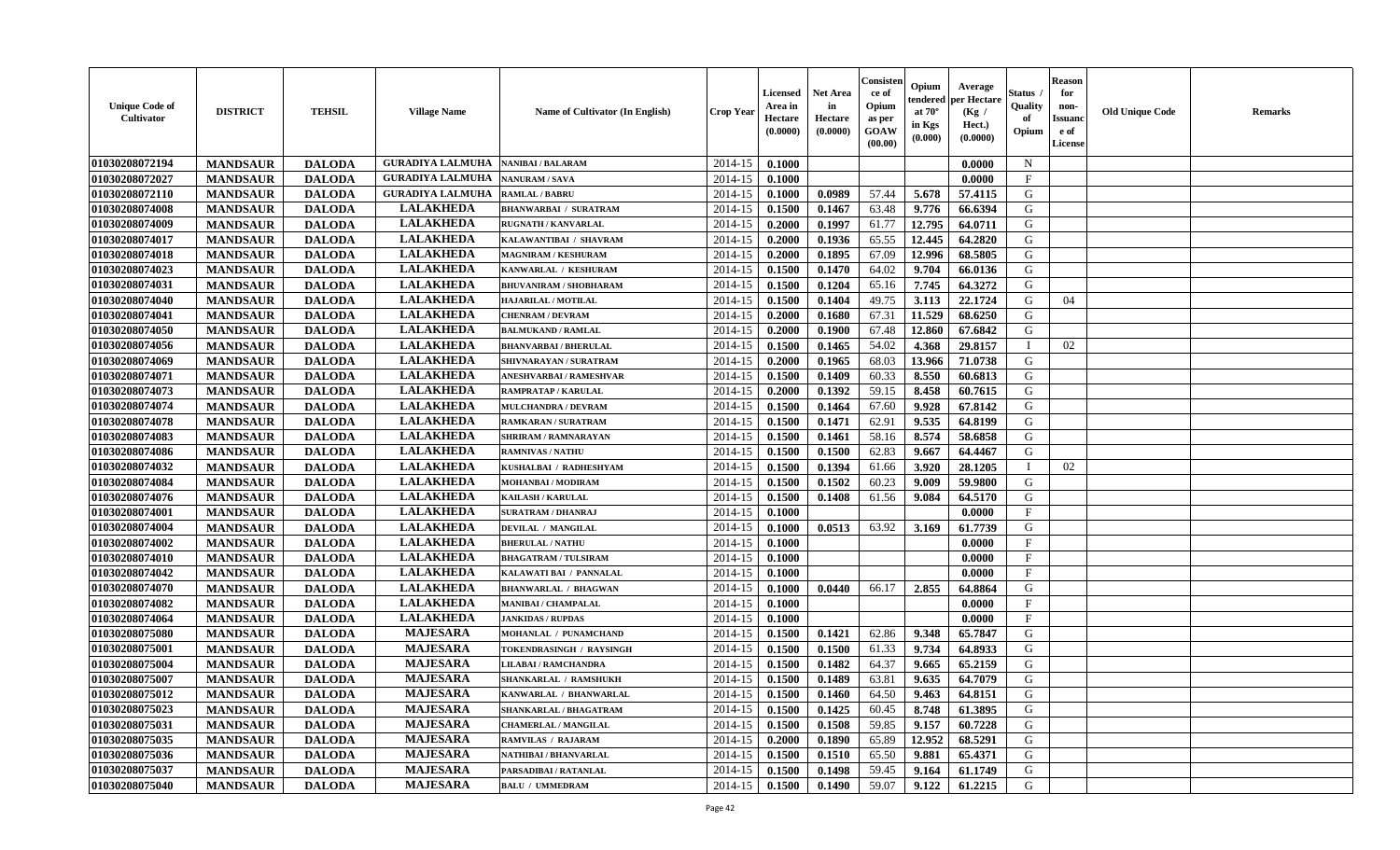| Unique Code of Cultivator | DISTRICT | TEHSIL | Village Name | Name of Cultivator (In English) | Crop Year | Licensed Area in Hectare (0.0000) | Net Area in Hectare (0.0000) | Consistence of Opium as per GOAW (00.00) | Opium tendered at 70° in Kgs (0.000) | Average per Hectare (Kg / Hect.) (0.0000) | Status / Quality of Opium | Reason for non-Issuance of License | Old Unique Code | Remarks |
|---|---|---|---|---|---|---|---|---|---|---|---|---|---|---|
| 01030208072194 | MANDSAUR | DALODA | GURADIYA LALMUHA | NANIBAI / BALARAM | 2014-15 | 0.1000 | | | | 0.0000 | N | | | |
| 01030208072027 | MANDSAUR | DALODA | GURADIYA LALMUHA | NANURAM / SAVA | 2014-15 | 0.1000 | | | | 0.0000 | F | | | |
| 01030208072110 | MANDSAUR | DALODA | GURADIYA LALMUHA | RAMLAL / BABRU | 2014-15 | 0.1000 | 0.0989 | 57.44 | 5.678 | 57.4115 | G | | | |
| 01030208074008 | MANDSAUR | DALODA | LALAKHEDA | BHANWARBAI / SURATRAM | 2014-15 | 0.1500 | 0.1467 | 63.48 | 9.776 | 66.6394 | G | | | |
| 01030208074009 | MANDSAUR | DALODA | LALAKHEDA | RUGNATH / KANVARLAL | 2014-15 | 0.2000 | 0.1997 | 61.77 | 12.795 | 64.0711 | G | | | |
| 01030208074017 | MANDSAUR | DALODA | LALAKHEDA | KALAWANTIBAI / SHAVRAM | 2014-15 | 0.2000 | 0.1936 | 65.55 | 12.445 | 64.2820 | G | | | |
| 01030208074018 | MANDSAUR | DALODA | LALAKHEDA | MAGNIRAM / KESHURAM | 2014-15 | 0.2000 | 0.1895 | 67.09 | 12.996 | 68.5805 | G | | | |
| 01030208074023 | MANDSAUR | DALODA | LALAKHEDA | KANWARLAL / KESHURAM | 2014-15 | 0.1500 | 0.1470 | 64.02 | 9.704 | 66.0136 | G | | | |
| 01030208074031 | MANDSAUR | DALODA | LALAKHEDA | BHUVANIRAM / SHOBHARAM | 2014-15 | 0.1500 | 0.1204 | 65.16 | 7.745 | 64.3272 | G | | | |
| 01030208074040 | MANDSAUR | DALODA | LALAKHEDA | HAJARILAL / MOTILAL | 2014-15 | 0.1500 | 0.1404 | 49.75 | 3.113 | 22.1724 | G | 04 | | |
| 01030208074041 | MANDSAUR | DALODA | LALAKHEDA | CHENRAM / DEVRAM | 2014-15 | 0.2000 | 0.1680 | 67.31 | 11.529 | 68.6250 | G | | | |
| 01030208074050 | MANDSAUR | DALODA | LALAKHEDA | BALMUKAND / RAMLAL | 2014-15 | 0.2000 | 0.1900 | 67.48 | 12.860 | 67.6842 | G | | | |
| 01030208074056 | MANDSAUR | DALODA | LALAKHEDA | BHANVARBAI / BHERULAL | 2014-15 | 0.1500 | 0.1465 | 54.02 | 4.368 | 29.8157 | I | 02 | | |
| 01030208074069 | MANDSAUR | DALODA | LALAKHEDA | SHIVNARAYAN / SURATRAM | 2014-15 | 0.2000 | 0.1965 | 68.03 | 13.966 | 71.0738 | G | | | |
| 01030208074071 | MANDSAUR | DALODA | LALAKHEDA | ANESHVARBAI / RAMESHVAR | 2014-15 | 0.1500 | 0.1409 | 60.33 | 8.550 | 60.6813 | G | | | |
| 01030208074073 | MANDSAUR | DALODA | LALAKHEDA | RAMPRATAP / KARULAL | 2014-15 | 0.2000 | 0.1392 | 59.15 | 8.458 | 60.7615 | G | | | |
| 01030208074074 | MANDSAUR | DALODA | LALAKHEDA | MULCHANDRA / DEVRAM | 2014-15 | 0.1500 | 0.1464 | 67.60 | 9.928 | 67.8142 | G | | | |
| 01030208074078 | MANDSAUR | DALODA | LALAKHEDA | RAMKARAN / SURATRAM | 2014-15 | 0.1500 | 0.1471 | 62.91 | 9.535 | 64.8199 | G | | | |
| 01030208074083 | MANDSAUR | DALODA | LALAKHEDA | SHRIRAM / RAMNARAYAN | 2014-15 | 0.1500 | 0.1461 | 58.16 | 8.574 | 58.6858 | G | | | |
| 01030208074086 | MANDSAUR | DALODA | LALAKHEDA | RAMNIVAS / NATHU | 2014-15 | 0.1500 | 0.1500 | 62.83 | 9.667 | 64.4467 | G | | | |
| 01030208074032 | MANDSAUR | DALODA | LALAKHEDA | KUSHALBAI / RADHESHYAM | 2014-15 | 0.1500 | 0.1394 | 61.66 | 3.920 | 28.1205 | I | 02 | | |
| 01030208074084 | MANDSAUR | DALODA | LALAKHEDA | MOHANBAI / MODIRAM | 2014-15 | 0.1500 | 0.1502 | 60.23 | 9.009 | 59.9800 | G | | | |
| 01030208074076 | MANDSAUR | DALODA | LALAKHEDA | KAILASH / KARULAL | 2014-15 | 0.1500 | 0.1408 | 61.56 | 9.084 | 64.5170 | G | | | |
| 01030208074001 | MANDSAUR | DALODA | LALAKHEDA | SURATRAM / DHANRAJ | 2014-15 | 0.1000 | | | | 0.0000 | F | | | |
| 01030208074004 | MANDSAUR | DALODA | LALAKHEDA | DEVILAL / MANGILAL | 2014-15 | 0.1000 | 0.0513 | 63.92 | 3.169 | 61.7739 | G | | | |
| 01030208074002 | MANDSAUR | DALODA | LALAKHEDA | BHERULAL / NATHU | 2014-15 | 0.1000 | | | | 0.0000 | F | | | |
| 01030208074010 | MANDSAUR | DALODA | LALAKHEDA | BHAGATRAM / TULSIRAM | 2014-15 | 0.1000 | | | | 0.0000 | F | | | |
| 01030208074042 | MANDSAUR | DALODA | LALAKHEDA | KALAWATI BAI / PANNALAL | 2014-15 | 0.1000 | | | | 0.0000 | F | | | |
| 01030208074070 | MANDSAUR | DALODA | LALAKHEDA | BHANWARLAL / BHAGWAN | 2014-15 | 0.1000 | 0.0440 | 66.17 | 2.855 | 64.8864 | G | | | |
| 01030208074082 | MANDSAUR | DALODA | LALAKHEDA | MANIBAI / CHAMPALAL | 2014-15 | 0.1000 | | | | 0.0000 | F | | | |
| 01030208074064 | MANDSAUR | DALODA | LALAKHEDA | JANKIDAS / RUPDAS | 2014-15 | 0.1000 | | | | 0.0000 | F | | | |
| 01030208075080 | MANDSAUR | DALODA | MAJESARA | MOHANLAL / PUNAMCHAND | 2014-15 | 0.1500 | 0.1421 | 62.86 | 9.348 | 65.7847 | G | | | |
| 01030208075001 | MANDSAUR | DALODA | MAJESARA | TOKENDRASINGH / RAYSINGH | 2014-15 | 0.1500 | 0.1500 | 61.33 | 9.734 | 64.8933 | G | | | |
| 01030208075004 | MANDSAUR | DALODA | MAJESARA | LILABAI / RAMCHANDRA | 2014-15 | 0.1500 | 0.1482 | 64.37 | 9.665 | 65.2159 | G | | | |
| 01030208075007 | MANDSAUR | DALODA | MAJESARA | SHANKARLAL / RAMSHUKH | 2014-15 | 0.1500 | 0.1489 | 63.81 | 9.635 | 64.7079 | G | | | |
| 01030208075012 | MANDSAUR | DALODA | MAJESARA | KANWARLAL / BHANWARLAL | 2014-15 | 0.1500 | 0.1460 | 64.50 | 9.463 | 64.8151 | G | | | |
| 01030208075023 | MANDSAUR | DALODA | MAJESARA | SHANKARLAL / BHAGATRAM | 2014-15 | 0.1500 | 0.1425 | 60.45 | 8.748 | 61.3895 | G | | | |
| 01030208075031 | MANDSAUR | DALODA | MAJESARA | CHAMERLAL / MANGILAL | 2014-15 | 0.1500 | 0.1508 | 59.85 | 9.157 | 60.7228 | G | | | |
| 01030208075035 | MANDSAUR | DALODA | MAJESARA | RAMVILAS / RAJARAM | 2014-15 | 0.2000 | 0.1890 | 65.89 | 12.952 | 68.5291 | G | | | |
| 01030208075036 | MANDSAUR | DALODA | MAJESARA | NATHIBAI / BHANVARLAL | 2014-15 | 0.1500 | 0.1510 | 65.50 | 9.881 | 65.4371 | G | | | |
| 01030208075037 | MANDSAUR | DALODA | MAJESARA | PARSADIBAI / RATANLAL | 2014-15 | 0.1500 | 0.1498 | 59.45 | 9.164 | 61.1749 | G | | | |
| 01030208075040 | MANDSAUR | DALODA | MAJESARA | BALU / UMMEDRAM | 2014-15 | 0.1500 | 0.1490 | 59.07 | 9.122 | 61.2215 | G | | | |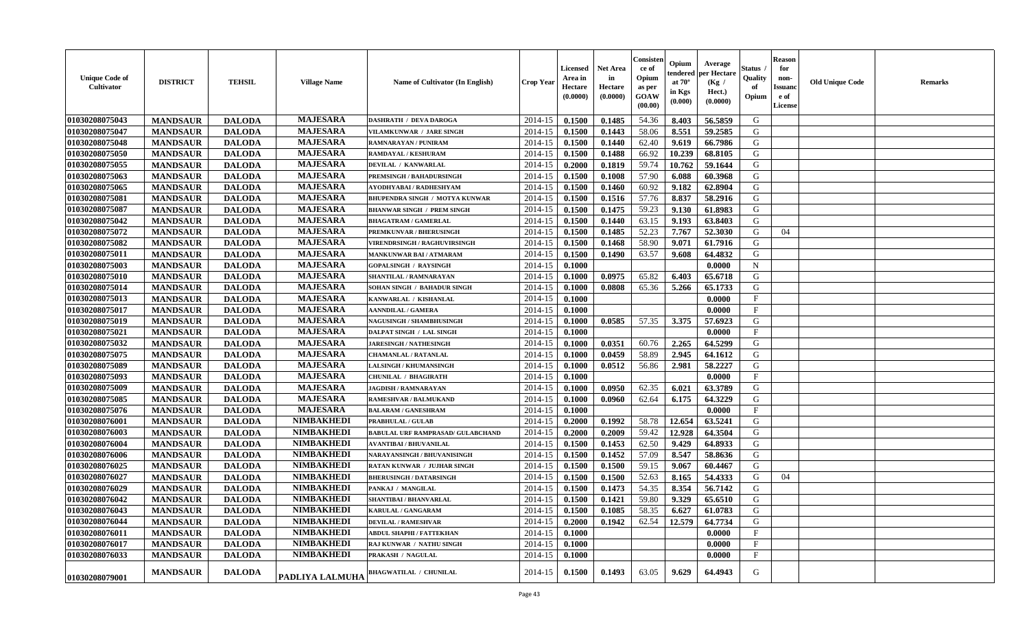| Unique Code of Cultivator | DISTRICT | TEHSIL | Village Name | Name of Cultivator (In English) | Crop Year | Licensed Area in Hectare (0.0000) | Net Area in Hectare (0.0000) | Consistence of Opium as per GOAW (00.00) | Opium tendered at 70° in Kgs (0.000) | Average per Hectare (Kg / Hect.) (0.0000) | Status / Quality of Opium | Reason for non-Issuance of License | Old Unique Code | Remarks |
|---|---|---|---|---|---|---|---|---|---|---|---|---|---|---|
| 01030208075043 | MANDSAUR | DALODA | MAJESARA | DASHRATH / DEVA DAROGA | 2014-15 | 0.1500 | 0.1485 | 54.36 | 8.403 | 56.5859 | G | | | |
| 01030208075047 | MANDSAUR | DALODA | MAJESARA | VILAMKUNWAR / JARE SINGH | 2014-15 | 0.1500 | 0.1443 | 58.06 | 8.551 | 59.2585 | G | | | |
| 01030208075048 | MANDSAUR | DALODA | MAJESARA | RAMNARAYAN / PUNIRAM | 2014-15 | 0.1500 | 0.1440 | 62.40 | 9.619 | 66.7986 | G | | | |
| 01030208075050 | MANDSAUR | DALODA | MAJESARA | RAMDAYAL / KESHURAM | 2014-15 | 0.1500 | 0.1488 | 66.92 | 10.239 | 68.8105 | G | | | |
| 01030208075055 | MANDSAUR | DALODA | MAJESARA | DEVILAL / KANWARLAL | 2014-15 | 0.2000 | 0.1819 | 59.74 | 10.762 | 59.1644 | G | | | |
| 01030208075063 | MANDSAUR | DALODA | MAJESARA | PREMSINGH / BAHADURSINGH | 2014-15 | 0.1500 | 0.1008 | 57.90 | 6.088 | 60.3968 | G | | | |
| 01030208075065 | MANDSAUR | DALODA | MAJESARA | AYODHYABAI / RADHESHYAM | 2014-15 | 0.1500 | 0.1460 | 60.92 | 9.182 | 62.8904 | G | | | |
| 01030208075081 | MANDSAUR | DALODA | MAJESARA | BHUPENDRA SINGH / MOTYA KUNWAR | 2014-15 | 0.1500 | 0.1516 | 57.76 | 8.837 | 58.2916 | G | | | |
| 01030208075087 | MANDSAUR | DALODA | MAJESARA | BHANWAR SINGH / PREM SINGH | 2014-15 | 0.1500 | 0.1475 | 59.23 | 9.130 | 61.8983 | G | | | |
| 01030208075042 | MANDSAUR | DALODA | MAJESARA | BHAGATRAM / GAMERLAL | 2014-15 | 0.1500 | 0.1440 | 63.15 | 9.193 | 63.8403 | G | | | |
| 01030208075072 | MANDSAUR | DALODA | MAJESARA | PREMKUNVAR / BHERUSINGH | 2014-15 | 0.1500 | 0.1485 | 52.23 | 7.767 | 52.3030 | G | 04 | | |
| 01030208075082 | MANDSAUR | DALODA | MAJESARA | VIRENDRSINGH / RAGHUVIRSINGH | 2014-15 | 0.1500 | 0.1468 | 58.90 | 9.071 | 61.7916 | G | | | |
| 01030208075011 | MANDSAUR | DALODA | MAJESARA | MANKUNWAR BAI / ATMARAM | 2014-15 | 0.1500 | 0.1490 | 63.57 | 9.608 | 64.4832 | G | | | |
| 01030208075003 | MANDSAUR | DALODA | MAJESARA | GOPALSINGH / RAYSINGH | 2014-15 | 0.1000 | | | | 0.0000 | N | | | |
| 01030208075010 | MANDSAUR | DALODA | MAJESARA | SHANTILAL / RAMNARAYAN | 2014-15 | 0.1000 | 0.0975 | 65.82 | 6.403 | 65.6718 | G | | | |
| 01030208075014 | MANDSAUR | DALODA | MAJESARA | SOHAN SINGH / BAHADUR SINGH | 2014-15 | 0.1000 | 0.0808 | 65.36 | 5.266 | 65.1733 | G | | | |
| 01030208075013 | MANDSAUR | DALODA | MAJESARA | KANWARLAL / KISHANLAL | 2014-15 | 0.1000 | | | | 0.0000 | F | | | |
| 01030208075017 | MANDSAUR | DALODA | MAJESARA | AANNDILAL / GAMERA | 2014-15 | 0.1000 | | | | 0.0000 | F | | | |
| 01030208075019 | MANDSAUR | DALODA | MAJESARA | NAGUSINGH / SHAMBHUSINGH | 2014-15 | 0.1000 | 0.0585 | 57.35 | 3.375 | 57.6923 | G | | | |
| 01030208075021 | MANDSAUR | DALODA | MAJESARA | DALPAT SINGH / LAL SINGH | 2014-15 | 0.1000 | | | | 0.0000 | F | | | |
| 01030208075032 | MANDSAUR | DALODA | MAJESARA | JARESINGH / NATHESINGH | 2014-15 | 0.1000 | 0.0351 | 60.76 | 2.265 | 64.5299 | G | | | |
| 01030208075075 | MANDSAUR | DALODA | MAJESARA | CHAMANLAL / RATANLAL | 2014-15 | 0.1000 | 0.0459 | 58.89 | 2.945 | 64.1612 | G | | | |
| 01030208075089 | MANDSAUR | DALODA | MAJESARA | LALSINGH / KHUMANSINGH | 2014-15 | 0.1000 | 0.0512 | 56.86 | 2.981 | 58.2227 | G | | | |
| 01030208075093 | MANDSAUR | DALODA | MAJESARA | CHUNILAL / BHAGIRATH | 2014-15 | 0.1000 | | | | 0.0000 | F | | | |
| 01030208075009 | MANDSAUR | DALODA | MAJESARA | JAGDISH / RAMNARAYAN | 2014-15 | 0.1000 | 0.0950 | 62.35 | 6.021 | 63.3789 | G | | | |
| 01030208075085 | MANDSAUR | DALODA | MAJESARA | RAMESHVAR / BALMUKAND | 2014-15 | 0.1000 | 0.0960 | 62.64 | 6.175 | 64.3229 | G | | | |
| 01030208075076 | MANDSAUR | DALODA | MAJESARA | BALARAM / GANESHRAM | 2014-15 | 0.1000 | | | | 0.0000 | F | | | |
| 01030208076001 | MANDSAUR | DALODA | NIMBAKHEDI | PRABHULAL / GULAB | 2014-15 | 0.2000 | 0.1992 | 58.78 | 12.654 | 63.5241 | G | | | |
| 01030208076003 | MANDSAUR | DALODA | NIMBAKHEDI | BABULAL URF RAMPRASAD/ GULABCHAND | 2014-15 | 0.2000 | 0.2009 | 59.42 | 12.928 | 64.3504 | G | | | |
| 01030208076004 | MANDSAUR | DALODA | NIMBAKHEDI | AVANTIBAI / BHUVANILAL | 2014-15 | 0.1500 | 0.1453 | 62.50 | 9.429 | 64.8933 | G | | | |
| 01030208076006 | MANDSAUR | DALODA | NIMBAKHEDI | NARAYANSINGH / BHUVANISINGH | 2014-15 | 0.1500 | 0.1452 | 57.09 | 8.547 | 58.8636 | G | | | |
| 01030208076025 | MANDSAUR | DALODA | NIMBAKHEDI | RATAN KUNWAR / JUJHAR SINGH | 2014-15 | 0.1500 | 0.1500 | 59.15 | 9.067 | 60.4467 | G | | | |
| 01030208076027 | MANDSAUR | DALODA | NIMBAKHEDI | BHERUSINGH / DATARSINGH | 2014-15 | 0.1500 | 0.1500 | 52.63 | 8.165 | 54.4333 | G | 04 | | |
| 01030208076029 | MANDSAUR | DALODA | NIMBAKHEDI | PANKAJ / MANGILAL | 2014-15 | 0.1500 | 0.1473 | 54.35 | 8.354 | 56.7142 | G | | | |
| 01030208076042 | MANDSAUR | DALODA | NIMBAKHEDI | SHANTIBAI / BHANVARLAL | 2014-15 | 0.1500 | 0.1421 | 59.80 | 9.329 | 65.6510 | G | | | |
| 01030208076043 | MANDSAUR | DALODA | NIMBAKHEDI | KARULAL / GANGARAM | 2014-15 | 0.1500 | 0.1085 | 58.35 | 6.627 | 61.0783 | G | | | |
| 01030208076044 | MANDSAUR | DALODA | NIMBAKHEDI | DEVILAL / RAMESHVAR | 2014-15 | 0.2000 | 0.1942 | 62.54 | 12.579 | 64.7734 | G | | | |
| 01030208076011 | MANDSAUR | DALODA | NIMBAKHEDI | ABDUL SHAPHI / FATTEKHAN | 2014-15 | 0.1000 | | | | 0.0000 | F | | | |
| 01030208076017 | MANDSAUR | DALODA | NIMBAKHEDI | RAJ KUNWAR / NATHU SINGH | 2014-15 | 0.1000 | | | | 0.0000 | F | | | |
| 01030208076033 | MANDSAUR | DALODA | NIMBAKHEDI | PRAKASH / NAGULAL | 2014-15 | 0.1000 | | | | 0.0000 | F | | | |
| 01030208079001 | MANDSAUR | DALODA | PADLIYA LALMUHA | BHAGWATILAL / CHUNILAL | 2014-15 | 0.1500 | 0.1493 | 63.05 | 9.629 | 64.4943 | G | | | |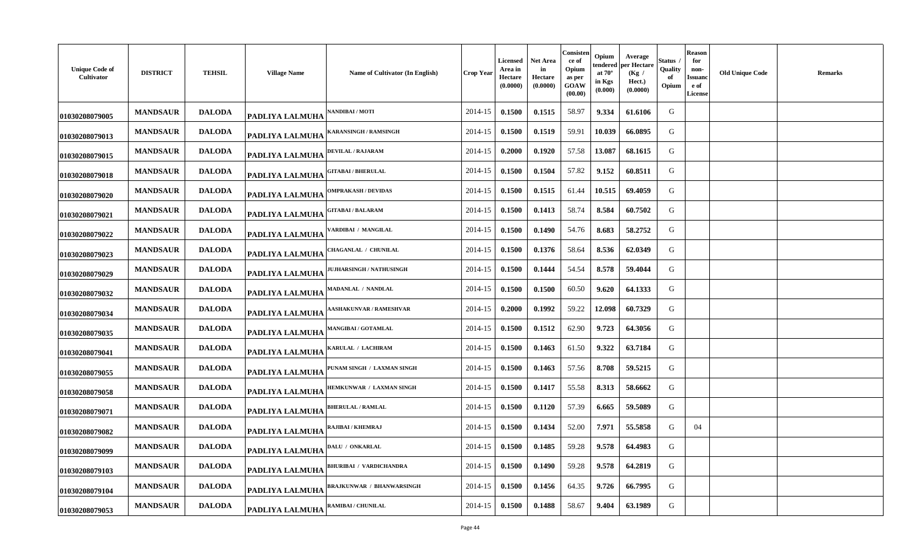| Unique Code of Cultivator | DISTRICT | TEHSIL | Village Name | Name of Cultivator (In English) | Crop Year | Licensed Area in Hectare (0.0000) | Net Area in Hectare (0.0000) | Consistence of Opium as per GOAW (00.00) | Opium tendered at 70° in Kgs (0.000) | Average per Hectare (Kg / Hect.) (0.0000) | Status / Quality of Opium | Reason for non-Issuance of License | Old Unique Code | Remarks |
|---|---|---|---|---|---|---|---|---|---|---|---|---|---|---|
| 01030208079005 | MANDSAUR | DALODA | PADLIYA LALMUHA | NANDIBAI / MOTI | 2014-15 | 0.1500 | 0.1515 | 58.97 | 9.334 | 61.6106 | G | | | |
| 01030208079013 | MANDSAUR | DALODA | PADLIYA LALMUHA | KARANSINGH / RAMSINGH | 2014-15 | 0.1500 | 0.1519 | 59.91 | 10.039 | 66.0895 | G | | | |
| 01030208079015 | MANDSAUR | DALODA | PADLIYA LALMUHA | DEVILAL / RAJARAM | 2014-15 | 0.2000 | 0.1920 | 57.58 | 13.087 | 68.1615 | G | | | |
| 01030208079018 | MANDSAUR | DALODA | PADLIYA LALMUHA | GITABAI / BHERULAL | 2014-15 | 0.1500 | 0.1504 | 57.82 | 9.152 | 60.8511 | G | | | |
| 01030208079020 | MANDSAUR | DALODA | PADLIYA LALMUHA | OMPRAKASH / DEVIDAS | 2014-15 | 0.1500 | 0.1515 | 61.44 | 10.515 | 69.4059 | G | | | |
| 01030208079021 | MANDSAUR | DALODA | PADLIYA LALMUHA | GITABAI / BALARAM | 2014-15 | 0.1500 | 0.1413 | 58.74 | 8.584 | 60.7502 | G | | | |
| 01030208079022 | MANDSAUR | DALODA | PADLIYA LALMUHA | VARDIBAI / MANGILAL | 2014-15 | 0.1500 | 0.1490 | 54.76 | 8.683 | 58.2752 | G | | | |
| 01030208079023 | MANDSAUR | DALODA | PADLIYA LALMUHA | CHAGANLAL / CHUNILAL | 2014-15 | 0.1500 | 0.1376 | 58.64 | 8.536 | 62.0349 | G | | | |
| 01030208079029 | MANDSAUR | DALODA | PADLIYA LALMUHA | JUJHARSINGH / NATHUSINGH | 2014-15 | 0.1500 | 0.1444 | 54.54 | 8.578 | 59.4044 | G | | | |
| 01030208079032 | MANDSAUR | DALODA | PADLIYA LALMUHA | MADANLAL / NANDLAL | 2014-15 | 0.1500 | 0.1500 | 60.50 | 9.620 | 64.1333 | G | | | |
| 01030208079034 | MANDSAUR | DALODA | PADLIYA LALMUHA | AASHAKUNVAR / RAMESHVAR | 2014-15 | 0.2000 | 0.1992 | 59.22 | 12.098 | 60.7329 | G | | | |
| 01030208079035 | MANDSAUR | DALODA | PADLIYA LALMUHA | MANGIBAI / GOTAMLAL | 2014-15 | 0.1500 | 0.1512 | 62.90 | 9.723 | 64.3056 | G | | | |
| 01030208079041 | MANDSAUR | DALODA | PADLIYA LALMUHA | KARULAL / LACHIRAM | 2014-15 | 0.1500 | 0.1463 | 61.50 | 9.322 | 63.7184 | G | | | |
| 01030208079055 | MANDSAUR | DALODA | PADLIYA LALMUHA | PUNAM SINGH / LAXMAN SINGH | 2014-15 | 0.1500 | 0.1463 | 57.56 | 8.708 | 59.5215 | G | | | |
| 01030208079058 | MANDSAUR | DALODA | PADLIYA LALMUHA | HEMKUNWAR / LAXMAN SINGH | 2014-15 | 0.1500 | 0.1417 | 55.58 | 8.313 | 58.6662 | G | | | |
| 01030208079071 | MANDSAUR | DALODA | PADLIYA LALMUHA | BHERULAL / RAMLAL | 2014-15 | 0.1500 | 0.1120 | 57.39 | 6.665 | 59.5089 | G | | | |
| 01030208079082 | MANDSAUR | DALODA | PADLIYA LALMUHA | RAJIBAI / KHEMRAJ | 2014-15 | 0.1500 | 0.1434 | 52.00 | 7.971 | 55.5858 | G | 04 | | |
| 01030208079099 | MANDSAUR | DALODA | PADLIYA LALMUHA | DALU / ONKARLAL | 2014-15 | 0.1500 | 0.1485 | 59.28 | 9.578 | 64.4983 | G | | | |
| 01030208079103 | MANDSAUR | DALODA | PADLIYA LALMUHA | BHURIBAI / VARDICHANDRA | 2014-15 | 0.1500 | 0.1490 | 59.28 | 9.578 | 64.2819 | G | | | |
| 01030208079104 | MANDSAUR | DALODA | PADLIYA LALMUHA | BRAJKUNWAR / BHANWARSINGH | 2014-15 | 0.1500 | 0.1456 | 64.35 | 9.726 | 66.7995 | G | | | |
| 01030208079053 | MANDSAUR | DALODA | PADLIYA LALMUHA | RAMIBAI / CHUNILAL | 2014-15 | 0.1500 | 0.1488 | 58.67 | 9.404 | 63.1989 | G | | | |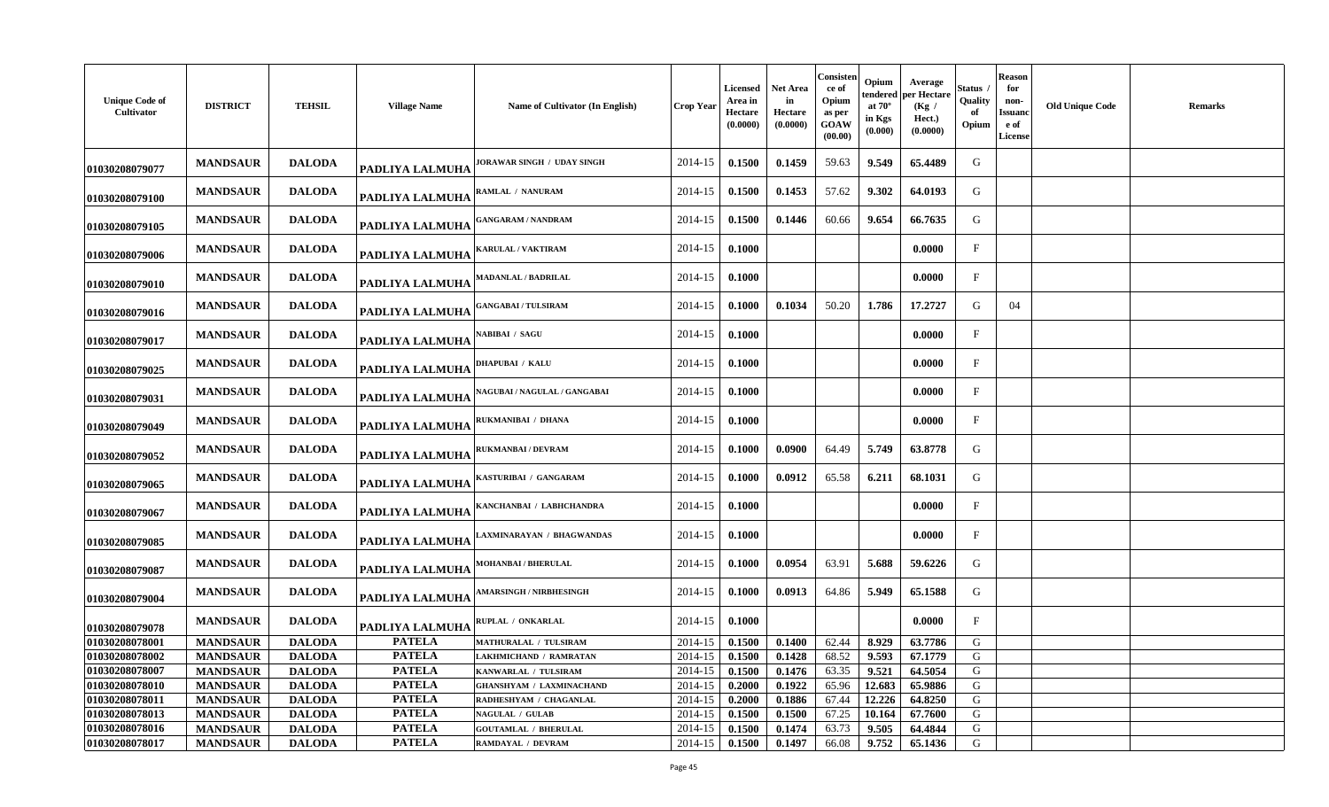| Unique Code of Cultivator | DISTRICT | TEHSIL | Village Name | Name of Cultivator (In English) | Crop Year | Licensed Area in Hectare (0.0000) | Net Area in Hectare (0.0000) | Consistence of Opium as per GOAW (00.00) | Opium tendered at 70° in Kgs (0.000) | Average per Hectare (Kg / Hect.) (0.0000) | Status / Quality of Opium | Reason for non-Issuance of License | Old Unique Code | Remarks |
|---|---|---|---|---|---|---|---|---|---|---|---|---|---|---|
| 01030208079077 | MANDSAUR | DALODA | PADLIYA LALMUHA | JORAWAR SINGH / UDAY SINGH | 2014-15 | 0.1500 | 0.1459 | 59.63 | 9.549 | 65.4489 | G | | | |
| 01030208079100 | MANDSAUR | DALODA | PADLIYA LALMUHA | RAMLAL / NANURAM | 2014-15 | 0.1500 | 0.1453 | 57.62 | 9.302 | 64.0193 | G | | | |
| 01030208079105 | MANDSAUR | DALODA | PADLIYA LALMUHA | GANGARAM / NANDRAM | 2014-15 | 0.1500 | 0.1446 | 60.66 | 9.654 | 66.7635 | G | | | |
| 01030208079006 | MANDSAUR | DALODA | PADLIYA LALMUHA | KARULAL / VAKTIRAM | 2014-15 | 0.1000 | | | | 0.0000 | F | | | |
| 01030208079010 | MANDSAUR | DALODA | PADLIYA LALMUHA | MADANLAL / BADRILAL | 2014-15 | 0.1000 | | | | 0.0000 | F | | | |
| 01030208079016 | MANDSAUR | DALODA | PADLIYA LALMUHA | GANGABAI / TULSIRAM | 2014-15 | 0.1000 | 0.1034 | 50.20 | 1.786 | 17.2727 | G | 04 | | |
| 01030208079017 | MANDSAUR | DALODA | PADLIYA LALMUHA | NABIBAI / SAGU | 2014-15 | 0.1000 | | | | 0.0000 | F | | | |
| 01030208079025 | MANDSAUR | DALODA | PADLIYA LALMUHA | DHAPUBAI / KALU | 2014-15 | 0.1000 | | | | 0.0000 | F | | | |
| 01030208079031 | MANDSAUR | DALODA | PADLIYA LALMUHA | NAGUBAI / NAGULAL / GANGABAI | 2014-15 | 0.1000 | | | | 0.0000 | F | | | |
| 01030208079049 | MANDSAUR | DALODA | PADLIYA LALMUHA | RUKMANIBAI / DHANA | 2014-15 | 0.1000 | | | | 0.0000 | F | | | |
| 01030208079052 | MANDSAUR | DALODA | PADLIYA LALMUHA | RUKMANBAI / DEVRAM | 2014-15 | 0.1000 | 0.0900 | 64.49 | 5.749 | 63.8778 | G | | | |
| 01030208079065 | MANDSAUR | DALODA | PADLIYA LALMUHA | KASTURIBAI / GANGARAM | 2014-15 | 0.1000 | 0.0912 | 65.58 | 6.211 | 68.1031 | G | | | |
| 01030208079067 | MANDSAUR | DALODA | PADLIYA LALMUHA | KANCHANBAI / LABHCHANDRA | 2014-15 | 0.1000 | | | | 0.0000 | F | | | |
| 01030208079085 | MANDSAUR | DALODA | PADLIYA LALMUHA | LAXMINARAYAN / BHAGWANDAS | 2014-15 | 0.1000 | | | | 0.0000 | F | | | |
| 01030208079087 | MANDSAUR | DALODA | PADLIYA LALMUHA | MOHANBAI / BHERULAL | 2014-15 | 0.1000 | 0.0954 | 63.91 | 5.688 | 59.6226 | G | | | |
| 01030208079004 | MANDSAUR | DALODA | PADLIYA LALMUHA | AMARSINGH / NIRBHESINGH | 2014-15 | 0.1000 | 0.0913 | 64.86 | 5.949 | 65.1588 | G | | | |
| 01030208079078 | MANDSAUR | DALODA | PADLIYA LALMUHA | RUPLAL / ONKARLAL | 2014-15 | 0.1000 | | | | 0.0000 | F | | | |
| 01030208078001 | MANDSAUR | DALODA | PATELA | MATHURALAL / TULSIRAM | 2014-15 | 0.1500 | 0.1400 | 62.44 | 8.929 | 63.7786 | G | | | |
| 01030208078002 | MANDSAUR | DALODA | PATELA | LAKHMICHAND / RAMRATAN | 2014-15 | 0.1500 | 0.1428 | 68.52 | 9.593 | 67.1779 | G | | | |
| 01030208078007 | MANDSAUR | DALODA | PATELA | KANWARLAL / TULSIRAM | 2014-15 | 0.1500 | 0.1476 | 63.35 | 9.521 | 64.5054 | G | | | |
| 01030208078010 | MANDSAUR | DALODA | PATELA | GHANSHYAM / LAXMINACHAND | 2014-15 | 0.2000 | 0.1922 | 65.96 | 12.683 | 65.9886 | G | | | |
| 01030208078011 | MANDSAUR | DALODA | PATELA | RADHESHYAM / CHAGANLAL | 2014-15 | 0.2000 | 0.1886 | 67.44 | 12.226 | 64.8250 | G | | | |
| 01030208078013 | MANDSAUR | DALODA | PATELA | NAGULAL / GULAB | 2014-15 | 0.1500 | 0.1500 | 67.25 | 10.164 | 67.7600 | G | | | |
| 01030208078016 | MANDSAUR | DALODA | PATELA | GOUTAMLAL / BHERULAL | 2014-15 | 0.1500 | 0.1474 | 63.73 | 9.505 | 64.4844 | G | | | |
| 01030208078017 | MANDSAUR | DALODA | PATELA | RAMDAYAL / DEVRAM | 2014-15 | 0.1500 | 0.1497 | 66.08 | 9.752 | 65.1436 | G | | | |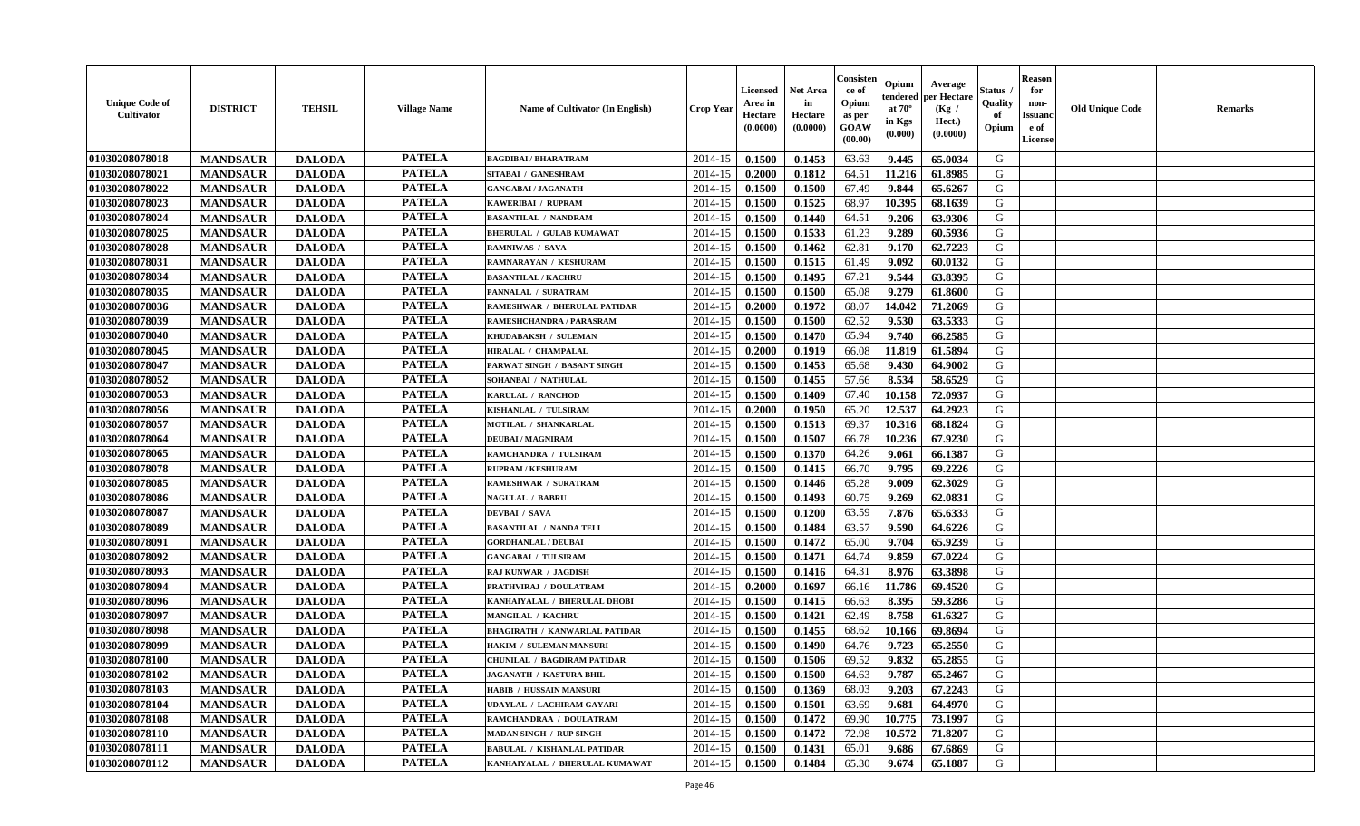| Unique Code of Cultivator | DISTRICT | TEHSIL | Village Name | Name of Cultivator (In English) | Crop Year | Licensed Area in Hectare (0.0000) | Net Area in Hectare (0.0000) | Consistence of Opium as per GOAW (00.00) | Opium tendered at 70° in Kgs (0.000) | Average per Hectare (Kg / Hect.) (0.0000) | Status / Quality of Opium | Reason for non-Issuance of License | Old Unique Code | Remarks |
|---|---|---|---|---|---|---|---|---|---|---|---|---|---|---|
| 01030208078018 | MANDSAUR | DALODA | PATELA | BAGDIBAI / BHARATRAM | 2014-15 | 0.1500 | 0.1453 | 63.63 | 9.445 | 65.0034 | G | | | |
| 01030208078021 | MANDSAUR | DALODA | PATELA | SITABAI / GANESHRAM | 2014-15 | 0.2000 | 0.1812 | 64.51 | 11.216 | 61.8985 | G | | | |
| 01030208078022 | MANDSAUR | DALODA | PATELA | GANGABAI / JAGANATH | 2014-15 | 0.1500 | 0.1500 | 67.49 | 9.844 | 65.6267 | G | | | |
| 01030208078023 | MANDSAUR | DALODA | PATELA | KAWERIBAI / RUPRAM | 2014-15 | 0.1500 | 0.1525 | 68.97 | 10.395 | 68.1639 | G | | | |
| 01030208078024 | MANDSAUR | DALODA | PATELA | BASANTILAL / NANDRAM | 2014-15 | 0.1500 | 0.1440 | 64.51 | 9.206 | 63.9306 | G | | | |
| 01030208078025 | MANDSAUR | DALODA | PATELA | BHERULAL / GULAB KUMAWAT | 2014-15 | 0.1500 | 0.1533 | 61.23 | 9.289 | 60.5936 | G | | | |
| 01030208078028 | MANDSAUR | DALODA | PATELA | RAMNIWAS / SAVA | 2014-15 | 0.1500 | 0.1462 | 62.81 | 9.170 | 62.7223 | G | | | |
| 01030208078031 | MANDSAUR | DALODA | PATELA | RAMNARAYAN / KESHURAM | 2014-15 | 0.1500 | 0.1515 | 61.49 | 9.092 | 60.0132 | G | | | |
| 01030208078034 | MANDSAUR | DALODA | PATELA | BASANTILAL / KACHRU | 2014-15 | 0.1500 | 0.1495 | 67.21 | 9.544 | 63.8395 | G | | | |
| 01030208078035 | MANDSAUR | DALODA | PATELA | PANNALAL / SURATRAM | 2014-15 | 0.1500 | 0.1500 | 65.08 | 9.279 | 61.8600 | G | | | |
| 01030208078036 | MANDSAUR | DALODA | PATELA | RAMESHWAR / BHERULAL PATIDAR | 2014-15 | 0.2000 | 0.1972 | 68.07 | 14.042 | 71.2069 | G | | | |
| 01030208078039 | MANDSAUR | DALODA | PATELA | RAMESHCHANDRA / PARASRAM | 2014-15 | 0.1500 | 0.1500 | 62.52 | 9.530 | 63.5333 | G | | | |
| 01030208078040 | MANDSAUR | DALODA | PATELA | KHUDABAKSH / SULEMAN | 2014-15 | 0.1500 | 0.1470 | 65.94 | 9.740 | 66.2585 | G | | | |
| 01030208078045 | MANDSAUR | DALODA | PATELA | HIRALAL / CHAMPALAL | 2014-15 | 0.2000 | 0.1919 | 66.08 | 11.819 | 61.5894 | G | | | |
| 01030208078047 | MANDSAUR | DALODA | PATELA | PARWAT SINGH / BASANT SINGH | 2014-15 | 0.1500 | 0.1453 | 65.68 | 9.430 | 64.9002 | G | | | |
| 01030208078052 | MANDSAUR | DALODA | PATELA | SOHANBAI / NATHULAL | 2014-15 | 0.1500 | 0.1455 | 57.66 | 8.534 | 58.6529 | G | | | |
| 01030208078053 | MANDSAUR | DALODA | PATELA | KARULAL / RANCHOD | 2014-15 | 0.1500 | 0.1409 | 67.40 | 10.158 | 72.0937 | G | | | |
| 01030208078056 | MANDSAUR | DALODA | PATELA | KISHANLAL / TULSIRAM | 2014-15 | 0.2000 | 0.1950 | 65.20 | 12.537 | 64.2923 | G | | | |
| 01030208078057 | MANDSAUR | DALODA | PATELA | MOTILAL / SHANKARLAL | 2014-15 | 0.1500 | 0.1513 | 69.37 | 10.316 | 68.1824 | G | | | |
| 01030208078064 | MANDSAUR | DALODA | PATELA | DEUBAI / MAGNIRAM | 2014-15 | 0.1500 | 0.1507 | 66.78 | 10.236 | 67.9230 | G | | | |
| 01030208078065 | MANDSAUR | DALODA | PATELA | RAMCHANDRA / TULSIRAM | 2014-15 | 0.1500 | 0.1370 | 64.26 | 9.061 | 66.1387 | G | | | |
| 01030208078078 | MANDSAUR | DALODA | PATELA | RUPRAM / KESHURAM | 2014-15 | 0.1500 | 0.1415 | 66.70 | 9.795 | 69.2226 | G | | | |
| 01030208078085 | MANDSAUR | DALODA | PATELA | RAMESHWAR / SURATRAM | 2014-15 | 0.1500 | 0.1446 | 65.28 | 9.009 | 62.3029 | G | | | |
| 01030208078086 | MANDSAUR | DALODA | PATELA | NAGULAL / BABRU | 2014-15 | 0.1500 | 0.1493 | 60.75 | 9.269 | 62.0831 | G | | | |
| 01030208078087 | MANDSAUR | DALODA | PATELA | DEVBAI / SAVA | 2014-15 | 0.1500 | 0.1200 | 63.59 | 7.876 | 65.6333 | G | | | |
| 01030208078089 | MANDSAUR | DALODA | PATELA | BASANTILAL / NANDA TELI | 2014-15 | 0.1500 | 0.1484 | 63.57 | 9.590 | 64.6226 | G | | | |
| 01030208078091 | MANDSAUR | DALODA | PATELA | GORDHANLAL / DEUBAI | 2014-15 | 0.1500 | 0.1472 | 65.00 | 9.704 | 65.9239 | G | | | |
| 01030208078092 | MANDSAUR | DALODA | PATELA | GANGABAI / TULSIRAM | 2014-15 | 0.1500 | 0.1471 | 64.74 | 9.859 | 67.0224 | G | | | |
| 01030208078093 | MANDSAUR | DALODA | PATELA | RAJ KUNWAR / JAGDISH | 2014-15 | 0.1500 | 0.1416 | 64.31 | 8.976 | 63.3898 | G | | | |
| 01030208078094 | MANDSAUR | DALODA | PATELA | PRATHVIRAJ / DOULATRAM | 2014-15 | 0.2000 | 0.1697 | 66.16 | 11.786 | 69.4520 | G | | | |
| 01030208078096 | MANDSAUR | DALODA | PATELA | KANHAIYALAL / BHERULAL DHOBI | 2014-15 | 0.1500 | 0.1415 | 66.63 | 8.395 | 59.3286 | G | | | |
| 01030208078097 | MANDSAUR | DALODA | PATELA | MANGILAL / KACHRU | 2014-15 | 0.1500 | 0.1421 | 62.49 | 8.758 | 61.6327 | G | | | |
| 01030208078098 | MANDSAUR | DALODA | PATELA | BHAGIRATH / KANWARLAL PATIDAR | 2014-15 | 0.1500 | 0.1455 | 68.62 | 10.166 | 69.8694 | G | | | |
| 01030208078099 | MANDSAUR | DALODA | PATELA | HAKIM / SULEMAN MANSURI | 2014-15 | 0.1500 | 0.1490 | 64.76 | 9.723 | 65.2550 | G | | | |
| 01030208078100 | MANDSAUR | DALODA | PATELA | CHUNILAL / BAGDIRAM PATIDAR | 2014-15 | 0.1500 | 0.1506 | 69.52 | 9.832 | 65.2855 | G | | | |
| 01030208078102 | MANDSAUR | DALODA | PATELA | JAGANATH / KASTURA BHIL | 2014-15 | 0.1500 | 0.1500 | 64.63 | 9.787 | 65.2467 | G | | | |
| 01030208078103 | MANDSAUR | DALODA | PATELA | HABIB / HUSSAIN MANSURI | 2014-15 | 0.1500 | 0.1369 | 68.03 | 9.203 | 67.2243 | G | | | |
| 01030208078104 | MANDSAUR | DALODA | PATELA | UDAYLAL / LACHIRAM GAYARI | 2014-15 | 0.1500 | 0.1501 | 63.69 | 9.681 | 64.4970 | G | | | |
| 01030208078108 | MANDSAUR | DALODA | PATELA | RAMCHANDRAA / DOULATRAM | 2014-15 | 0.1500 | 0.1472 | 69.90 | 10.775 | 73.1997 | G | | | |
| 01030208078110 | MANDSAUR | DALODA | PATELA | MADAN SINGH / RUP SINGH | 2014-15 | 0.1500 | 0.1472 | 72.98 | 10.572 | 71.8207 | G | | | |
| 01030208078111 | MANDSAUR | DALODA | PATELA | BABULAL / KISHANLAL PATIDAR | 2014-15 | 0.1500 | 0.1431 | 65.01 | 9.686 | 67.6869 | G | | | |
| 01030208078112 | MANDSAUR | DALODA | PATELA | KANHAIYALAL / BHERULAL KUMAWAT | 2014-15 | 0.1500 | 0.1484 | 65.30 | 9.674 | 65.1887 | G | | | |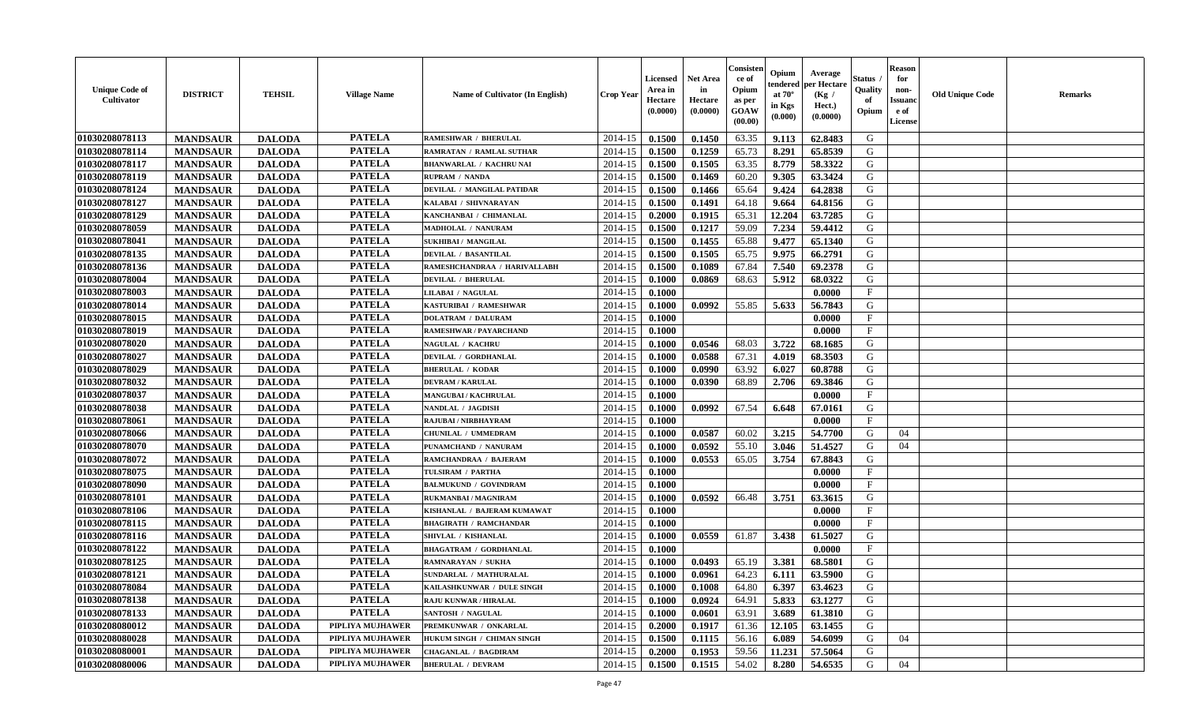| Unique Code of Cultivator | DISTRICT | TEHSIL | Village Name | Name of Cultivator (In English) | Crop Year | Licensed Area in Hectare (0.0000) | Net Area in Hectare (0.0000) | Consistence of Opium as per GOAW (00.00) | Opium tendered at 70° in Kgs (0.000) | Average per Hectare (Kg / Hect.) (0.0000) | Status / Quality of Opium | Reason for non-Issuance of License | Old Unique Code | Remarks |
|---|---|---|---|---|---|---|---|---|---|---|---|---|---|---|
| 01030208078113 | MANDSAUR | DALODA | PATELA | RAMESHWAR / BHERULAL | 2014-15 | 0.1500 | 0.1450 | 63.35 | 9.113 | 62.8483 | G | | | |
| 01030208078114 | MANDSAUR | DALODA | PATELA | RAMRATAN / RAMLAL SUTHAR | 2014-15 | 0.1500 | 0.1259 | 65.73 | 8.291 | 65.8539 | G | | | |
| 01030208078117 | MANDSAUR | DALODA | PATELA | BHANWARLAL / KACHRU NAI | 2014-15 | 0.1500 | 0.1505 | 63.35 | 8.779 | 58.3322 | G | | | |
| 01030208078119 | MANDSAUR | DALODA | PATELA | RUPRAM / NANDA | 2014-15 | 0.1500 | 0.1469 | 60.20 | 9.305 | 63.3424 | G | | | |
| 01030208078124 | MANDSAUR | DALODA | PATELA | DEVILAL / MANGILAL PATIDAR | 2014-15 | 0.1500 | 0.1466 | 65.64 | 9.424 | 64.2838 | G | | | |
| 01030208078127 | MANDSAUR | DALODA | PATELA | KALABAI / SHIVNARAYAN | 2014-15 | 0.1500 | 0.1491 | 64.18 | 9.664 | 64.8156 | G | | | |
| 01030208078129 | MANDSAUR | DALODA | PATELA | KANCHANBAI / CHIMANLAL | 2014-15 | 0.2000 | 0.1915 | 65.31 | 12.204 | 63.7285 | G | | | |
| 01030208078059 | MANDSAUR | DALODA | PATELA | MADHOLAL / NANURAM | 2014-15 | 0.1500 | 0.1217 | 59.09 | 7.234 | 59.4412 | G | | | |
| 01030208078041 | MANDSAUR | DALODA | PATELA | SUKHIBAI / MANGILAL | 2014-15 | 0.1500 | 0.1455 | 65.88 | 9.477 | 65.1340 | G | | | |
| 01030208078135 | MANDSAUR | DALODA | PATELA | DEVILAL / BASANTILAL | 2014-15 | 0.1500 | 0.1505 | 65.75 | 9.975 | 66.2791 | G | | | |
| 01030208078136 | MANDSAUR | DALODA | PATELA | RAMESHCHANDRAA / HARIVALLABH | 2014-15 | 0.1500 | 0.1089 | 67.84 | 7.540 | 69.2378 | G | | | |
| 01030208078004 | MANDSAUR | DALODA | PATELA | DEVILAL / BHERULAL | 2014-15 | 0.1000 | 0.0869 | 68.63 | 5.912 | 68.0322 | G | | | |
| 01030208078003 | MANDSAUR | DALODA | PATELA | LILABAI / NAGULAL | 2014-15 | 0.1000 | | | | 0.0000 | F | | | |
| 01030208078014 | MANDSAUR | DALODA | PATELA | KASTURIBAI / RAMESHWAR | 2014-15 | 0.1000 | 0.0992 | 55.85 | 5.633 | 56.7843 | G | | | |
| 01030208078015 | MANDSAUR | DALODA | PATELA | DOLATRAM / DALURAM | 2014-15 | 0.1000 | | | | 0.0000 | F | | | |
| 01030208078019 | MANDSAUR | DALODA | PATELA | RAMESHWAR / PAYARCHAND | 2014-15 | 0.1000 | | | | 0.0000 | F | | | |
| 01030208078020 | MANDSAUR | DALODA | PATELA | NAGULAL / KACHRU | 2014-15 | 0.1000 | 0.0546 | 68.03 | 3.722 | 68.1685 | G | | | |
| 01030208078027 | MANDSAUR | DALODA | PATELA | DEVILAL / GORDHANLAL | 2014-15 | 0.1000 | 0.0588 | 67.31 | 4.019 | 68.3503 | G | | | |
| 01030208078029 | MANDSAUR | DALODA | PATELA | BHERULAL / KODAR | 2014-15 | 0.1000 | 0.0990 | 63.92 | 6.027 | 60.8788 | G | | | |
| 01030208078032 | MANDSAUR | DALODA | PATELA | DEVRAM / KARULAL | 2014-15 | 0.1000 | 0.0390 | 68.89 | 2.706 | 69.3846 | G | | | |
| 01030208078037 | MANDSAUR | DALODA | PATELA | MANGUBAI / KACHRULAL | 2014-15 | 0.1000 | | | | 0.0000 | F | | | |
| 01030208078038 | MANDSAUR | DALODA | PATELA | NANDLAL / JAGDISH | 2014-15 | 0.1000 | 0.0992 | 67.54 | 6.648 | 67.0161 | G | | | |
| 01030208078061 | MANDSAUR | DALODA | PATELA | RAJUBAI / NIRBHAYRAM | 2014-15 | 0.1000 | | | | 0.0000 | F | | | |
| 01030208078066 | MANDSAUR | DALODA | PATELA | CHUNILAL / UMMEDRAM | 2014-15 | 0.1000 | 0.0587 | 60.02 | 3.215 | 54.7700 | G | 04 | | |
| 01030208078070 | MANDSAUR | DALODA | PATELA | PUNAMCHAND / NANURAM | 2014-15 | 0.1000 | 0.0592 | 55.10 | 3.046 | 51.4527 | G | 04 | | |
| 01030208078072 | MANDSAUR | DALODA | PATELA | RAMCHANDRAA / BAJERAM | 2014-15 | 0.1000 | 0.0553 | 65.05 | 3.754 | 67.8843 | G | | | |
| 01030208078075 | MANDSAUR | DALODA | PATELA | TULSIRAM / PARTHA | 2014-15 | 0.1000 | | | | 0.0000 | F | | | |
| 01030208078090 | MANDSAUR | DALODA | PATELA | BALMUKUND / GOVINDRAM | 2014-15 | 0.1000 | | | | 0.0000 | F | | | |
| 01030208078101 | MANDSAUR | DALODA | PATELA | RUKMANBAI / MAGNIRAM | 2014-15 | 0.1000 | 0.0592 | 66.48 | 3.751 | 63.3615 | G | | | |
| 01030208078106 | MANDSAUR | DALODA | PATELA | KISHANLAL / BAJERAM KUMAWAT | 2014-15 | 0.1000 | | | | 0.0000 | F | | | |
| 01030208078115 | MANDSAUR | DALODA | PATELA | BHAGIRATH / RAMCHANDAR | 2014-15 | 0.1000 | | | | 0.0000 | F | | | |
| 01030208078116 | MANDSAUR | DALODA | PATELA | SHIVLAL / KISHANLAL | 2014-15 | 0.1000 | 0.0559 | 61.87 | 3.438 | 61.5027 | G | | | |
| 01030208078122 | MANDSAUR | DALODA | PATELA | BHAGATRAM / GORDHANLAL | 2014-15 | 0.1000 | | | | 0.0000 | F | | | |
| 01030208078125 | MANDSAUR | DALODA | PATELA | RAMNARAYAN / SUKHA | 2014-15 | 0.1000 | 0.0493 | 65.19 | 3.381 | 68.5801 | G | | | |
| 01030208078121 | MANDSAUR | DALODA | PATELA | SUNDARLAL / MATHURALAL | 2014-15 | 0.1000 | 0.0961 | 64.23 | 6.111 | 63.5900 | G | | | |
| 01030208078084 | MANDSAUR | DALODA | PATELA | KAILASHKUNWAR / DULE SINGH | 2014-15 | 0.1000 | 0.1008 | 64.80 | 6.397 | 63.4623 | G | | | |
| 01030208078138 | MANDSAUR | DALODA | PATELA | RAJU KUNWAR / HIRALAL | 2014-15 | 0.1000 | 0.0924 | 64.91 | 5.833 | 63.1277 | G | | | |
| 01030208078133 | MANDSAUR | DALODA | PATELA | SANTOSH / NAGULAL | 2014-15 | 0.1000 | 0.0601 | 63.91 | 3.689 | 61.3810 | G | | | |
| 01030208080012 | MANDSAUR | DALODA | PIPLIYA MUJHAWER | PREMKUNWAR / ONKARLAL | 2014-15 | 0.2000 | 0.1917 | 61.36 | 12.105 | 63.1455 | G | | | |
| 01030208080028 | MANDSAUR | DALODA | PIPLIYA MUJHAWER | HUKUM SINGH / CHIMAN SINGH | 2014-15 | 0.1500 | 0.1115 | 56.16 | 6.089 | 54.6099 | G | 04 | | |
| 01030208080001 | MANDSAUR | DALODA | PIPLIYA MUJHAWER | CHAGANLAL / BAGDIRAM | 2014-15 | 0.2000 | 0.1953 | 59.56 | 11.231 | 57.5064 | G | | | |
| 01030208080006 | MANDSAUR | DALODA | PIPLIYA MUJHAWER | BHERULAL / DEVRAM | 2014-15 | 0.1500 | 0.1515 | 54.02 | 8.280 | 54.6535 | G | 04 | | |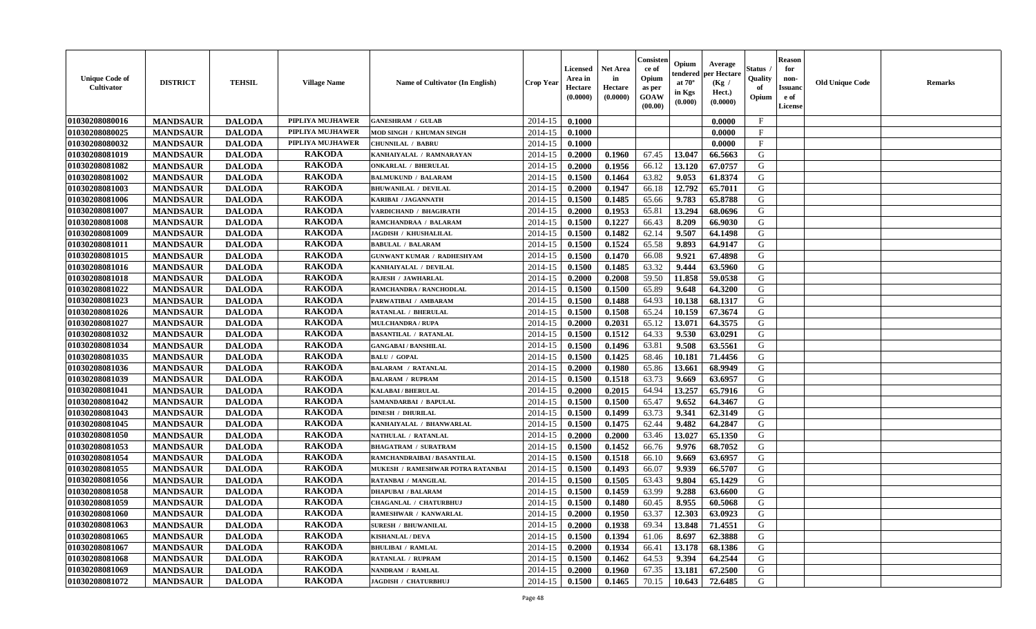| Unique Code of Cultivator | DISTRICT | TEHSIL | Village Name | Name of Cultivator (In English) | Crop Year | Licensed Area in Hectare (0.0000) | Net Area in Hectare (0.0000) | Consistence of Opium as per GOAW (00.00) | Opium tendered at 70° in Kgs (0.000) | Average per Hectare (Kg / Hect.) (0.0000) | Status / Quality of Opium | Reason for non-Issuance of License | Old Unique Code | Remarks |
|---|---|---|---|---|---|---|---|---|---|---|---|---|---|---|
| 01030208080016 | MANDSAUR | DALODA | PIPLIYA MUJHAWER | GANESHRAM / GULAB | 2014-15 | 0.1000 | | | | 0.0000 | F | | | |
| 01030208080025 | MANDSAUR | DALODA | PIPLIYA MUJHAWER | MOD SINGH / KHUMAN SINGH | 2014-15 | 0.1000 | | | | 0.0000 | F | | | |
| 01030208080032 | MANDSAUR | DALODA | PIPLIYA MUJHAWER | CHUNNILAL / BABRU | 2014-15 | 0.1000 | | | | 0.0000 | F | | | |
| 01030208081019 | MANDSAUR | DALODA | RAKODA | KANHAIYALAL / RAMNARAYAN | 2014-15 | 0.2000 | 0.1960 | 67.45 | 13.047 | 66.5663 | G | | | |
| 01030208081082 | MANDSAUR | DALODA | RAKODA | ONKARLAL / BHERULAL | 2014-15 | 0.2000 | 0.1956 | 66.12 | 13.120 | 67.0757 | G | | | |
| 01030208081002 | MANDSAUR | DALODA | RAKODA | BALMUKUND / BALARAM | 2014-15 | 0.1500 | 0.1464 | 63.82 | 9.053 | 61.8374 | G | | | |
| 01030208081003 | MANDSAUR | DALODA | RAKODA | BHUWANILAL / DEVILAL | 2014-15 | 0.2000 | 0.1947 | 66.18 | 12.792 | 65.7011 | G | | | |
| 01030208081006 | MANDSAUR | DALODA | RAKODA | KARIBAI / JAGANNATH | 2014-15 | 0.1500 | 0.1485 | 65.66 | 9.783 | 65.8788 | G | | | |
| 01030208081007 | MANDSAUR | DALODA | RAKODA | VARDICHAND / BHAGIRATH | 2014-15 | 0.2000 | 0.1953 | 65.81 | 13.294 | 68.0696 | G | | | |
| 01030208081008 | MANDSAUR | DALODA | RAKODA | RAMCHANDRAA / BALARAM | 2014-15 | 0.1500 | 0.1227 | 66.43 | 8.209 | 66.9030 | G | | | |
| 01030208081009 | MANDSAUR | DALODA | RAKODA | JAGDISH / KHUSHALILAL | 2014-15 | 0.1500 | 0.1482 | 62.14 | 9.507 | 64.1498 | G | | | |
| 01030208081011 | MANDSAUR | DALODA | RAKODA | BABULAL / BALARAM | 2014-15 | 0.1500 | 0.1524 | 65.58 | 9.893 | 64.9147 | G | | | |
| 01030208081015 | MANDSAUR | DALODA | RAKODA | GUNWANT KUMAR / RADHESHYAM | 2014-15 | 0.1500 | 0.1470 | 66.08 | 9.921 | 67.4898 | G | | | |
| 01030208081016 | MANDSAUR | DALODA | RAKODA | KANHAIYALAL / DEVILAL | 2014-15 | 0.1500 | 0.1485 | 63.32 | 9.444 | 63.5960 | G | | | |
| 01030208081018 | MANDSAUR | DALODA | RAKODA | RAJESH / JAWHARLAL | 2014-15 | 0.2000 | 0.2008 | 59.50 | 11.858 | 59.0538 | G | | | |
| 01030208081022 | MANDSAUR | DALODA | RAKODA | RAMCHANDRA / RANCHODLAL | 2014-15 | 0.1500 | 0.1500 | 65.89 | 9.648 | 64.3200 | G | | | |
| 01030208081023 | MANDSAUR | DALODA | RAKODA | PARWATIBAI / AMBARAM | 2014-15 | 0.1500 | 0.1488 | 64.93 | 10.138 | 68.1317 | G | | | |
| 01030208081026 | MANDSAUR | DALODA | RAKODA | RATANLAL / BHERULAL | 2014-15 | 0.1500 | 0.1508 | 65.24 | 10.159 | 67.3674 | G | | | |
| 01030208081027 | MANDSAUR | DALODA | RAKODA | MULCHANDRA / RUPA | 2014-15 | 0.2000 | 0.2031 | 65.12 | 13.071 | 64.3575 | G | | | |
| 01030208081032 | MANDSAUR | DALODA | RAKODA | BASANTILAL / RATANLAL | 2014-15 | 0.1500 | 0.1512 | 64.33 | 9.530 | 63.0291 | G | | | |
| 01030208081034 | MANDSAUR | DALODA | RAKODA | GANGABAI / BANSHILAL | 2014-15 | 0.1500 | 0.1496 | 63.81 | 9.508 | 63.5561 | G | | | |
| 01030208081035 | MANDSAUR | DALODA | RAKODA | BALU / GOPAL | 2014-15 | 0.1500 | 0.1425 | 68.46 | 10.181 | 71.4456 | G | | | |
| 01030208081036 | MANDSAUR | DALODA | RAKODA | BALARAM / RATANLAL | 2014-15 | 0.2000 | 0.1980 | 65.86 | 13.661 | 68.9949 | G | | | |
| 01030208081039 | MANDSAUR | DALODA | RAKODA | BALARAM / RUPRAM | 2014-15 | 0.1500 | 0.1518 | 63.73 | 9.669 | 63.6957 | G | | | |
| 01030208081041 | MANDSAUR | DALODA | RAKODA | KALABAI / BHERULAL | 2014-15 | 0.2000 | 0.2015 | 64.94 | 13.257 | 65.7916 | G | | | |
| 01030208081042 | MANDSAUR | DALODA | RAKODA | SAMANDARBAI / BAPULAL | 2014-15 | 0.1500 | 0.1500 | 65.47 | 9.652 | 64.3467 | G | | | |
| 01030208081043 | MANDSAUR | DALODA | RAKODA | DINESH / DHURILAL | 2014-15 | 0.1500 | 0.1499 | 63.73 | 9.341 | 62.3149 | G | | | |
| 01030208081045 | MANDSAUR | DALODA | RAKODA | KANHAIYALAL / BHANWARLAL | 2014-15 | 0.1500 | 0.1475 | 62.44 | 9.482 | 64.2847 | G | | | |
| 01030208081050 | MANDSAUR | DALODA | RAKODA | NATHULAL / RATANLAL | 2014-15 | 0.2000 | 0.2000 | 63.46 | 13.027 | 65.1350 | G | | | |
| 01030208081053 | MANDSAUR | DALODA | RAKODA | BHAGATRAM / SURATRAM | 2014-15 | 0.1500 | 0.1452 | 66.76 | 9.976 | 68.7052 | G | | | |
| 01030208081054 | MANDSAUR | DALODA | RAKODA | RAMCHANDRAIBAI / BASANTILAL | 2014-15 | 0.1500 | 0.1518 | 66.10 | 9.669 | 63.6957 | G | | | |
| 01030208081055 | MANDSAUR | DALODA | RAKODA | MUKESH / RAMESHWAR POTRA RATANBAI | 2014-15 | 0.1500 | 0.1493 | 66.07 | 9.939 | 66.5707 | G | | | |
| 01030208081056 | MANDSAUR | DALODA | RAKODA | RATANBAI / MANGILAL | 2014-15 | 0.1500 | 0.1505 | 63.43 | 9.804 | 65.1429 | G | | | |
| 01030208081058 | MANDSAUR | DALODA | RAKODA | DHAPUBAI / BALARAM | 2014-15 | 0.1500 | 0.1459 | 63.99 | 9.288 | 63.6600 | G | | | |
| 01030208081059 | MANDSAUR | DALODA | RAKODA | CHAGANLAL / CHATURBHUJ | 2014-15 | 0.1500 | 0.1480 | 60.45 | 8.955 | 60.5068 | G | | | |
| 01030208081060 | MANDSAUR | DALODA | RAKODA | RAMESHWAR / KANWARLAL | 2014-15 | 0.2000 | 0.1950 | 63.37 | 12.303 | 63.0923 | G | | | |
| 01030208081063 | MANDSAUR | DALODA | RAKODA | SURESH / BHUWANILAL | 2014-15 | 0.2000 | 0.1938 | 69.34 | 13.848 | 71.4551 | G | | | |
| 01030208081065 | MANDSAUR | DALODA | RAKODA | KISHANLAL / DEVA | 2014-15 | 0.1500 | 0.1394 | 61.06 | 8.697 | 62.3888 | G | | | |
| 01030208081067 | MANDSAUR | DALODA | RAKODA | BHULIBAI / RAMLAL | 2014-15 | 0.2000 | 0.1934 | 66.41 | 13.178 | 68.1386 | G | | | |
| 01030208081068 | MANDSAUR | DALODA | RAKODA | RATANLAL / RUPRAM | 2014-15 | 0.1500 | 0.1462 | 64.53 | 9.394 | 64.2544 | G | | | |
| 01030208081069 | MANDSAUR | DALODA | RAKODA | NANDRAM / RAMLAL | 2014-15 | 0.2000 | 0.1960 | 67.35 | 13.181 | 67.2500 | G | | | |
| 01030208081072 | MANDSAUR | DALODA | RAKODA | JAGDISH / CHATURBHUJ | 2014-15 | 0.1500 | 0.1465 | 70.15 | 10.643 | 72.6485 | G | | | |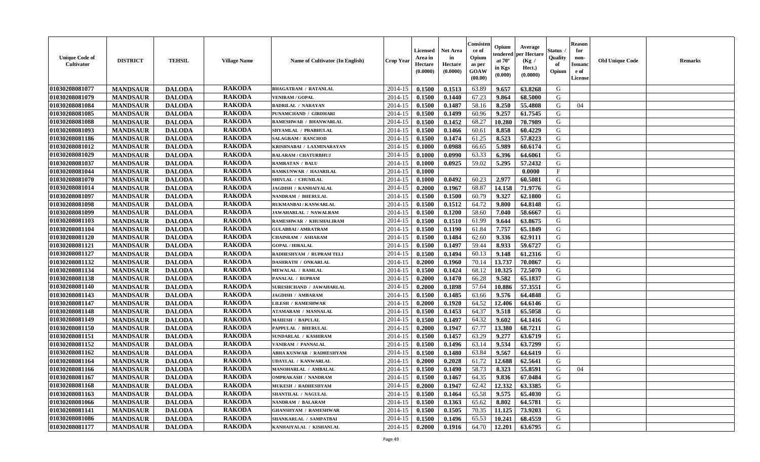| Unique Code of Cultivator | DISTRICT | TEHSIL | Village Name | Name of Cultivator (In English) | Crop Year | Licensed Area in Hectare (0.0000) | Net Area in Hectare (0.0000) | Consistence of Opium as per GOAW (00.00) | Opium tendered at 70° in Kgs (0.000) | Average per Hectare (Kg / Hect.) (0.0000) | Status / Quality of Opium | Reason for non-Issuance of License | Old Unique Code | Remarks |
|---|---|---|---|---|---|---|---|---|---|---|---|---|---|---|
| 01030208081077 | MANDSAUR | DALODA | RAKODA | BHAGATRAM / RATANLAL | 2014-15 | 0.1500 | 0.1513 | 63.89 | 9.657 | 63.8268 | G | | | |
| 01030208081079 | MANDSAUR | DALODA | RAKODA | VENIRAM / GOPAL | 2014-15 | 0.1500 | 0.1440 | 67.23 | 9.864 | 68.5000 | G | | | |
| 01030208081084 | MANDSAUR | DALODA | RAKODA | BADRILAL / NARAYAN | 2014-15 | 0.1500 | 0.1487 | 58.16 | 8.250 | 55.4808 | G | 04 | | |
| 01030208081085 | MANDSAUR | DALODA | RAKODA | PUNAMCHAND / GIRDHARI | 2014-15 | 0.1500 | 0.1499 | 60.96 | 9.257 | 61.7545 | G | | | |
| 01030208081088 | MANDSAUR | DALODA | RAKODA | RAMESHWAR / BHANWARLAL | 2014-15 | 0.1500 | 0.1452 | 68.27 | 10.280 | 70.7989 | G | | | |
| 01030208081093 | MANDSAUR | DALODA | RAKODA | SHYAMLAL / PRABHULAL | 2014-15 | 0.1500 | 0.1466 | 60.61 | 8.858 | 60.4229 | G | | | |
| 01030208081186 | MANDSAUR | DALODA | RAKODA | SALAGRAM / RANCHOD | 2014-15 | 0.1500 | 0.1474 | 61.25 | 8.523 | 57.8223 | G | | | |
| 01030208081012 | MANDSAUR | DALODA | RAKODA | KRISHNABAI / LAXMINARAYAN | 2014-15 | 0.1000 | 0.0988 | 66.65 | 5.989 | 60.6174 | G | | | |
| 01030208081029 | MANDSAUR | DALODA | RAKODA | BALARAM / CHATURBHUJ | 2014-15 | 0.1000 | 0.0990 | 63.33 | 6.396 | 64.6061 | G | | | |
| 01030208081037 | MANDSAUR | DALODA | RAKODA | RAMRATAN / BALU | 2014-15 | 0.1000 | 0.0925 | 59.02 | 5.295 | 57.2432 | G | | | |
| 01030208081044 | MANDSAUR | DALODA | RAKODA | RAMKUNWAR / HAJARILAL | 2014-15 | 0.1000 | | | | 0.0000 | F | | | |
| 01030208081070 | MANDSAUR | DALODA | RAKODA | SHIVLAL / CHUNILAL | 2014-15 | 0.1000 | 0.0492 | 60.23 | 2.977 | 60.5081 | G | | | |
| 01030208081014 | MANDSAUR | DALODA | RAKODA | JAGDISH / KANHAIYALAL | 2014-15 | 0.2000 | 0.1967 | 68.87 | 14.158 | 71.9776 | G | | | |
| 01030208081097 | MANDSAUR | DALODA | RAKODA | NANDRAM / BHERULAL | 2014-15 | 0.1500 | 0.1500 | 60.79 | 9.327 | 62.1800 | G | | | |
| 01030208081098 | MANDSAUR | DALODA | RAKODA | RUKMANBAI / KANWARLAL | 2014-15 | 0.1500 | 0.1512 | 64.72 | 9.800 | 64.8148 | G | | | |
| 01030208081099 | MANDSAUR | DALODA | RAKODA | JAWAHARLAL / NAWALRAM | 2014-15 | 0.1500 | 0.1200 | 58.60 | 7.040 | 58.6667 | G | | | |
| 01030208081103 | MANDSAUR | DALODA | RAKODA | RAMESHWAR / KHUSHALIRAM | 2014-15 | 0.1500 | 0.1510 | 61.99 | 9.644 | 63.8675 | G | | | |
| 01030208081104 | MANDSAUR | DALODA | RAKODA | GULABBAI / AMRATRAM | 2014-15 | 0.1500 | 0.1190 | 61.84 | 7.757 | 65.1849 | G | | | |
| 01030208081120 | MANDSAUR | DALODA | RAKODA | CHAINRAM / ASHARAM | 2014-15 | 0.1500 | 0.1484 | 62.60 | 9.336 | 62.9111 | G | | | |
| 01030208081121 | MANDSAUR | DALODA | RAKODA | GOPAL / HIRALAL | 2014-15 | 0.1500 | 0.1497 | 59.44 | 8.933 | 59.6727 | G | | | |
| 01030208081127 | MANDSAUR | DALODA | RAKODA | RADHESHYAM / RUPRAM TELI | 2014-15 | 0.1500 | 0.1494 | 60.13 | 9.148 | 61.2316 | G | | | |
| 01030208081132 | MANDSAUR | DALODA | RAKODA | DASHRATH / ONKARLAL | 2014-15 | 0.2000 | 0.1960 | 70.14 | 13.737 | 70.0867 | G | | | |
| 01030208081134 | MANDSAUR | DALODA | RAKODA | MEWALAL / RAMLAL | 2014-15 | 0.1500 | 0.1424 | 68.12 | 10.325 | 72.5070 | G | | | |
| 01030208081138 | MANDSAUR | DALODA | RAKODA | PANALAL / RUPRAM | 2014-15 | 0.2000 | 0.1470 | 66.28 | 9.582 | 65.1837 | G | | | |
| 01030208081140 | MANDSAUR | DALODA | RAKODA | SURESHCHAND / JAWAHARLAL | 2014-15 | 0.2000 | 0.1898 | 57.64 | 10.886 | 57.3551 | G | | | |
| 01030208081143 | MANDSAUR | DALODA | RAKODA | JAGDISH / AMBARAM | 2014-15 | 0.1500 | 0.1485 | 63.66 | 9.576 | 64.4848 | G | | | |
| 01030208081147 | MANDSAUR | DALODA | RAKODA | LILESH / RAMESHWAR | 2014-15 | 0.2000 | 0.1920 | 64.52 | 12.406 | 64.6146 | G | | | |
| 01030208081148 | MANDSAUR | DALODA | RAKODA | ATAMARAM / MANNALAL | 2014-15 | 0.1500 | 0.1453 | 64.37 | 9.518 | 65.5058 | G | | | |
| 01030208081149 | MANDSAUR | DALODA | RAKODA | MAHESH / BAPULAL | 2014-15 | 0.1500 | 0.1497 | 64.32 | 9.602 | 64.1416 | G | | | |
| 01030208081150 | MANDSAUR | DALODA | RAKODA | PAPPULAL / BHERULAL | 2014-15 | 0.2000 | 0.1947 | 67.77 | 13.380 | 68.7211 | G | | | |
| 01030208081151 | MANDSAUR | DALODA | RAKODA | SUNDARLAL / KASHIRAM | 2014-15 | 0.1500 | 0.1457 | 63.29 | 9.277 | 63.6719 | G | | | |
| 01030208081152 | MANDSAUR | DALODA | RAKODA | VANIRAM / PANNALAL | 2014-15 | 0.1500 | 0.1496 | 63.14 | 9.534 | 63.7299 | G | | | |
| 01030208081162 | MANDSAUR | DALODA | RAKODA | ABHA KUNWAR / RADHESHYAM | 2014-15 | 0.1500 | 0.1480 | 63.84 | 9.567 | 64.6419 | G | | | |
| 01030208081164 | MANDSAUR | DALODA | RAKODA | UDAYLAL / KANWARLAL | 2014-15 | 0.2000 | 0.2028 | 61.72 | 12.688 | 62.5641 | G | | | |
| 01030208081166 | MANDSAUR | DALODA | RAKODA | MANOHARLAL / AMBALAL | 2014-15 | 0.1500 | 0.1490 | 58.73 | 8.323 | 55.8591 | G | 04 | | |
| 01030208081167 | MANDSAUR | DALODA | RAKODA | OMPRAKASH / NANDRAM | 2014-15 | 0.1500 | 0.1467 | 64.35 | 9.836 | 67.0484 | G | | | |
| 01030208081168 | MANDSAUR | DALODA | RAKODA | MUKESH / RADHESHYAM | 2014-15 | 0.2000 | 0.1947 | 62.42 | 12.332 | 63.3385 | G | | | |
| 01030208081163 | MANDSAUR | DALODA | RAKODA | SHANTILAL / NAGULAL | 2014-15 | 0.1500 | 0.1464 | 65.58 | 9.575 | 65.4030 | G | | | |
| 01030208081066 | MANDSAUR | DALODA | RAKODA | NANDRAM / BALARAM | 2014-15 | 0.1500 | 0.1363 | 65.62 | 8.802 | 64.5781 | G | | | |
| 01030208081141 | MANDSAUR | DALODA | RAKODA | GHANSHYAM / RAMESHWAR | 2014-15 | 0.1500 | 0.1505 | 70.35 | 11.125 | 73.9203 | G | | | |
| 01030208081086 | MANDSAUR | DALODA | RAKODA | SHANKARLAL / SAMPATBAI | 2014-15 | 0.1500 | 0.1496 | 65.53 | 10.241 | 68.4559 | G | | | |
| 01030208081177 | MANDSAUR | DALODA | RAKODA | KANHAIYALAL / KISHANLAL | 2014-15 | 0.2000 | 0.1916 | 64.70 | 12.201 | 63.6795 | G | | | |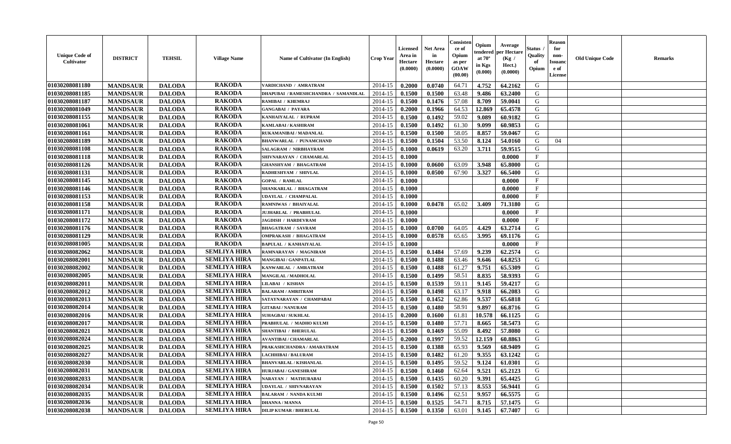| Unique Code of Cultivator | DISTRICT | TEHSIL | Village Name | Name of Cultivator (In English) | Crop Year | Licensed Area in Hectare (0.0000) | Net Area in Hectare (0.0000) | Consistence of Opium as per GOAW (00.00) | Opium tendered at 70° in Kgs (0.000) | Average per Hectare (Kg / Hect.) (0.0000) | Status / Quality of Opium | Reason for non-Issuance of License | Old Unique Code | Remarks |
|---|---|---|---|---|---|---|---|---|---|---|---|---|---|---|
| 01030208081180 | MANDSAUR | DALODA | RAKODA | VARDICHAND / AMRATRAM | 2014-15 | 0.2000 | 0.0740 | 64.71 | 4.752 | 64.2162 | G | | | |
| 01030208081185 | MANDSAUR | DALODA | RAKODA | DHAPUBAI / RAMESHCHANDRA / SAMANDLAL | 2014-15 | 0.1500 | 0.1500 | 63.48 | 9.486 | 63.2400 | G | | | |
| 01030208081187 | MANDSAUR | DALODA | RAKODA | RAMIBAI / KHEMRAJ | 2014-15 | 0.1500 | 0.1476 | 57.08 | 8.709 | 59.0041 | G | | | |
| 01030208081049 | MANDSAUR | DALODA | RAKODA | GANGABAI / PAYARA | 2014-15 | 0.2000 | 0.1966 | 64.53 | 12.869 | 65.4578 | G | | | |
| 01030208081155 | MANDSAUR | DALODA | RAKODA | KANHAIYALAL / RUPRAM | 2014-15 | 0.1500 | 0.1492 | 59.02 | 9.089 | 60.9182 | G | | | |
| 01030208081061 | MANDSAUR | DALODA | RAKODA | KAMLABAI / KASHIRAM | 2014-15 | 0.1500 | 0.1492 | 61.30 | 9.099 | 60.9853 | G | | | |
| 01030208081161 | MANDSAUR | DALODA | RAKODA | RUKAMANIBAI / MADANLAL | 2014-15 | 0.1500 | 0.1500 | 58.05 | 8.857 | 59.0467 | G | | | |
| 01030208081189 | MANDSAUR | DALODA | RAKODA | BHANWARLAL / PUNAMCHAND | 2014-15 | 0.1500 | 0.1504 | 53.50 | 8.124 | 54.0160 | G | 04 | | |
| 01030208081108 | MANDSAUR | DALODA | RAKODA | SALAGRAM / NIRBHAYRAM | 2014-15 | 0.1000 | 0.0619 | 63.20 | 3.711 | 59.9515 | G | | | |
| 01030208081118 | MANDSAUR | DALODA | RAKODA | SHIVNARAYAN / CHAMARLAL | 2014-15 | 0.1000 | | | | 0.0000 | F | | | |
| 01030208081126 | MANDSAUR | DALODA | RAKODA | GHANSHYAM / BHAGATRAM | 2014-15 | 0.1000 | 0.0600 | 63.09 | 3.948 | 65.8000 | G | | | |
| 01030208081131 | MANDSAUR | DALODA | RAKODA | RADHESHYAM / SHIVLAL | 2014-15 | 0.1000 | 0.0500 | 67.90 | 3.327 | 66.5400 | G | | | |
| 01030208081145 | MANDSAUR | DALODA | RAKODA | GOPAL / RAMLAL | 2014-15 | 0.1000 | | | | 0.0000 | F | | | |
| 01030208081146 | MANDSAUR | DALODA | RAKODA | SHANKARLAL / BHAGATRAM | 2014-15 | 0.1000 | | | | 0.0000 | F | | | |
| 01030208081153 | MANDSAUR | DALODA | RAKODA | UDAYLAL / CHAMPALAL | 2014-15 | 0.1000 | | | | 0.0000 | F | | | |
| 01030208081158 | MANDSAUR | DALODA | RAKODA | RAMNIWAS / BHAIYALAL | 2014-15 | 0.1000 | 0.0478 | 65.02 | 3.409 | 71.3180 | G | | | |
| 01030208081171 | MANDSAUR | DALODA | RAKODA | JUJHARLAL / PRABHULAL | 2014-15 | 0.1000 | | | | 0.0000 | F | | | |
| 01030208081172 | MANDSAUR | DALODA | RAKODA | JAGDISH / HARDEVRAM | 2014-15 | 0.1000 | | | | 0.0000 | F | | | |
| 01030208081176 | MANDSAUR | DALODA | RAKODA | BHAGATRAM / SAVRAM | 2014-15 | 0.1000 | 0.0700 | 64.05 | 4.429 | 63.2714 | G | | | |
| 01030208081129 | MANDSAUR | DALODA | RAKODA | OMPRAKASH / BHAGATRAM | 2014-15 | 0.1000 | 0.0578 | 65.65 | 3.995 | 69.1176 | G | | | |
| 01030208081005 | MANDSAUR | DALODA | RAKODA | BAPULAL / KANHAIYALAL | 2014-15 | 0.1000 | | | | 0.0000 | F | | | |
| 01030208082062 | MANDSAUR | DALODA | SEMLIYA HIRA | RAMNARAYAN / MAGNIRAM | 2014-15 | 0.1500 | 0.1484 | 57.69 | 9.239 | 62.2574 | G | | | |
| 01030208082001 | MANDSAUR | DALODA | SEMLIYA HIRA | MANGIBAI / GANPATLAL | 2014-15 | 0.1500 | 0.1488 | 63.46 | 9.646 | 64.8253 | G | | | |
| 01030208082002 | MANDSAUR | DALODA | SEMLIYA HIRA | KANWARLAL / AMRATRAM | 2014-15 | 0.1500 | 0.1488 | 61.27 | 9.751 | 65.5309 | G | | | |
| 01030208082005 | MANDSAUR | DALODA | SEMLIYA HIRA | MANGILAL / MADHOLAL | 2014-15 | 0.1500 | 0.1499 | 58.51 | 8.835 | 58.9393 | G | | | |
| 01030208082011 | MANDSAUR | DALODA | SEMLIYA HIRA | LILABAI / KISHAN | 2014-15 | 0.1500 | 0.1539 | 59.11 | 9.145 | 59.4217 | G | | | |
| 01030208082012 | MANDSAUR | DALODA | SEMLIYA HIRA | BALARAM / AMRITRAM | 2014-15 | 0.1500 | 0.1498 | 63.17 | 9.918 | 66.2083 | G | | | |
| 01030208082013 | MANDSAUR | DALODA | SEMLIYA HIRA | SATAYNARAYAN / CHAMPABAI | 2014-15 | 0.1500 | 0.1452 | 62.86 | 9.537 | 65.6818 | G | | | |
| 01030208082014 | MANDSAUR | DALODA | SEMLIYA HIRA | GITABAI / NANURAM | 2014-15 | 0.1500 | 0.1480 | 58.91 | 9.897 | 66.8716 | G | | | |
| 01030208082016 | MANDSAUR | DALODA | SEMLIYA HIRA | SUHAGBAI / SUKHLAL | 2014-15 | 0.2000 | 0.1600 | 61.81 | 10.578 | 66.1125 | G | | | |
| 01030208082017 | MANDSAUR | DALODA | SEMLIYA HIRA | PRABHULAL / MADHO KULMI | 2014-15 | 0.1500 | 0.1480 | 57.71 | 8.665 | 58.5473 | G | | | |
| 01030208082021 | MANDSAUR | DALODA | SEMLIYA HIRA | SHANTIBAI / BHERULAL | 2014-15 | 0.1500 | 0.1469 | 55.09 | 8.492 | 57.8080 | G | | | |
| 01030208082024 | MANDSAUR | DALODA | SEMLIYA HIRA | AVANTIBAI / CHAMARLAL | 2014-15 | 0.2000 | 0.1997 | 59.52 | 12.159 | 60.8863 | G | | | |
| 01030208082025 | MANDSAUR | DALODA | SEMLIYA HIRA | PRAKASHCHANDRA / AMARATRAM | 2014-15 | 0.1500 | 0.1388 | 65.93 | 9.569 | 68.9409 | G | | | |
| 01030208082027 | MANDSAUR | DALODA | SEMLIYA HIRA | LACHHIBAI / BALURAM | 2014-15 | 0.1500 | 0.1482 | 61.20 | 9.355 | 63.1242 | G | | | |
| 01030208082030 | MANDSAUR | DALODA | SEMLIYA HIRA | BHANVARLAL / KISHANLAL | 2014-15 | 0.1500 | 0.1495 | 59.52 | 9.124 | 61.0301 | G | | | |
| 01030208082031 | MANDSAUR | DALODA | SEMLIYA HIRA | HURJABAI / GANESHRAM | 2014-15 | 0.1500 | 0.1460 | 62.64 | 9.521 | 65.2123 | G | | | |
| 01030208082033 | MANDSAUR | DALODA | SEMLIYA HIRA | NARAYAN / MATHURABAI | 2014-15 | 0.1500 | 0.1435 | 60.20 | 9.391 | 65.4425 | G | | | |
| 01030208082034 | MANDSAUR | DALODA | SEMLIYA HIRA | UDAYLAL / SHIVNARAYAN | 2014-15 | 0.1500 | 0.1502 | 57.13 | 8.553 | 56.9441 | G | | | |
| 01030208082035 | MANDSAUR | DALODA | SEMLIYA HIRA | BALARAM / NANDA KULMI | 2014-15 | 0.1500 | 0.1496 | 62.51 | 9.957 | 66.5575 | G | | | |
| 01030208082036 | MANDSAUR | DALODA | SEMLIYA HIRA | DHANNA / MANNA | 2014-15 | 0.1500 | 0.1525 | 54.71 | 8.715 | 57.1475 | G | | | |
| 01030208082038 | MANDSAUR | DALODA | SEMLIYA HIRA | DILIP KUMAR / BHERULAL | 2014-15 | 0.1500 | 0.1350 | 63.01 | 9.145 | 67.7407 | G | | | |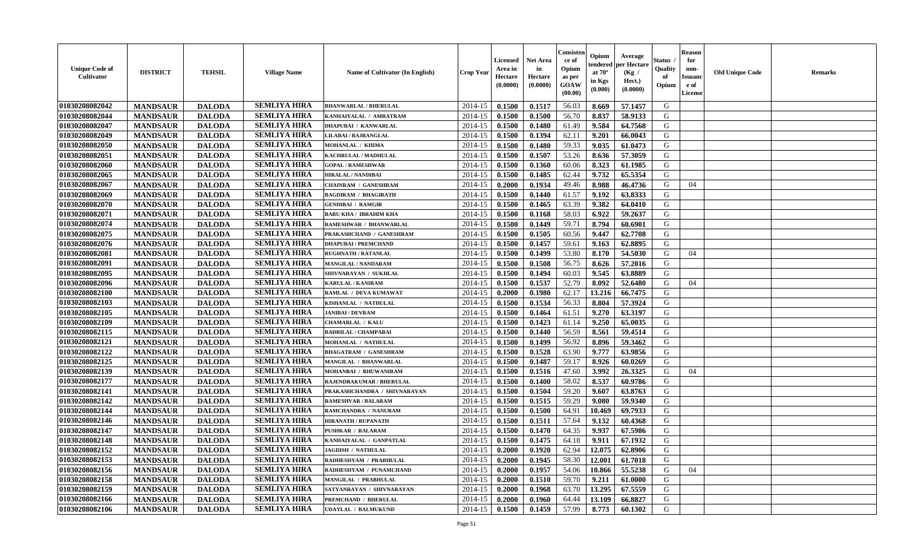| Unique Code of Cultivator | DISTRICT | TEHSIL | Village Name | Name of Cultivator (In English) | Crop Year | Licensed Area in Hectare (0.0000) | Net Area in Hectare (0.0000) | Consistence of Opium as per GOAW (00.00) | Opium tendered at 70° in Kgs (0.000) | Average per Hectare (Kg / Hect.) (0.0000) | Status / Quality of Opium | Reason for non-Issuance of License | Old Unique Code | Remarks |
|---|---|---|---|---|---|---|---|---|---|---|---|---|---|---|
| 01030208082042 | MANDSAUR | DALODA | SEMLIYA HIRA | BHANWARLAL / BHERULAL | 2014-15 | 0.1500 | 0.1517 | 56.03 | 8.669 | 57.1457 | G | | | |
| 01030208082044 | MANDSAUR | DALODA | SEMLIYA HIRA | KANHAIYALAL / AMRATRAM | 2014-15 | 0.1500 | 0.1500 | 56.70 | 8.837 | 58.9133 | G | | | |
| 01030208082047 | MANDSAUR | DALODA | SEMLIYA HIRA | DHAPUBAI / KANWARLAL | 2014-15 | 0.1500 | 0.1480 | 61.49 | 9.584 | 64.7568 | G | | | |
| 01030208082049 | MANDSAUR | DALODA | SEMLIYA HIRA | LILABAI / BAJRANGLAL | 2014-15 | 0.1500 | 0.1394 | 62.11 | 9.201 | 66.0043 | G | | | |
| 01030208082050 | MANDSAUR | DALODA | SEMLIYA HIRA | MOHANLAL / KHIMA | 2014-15 | 0.1500 | 0.1480 | 59.33 | 9.035 | 61.0473 | G | | | |
| 01030208082051 | MANDSAUR | DALODA | SEMLIYA HIRA | KACHRULAL / MADHULAL | 2014-15 | 0.1500 | 0.1507 | 53.26 | 8.636 | 57.3059 | G | | | |
| 01030208082060 | MANDSAUR | DALODA | SEMLIYA HIRA | GOPAL / RAMESHWAR | 2014-15 | 0.1500 | 0.1360 | 60.06 | 8.323 | 61.1985 | G | | | |
| 01030208082065 | MANDSAUR | DALODA | SEMLIYA HIRA | HIRALAL / NANDIBAI | 2014-15 | 0.1500 | 0.1485 | 62.44 | 9.732 | 65.5354 | G | | | |
| 01030208082067 | MANDSAUR | DALODA | SEMLIYA HIRA | CHAINRAM / GANESHRAM | 2014-15 | 0.2000 | 0.1934 | 49.46 | 8.988 | 46.4736 | G | 04 | | |
| 01030208082069 | MANDSAUR | DALODA | SEMLIYA HIRA | BAGDIRAM / BHAGIRATH | 2014-15 | 0.1500 | 0.1440 | 61.57 | 9.192 | 63.8333 | G | | | |
| 01030208082070 | MANDSAUR | DALODA | SEMLIYA HIRA | GENDIBAI / RAMGIR | 2014-15 | 0.1500 | 0.1465 | 63.39 | 9.382 | 64.0410 | G | | | |
| 01030208082071 | MANDSAUR | DALODA | SEMLIYA HIRA | BABU KHA / IBRAHIM KHA | 2014-15 | 0.1500 | 0.1168 | 58.03 | 6.922 | 59.2637 | G | | | |
| 01030208082074 | MANDSAUR | DALODA | SEMLIYA HIRA | RAMESHWAR / BHANWARLAL | 2014-15 | 0.1500 | 0.1449 | 59.71 | 8.794 | 60.6901 | G | | | |
| 01030208082075 | MANDSAUR | DALODA | SEMLIYA HIRA | PRAKASHCHAND / GANESHRAM | 2014-15 | 0.1500 | 0.1505 | 60.56 | 9.447 | 62.7708 | G | | | |
| 01030208082076 | MANDSAUR | DALODA | SEMLIYA HIRA | DHAPUBAI / PREMCHAND | 2014-15 | 0.1500 | 0.1457 | 59.61 | 9.163 | 62.8895 | G | | | |
| 01030208082081 | MANDSAUR | DALODA | SEMLIYA HIRA | RUGHNATH / RATANLAL | 2014-15 | 0.1500 | 0.1499 | 53.80 | 8.170 | 54.5030 | G | 04 | | |
| 01030208082091 | MANDSAUR | DALODA | SEMLIYA HIRA | MANGILAL / NANDARAM | 2014-15 | 0.1500 | 0.1508 | 56.75 | 8.626 | 57.2016 | G | | | |
| 01030208082095 | MANDSAUR | DALODA | SEMLIYA HIRA | SHIVNARAYAN / SUKHLAL | 2014-15 | 0.1500 | 0.1494 | 60.03 | 9.545 | 63.8889 | G | | | |
| 01030208082096 | MANDSAUR | DALODA | SEMLIYA HIRA | KARULAL / KANIRAM | 2014-15 | 0.1500 | 0.1537 | 52.79 | 8.092 | 52.6480 | G | 04 | | |
| 01030208082100 | MANDSAUR | DALODA | SEMLIYA HIRA | RAMLAL / DEVA KUMAWAT | 2014-15 | 0.2000 | 0.1980 | 62.17 | 13.216 | 66.7475 | G | | | |
| 01030208082103 | MANDSAUR | DALODA | SEMLIYA HIRA | KISHANLAL / NATHULAL | 2014-15 | 0.1500 | 0.1534 | 56.33 | 8.804 | 57.3924 | G | | | |
| 01030208082105 | MANDSAUR | DALODA | SEMLIYA HIRA | JANIBAI / DEVRAM | 2014-15 | 0.1500 | 0.1464 | 61.51 | 9.270 | 63.3197 | G | | | |
| 01030208082109 | MANDSAUR | DALODA | SEMLIYA HIRA | CHAMARLAL / KALU | 2014-15 | 0.1500 | 0.1423 | 61.14 | 9.250 | 65.0035 | G | | | |
| 01030208082115 | MANDSAUR | DALODA | SEMLIYA HIRA | BADRILAL / CHAMPABAI | 2014-15 | 0.1500 | 0.1440 | 56.59 | 8.561 | 59.4514 | G | | | |
| 01030208082121 | MANDSAUR | DALODA | SEMLIYA HIRA | MOHANLAL / NATHULAL | 2014-15 | 0.1500 | 0.1499 | 56.92 | 8.896 | 59.3462 | G | | | |
| 01030208082122 | MANDSAUR | DALODA | SEMLIYA HIRA | BHAGATRAM / GANESHRAM | 2014-15 | 0.1500 | 0.1528 | 63.90 | 9.777 | 63.9856 | G | | | |
| 01030208082125 | MANDSAUR | DALODA | SEMLIYA HIRA | MANGILAL / BHANWARLAL | 2014-15 | 0.1500 | 0.1487 | 59.17 | 8.926 | 60.0269 | G | | | |
| 01030208082139 | MANDSAUR | DALODA | SEMLIYA HIRA | MOHANBAI / BHUWANIRAM | 2014-15 | 0.1500 | 0.1516 | 47.60 | 3.992 | 26.3325 | G | 04 | | |
| 01030208082177 | MANDSAUR | DALODA | SEMLIYA HIRA | RAJENDRAKUMAR / BHERULAL | 2014-15 | 0.1500 | 0.1400 | 58.02 | 8.537 | 60.9786 | G | | | |
| 01030208082141 | MANDSAUR | DALODA | SEMLIYA HIRA | PRAKASHCHANDRA / SHIVNARAYAN | 2014-15 | 0.1500 | 0.1504 | 59.20 | 9.607 | 63.8763 | G | | | |
| 01030208082142 | MANDSAUR | DALODA | SEMLIYA HIRA | RAMESHVAR / BALARAM | 2014-15 | 0.1500 | 0.1515 | 59.29 | 9.080 | 59.9340 | G | | | |
| 01030208082144 | MANDSAUR | DALODA | SEMLIYA HIRA | RAMCHANDRA / NANURAM | 2014-15 | 0.1500 | 0.1500 | 64.91 | 10.469 | 69.7933 | G | | | |
| 01030208082146 | MANDSAUR | DALODA | SEMLIYA HIRA | HIRANATH / RUPANATH | 2014-15 | 0.1500 | 0.1511 | 57.64 | 9.132 | 60.4368 | G | | | |
| 01030208082147 | MANDSAUR | DALODA | SEMLIYA HIRA | PUSHKAR / BALARAM | 2014-15 | 0.1500 | 0.1470 | 64.35 | 9.937 | 67.5986 | G | | | |
| 01030208082148 | MANDSAUR | DALODA | SEMLIYA HIRA | KANHAIYALAL / GANPATLAL | 2014-15 | 0.1500 | 0.1475 | 64.18 | 9.911 | 67.1932 | G | | | |
| 01030208082152 | MANDSAUR | DALODA | SEMLIYA HIRA | JAGDISH / NATHULAL | 2014-15 | 0.2000 | 0.1920 | 62.94 | 12.075 | 62.8906 | G | | | |
| 01030208082153 | MANDSAUR | DALODA | SEMLIYA HIRA | RADHESHYAM / PRABHULAL | 2014-15 | 0.2000 | 0.1945 | 58.30 | 12.001 | 61.7018 | G | | | |
| 01030208082156 | MANDSAUR | DALODA | SEMLIYA HIRA | RADHESHYAM / PUNAMCHAND | 2014-15 | 0.2000 | 0.1957 | 54.06 | 10.866 | 55.5238 | G | 04 | | |
| 01030208082158 | MANDSAUR | DALODA | SEMLIYA HIRA | MANGILAL / PRABHULAL | 2014-15 | 0.2000 | 0.1510 | 59.70 | 9.211 | 61.0000 | G | | | |
| 01030208082159 | MANDSAUR | DALODA | SEMLIYA HIRA | SATYANRAYAN / SHIVNARAYAN | 2014-15 | 0.2000 | 0.1968 | 63.70 | 13.295 | 67.5559 | G | | | |
| 01030208082166 | MANDSAUR | DALODA | SEMLIYA HIRA | PREMCHAND / BHERULAL | 2014-15 | 0.2000 | 0.1960 | 64.44 | 13.109 | 66.8827 | G | | | |
| 01030208082106 | MANDSAUR | DALODA | SEMLIYA HIRA | UDAYLAL / BALMUKUND | 2014-15 | 0.1500 | 0.1459 | 57.99 | 8.773 | 60.1302 | G | | | |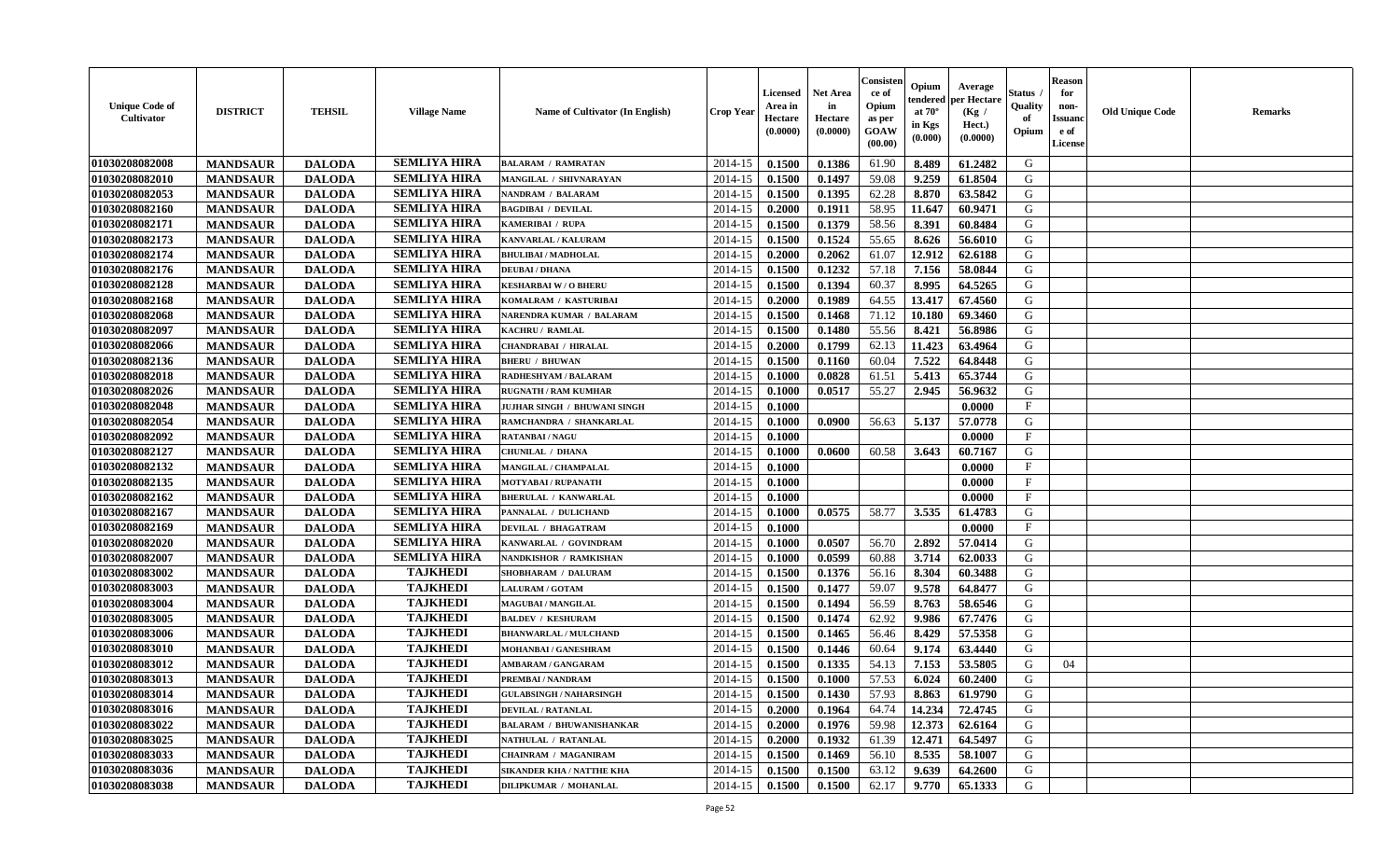| Unique Code of Cultivator | DISTRICT | TEHSIL | Village Name | Name of Cultivator (In English) | Crop Year | Licensed Area in Hectare (0.0000) | Net Area in Hectare (0.0000) | Consistence of Opium as per GOAW (00.00) | Opium tendered at 70° in Kgs (0.000) | Average per Hectare (Kg / Hect.) (0.0000) | Status / Quality of Opium | Reason for non-Issuance of License | Old Unique Code | Remarks |
|---|---|---|---|---|---|---|---|---|---|---|---|---|---|---|
| 01030208082008 | MANDSAUR | DALODA | SEMLIYA HIRA | BALARAM / RAMRATAN | 2014-15 | 0.1500 | 0.1386 | 61.90 | 8.489 | 61.2482 | G | | | |
| 01030208082010 | MANDSAUR | DALODA | SEMLIYA HIRA | MANGILAL / SHIVNARAYAN | 2014-15 | 0.1500 | 0.1497 | 59.08 | 9.259 | 61.8504 | G | | | |
| 01030208082053 | MANDSAUR | DALODA | SEMLIYA HIRA | NANDRAM / BALARAM | 2014-15 | 0.1500 | 0.1395 | 62.28 | 8.870 | 63.5842 | G | | | |
| 01030208082160 | MANDSAUR | DALODA | SEMLIYA HIRA | BAGDIBAI / DEVILAL | 2014-15 | 0.2000 | 0.1911 | 58.95 | 11.647 | 60.9471 | G | | | |
| 01030208082171 | MANDSAUR | DALODA | SEMLIYA HIRA | KAMERIBAI / RUPA | 2014-15 | 0.1500 | 0.1379 | 58.56 | 8.391 | 60.8484 | G | | | |
| 01030208082173 | MANDSAUR | DALODA | SEMLIYA HIRA | KANVARLAL / KALURAM | 2014-15 | 0.1500 | 0.1524 | 55.65 | 8.626 | 56.6010 | G | | | |
| 01030208082174 | MANDSAUR | DALODA | SEMLIYA HIRA | BHULIBAI / MADHOLAL | 2014-15 | 0.2000 | 0.2062 | 61.07 | 12.912 | 62.6188 | G | | | |
| 01030208082176 | MANDSAUR | DALODA | SEMLIYA HIRA | DEUBAI / DHANA | 2014-15 | 0.1500 | 0.1232 | 57.18 | 7.156 | 58.0844 | G | | | |
| 01030208082128 | MANDSAUR | DALODA | SEMLIYA HIRA | KESHARBAI W / O BHERU | 2014-15 | 0.1500 | 0.1394 | 60.37 | 8.995 | 64.5265 | G | | | |
| 01030208082168 | MANDSAUR | DALODA | SEMLIYA HIRA | KOMALRAM / KASTURIBAI | 2014-15 | 0.2000 | 0.1989 | 64.55 | 13.417 | 67.4560 | G | | | |
| 01030208082068 | MANDSAUR | DALODA | SEMLIYA HIRA | NARENDRA KUMAR / BALARAM | 2014-15 | 0.1500 | 0.1468 | 71.12 | 10.180 | 69.3460 | G | | | |
| 01030208082097 | MANDSAUR | DALODA | SEMLIYA HIRA | KACHRU / RAMLAL | 2014-15 | 0.1500 | 0.1480 | 55.56 | 8.421 | 56.8986 | G | | | |
| 01030208082066 | MANDSAUR | DALODA | SEMLIYA HIRA | CHANDRABAI / HIRALAL | 2014-15 | 0.2000 | 0.1799 | 62.13 | 11.423 | 63.4964 | G | | | |
| 01030208082136 | MANDSAUR | DALODA | SEMLIYA HIRA | BHERU / BHUWAN | 2014-15 | 0.1500 | 0.1160 | 60.04 | 7.522 | 64.8448 | G | | | |
| 01030208082018 | MANDSAUR | DALODA | SEMLIYA HIRA | RADHESHYAM / BALARAM | 2014-15 | 0.1000 | 0.0828 | 61.51 | 5.413 | 65.3744 | G | | | |
| 01030208082026 | MANDSAUR | DALODA | SEMLIYA HIRA | RUGNATH / RAM KUMHAR | 2014-15 | 0.1000 | 0.0517 | 55.27 | 2.945 | 56.9632 | G | | | |
| 01030208082048 | MANDSAUR | DALODA | SEMLIYA HIRA | JUJHAR SINGH / BHUWANI SINGH | 2014-15 | 0.1000 | | | | 0.0000 | F | | | |
| 01030208082054 | MANDSAUR | DALODA | SEMLIYA HIRA | RAMCHANDRA / SHANKARLAL | 2014-15 | 0.1000 | 0.0900 | 56.63 | 5.137 | 57.0778 | G | | | |
| 01030208082092 | MANDSAUR | DALODA | SEMLIYA HIRA | RATANBAI / NAGU | 2014-15 | 0.1000 | | | | 0.0000 | F | | | |
| 01030208082127 | MANDSAUR | DALODA | SEMLIYA HIRA | CHUNILAL / DHANA | 2014-15 | 0.1000 | 0.0600 | 60.58 | 3.643 | 60.7167 | G | | | |
| 01030208082132 | MANDSAUR | DALODA | SEMLIYA HIRA | MANGILAL / CHAMPALAL | 2014-15 | 0.1000 | | | | 0.0000 | F | | | |
| 01030208082135 | MANDSAUR | DALODA | SEMLIYA HIRA | MOTYABAI / RUPANATH | 2014-15 | 0.1000 | | | | 0.0000 | F | | | |
| 01030208082162 | MANDSAUR | DALODA | SEMLIYA HIRA | BHERULAL / KANWARLAL | 2014-15 | 0.1000 | | | | 0.0000 | F | | | |
| 01030208082167 | MANDSAUR | DALODA | SEMLIYA HIRA | PANNALAL / DULICHAND | 2014-15 | 0.1000 | 0.0575 | 58.77 | 3.535 | 61.4783 | G | | | |
| 01030208082169 | MANDSAUR | DALODA | SEMLIYA HIRA | DEVILAL / BHAGATRAM | 2014-15 | 0.1000 | | | | 0.0000 | F | | | |
| 01030208082020 | MANDSAUR | DALODA | SEMLIYA HIRA | KANWARLAL / GOVINDRAM | 2014-15 | 0.1000 | 0.0507 | 56.70 | 2.892 | 57.0414 | G | | | |
| 01030208082007 | MANDSAUR | DALODA | SEMLIYA HIRA | NANDKISHOR / RAMKISHAN | 2014-15 | 0.1000 | 0.0599 | 60.88 | 3.714 | 62.0033 | G | | | |
| 01030208083002 | MANDSAUR | DALODA | TAJKHEDI | SHOBHARAM / DALURAM | 2014-15 | 0.1500 | 0.1376 | 56.16 | 8.304 | 60.3488 | G | | | |
| 01030208083003 | MANDSAUR | DALODA | TAJKHEDI | LALURAM / GOTAM | 2014-15 | 0.1500 | 0.1477 | 59.07 | 9.578 | 64.8477 | G | | | |
| 01030208083004 | MANDSAUR | DALODA | TAJKHEDI | MAGUBAI / MANGILAL | 2014-15 | 0.1500 | 0.1494 | 56.59 | 8.763 | 58.6546 | G | | | |
| 01030208083005 | MANDSAUR | DALODA | TAJKHEDI | BALDEV / KESHURAM | 2014-15 | 0.1500 | 0.1474 | 62.92 | 9.986 | 67.7476 | G | | | |
| 01030208083006 | MANDSAUR | DALODA | TAJKHEDI | BHANWARLAL / MULCHAND | 2014-15 | 0.1500 | 0.1465 | 56.46 | 8.429 | 57.5358 | G | | | |
| 01030208083010 | MANDSAUR | DALODA | TAJKHEDI | MOHANBAI / GANESHRAM | 2014-15 | 0.1500 | 0.1446 | 60.64 | 9.174 | 63.4440 | G | | | |
| 01030208083012 | MANDSAUR | DALODA | TAJKHEDI | AMBARAM / GANGARAM | 2014-15 | 0.1500 | 0.1335 | 54.13 | 7.153 | 53.5805 | G | 04 | | |
| 01030208083013 | MANDSAUR | DALODA | TAJKHEDI | PREMBAI / NANDRAM | 2014-15 | 0.1500 | 0.1000 | 57.53 | 6.024 | 60.2400 | G | | | |
| 01030208083014 | MANDSAUR | DALODA | TAJKHEDI | GULABSINGH / NAHARSINGH | 2014-15 | 0.1500 | 0.1430 | 57.93 | 8.863 | 61.9790 | G | | | |
| 01030208083016 | MANDSAUR | DALODA | TAJKHEDI | DEVILAL / RATANLAL | 2014-15 | 0.2000 | 0.1964 | 64.74 | 14.234 | 72.4745 | G | | | |
| 01030208083022 | MANDSAUR | DALODA | TAJKHEDI | BALARAM / BHUWANISHANKAR | 2014-15 | 0.2000 | 0.1976 | 59.98 | 12.373 | 62.6164 | G | | | |
| 01030208083025 | MANDSAUR | DALODA | TAJKHEDI | NATHULAL / RATANLAL | 2014-15 | 0.2000 | 0.1932 | 61.39 | 12.471 | 64.5497 | G | | | |
| 01030208083033 | MANDSAUR | DALODA | TAJKHEDI | CHAINRAM / MAGANIRAM | 2014-15 | 0.1500 | 0.1469 | 56.10 | 8.535 | 58.1007 | G | | | |
| 01030208083036 | MANDSAUR | DALODA | TAJKHEDI | SIKANDER KHA / NATTHE KHA | 2014-15 | 0.1500 | 0.1500 | 63.12 | 9.639 | 64.2600 | G | | | |
| 01030208083038 | MANDSAUR | DALODA | TAJKHEDI | DILIPKUMAR / MOHANLAL | 2014-15 | 0.1500 | 0.1500 | 62.17 | 9.770 | 65.1333 | G | | | |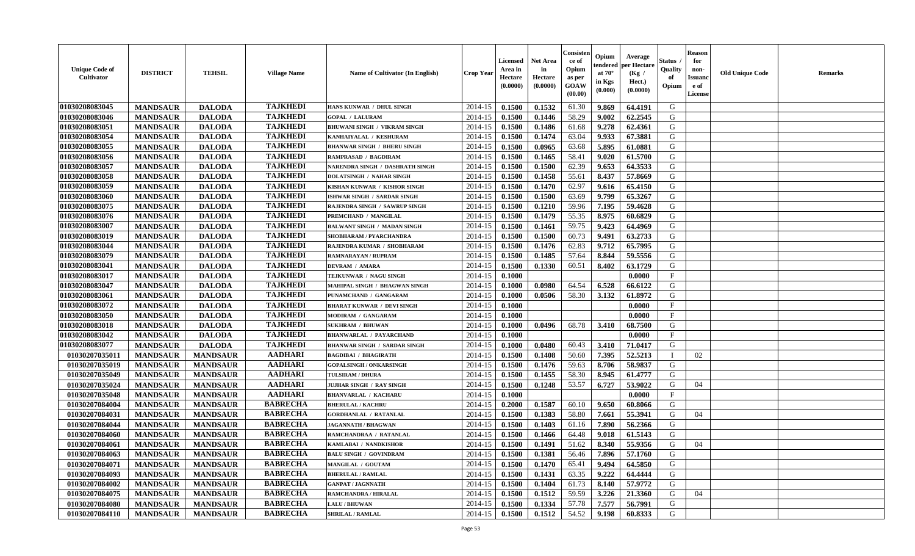| Unique Code of Cultivator | DISTRICT | TEHSIL | Village Name | Name of Cultivator (In English) | Crop Year | Licensed Area in Hectare (0.0000) | Net Area in Hectare (0.0000) | Consistence of Opium as per GOAW (00.00) | Opium tendered at 70° in Kgs (0.000) | Average per Hectare (Kg / Hect.) (0.0000) | Status / Quality of Opium | Reason for non-Issuance of License | Old Unique Code | Remarks |
|---|---|---|---|---|---|---|---|---|---|---|---|---|---|---|
| 01030208083045 | MANDSAUR | DALODA | TAJKHEDI | HANS KUNWAR / DHUL SINGH | 2014-15 | 0.1500 | 0.1532 | 61.30 | 9.869 | 64.4191 | G | | | |
| 01030208083046 | MANDSAUR | DALODA | TAJKHEDI | GOPAL / LALURAM | 2014-15 | 0.1500 | 0.1446 | 58.29 | 9.002 | 62.2545 | G | | | |
| 01030208083051 | MANDSAUR | DALODA | TAJKHEDI | BHUWANI SINGH / VIKRAM SINGH | 2014-15 | 0.1500 | 0.1486 | 61.68 | 9.278 | 62.4361 | G | | | |
| 01030208083054 | MANDSAUR | DALODA | TAJKHEDI | KANHAIYALAL / KESHURAM | 2014-15 | 0.1500 | 0.1474 | 63.04 | 9.933 | 67.3881 | G | | | |
| 01030208083055 | MANDSAUR | DALODA | TAJKHEDI | BHANWAR SINGH / BHERU SINGH | 2014-15 | 0.1500 | 0.0965 | 63.68 | 5.895 | 61.0881 | G | | | |
| 01030208083056 | MANDSAUR | DALODA | TAJKHEDI | RAMPRASAD / BAGDIRAM | 2014-15 | 0.1500 | 0.1465 | 58.41 | 9.020 | 61.5700 | G | | | |
| 01030208083057 | MANDSAUR | DALODA | TAJKHEDI | NARENDRA SINGH / DASHRATH SINGH | 2014-15 | 0.1500 | 0.1500 | 62.39 | 9.653 | 64.3533 | G | | | |
| 01030208083058 | MANDSAUR | DALODA | TAJKHEDI | DOLATSINGH / NAHAR SINGH | 2014-15 | 0.1500 | 0.1458 | 55.61 | 8.437 | 57.8669 | G | | | |
| 01030208083059 | MANDSAUR | DALODA | TAJKHEDI | KISHAN KUNWAR / KISHOR SINGH | 2014-15 | 0.1500 | 0.1470 | 62.97 | 9.616 | 65.4150 | G | | | |
| 01030208083060 | MANDSAUR | DALODA | TAJKHEDI | ISHWAR SINGH / SARDAR SINGH | 2014-15 | 0.1500 | 0.1500 | 63.69 | 9.799 | 65.3267 | G | | | |
| 01030208083075 | MANDSAUR | DALODA | TAJKHEDI | RAJENDRA SINGH / SAWRUP SINGH | 2014-15 | 0.1500 | 0.1210 | 59.96 | 7.195 | 59.4628 | G | | | |
| 01030208083076 | MANDSAUR | DALODA | TAJKHEDI | PREMCHAND / MANGILAL | 2014-15 | 0.1500 | 0.1479 | 55.35 | 8.975 | 60.6829 | G | | | |
| 01030208083007 | MANDSAUR | DALODA | TAJKHEDI | BALWANT SINGH / MADAN SINGH | 2014-15 | 0.1500 | 0.1461 | 59.75 | 9.423 | 64.4969 | G | | | |
| 01030208083019 | MANDSAUR | DALODA | TAJKHEDI | SHOBHARAM / PYARCHANDRA | 2014-15 | 0.1500 | 0.1500 | 60.73 | 9.491 | 63.2733 | G | | | |
| 01030208083044 | MANDSAUR | DALODA | TAJKHEDI | RAJENDRA KUMAR / SHOBHARAM | 2014-15 | 0.1500 | 0.1476 | 62.83 | 9.712 | 65.7995 | G | | | |
| 01030208083079 | MANDSAUR | DALODA | TAJKHEDI | RAMNARAYAN / RUPRAM | 2014-15 | 0.1500 | 0.1485 | 57.64 | 8.844 | 59.5556 | G | | | |
| 01030208083041 | MANDSAUR | DALODA | TAJKHEDI | DEVRAM / AMARA | 2014-15 | 0.1500 | 0.1330 | 60.51 | 8.402 | 63.1729 | G | | | |
| 01030208083017 | MANDSAUR | DALODA | TAJKHEDI | TEJKUNWAR / NAGU SINGH | 2014-15 | 0.1000 | | | | 0.0000 | F | | | |
| 01030208083047 | MANDSAUR | DALODA | TAJKHEDI | MAHIPAL SINGH / BHAGWAN SINGH | 2014-15 | 0.1000 | 0.0980 | 64.54 | 6.528 | 66.6122 | G | | | |
| 01030208083061 | MANDSAUR | DALODA | TAJKHEDI | PUNAMCHAND / GANGARAM | 2014-15 | 0.1000 | 0.0506 | 58.30 | 3.132 | 61.8972 | G | | | |
| 01030208083072 | MANDSAUR | DALODA | TAJKHEDI | BHARAT KUNWAR / DEVI SINGH | 2014-15 | 0.1000 | | | | 0.0000 | F | | | |
| 01030208083050 | MANDSAUR | DALODA | TAJKHEDI | MODIRAM / GANGARAM | 2014-15 | 0.1000 | | | | 0.0000 | F | | | |
| 01030208083018 | MANDSAUR | DALODA | TAJKHEDI | SUKHRAM / BHUWAN | 2014-15 | 0.1000 | 0.0496 | 68.78 | 3.410 | 68.7500 | G | | | |
| 01030208083042 | MANDSAUR | DALODA | TAJKHEDI | BHANWARLAL / PAYARCHAND | 2014-15 | 0.1000 | | | | 0.0000 | F | | | |
| 01030208083077 | MANDSAUR | DALODA | TAJKHEDI | BHANWAR SINGH / SARDAR SINGH | 2014-15 | 0.1000 | 0.0480 | 60.43 | 3.410 | 71.0417 | G | | | |
| 01030207035011 | MANDSAUR | MANDSAUR | AADHARI | BAGDIBAI / BHAGIRATH | 2014-15 | 0.1500 | 0.1408 | 50.60 | 7.395 | 52.5213 | I | 02 | | |
| 01030207035019 | MANDSAUR | MANDSAUR | AADHARI | GOPALSINGH / ONKARSINGH | 2014-15 | 0.1500 | 0.1476 | 59.63 | 8.706 | 58.9837 | G | | | |
| 01030207035049 | MANDSAUR | MANDSAUR | AADHARI | TULSIRAM / DHURA | 2014-15 | 0.1500 | 0.1455 | 58.30 | 8.945 | 61.4777 | G | | | |
| 01030207035024 | MANDSAUR | MANDSAUR | AADHARI | JUJHAR SINGH / RAY SINGH | 2014-15 | 0.1500 | 0.1248 | 53.57 | 6.727 | 53.9022 | G | 04 | | |
| 01030207035048 | MANDSAUR | MANDSAUR | AADHARI | BHANVARLAL / KACHARU | 2014-15 | 0.1000 | | | | 0.0000 | F | | | |
| 01030207084004 | MANDSAUR | MANDSAUR | BABRECHA | BHERULAL / KACHRU | 2014-15 | 0.2000 | 0.1587 | 60.10 | 9.650 | 60.8066 | G | | | |
| 01030207084031 | MANDSAUR | MANDSAUR | BABRECHA | GORDHANLAL / RATANLAL | 2014-15 | 0.1500 | 0.1383 | 58.80 | 7.661 | 55.3941 | G | 04 | | |
| 01030207084044 | MANDSAUR | MANDSAUR | BABRECHA | JAGANNATH / BHAGWAN | 2014-15 | 0.1500 | 0.1403 | 61.16 | 7.890 | 56.2366 | G | | | |
| 01030207084060 | MANDSAUR | MANDSAUR | BABRECHA | RAMCHANDRAA / RATANLAL | 2014-15 | 0.1500 | 0.1466 | 64.48 | 9.018 | 61.5143 | G | | | |
| 01030207084061 | MANDSAUR | MANDSAUR | BABRECHA | KAMLABAI / NANDKISHOR | 2014-15 | 0.1500 | 0.1491 | 51.62 | 8.340 | 55.9356 | G | 04 | | |
| 01030207084063 | MANDSAUR | MANDSAUR | BABRECHA | BALU SINGH / GOVINDRAM | 2014-15 | 0.1500 | 0.1381 | 56.46 | 7.896 | 57.1760 | G | | | |
| 01030207084071 | MANDSAUR | MANDSAUR | BABRECHA | MANGILAL / GOUTAM | 2014-15 | 0.1500 | 0.1470 | 65.41 | 9.494 | 64.5850 | G | | | |
| 01030207084093 | MANDSAUR | MANDSAUR | BABRECHA | BHERULAL / RAMLAL | 2014-15 | 0.1500 | 0.1431 | 63.35 | 9.222 | 64.4444 | G | | | |
| 01030207084002 | MANDSAUR | MANDSAUR | BABRECHA | GANPAT / JAGNNATH | 2014-15 | 0.1500 | 0.1404 | 61.73 | 8.140 | 57.9772 | G | | | |
| 01030207084075 | MANDSAUR | MANDSAUR | BABRECHA | RAMCHANDRA / HIRALAL | 2014-15 | 0.1500 | 0.1512 | 59.59 | 3.226 | 21.3360 | G | 04 | | |
| 01030207084080 | MANDSAUR | MANDSAUR | BABRECHA | LALU / BHUWAN | 2014-15 | 0.1500 | 0.1334 | 57.78 | 7.577 | 56.7991 | G | | | |
| 01030207084110 | MANDSAUR | MANDSAUR | BABRECHA | SHRILAL / RAMLAL | 2014-15 | 0.1500 | 0.1512 | 54.52 | 9.198 | 60.8333 | G | | | |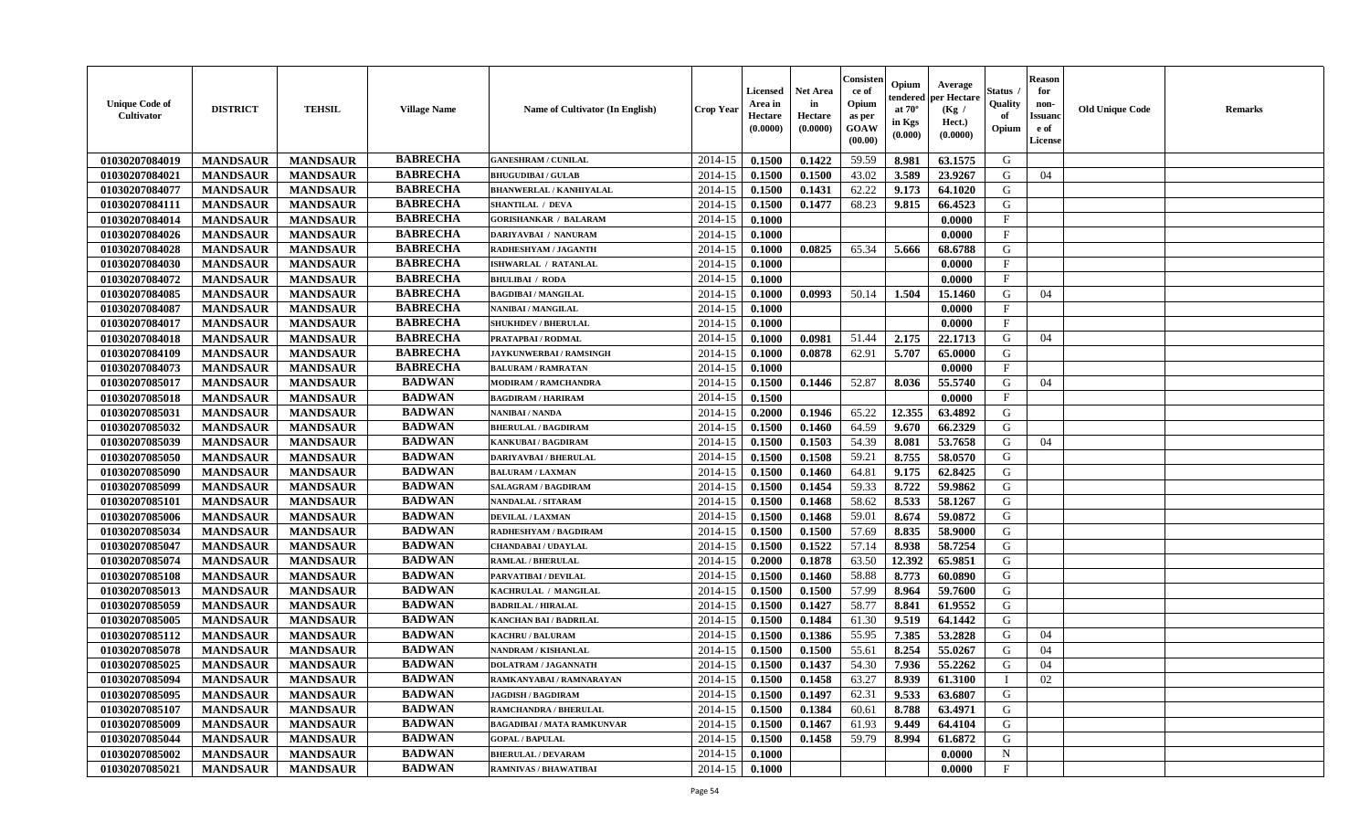| Unique Code of Cultivator | DISTRICT | TEHSIL | Village Name | Name of Cultivator (In English) | Crop Year | Licensed Area in Hectare (0.0000) | Net Area in Hectare (0.0000) | Consistence of Opium as per GOAW (00.00) | Opium tendered at 70° in Kgs (0.000) | Average per Hectare (Kg / Hect.) (0.0000) | Status / Quality of Opium | Reason for non-Issuance of License | Old Unique Code | Remarks |
|---|---|---|---|---|---|---|---|---|---|---|---|---|---|---|
| 01030207084019 | MANDSAUR | MANDSAUR | BABRECHA | GANESHRAM / CUNILAL | 2014-15 | 0.1500 | 0.1422 | 59.59 | 8.981 | 63.1575 | G | | | |
| 01030207084021 | MANDSAUR | MANDSAUR | BABRECHA | BHUGUDIBAI / GULAB | 2014-15 | 0.1500 | 0.1500 | 43.02 | 3.589 | 23.9267 | G | 04 | | |
| 01030207084077 | MANDSAUR | MANDSAUR | BABRECHA | BHANWERLAL / KANHIYALAL | 2014-15 | 0.1500 | 0.1431 | 62.22 | 9.173 | 64.1020 | G | | | |
| 01030207084111 | MANDSAUR | MANDSAUR | BABRECHA | SHANTILAL / DEVA | 2014-15 | 0.1500 | 0.1477 | 68.23 | 9.815 | 66.4523 | G | | | |
| 01030207084014 | MANDSAUR | MANDSAUR | BABRECHA | GORISHANKAR / BALARAM | 2014-15 | 0.1000 | | | | 0.0000 | F | | | |
| 01030207084026 | MANDSAUR | MANDSAUR | BABRECHA | DARIYAVBAI / NANURAM | 2014-15 | 0.1000 | | | | 0.0000 | F | | | |
| 01030207084028 | MANDSAUR | MANDSAUR | BABRECHA | RADHESHYAM / JAGANTH | 2014-15 | 0.1000 | 0.0825 | 65.34 | 5.666 | 68.6788 | G | | | |
| 01030207084030 | MANDSAUR | MANDSAUR | BABRECHA | ISHWARLAL / RATANLAL | 2014-15 | 0.1000 | | | | 0.0000 | F | | | |
| 01030207084072 | MANDSAUR | MANDSAUR | BABRECHA | BHULIBAI / RODA | 2014-15 | 0.1000 | | | | 0.0000 | F | | | |
| 01030207084085 | MANDSAUR | MANDSAUR | BABRECHA | BAGDIBAI / MANGILAL | 2014-15 | 0.1000 | 0.0993 | 50.14 | 1.504 | 15.1460 | G | 04 | | |
| 01030207084087 | MANDSAUR | MANDSAUR | BABRECHA | NANIBAI / MANGILAL | 2014-15 | 0.1000 | | | | 0.0000 | F | | | |
| 01030207084017 | MANDSAUR | MANDSAUR | BABRECHA | SHUKHDEV / BHERULAL | 2014-15 | 0.1000 | | | | 0.0000 | F | | | |
| 01030207084018 | MANDSAUR | MANDSAUR | BABRECHA | PRATAPBAI / RODMAL | 2014-15 | 0.1000 | 0.0981 | 51.44 | 2.175 | 22.1713 | G | 04 | | |
| 01030207084109 | MANDSAUR | MANDSAUR | BABRECHA | JAYKUNWERBAI / RAMSINGH | 2014-15 | 0.1000 | 0.0878 | 62.91 | 5.707 | 65.0000 | G | | | |
| 01030207084073 | MANDSAUR | MANDSAUR | BABRECHA | BALURAM / RAMRATAN | 2014-15 | 0.1000 | | | | 0.0000 | F | | | |
| 01030207085017 | MANDSAUR | MANDSAUR | BADWAN | MODIRAM / RAMCHANDRA | 2014-15 | 0.1500 | 0.1446 | 52.87 | 8.036 | 55.5740 | G | 04 | | |
| 01030207085018 | MANDSAUR | MANDSAUR | BADWAN | BAGDIRAM / HARIRAM | 2014-15 | 0.1500 | | | | 0.0000 | F | | | |
| 01030207085031 | MANDSAUR | MANDSAUR | BADWAN | NANIBAI / NANDA | 2014-15 | 0.2000 | 0.1946 | 65.22 | 12.355 | 63.4892 | G | | | |
| 01030207085032 | MANDSAUR | MANDSAUR | BADWAN | BHERULAL / BAGDIRAM | 2014-15 | 0.1500 | 0.1460 | 64.59 | 9.670 | 66.2329 | G | | | |
| 01030207085039 | MANDSAUR | MANDSAUR | BADWAN | KANKUBAI / BAGDIRAM | 2014-15 | 0.1500 | 0.1503 | 54.39 | 8.081 | 53.7658 | G | 04 | | |
| 01030207085050 | MANDSAUR | MANDSAUR | BADWAN | DARIYAVBAI / BHERULAL | 2014-15 | 0.1500 | 0.1508 | 59.21 | 8.755 | 58.0570 | G | | | |
| 01030207085090 | MANDSAUR | MANDSAUR | BADWAN | BALURAM / LAXMAN | 2014-15 | 0.1500 | 0.1460 | 64.81 | 9.175 | 62.8425 | G | | | |
| 01030207085099 | MANDSAUR | MANDSAUR | BADWAN | SALAGRAM / BAGDIRAM | 2014-15 | 0.1500 | 0.1454 | 59.33 | 8.722 | 59.9862 | G | | | |
| 01030207085101 | MANDSAUR | MANDSAUR | BADWAN | NANDALAL / SITARAM | 2014-15 | 0.1500 | 0.1468 | 58.62 | 8.533 | 58.1267 | G | | | |
| 01030207085006 | MANDSAUR | MANDSAUR | BADWAN | DEVILAL / LAXMAN | 2014-15 | 0.1500 | 0.1468 | 59.01 | 8.674 | 59.0872 | G | | | |
| 01030207085034 | MANDSAUR | MANDSAUR | BADWAN | RADHESHYAM / BAGDIRAM | 2014-15 | 0.1500 | 0.1500 | 57.69 | 8.835 | 58.9000 | G | | | |
| 01030207085047 | MANDSAUR | MANDSAUR | BADWAN | CHANDABAI / UDAYLAL | 2014-15 | 0.1500 | 0.1522 | 57.14 | 8.938 | 58.7254 | G | | | |
| 01030207085074 | MANDSAUR | MANDSAUR | BADWAN | RAMLAL / BHERULAL | 2014-15 | 0.2000 | 0.1878 | 63.50 | 12.392 | 65.9851 | G | | | |
| 01030207085108 | MANDSAUR | MANDSAUR | BADWAN | PARVATIBAI / DEVILAL | 2014-15 | 0.1500 | 0.1460 | 58.88 | 8.773 | 60.0890 | G | | | |
| 01030207085013 | MANDSAUR | MANDSAUR | BADWAN | KACHRULAL / MANGILAL | 2014-15 | 0.1500 | 0.1500 | 57.99 | 8.964 | 59.7600 | G | | | |
| 01030207085059 | MANDSAUR | MANDSAUR | BADWAN | BADRILAL / HIRALAL | 2014-15 | 0.1500 | 0.1427 | 58.77 | 8.841 | 61.9552 | G | | | |
| 01030207085005 | MANDSAUR | MANDSAUR | BADWAN | KANCHAN BAI / BADRILAL | 2014-15 | 0.1500 | 0.1484 | 61.30 | 9.519 | 64.1442 | G | | | |
| 01030207085112 | MANDSAUR | MANDSAUR | BADWAN | KACHRU / BALURAM | 2014-15 | 0.1500 | 0.1386 | 55.95 | 7.385 | 53.2828 | G | 04 | | |
| 01030207085078 | MANDSAUR | MANDSAUR | BADWAN | NANDRAM / KISHANLAL | 2014-15 | 0.1500 | 0.1500 | 55.61 | 8.254 | 55.0267 | G | 04 | | |
| 01030207085025 | MANDSAUR | MANDSAUR | BADWAN | DOLATRAM / JAGANNATH | 2014-15 | 0.1500 | 0.1437 | 54.30 | 7.936 | 55.2262 | G | 04 | | |
| 01030207085094 | MANDSAUR | MANDSAUR | BADWAN | RAMKANYABAI / RAMNARAYAN | 2014-15 | 0.1500 | 0.1458 | 63.27 | 8.939 | 61.3100 | I | 02 | | |
| 01030207085095 | MANDSAUR | MANDSAUR | BADWAN | JAGDISH / BAGDIRAM | 2014-15 | 0.1500 | 0.1497 | 62.31 | 9.533 | 63.6807 | G | | | |
| 01030207085107 | MANDSAUR | MANDSAUR | BADWAN | RAMCHANDRA / BHERULAL | 2014-15 | 0.1500 | 0.1384 | 60.61 | 8.788 | 63.4971 | G | | | |
| 01030207085009 | MANDSAUR | MANDSAUR | BADWAN | BAGADIBAI / MATA RAMKUNVAR | 2014-15 | 0.1500 | 0.1467 | 61.93 | 9.449 | 64.4104 | G | | | |
| 01030207085044 | MANDSAUR | MANDSAUR | BADWAN | GOPAL / BAPULAL | 2014-15 | 0.1500 | 0.1458 | 59.79 | 8.994 | 61.6872 | G | | | |
| 01030207085002 | MANDSAUR | MANDSAUR | BADWAN | BHERULAL / DEVARAM | 2014-15 | 0.1000 | | | | 0.0000 | N | | | |
| 01030207085021 | MANDSAUR | MANDSAUR | BADWAN | RAMNIVAS / BHAWATIBAI | 2014-15 | 0.1000 | | | | 0.0000 | F | | | |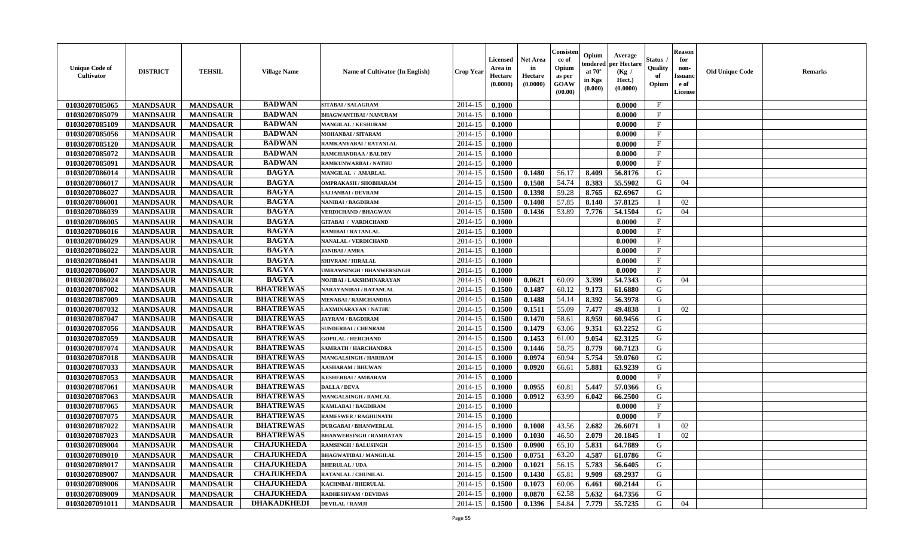| Unique Code of Cultivator | DISTRICT | TEHSIL | Village Name | Name of Cultivator (In English) | Crop Year | Licensed Area in Hectare (0.0000) | Net Area in Hectare (0.0000) | Consistence of Opium as per GOAW (00.00) | Opium tendered at 70° in Kgs (0.000) | Average per Hectare (Kg / Hect.) (0.0000) | Status / Quality of Opium | Reason for non-Issuance of License | Old Unique Code | Remarks |
|---|---|---|---|---|---|---|---|---|---|---|---|---|---|---|
| 01030207085065 | MANDSAUR | MANDSAUR | BADWAN | SITABAI / SALAGRAM | 2014-15 | 0.1000 | | | | 0.0000 | F | | | |
| 01030207085079 | MANDSAUR | MANDSAUR | BADWAN | BHAGWANTIBAI / NANURAM | 2014-15 | 0.1000 | | | | 0.0000 | F | | | |
| 01030207085109 | MANDSAUR | MANDSAUR | BADWAN | MANGILAL / KESHURAM | 2014-15 | 0.1000 | | | | 0.0000 | F | | | |
| 01030207085056 | MANDSAUR | MANDSAUR | BADWAN | MOHANBAI / SITARAM | 2014-15 | 0.1000 | | | | 0.0000 | F | | | |
| 01030207085120 | MANDSAUR | MANDSAUR | BADWAN | RAMKANYABAI / RATANLAL | 2014-15 | 0.1000 | | | | 0.0000 | F | | | |
| 01030207085072 | MANDSAUR | MANDSAUR | BADWAN | RAMCHANDRAA / BALDEV | 2014-15 | 0.1000 | | | | 0.0000 | F | | | |
| 01030207085091 | MANDSAUR | MANDSAUR | BADWAN | RAMKUNWARBAI / NATHU | 2014-15 | 0.1000 | | | | 0.0000 | F | | | |
| 01030207086014 | MANDSAUR | MANDSAUR | BAGYA | MANGILAL / AMARLAL | 2014-15 | 0.1500 | 0.1480 | 56.17 | 8.409 | 56.8176 | G | | | |
| 01030207086017 | MANDSAUR | MANDSAUR | BAGYA | OMPRAKASH / SHOBHARAM | 2014-15 | 0.1500 | 0.1508 | 54.74 | 8.383 | 55.5902 | G | 04 | | |
| 01030207086027 | MANDSAUR | MANDSAUR | BAGYA | SAJJANBAI / DEVRAM | 2014-15 | 0.1500 | 0.1398 | 59.28 | 8.765 | 62.6967 | G | | | |
| 01030207086001 | MANDSAUR | MANDSAUR | BAGYA | NANIBAI / BAGDIRAM | 2014-15 | 0.1500 | 0.1408 | 57.85 | 8.140 | 57.8125 | I | 02 | | |
| 01030207086039 | MANDSAUR | MANDSAUR | BAGYA | VERDICHAND / BHAGWAN | 2014-15 | 0.1500 | 0.1436 | 53.89 | 7.776 | 54.1504 | G | 04 | | |
| 01030207086005 | MANDSAUR | MANDSAUR | BAGYA | GITABAI / VARDICHAND | 2014-15 | 0.1000 | | | | 0.0000 | F | | | |
| 01030207086016 | MANDSAUR | MANDSAUR | BAGYA | RAMIBAI / RATANLAL | 2014-15 | 0.1000 | | | | 0.0000 | F | | | |
| 01030207086029 | MANDSAUR | MANDSAUR | BAGYA | NANALAL / VERDICHAND | 2014-15 | 0.1000 | | | | 0.0000 | F | | | |
| 01030207086022 | MANDSAUR | MANDSAUR | BAGYA | JANIBAI / AMRA | 2014-15 | 0.1000 | | | | 0.0000 | F | | | |
| 01030207086041 | MANDSAUR | MANDSAUR | BAGYA | SHIVRAM / HIRALAL | 2014-15 | 0.1000 | | | | 0.0000 | F | | | |
| 01030207086007 | MANDSAUR | MANDSAUR | BAGYA | UMRAWSINGH / BHANWERSINGH | 2014-15 | 0.1000 | | | | 0.0000 | F | | | |
| 01030207086024 | MANDSAUR | MANDSAUR | BAGYA | NOJIBAI / LAKSHMINARAYAN | 2014-15 | 0.1000 | 0.0621 | 60.09 | 3.399 | 54.7343 | G | 04 | | |
| 01030207087002 | MANDSAUR | MANDSAUR | BHATREWAS | NARAYANIBAI / RATANLAL | 2014-15 | 0.1500 | 0.1487 | 60.12 | 9.173 | 61.6880 | G | | | |
| 01030207087009 | MANDSAUR | MANDSAUR | BHATREWAS | MENABAI / RAMCHANDRA | 2014-15 | 0.1500 | 0.1488 | 54.14 | 8.392 | 56.3978 | G | | | |
| 01030207087032 | MANDSAUR | MANDSAUR | BHATREWAS | LAXMINARAYAN / NATHU | 2014-15 | 0.1500 | 0.1511 | 55.09 | 7.477 | 49.4838 | I | 02 | | |
| 01030207087047 | MANDSAUR | MANDSAUR | BHATREWAS | JAYRAM / BAGDIRAM | 2014-15 | 0.1500 | 0.1470 | 58.61 | 8.959 | 60.9456 | G | | | |
| 01030207087056 | MANDSAUR | MANDSAUR | BHATREWAS | SUNDERBAI / CHENRAM | 2014-15 | 0.1500 | 0.1479 | 63.06 | 9.351 | 63.2252 | G | | | |
| 01030207087059 | MANDSAUR | MANDSAUR | BHATREWAS | GOPILAL / HERCHAND | 2014-15 | 0.1500 | 0.1453 | 61.00 | 9.054 | 62.3125 | G | | | |
| 01030207087074 | MANDSAUR | MANDSAUR | BHATREWAS | SAMRATH / HARCHANDRA | 2014-15 | 0.1500 | 0.1446 | 58.75 | 8.779 | 60.7123 | G | | | |
| 01030207087018 | MANDSAUR | MANDSAUR | BHATREWAS | MANGALSINGH / HARIRAM | 2014-15 | 0.1000 | 0.0974 | 60.94 | 5.754 | 59.0760 | G | | | |
| 01030207087033 | MANDSAUR | MANDSAUR | BHATREWAS | AASHARAM / BHUWAN | 2014-15 | 0.1000 | 0.0920 | 66.61 | 5.881 | 63.9239 | G | | | |
| 01030207087053 | MANDSAUR | MANDSAUR | BHATREWAS | KESHERBAI / AMBARAM | 2014-15 | 0.1000 | | | | 0.0000 | F | | | |
| 01030207087061 | MANDSAUR | MANDSAUR | BHATREWAS | DALLA / DEVA | 2014-15 | 0.1000 | 0.0955 | 60.81 | 5.447 | 57.0366 | G | | | |
| 01030207087063 | MANDSAUR | MANDSAUR | BHATREWAS | MANGALSINGH / RAMLAL | 2014-15 | 0.1000 | 0.0912 | 63.99 | 6.042 | 66.2500 | G | | | |
| 01030207087065 | MANDSAUR | MANDSAUR | BHATREWAS | KAMLABAI / BAGDIRAM | 2014-15 | 0.1000 | | | | 0.0000 | F | | | |
| 01030207087075 | MANDSAUR | MANDSAUR | BHATREWAS | RAMESWER / RAGHUNATH | 2014-15 | 0.1000 | | | | 0.0000 | F | | | |
| 01030207087022 | MANDSAUR | MANDSAUR | BHATREWAS | DURGABAI / BHANWERLAL | 2014-15 | 0.1000 | 0.1008 | 43.56 | 2.682 | 26.6071 | I | 02 | | |
| 01030207087023 | MANDSAUR | MANDSAUR | BHATREWAS | BHANWERSINGH / RAMRATAN | 2014-15 | 0.1000 | 0.1030 | 46.50 | 2.079 | 20.1845 | I | 02 | | |
| 01030207089004 | MANDSAUR | MANDSAUR | CHAJUKHEDA | RAMSINGH / BALUSINGH | 2014-15 | 0.1500 | 0.0900 | 65.10 | 5.831 | 64.7889 | G | | | |
| 01030207089010 | MANDSAUR | MANDSAUR | CHAJUKHEDA | BHAGWATIBAI / MANGILAL | 2014-15 | 0.1500 | 0.0751 | 63.20 | 4.587 | 61.0786 | G | | | |
| 01030207089017 | MANDSAUR | MANDSAUR | CHAJUKHEDA | BHERULAL / UDA | 2014-15 | 0.2000 | 0.1021 | 56.15 | 5.783 | 56.6405 | G | | | |
| 01030207089007 | MANDSAUR | MANDSAUR | CHAJUKHEDA | RATANLAL / CHUNILAL | 2014-15 | 0.1500 | 0.1430 | 65.81 | 9.909 | 69.2937 | G | | | |
| 01030207089006 | MANDSAUR | MANDSAUR | CHAJUKHEDA | KACHNBAI / BHERULAL | 2014-15 | 0.1500 | 0.1073 | 60.06 | 6.461 | 60.2144 | G | | | |
| 01030207089009 | MANDSAUR | MANDSAUR | CHAJUKHEDA | RADHESHYAM / DEVIDAS | 2014-15 | 0.1000 | 0.0870 | 62.58 | 5.632 | 64.7356 | G | | | |
| 01030207091011 | MANDSAUR | MANDSAUR | DHAKADKHEDI | DEVILAL / RAMJI | 2014-15 | 0.1500 | 0.1396 | 54.84 | 7.779 | 55.7235 | G | 04 | | |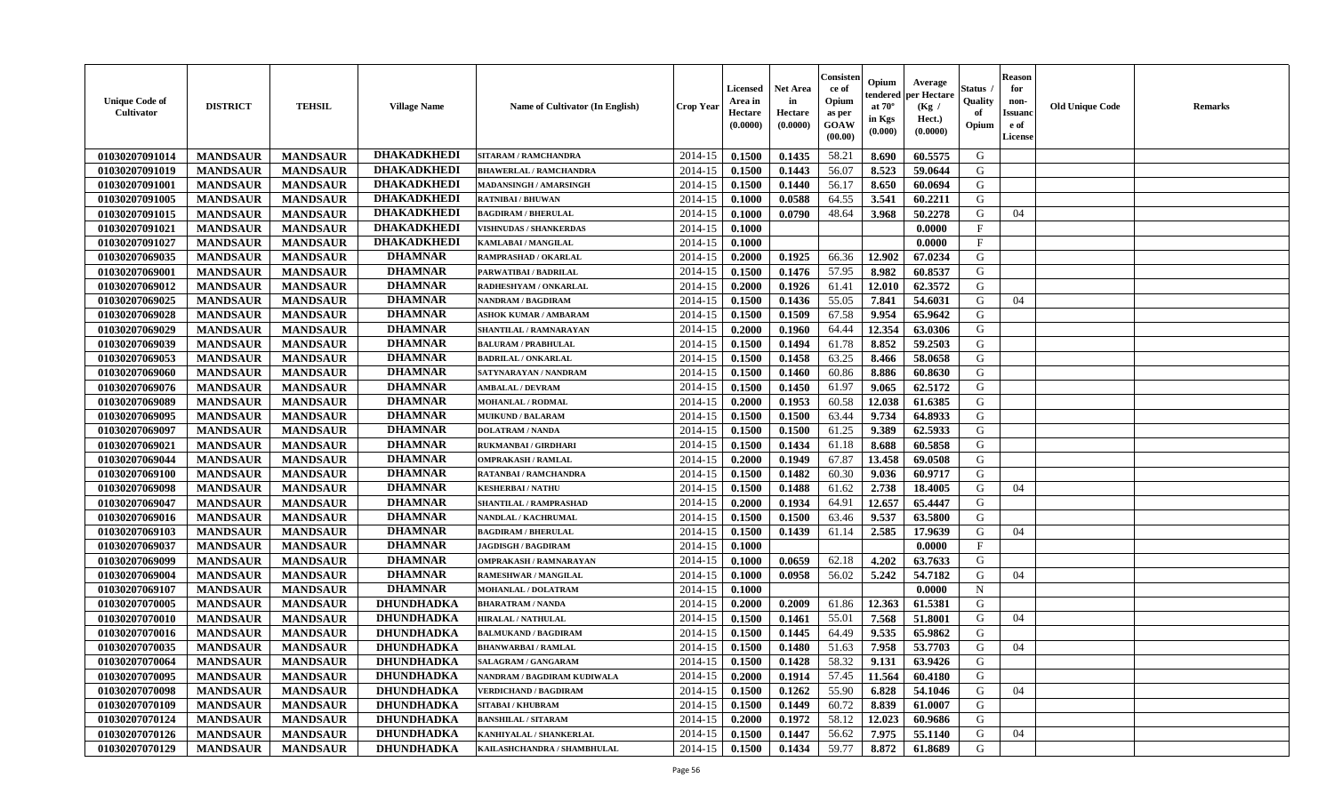| Unique Code of Cultivator | DISTRICT | TEHSIL | Village Name | Name of Cultivator (In English) | Crop Year | Licensed Area in Hectare (0.0000) | Net Area in Hectare (0.0000) | Consistence of Opium as per GOAW (00.00) | Opium tendered at 70° in Kgs (0.000) | Average per Hectare (Kg / Hect.) (0.0000) | Status / Quality of Opium | Reason for non-Issuance of License | Old Unique Code | Remarks |
|---|---|---|---|---|---|---|---|---|---|---|---|---|---|---|
| 01030207091014 | MANDSAUR | MANDSAUR | DHAKADKHEDI | SITARAM / RAMCHANDRA | 2014-15 | 0.1500 | 0.1435 | 58.21 | 8.690 | 60.5575 | G | | | |
| 01030207091019 | MANDSAUR | MANDSAUR | DHAKADKHEDI | BHAWERLAL / RAMCHANDRA | 2014-15 | 0.1500 | 0.1443 | 56.07 | 8.523 | 59.0644 | G | | | |
| 01030207091001 | MANDSAUR | MANDSAUR | DHAKADKHEDI | MADANSINGH / AMARSINGH | 2014-15 | 0.1500 | 0.1440 | 56.17 | 8.650 | 60.0694 | G | | | |
| 01030207091005 | MANDSAUR | MANDSAUR | DHAKADKHEDI | RATNIBAI / BHUWAN | 2014-15 | 0.1000 | 0.0588 | 64.55 | 3.541 | 60.2211 | G | | | |
| 01030207091015 | MANDSAUR | MANDSAUR | DHAKADKHEDI | BAGDIRAM / BHERULAL | 2014-15 | 0.1000 | 0.0790 | 48.64 | 3.968 | 50.2278 | G | 04 | | |
| 01030207091021 | MANDSAUR | MANDSAUR | DHAKADKHEDI | VISHNUDAS / SHANKERDAS | 2014-15 | 0.1000 | | | | 0.0000 | F | | | |
| 01030207091027 | MANDSAUR | MANDSAUR | DHAKADKHEDI | KAMLABAI / MANGILAL | 2014-15 | 0.1000 | | | | 0.0000 | F | | | |
| 01030207069035 | MANDSAUR | MANDSAUR | DHAMNAR | RAMPRASHAD / OKARLAL | 2014-15 | 0.2000 | 0.1925 | 66.36 | 12.902 | 67.0234 | G | | | |
| 01030207069001 | MANDSAUR | MANDSAUR | DHAMNAR | PARWATIBAI / BADRILAL | 2014-15 | 0.1500 | 0.1476 | 57.95 | 8.982 | 60.8537 | G | | | |
| 01030207069012 | MANDSAUR | MANDSAUR | DHAMNAR | RADHESHYAM / ONKARLAL | 2014-15 | 0.2000 | 0.1926 | 61.41 | 12.010 | 62.3572 | G | | | |
| 01030207069025 | MANDSAUR | MANDSAUR | DHAMNAR | NANDRAM / BAGDIRAM | 2014-15 | 0.1500 | 0.1436 | 55.05 | 7.841 | 54.6031 | G | 04 | | |
| 01030207069028 | MANDSAUR | MANDSAUR | DHAMNAR | ASHOK KUMAR / AMBARAM | 2014-15 | 0.1500 | 0.1509 | 67.58 | 9.954 | 65.9642 | G | | | |
| 01030207069029 | MANDSAUR | MANDSAUR | DHAMNAR | SHANTILAL / RAMNARAYAN | 2014-15 | 0.2000 | 0.1960 | 64.44 | 12.354 | 63.0306 | G | | | |
| 01030207069039 | MANDSAUR | MANDSAUR | DHAMNAR | BALURAM / PRABHULAL | 2014-15 | 0.1500 | 0.1494 | 61.78 | 8.852 | 59.2503 | G | | | |
| 01030207069053 | MANDSAUR | MANDSAUR | DHAMNAR | BADRILAL / ONKARLAL | 2014-15 | 0.1500 | 0.1458 | 63.25 | 8.466 | 58.0658 | G | | | |
| 01030207069060 | MANDSAUR | MANDSAUR | DHAMNAR | SATYNARAYAN / NANDRAM | 2014-15 | 0.1500 | 0.1460 | 60.86 | 8.886 | 60.8630 | G | | | |
| 01030207069076 | MANDSAUR | MANDSAUR | DHAMNAR | AMBALAL / DEVRAM | 2014-15 | 0.1500 | 0.1450 | 61.97 | 9.065 | 62.5172 | G | | | |
| 01030207069089 | MANDSAUR | MANDSAUR | DHAMNAR | MOHANLAL / RODMAL | 2014-15 | 0.2000 | 0.1953 | 60.58 | 12.038 | 61.6385 | G | | | |
| 01030207069095 | MANDSAUR | MANDSAUR | DHAMNAR | MUIKUND / BALARAM | 2014-15 | 0.1500 | 0.1500 | 63.44 | 9.734 | 64.8933 | G | | | |
| 01030207069097 | MANDSAUR | MANDSAUR | DHAMNAR | DOLATRAM / NANDA | 2014-15 | 0.1500 | 0.1500 | 61.25 | 9.389 | 62.5933 | G | | | |
| 01030207069021 | MANDSAUR | MANDSAUR | DHAMNAR | RUKMANBAI / GIRDHARI | 2014-15 | 0.1500 | 0.1434 | 61.18 | 8.688 | 60.5858 | G | | | |
| 01030207069044 | MANDSAUR | MANDSAUR | DHAMNAR | OMPRAKASH / RAMLAL | 2014-15 | 0.2000 | 0.1949 | 67.87 | 13.458 | 69.0508 | G | | | |
| 01030207069100 | MANDSAUR | MANDSAUR | DHAMNAR | RATANBAI / RAMCHANDRA | 2014-15 | 0.1500 | 0.1482 | 60.30 | 9.036 | 60.9717 | G | | | |
| 01030207069098 | MANDSAUR | MANDSAUR | DHAMNAR | KESHERBAI / NATHU | 2014-15 | 0.1500 | 0.1488 | 61.62 | 2.738 | 18.4005 | G | 04 | | |
| 01030207069047 | MANDSAUR | MANDSAUR | DHAMNAR | SHANTILAL / RAMPRASHAD | 2014-15 | 0.2000 | 0.1934 | 64.91 | 12.657 | 65.4447 | G | | | |
| 01030207069016 | MANDSAUR | MANDSAUR | DHAMNAR | NANDLAL / KACHRUMAL | 2014-15 | 0.1500 | 0.1500 | 63.46 | 9.537 | 63.5800 | G | | | |
| 01030207069103 | MANDSAUR | MANDSAUR | DHAMNAR | BAGDIRAM / BHERULAL | 2014-15 | 0.1500 | 0.1439 | 61.14 | 2.585 | 17.9639 | G | 04 | | |
| 01030207069037 | MANDSAUR | MANDSAUR | DHAMNAR | JAGDISGH / BAGDIRAM | 2014-15 | 0.1000 | | | | 0.0000 | F | | | |
| 01030207069099 | MANDSAUR | MANDSAUR | DHAMNAR | OMPRAKASH / RAMNARAYAN | 2014-15 | 0.1000 | 0.0659 | 62.18 | 4.202 | 63.7633 | G | | | |
| 01030207069004 | MANDSAUR | MANDSAUR | DHAMNAR | RAMESHWAR / MANGILAL | 2014-15 | 0.1000 | 0.0958 | 56.02 | 5.242 | 54.7182 | G | 04 | | |
| 01030207069107 | MANDSAUR | MANDSAUR | DHAMNAR | MOHANLAL / DOLATRAM | 2014-15 | 0.1000 | | | | 0.0000 | N | | | |
| 01030207070005 | MANDSAUR | MANDSAUR | DHUNDHADKA | BHARATRAM / NANDA | 2014-15 | 0.2000 | 0.2009 | 61.86 | 12.363 | 61.5381 | G | | | |
| 01030207070010 | MANDSAUR | MANDSAUR | DHUNDHADKA | HIRALAL / NATHULAL | 2014-15 | 0.1500 | 0.1461 | 55.01 | 7.568 | 51.8001 | G | 04 | | |
| 01030207070016 | MANDSAUR | MANDSAUR | DHUNDHADKA | BALMUKAND / BAGDIRAM | 2014-15 | 0.1500 | 0.1445 | 64.49 | 9.535 | 65.9862 | G | | | |
| 01030207070035 | MANDSAUR | MANDSAUR | DHUNDHADKA | BHANWARBAI / RAMLAL | 2014-15 | 0.1500 | 0.1480 | 51.63 | 7.958 | 53.7703 | G | 04 | | |
| 01030207070064 | MANDSAUR | MANDSAUR | DHUNDHADKA | SALAGRAM / GANGARAM | 2014-15 | 0.1500 | 0.1428 | 58.32 | 9.131 | 63.9426 | G | | | |
| 01030207070095 | MANDSAUR | MANDSAUR | DHUNDHADKA | NANDRAM / BAGDIRAM KUDIWALA | 2014-15 | 0.2000 | 0.1914 | 57.45 | 11.564 | 60.4180 | G | | | |
| 01030207070098 | MANDSAUR | MANDSAUR | DHUNDHADKA | VERDICHAND / BAGDIRAM | 2014-15 | 0.1500 | 0.1262 | 55.90 | 6.828 | 54.1046 | G | 04 | | |
| 01030207070109 | MANDSAUR | MANDSAUR | DHUNDHADKA | SITABAI / KHUBRAM | 2014-15 | 0.1500 | 0.1449 | 60.72 | 8.839 | 61.0007 | G | | | |
| 01030207070124 | MANDSAUR | MANDSAUR | DHUNDHADKA | BANSHILAL / SITARAM | 2014-15 | 0.2000 | 0.1972 | 58.12 | 12.023 | 60.9686 | G | | | |
| 01030207070126 | MANDSAUR | MANDSAUR | DHUNDHADKA | KANHIYALAL / SHANKERLAL | 2014-15 | 0.1500 | 0.1447 | 56.62 | 7.975 | 55.1140 | G | 04 | | |
| 01030207070129 | MANDSAUR | MANDSAUR | DHUNDHADKA | KAILASHCHANDRA / SHAMBHULAL | 2014-15 | 0.1500 | 0.1434 | 59.77 | 8.872 | 61.8689 | G | | | |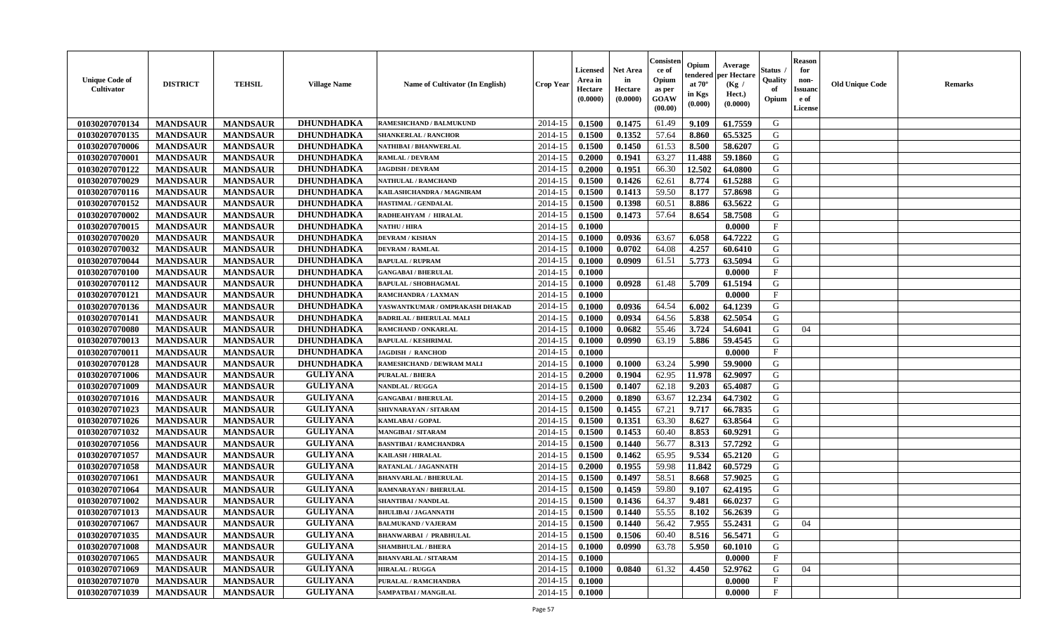| Unique Code of Cultivator | DISTRICT | TEHSIL | Village Name | Name of Cultivator (In English) | Crop Year | Licensed Area in Hectare (0.0000) | Net Area in Hectare (0.0000) | Consistence of Opium as per GOAW (00.00) | Opium tendered at 70° in Kgs (0.000) | Average per Hectare (Kg / Hect.) (0.0000) | Status / Quality of Opium | Reason for non-Issuance of License | Old Unique Code | Remarks |
|---|---|---|---|---|---|---|---|---|---|---|---|---|---|---|
| 01030207070134 | MANDSAUR | MANDSAUR | DHUNDHADKA | RAMESHCHAND / BALMUKUND | 2014-15 | 0.1500 | 0.1475 | 61.49 | 9.109 | 61.7559 | G | | | |
| 01030207070135 | MANDSAUR | MANDSAUR | DHUNDHADKA | SHANKERLAL / RANCHOR | 2014-15 | 0.1500 | 0.1352 | 57.64 | 8.860 | 65.5325 | G | | | |
| 01030207070006 | MANDSAUR | MANDSAUR | DHUNDHADKA | NATHIBAI / BHANWERLAL | 2014-15 | 0.1500 | 0.1450 | 61.53 | 8.500 | 58.6207 | G | | | |
| 01030207070001 | MANDSAUR | MANDSAUR | DHUNDHADKA | RAMLAL / DEVRAM | 2014-15 | 0.2000 | 0.1941 | 63.27 | 11.488 | 59.1860 | G | | | |
| 01030207070122 | MANDSAUR | MANDSAUR | DHUNDHADKA | JAGDISH / DEVRAM | 2014-15 | 0.2000 | 0.1951 | 66.30 | 12.502 | 64.0800 | G | | | |
| 01030207070029 | MANDSAUR | MANDSAUR | DHUNDHADKA | NATHULAL / RAMCHAND | 2014-15 | 0.1500 | 0.1426 | 62.61 | 8.774 | 61.5288 | G | | | |
| 01030207070116 | MANDSAUR | MANDSAUR | DHUNDHADKA | KAILASHCHANDRA / MAGNIRAM | 2014-15 | 0.1500 | 0.1413 | 59.50 | 8.177 | 57.8698 | G | | | |
| 01030207070152 | MANDSAUR | MANDSAUR | DHUNDHADKA | HASTIMAL / GENDALAL | 2014-15 | 0.1500 | 0.1398 | 60.51 | 8.886 | 63.5622 | G | | | |
| 01030207070002 | MANDSAUR | MANDSAUR | DHUNDHADKA | RADHEAHYAM / HIRALAL | 2014-15 | 0.1500 | 0.1473 | 57.64 | 8.654 | 58.7508 | G | | | |
| 01030207070015 | MANDSAUR | MANDSAUR | DHUNDHADKA | NATHU / HIRA | 2014-15 | 0.1000 | | | | 0.0000 | F | | | |
| 01030207070020 | MANDSAUR | MANDSAUR | DHUNDHADKA | DEVRAM / KISHAN | 2014-15 | 0.1000 | 0.0936 | 63.67 | 6.058 | 64.7222 | G | | | |
| 01030207070032 | MANDSAUR | MANDSAUR | DHUNDHADKA | DEVRAM / RAMLAL | 2014-15 | 0.1000 | 0.0702 | 64.08 | 4.257 | 60.6410 | G | | | |
| 01030207070044 | MANDSAUR | MANDSAUR | DHUNDHADKA | BAPULAL / RUPRAM | 2014-15 | 0.1000 | 0.0909 | 61.51 | 5.773 | 63.5094 | G | | | |
| 01030207070100 | MANDSAUR | MANDSAUR | DHUNDHADKA | GANGABAI / BHERULAL | 2014-15 | 0.1000 | | | | 0.0000 | F | | | |
| 01030207070112 | MANDSAUR | MANDSAUR | DHUNDHADKA | BAPULAL / SHOBHAGMAL | 2014-15 | 0.1000 | 0.0928 | 61.48 | 5.709 | 61.5194 | G | | | |
| 01030207070121 | MANDSAUR | MANDSAUR | DHUNDHADKA | RAMCHANDRA / LAXMAN | 2014-15 | 0.1000 | | | | 0.0000 | F | | | |
| 01030207070136 | MANDSAUR | MANDSAUR | DHUNDHADKA | YASWANTKUMAR / OMPRAKASH DHAKAD | 2014-15 | 0.1000 | 0.0936 | 64.54 | 6.002 | 64.1239 | G | | | |
| 01030207070141 | MANDSAUR | MANDSAUR | DHUNDHADKA | BADRILAL / BHERULAL MALI | 2014-15 | 0.1000 | 0.0934 | 64.56 | 5.838 | 62.5054 | G | | | |
| 01030207070080 | MANDSAUR | MANDSAUR | DHUNDHADKA | RAMCHAND / ONKARLAL | 2014-15 | 0.1000 | 0.0682 | 55.46 | 3.724 | 54.6041 | G | 04 | | |
| 01030207070013 | MANDSAUR | MANDSAUR | DHUNDHADKA | BAPULAL / KESHRIMAL | 2014-15 | 0.1000 | 0.0990 | 63.19 | 5.886 | 59.4545 | G | | | |
| 01030207070011 | MANDSAUR | MANDSAUR | DHUNDHADKA | JAGDISH / RANCHOD | 2014-15 | 0.1000 | | | | 0.0000 | F | | | |
| 01030207070128 | MANDSAUR | MANDSAUR | DHUNDHADKA | RAMESHCHAND / DEWRAM MALI | 2014-15 | 0.1000 | 0.1000 | 63.24 | 5.990 | 59.9000 | G | | | |
| 01030207071006 | MANDSAUR | MANDSAUR | GULIYANA | PURALAL / BHERA | 2014-15 | 0.2000 | 0.1904 | 62.95 | 11.978 | 62.9097 | G | | | |
| 01030207071009 | MANDSAUR | MANDSAUR | GULIYANA | NANDLAL / RUGGA | 2014-15 | 0.1500 | 0.1407 | 62.18 | 9.203 | 65.4087 | G | | | |
| 01030207071016 | MANDSAUR | MANDSAUR | GULIYANA | GANGABAI / BHERULAL | 2014-15 | 0.2000 | 0.1890 | 63.67 | 12.234 | 64.7302 | G | | | |
| 01030207071023 | MANDSAUR | MANDSAUR | GULIYANA | SHIVNARAYAN / SITARAM | 2014-15 | 0.1500 | 0.1455 | 67.21 | 9.717 | 66.7835 | G | | | |
| 01030207071026 | MANDSAUR | MANDSAUR | GULIYANA | KAMLABAI / GOPAL | 2014-15 | 0.1500 | 0.1351 | 63.30 | 8.627 | 63.8564 | G | | | |
| 01030207071032 | MANDSAUR | MANDSAUR | GULIYANA | MANGIBAI / SITARAM | 2014-15 | 0.1500 | 0.1453 | 60.40 | 8.853 | 60.9291 | G | | | |
| 01030207071056 | MANDSAUR | MANDSAUR | GULIYANA | BASNTIBAI / RAMCHANDRA | 2014-15 | 0.1500 | 0.1440 | 56.77 | 8.313 | 57.7292 | G | | | |
| 01030207071057 | MANDSAUR | MANDSAUR | GULIYANA | KAILASH / HIRALAL | 2014-15 | 0.1500 | 0.1462 | 65.95 | 9.534 | 65.2120 | G | | | |
| 01030207071058 | MANDSAUR | MANDSAUR | GULIYANA | RATANLAL / JAGANNATH | 2014-15 | 0.2000 | 0.1955 | 59.98 | 11.842 | 60.5729 | G | | | |
| 01030207071061 | MANDSAUR | MANDSAUR | GULIYANA | BHANVARLAL / BHERULAL | 2014-15 | 0.1500 | 0.1497 | 58.51 | 8.668 | 57.9025 | G | | | |
| 01030207071064 | MANDSAUR | MANDSAUR | GULIYANA | RAMNARAYAN / BHERULAL | 2014-15 | 0.1500 | 0.1459 | 59.80 | 9.107 | 62.4195 | G | | | |
| 01030207071002 | MANDSAUR | MANDSAUR | GULIYANA | SHANTIBAI / NANDLAL | 2014-15 | 0.1500 | 0.1436 | 64.37 | 9.481 | 66.0237 | G | | | |
| 01030207071013 | MANDSAUR | MANDSAUR | GULIYANA | BHULIBAI / JAGANNATH | 2014-15 | 0.1500 | 0.1440 | 55.55 | 8.102 | 56.2639 | G | | | |
| 01030207071067 | MANDSAUR | MANDSAUR | GULIYANA | BALMUKAND / VAJERAM | 2014-15 | 0.1500 | 0.1440 | 56.42 | 7.955 | 55.2431 | G | 04 | | |
| 01030207071035 | MANDSAUR | MANDSAUR | GULIYANA | BHANWARBAI / PRABHULAL | 2014-15 | 0.1500 | 0.1506 | 60.40 | 8.516 | 56.5471 | G | | | |
| 01030207071008 | MANDSAUR | MANDSAUR | GULIYANA | SHAMBHULAL / BHERA | 2014-15 | 0.1000 | 0.0990 | 63.78 | 5.950 | 60.1010 | G | | | |
| 01030207071065 | MANDSAUR | MANDSAUR | GULIYANA | BHANVARLAL / SITARAM | 2014-15 | 0.1000 | | | | 0.0000 | F | | | |
| 01030207071069 | MANDSAUR | MANDSAUR | GULIYANA | HIRALAL / RUGGA | 2014-15 | 0.1000 | 0.0840 | 61.32 | 4.450 | 52.9762 | G | 04 | | |
| 01030207071070 | MANDSAUR | MANDSAUR | GULIYANA | PURALAL / RAMCHANDRA | 2014-15 | 0.1000 | | | | 0.0000 | F | | | |
| 01030207071039 | MANDSAUR | MANDSAUR | GULIYANA | SAMPATBAI / MANGILAL | 2014-15 | 0.1000 | | | | 0.0000 | F | | | |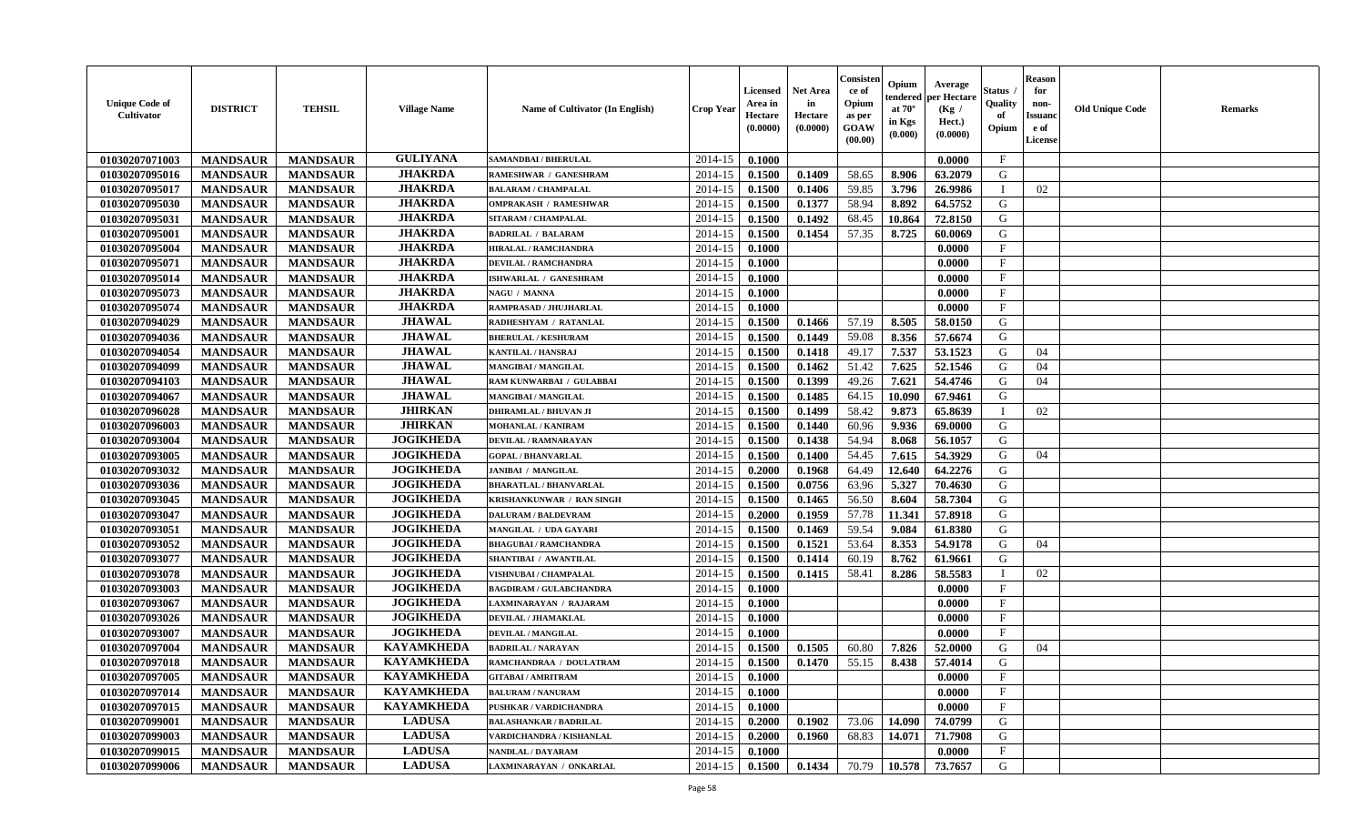| Unique Code of Cultivator | DISTRICT | TEHSIL | Village Name | Name of Cultivator (In English) | Crop Year | Licensed Area in Hectare (0.0000) | Net Area in Hectare (0.0000) | Consistence of Opium as per GOAW (00.00) | Opium tendered at 70° in Kgs (0.000) | Average per Hectare (Kg / Hect.) (0.0000) | Status / Quality of Opium | Reason for non-Issuance of License | Old Unique Code | Remarks |
|---|---|---|---|---|---|---|---|---|---|---|---|---|---|---|
| 01030207071003 | MANDSAUR | MANDSAUR | GULIYANA | SAMANDBAI / BHERULAL | 2014-15 | 0.1000 | | | | 0.0000 | F | | | |
| 01030207095016 | MANDSAUR | MANDSAUR | JHAKRDA | RAMESHWAR / GANESHRAM | 2014-15 | 0.1500 | 0.1409 | 58.65 | 8.906 | 63.2079 | G | | | |
| 01030207095017 | MANDSAUR | MANDSAUR | JHAKRDA | BALARAM / CHAMPALAL | 2014-15 | 0.1500 | 0.1406 | 59.85 | 3.796 | 26.9986 | I | 02 | | |
| 01030207095030 | MANDSAUR | MANDSAUR | JHAKRDA | OMPRAKASH / RAMESHWAR | 2014-15 | 0.1500 | 0.1377 | 58.94 | 8.892 | 64.5752 | G | | | |
| 01030207095031 | MANDSAUR | MANDSAUR | JHAKRDA | SITARAM / CHAMPALAL | 2014-15 | 0.1500 | 0.1492 | 68.45 | 10.864 | 72.8150 | G | | | |
| 01030207095001 | MANDSAUR | MANDSAUR | JHAKRDA | BADRILAL / BALARAM | 2014-15 | 0.1500 | 0.1454 | 57.35 | 8.725 | 60.0069 | G | | | |
| 01030207095004 | MANDSAUR | MANDSAUR | JHAKRDA | HIRALAL / RAMCHANDRA | 2014-15 | 0.1000 | | | | 0.0000 | F | | | |
| 01030207095071 | MANDSAUR | MANDSAUR | JHAKRDA | DEVILAL / RAMCHANDRA | 2014-15 | 0.1000 | | | | 0.0000 | F | | | |
| 01030207095014 | MANDSAUR | MANDSAUR | JHAKRDA | ISHWARLAL / GANESHRAM | 2014-15 | 0.1000 | | | | 0.0000 | F | | | |
| 01030207095073 | MANDSAUR | MANDSAUR | JHAKRDA | NAGU / MANNA | 2014-15 | 0.1000 | | | | 0.0000 | F | | | |
| 01030207095074 | MANDSAUR | MANDSAUR | JHAKRDA | RAMPRASAD / JHUJHARLAL | 2014-15 | 0.1000 | | | | 0.0000 | F | | | |
| 01030207094029 | MANDSAUR | MANDSAUR | JHAWAL | RADHESHYAM / RATANLAL | 2014-15 | 0.1500 | 0.1466 | 57.19 | 8.505 | 58.0150 | G | | | |
| 01030207094036 | MANDSAUR | MANDSAUR | JHAWAL | BHERULAL / KESHURAM | 2014-15 | 0.1500 | 0.1449 | 59.08 | 8.356 | 57.6674 | G | | | |
| 01030207094054 | MANDSAUR | MANDSAUR | JHAWAL | KANTILAL / HANSRAJ | 2014-15 | 0.1500 | 0.1418 | 49.17 | 7.537 | 53.1523 | G | 04 | | |
| 01030207094099 | MANDSAUR | MANDSAUR | JHAWAL | MANGIBAI / MANGILAL | 2014-15 | 0.1500 | 0.1462 | 51.42 | 7.625 | 52.1546 | G | 04 | | |
| 01030207094103 | MANDSAUR | MANDSAUR | JHAWAL | RAM KUNWARBAI / GULABBAI | 2014-15 | 0.1500 | 0.1399 | 49.26 | 7.621 | 54.4746 | G | 04 | | |
| 01030207094067 | MANDSAUR | MANDSAUR | JHAWAL | MANGIBAI / MANGILAL | 2014-15 | 0.1500 | 0.1485 | 64.15 | 10.090 | 67.9461 | G | | | |
| 01030207096028 | MANDSAUR | MANDSAUR | JHIRKAN | DHIRAMLAL / BHUVAN JI | 2014-15 | 0.1500 | 0.1499 | 58.42 | 9.873 | 65.8639 | I | 02 | | |
| 01030207096003 | MANDSAUR | MANDSAUR | JHIRKAN | MOHANLAL / KANIRAM | 2014-15 | 0.1500 | 0.1440 | 60.96 | 9.936 | 69.0000 | G | | | |
| 01030207093004 | MANDSAUR | MANDSAUR | JOGIKHEDA | DEVILAL / RAMNARAYAN | 2014-15 | 0.1500 | 0.1438 | 54.94 | 8.068 | 56.1057 | G | | | |
| 01030207093005 | MANDSAUR | MANDSAUR | JOGIKHEDA | GOPAL / BHANVARLAL | 2014-15 | 0.1500 | 0.1400 | 54.45 | 7.615 | 54.3929 | G | 04 | | |
| 01030207093032 | MANDSAUR | MANDSAUR | JOGIKHEDA | JANIBAI / MANGILAL | 2014-15 | 0.2000 | 0.1968 | 64.49 | 12.640 | 64.2276 | G | | | |
| 01030207093036 | MANDSAUR | MANDSAUR | JOGIKHEDA | BHARATLAL / BHANVARLAL | 2014-15 | 0.1500 | 0.0756 | 63.96 | 5.327 | 70.4630 | G | | | |
| 01030207093045 | MANDSAUR | MANDSAUR | JOGIKHEDA | KRISHANKUNWAR / RAN SINGH | 2014-15 | 0.1500 | 0.1465 | 56.50 | 8.604 | 58.7304 | G | | | |
| 01030207093047 | MANDSAUR | MANDSAUR | JOGIKHEDA | DALURAM / BALDEVRAM | 2014-15 | 0.2000 | 0.1959 | 57.78 | 11.341 | 57.8918 | G | | | |
| 01030207093051 | MANDSAUR | MANDSAUR | JOGIKHEDA | MANGILAL / UDA GAYARI | 2014-15 | 0.1500 | 0.1469 | 59.54 | 9.084 | 61.8380 | G | | | |
| 01030207093052 | MANDSAUR | MANDSAUR | JOGIKHEDA | BHAGUBAI / RAMCHANDRA | 2014-15 | 0.1500 | 0.1521 | 53.64 | 8.353 | 54.9178 | G | 04 | | |
| 01030207093077 | MANDSAUR | MANDSAUR | JOGIKHEDA | SHANTIBAI / AWANTILAL | 2014-15 | 0.1500 | 0.1414 | 60.19 | 8.762 | 61.9661 | G | | | |
| 01030207093078 | MANDSAUR | MANDSAUR | JOGIKHEDA | VISHNUBAI / CHAMPALAL | 2014-15 | 0.1500 | 0.1415 | 58.41 | 8.286 | 58.5583 | I | 02 | | |
| 01030207093003 | MANDSAUR | MANDSAUR | JOGIKHEDA | BAGDIRAM / GULABCHANDRA | 2014-15 | 0.1000 | | | | 0.0000 | F | | | |
| 01030207093067 | MANDSAUR | MANDSAUR | JOGIKHEDA | LAXMINARAYAN / RAJARAM | 2014-15 | 0.1000 | | | | 0.0000 | F | | | |
| 01030207093026 | MANDSAUR | MANDSAUR | JOGIKHEDA | DEVILAL / JHAMAKLAL | 2014-15 | 0.1000 | | | | 0.0000 | F | | | |
| 01030207093007 | MANDSAUR | MANDSAUR | JOGIKHEDA | DEVILAL / MANGILAL | 2014-15 | 0.1000 | | | | 0.0000 | F | | | |
| 01030207097004 | MANDSAUR | MANDSAUR | KAYAMKHEDA | BADRILAL / NARAYAN | 2014-15 | 0.1500 | 0.1505 | 60.80 | 7.826 | 52.0000 | G | 04 | | |
| 01030207097018 | MANDSAUR | MANDSAUR | KAYAMKHEDA | RAMCHANDRAA / DOULATRAM | 2014-15 | 0.1500 | 0.1470 | 55.15 | 8.438 | 57.4014 | G | | | |
| 01030207097005 | MANDSAUR | MANDSAUR | KAYAMKHEDA | GITABAI / AMRITRAM | 2014-15 | 0.1000 | | | | 0.0000 | F | | | |
| 01030207097014 | MANDSAUR | MANDSAUR | KAYAMKHEDA | BALURAM / NANURAM | 2014-15 | 0.1000 | | | | 0.0000 | F | | | |
| 01030207097015 | MANDSAUR | MANDSAUR | KAYAMKHEDA | PUSHKAR / VARDICHANDRA | 2014-15 | 0.1000 | | | | 0.0000 | F | | | |
| 01030207099001 | MANDSAUR | MANDSAUR | LADUSA | BALASHANKAR / BADRILAL | 2014-15 | 0.2000 | 0.1902 | 73.06 | 14.090 | 74.0799 | G | | | |
| 01030207099003 | MANDSAUR | MANDSAUR | LADUSA | VARDICHANDRA / KISHANLAL | 2014-15 | 0.2000 | 0.1960 | 68.83 | 14.071 | 71.7908 | G | | | |
| 01030207099015 | MANDSAUR | MANDSAUR | LADUSA | NANDLAL / DAYARAM | 2014-15 | 0.1000 | | | | 0.0000 | F | | | |
| 01030207099006 | MANDSAUR | MANDSAUR | LADUSA | LAXMINARAYAN / ONKARLAL | 2014-15 | 0.1500 | 0.1434 | 70.79 | 10.578 | 73.7657 | G | | | |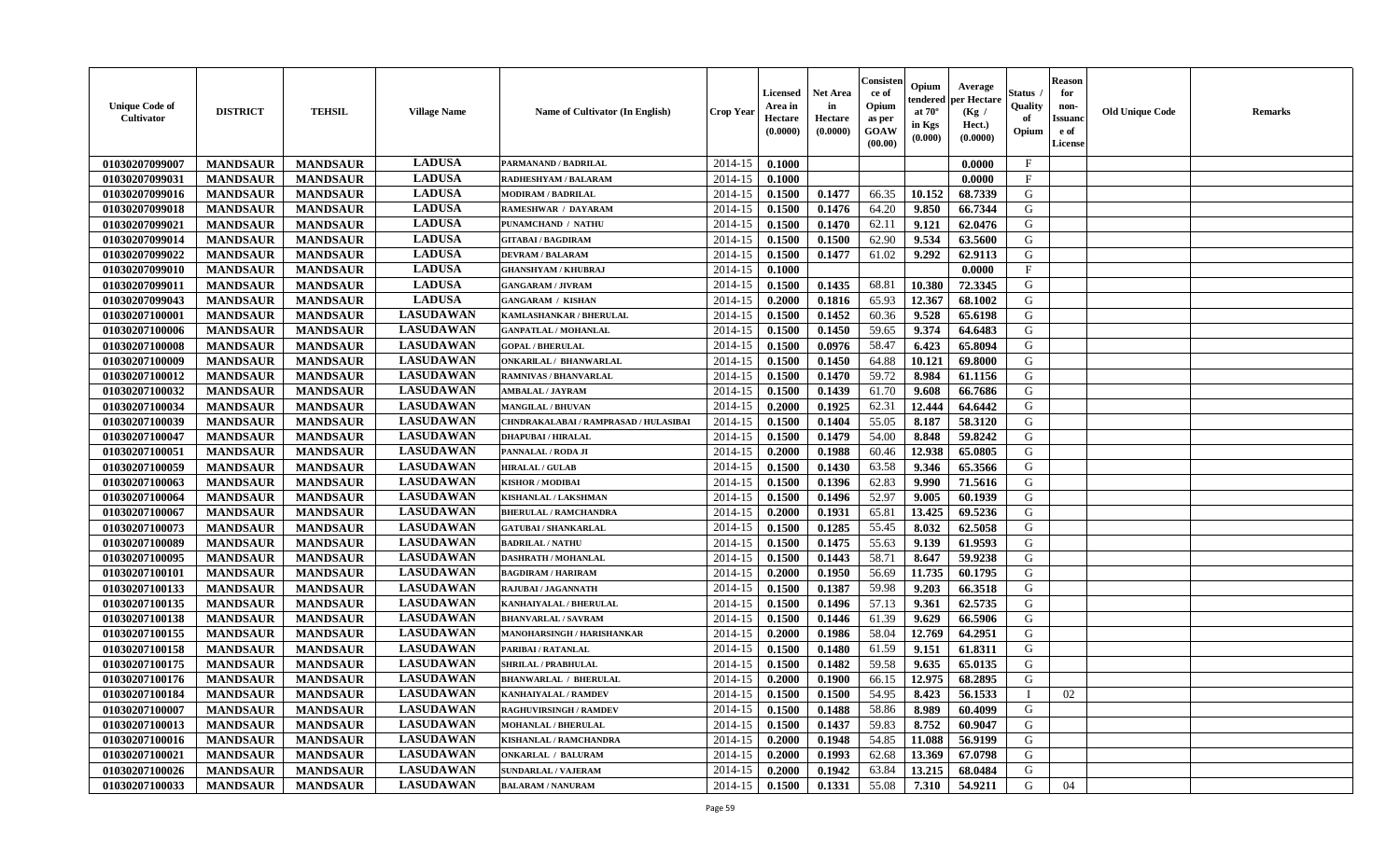| Unique Code of Cultivator | DISTRICT | TEHSIL | Village Name | Name of Cultivator (In English) | Crop Year | Licensed Area in Hectare (0.0000) | Net Area in Hectare (0.0000) | Consistence of Opium as per GOAW (00.00) | Opium tendered at 70° in Kgs (0.000) | Average per Hectare (Kg / Hect.) (0.0000) | Status / Quality of Opium | Reason for non-Issuance of License | Old Unique Code | Remarks |
|---|---|---|---|---|---|---|---|---|---|---|---|---|---|---|
| 01030207099007 | MANDSAUR | MANDSAUR | LADUSA | PARMANAND / BADRILAL | 2014-15 | 0.1000 | | | | 0.0000 | F | | | |
| 01030207099031 | MANDSAUR | MANDSAUR | LADUSA | RADHESHYAM / BALARAM | 2014-15 | 0.1000 | | | | 0.0000 | F | | | |
| 01030207099016 | MANDSAUR | MANDSAUR | LADUSA | MODIRAM / BADRILAL | 2014-15 | 0.1500 | 0.1477 | 66.35 | 10.152 | 68.7339 | G | | | |
| 01030207099018 | MANDSAUR | MANDSAUR | LADUSA | RAMESHWAR / DAYARAM | 2014-15 | 0.1500 | 0.1476 | 64.20 | 9.850 | 66.7344 | G | | | |
| 01030207099021 | MANDSAUR | MANDSAUR | LADUSA | PUNAMCHAND / NATHU | 2014-15 | 0.1500 | 0.1470 | 62.11 | 9.121 | 62.0476 | G | | | |
| 01030207099014 | MANDSAUR | MANDSAUR | LADUSA | GITABAI / BAGDIRAM | 2014-15 | 0.1500 | 0.1500 | 62.90 | 9.534 | 63.5600 | G | | | |
| 01030207099022 | MANDSAUR | MANDSAUR | LADUSA | DEVRAM / BALARAM | 2014-15 | 0.1500 | 0.1477 | 61.02 | 9.292 | 62.9113 | G | | | |
| 01030207099010 | MANDSAUR | MANDSAUR | LADUSA | GHANSHYAM / KHUBRAJ | 2014-15 | 0.1000 | | | | 0.0000 | F | | | |
| 01030207099011 | MANDSAUR | MANDSAUR | LADUSA | GANGARAM / JIVRAM | 2014-15 | 0.1500 | 0.1435 | 68.81 | 10.380 | 72.3345 | G | | | |
| 01030207099043 | MANDSAUR | MANDSAUR | LADUSA | GANGARAM / KISHAN | 2014-15 | 0.2000 | 0.1816 | 65.93 | 12.367 | 68.1002 | G | | | |
| 01030207100001 | MANDSAUR | MANDSAUR | LASUDAWAN | KAMLASHANKAR / BHERULAL | 2014-15 | 0.1500 | 0.1452 | 60.36 | 9.528 | 65.6198 | G | | | |
| 01030207100006 | MANDSAUR | MANDSAUR | LASUDAWAN | GANPATLAL / MOHANLAL | 2014-15 | 0.1500 | 0.1450 | 59.65 | 9.374 | 64.6483 | G | | | |
| 01030207100008 | MANDSAUR | MANDSAUR | LASUDAWAN | GOPAL / BHERULAL | 2014-15 | 0.1500 | 0.0976 | 58.47 | 6.423 | 65.8094 | G | | | |
| 01030207100009 | MANDSAUR | MANDSAUR | LASUDAWAN | ONKARILAL / BHANWARLAL | 2014-15 | 0.1500 | 0.1450 | 64.88 | 10.121 | 69.8000 | G | | | |
| 01030207100012 | MANDSAUR | MANDSAUR | LASUDAWAN | RAMNIVAS / BHANVARLAL | 2014-15 | 0.1500 | 0.1470 | 59.72 | 8.984 | 61.1156 | G | | | |
| 01030207100032 | MANDSAUR | MANDSAUR | LASUDAWAN | AMBALAL / JAYRAM | 2014-15 | 0.1500 | 0.1439 | 61.70 | 9.608 | 66.7686 | G | | | |
| 01030207100034 | MANDSAUR | MANDSAUR | LASUDAWAN | MANGILAL / BHUVAN | 2014-15 | 0.2000 | 0.1925 | 62.31 | 12.444 | 64.6442 | G | | | |
| 01030207100039 | MANDSAUR | MANDSAUR | LASUDAWAN | CHNDRAKALABAI / RAMPRASAD / HULASIBAI | 2014-15 | 0.1500 | 0.1404 | 55.05 | 8.187 | 58.3120 | G | | | |
| 01030207100047 | MANDSAUR | MANDSAUR | LASUDAWAN | DHAPUBAI / HIRALAL | 2014-15 | 0.1500 | 0.1479 | 54.00 | 8.848 | 59.8242 | G | | | |
| 01030207100051 | MANDSAUR | MANDSAUR | LASUDAWAN | PANNALAL / RODA JI | 2014-15 | 0.2000 | 0.1988 | 60.46 | 12.938 | 65.0805 | G | | | |
| 01030207100059 | MANDSAUR | MANDSAUR | LASUDAWAN | HIRALAL / GULAB | 2014-15 | 0.1500 | 0.1430 | 63.58 | 9.346 | 65.3566 | G | | | |
| 01030207100063 | MANDSAUR | MANDSAUR | LASUDAWAN | KISHOR / MODIBAI | 2014-15 | 0.1500 | 0.1396 | 62.83 | 9.990 | 71.5616 | G | | | |
| 01030207100064 | MANDSAUR | MANDSAUR | LASUDAWAN | KISHANLAL / LAKSHMAN | 2014-15 | 0.1500 | 0.1496 | 52.97 | 9.005 | 60.1939 | G | | | |
| 01030207100067 | MANDSAUR | MANDSAUR | LASUDAWAN | BHERULAL / RAMCHANDRA | 2014-15 | 0.2000 | 0.1931 | 65.81 | 13.425 | 69.5236 | G | | | |
| 01030207100073 | MANDSAUR | MANDSAUR | LASUDAWAN | GATUBAI / SHANKARLAL | 2014-15 | 0.1500 | 0.1285 | 55.45 | 8.032 | 62.5058 | G | | | |
| 01030207100089 | MANDSAUR | MANDSAUR | LASUDAWAN | BADRILAL / NATHU | 2014-15 | 0.1500 | 0.1475 | 55.63 | 9.139 | 61.9593 | G | | | |
| 01030207100095 | MANDSAUR | MANDSAUR | LASUDAWAN | DASHRATH / MOHANLAL | 2014-15 | 0.1500 | 0.1443 | 58.71 | 8.647 | 59.9238 | G | | | |
| 01030207100101 | MANDSAUR | MANDSAUR | LASUDAWAN | BAGDIRAM / HARIRAM | 2014-15 | 0.2000 | 0.1950 | 56.69 | 11.735 | 60.1795 | G | | | |
| 01030207100133 | MANDSAUR | MANDSAUR | LASUDAWAN | RAJUBAI / JAGANNATH | 2014-15 | 0.1500 | 0.1387 | 59.98 | 9.203 | 66.3518 | G | | | |
| 01030207100135 | MANDSAUR | MANDSAUR | LASUDAWAN | KANHAIYALAL / BHERULAL | 2014-15 | 0.1500 | 0.1496 | 57.13 | 9.361 | 62.5735 | G | | | |
| 01030207100138 | MANDSAUR | MANDSAUR | LASUDAWAN | BHANVARLAL / SAVRAM | 2014-15 | 0.1500 | 0.1446 | 61.39 | 9.629 | 66.5906 | G | | | |
| 01030207100155 | MANDSAUR | MANDSAUR | LASUDAWAN | MANOHARSINGH / HARISHANKAR | 2014-15 | 0.2000 | 0.1986 | 58.04 | 12.769 | 64.2951 | G | | | |
| 01030207100158 | MANDSAUR | MANDSAUR | LASUDAWAN | PARIBAI / RATANLAL | 2014-15 | 0.1500 | 0.1480 | 61.59 | 9.151 | 61.8311 | G | | | |
| 01030207100175 | MANDSAUR | MANDSAUR | LASUDAWAN | SHRILAL / PRABHULAL | 2014-15 | 0.1500 | 0.1482 | 59.58 | 9.635 | 65.0135 | G | | | |
| 01030207100176 | MANDSAUR | MANDSAUR | LASUDAWAN | BHANWARLAL / BHERULAL | 2014-15 | 0.2000 | 0.1900 | 66.15 | 12.975 | 68.2895 | G | | | |
| 01030207100184 | MANDSAUR | MANDSAUR | LASUDAWAN | KANHAIYALAL / RAMDEV | 2014-15 | 0.1500 | 0.1500 | 54.95 | 8.423 | 56.1533 | I | 02 | | |
| 01030207100007 | MANDSAUR | MANDSAUR | LASUDAWAN | RAGHUVIRSINGH / RAMDEV | 2014-15 | 0.1500 | 0.1488 | 58.86 | 8.989 | 60.4099 | G | | | |
| 01030207100013 | MANDSAUR | MANDSAUR | LASUDAWAN | MOHANLAL / BHERULAL | 2014-15 | 0.1500 | 0.1437 | 59.83 | 8.752 | 60.9047 | G | | | |
| 01030207100016 | MANDSAUR | MANDSAUR | LASUDAWAN | KISHANLAL / RAMCHANDRA | 2014-15 | 0.2000 | 0.1948 | 54.85 | 11.088 | 56.9199 | G | | | |
| 01030207100021 | MANDSAUR | MANDSAUR | LASUDAWAN | ONKARLAL / BALURAM | 2014-15 | 0.2000 | 0.1993 | 62.68 | 13.369 | 67.0798 | G | | | |
| 01030207100026 | MANDSAUR | MANDSAUR | LASUDAWAN | SUNDARLAL / VAJERAM | 2014-15 | 0.2000 | 0.1942 | 63.84 | 13.215 | 68.0484 | G | | | |
| 01030207100033 | MANDSAUR | MANDSAUR | LASUDAWAN | BALARAM / NANURAM | 2014-15 | 0.1500 | 0.1331 | 55.08 | 7.310 | 54.9211 | G | 04 | | |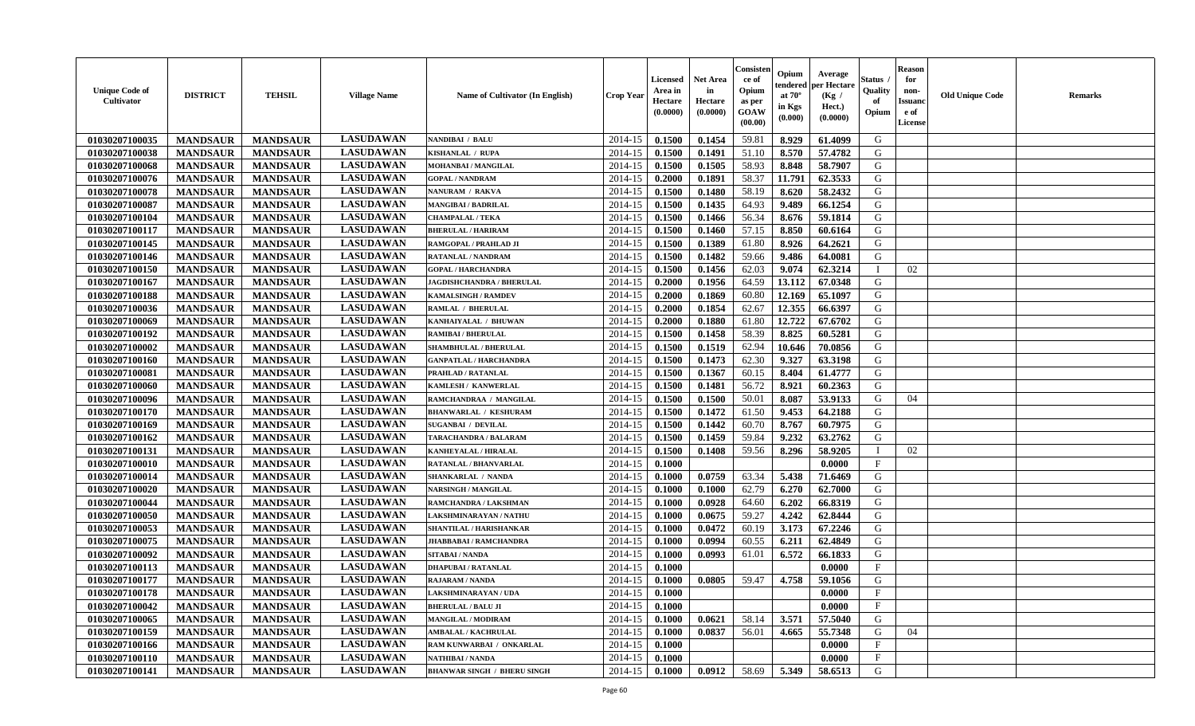| Unique Code of Cultivator | DISTRICT | TEHSIL | Village Name | Name of Cultivator (In English) | Crop Year | Licensed Area in Hectare (0.0000) | Net Area in Hectare (0.0000) | Consistence of Opium as per GOAW (00.00) | Opium tendered at 70° in Kgs (0.000) | Average per Hectare (Kg / Hect.) (0.0000) | Status / Quality of Opium | Reason for non-Issuance of License | Old Unique Code | Remarks |
|---|---|---|---|---|---|---|---|---|---|---|---|---|---|---|
| 01030207100035 | MANDSAUR | MANDSAUR | LASUDAWAN | NANDIBAI / BALU | 2014-15 | 0.1500 | 0.1454 | 59.81 | 8.929 | 61.4099 | G | | | |
| 01030207100038 | MANDSAUR | MANDSAUR | LASUDAWAN | KISHANLAL / RUPA | 2014-15 | 0.1500 | 0.1491 | 51.10 | 8.570 | 57.4782 | G | | | |
| 01030207100068 | MANDSAUR | MANDSAUR | LASUDAWAN | MOHANBAI / MANGILAL | 2014-15 | 0.1500 | 0.1505 | 58.93 | 8.848 | 58.7907 | G | | | |
| 01030207100076 | MANDSAUR | MANDSAUR | LASUDAWAN | GOPAL / NANDRAM | 2014-15 | 0.2000 | 0.1891 | 58.37 | 11.791 | 62.3533 | G | | | |
| 01030207100078 | MANDSAUR | MANDSAUR | LASUDAWAN | NANURAM / RAKVA | 2014-15 | 0.1500 | 0.1480 | 58.19 | 8.620 | 58.2432 | G | | | |
| 01030207100087 | MANDSAUR | MANDSAUR | LASUDAWAN | MANGIBAI / BADRILAL | 2014-15 | 0.1500 | 0.1435 | 64.93 | 9.489 | 66.1254 | G | | | |
| 01030207100104 | MANDSAUR | MANDSAUR | LASUDAWAN | CHAMPALAL / TEKA | 2014-15 | 0.1500 | 0.1466 | 56.34 | 8.676 | 59.1814 | G | | | |
| 01030207100117 | MANDSAUR | MANDSAUR | LASUDAWAN | BHERULAL / HARIRAM | 2014-15 | 0.1500 | 0.1460 | 57.15 | 8.850 | 60.6164 | G | | | |
| 01030207100145 | MANDSAUR | MANDSAUR | LASUDAWAN | RAMGOPAL / PRAHLAD JI | 2014-15 | 0.1500 | 0.1389 | 61.80 | 8.926 | 64.2621 | G | | | |
| 01030207100146 | MANDSAUR | MANDSAUR | LASUDAWAN | RATANLAL / NANDRAM | 2014-15 | 0.1500 | 0.1482 | 59.66 | 9.486 | 64.0081 | G | | | |
| 01030207100150 | MANDSAUR | MANDSAUR | LASUDAWAN | GOPAL / HARCHANDRA | 2014-15 | 0.1500 | 0.1456 | 62.03 | 9.074 | 62.3214 | I | 02 | | |
| 01030207100167 | MANDSAUR | MANDSAUR | LASUDAWAN | JAGDISHCHANDRA / BHERULAL | 2014-15 | 0.2000 | 0.1956 | 64.59 | 13.112 | 67.0348 | G | | | |
| 01030207100188 | MANDSAUR | MANDSAUR | LASUDAWAN | KAMALSINGH / RAMDEV | 2014-15 | 0.2000 | 0.1869 | 60.80 | 12.169 | 65.1097 | G | | | |
| 01030207100036 | MANDSAUR | MANDSAUR | LASUDAWAN | RAMLAL / BHERULAL | 2014-15 | 0.2000 | 0.1854 | 62.67 | 12.355 | 66.6397 | G | | | |
| 01030207100069 | MANDSAUR | MANDSAUR | LASUDAWAN | KANHAIYALAL / BHUWAN | 2014-15 | 0.2000 | 0.1880 | 61.80 | 12.722 | 67.6702 | G | | | |
| 01030207100192 | MANDSAUR | MANDSAUR | LASUDAWAN | RAMIBAI / BHERULAL | 2014-15 | 0.1500 | 0.1458 | 58.39 | 8.825 | 60.5281 | G | | | |
| 01030207100002 | MANDSAUR | MANDSAUR | LASUDAWAN | SHAMBHULAL / BHERULAL | 2014-15 | 0.1500 | 0.1519 | 62.94 | 10.646 | 70.0856 | G | | | |
| 01030207100160 | MANDSAUR | MANDSAUR | LASUDAWAN | GANPATLAL / HARCHANDRA | 2014-15 | 0.1500 | 0.1473 | 62.30 | 9.327 | 63.3198 | G | | | |
| 01030207100081 | MANDSAUR | MANDSAUR | LASUDAWAN | PRAHLAD / RATANLAL | 2014-15 | 0.1500 | 0.1367 | 60.15 | 8.404 | 61.4777 | G | | | |
| 01030207100060 | MANDSAUR | MANDSAUR | LASUDAWAN | KAMLESH / KANWERLAL | 2014-15 | 0.1500 | 0.1481 | 56.72 | 8.921 | 60.2363 | G | | | |
| 01030207100096 | MANDSAUR | MANDSAUR | LASUDAWAN | RAMCHANDRAA / MANGILAL | 2014-15 | 0.1500 | 0.1500 | 50.01 | 8.087 | 53.9133 | G | 04 | | |
| 01030207100170 | MANDSAUR | MANDSAUR | LASUDAWAN | BHANWARLAL / KESHURAM | 2014-15 | 0.1500 | 0.1472 | 61.50 | 9.453 | 64.2188 | G | | | |
| 01030207100169 | MANDSAUR | MANDSAUR | LASUDAWAN | SUGANBAI / DEVILAL | 2014-15 | 0.1500 | 0.1442 | 60.70 | 8.767 | 60.7975 | G | | | |
| 01030207100162 | MANDSAUR | MANDSAUR | LASUDAWAN | TARACHANDRA / BALARAM | 2014-15 | 0.1500 | 0.1459 | 59.84 | 9.232 | 63.2762 | G | | | |
| 01030207100131 | MANDSAUR | MANDSAUR | LASUDAWAN | KANHEYALAL / HIRALAL | 2014-15 | 0.1500 | 0.1408 | 59.56 | 8.296 | 58.9205 | I | 02 | | |
| 01030207100010 | MANDSAUR | MANDSAUR | LASUDAWAN | RATANLAL / BHANVARLAL | 2014-15 | 0.1000 | | | | 0.0000 | F | | | |
| 01030207100014 | MANDSAUR | MANDSAUR | LASUDAWAN | SHANKARLAL / NANDA | 2014-15 | 0.1000 | 0.0759 | 63.34 | 5.438 | 71.6469 | G | | | |
| 01030207100020 | MANDSAUR | MANDSAUR | LASUDAWAN | NARSINGH / MANGILAL | 2014-15 | 0.1000 | 0.1000 | 62.79 | 6.270 | 62.7000 | G | | | |
| 01030207100044 | MANDSAUR | MANDSAUR | LASUDAWAN | RAMCHANDRA / LAKSHMAN | 2014-15 | 0.1000 | 0.0928 | 64.60 | 6.202 | 66.8319 | G | | | |
| 01030207100050 | MANDSAUR | MANDSAUR | LASUDAWAN | LAKSHMINARAYAN / NATHU | 2014-15 | 0.1000 | 0.0675 | 59.27 | 4.242 | 62.8444 | G | | | |
| 01030207100053 | MANDSAUR | MANDSAUR | LASUDAWAN | SHANTILAL / HARISHANKAR | 2014-15 | 0.1000 | 0.0472 | 60.19 | 3.173 | 67.2246 | G | | | |
| 01030207100075 | MANDSAUR | MANDSAUR | LASUDAWAN | JHABBABAI / RAMCHANDRA | 2014-15 | 0.1000 | 0.0994 | 60.55 | 6.211 | 62.4849 | G | | | |
| 01030207100092 | MANDSAUR | MANDSAUR | LASUDAWAN | SITABAI / NANDA | 2014-15 | 0.1000 | 0.0993 | 61.01 | 6.572 | 66.1833 | G | | | |
| 01030207100113 | MANDSAUR | MANDSAUR | LASUDAWAN | DHAPUBAI / RATANLAL | 2014-15 | 0.1000 | | | | 0.0000 | F | | | |
| 01030207100177 | MANDSAUR | MANDSAUR | LASUDAWAN | RAJARAM / NANDA | 2014-15 | 0.1000 | 0.0805 | 59.47 | 4.758 | 59.1056 | G | | | |
| 01030207100178 | MANDSAUR | MANDSAUR | LASUDAWAN | LAKSHMINARAYAN / UDA | 2014-15 | 0.1000 | | | | 0.0000 | F | | | |
| 01030207100042 | MANDSAUR | MANDSAUR | LASUDAWAN | BHERULAL / BALU JI | 2014-15 | 0.1000 | | | | 0.0000 | F | | | |
| 01030207100065 | MANDSAUR | MANDSAUR | LASUDAWAN | MANGILAL / MODIRAM | 2014-15 | 0.1000 | 0.0621 | 58.14 | 3.571 | 57.5040 | G | | | |
| 01030207100159 | MANDSAUR | MANDSAUR | LASUDAWAN | AMBALAL / KACHRULAL | 2014-15 | 0.1000 | 0.0837 | 56.01 | 4.665 | 55.7348 | G | 04 | | |
| 01030207100166 | MANDSAUR | MANDSAUR | LASUDAWAN | RAM KUNWARBAI / ONKARLAL | 2014-15 | 0.1000 | | | | 0.0000 | F | | | |
| 01030207100110 | MANDSAUR | MANDSAUR | LASUDAWAN | NATHIBAI / NANDA | 2014-15 | 0.1000 | | | | 0.0000 | F | | | |
| 01030207100141 | MANDSAUR | MANDSAUR | LASUDAWAN | BHANWAR SINGH / BHERU SINGH | 2014-15 | 0.1000 | 0.0912 | 58.69 | 5.349 | 58.6513 | G | | | |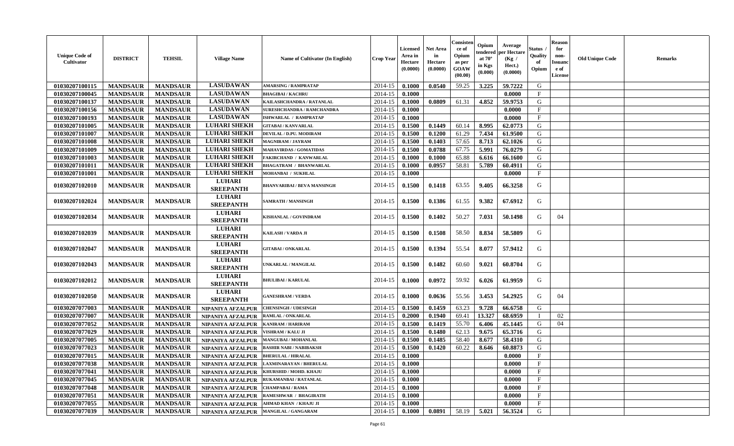| Unique Code of Cultivator | DISTRICT | TEHSIL | Village Name | Name of Cultivator (In English) | Crop Year | Licensed Area in Hectare (0.0000) | Net Area in Hectare (0.0000) | Consistence of Opium as per GOAW (00.00) | Opium tendered at 70° in Kgs (0.000) | Average per Hectare (Kg / Hect.) (0.0000) | Status / Quality of Opium | Reason for non-Issuance of License | Old Unique Code | Remarks |
|---|---|---|---|---|---|---|---|---|---|---|---|---|---|---|
| 01030207100115 | MANDSAUR | MANDSAUR | LASUDAWAN | AMARSING / RAMPRATAP | 2014-15 | 0.1000 | 0.0540 | 59.25 | 3.225 | 59.7222 | G | | | |
| 01030207100045 | MANDSAUR | MANDSAUR | LASUDAWAN | BHAGIBAI / KACHRU | 2014-15 | 0.1000 | | | | 0.0000 | F | | | |
| 01030207100137 | MANDSAUR | MANDSAUR | LASUDAWAN | KAILASHCHANDRA / RATANLAL | 2014-15 | 0.1000 | 0.0809 | 61.31 | 4.852 | 59.9753 | G | | | |
| 01030207100156 | MANDSAUR | MANDSAUR | LASUDAWAN | SURESHCHANDRA / RAMCHANDRA | 2014-15 | 0.1000 | | | | 0.0000 | F | | | |
| 01030207100193 | MANDSAUR | MANDSAUR | LASUDAWAN | ISHWARLAL / RAMPRATAP | 2014-15 | 0.1000 | | | | 0.0000 | F | | | |
| 01030207101005 | MANDSAUR | MANDSAUR | LUHARI SHEKH | GITABAI / KANVARLAL | 2014-15 | 0.1500 | 0.1449 | 60.14 | 8.995 | 62.0773 | G | | | |
| 01030207101007 | MANDSAUR | MANDSAUR | LUHARI SHEKH | DEVILAL / D.PU. MODIRAM | 2014-15 | 0.1500 | 0.1200 | 61.29 | 7.434 | 61.9500 | G | | | |
| 01030207101008 | MANDSAUR | MANDSAUR | LUHARI SHEKH | MAGNIRAM / JAYRAM | 2014-15 | 0.1500 | 0.1403 | 57.65 | 8.713 | 62.1026 | G | | | |
| 01030207101009 | MANDSAUR | MANDSAUR | LUHARI SHEKH | MAHAVIRDAS / GOMATIDAS | 2014-15 | 0.1500 | 0.0788 | 67.75 | 5.991 | 76.0279 | G | | | |
| 01030207101003 | MANDSAUR | MANDSAUR | LUHARI SHEKH | FAKIRCHAND / KANWARLAL | 2014-15 | 0.1000 | 0.1000 | 65.88 | 6.616 | 66.1600 | G | | | |
| 01030207101011 | MANDSAUR | MANDSAUR | LUHARI SHEKH | BHAGATRAM / BHANWARLAL | 2014-15 | 0.1000 | 0.0957 | 58.81 | 5.789 | 60.4911 | G | | | |
| 01030207101001 | MANDSAUR | MANDSAUR | LUHARI SHEKH | MOHANBAI / SUKHLAL | 2014-15 | 0.1000 | | | | 0.0000 | F | | | |
| 01030207102010 | MANDSAUR | MANDSAUR | LUHARI SREEPANTH | BHANVARIBAI / BEVA MANSINGH | 2014-15 | 0.1500 | 0.1418 | 63.55 | 9.405 | 66.3258 | G | | | |
| 01030207102024 | MANDSAUR | MANDSAUR | LUHARI SREEPANTH | SAMRATH / MANSINGH | 2014-15 | 0.1500 | 0.1386 | 61.55 | 9.382 | 67.6912 | G | | | |
| 01030207102034 | MANDSAUR | MANDSAUR | LUHARI SREEPANTH | KISHANLAL / GOVINDRAM | 2014-15 | 0.1500 | 0.1402 | 50.27 | 7.031 | 50.1498 | G | 04 | | |
| 01030207102039 | MANDSAUR | MANDSAUR | LUHARI SREEPANTH | KAILASH / VARDA JI | 2014-15 | 0.1500 | 0.1508 | 58.50 | 8.834 | 58.5809 | G | | | |
| 01030207102047 | MANDSAUR | MANDSAUR | LUHARI SREEPANTH | GITABAI / ONKARLAL | 2014-15 | 0.1500 | 0.1394 | 55.54 | 8.077 | 57.9412 | G | | | |
| 01030207102043 | MANDSAUR | MANDSAUR | LUHARI SREEPANTH | UNKARLAL / MANGILAL | 2014-15 | 0.1500 | 0.1482 | 60.60 | 9.021 | 60.8704 | G | | | |
| 01030207102012 | MANDSAUR | MANDSAUR | LUHARI SREEPANTH | BHULIBAI / KARULAL | 2014-15 | 0.1000 | 0.0972 | 59.92 | 6.026 | 61.9959 | G | | | |
| 01030207102050 | MANDSAUR | MANDSAUR | LUHARI SREEPANTH | GANESHRAM / VERDA | 2014-15 | 0.1000 | 0.0636 | 55.56 | 3.453 | 54.2925 | G | 04 | | |
| 01030207077003 | MANDSAUR | MANDSAUR | NIPANIYA AFZALPUR | CHENSINGH / UDESINGH | 2014-15 | 0.1500 | 0.1459 | 63.23 | 9.728 | 66.6758 | G | | | |
| 01030207077007 | MANDSAUR | MANDSAUR | NIPANIYA AFZALPUR | RAMLAL / ONKARLAL | 2014-15 | 0.2000 | 0.1940 | 69.41 | 13.327 | 68.6959 | I | 02 | | |
| 01030207077052 | MANDSAUR | MANDSAUR | NIPANIYA AFZALPUR | KANIRAM / HARIRAM | 2014-15 | 0.1500 | 0.1419 | 55.70 | 6.406 | 45.1445 | G | 04 | | |
| 01030207077029 | MANDSAUR | MANDSAUR | NIPANIYA AFZALPUR | VISHRAM / KALU JI | 2014-15 | 0.1500 | 0.1480 | 62.13 | 9.675 | 65.3716 | G | | | |
| 01030207077005 | MANDSAUR | MANDSAUR | NIPANIYA AFZALPUR | MANGUBAI / MOHANLAL | 2014-15 | 0.1500 | 0.1485 | 58.40 | 8.677 | 58.4310 | G | | | |
| 01030207077023 | MANDSAUR | MANDSAUR | NIPANIYA AFZALPUR | BASHIR NABI / NABIBAKSH | 2014-15 | 0.1500 | 0.1420 | 60.22 | 8.646 | 60.8873 | G | | | |
| 01030207077015 | MANDSAUR | MANDSAUR | NIPANIYA AFZALPUR | BHERULAL / HIRALAL | 2014-15 | 0.1000 | | | | 0.0000 | F | | | |
| 01030207077038 | MANDSAUR | MANDSAUR | NIPANIYA AFZALPUR | LAXMINARAYAN / BHERULAL | 2014-15 | 0.1000 | | | | 0.0000 | F | | | |
| 01030207077041 | MANDSAUR | MANDSAUR | NIPANIYA AFZALPUR | KHURSHID / MOHD. KHAJU | 2014-15 | 0.1000 | | | | 0.0000 | F | | | |
| 01030207077045 | MANDSAUR | MANDSAUR | NIPANIYA AFZALPUR | RUKAMANBAI / RATANLAL | 2014-15 | 0.1000 | | | | 0.0000 | F | | | |
| 01030207077048 | MANDSAUR | MANDSAUR | NIPANIYA AFZALPUR | CHAMPABAI / RAMA | 2014-15 | 0.1000 | | | | 0.0000 | F | | | |
| 01030207077051 | MANDSAUR | MANDSAUR | NIPANIYA AFZALPUR | RAMESHWAR / BHAGIRATH | 2014-15 | 0.1000 | | | | 0.0000 | F | | | |
| 01030207077055 | MANDSAUR | MANDSAUR | NIPANIYA AFZALPUR | AHMAD KHAN / KHAJU JI | 2014-15 | 0.1000 | | | | 0.0000 | F | | | |
| 01030207077039 | MANDSAUR | MANDSAUR | NIPANIYA AFZALPUR | MANGILAL / GANGARAM | 2014-15 | 0.1000 | 0.0891 | 58.19 | 5.021 | 56.3524 | G | | | |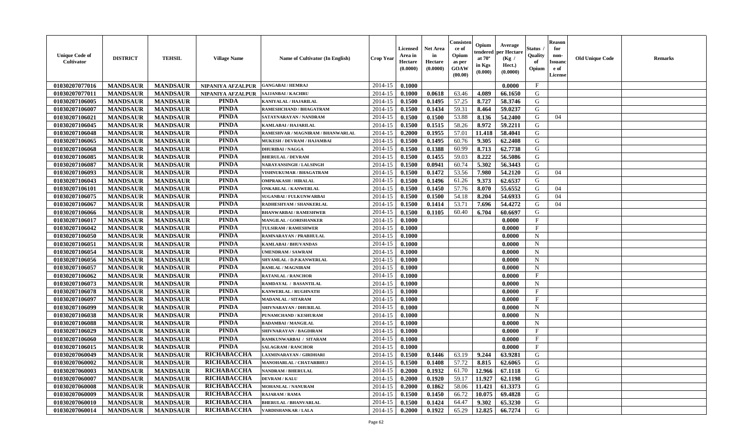| Unique Code of Cultivator | DISTRICT | TEHSIL | Village Name | Name of Cultivator (In English) | Crop Year | Licensed Area in Hectare (0.0000) | Net Area in Hectare (0.0000) | Consistence of Opium as per GOAW (00.00) | Opium tendered at 70° in Kgs (0.000) | Average per Hectare (Kg / Hect.) (0.0000) | Status / Quality of Opium | Reason for non-Issuance of License | Old Unique Code | Remarks |
|---|---|---|---|---|---|---|---|---|---|---|---|---|---|---|
| 01030207077016 | MANDSAUR | MANDSAUR | NIPANIYA AFZALPUR | GANGABAI / HEMRAJ | 2014-15 | 0.1000 | | | | 0.0000 | F | | | |
| 01030207077011 | MANDSAUR | MANDSAUR | NIPANIYA AFZALPUR | SAJJANBAI / KACHRU | 2014-15 | 0.1000 | 0.0618 | 63.46 | 4.089 | 66.1650 | G | | | |
| 01030207106005 | MANDSAUR | MANDSAUR | PINDA | KANIYALAL / HAJARILAL | 2014-15 | 0.1500 | 0.1495 | 57.25 | 8.727 | 58.3746 | G | | | |
| 01030207106007 | MANDSAUR | MANDSAUR | PINDA | RAMESHCHAND / BHAGATRAM | 2014-15 | 0.1500 | 0.1434 | 59.31 | 8.464 | 59.0237 | G | | | |
| 01030207106021 | MANDSAUR | MANDSAUR | PINDA | SATAYNARAYAN / NANDRAM | 2014-15 | 0.1500 | 0.1500 | 53.88 | 8.136 | 54.2400 | G | 04 | | |
| 01030207106045 | MANDSAUR | MANDSAUR | PINDA | KAMLABAI / HAJARILAL | 2014-15 | 0.1500 | 0.1515 | 58.26 | 8.972 | 59.2211 | G | | | |
| 01030207106048 | MANDSAUR | MANDSAUR | PINDA | RAMESHVAR / MAGNIRAM / BHANWARLAL | 2014-15 | 0.2000 | 0.1955 | 57.01 | 11.418 | 58.4041 | G | | | |
| 01030207106065 | MANDSAUR | MANDSAUR | PINDA | MUKESH / DEVRAM / HAJAMBAI | 2014-15 | 0.1500 | 0.1495 | 60.76 | 9.305 | 62.2408 | G | | | |
| 01030207106068 | MANDSAUR | MANDSAUR | PINDA | DHURIBAI / NAGGA | 2014-15 | 0.1500 | 0.1388 | 60.99 | 8.713 | 62.7738 | G | | | |
| 01030207106085 | MANDSAUR | MANDSAUR | PINDA | BHERULAL / DEVRAM | 2014-15 | 0.1500 | 0.1455 | 59.03 | 8.222 | 56.5086 | G | | | |
| 01030207106087 | MANDSAUR | MANDSAUR | PINDA | NARAYANSINGH / LALSINGH | 2014-15 | 0.1500 | 0.0941 | 60.74 | 5.302 | 56.3443 | G | | | |
| 01030207106093 | MANDSAUR | MANDSAUR | PINDA | VISHNUKUMAR / BHAGATRAM | 2014-15 | 0.1500 | 0.1472 | 53.56 | 7.980 | 54.2120 | G | 04 | | |
| 01030207106043 | MANDSAUR | MANDSAUR | PINDA | OMPRAKASH / HIRALAL | 2014-15 | 0.1500 | 0.1496 | 61.26 | 9.373 | 62.6537 | G | | | |
| 01030207106101 | MANDSAUR | MANDSAUR | PINDA | ONKARLAL / KANWERLAL | 2014-15 | 0.1500 | 0.1450 | 57.76 | 8.070 | 55.6552 | G | 04 | | |
| 01030207106075 | MANDSAUR | MANDSAUR | PINDA | SUGANBAI / FULKUNWARBAI | 2014-15 | 0.1500 | 0.1500 | 54.18 | 8.204 | 54.6933 | G | 04 | | |
| 01030207106067 | MANDSAUR | MANDSAUR | PINDA | RADHESHYAM / SHANKERLAL | 2014-15 | 0.1500 | 0.1414 | 53.71 | 7.696 | 54.4272 | G | 04 | | |
| 01030207106066 | MANDSAUR | MANDSAUR | PINDA | BHANWARBAI / RAMESHWER | 2014-15 | 0.1500 | 0.1105 | 60.40 | 6.704 | 60.6697 | G | | | |
| 01030207106017 | MANDSAUR | MANDSAUR | PINDA | MANGILAL / GORISHANKER | 2014-15 | 0.1000 | | | | 0.0000 | F | | | |
| 01030207106042 | MANDSAUR | MANDSAUR | PINDA | TULSIRAM / RAMESHWER | 2014-15 | 0.1000 | | | | 0.0000 | F | | | |
| 01030207106050 | MANDSAUR | MANDSAUR | PINDA | RAMNARAYAN / PRABHULAL | 2014-15 | 0.1000 | | | | 0.0000 | N | | | |
| 01030207106051 | MANDSAUR | MANDSAUR | PINDA | KAMLABAI / BHUVANDAS | 2014-15 | 0.1000 | | | | 0.0000 | N | | | |
| 01030207106054 | MANDSAUR | MANDSAUR | PINDA | UMENDRAM / SAWRAM | 2014-15 | 0.1000 | | | | 0.0000 | N | | | |
| 01030207106056 | MANDSAUR | MANDSAUR | PINDA | SHYAMLAL / D.P.KANWERLAL | 2014-15 | 0.1000 | | | | 0.0000 | N | | | |
| 01030207106057 | MANDSAUR | MANDSAUR | PINDA | RAMLAL / MAGNIRAM | 2014-15 | 0.1000 | | | | 0.0000 | N | | | |
| 01030207106062 | MANDSAUR | MANDSAUR | PINDA | RATANLAL / RANCHOR | 2014-15 | 0.1000 | | | | 0.0000 | F | | | |
| 01030207106073 | MANDSAUR | MANDSAUR | PINDA | RAMDAYAL / BASANTILAL | 2014-15 | 0.1000 | | | | 0.0000 | N | | | |
| 01030207106078 | MANDSAUR | MANDSAUR | PINDA | KANWERLAL / RUGHNATH | 2014-15 | 0.1000 | | | | 0.0000 | F | | | |
| 01030207106097 | MANDSAUR | MANDSAUR | PINDA | MADANLAL / SITARAM | 2014-15 | 0.1000 | | | | 0.0000 | F | | | |
| 01030207106099 | MANDSAUR | MANDSAUR | PINDA | SHIVNARAYAN / DHURILAL | 2014-15 | 0.1000 | | | | 0.0000 | N | | | |
| 01030207106038 | MANDSAUR | MANDSAUR | PINDA | PUNAMCHAND / KESHURAM | 2014-15 | 0.1000 | | | | 0.0000 | N | | | |
| 01030207106088 | MANDSAUR | MANDSAUR | PINDA | BADAMBAI / MANGILAL | 2014-15 | 0.1000 | | | | 0.0000 | N | | | |
| 01030207106029 | MANDSAUR | MANDSAUR | PINDA | SHIVNARAYAN / BAGDIRAM | 2014-15 | 0.1000 | | | | 0.0000 | F | | | |
| 01030207106060 | MANDSAUR | MANDSAUR | PINDA | RAMKUNWARBAI / SITARAM | 2014-15 | 0.1000 | | | | 0.0000 | F | | | |
| 01030207106015 | MANDSAUR | MANDSAUR | PINDA | SALAGRAM / RANCHOR | 2014-15 | 0.1000 | | | | 0.0000 | F | | | |
| 01030207060049 | MANDSAUR | MANDSAUR | RICHABACCHA | LAXMINARAYAN / GIRDHARI | 2014-15 | 0.1500 | 0.1446 | 63.19 | 9.244 | 63.9281 | G | | | |
| 01030207060002 | MANDSAUR | MANDSAUR | RICHABACCHA | MANOHARLAL / CHATARBHUJ | 2014-15 | 0.1500 | 0.1408 | 57.72 | 8.815 | 62.6065 | G | | | |
| 01030207060003 | MANDSAUR | MANDSAUR | RICHABACCHA | NANDRAM / BHERULAL | 2014-15 | 0.2000 | 0.1932 | 61.70 | 12.966 | 67.1118 | G | | | |
| 01030207060007 | MANDSAUR | MANDSAUR | RICHABACCHA | DEVRAM / KALU | 2014-15 | 0.2000 | 0.1920 | 59.17 | 11.927 | 62.1198 | G | | | |
| 01030207060008 | MANDSAUR | MANDSAUR | RICHABACCHA | MOHANLAL / NANURAM | 2014-15 | 0.2000 | 0.1862 | 58.06 | 11.421 | 61.3373 | G | | | |
| 01030207060009 | MANDSAUR | MANDSAUR | RICHABACCHA | RAJARAM / RAMA | 2014-15 | 0.1500 | 0.1450 | 66.72 | 10.075 | 69.4828 | G | | | |
| 01030207060010 | MANDSAUR | MANDSAUR | RICHABACCHA | BHERULAL / BHANVARLAL | 2014-15 | 0.1500 | 0.1424 | 64.47 | 9.302 | 65.3230 | G | | | |
| 01030207060014 | MANDSAUR | MANDSAUR | RICHABACCHA | VARDISHANKAR / LALA | 2014-15 | 0.2000 | 0.1922 | 65.29 | 12.825 | 66.7274 | G | | | |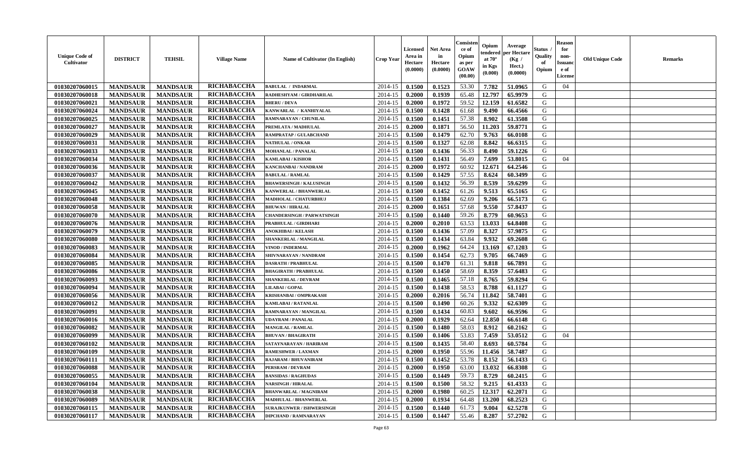| Unique Code of Cultivator | DISTRICT | TEHSIL | Village Name | Name of Cultivator (In English) | Crop Year | Licensed Area in Hectare (0.0000) | Net Area in Hectare (0.0000) | Consistence of Opium as per GOAW (00.00) | Opium tendered at 70° in Kgs (0.000) | Average per Hectare (Kg / Hect.) (0.0000) | Status / Quality of Opium | Reason for non-Issuance of License | Old Unique Code | Remarks |
|---|---|---|---|---|---|---|---|---|---|---|---|---|---|---|
| 01030207060015 | MANDSAUR | MANDSAUR | RICHABACCHA | BABULAL / INDARMAL | 2014-15 | 0.1500 | 0.1523 | 53.30 | 7.782 | 51.0965 | G | 04 | | |
| 01030207060018 | MANDSAUR | MANDSAUR | RICHABACCHA | RADHESHYAM / GIRDHARILAL | 2014-15 | 0.2000 | 0.1939 | 65.48 | 12.797 | 65.9979 | G | | | |
| 01030207060021 | MANDSAUR | MANDSAUR | RICHABACCHA | BHERU / DEVA | 2014-15 | 0.2000 | 0.1972 | 59.52 | 12.159 | 61.6582 | G | | | |
| 01030207060024 | MANDSAUR | MANDSAUR | RICHABACCHA | KANWARLAL / KANHIYALAL | 2014-15 | 0.1500 | 0.1428 | 61.68 | 9.490 | 66.4566 | G | | | |
| 01030207060025 | MANDSAUR | MANDSAUR | RICHABACCHA | RAMNARAYAN / CHUNILAL | 2014-15 | 0.1500 | 0.1451 | 57.38 | 8.902 | 61.3508 | G | | | |
| 01030207060027 | MANDSAUR | MANDSAUR | RICHABACCHA | PREMLATA / MADHULAL | 2014-15 | 0.2000 | 0.1871 | 56.50 | 11.203 | 59.8771 | G | | | |
| 01030207060029 | MANDSAUR | MANDSAUR | RICHABACCHA | RAMPRATAP / GULABCHAND | 2014-15 | 0.1500 | 0.1479 | 62.70 | 9.763 | 66.0108 | G | | | |
| 01030207060031 | MANDSAUR | MANDSAUR | RICHABACCHA | NATHULAL / ONKAR | 2014-15 | 0.1500 | 0.1327 | 62.08 | 8.842 | 66.6315 | G | | | |
| 01030207060033 | MANDSAUR | MANDSAUR | RICHABACCHA | MOHANLAL / PANALAL | 2014-15 | 0.1500 | 0.1436 | 56.33 | 8.490 | 59.1226 | G | | | |
| 01030207060034 | MANDSAUR | MANDSAUR | RICHABACCHA | KAMLABAI / KISHOR | 2014-15 | 0.1500 | 0.1431 | 56.49 | 7.699 | 53.8015 | G | 04 | | |
| 01030207060036 | MANDSAUR | MANDSAUR | RICHABACCHA | KANCHANBAI / NANDRAM | 2014-15 | 0.2000 | 0.1972 | 60.92 | 12.671 | 64.2546 | G | | | |
| 01030207060037 | MANDSAUR | MANDSAUR | RICHABACCHA | BABULAL / RAMLAL | 2014-15 | 0.1500 | 0.1429 | 57.55 | 8.624 | 60.3499 | G | | | |
| 01030207060042 | MANDSAUR | MANDSAUR | RICHABACCHA | BHAWERSINGH / KALUSINGH | 2014-15 | 0.1500 | 0.1432 | 56.39 | 8.539 | 59.6299 | G | | | |
| 01030207060045 | MANDSAUR | MANDSAUR | RICHABACCHA | KANWERLAL / BHANWERLAL | 2014-15 | 0.1500 | 0.1452 | 61.26 | 9.513 | 65.5165 | G | | | |
| 01030207060048 | MANDSAUR | MANDSAUR | RICHABACCHA | MADHOLAL / CHATURBHUJ | 2014-15 | 0.1500 | 0.1384 | 62.69 | 9.206 | 66.5173 | G | | | |
| 01030207060058 | MANDSAUR | MANDSAUR | RICHABACCHA | BHUWAN / HIRALAL | 2014-15 | 0.2000 | 0.1651 | 57.68 | 9.550 | 57.8437 | G | | | |
| 01030207060070 | MANDSAUR | MANDSAUR | RICHABACCHA | CHANDERSINGH / PARWATSINGH | 2014-15 | 0.1500 | 0.1440 | 59.26 | 8.779 | 60.9653 | G | | | |
| 01030207060076 | MANDSAUR | MANDSAUR | RICHABACCHA | PRABHULAL / GIRDHARI | 2014-15 | 0.2000 | 0.2010 | 63.53 | 13.033 | 64.8408 | G | | | |
| 01030207060079 | MANDSAUR | MANDSAUR | RICHABACCHA | ANOKHIBAI / KELASH | 2014-15 | 0.1500 | 0.1436 | 57.09 | 8.327 | 57.9875 | G | | | |
| 01030207060080 | MANDSAUR | MANDSAUR | RICHABACCHA | SHANKERLAL / MANGILAL | 2014-15 | 0.1500 | 0.1434 | 63.84 | 9.932 | 69.2608 | G | | | |
| 01030207060083 | MANDSAUR | MANDSAUR | RICHABACCHA | VINOD / INDERMAL | 2014-15 | 0.2000 | 0.1962 | 64.24 | 13.169 | 67.1203 | G | | | |
| 01030207060084 | MANDSAUR | MANDSAUR | RICHABACCHA | SHIVNARAYAN / NANDRAM | 2014-15 | 0.1500 | 0.1454 | 62.73 | 9.705 | 66.7469 | G | | | |
| 01030207060085 | MANDSAUR | MANDSAUR | RICHABACCHA | DASRATH / PRABHULAL | 2014-15 | 0.1500 | 0.1470 | 61.31 | 9.818 | 66.7891 | G | | | |
| 01030207060086 | MANDSAUR | MANDSAUR | RICHABACCHA | BHAGIRATH / PRABHULAL | 2014-15 | 0.1500 | 0.1450 | 58.69 | 8.359 | 57.6483 | G | | | |
| 01030207060093 | MANDSAUR | MANDSAUR | RICHABACCHA | SHANKERLAL / DEVRAM | 2014-15 | 0.1500 | 0.1465 | 57.18 | 8.765 | 59.8294 | G | | | |
| 01030207060094 | MANDSAUR | MANDSAUR | RICHABACCHA | LILABAI / GOPAL | 2014-15 | 0.1500 | 0.1438 | 58.53 | 8.788 | 61.1127 | G | | | |
| 01030207060056 | MANDSAUR | MANDSAUR | RICHABACCHA | KRISHANBAI / OMPRAKASH | 2014-15 | 0.2000 | 0.2016 | 56.74 | 11.842 | 58.7401 | G | | | |
| 01030207060012 | MANDSAUR | MANDSAUR | RICHABACCHA | KAMLABAI / RATANLAL | 2014-15 | 0.1500 | 0.1490 | 60.26 | 9.332 | 62.6309 | G | | | |
| 01030207060091 | MANDSAUR | MANDSAUR | RICHABACCHA | RAMNARAYAN / MANGILAL | 2014-15 | 0.1500 | 0.1434 | 60.83 | 9.602 | 66.9596 | G | | | |
| 01030207060016 | MANDSAUR | MANDSAUR | RICHABACCHA | UDAYRAM / PANALAL | 2014-15 | 0.2000 | 0.1929 | 62.64 | 12.850 | 66.6148 | G | | | |
| 01030207060082 | MANDSAUR | MANDSAUR | RICHABACCHA | MANGILAL / RAMLAL | 2014-15 | 0.1500 | 0.1480 | 58.03 | 8.912 | 60.2162 | G | | | |
| 01030207060099 | MANDSAUR | MANDSAUR | RICHABACCHA | BHUVAN / BHAGIRATH | 2014-15 | 0.1500 | 0.1406 | 53.83 | 7.459 | 53.0512 | G | 04 | | |
| 01030207060102 | MANDSAUR | MANDSAUR | RICHABACCHA | SATAYNARAYAN / HARIRAM | 2014-15 | 0.1500 | 0.1435 | 58.40 | 8.693 | 60.5784 | G | | | |
| 01030207060109 | MANDSAUR | MANDSAUR | RICHABACCHA | RAMESHWER / LAXMAN | 2014-15 | 0.2000 | 0.1950 | 55.96 | 11.456 | 58.7487 | G | | | |
| 01030207060111 | MANDSAUR | MANDSAUR | RICHABACCHA | RAJARAM / BHUVANIRAM | 2014-15 | 0.1500 | 0.1452 | 53.78 | 8.152 | 56.1433 | G | | | |
| 01030207060088 | MANDSAUR | MANDSAUR | RICHABACCHA | PERSRAM / DEVRAM | 2014-15 | 0.2000 | 0.1950 | 63.00 | 13.032 | 66.8308 | G | | | |
| 01030207060055 | MANDSAUR | MANDSAUR | RICHABACCHA | BANSIDAS / RAGHUDAS | 2014-15 | 0.1500 | 0.1449 | 59.73 | 8.729 | 60.2415 | G | | | |
| 01030207060104 | MANDSAUR | MANDSAUR | RICHABACCHA | NARSINGH / HIRALAL | 2014-15 | 0.1500 | 0.1500 | 58.32 | 9.215 | 61.4333 | G | | | |
| 01030207060038 | MANDSAUR | MANDSAUR | RICHABACCHA | BHANWARLAL / MAGNIRAM | 2014-15 | 0.2000 | 0.1980 | 60.25 | 12.317 | 62.2071 | G | | | |
| 01030207060089 | MANDSAUR | MANDSAUR | RICHABACCHA | MADHULAL / BHANWERLAL | 2014-15 | 0.2000 | 0.1934 | 64.48 | 13.200 | 68.2523 | G | | | |
| 01030207060115 | MANDSAUR | MANDSAUR | RICHABACCHA | SURAJKUNWER / ISHWERSINGH | 2014-15 | 0.1500 | 0.1440 | 61.73 | 9.004 | 62.5278 | G | | | |
| 01030207060117 | MANDSAUR | MANDSAUR | RICHABACCHA | DIPCHAND / RAMNARAYAN | 2014-15 | 0.1500 | 0.1447 | 55.46 | 8.287 | 57.2702 | G | | | |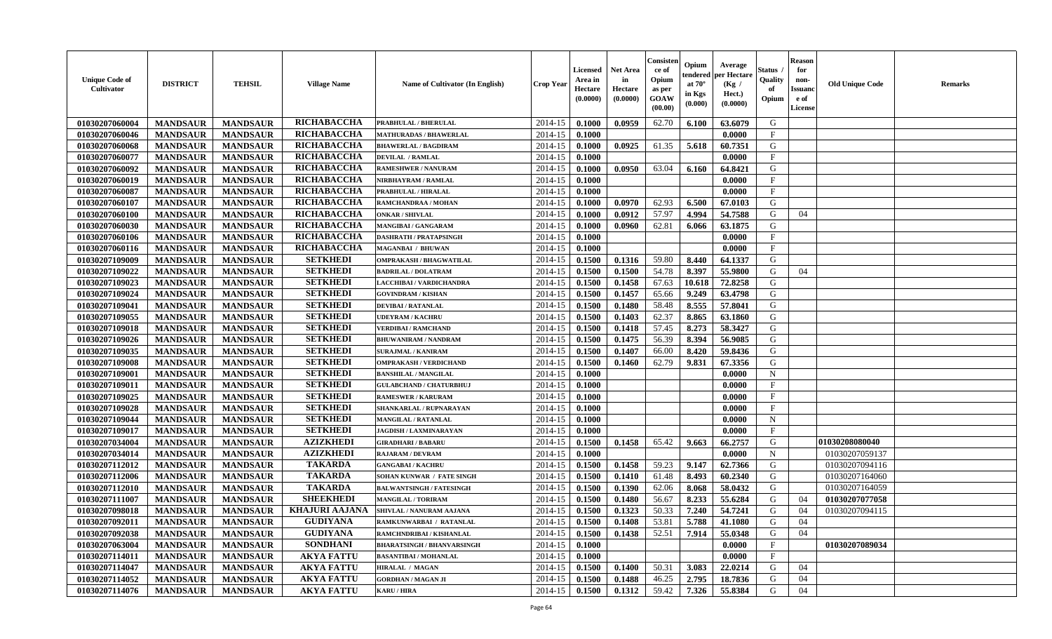| Unique Code of Cultivator | DISTRICT | TEHSIL | Village Name | Name of Cultivator (In English) | Crop Year | Licensed Area in Hectare (0.0000) | Net Area in Hectare (0.0000) | Consistence of Opium as per GOAW (00.00) | Opium tendered at 70° in Kgs (0.000) | Average per Hectare (Kg / Hect.) (0.0000) | Status / Quality of Opium | Reason for non-Issuance of License | Old Unique Code | Remarks |
|---|---|---|---|---|---|---|---|---|---|---|---|---|---|---|
| 01030207060004 | MANDSAUR | MANDSAUR | RICHABACCHA | PRABHULAL / BHERULAL | 2014-15 | 0.1000 | 0.0959 | 62.70 | 6.100 | 63.6079 | G | | | |
| 01030207060046 | MANDSAUR | MANDSAUR | RICHABACCHA | MATHURADAS / BHAWERLAL | 2014-15 | 0.1000 | | | | 0.0000 | F | | | |
| 01030207060068 | MANDSAUR | MANDSAUR | RICHABACCHA | BHAWERLAL / BAGDIRAM | 2014-15 | 0.1000 | 0.0925 | 61.35 | 5.618 | 60.7351 | G | | | |
| 01030207060077 | MANDSAUR | MANDSAUR | RICHABACCHA | DEVILAL / RAMLAL | 2014-15 | 0.1000 | | | | 0.0000 | F | | | |
| 01030207060092 | MANDSAUR | MANDSAUR | RICHABACCHA | RAMESHWER / NANURAM | 2014-15 | 0.1000 | 0.0950 | 63.04 | 6.160 | 64.8421 | G | | | |
| 01030207060019 | MANDSAUR | MANDSAUR | RICHABACCHA | NIRBHAYRAM / RAMLAL | 2014-15 | 0.1000 | | | | 0.0000 | F | | | |
| 01030207060087 | MANDSAUR | MANDSAUR | RICHABACCHA | PRABHULAL / HIRALAL | 2014-15 | 0.1000 | | | | 0.0000 | F | | | |
| 01030207060107 | MANDSAUR | MANDSAUR | RICHABACCHA | RAMCHANDRAA / MOHAN | 2014-15 | 0.1000 | 0.0970 | 62.93 | 6.500 | 67.0103 | G | | | |
| 01030207060100 | MANDSAUR | MANDSAUR | RICHABACCHA | ONKAR / SHIVLAL | 2014-15 | 0.1000 | 0.0912 | 57.97 | 4.994 | 54.7588 | G | 04 | | |
| 01030207060030 | MANDSAUR | MANDSAUR | RICHABACCHA | MANGIBAI / GANGARAM | 2014-15 | 0.1000 | 0.0960 | 62.81 | 6.066 | 63.1875 | G | | | |
| 01030207060106 | MANDSAUR | MANDSAUR | RICHABACCHA | DASHRATH / PRATAPSINGH | 2014-15 | 0.1000 | | | | 0.0000 | F | | | |
| 01030207060116 | MANDSAUR | MANDSAUR | RICHABACCHA | MAGANBAI / BHUWAN | 2014-15 | 0.1000 | | | | 0.0000 | F | | | |
| 01030207109009 | MANDSAUR | MANDSAUR | SETKHEDI | OMPRAKASH / BHAGWATILAL | 2014-15 | 0.1500 | 0.1316 | 59.80 | 8.440 | 64.1337 | G | | | |
| 01030207109022 | MANDSAUR | MANDSAUR | SETKHEDI | BADRILAL / DOLATRAM | 2014-15 | 0.1500 | 0.1500 | 54.78 | 8.397 | 55.9800 | G | 04 | | |
| 01030207109023 | MANDSAUR | MANDSAUR | SETKHEDI | LACCHIBAI / VARDICHANDRA | 2014-15 | 0.1500 | 0.1458 | 67.63 | 10.618 | 72.8258 | G | | | |
| 01030207109024 | MANDSAUR | MANDSAUR | SETKHEDI | GOVINDRAM / KISHAN | 2014-15 | 0.1500 | 0.1457 | 65.66 | 9.249 | 63.4798 | G | | | |
| 01030207109041 | MANDSAUR | MANDSAUR | SETKHEDI | DEVIBAI / RATANLAL | 2014-15 | 0.1500 | 0.1480 | 58.48 | 8.555 | 57.8041 | G | | | |
| 01030207109055 | MANDSAUR | MANDSAUR | SETKHEDI | UDEYRAM / KACHRU | 2014-15 | 0.1500 | 0.1403 | 62.37 | 8.865 | 63.1860 | G | | | |
| 01030207109018 | MANDSAUR | MANDSAUR | SETKHEDI | VERDIBAI / RAMCHAND | 2014-15 | 0.1500 | 0.1418 | 57.45 | 8.273 | 58.3427 | G | | | |
| 01030207109026 | MANDSAUR | MANDSAUR | SETKHEDI | BHUWANIRAM / NANDRAM | 2014-15 | 0.1500 | 0.1475 | 56.39 | 8.394 | 56.9085 | G | | | |
| 01030207109035 | MANDSAUR | MANDSAUR | SETKHEDI | SURAJMAL / KANIRAM | 2014-15 | 0.1500 | 0.1407 | 66.00 | 8.420 | 59.8436 | G | | | |
| 01030207109008 | MANDSAUR | MANDSAUR | SETKHEDI | OMPRAKASH / VERDICHAND | 2014-15 | 0.1500 | 0.1460 | 62.79 | 9.831 | 67.3356 | G | | | |
| 01030207109001 | MANDSAUR | MANDSAUR | SETKHEDI | BANSHILAL / MANGILAL | 2014-15 | 0.1000 | | | | 0.0000 | N | | | |
| 01030207109011 | MANDSAUR | MANDSAUR | SETKHEDI | GULABCHAND / CHATURBHUJ | 2014-15 | 0.1000 | | | | 0.0000 | F | | | |
| 01030207109025 | MANDSAUR | MANDSAUR | SETKHEDI | RAMESWER / KARURAM | 2014-15 | 0.1000 | | | | 0.0000 | F | | | |
| 01030207109028 | MANDSAUR | MANDSAUR | SETKHEDI | SHANKARLAL / RUPNARAYAN | 2014-15 | 0.1000 | | | | 0.0000 | F | | | |
| 01030207109044 | MANDSAUR | MANDSAUR | SETKHEDI | MANGILAL / RATANLAL | 2014-15 | 0.1000 | | | | 0.0000 | N | | | |
| 01030207109017 | MANDSAUR | MANDSAUR | SETKHEDI | JAGDISH / LAXMINARAYAN | 2014-15 | 0.1000 | | | | 0.0000 | F | | | |
| 01030207034004 | MANDSAUR | MANDSAUR | AZIZKHEDI | GIRADHARI / BABARU | 2014-15 | 0.1500 | 0.1458 | 65.42 | 9.663 | 66.2757 | G | | 01030208080040 | |
| 01030207034014 | MANDSAUR | MANDSAUR | AZIZKHEDI | RAJARAM / DEVRAM | 2014-15 | 0.1000 | | | | 0.0000 | N | | 01030207059137 | |
| 01030207112012 | MANDSAUR | MANDSAUR | TAKARDA | GANGABAI / KACHRU | 2014-15 | 0.1500 | 0.1458 | 59.23 | 9.147 | 62.7366 | G | | 01030207094116 | |
| 01030207112006 | MANDSAUR | MANDSAUR | TAKARDA | SOHAN KUNWAR / FATE SINGH | 2014-15 | 0.1500 | 0.1410 | 61.48 | 8.493 | 60.2340 | G | | 01030207164060 | |
| 01030207112010 | MANDSAUR | MANDSAUR | TAKARDA | BALWANTSINGH / FATESINGH | 2014-15 | 0.1500 | 0.1390 | 62.06 | 8.068 | 58.0432 | G | | 01030207164059 | |
| 01030207111007 | MANDSAUR | MANDSAUR | SHEEKHEDI | MANGILAL / TORIRAM | 2014-15 | 0.1500 | 0.1480 | 56.67 | 8.233 | 55.6284 | G | 04 | 01030207077058 | |
| 01030207098018 | MANDSAUR | MANDSAUR | KHAJURI AAJANA | SHIVLAL / NANURAM AAJANA | 2014-15 | 0.1500 | 0.1323 | 50.33 | 7.240 | 54.7241 | G | 04 | 01030207094115 | |
| 01030207092011 | MANDSAUR | MANDSAUR | GUDIYANA | RAMKUNWARBAI / RATANLAL | 2014-15 | 0.1500 | 0.1408 | 53.81 | 5.788 | 41.1080 | G | 04 | | |
| 01030207092038 | MANDSAUR | MANDSAUR | GUDIYANA | RAMCHNDRIBAI / KISHANLAL | 2014-15 | 0.1500 | 0.1438 | 52.51 | 7.914 | 55.0348 | G | 04 | | |
| 01030207063004 | MANDSAUR | MANDSAUR | SONDHANI | BHARATSINGH / BHANVARSINGH | 2014-15 | 0.1000 | | | | 0.0000 | F | | 01030207089034 | |
| 01030207114011 | MANDSAUR | MANDSAUR | AKYA FATTU | BASANTIBAI / MOHANLAL | 2014-15 | 0.1000 | | | | 0.0000 | F | | | |
| 01030207114047 | MANDSAUR | MANDSAUR | AKYA FATTU | HIRALAL / MAGAN | 2014-15 | 0.1500 | 0.1400 | 50.31 | 3.083 | 22.0214 | G | 04 | | |
| 01030207114052 | MANDSAUR | MANDSAUR | AKYA FATTU | GORDHAN / MAGAN JI | 2014-15 | 0.1500 | 0.1488 | 46.25 | 2.795 | 18.7836 | G | 04 | | |
| 01030207114076 | MANDSAUR | MANDSAUR | AKYA FATTU | KARU / HIRA | 2014-15 | 0.1500 | 0.1312 | 59.42 | 7.326 | 55.8384 | G | 04 | | |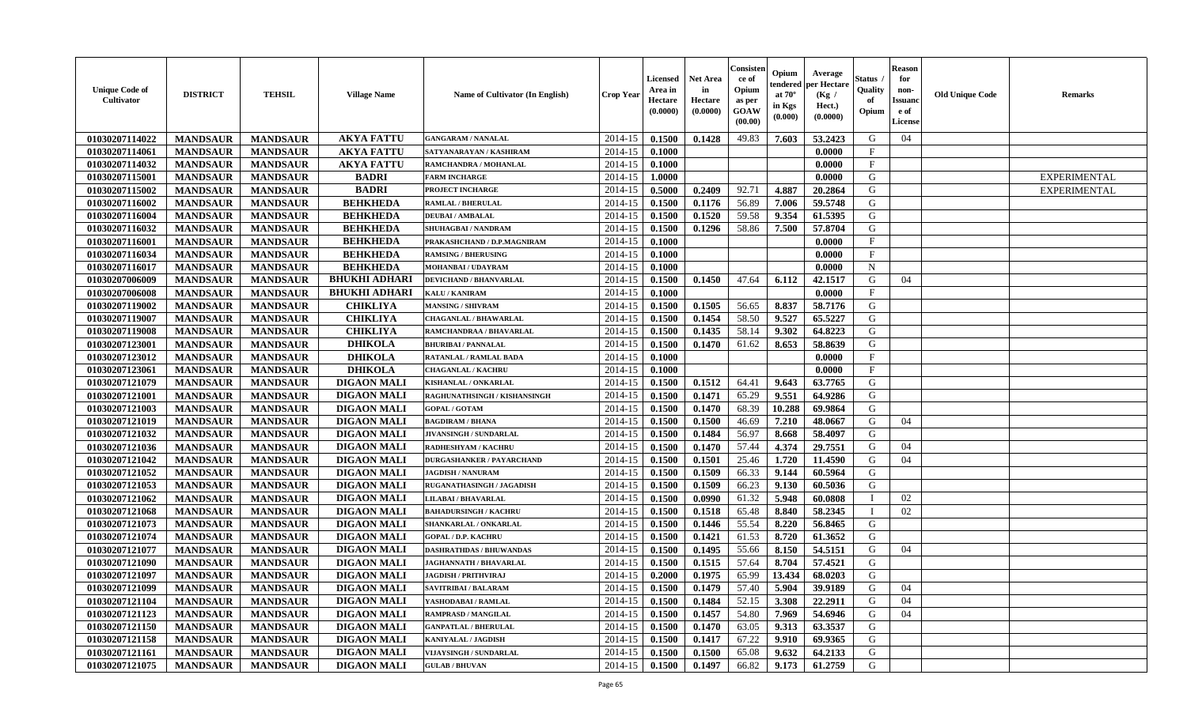| Unique Code of Cultivator | DISTRICT | TEHSIL | Village Name | Name of Cultivator (In English) | Crop Year | Licensed Area in Hectare (0.0000) | Net Area in Hectare (0.0000) | Consistence of Opium as per GOAW (00.00) | Opium tendered at 70° in Kgs (0.000) | Average per Hectare (Kg / Hect.) (0.0000) | Status / Quality of Opium | Reason for non-Issuance of License | Old Unique Code | Remarks |
|---|---|---|---|---|---|---|---|---|---|---|---|---|---|---|
| 01030207114022 | MANDSAUR | MANDSAUR | AKYA FATTU | GANGARAM / NANALAL | 2014-15 | 0.1500 | 0.1428 | 49.83 | 7.603 | 53.2423 | G | 04 | | |
| 01030207114061 | MANDSAUR | MANDSAUR | AKYA FATTU | SATYANARAYAN / KASHIRAM | 2014-15 | 0.1000 | | | | 0.0000 | F | | | |
| 01030207114032 | MANDSAUR | MANDSAUR | AKYA FATTU | RAMCHANDRA / MOHANLAL | 2014-15 | 0.1000 | | | | 0.0000 | F | | | |
| 01030207115001 | MANDSAUR | MANDSAUR | BADRI | FARM INCHARGE | 2014-15 | 1.0000 | | | | 0.0000 | G | | | EXPERIMENTAL |
| 01030207115002 | MANDSAUR | MANDSAUR | BADRI | PROJECT INCHARGE | 2014-15 | 0.5000 | 0.2409 | 92.71 | 4.887 | 20.2864 | G | | | EXPERIMENTAL |
| 01030207116002 | MANDSAUR | MANDSAUR | BEHKHEDA | RAMLAL / BHERULAL | 2014-15 | 0.1500 | 0.1176 | 56.89 | 7.006 | 59.5748 | G | | | |
| 01030207116004 | MANDSAUR | MANDSAUR | BEHKHEDA | DEUBAI / AMBALAL | 2014-15 | 0.1500 | 0.1520 | 59.58 | 9.354 | 61.5395 | G | | | |
| 01030207116032 | MANDSAUR | MANDSAUR | BEHKHEDA | SHUHAGBAI / NANDRAM | 2014-15 | 0.1500 | 0.1296 | 58.86 | 7.500 | 57.8704 | G | | | |
| 01030207116001 | MANDSAUR | MANDSAUR | BEHKHEDA | PRAKASHCHAND / D.P.MAGNIRAM | 2014-15 | 0.1000 | | | | 0.0000 | F | | | |
| 01030207116034 | MANDSAUR | MANDSAUR | BEHKHEDA | RAMSING / BHERUSING | 2014-15 | 0.1000 | | | | 0.0000 | F | | | |
| 01030207116017 | MANDSAUR | MANDSAUR | BEHKHEDA | MOHANBAI / UDAYRAM | 2014-15 | 0.1000 | | | | 0.0000 | N | | | |
| 01030207006009 | MANDSAUR | MANDSAUR | BHUKHI ADHARI | DEVICHAND / BHANVARLAL | 2014-15 | 0.1500 | 0.1450 | 47.64 | 6.112 | 42.1517 | G | 04 | | |
| 01030207006008 | MANDSAUR | MANDSAUR | BHUKHI ADHARI | KALU / KANIRAM | 2014-15 | 0.1000 | | | | 0.0000 | F | | | |
| 01030207119002 | MANDSAUR | MANDSAUR | CHIKLIYA | MANSING / SHIVRAM | 2014-15 | 0.1500 | 0.1505 | 56.65 | 8.837 | 58.7176 | G | | | |
| 01030207119007 | MANDSAUR | MANDSAUR | CHIKLIYA | CHAGANLAL / BHAWARLAL | 2014-15 | 0.1500 | 0.1454 | 58.50 | 9.527 | 65.5227 | G | | | |
| 01030207119008 | MANDSAUR | MANDSAUR | CHIKLIYA | RAMCHANDRAA / BHAVARLAL | 2014-15 | 0.1500 | 0.1435 | 58.14 | 9.302 | 64.8223 | G | | | |
| 01030207123001 | MANDSAUR | MANDSAUR | DHIKOLA | BHURIBAI / PANNALAL | 2014-15 | 0.1500 | 0.1470 | 61.62 | 8.653 | 58.8639 | G | | | |
| 01030207123012 | MANDSAUR | MANDSAUR | DHIKOLA | RATANLAL / RAMLAL BADA | 2014-15 | 0.1000 | | | | 0.0000 | F | | | |
| 01030207123061 | MANDSAUR | MANDSAUR | DHIKOLA | CHAGANLAL / KACHRU | 2014-15 | 0.1000 | | | | 0.0000 | F | | | |
| 01030207121079 | MANDSAUR | MANDSAUR | DIGAON MALI | KISHANLAL / ONKARLAL | 2014-15 | 0.1500 | 0.1512 | 64.41 | 9.643 | 63.7765 | G | | | |
| 01030207121001 | MANDSAUR | MANDSAUR | DIGAON MALI | RAGHUNATHSINGH / KISHANSINGH | 2014-15 | 0.1500 | 0.1471 | 65.29 | 9.551 | 64.9286 | G | | | |
| 01030207121003 | MANDSAUR | MANDSAUR | DIGAON MALI | GOPAL / GOTAM | 2014-15 | 0.1500 | 0.1470 | 68.39 | 10.288 | 69.9864 | G | | | |
| 01030207121019 | MANDSAUR | MANDSAUR | DIGAON MALI | BAGDIRAM / BHANA | 2014-15 | 0.1500 | 0.1500 | 46.69 | 7.210 | 48.0667 | G | 04 | | |
| 01030207121032 | MANDSAUR | MANDSAUR | DIGAON MALI | JIVANSINGH / SUNDARLAL | 2014-15 | 0.1500 | 0.1484 | 56.97 | 8.668 | 58.4097 | G | | | |
| 01030207121036 | MANDSAUR | MANDSAUR | DIGAON MALI | RADHESHYAM / KACHRU | 2014-15 | 0.1500 | 0.1470 | 57.44 | 4.374 | 29.7551 | G | 04 | | |
| 01030207121042 | MANDSAUR | MANDSAUR | DIGAON MALI | DURGASHANKER / PAYARCHAND | 2014-15 | 0.1500 | 0.1501 | 25.46 | 1.720 | 11.4590 | G | 04 | | |
| 01030207121052 | MANDSAUR | MANDSAUR | DIGAON MALI | JAGDISH / NANURAM | 2014-15 | 0.1500 | 0.1509 | 66.33 | 9.144 | 60.5964 | G | | | |
| 01030207121053 | MANDSAUR | MANDSAUR | DIGAON MALI | RUGANATHASINGH / JAGADISH | 2014-15 | 0.1500 | 0.1509 | 66.23 | 9.130 | 60.5036 | G | | | |
| 01030207121062 | MANDSAUR | MANDSAUR | DIGAON MALI | LILABAI / BHAVARLAL | 2014-15 | 0.1500 | 0.0990 | 61.32 | 5.948 | 60.0808 | I | 02 | | |
| 01030207121068 | MANDSAUR | MANDSAUR | DIGAON MALI | BAHADURSINGH / KACHRU | 2014-15 | 0.1500 | 0.1518 | 65.48 | 8.840 | 58.2345 | I | 02 | | |
| 01030207121073 | MANDSAUR | MANDSAUR | DIGAON MALI | SHANKARLAL / ONKARLAL | 2014-15 | 0.1500 | 0.1446 | 55.54 | 8.220 | 56.8465 | G | | | |
| 01030207121074 | MANDSAUR | MANDSAUR | DIGAON MALI | GOPAL / D.P. KACHRU | 2014-15 | 0.1500 | 0.1421 | 61.53 | 8.720 | 61.3652 | G | | | |
| 01030207121077 | MANDSAUR | MANDSAUR | DIGAON MALI | DASHRATHDAS / BHUWANDAS | 2014-15 | 0.1500 | 0.1495 | 55.66 | 8.150 | 54.5151 | G | 04 | | |
| 01030207121090 | MANDSAUR | MANDSAUR | DIGAON MALI | JAGHANNATH / BHAVARLAL | 2014-15 | 0.1500 | 0.1515 | 57.64 | 8.704 | 57.4521 | G | | | |
| 01030207121097 | MANDSAUR | MANDSAUR | DIGAON MALI | JAGDISH / PRITHVIRAJ | 2014-15 | 0.2000 | 0.1975 | 65.99 | 13.434 | 68.0203 | G | | | |
| 01030207121099 | MANDSAUR | MANDSAUR | DIGAON MALI | SAVITRIBAI / BALARAM | 2014-15 | 0.1500 | 0.1479 | 57.40 | 5.904 | 39.9189 | G | 04 | | |
| 01030207121104 | MANDSAUR | MANDSAUR | DIGAON MALI | YASHODABAI / RAMLAL | 2014-15 | 0.1500 | 0.1484 | 52.15 | 3.308 | 22.2911 | G | 04 | | |
| 01030207121123 | MANDSAUR | MANDSAUR | DIGAON MALI | RAMPRASD / MANGILAL | 2014-15 | 0.1500 | 0.1457 | 54.80 | 7.969 | 54.6946 | G | 04 | | |
| 01030207121150 | MANDSAUR | MANDSAUR | DIGAON MALI | GANPATLAL / BHERULAL | 2014-15 | 0.1500 | 0.1470 | 63.05 | 9.313 | 63.3537 | G | | | |
| 01030207121158 | MANDSAUR | MANDSAUR | DIGAON MALI | KANIYALAL / JAGDISH | 2014-15 | 0.1500 | 0.1417 | 67.22 | 9.910 | 69.9365 | G | | | |
| 01030207121161 | MANDSAUR | MANDSAUR | DIGAON MALI | VIJAYSINGH / SUNDARLAL | 2014-15 | 0.1500 | 0.1500 | 65.08 | 9.632 | 64.2133 | G | | | |
| 01030207121075 | MANDSAUR | MANDSAUR | DIGAON MALI | GULAB / BHUVAN | 2014-15 | 0.1500 | 0.1497 | 66.82 | 9.173 | 61.2759 | G | | | |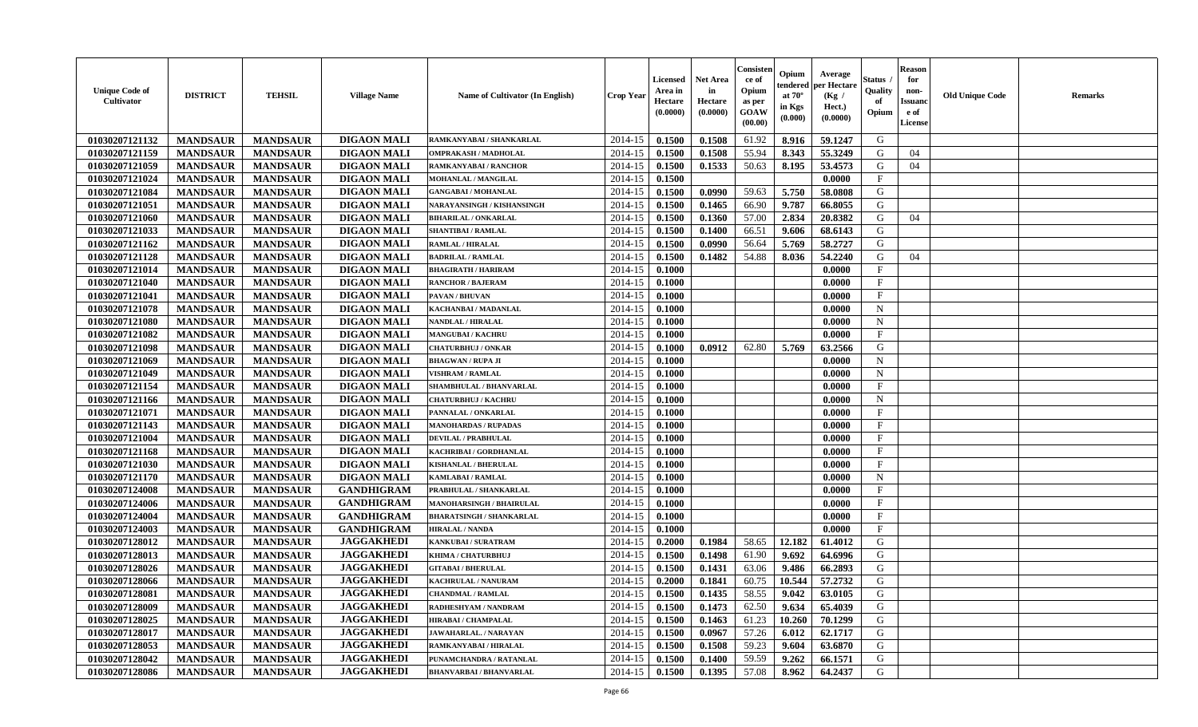| Unique Code of Cultivator | DISTRICT | TEHSIL | Village Name | Name of Cultivator (In English) | Crop Year | Licensed Area in Hectare (0.0000) | Net Area in Hectare (0.0000) | Consistence of Opium as per GOAW (00.00) | Opium tendered at 70° in Kgs (0.000) | Average per Hectare (Kg / Hect.) (0.0000) | Status / Quality of Opium | Reason for non-Issuance of License | Old Unique Code | Remarks |
|---|---|---|---|---|---|---|---|---|---|---|---|---|---|---|
| 01030207121132 | MANDSAUR | MANDSAUR | DIGAON MALI | RAMKANYABAI / SHANKARLAL | 2014-15 | 0.1500 | 0.1508 | 61.92 | 8.916 | 59.1247 | G | | | |
| 01030207121159 | MANDSAUR | MANDSAUR | DIGAON MALI | OMPRAKASH / MADHOLAL | 2014-15 | 0.1500 | 0.1508 | 55.94 | 8.343 | 55.3249 | G | 04 | | |
| 01030207121059 | MANDSAUR | MANDSAUR | DIGAON MALI | RAMKANYABAI / RANCHOR | 2014-15 | 0.1500 | 0.1533 | 50.63 | 8.195 | 53.4573 | G | 04 | | |
| 01030207121024 | MANDSAUR | MANDSAUR | DIGAON MALI | MOHANLAL / MANGILAL | 2014-15 | 0.1500 | | | | 0.0000 | F | | | |
| 01030207121084 | MANDSAUR | MANDSAUR | DIGAON MALI | GANGABAI / MOHANLAL | 2014-15 | 0.1500 | 0.0990 | 59.63 | 5.750 | 58.0808 | G | | | |
| 01030207121051 | MANDSAUR | MANDSAUR | DIGAON MALI | NARAYANSINGH / KISHANSINGH | 2014-15 | 0.1500 | 0.1465 | 66.90 | 9.787 | 66.8055 | G | | | |
| 01030207121060 | MANDSAUR | MANDSAUR | DIGAON MALI | BIHARILAL / ONKARLAL | 2014-15 | 0.1500 | 0.1360 | 57.00 | 2.834 | 20.8382 | G | 04 | | |
| 01030207121033 | MANDSAUR | MANDSAUR | DIGAON MALI | SHANTIBAI / RAMLAL | 2014-15 | 0.1500 | 0.1400 | 66.51 | 9.606 | 68.6143 | G | | | |
| 01030207121162 | MANDSAUR | MANDSAUR | DIGAON MALI | RAMLAL / HIRALAL | 2014-15 | 0.1500 | 0.0990 | 56.64 | 5.769 | 58.2727 | G | | | |
| 01030207121128 | MANDSAUR | MANDSAUR | DIGAON MALI | BADRILAL / RAMLAL | 2014-15 | 0.1500 | 0.1482 | 54.88 | 8.036 | 54.2240 | G | 04 | | |
| 01030207121014 | MANDSAUR | MANDSAUR | DIGAON MALI | BHAGIRATH / HARIRAM | 2014-15 | 0.1000 | | | | 0.0000 | F | | | |
| 01030207121040 | MANDSAUR | MANDSAUR | DIGAON MALI | RANCHOR / BAJERAM | 2014-15 | 0.1000 | | | | 0.0000 | F | | | |
| 01030207121041 | MANDSAUR | MANDSAUR | DIGAON MALI | PAVAN / BHUVAN | 2014-15 | 0.1000 | | | | 0.0000 | F | | | |
| 01030207121078 | MANDSAUR | MANDSAUR | DIGAON MALI | KACHANBAI / MADANLAL | 2014-15 | 0.1000 | | | | 0.0000 | N | | | |
| 01030207121080 | MANDSAUR | MANDSAUR | DIGAON MALI | NANDLAL / HIRALAL | 2014-15 | 0.1000 | | | | 0.0000 | N | | | |
| 01030207121082 | MANDSAUR | MANDSAUR | DIGAON MALI | MANGUBAI / KACHRU | 2014-15 | 0.1000 | | | | 0.0000 | F | | | |
| 01030207121098 | MANDSAUR | MANDSAUR | DIGAON MALI | CHATURBHUJ / ONKAR | 2014-15 | 0.1000 | 0.0912 | 62.80 | 5.769 | 63.2566 | G | | | |
| 01030207121069 | MANDSAUR | MANDSAUR | DIGAON MALI | BHAGWAN / RUPA JI | 2014-15 | 0.1000 | | | | 0.0000 | N | | | |
| 01030207121049 | MANDSAUR | MANDSAUR | DIGAON MALI | VISHRAM / RAMLAL | 2014-15 | 0.1000 | | | | 0.0000 | N | | | |
| 01030207121154 | MANDSAUR | MANDSAUR | DIGAON MALI | SHAMBHULAL / BHANVARLAL | 2014-15 | 0.1000 | | | | 0.0000 | F | | | |
| 01030207121166 | MANDSAUR | MANDSAUR | DIGAON MALI | CHATURBHUJ / KACHRU | 2014-15 | 0.1000 | | | | 0.0000 | N | | | |
| 01030207121071 | MANDSAUR | MANDSAUR | DIGAON MALI | PANNALAL / ONKARLAL | 2014-15 | 0.1000 | | | | 0.0000 | F | | | |
| 01030207121143 | MANDSAUR | MANDSAUR | DIGAON MALI | MANOHARDAS / RUPADAS | 2014-15 | 0.1000 | | | | 0.0000 | F | | | |
| 01030207121004 | MANDSAUR | MANDSAUR | DIGAON MALI | DEVILAL / PRABHULAL | 2014-15 | 0.1000 | | | | 0.0000 | F | | | |
| 01030207121168 | MANDSAUR | MANDSAUR | DIGAON MALI | KACHRIBAI / GORDHANLAL | 2014-15 | 0.1000 | | | | 0.0000 | F | | | |
| 01030207121030 | MANDSAUR | MANDSAUR | DIGAON MALI | KISHANLAL / BHERULAL | 2014-15 | 0.1000 | | | | 0.0000 | F | | | |
| 01030207121170 | MANDSAUR | MANDSAUR | DIGAON MALI | KAMLABAI / RAMLAL | 2014-15 | 0.1000 | | | | 0.0000 | N | | | |
| 01030207124008 | MANDSAUR | MANDSAUR | GANDHIGRAM | PRABHULAL / SHANKARLAL | 2014-15 | 0.1000 | | | | 0.0000 | F | | | |
| 01030207124006 | MANDSAUR | MANDSAUR | GANDHIGRAM | MANOHARSINGH / BHAIRULAL | 2014-15 | 0.1000 | | | | 0.0000 | F | | | |
| 01030207124004 | MANDSAUR | MANDSAUR | GANDHIGRAM | BHARATSINGH / SHANKARLAL | 2014-15 | 0.1000 | | | | 0.0000 | F | | | |
| 01030207124003 | MANDSAUR | MANDSAUR | GANDHIGRAM | HIRALAL / NANDA | 2014-15 | 0.1000 | | | | 0.0000 | F | | | |
| 01030207128012 | MANDSAUR | MANDSAUR | JAGGAKHEDI | KANKUBAI / SURATRAM | 2014-15 | 0.2000 | 0.1984 | 58.65 | 12.182 | 61.4012 | G | | | |
| 01030207128013 | MANDSAUR | MANDSAUR | JAGGAKHEDI | KHIMA / CHATURBHUJ | 2014-15 | 0.1500 | 0.1498 | 61.90 | 9.692 | 64.6996 | G | | | |
| 01030207128026 | MANDSAUR | MANDSAUR | JAGGAKHEDI | GITABAI / BHERULAL | 2014-15 | 0.1500 | 0.1431 | 63.06 | 9.486 | 66.2893 | G | | | |
| 01030207128066 | MANDSAUR | MANDSAUR | JAGGAKHEDI | KACHRULAL / NANURAM | 2014-15 | 0.2000 | 0.1841 | 60.75 | 10.544 | 57.2732 | G | | | |
| 01030207128081 | MANDSAUR | MANDSAUR | JAGGAKHEDI | CHANDMAL / RAMLAL | 2014-15 | 0.1500 | 0.1435 | 58.55 | 9.042 | 63.0105 | G | | | |
| 01030207128009 | MANDSAUR | MANDSAUR | JAGGAKHEDI | RADHESHYAM / NANDRAM | 2014-15 | 0.1500 | 0.1473 | 62.50 | 9.634 | 65.4039 | G | | | |
| 01030207128025 | MANDSAUR | MANDSAUR | JAGGAKHEDI | HIRABAI / CHAMPALAL | 2014-15 | 0.1500 | 0.1463 | 61.23 | 10.260 | 70.1299 | G | | | |
| 01030207128017 | MANDSAUR | MANDSAUR | JAGGAKHEDI | JAWAHARLAL. / NARAYAN | 2014-15 | 0.1500 | 0.0967 | 57.26 | 6.012 | 62.1717 | G | | | |
| 01030207128053 | MANDSAUR | MANDSAUR | JAGGAKHEDI | RAMKANYABAI / HIRALAL | 2014-15 | 0.1500 | 0.1508 | 59.23 | 9.604 | 63.6870 | G | | | |
| 01030207128042 | MANDSAUR | MANDSAUR | JAGGAKHEDI | PUNAMCHANDRA / RATANLAL | 2014-15 | 0.1500 | 0.1400 | 59.59 | 9.262 | 66.1571 | G | | | |
| 01030207128086 | MANDSAUR | MANDSAUR | JAGGAKHEDI | BHANVARBAI / BHANVARLAL | 2014-15 | 0.1500 | 0.1395 | 57.08 | 8.962 | 64.2437 | G | | | |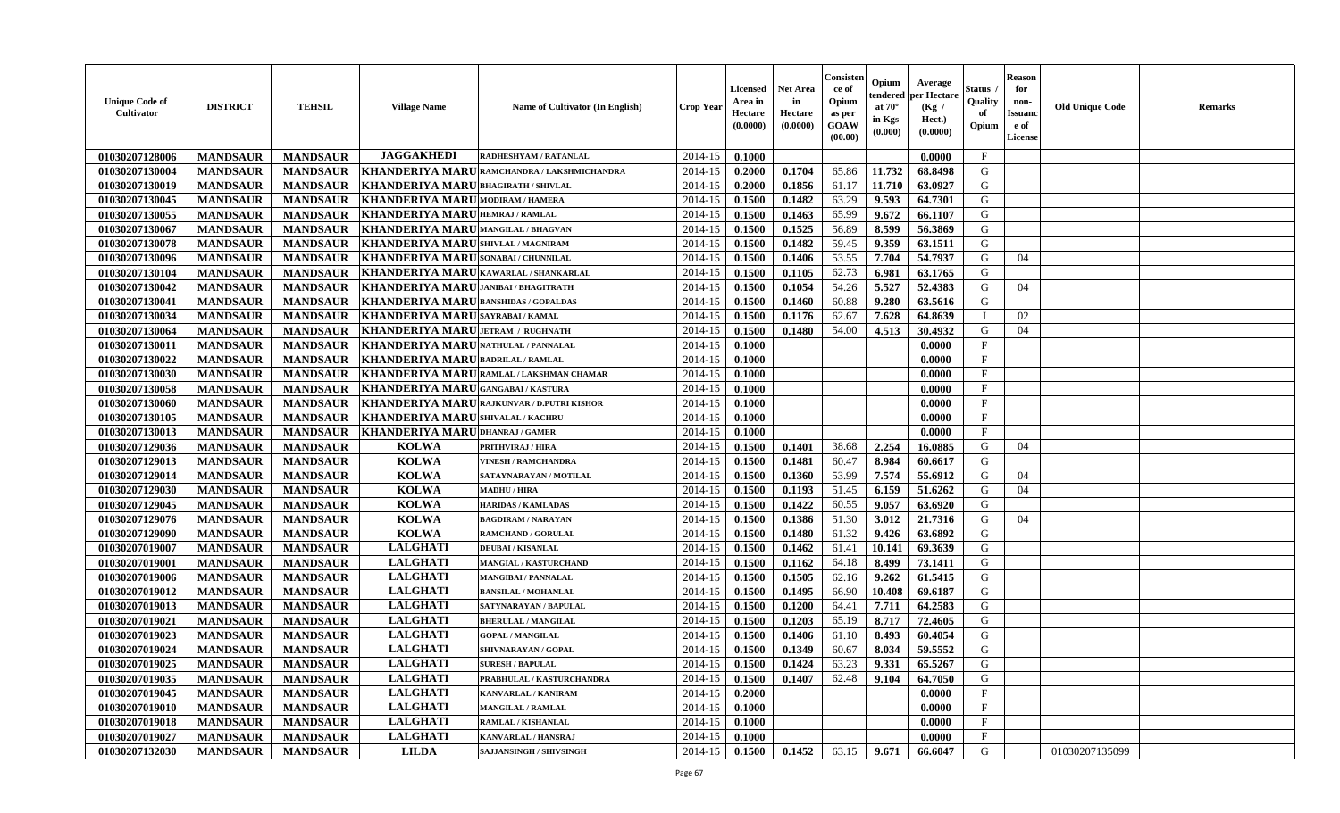| Unique Code of Cultivator | DISTRICT | TEHSIL | Village Name | Name of Cultivator (In English) | Crop Year | Licensed Area in Hectare (0.0000) | Net Area in Hectare (0.0000) | Consistence of Opium as per GOAW (00.00) | Opium tendered at 70° in Kgs (0.000) | Average per Hectare (Kg / Hect.) (0.0000) | Status / Quality of Opium | Reason for non-Issuance of License | Old Unique Code | Remarks |
|---|---|---|---|---|---|---|---|---|---|---|---|---|---|---|
| 01030207128006 | MANDSAUR | MANDSAUR | JAGGAKHEDI | RADHESHYAM / RATANLAL | 2014-15 | 0.1000 | | | | 0.0000 | F | | | |
| 01030207130004 | MANDSAUR | MANDSAUR | KHANDERIYA MARU | RAMCHANDRA / LAKSHMICHANDRA | 2014-15 | 0.2000 | 0.1704 | 65.86 | 11.732 | 68.8498 | G | | | |
| 01030207130019 | MANDSAUR | MANDSAUR | KHANDERIYA MARU | BHAGIRATH / SHIVLAL | 2014-15 | 0.2000 | 0.1856 | 61.17 | 11.710 | 63.0927 | G | | | |
| 01030207130045 | MANDSAUR | MANDSAUR | KHANDERIYA MARU | MODIRAM / HAMERA | 2014-15 | 0.1500 | 0.1482 | 63.29 | 9.593 | 64.7301 | G | | | |
| 01030207130055 | MANDSAUR | MANDSAUR | KHANDERIYA MARU | HEMRAJ / RAMLAL | 2014-15 | 0.1500 | 0.1463 | 65.99 | 9.672 | 66.1107 | G | | | |
| 01030207130067 | MANDSAUR | MANDSAUR | KHANDERIYA MARU | MANGILAL / BHAGVAN | 2014-15 | 0.1500 | 0.1525 | 56.89 | 8.599 | 56.3869 | G | | | |
| 01030207130078 | MANDSAUR | MANDSAUR | KHANDERIYA MARU | SHIVLAL / MAGNIRAM | 2014-15 | 0.1500 | 0.1482 | 59.45 | 9.359 | 63.1511 | G | | | |
| 01030207130096 | MANDSAUR | MANDSAUR | KHANDERIYA MARU | SONABAI / CHUNNILAL | 2014-15 | 0.1500 | 0.1406 | 53.55 | 7.704 | 54.7937 | G | 04 | | |
| 01030207130104 | MANDSAUR | MANDSAUR | KHANDERIYA MARU | KAWARLAL / SHANKARLAL | 2014-15 | 0.1500 | 0.1105 | 62.73 | 6.981 | 63.1765 | G | | | |
| 01030207130042 | MANDSAUR | MANDSAUR | KHANDERIYA MARU | JANIBAI / BHAGITRATH | 2014-15 | 0.1500 | 0.1054 | 54.26 | 5.527 | 52.4383 | G | 04 | | |
| 01030207130041 | MANDSAUR | MANDSAUR | KHANDERIYA MARU | BANSHIDAS / GOPALDAS | 2014-15 | 0.1500 | 0.1460 | 60.88 | 9.280 | 63.5616 | G | | | |
| 01030207130034 | MANDSAUR | MANDSAUR | KHANDERIYA MARU | SAYRABAI / KAMAL | 2014-15 | 0.1500 | 0.1176 | 62.67 | 7.628 | 64.8639 | I | 02 | | |
| 01030207130064 | MANDSAUR | MANDSAUR | KHANDERIYA MARU | JETRAM / RUGHNATH | 2014-15 | 0.1500 | 0.1480 | 54.00 | 4.513 | 30.4932 | G | 04 | | |
| 01030207130011 | MANDSAUR | MANDSAUR | KHANDERIYA MARU | NATHULAL / PANNALAL | 2014-15 | 0.1000 | | | | 0.0000 | F | | | |
| 01030207130022 | MANDSAUR | MANDSAUR | KHANDERIYA MARU | BADRILAL / RAMLAL | 2014-15 | 0.1000 | | | | 0.0000 | F | | | |
| 01030207130030 | MANDSAUR | MANDSAUR | KHANDERIYA MARU | RAMLAL / LAKSHMAN CHAMAR | 2014-15 | 0.1000 | | | | 0.0000 | F | | | |
| 01030207130058 | MANDSAUR | MANDSAUR | KHANDERIYA MARU | GANGABAI / KASTURA | 2014-15 | 0.1000 | | | | 0.0000 | F | | | |
| 01030207130060 | MANDSAUR | MANDSAUR | KHANDERIYA MARU | RAJKUNVAR / D.PUTRI KISHOR | 2014-15 | 0.1000 | | | | 0.0000 | F | | | |
| 01030207130105 | MANDSAUR | MANDSAUR | KHANDERIYA MARU | SHIVALAL / KACHRU | 2014-15 | 0.1000 | | | | 0.0000 | F | | | |
| 01030207130013 | MANDSAUR | MANDSAUR | KHANDERIYA MARU | DHANRAJ / GAMER | 2014-15 | 0.1000 | | | | 0.0000 | F | | | |
| 01030207129036 | MANDSAUR | MANDSAUR | KOLWA | PRITHVIRAJ / HIRA | 2014-15 | 0.1500 | 0.1401 | 38.68 | 2.254 | 16.0885 | G | 04 | | |
| 01030207129013 | MANDSAUR | MANDSAUR | KOLWA | VINESH / RAMCHANDRA | 2014-15 | 0.1500 | 0.1481 | 60.47 | 8.984 | 60.6617 | G | | | |
| 01030207129014 | MANDSAUR | MANDSAUR | KOLWA | SATAYNARAYAN / MOTILAL | 2014-15 | 0.1500 | 0.1360 | 53.99 | 7.574 | 55.6912 | G | 04 | | |
| 01030207129030 | MANDSAUR | MANDSAUR | KOLWA | MADHU / HIRA | 2014-15 | 0.1500 | 0.1193 | 51.45 | 6.159 | 51.6262 | G | 04 | | |
| 01030207129045 | MANDSAUR | MANDSAUR | KOLWA | HARIDAS / KAMLADAS | 2014-15 | 0.1500 | 0.1422 | 60.55 | 9.057 | 63.6920 | G | | | |
| 01030207129076 | MANDSAUR | MANDSAUR | KOLWA | BAGDIRAM / NARAYAN | 2014-15 | 0.1500 | 0.1386 | 51.30 | 3.012 | 21.7316 | G | 04 | | |
| 01030207129090 | MANDSAUR | MANDSAUR | KOLWA | RAMCHAND / GORULAL | 2014-15 | 0.1500 | 0.1480 | 61.32 | 9.426 | 63.6892 | G | | | |
| 01030207019007 | MANDSAUR | MANDSAUR | LALGHATI | DEUBAI / KISANLAL | 2014-15 | 0.1500 | 0.1462 | 61.41 | 10.141 | 69.3639 | G | | | |
| 01030207019001 | MANDSAUR | MANDSAUR | LALGHATI | MANGIAL / KASTURCHAND | 2014-15 | 0.1500 | 0.1162 | 64.18 | 8.499 | 73.1411 | G | | | |
| 01030207019006 | MANDSAUR | MANDSAUR | LALGHATI | MANGIBAI / PANNALAL | 2014-15 | 0.1500 | 0.1505 | 62.16 | 9.262 | 61.5415 | G | | | |
| 01030207019012 | MANDSAUR | MANDSAUR | LALGHATI | BANSILAL / MOHANLAL | 2014-15 | 0.1500 | 0.1495 | 66.90 | 10.408 | 69.6187 | G | | | |
| 01030207019013 | MANDSAUR | MANDSAUR | LALGHATI | SATYNARAYAN / BAPULAL | 2014-15 | 0.1500 | 0.1200 | 64.41 | 7.711 | 64.2583 | G | | | |
| 01030207019021 | MANDSAUR | MANDSAUR | LALGHATI | BHERULAL / MANGILAL | 2014-15 | 0.1500 | 0.1203 | 65.19 | 8.717 | 72.4605 | G | | | |
| 01030207019023 | MANDSAUR | MANDSAUR | LALGHATI | GOPAL / MANGILAL | 2014-15 | 0.1500 | 0.1406 | 61.10 | 8.493 | 60.4054 | G | | | |
| 01030207019024 | MANDSAUR | MANDSAUR | LALGHATI | SHIVNARAYAN / GOPAL | 2014-15 | 0.1500 | 0.1349 | 60.67 | 8.034 | 59.5552 | G | | | |
| 01030207019025 | MANDSAUR | MANDSAUR | LALGHATI | SURESH / BAPULAL | 2014-15 | 0.1500 | 0.1424 | 63.23 | 9.331 | 65.5267 | G | | | |
| 01030207019035 | MANDSAUR | MANDSAUR | LALGHATI | PRABHULAL / KASTURCHANDRA | 2014-15 | 0.1500 | 0.1407 | 62.48 | 9.104 | 64.7050 | G | | | |
| 01030207019045 | MANDSAUR | MANDSAUR | LALGHATI | KANVARLAL / KANIRAM | 2014-15 | 0.2000 | | | | 0.0000 | F | | | |
| 01030207019010 | MANDSAUR | MANDSAUR | LALGHATI | MANGILAL / RAMLAL | 2014-15 | 0.1000 | | | | 0.0000 | F | | | |
| 01030207019018 | MANDSAUR | MANDSAUR | LALGHATI | RAMLAL / KISHANLAL | 2014-15 | 0.1000 | | | | 0.0000 | F | | | |
| 01030207019027 | MANDSAUR | MANDSAUR | LALGHATI | KANVARLAL / HANSRAJ | 2014-15 | 0.1000 | | | | 0.0000 | F | | | |
| 01030207132030 | MANDSAUR | MANDSAUR | LILDA | SAJJANSINGH / SHIVSINGH | 2014-15 | 0.1500 | 0.1452 | 63.15 | 9.671 | 66.6047 | G | | 01030207135099 | |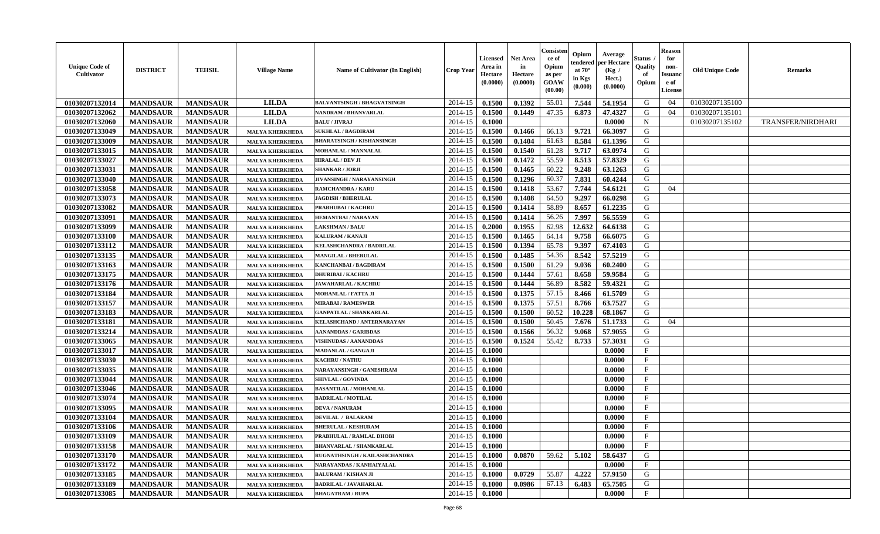| Unique Code of Cultivator | DISTRICT | TEHSIL | Village Name | Name of Cultivator (In English) | Crop Year | Licensed Area in Hectare (0.0000) | Net Area in Hectare (0.0000) | Consistence of Opium as per GOAW (00.00) | Opium tendered at 70° in Kgs (0.000) | Average per Hectare (Kg / Hect.) (0.0000) | Status / Quality of Opium | Reason for non-Issuance of License | Old Unique Code | Remarks |
|---|---|---|---|---|---|---|---|---|---|---|---|---|---|---|
| 01030207132014 | MANDSAUR | MANDSAUR | LILDA | BALVANTSINGH / BHAGVATSINGH | 2014-15 | 0.1500 | 0.1392 | 55.01 | 7.544 | 54.1954 | G | 04 | 01030207135100 | |
| 01030207132062 | MANDSAUR | MANDSAUR | LILDA | NANDRAM / BHANVARLAL | 2014-15 | 0.1500 | 0.1449 | 47.35 | 6.873 | 47.4327 | G | 04 | 01030207135101 | |
| 01030207132060 | MANDSAUR | MANDSAUR | LILDA | BALU / JIVRAJ | 2014-15 | 0.1000 | | | | 0.0000 | N | | 01030207135102 | TRANSFER/NIRDHARI |
| 01030207133049 | MANDSAUR | MANDSAUR | MALYA KHERKHEDA | SUKHLAL / BAGDIRAM | 2014-15 | 0.1500 | 0.1466 | 66.13 | 9.721 | 66.3097 | G | | | |
| 01030207133009 | MANDSAUR | MANDSAUR | MALYA KHERKHEDA | BHARATSINGH / KISHANSINGH | 2014-15 | 0.1500 | 0.1404 | 61.63 | 8.584 | 61.1396 | G | | | |
| 01030207133015 | MANDSAUR | MANDSAUR | MALYA KHERKHEDA | MOHANLAL / MANNALAL | 2014-15 | 0.1500 | 0.1540 | 61.28 | 9.717 | 63.0974 | G | | | |
| 01030207133027 | MANDSAUR | MANDSAUR | MALYA KHERKHEDA | HIRALAL / DEV JI | 2014-15 | 0.1500 | 0.1472 | 55.59 | 8.513 | 57.8329 | G | | | |
| 01030207133031 | MANDSAUR | MANDSAUR | MALYA KHERKHEDA | SHANKAR / JORJI | 2014-15 | 0.1500 | 0.1465 | 60.22 | 9.248 | 63.1263 | G | | | |
| 01030207133040 | MANDSAUR | MANDSAUR | MALYA KHERKHEDA | JIVANSINGH / NARAYANSINGH | 2014-15 | 0.1500 | 0.1296 | 60.37 | 7.831 | 60.4244 | G | | | |
| 01030207133058 | MANDSAUR | MANDSAUR | MALYA KHERKHEDA | RAMCHANDRA / KARU | 2014-15 | 0.1500 | 0.1418 | 53.67 | 7.744 | 54.6121 | G | 04 | | |
| 01030207133073 | MANDSAUR | MANDSAUR | MALYA KHERKHEDA | JAGDISH / BHERULAL | 2014-15 | 0.1500 | 0.1408 | 64.50 | 9.297 | 66.0298 | G | | | |
| 01030207133082 | MANDSAUR | MANDSAUR | MALYA KHERKHEDA | PRABHUBAI / KACHRU | 2014-15 | 0.1500 | 0.1414 | 58.89 | 8.657 | 61.2235 | G | | | |
| 01030207133091 | MANDSAUR | MANDSAUR | MALYA KHERKHEDA | HEMANTBAI / NARAYAN | 2014-15 | 0.1500 | 0.1414 | 56.26 | 7.997 | 56.5559 | G | | | |
| 01030207133099 | MANDSAUR | MANDSAUR | MALYA KHERKHEDA | LAKSHMAN / BALU | 2014-15 | 0.2000 | 0.1955 | 62.98 | 12.632 | 64.6138 | G | | | |
| 01030207133100 | MANDSAUR | MANDSAUR | MALYA KHERKHEDA | KALURAM / KANAJI | 2014-15 | 0.1500 | 0.1465 | 64.14 | 9.758 | 66.6075 | G | | | |
| 01030207133112 | MANDSAUR | MANDSAUR | MALYA KHERKHEDA | KELASHCHANDRA / BADRILAL | 2014-15 | 0.1500 | 0.1394 | 65.78 | 9.397 | 67.4103 | G | | | |
| 01030207133135 | MANDSAUR | MANDSAUR | MALYA KHERKHEDA | MANGILAL / BHERULAL | 2014-15 | 0.1500 | 0.1485 | 54.36 | 8.542 | 57.5219 | G | | | |
| 01030207133163 | MANDSAUR | MANDSAUR | MALYA KHERKHEDA | KANCHANBAI / BAGDIRAM | 2014-15 | 0.1500 | 0.1500 | 61.29 | 9.036 | 60.2400 | G | | | |
| 01030207133175 | MANDSAUR | MANDSAUR | MALYA KHERKHEDA | DHURIBAI / KACHRU | 2014-15 | 0.1500 | 0.1444 | 57.61 | 8.658 | 59.9584 | G | | | |
| 01030207133176 | MANDSAUR | MANDSAUR | MALYA KHERKHEDA | JAWAHARLAL / KACHRU | 2014-15 | 0.1500 | 0.1444 | 56.89 | 8.582 | 59.4321 | G | | | |
| 01030207133184 | MANDSAUR | MANDSAUR | MALYA KHERKHEDA | MOHANLAL / FATTA JI | 2014-15 | 0.1500 | 0.1375 | 57.15 | 8.466 | 61.5709 | G | | | |
| 01030207133157 | MANDSAUR | MANDSAUR | MALYA KHERKHEDA | MIRABAI / RAMESWER | 2014-15 | 0.1500 | 0.1375 | 57.51 | 8.766 | 63.7527 | G | | | |
| 01030207133183 | MANDSAUR | MANDSAUR | MALYA KHERKHEDA | GANPATLAL / SHANKARLAL | 2014-15 | 0.1500 | 0.1500 | 60.52 | 10.228 | 68.1867 | G | | | |
| 01030207133181 | MANDSAUR | MANDSAUR | MALYA KHERKHEDA | KELASHCHAND / ANTERNARAYAN | 2014-15 | 0.1500 | 0.1500 | 50.45 | 7.676 | 51.1733 | G | 04 | | |
| 01030207133214 | MANDSAUR | MANDSAUR | MALYA KHERKHEDA | AANANDDAS / GARIBDAS | 2014-15 | 0.1500 | 0.1566 | 56.32 | 9.068 | 57.9055 | G | | | |
| 01030207133065 | MANDSAUR | MANDSAUR | MALYA KHERKHEDA | VISHNUDAS / AANANDDAS | 2014-15 | 0.1500 | 0.1524 | 55.42 | 8.733 | 57.3031 | G | | | |
| 01030207133017 | MANDSAUR | MANDSAUR | MALYA KHERKHEDA | MADANLAL / GANGAJI | 2014-15 | 0.1000 | | | | 0.0000 | F | | | |
| 01030207133030 | MANDSAUR | MANDSAUR | MALYA KHERKHEDA | KACHRU / NATHU | 2014-15 | 0.1000 | | | | 0.0000 | F | | | |
| 01030207133035 | MANDSAUR | MANDSAUR | MALYA KHERKHEDA | NARAYANSINGH / GANESHRAM | 2014-15 | 0.1000 | | | | 0.0000 | F | | | |
| 01030207133044 | MANDSAUR | MANDSAUR | MALYA KHERKHEDA | SHIVLAL / GOVINDA | 2014-15 | 0.1000 | | | | 0.0000 | F | | | |
| 01030207133046 | MANDSAUR | MANDSAUR | MALYA KHERKHEDA | BASANTILAL / MOHANLAL | 2014-15 | 0.1000 | | | | 0.0000 | F | | | |
| 01030207133074 | MANDSAUR | MANDSAUR | MALYA KHERKHEDA | BADRILAL / MOTILAL | 2014-15 | 0.1000 | | | | 0.0000 | F | | | |
| 01030207133095 | MANDSAUR | MANDSAUR | MALYA KHERKHEDA | DEVA / NANURAM | 2014-15 | 0.1000 | | | | 0.0000 | F | | | |
| 01030207133104 | MANDSAUR | MANDSAUR | MALYA KHERKHEDA | DEVILAL / BALARAM | 2014-15 | 0.1000 | | | | 0.0000 | F | | | |
| 01030207133106 | MANDSAUR | MANDSAUR | MALYA KHERKHEDA | BHERULAL / KESHURAM | 2014-15 | 0.1000 | | | | 0.0000 | F | | | |
| 01030207133109 | MANDSAUR | MANDSAUR | MALYA KHERKHEDA | PRABHULAL / RAMLAL DHOBI | 2014-15 | 0.1000 | | | | 0.0000 | F | | | |
| 01030207133158 | MANDSAUR | MANDSAUR | MALYA KHERKHEDA | BHANVARLAL / SHANKARLAL | 2014-15 | 0.1000 | | | | 0.0000 | F | | | |
| 01030207133170 | MANDSAUR | MANDSAUR | MALYA KHERKHEDA | RUGNATHSINGH / KAILASHCHANDRA | 2014-15 | 0.1000 | 0.0870 | 59.62 | 5.102 | 58.6437 | G | | | |
| 01030207133172 | MANDSAUR | MANDSAUR | MALYA KHERKHEDA | NARAYANDAS / KANHAIYALAL | 2014-15 | 0.1000 | | | | 0.0000 | F | | | |
| 01030207133185 | MANDSAUR | MANDSAUR | MALYA KHERKHEDA | BALURAM / KISHAN JI | 2014-15 | 0.1000 | 0.0729 | 55.87 | 4.222 | 57.9150 | G | | | |
| 01030207133189 | MANDSAUR | MANDSAUR | MALYA KHERKHEDA | BADRILAL / JAVAHARLAL | 2014-15 | 0.1000 | 0.0986 | 67.13 | 6.483 | 65.7505 | G | | | |
| 01030207133085 | MANDSAUR | MANDSAUR | MALYA KHERKHEDA | BHAGATRAM / RUPA | 2014-15 | 0.1000 | | | | 0.0000 | F | | | |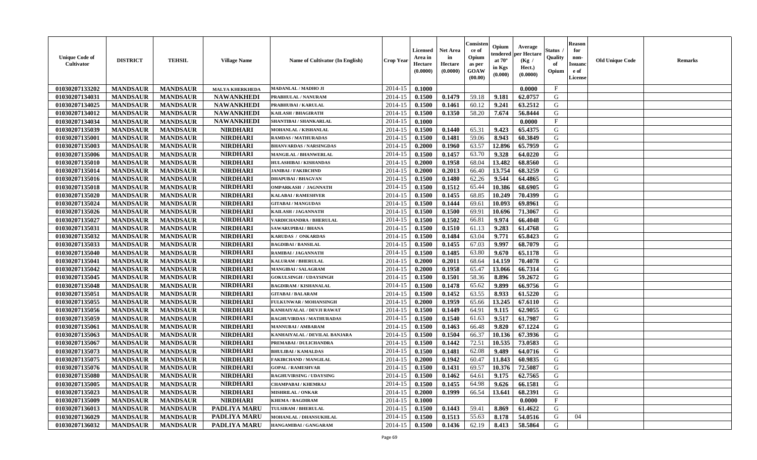| Unique Code of Cultivator | DISTRICT | TEHSIL | Village Name | Name of Cultivator (In English) | Crop Year | Licensed Area in Hectare (0.0000) | Net Area in Hectare (0.0000) | Consistence of Opium as per GOAW (00.00) | Opium tendered at 70° in Kgs (0.000) | Average per Hectare (Kg / Hect.) (0.0000) | Status / Quality of Opium | Reason for non-Issuance of License | Old Unique Code | Remarks |
|---|---|---|---|---|---|---|---|---|---|---|---|---|---|---|
| 01030207133202 | MANDSAUR | MANDSAUR | MALYA KHERKHEDA | MADANLAL / MADHO JI | 2014-15 | 0.1000 | | | | 0.0000 | F | | | |
| 01030207134031 | MANDSAUR | MANDSAUR | NAWANKHEDI | PRABHULAL / NANURAM | 2014-15 | 0.1500 | 0.1479 | 59.18 | 9.181 | 62.0757 | G | | | |
| 01030207134025 | MANDSAUR | MANDSAUR | NAWANKHEDI | PRABHUBAI / KARULAL | 2014-15 | 0.1500 | 0.1461 | 60.12 | 9.241 | 63.2512 | G | | | |
| 01030207134012 | MANDSAUR | MANDSAUR | NAWANKHEDI | KAILASH / BHAGIRATH | 2014-15 | 0.1500 | 0.1350 | 58.20 | 7.674 | 56.8444 | G | | | |
| 01030207134034 | MANDSAUR | MANDSAUR | NAWANKHEDI | SHANTIBAI / SHANKARLAL | 2014-15 | 0.1000 | | | | 0.0000 | F | | | |
| 01030207135039 | MANDSAUR | MANDSAUR | NIRDHARI | MOHANLAL / KISHANLAL | 2014-15 | 0.1500 | 0.1440 | 65.31 | 9.423 | 65.4375 | G | | | |
| 01030207135001 | MANDSAUR | MANDSAUR | NIRDHARI | RAMDAS / MATHURADAS | 2014-15 | 0.1500 | 0.1481 | 59.06 | 8.943 | 60.3849 | G | | | |
| 01030207135003 | MANDSAUR | MANDSAUR | NIRDHARI | BHANVARDAS / NARSINGDAS | 2014-15 | 0.2000 | 0.1960 | 63.57 | 12.896 | 65.7959 | G | | | |
| 01030207135006 | MANDSAUR | MANDSAUR | NIRDHARI | MANGILAL / BHANWERLAL | 2014-15 | 0.1500 | 0.1457 | 63.70 | 9.328 | 64.0220 | G | | | |
| 01030207135010 | MANDSAUR | MANDSAUR | NIRDHARI | HULASHIBAI / KISHANDAS | 2014-15 | 0.2000 | 0.1958 | 68.04 | 13.482 | 68.8560 | G | | | |
| 01030207135014 | MANDSAUR | MANDSAUR | NIRDHARI | JANIBAI / FAKIRCHND | 2014-15 | 0.2000 | 0.2013 | 66.40 | 13.754 | 68.3259 | G | | | |
| 01030207135016 | MANDSAUR | MANDSAUR | NIRDHARI | DHAPUBAI / BHAGVAN | 2014-15 | 0.1500 | 0.1480 | 62.26 | 9.544 | 64.4865 | G | | | |
| 01030207135018 | MANDSAUR | MANDSAUR | NIRDHARI | OMPARKASH / JAGNNATH | 2014-15 | 0.1500 | 0.1512 | 65.44 | 10.386 | 68.6905 | G | | | |
| 01030207135020 | MANDSAUR | MANDSAUR | NIRDHARI | KALABAI / RAMESHVER | 2014-15 | 0.1500 | 0.1455 | 68.85 | 10.249 | 70.4399 | G | | | |
| 01030207135024 | MANDSAUR | MANDSAUR | NIRDHARI | GITABAI / MANGUDAS | 2014-15 | 0.1500 | 0.1444 | 69.61 | 10.093 | 69.8961 | G | | | |
| 01030207135026 | MANDSAUR | MANDSAUR | NIRDHARI | KAILASH / JAGANNATH | 2014-15 | 0.1500 | 0.1500 | 69.91 | 10.696 | 71.3067 | G | | | |
| 01030207135027 | MANDSAUR | MANDSAUR | NIRDHARI | VARDICHANDRA / BHERULAL | 2014-15 | 0.1500 | 0.1502 | 66.81 | 9.974 | 66.4048 | G | | | |
| 01030207135031 | MANDSAUR | MANDSAUR | NIRDHARI | SAWARUPIBAI / BHANA | 2014-15 | 0.1500 | 0.1510 | 61.13 | 9.283 | 61.4768 | G | | | |
| 01030207135032 | MANDSAUR | MANDSAUR | NIRDHARI | KARUDAS / ONKARDAS | 2014-15 | 0.1500 | 0.1484 | 63.04 | 9.771 | 65.8423 | G | | | |
| 01030207135033 | MANDSAUR | MANDSAUR | NIRDHARI | BAGDIBAI / BANSILAL | 2014-15 | 0.1500 | 0.1455 | 67.03 | 9.997 | 68.7079 | G | | | |
| 01030207135040 | MANDSAUR | MANDSAUR | NIRDHARI | RAMIBAI / JAGANNATH | 2014-15 | 0.1500 | 0.1485 | 63.80 | 9.670 | 65.1178 | G | | | |
| 01030207135041 | MANDSAUR | MANDSAUR | NIRDHARI | KALURAM / BHERULAL | 2014-15 | 0.2000 | 0.2011 | 68.64 | 14.159 | 70.4078 | G | | | |
| 01030207135042 | MANDSAUR | MANDSAUR | NIRDHARI | MANGIBAI / SALAGRAM | 2014-15 | 0.2000 | 0.1958 | 65.47 | 13.066 | 66.7314 | G | | | |
| 01030207135045 | MANDSAUR | MANDSAUR | NIRDHARI | GOKULSINGH / UDAYSINGH | 2014-15 | 0.1500 | 0.1501 | 58.36 | 8.896 | 59.2672 | G | | | |
| 01030207135048 | MANDSAUR | MANDSAUR | NIRDHARI | BAGDIRAM / KISHANALAL | 2014-15 | 0.1500 | 0.1478 | 65.62 | 9.899 | 66.9756 | G | | | |
| 01030207135051 | MANDSAUR | MANDSAUR | NIRDHARI | GITABAI / BALARAM | 2014-15 | 0.1500 | 0.1452 | 63.55 | 8.933 | 61.5220 | G | | | |
| 01030207135055 | MANDSAUR | MANDSAUR | NIRDHARI | FULKUNWAR / MOHANSINGH | 2014-15 | 0.2000 | 0.1959 | 65.66 | 13.245 | 67.6110 | G | | | |
| 01030207135056 | MANDSAUR | MANDSAUR | NIRDHARI | KANHAIYALAL / DEVJI RAWAT | 2014-15 | 0.1500 | 0.1449 | 64.91 | 9.115 | 62.9055 | G | | | |
| 01030207135059 | MANDSAUR | MANDSAUR | NIRDHARI | RAGHUVIRDAS / MATHURADAS | 2014-15 | 0.1500 | 0.1540 | 61.63 | 9.517 | 61.7987 | G | | | |
| 01030207135061 | MANDSAUR | MANDSAUR | NIRDHARI | MANNUBAI / AMBARAM | 2014-15 | 0.1500 | 0.1463 | 66.48 | 9.820 | 67.1224 | G | | | |
| 01030207135063 | MANDSAUR | MANDSAUR | NIRDHARI | KANHAIYALAL / DEVILAL BANJARA | 2014-15 | 0.1500 | 0.1504 | 66.37 | 10.136 | 67.3936 | G | | | |
| 01030207135067 | MANDSAUR | MANDSAUR | NIRDHARI | PREMABAI / DULICHANDRA | 2014-15 | 0.1500 | 0.1442 | 72.51 | 10.535 | 73.0583 | G | | | |
| 01030207135073 | MANDSAUR | MANDSAUR | NIRDHARI | BHULIBAI / KAMALDAS | 2014-15 | 0.1500 | 0.1481 | 62.08 | 9.489 | 64.0716 | G | | | |
| 01030207135075 | MANDSAUR | MANDSAUR | NIRDHARI | FAKIRCHAND / MANGILAL | 2014-15 | 0.2000 | 0.1942 | 60.47 | 11.843 | 60.9835 | G | | | |
| 01030207135076 | MANDSAUR | MANDSAUR | NIRDHARI | GOPAL / RAMESHVAR | 2014-15 | 0.1500 | 0.1431 | 69.57 | 10.376 | 72.5087 | G | | | |
| 01030207135080 | MANDSAUR | MANDSAUR | NIRDHARI | RAGHUVIRSING / UDAYSING | 2014-15 | 0.1500 | 0.1462 | 64.61 | 9.175 | 62.7565 | G | | | |
| 01030207135005 | MANDSAUR | MANDSAUR | NIRDHARI | CHAMPABAI / KHEMRAJ | 2014-15 | 0.1500 | 0.1455 | 64.98 | 9.626 | 66.1581 | G | | | |
| 01030207135023 | MANDSAUR | MANDSAUR | NIRDHARI | MISHRILAL / ONKAR | 2014-15 | 0.2000 | 0.1999 | 66.54 | 13.641 | 68.2391 | G | | | |
| 01030207135009 | MANDSAUR | MANDSAUR | NIRDHARI | KHEMA / BAGDIRAM | 2014-15 | 0.1000 | | | | 0.0000 | F | | | |
| 01030207136013 | MANDSAUR | MANDSAUR | PADLIYA MARU | TULSIRAM / BHERULAL | 2014-15 | 0.1500 | 0.1443 | 59.41 | 8.869 | 61.4622 | G | | | |
| 01030207136029 | MANDSAUR | MANDSAUR | PADLIYA MARU | MOHANLAL / DHANSUKHLAL | 2014-15 | 0.1500 | 0.1513 | 55.63 | 8.178 | 54.0516 | G | 04 | | |
| 01030207136032 | MANDSAUR | MANDSAUR | PADLIYA MARU | HANGAMIBAI / GANGARAM | 2014-15 | 0.1500 | 0.1436 | 62.19 | 8.413 | 58.5864 | G | | | |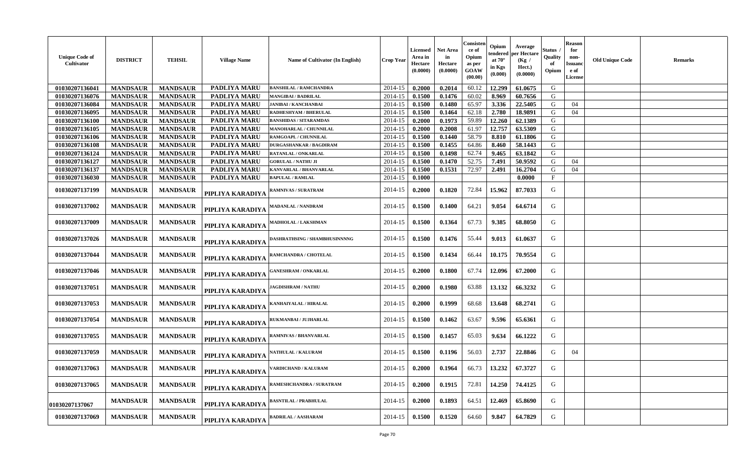| Unique Code of Cultivator | DISTRICT | TEHSIL | Village Name | Name of Cultivator (In English) | Crop Year | Licensed Area in Hectare (0.0000) | Net Area in Hectare (0.0000) | Consistence of Opium as per GOAW (00.00) | Opium tendered at 70° in Kgs (0.000) | Average per Hectare (Kg / Hect.) (0.0000) | Status / Quality of Opium | Reason for non-Issuance of License | Old Unique Code | Remarks |
|---|---|---|---|---|---|---|---|---|---|---|---|---|---|---|
| 01030207136041 | MANDSAUR | MANDSAUR | PADLIYA MARU | BANSHILAL / RAMCHANDRA | 2014-15 | 0.2000 | 0.2014 | 60.12 | 12.299 | 61.0675 | G | | | |
| 01030207136076 | MANDSAUR | MANDSAUR | PADLIYA MARU | MANGIBAI / BADRILAL | 2014-15 | 0.1500 | 0.1476 | 60.02 | 8.969 | 60.7656 | G | | | |
| 01030207136084 | MANDSAUR | MANDSAUR | PADLIYA MARU | JANIBAI / KANCHANBAI | 2014-15 | 0.1500 | 0.1480 | 65.97 | 3.336 | 22.5405 | G | 04 | | |
| 01030207136095 | MANDSAUR | MANDSAUR | PADLIYA MARU | RADHESHYAM / BHERULAL | 2014-15 | 0.1500 | 0.1464 | 62.18 | 2.780 | 18.9891 | G | 04 | | |
| 01030207136100 | MANDSAUR | MANDSAUR | PADLIYA MARU | BANSHIDAS / SITARAMDAS | 2014-15 | 0.2000 | 0.1973 | 59.89 | 12.260 | 62.1389 | G | | | |
| 01030207136105 | MANDSAUR | MANDSAUR | PADLIYA MARU | MANOHARLAL / CHUNNILAL | 2014-15 | 0.2000 | 0.2008 | 61.97 | 12.757 | 63.5309 | G | | | |
| 01030207136106 | MANDSAUR | MANDSAUR | PADLIYA MARU | RAMGOAPL / CHUNNILAL | 2014-15 | 0.1500 | 0.1440 | 58.79 | 8.810 | 61.1806 | G | | | |
| 01030207136108 | MANDSAUR | MANDSAUR | PADLIYA MARU | DURGASHANKAR / BAGDIRAM | 2014-15 | 0.1500 | 0.1455 | 64.86 | 8.460 | 58.1443 | G | | | |
| 01030207136124 | MANDSAUR | MANDSAUR | PADLIYA MARU | RATANLAL / ONKARLAL | 2014-15 | 0.1500 | 0.1498 | 62.74 | 9.465 | 63.1842 | G | | | |
| 01030207136127 | MANDSAUR | MANDSAUR | PADLIYA MARU | GORULAL / NATHU JI | 2014-15 | 0.1500 | 0.1470 | 52.75 | 7.491 | 50.9592 | G | 04 | | |
| 01030207136137 | MANDSAUR | MANDSAUR | PADLIYA MARU | KANVARLAL / BHANVARLAL | 2014-15 | 0.1500 | 0.1531 | 72.97 | 2.491 | 16.2704 | G | 04 | | |
| 01030207136030 | MANDSAUR | MANDSAUR | PADLIYA MARU | BAPULAL / RAMLAL | 2014-15 | 0.1000 | | | | 0.0000 | F | | | |
| 01030207137199 | MANDSAUR | MANDSAUR | PIPLIYA KARADIYA | RAMNIVAS / SURATRAM | 2014-15 | 0.2000 | 0.1820 | 72.84 | 15.962 | 87.7033 | G | | | |
| 01030207137002 | MANDSAUR | MANDSAUR | PIPLIYA KARADIYA | MADANLAL / NANDRAM | 2014-15 | 0.1500 | 0.1400 | 64.21 | 9.054 | 64.6714 | G | | | |
| 01030207137009 | MANDSAUR | MANDSAUR | PIPLIYA KARADIYA | MADHOLAL / LAKSHMAN | 2014-15 | 0.1500 | 0.1364 | 67.73 | 9.385 | 68.8050 | G | | | |
| 01030207137026 | MANDSAUR | MANDSAUR | PIPLIYA KARADIYA | DASHRATHSING / SHAMBHUSINNNNG | 2014-15 | 0.1500 | 0.1476 | 55.44 | 9.013 | 61.0637 | G | | | |
| 01030207137044 | MANDSAUR | MANDSAUR | PIPLIYA KARADIYA | RAMCHANDRA / CHOTELAL | 2014-15 | 0.1500 | 0.1434 | 66.44 | 10.175 | 70.9554 | G | | | |
| 01030207137046 | MANDSAUR | MANDSAUR | PIPLIYA KARADIYA | GANESHRAM / ONKARLAL | 2014-15 | 0.2000 | 0.1800 | 67.74 | 12.096 | 67.2000 | G | | | |
| 01030207137051 | MANDSAUR | MANDSAUR | PIPLIYA KARADIYA | JAGDISHRAM / NATHU | 2014-15 | 0.2000 | 0.1980 | 63.88 | 13.132 | 66.3232 | G | | | |
| 01030207137053 | MANDSAUR | MANDSAUR | PIPLIYA KARADIYA | KANHAIYALAL / HIRALAL | 2014-15 | 0.2000 | 0.1999 | 68.68 | 13.648 | 68.2741 | G | | | |
| 01030207137054 | MANDSAUR | MANDSAUR | PIPLIYA KARADIYA | RUKMANBAI / JUJHARLAL | 2014-15 | 0.1500 | 0.1462 | 63.67 | 9.596 | 65.6361 | G | | | |
| 01030207137055 | MANDSAUR | MANDSAUR | PIPLIYA KARADIYA | RAMNIVAS / BHANVARLAL | 2014-15 | 0.1500 | 0.1457 | 65.03 | 9.634 | 66.1222 | G | | | |
| 01030207137059 | MANDSAUR | MANDSAUR | PIPLIYA KARADIYA | NATHULAL / KALURAM | 2014-15 | 0.1500 | 0.1196 | 56.03 | 2.737 | 22.8846 | G | 04 | | |
| 01030207137063 | MANDSAUR | MANDSAUR | PIPLIYA KARADIYA | VARDICHAND / KALURAM | 2014-15 | 0.2000 | 0.1964 | 66.73 | 13.232 | 67.3727 | G | | | |
| 01030207137065 | MANDSAUR | MANDSAUR | PIPLIYA KARADIYA | RAMESHCHANDRA / SURATRAM | 2014-15 | 0.2000 | 0.1915 | 72.81 | 14.250 | 74.4125 | G | | | |
| 01030207137067 | MANDSAUR | MANDSAUR | PIPLIYA KARADIYA | BASNTILAL / PRABHULAL | 2014-15 | 0.2000 | 0.1893 | 64.51 | 12.469 | 65.8690 | G | | | |
| 01030207137069 | MANDSAUR | MANDSAUR | PIPLIYA KARADIYA | BADRILAL / AASHARAM | 2014-15 | 0.1500 | 0.1520 | 64.60 | 9.847 | 64.7829 | G | | | |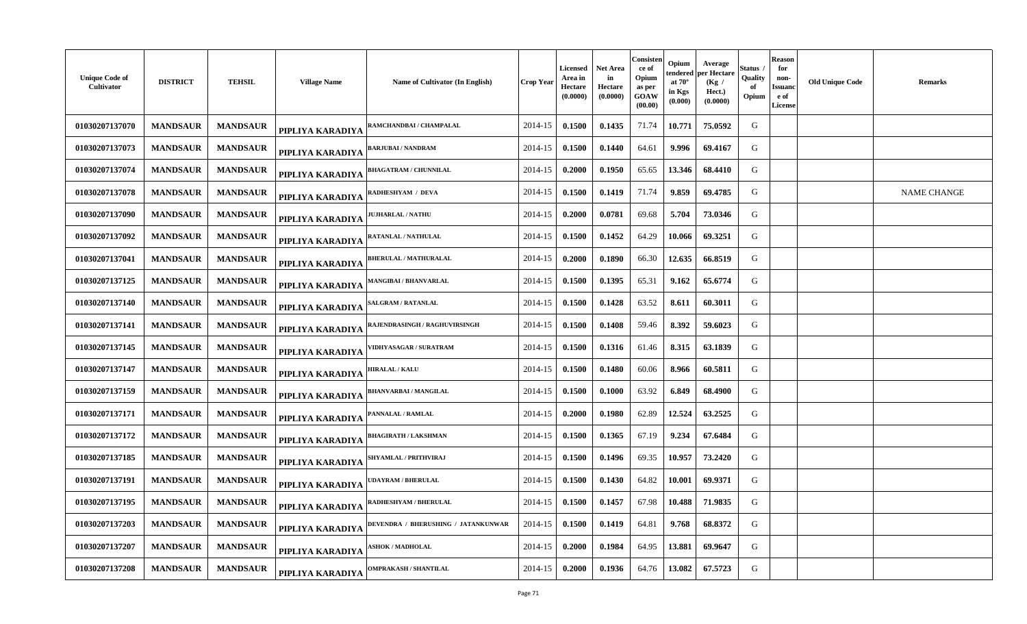| Unique Code of Cultivator | DISTRICT | TEHSIL | Village Name | Name of Cultivator (In English) | Crop Year | Licensed Area in Hectare (0.0000) | Net Area in Hectare (0.0000) | Consistence of Opium as per GOAW (00.00) | Opium tendered at 70° in Kgs (0.000) | Average per Hectare (Kg / Hect.) (0.0000) | Status / Quality of Opium | Reason for non-Issuance of License | Old Unique Code | Remarks |
|---|---|---|---|---|---|---|---|---|---|---|---|---|---|---|
| 01030207137070 | MANDSAUR | MANDSAUR | PIPLIYA KARADIYA | RAMCHANDBAI / CHAMPALAL | 2014-15 | 0.1500 | 0.1435 | 71.74 | 10.771 | 75.0592 | G | | | |
| 01030207137073 | MANDSAUR | MANDSAUR | PIPLIYA KARADIYA | BARJUBAI / NANDRAM | 2014-15 | 0.1500 | 0.1440 | 64.61 | 9.996 | 69.4167 | G | | | |
| 01030207137074 | MANDSAUR | MANDSAUR | PIPLIYA KARADIYA | BHAGATRAM / CHUNNILAL | 2014-15 | 0.2000 | 0.1950 | 65.65 | 13.346 | 68.4410 | G | | | |
| 01030207137078 | MANDSAUR | MANDSAUR | PIPLIYA KARADIYA | RADHESHYAM / DEVA | 2014-15 | 0.1500 | 0.1419 | 71.74 | 9.859 | 69.4785 | G | | | NAME CHANGE |
| 01030207137090 | MANDSAUR | MANDSAUR | PIPLIYA KARADIYA | JUJHARLAL / NATHU | 2014-15 | 0.2000 | 0.0781 | 69.68 | 5.704 | 73.0346 | G | | | |
| 01030207137092 | MANDSAUR | MANDSAUR | PIPLIYA KARADIYA | RATANLAL / NATHULAL | 2014-15 | 0.1500 | 0.1452 | 64.29 | 10.066 | 69.3251 | G | | | |
| 01030207137041 | MANDSAUR | MANDSAUR | PIPLIYA KARADIYA | BHERULAL / MATHURALAL | 2014-15 | 0.2000 | 0.1890 | 66.30 | 12.635 | 66.8519 | G | | | |
| 01030207137125 | MANDSAUR | MANDSAUR | PIPLIYA KARADIYA | MANGIBAI / BHANVARLAL | 2014-15 | 0.1500 | 0.1395 | 65.31 | 9.162 | 65.6774 | G | | | |
| 01030207137140 | MANDSAUR | MANDSAUR | PIPLIYA KARADIYA | SALGRAM / RATANLAL | 2014-15 | 0.1500 | 0.1428 | 63.52 | 8.611 | 60.3011 | G | | | |
| 01030207137141 | MANDSAUR | MANDSAUR | PIPLIYA KARADIYA | RAJENDRASINGH / RAGHUVIRSINGH | 2014-15 | 0.1500 | 0.1408 | 59.46 | 8.392 | 59.6023 | G | | | |
| 01030207137145 | MANDSAUR | MANDSAUR | PIPLIYA KARADIYA | VIDHYASAGAR / SURATRAM | 2014-15 | 0.1500 | 0.1316 | 61.46 | 8.315 | 63.1839 | G | | | |
| 01030207137147 | MANDSAUR | MANDSAUR | PIPLIYA KARADIYA | HIRALAL / KALU | 2014-15 | 0.1500 | 0.1480 | 60.06 | 8.966 | 60.5811 | G | | | |
| 01030207137159 | MANDSAUR | MANDSAUR | PIPLIYA KARADIYA | BHANVARBAI / MANGILAL | 2014-15 | 0.1500 | 0.1000 | 63.92 | 6.849 | 68.4900 | G | | | |
| 01030207137171 | MANDSAUR | MANDSAUR | PIPLIYA KARADIYA | PANNALAL / RAMLAL | 2014-15 | 0.2000 | 0.1980 | 62.89 | 12.524 | 63.2525 | G | | | |
| 01030207137172 | MANDSAUR | MANDSAUR | PIPLIYA KARADIYA | BHAGIRATH / LAKSHMAN | 2014-15 | 0.1500 | 0.1365 | 67.19 | 9.234 | 67.6484 | G | | | |
| 01030207137185 | MANDSAUR | MANDSAUR | PIPLIYA KARADIYA | SHYAMLAL / PRITHVIRAJ | 2014-15 | 0.1500 | 0.1496 | 69.35 | 10.957 | 73.2420 | G | | | |
| 01030207137191 | MANDSAUR | MANDSAUR | PIPLIYA KARADIYA | UDAYRAM / BHERULAL | 2014-15 | 0.1500 | 0.1430 | 64.82 | 10.001 | 69.9371 | G | | | |
| 01030207137195 | MANDSAUR | MANDSAUR | PIPLIYA KARADIYA | RADHESHYAM / BHERULAL | 2014-15 | 0.1500 | 0.1457 | 67.98 | 10.488 | 71.9835 | G | | | |
| 01030207137203 | MANDSAUR | MANDSAUR | PIPLIYA KARADIYA | DEVENDRA / BHERUSHING / JATANKUNWAR | 2014-15 | 0.1500 | 0.1419 | 64.81 | 9.768 | 68.8372 | G | | | |
| 01030207137207 | MANDSAUR | MANDSAUR | PIPLIYA KARADIYA | ASHOK / MADHOLAL | 2014-15 | 0.2000 | 0.1984 | 64.95 | 13.881 | 69.9647 | G | | | |
| 01030207137208 | MANDSAUR | MANDSAUR | PIPLIYA KARADIYA | OMPRAKASH / SHANTILAL | 2014-15 | 0.2000 | 0.1936 | 64.76 | 13.082 | 67.5723 | G | | | |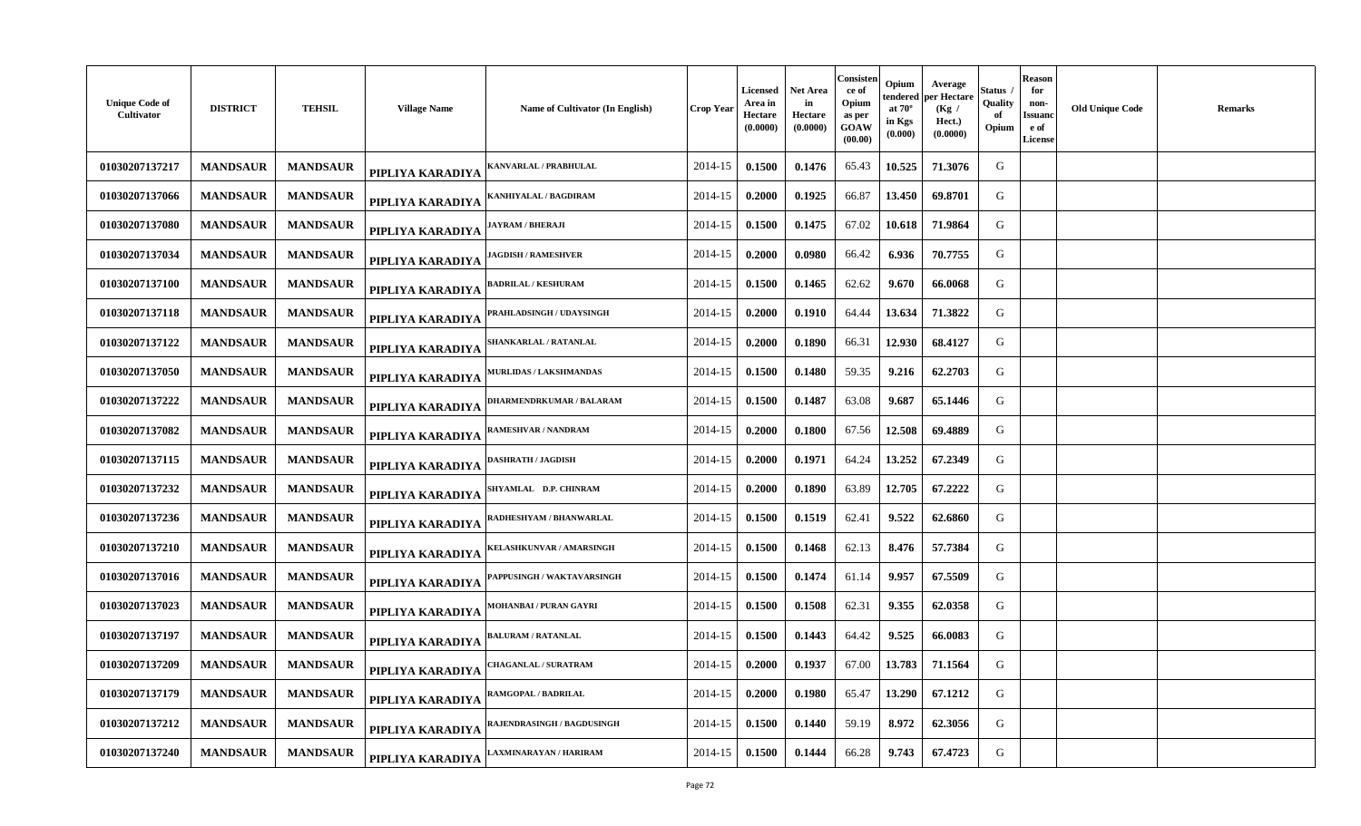| Unique Code of Cultivator | DISTRICT | TEHSIL | Village Name | Name of Cultivator (In English) | Crop Year | Licensed Area in Hectare (0.0000) | Net Area in Hectare (0.0000) | Consistence of Opium as per GOAW (00.00) | Opium tendered at 70° in Kgs (0.000) | Average per Hectare (Kg / Hect.) (0.0000) | Status / Quality of Opium | Reason for non-Issuance of License | Old Unique Code | Remarks |
|---|---|---|---|---|---|---|---|---|---|---|---|---|---|---|
| 01030207137217 | MANDSAUR | MANDSAUR | PIPLIYA KARADIYA | KANVARLAL / PRABHULAL | 2014-15 | 0.1500 | 0.1476 | 65.43 | 10.525 | 71.3076 | G | | | |
| 01030207137066 | MANDSAUR | MANDSAUR | PIPLIYA KARADIYA | KANHIYALAL / BAGDIRAM | 2014-15 | 0.2000 | 0.1925 | 66.87 | 13.450 | 69.8701 | G | | | |
| 01030207137080 | MANDSAUR | MANDSAUR | PIPLIYA KARADIYA | JAYRAM / BHERAJI | 2014-15 | 0.1500 | 0.1475 | 67.02 | 10.618 | 71.9864 | G | | | |
| 01030207137034 | MANDSAUR | MANDSAUR | PIPLIYA KARADIYA | JAGDISH / RAMESHVER | 2014-15 | 0.2000 | 0.0980 | 66.42 | 6.936 | 70.7755 | G | | | |
| 01030207137100 | MANDSAUR | MANDSAUR | PIPLIYA KARADIYA | BADRILAL / KESHURAM | 2014-15 | 0.1500 | 0.1465 | 62.62 | 9.670 | 66.0068 | G | | | |
| 01030207137118 | MANDSAUR | MANDSAUR | PIPLIYA KARADIYA | PRAHLADSINGH / UDAYSINGH | 2014-15 | 0.2000 | 0.1910 | 64.44 | 13.634 | 71.3822 | G | | | |
| 01030207137122 | MANDSAUR | MANDSAUR | PIPLIYA KARADIYA | SHANKARLAL / RATANLAL | 2014-15 | 0.2000 | 0.1890 | 66.31 | 12.930 | 68.4127 | G | | | |
| 01030207137050 | MANDSAUR | MANDSAUR | PIPLIYA KARADIYA | MURLIDAS / LAKSHMANDAS | 2014-15 | 0.1500 | 0.1480 | 59.35 | 9.216 | 62.2703 | G | | | |
| 01030207137222 | MANDSAUR | MANDSAUR | PIPLIYA KARADIYA | DHARMENDRKUMAR / BALARAM | 2014-15 | 0.1500 | 0.1487 | 63.08 | 9.687 | 65.1446 | G | | | |
| 01030207137082 | MANDSAUR | MANDSAUR | PIPLIYA KARADIYA | RAMESHVAR / NANDRAM | 2014-15 | 0.2000 | 0.1800 | 67.56 | 12.508 | 69.4889 | G | | | |
| 01030207137115 | MANDSAUR | MANDSAUR | PIPLIYA KARADIYA | DASHRATH / JAGDISH | 2014-15 | 0.2000 | 0.1971 | 64.24 | 13.252 | 67.2349 | G | | | |
| 01030207137232 | MANDSAUR | MANDSAUR | PIPLIYA KARADIYA | SHYAMLAL D.P. CHINRAM | 2014-15 | 0.2000 | 0.1890 | 63.89 | 12.705 | 67.2222 | G | | | |
| 01030207137236 | MANDSAUR | MANDSAUR | PIPLIYA KARADIYA | RADHESHYAM / BHANWARLAL | 2014-15 | 0.1500 | 0.1519 | 62.41 | 9.522 | 62.6860 | G | | | |
| 01030207137210 | MANDSAUR | MANDSAUR | PIPLIYA KARADIYA | KELASHKUNVAR / AMARSINGH | 2014-15 | 0.1500 | 0.1468 | 62.13 | 8.476 | 57.7384 | G | | | |
| 01030207137016 | MANDSAUR | MANDSAUR | PIPLIYA KARADIYA | PAPPUSINGH / WAKTAVARSINGH | 2014-15 | 0.1500 | 0.1474 | 61.14 | 9.957 | 67.5509 | G | | | |
| 01030207137023 | MANDSAUR | MANDSAUR | PIPLIYA KARADIYA | MOHANBAI / PURAN GAYRI | 2014-15 | 0.1500 | 0.1508 | 62.31 | 9.355 | 62.0358 | G | | | |
| 01030207137197 | MANDSAUR | MANDSAUR | PIPLIYA KARADIYA | BALURAM / RATANLAL | 2014-15 | 0.1500 | 0.1443 | 64.42 | 9.525 | 66.0083 | G | | | |
| 01030207137209 | MANDSAUR | MANDSAUR | PIPLIYA KARADIYA | CHAGANLAL / SURATRAM | 2014-15 | 0.2000 | 0.1937 | 67.00 | 13.783 | 71.1564 | G | | | |
| 01030207137179 | MANDSAUR | MANDSAUR | PIPLIYA KARADIYA | RAMGOPAL / BADRILAL | 2014-15 | 0.2000 | 0.1980 | 65.47 | 13.290 | 67.1212 | G | | | |
| 01030207137212 | MANDSAUR | MANDSAUR | PIPLIYA KARADIYA | RAJENDRASINGH / BAGDUSINGH | 2014-15 | 0.1500 | 0.1440 | 59.19 | 8.972 | 62.3056 | G | | | |
| 01030207137240 | MANDSAUR | MANDSAUR | PIPLIYA KARADIYA | LAXMINARAYAN / HARIRAM | 2014-15 | 0.1500 | 0.1444 | 66.28 | 9.743 | 67.4723 | G | | | |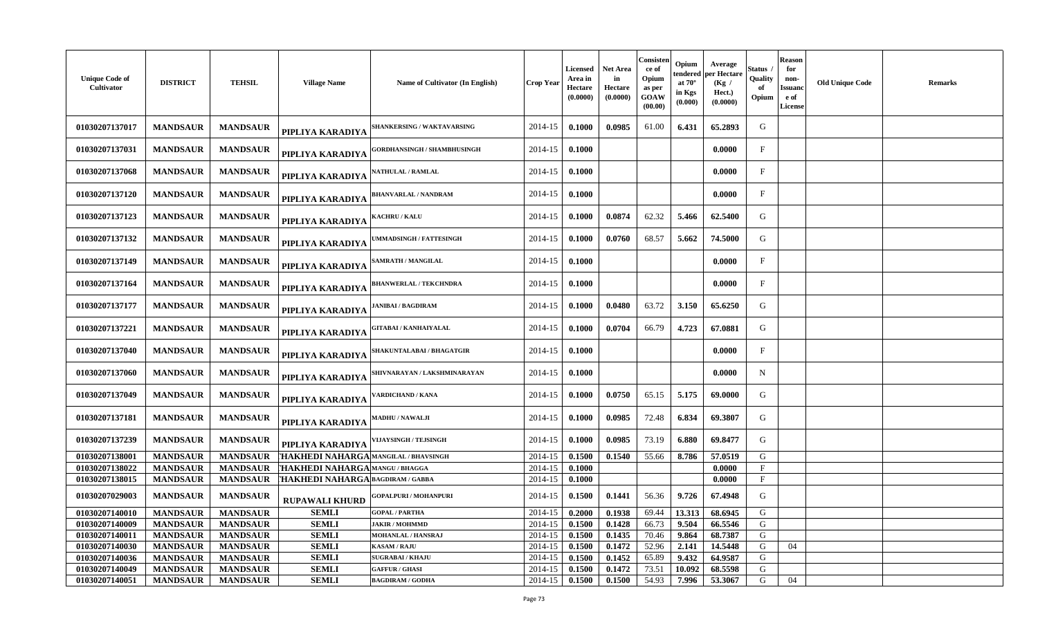| Unique Code of Cultivator | DISTRICT | TEHSIL | Village Name | Name of Cultivator (In English) | Crop Year | Licensed Area in Hectare (0.0000) | Net Area in Hectare (0.0000) | Consistence of Opium as per GOAW (00.00) | Opium tendered at 70° in Kgs (0.000) | Average per Hectare (Kg / Hect.) (0.0000) | Status / Quality of Opium | Reason for non-Issuance of License | Old Unique Code | Remarks |
|---|---|---|---|---|---|---|---|---|---|---|---|---|---|---|
| 01030207137017 | MANDSAUR | MANDSAUR | PIPLIYA KARADIYA | SHANKERSING / WAKTAVARSING | 2014-15 | 0.1000 | 0.0985 | 61.00 | 6.431 | 65.2893 | G | | | |
| 01030207137031 | MANDSAUR | MANDSAUR | PIPLIYA KARADIYA | GORDHANSINGH / SHAMBHUSINGH | 2014-15 | 0.1000 | | | | 0.0000 | F | | | |
| 01030207137068 | MANDSAUR | MANDSAUR | PIPLIYA KARADIYA | NATHULAL / RAMLAL | 2014-15 | 0.1000 | | | | 0.0000 | F | | | |
| 01030207137120 | MANDSAUR | MANDSAUR | PIPLIYA KARADIYA | BHANVARLAL / NANDRAM | 2014-15 | 0.1000 | | | | 0.0000 | F | | | |
| 01030207137123 | MANDSAUR | MANDSAUR | PIPLIYA KARADIYA | KACHRU / KALU | 2014-15 | 0.1000 | 0.0874 | 62.32 | 5.466 | 62.5400 | G | | | |
| 01030207137132 | MANDSAUR | MANDSAUR | PIPLIYA KARADIYA | UMMADSINGH / FATTESINGH | 2014-15 | 0.1000 | 0.0760 | 68.57 | 5.662 | 74.5000 | G | | | |
| 01030207137149 | MANDSAUR | MANDSAUR | PIPLIYA KARADIYA | SAMRATH / MANGILAL | 2014-15 | 0.1000 | | | | 0.0000 | F | | | |
| 01030207137164 | MANDSAUR | MANDSAUR | PIPLIYA KARADIYA | BHANWERLAL / TEKCHNDRA | 2014-15 | 0.1000 | | | | 0.0000 | F | | | |
| 01030207137177 | MANDSAUR | MANDSAUR | PIPLIYA KARADIYA | JANIBAI / BAGDIRAM | 2014-15 | 0.1000 | 0.0480 | 63.72 | 3.150 | 65.6250 | G | | | |
| 01030207137221 | MANDSAUR | MANDSAUR | PIPLIYA KARADIYA | GITABAI / KANHAIYALAL | 2014-15 | 0.1000 | 0.0704 | 66.79 | 4.723 | 67.0881 | G | | | |
| 01030207137040 | MANDSAUR | MANDSAUR | PIPLIYA KARADIYA | SHAKUNTALABAI / BHAGATGIR | 2014-15 | 0.1000 | | | | 0.0000 | F | | | |
| 01030207137060 | MANDSAUR | MANDSAUR | PIPLIYA KARADIYA | SHIVNARAYAN / LAKSHMINARAYAN | 2014-15 | 0.1000 | | | | 0.0000 | N | | | |
| 01030207137049 | MANDSAUR | MANDSAUR | PIPLIYA KARADIYA | VARDICHAND / KANA | 2014-15 | 0.1000 | 0.0750 | 65.15 | 5.175 | 69.0000 | G | | | |
| 01030207137181 | MANDSAUR | MANDSAUR | PIPLIYA KARADIYA | MADHU / NAWALJI | 2014-15 | 0.1000 | 0.0985 | 72.48 | 6.834 | 69.3807 | G | | | |
| 01030207137239 | MANDSAUR | MANDSAUR | PIPLIYA KARADIYA | VIJAYSINGH / TEJSINGH | 2014-15 | 0.1000 | 0.0985 | 73.19 | 6.880 | 69.8477 | G | | | |
| 01030207138001 | MANDSAUR | MANDSAUR | THAKHEDI NAHARGA | MANGILAL / BHAVSINGH | 2014-15 | 0.1500 | 0.1540 | 55.66 | 8.786 | 57.0519 | G | | | |
| 01030207138022 | MANDSAUR | MANDSAUR | THAKHEDI NAHARGA | MANGU / BHAGGA | 2014-15 | 0.1000 | | | | 0.0000 | F | | | |
| 01030207138015 | MANDSAUR | MANDSAUR | THAKHEDI NAHARGA | BAGDIRAM / GABBA | 2014-15 | 0.1000 | | | | 0.0000 | F | | | |
| 01030207029003 | MANDSAUR | MANDSAUR | RUPAWALI KHURD | GOPALPURI / MOHANPURI | 2014-15 | 0.1500 | 0.1441 | 56.36 | 9.726 | 67.4948 | G | | | |
| 01030207140010 | MANDSAUR | MANDSAUR | SEMLI | GOPAL / PARTHA | 2014-15 | 0.2000 | 0.1938 | 69.44 | 13.313 | 68.6945 | G | | | |
| 01030207140009 | MANDSAUR | MANDSAUR | SEMLI | JAKIR / MOHMMD | 2014-15 | 0.1500 | 0.1428 | 66.73 | 9.504 | 66.5546 | G | | | |
| 01030207140011 | MANDSAUR | MANDSAUR | SEMLI | MOHANLAL / HANSRAJ | 2014-15 | 0.1500 | 0.1435 | 70.46 | 9.864 | 68.7387 | G | | | |
| 01030207140030 | MANDSAUR | MANDSAUR | SEMLI | KASAM / RAJU | 2014-15 | 0.1500 | 0.1472 | 52.96 | 2.141 | 14.5448 | G | 04 | | |
| 01030207140036 | MANDSAUR | MANDSAUR | SEMLI | SUGRABAI / KHAJU | 2014-15 | 0.1500 | 0.1452 | 65.89 | 9.432 | 64.9587 | G | | | |
| 01030207140049 | MANDSAUR | MANDSAUR | SEMLI | GAFFUR / GHASI | 2014-15 | 0.1500 | 0.1472 | 73.51 | 10.092 | 68.5598 | G | | | |
| 01030207140051 | MANDSAUR | MANDSAUR | SEMLI | BAGDIRAM / GODHA | 2014-15 | 0.1500 | 0.1500 | 54.93 | 7.996 | 53.3067 | G | 04 | | |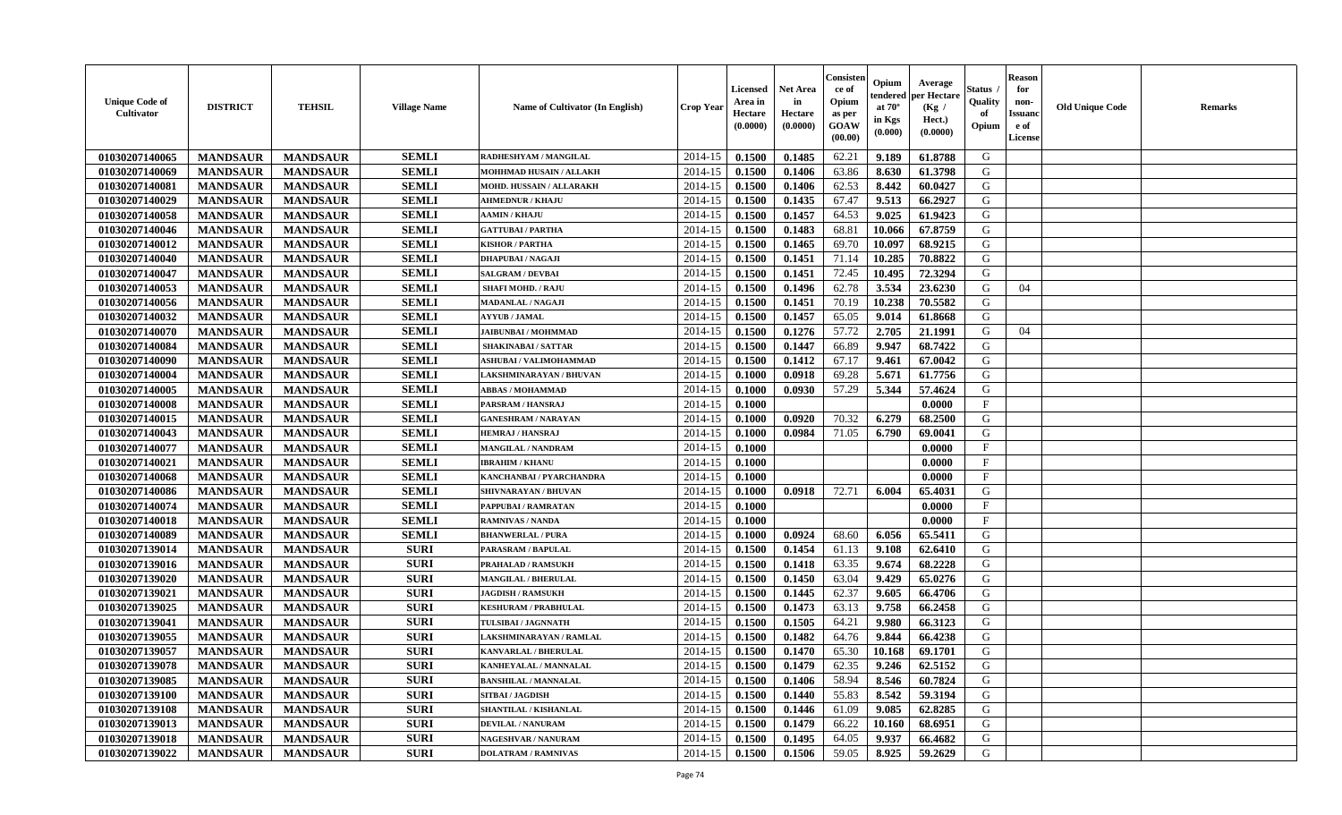| Unique Code of Cultivator | DISTRICT | TEHSIL | Village Name | Name of Cultivator (In English) | Crop Year | Licensed Area in Hectare (0.0000) | Net Area in Hectare (0.0000) | Consistence of Opium as per GOAW (00.00) | Opium tendered at 70° in Kgs (0.000) | Average per Hectare (Kg / Hect.) (0.0000) | Status / Quality of Opium | Reason for non-Issuance of License | Old Unique Code | Remarks |
|---|---|---|---|---|---|---|---|---|---|---|---|---|---|---|
| 01030207140065 | MANDSAUR | MANDSAUR | SEMLI | RADHESHYAM / MANGILAL | 2014-15 | 0.1500 | 0.1485 | 62.21 | 9.189 | 61.8788 | G | | | |
| 01030207140069 | MANDSAUR | MANDSAUR | SEMLI | MOHHMAD HUSAIN / ALLAKH | 2014-15 | 0.1500 | 0.1406 | 63.86 | 8.630 | 61.3798 | G | | | |
| 01030207140081 | MANDSAUR | MANDSAUR | SEMLI | MOHD. HUSSAIN / ALLARAKH | 2014-15 | 0.1500 | 0.1406 | 62.53 | 8.442 | 60.0427 | G | | | |
| 01030207140029 | MANDSAUR | MANDSAUR | SEMLI | AHMEDNUR / KHAJU | 2014-15 | 0.1500 | 0.1435 | 67.47 | 9.513 | 66.2927 | G | | | |
| 01030207140058 | MANDSAUR | MANDSAUR | SEMLI | AAMIN / KHAJU | 2014-15 | 0.1500 | 0.1457 | 64.53 | 9.025 | 61.9423 | G | | | |
| 01030207140046 | MANDSAUR | MANDSAUR | SEMLI | GATTUBAI / PARTHA | 2014-15 | 0.1500 | 0.1483 | 68.81 | 10.066 | 67.8759 | G | | | |
| 01030207140012 | MANDSAUR | MANDSAUR | SEMLI | KISHOR / PARTHA | 2014-15 | 0.1500 | 0.1465 | 69.70 | 10.097 | 68.9215 | G | | | |
| 01030207140040 | MANDSAUR | MANDSAUR | SEMLI | DHAPUBAI / NAGAJI | 2014-15 | 0.1500 | 0.1451 | 71.14 | 10.285 | 70.8822 | G | | | |
| 01030207140047 | MANDSAUR | MANDSAUR | SEMLI | SALGRAM / DEVBAI | 2014-15 | 0.1500 | 0.1451 | 72.45 | 10.495 | 72.3294 | G | | | |
| 01030207140053 | MANDSAUR | MANDSAUR | SEMLI | SHAFI MOHD. / RAJU | 2014-15 | 0.1500 | 0.1496 | 62.78 | 3.534 | 23.6230 | G | 04 | | |
| 01030207140056 | MANDSAUR | MANDSAUR | SEMLI | MADANLAL / NAGAJI | 2014-15 | 0.1500 | 0.1451 | 70.19 | 10.238 | 70.5582 | G | | | |
| 01030207140032 | MANDSAUR | MANDSAUR | SEMLI | AYYUB / JAMAL | 2014-15 | 0.1500 | 0.1457 | 65.05 | 9.014 | 61.8668 | G | | | |
| 01030207140070 | MANDSAUR | MANDSAUR | SEMLI | JAIBUNBAI / MOHMMAD | 2014-15 | 0.1500 | 0.1276 | 57.72 | 2.705 | 21.1991 | G | 04 | | |
| 01030207140084 | MANDSAUR | MANDSAUR | SEMLI | SHAKINABAI / SATTAR | 2014-15 | 0.1500 | 0.1447 | 66.89 | 9.947 | 68.7422 | G | | | |
| 01030207140090 | MANDSAUR | MANDSAUR | SEMLI | ASHUBAI / VALIMOHAMMAD | 2014-15 | 0.1500 | 0.1412 | 67.17 | 9.461 | 67.0042 | G | | | |
| 01030207140004 | MANDSAUR | MANDSAUR | SEMLI | LAKSHMINARAYAN / BHUVAN | 2014-15 | 0.1000 | 0.0918 | 69.28 | 5.671 | 61.7756 | G | | | |
| 01030207140005 | MANDSAUR | MANDSAUR | SEMLI | ABBAS / MOHAMMAD | 2014-15 | 0.1000 | 0.0930 | 57.29 | 5.344 | 57.4624 | G | | | |
| 01030207140008 | MANDSAUR | MANDSAUR | SEMLI | PARSRAM / HANSRAJ | 2014-15 | 0.1000 | | | | 0.0000 | F | | | |
| 01030207140015 | MANDSAUR | MANDSAUR | SEMLI | GANESHRAM / NARAYAN | 2014-15 | 0.1000 | 0.0920 | 70.32 | 6.279 | 68.2500 | G | | | |
| 01030207140043 | MANDSAUR | MANDSAUR | SEMLI | HEMRAJ / HANSRAJ | 2014-15 | 0.1000 | 0.0984 | 71.05 | 6.790 | 69.0041 | G | | | |
| 01030207140077 | MANDSAUR | MANDSAUR | SEMLI | MANGILAL / NANDRAM | 2014-15 | 0.1000 | | | | 0.0000 | F | | | |
| 01030207140021 | MANDSAUR | MANDSAUR | SEMLI | IBRAHIM / KHANU | 2014-15 | 0.1000 | | | | 0.0000 | F | | | |
| 01030207140068 | MANDSAUR | MANDSAUR | SEMLI | KANCHANBAI / PYARCHANDRA | 2014-15 | 0.1000 | | | | 0.0000 | F | | | |
| 01030207140086 | MANDSAUR | MANDSAUR | SEMLI | SHIVNARAYAN / BHUVAN | 2014-15 | 0.1000 | 0.0918 | 72.71 | 6.004 | 65.4031 | G | | | |
| 01030207140074 | MANDSAUR | MANDSAUR | SEMLI | PAPPUBAI / RAMRATAN | 2014-15 | 0.1000 | | | | 0.0000 | F | | | |
| 01030207140018 | MANDSAUR | MANDSAUR | SEMLI | RAMNIVAS / NANDA | 2014-15 | 0.1000 | | | | 0.0000 | F | | | |
| 01030207140089 | MANDSAUR | MANDSAUR | SEMLI | BHANWERLAL / PURA | 2014-15 | 0.1000 | 0.0924 | 68.60 | 6.056 | 65.5411 | G | | | |
| 01030207139014 | MANDSAUR | MANDSAUR | SURI | PARASRAM / BAPULAL | 2014-15 | 0.1500 | 0.1454 | 61.13 | 9.108 | 62.6410 | G | | | |
| 01030207139016 | MANDSAUR | MANDSAUR | SURI | PRAHALAD / RAMSUKH | 2014-15 | 0.1500 | 0.1418 | 63.35 | 9.674 | 68.2228 | G | | | |
| 01030207139020 | MANDSAUR | MANDSAUR | SURI | MANGILAL / BHERULAL | 2014-15 | 0.1500 | 0.1450 | 63.04 | 9.429 | 65.0276 | G | | | |
| 01030207139021 | MANDSAUR | MANDSAUR | SURI | JAGDISH / RAMSUKH | 2014-15 | 0.1500 | 0.1445 | 62.37 | 9.605 | 66.4706 | G | | | |
| 01030207139025 | MANDSAUR | MANDSAUR | SURI | KESHURAM / PRABHULAL | 2014-15 | 0.1500 | 0.1473 | 63.13 | 9.758 | 66.2458 | G | | | |
| 01030207139041 | MANDSAUR | MANDSAUR | SURI | TULSIBAI / JAGNNATH | 2014-15 | 0.1500 | 0.1505 | 64.21 | 9.980 | 66.3123 | G | | | |
| 01030207139055 | MANDSAUR | MANDSAUR | SURI | LAKSHMINARAYAN / RAMLAL | 2014-15 | 0.1500 | 0.1482 | 64.76 | 9.844 | 66.4238 | G | | | |
| 01030207139057 | MANDSAUR | MANDSAUR | SURI | KANVARLAL / BHERULAL | 2014-15 | 0.1500 | 0.1470 | 65.30 | 10.168 | 69.1701 | G | | | |
| 01030207139078 | MANDSAUR | MANDSAUR | SURI | KANHEYALAL / MANNALAL | 2014-15 | 0.1500 | 0.1479 | 62.35 | 9.246 | 62.5152 | G | | | |
| 01030207139085 | MANDSAUR | MANDSAUR | SURI | BANSHILAL / MANNALAL | 2014-15 | 0.1500 | 0.1406 | 58.94 | 8.546 | 60.7824 | G | | | |
| 01030207139100 | MANDSAUR | MANDSAUR | SURI | SITBAI / JAGDISH | 2014-15 | 0.1500 | 0.1440 | 55.83 | 8.542 | 59.3194 | G | | | |
| 01030207139108 | MANDSAUR | MANDSAUR | SURI | SHANTILAL / KISHANLAL | 2014-15 | 0.1500 | 0.1446 | 61.09 | 9.085 | 62.8285 | G | | | |
| 01030207139013 | MANDSAUR | MANDSAUR | SURI | DEVILAL / NANURAM | 2014-15 | 0.1500 | 0.1479 | 66.22 | 10.160 | 68.6951 | G | | | |
| 01030207139018 | MANDSAUR | MANDSAUR | SURI | NAGESHVAR / NANURAM | 2014-15 | 0.1500 | 0.1495 | 64.05 | 9.937 | 66.4682 | G | | | |
| 01030207139022 | MANDSAUR | MANDSAUR | SURI | DOLATRAM / RAMNIVAS | 2014-15 | 0.1500 | 0.1506 | 59.05 | 8.925 | 59.2629 | G | | | |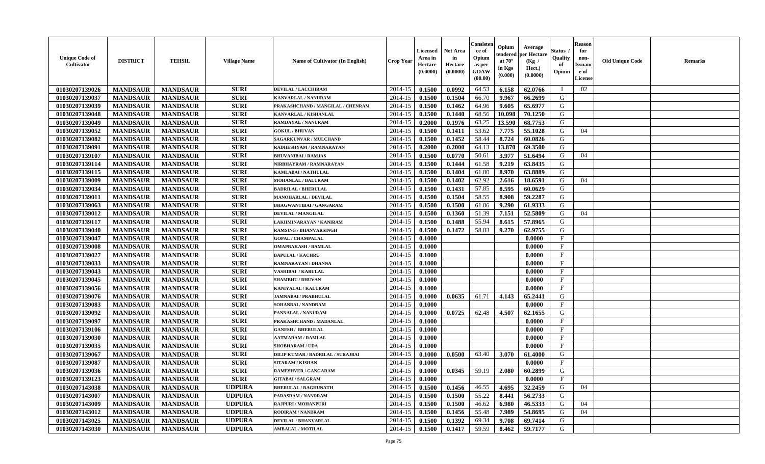| Unique Code of Cultivator | DISTRICT | TEHSIL | Village Name | Name of Cultivator (In English) | Crop Year | Licensed Area in Hectare (0.0000) | Net Area in Hectare (0.0000) | Consistence of Opium as per GOAW (00.00) | Opium tendered at 70° in Kgs (0.000) | Average per Hectare (Kg / Hect.) (0.0000) | Status / Quality of Opium | Reason for non-Issuance of License | Old Unique Code | Remarks |
|---|---|---|---|---|---|---|---|---|---|---|---|---|---|---|
| 01030207139026 | MANDSAUR | MANDSAUR | SURI | DEVILAL / LACCHIRAM | 2014-15 | 0.1500 | 0.0992 | 64.53 | 6.158 | 62.0766 | I | 02 | | |
| 01030207139037 | MANDSAUR | MANDSAUR | SURI | KANVARLAL / NANURAM | 2014-15 | 0.1500 | 0.1504 | 66.70 | 9.967 | 66.2699 | G | | | |
| 01030207139039 | MANDSAUR | MANDSAUR | SURI | PRAKASHCHAND / MANGILAL / CHENRAM | 2014-15 | 0.1500 | 0.1462 | 64.96 | 9.605 | 65.6977 | G | | | |
| 01030207139048 | MANDSAUR | MANDSAUR | SURI | KANVARLAL / KISHANLAL | 2014-15 | 0.1500 | 0.1440 | 68.56 | 10.098 | 70.1250 | G | | | |
| 01030207139049 | MANDSAUR | MANDSAUR | SURI | RAMDAYAL / NANURAM | 2014-15 | 0.2000 | 0.1976 | 63.25 | 13.590 | 68.7753 | G | | | |
| 01030207139052 | MANDSAUR | MANDSAUR | SURI | GOKUL / BHUVAN | 2014-15 | 0.1500 | 0.1411 | 53.62 | 7.775 | 55.1028 | G | 04 | | |
| 01030207139082 | MANDSAUR | MANDSAUR | SURI | SAGARKUNVAR / MULCHAND | 2014-15 | 0.1500 | 0.1452 | 58.44 | 8.724 | 60.0826 | G | | | |
| 01030207139091 | MANDSAUR | MANDSAUR | SURI | RADHESHYAM / RAMNARAYAN | 2014-15 | 0.2000 | 0.2000 | 64.13 | 13.870 | 69.3500 | G | | | |
| 01030207139107 | MANDSAUR | MANDSAUR | SURI | BHUVANIBAI / RAMJAS | 2014-15 | 0.1500 | 0.0770 | 50.61 | 3.977 | 51.6494 | G | 04 | | |
| 01030207139114 | MANDSAUR | MANDSAUR | SURI | NIRBHAYRAM / RAMNARAYAN | 2014-15 | 0.1500 | 0.1444 | 61.58 | 9.219 | 63.8435 | G | | | |
| 01030207139115 | MANDSAUR | MANDSAUR | SURI | KAMLABAI / NATHULAL | 2014-15 | 0.1500 | 0.1404 | 61.80 | 8.970 | 63.8889 | G | | | |
| 01030207139009 | MANDSAUR | MANDSAUR | SURI | MOHANLAL / BALURAM | 2014-15 | 0.1500 | 0.1402 | 62.92 | 2.616 | 18.6591 | G | 04 | | |
| 01030207139034 | MANDSAUR | MANDSAUR | SURI | BADRILAL / BHERULAL | 2014-15 | 0.1500 | 0.1431 | 57.85 | 8.595 | 60.0629 | G | | | |
| 01030207139011 | MANDSAUR | MANDSAUR | SURI | MANOHARLAL / DEVILAL | 2014-15 | 0.1500 | 0.1504 | 58.55 | 8.908 | 59.2287 | G | | | |
| 01030207139063 | MANDSAUR | MANDSAUR | SURI | BHAGWANTIBAI / GANGARAM | 2014-15 | 0.1500 | 0.1500 | 61.06 | 9.290 | 61.9333 | G | | | |
| 01030207139012 | MANDSAUR | MANDSAUR | SURI | DEVILAL / MANGILAL | 2014-15 | 0.1500 | 0.1360 | 51.39 | 7.151 | 52.5809 | G | 04 | | |
| 01030207139117 | MANDSAUR | MANDSAUR | SURI | LAKHMINARAYAN / KANIRAM | 2014-15 | 0.1500 | 0.1488 | 55.94 | 8.615 | 57.8965 | G | | | |
| 01030207139040 | MANDSAUR | MANDSAUR | SURI | RAMSING / BHANVARSINGH | 2014-15 | 0.1500 | 0.1472 | 58.83 | 9.270 | 62.9755 | G | | | |
| 01030207139047 | MANDSAUR | MANDSAUR | SURI | GOPAL / CHAMPALAL | 2014-15 | 0.1000 | | | | 0.0000 | F | | | |
| 01030207139008 | MANDSAUR | MANDSAUR | SURI | OMAPRAKASH / RAMLAL | 2014-15 | 0.1000 | | | | 0.0000 | F | | | |
| 01030207139027 | MANDSAUR | MANDSAUR | SURI | BAPULAL / KACHRU | 2014-15 | 0.1000 | | | | 0.0000 | F | | | |
| 01030207139033 | MANDSAUR | MANDSAUR | SURI | RAMNARAYAN / DHANNA | 2014-15 | 0.1000 | | | | 0.0000 | F | | | |
| 01030207139043 | MANDSAUR | MANDSAUR | SURI | VASHIBAI / KARULAL | 2014-15 | 0.1000 | | | | 0.0000 | F | | | |
| 01030207139045 | MANDSAUR | MANDSAUR | SURI | SHAMBHU / BHUVAN | 2014-15 | 0.1000 | | | | 0.0000 | F | | | |
| 01030207139056 | MANDSAUR | MANDSAUR | SURI | KANIYALAL / KALURAM | 2014-15 | 0.1000 | | | | 0.0000 | F | | | |
| 01030207139076 | MANDSAUR | MANDSAUR | SURI | JAMNABAI / PRABHULAL | 2014-15 | 0.1000 | 0.0635 | 61.71 | 4.143 | 65.2441 | G | | | |
| 01030207139083 | MANDSAUR | MANDSAUR | SURI | SOHANBAI / NANDRAM | 2014-15 | 0.1000 | | | | 0.0000 | F | | | |
| 01030207139092 | MANDSAUR | MANDSAUR | SURI | PANNALAL / NANURAM | 2014-15 | 0.1000 | 0.0725 | 62.48 | 4.507 | 62.1655 | G | | | |
| 01030207139097 | MANDSAUR | MANDSAUR | SURI | PRAKASHCHAND / MADANLAL | 2014-15 | 0.1000 | | | | 0.0000 | F | | | |
| 01030207139106 | MANDSAUR | MANDSAUR | SURI | GANESH / BHERULAL | 2014-15 | 0.1000 | | | | 0.0000 | F | | | |
| 01030207139030 | MANDSAUR | MANDSAUR | SURI | AATMARAM / RAMLAL | 2014-15 | 0.1000 | | | | 0.0000 | F | | | |
| 01030207139035 | MANDSAUR | MANDSAUR | SURI | SHOBHARAM / UDA | 2014-15 | 0.1000 | | | | 0.0000 | F | | | |
| 01030207139067 | MANDSAUR | MANDSAUR | SURI | DILIP KUMAR / BADRILAL / SURAJBAI | 2014-15 | 0.1000 | 0.0500 | 63.40 | 3.070 | 61.4000 | G | | | |
| 01030207139087 | MANDSAUR | MANDSAUR | SURI | SITARAM / KISHAN | 2014-15 | 0.1000 | | | | 0.0000 | F | | | |
| 01030207139036 | MANDSAUR | MANDSAUR | SURI | RAMESHVER / GANGARAM | 2014-15 | 0.1000 | 0.0345 | 59.19 | 2.080 | 60.2899 | G | | | |
| 01030207139123 | MANDSAUR | MANDSAUR | SURI | GITABAI / SALGRAM | 2014-15 | 0.1000 | | | | 0.0000 | F | | | |
| 01030207143038 | MANDSAUR | MANDSAUR | UDPURA | BHERULAL / RAGHUNATH | 2014-15 | 0.1500 | 0.1456 | 46.55 | 4.695 | 32.2459 | G | 04 | | |
| 01030207143007 | MANDSAUR | MANDSAUR | UDPURA | PARASRAM / NANDRAM | 2014-15 | 0.1500 | 0.1500 | 55.22 | 8.441 | 56.2733 | G | | | |
| 01030207143009 | MANDSAUR | MANDSAUR | UDPURA | RAJPURI / MOHANPURI | 2014-15 | 0.1500 | 0.1500 | 46.62 | 6.980 | 46.5333 | G | 04 | | |
| 01030207143012 | MANDSAUR | MANDSAUR | UDPURA | RODIRAM / NANDRAM | 2014-15 | 0.1500 | 0.1456 | 55.48 | 7.989 | 54.8695 | G | 04 | | |
| 01030207143025 | MANDSAUR | MANDSAUR | UDPURA | DEVILAL / BHANVARLAL | 2014-15 | 0.1500 | 0.1392 | 69.34 | 9.708 | 69.7414 | G | | | |
| 01030207143030 | MANDSAUR | MANDSAUR | UDPURA | AMBALAL / MOTILAL | 2014-15 | 0.1500 | 0.1417 | 59.59 | 8.462 | 59.7177 | G | | | |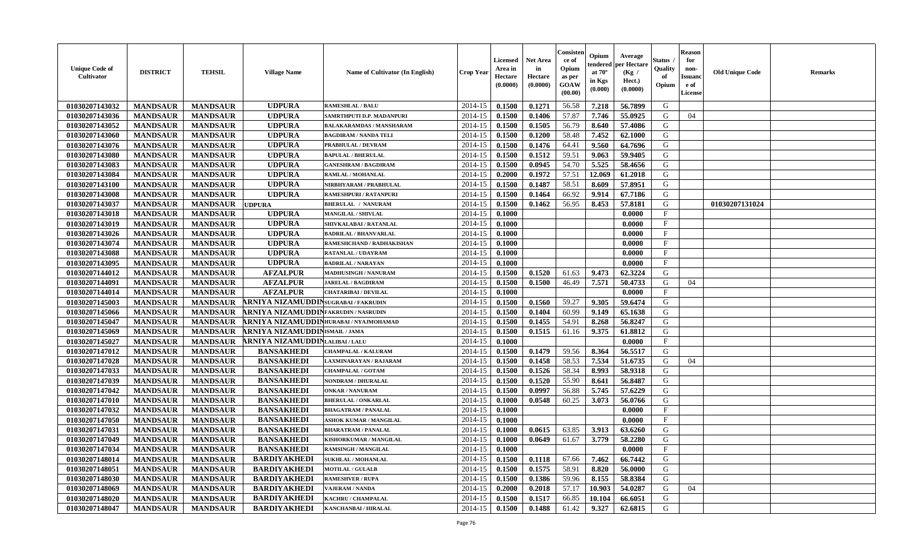| Unique Code of Cultivator | DISTRICT | TEHSIL | Village Name | Name of Cultivator (In English) | Crop Year | Licensed Area in Hectare (0.0000) | Net Area in Hectare (0.0000) | Consistence of Opium as per GOAW (00.00) | Opium tendered at 70° in Kgs (0.000) | Average per Hectare (Kg / Hect.) (0.0000) | Status / Quality of Opium | Reason for non-Issuance of License | Old Unique Code | Remarks |
|---|---|---|---|---|---|---|---|---|---|---|---|---|---|---|
| 01030207143032 | MANDSAUR | MANDSAUR | UDPURA | RAMESHLAL / BALU | 2014-15 | 0.1500 | 0.1271 | 56.58 | 7.218 | 56.7899 | G | | | |
| 01030207143036 | MANDSAUR | MANDSAUR | UDPURA | SAMRTHPUTI D.P. MADANPURI | 2014-15 | 0.1500 | 0.1406 | 57.87 | 7.746 | 55.0925 | G | 04 | | |
| 01030207143052 | MANDSAUR | MANDSAUR | UDPURA | BALAKARAMDAS / MANSHARAM | 2014-15 | 0.1500 | 0.1505 | 56.79 | 8.640 | 57.4086 | G | | | |
| 01030207143060 | MANDSAUR | MANDSAUR | UDPURA | BAGDIRAM / NANDA TELI | 2014-15 | 0.1500 | 0.1200 | 58.48 | 7.452 | 62.1000 | G | | | |
| 01030207143076 | MANDSAUR | MANDSAUR | UDPURA | PRABHULAL / DEVRAM | 2014-15 | 0.1500 | 0.1476 | 64.41 | 9.560 | 64.7696 | G | | | |
| 01030207143080 | MANDSAUR | MANDSAUR | UDPURA | BAPULAL / BHERULAL | 2014-15 | 0.1500 | 0.1512 | 59.51 | 9.063 | 59.9405 | G | | | |
| 01030207143083 | MANDSAUR | MANDSAUR | UDPURA | GANESHRAM / BAGDIRAM | 2014-15 | 0.1500 | 0.0945 | 54.70 | 5.525 | 58.4656 | G | | | |
| 01030207143084 | MANDSAUR | MANDSAUR | UDPURA | RAMLAL / MOHANLAL | 2014-15 | 0.2000 | 0.1972 | 57.51 | 12.069 | 61.2018 | G | | | |
| 01030207143100 | MANDSAUR | MANDSAUR | UDPURA | NIRBHYARAM / PRABHULAL | 2014-15 | 0.1500 | 0.1487 | 58.51 | 8.609 | 57.8951 | G | | | |
| 01030207143008 | MANDSAUR | MANDSAUR | UDPURA | RAMESHPURI / RATANPURI | 2014-15 | 0.1500 | 0.1464 | 66.92 | 9.914 | 67.7186 | G | | | |
| 01030207143037 | MANDSAUR | MANDSAUR | UDPURA | BHERULAL / NANURAM | 2014-15 | 0.1500 | 0.1462 | 56.95 | 8.453 | 57.8181 | G | | 01030207131024 | |
| 01030207143018 | MANDSAUR | MANDSAUR | UDPURA | MANGILAL / SHIVLAL | 2014-15 | 0.1000 | | | | 0.0000 | F | | | |
| 01030207143019 | MANDSAUR | MANDSAUR | UDPURA | SHIVKALABAI / RATANLAL | 2014-15 | 0.1000 | | | | 0.0000 | F | | | |
| 01030207143026 | MANDSAUR | MANDSAUR | UDPURA | BADRILAL / BHANVARLAL | 2014-15 | 0.1000 | | | | 0.0000 | F | | | |
| 01030207143074 | MANDSAUR | MANDSAUR | UDPURA | RAMESHCHAND / RADHAKISHAN | 2014-15 | 0.1000 | | | | 0.0000 | F | | | |
| 01030207143088 | MANDSAUR | MANDSAUR | UDPURA | RATANLAL / UDAYRAM | 2014-15 | 0.1000 | | | | 0.0000 | F | | | |
| 01030207143095 | MANDSAUR | MANDSAUR | UDPURA | BADRILAL / NARAYAN | 2014-15 | 0.1000 | | | | 0.0000 | F | | | |
| 01030207144012 | MANDSAUR | MANDSAUR | AFZALPUR | MADHUSINGH / NANURAM | 2014-15 | 0.1500 | 0.1520 | 61.63 | 9.473 | 62.3224 | G | | | |
| 01030207144091 | MANDSAUR | MANDSAUR | AFZALPUR | JARELAL / BAGDIRAM | 2014-15 | 0.1500 | 0.1500 | 46.49 | 7.571 | 50.4733 | G | 04 | | |
| 01030207144014 | MANDSAUR | MANDSAUR | AFZALPUR | CHATARIBAI / DEVILAL | 2014-15 | 0.1000 | | | | 0.0000 | F | | | |
| 01030207145003 | MANDSAUR | MANDSAUR | ARNIYA NIZAMUDDIN | SUGRABAI / FAKRUDIN | 2014-15 | 0.1500 | 0.1560 | 59.27 | 9.305 | 59.6474 | G | | | |
| 01030207145066 | MANDSAUR | MANDSAUR | ARNIYA NIZAMUDDIN | FAKRUDIN / NASRUDIN | 2014-15 | 0.1500 | 0.1404 | 60.99 | 9.149 | 65.1638 | G | | | |
| 01030207145047 | MANDSAUR | MANDSAUR | ARNIYA NIZAMUDDIN | HURABAI / NYAJMOHAMAD | 2014-15 | 0.1500 | 0.1455 | 54.91 | 8.268 | 56.8247 | G | | | |
| 01030207145069 | MANDSAUR | MANDSAUR | ARNIYA NIZAMUDDIN | ISMAIL / JAMA | 2014-15 | 0.1500 | 0.1515 | 61.16 | 9.375 | 61.8812 | G | | | |
| 01030207145027 | MANDSAUR | MANDSAUR | ARNIYA NIZAMUDDIN | LALIBAI / LALU | 2014-15 | 0.1000 | | | | 0.0000 | F | | | |
| 01030207147012 | MANDSAUR | MANDSAUR | BANSAKHEDI | CHAMPALAL / KALURAM | 2014-15 | 0.1500 | 0.1479 | 59.56 | 8.364 | 56.5517 | G | | | |
| 01030207147028 | MANDSAUR | MANDSAUR | BANSAKHEDI | LAXMINARAYAN / RAJARAM | 2014-15 | 0.1500 | 0.1458 | 58.53 | 7.534 | 51.6735 | G | 04 | | |
| 01030207147033 | MANDSAUR | MANDSAUR | BANSAKHEDI | CHAMPALAL / GOTAM | 2014-15 | 0.1500 | 0.1526 | 58.34 | 8.993 | 58.9318 | G | | | |
| 01030207147039 | MANDSAUR | MANDSAUR | BANSAKHEDI | NONDRAM / DHURALAL | 2014-15 | 0.1500 | 0.1520 | 55.90 | 8.641 | 56.8487 | G | | | |
| 01030207147042 | MANDSAUR | MANDSAUR | BANSAKHEDI | ONKAR / NANURAM | 2014-15 | 0.1500 | 0.0997 | 56.88 | 5.745 | 57.6229 | G | | | |
| 01030207147010 | MANDSAUR | MANDSAUR | BANSAKHEDI | BHERULAL / ONKARLAL | 2014-15 | 0.1000 | 0.0548 | 60.25 | 3.073 | 56.0766 | G | | | |
| 01030207147032 | MANDSAUR | MANDSAUR | BANSAKHEDI | BHAGATRAM / PANALAL | 2014-15 | 0.1000 | | | | 0.0000 | F | | | |
| 01030207147050 | MANDSAUR | MANDSAUR | BANSAKHEDI | ASHOK KUMAR / MANGILAL | 2014-15 | 0.1000 | | | | 0.0000 | F | | | |
| 01030207147031 | MANDSAUR | MANDSAUR | BANSAKHEDI | BHARATRAM / PANALAL | 2014-15 | 0.1000 | 0.0615 | 63.85 | 3.913 | 63.6260 | G | | | |
| 01030207147049 | MANDSAUR | MANDSAUR | BANSAKHEDI | KISHORKUMAR / MANGILAL | 2014-15 | 0.1000 | 0.0649 | 61.67 | 3.779 | 58.2280 | G | | | |
| 01030207147034 | MANDSAUR | MANDSAUR | BANSAKHEDI | RAMSINGH / MANGILAL | 2014-15 | 0.1000 | | | | 0.0000 | F | | | |
| 01030207148014 | MANDSAUR | MANDSAUR | BARDIYAKHEDI | SUKHLAL / MOHANLAL | 2014-15 | 0.1500 | 0.1118 | 67.66 | 7.462 | 66.7442 | G | | | |
| 01030207148051 | MANDSAUR | MANDSAUR | BARDIYAKHEDI | MOTILAL / GULALB | 2014-15 | 0.1500 | 0.1575 | 58.91 | 8.820 | 56.0000 | G | | | |
| 01030207148030 | MANDSAUR | MANDSAUR | BARDIYAKHEDI | RAMESHVER / RUPA | 2014-15 | 0.1500 | 0.1386 | 59.96 | 8.155 | 58.8384 | G | | | |
| 01030207148069 | MANDSAUR | MANDSAUR | BARDIYAKHEDI | VAJERAM / NANDA | 2014-15 | 0.2000 | 0.2018 | 57.17 | 10.903 | 54.0287 | G | 04 | | |
| 01030207148020 | MANDSAUR | MANDSAUR | BARDIYAKHEDI | KACHRU / CHAMPALAL | 2014-15 | 0.1500 | 0.1517 | 66.85 | 10.104 | 66.6051 | G | | | |
| 01030207148047 | MANDSAUR | MANDSAUR | BARDIYAKHEDI | KANCHANBAI / HIRALAL | 2014-15 | 0.1500 | 0.1488 | 61.42 | 9.327 | 62.6815 | G | | | |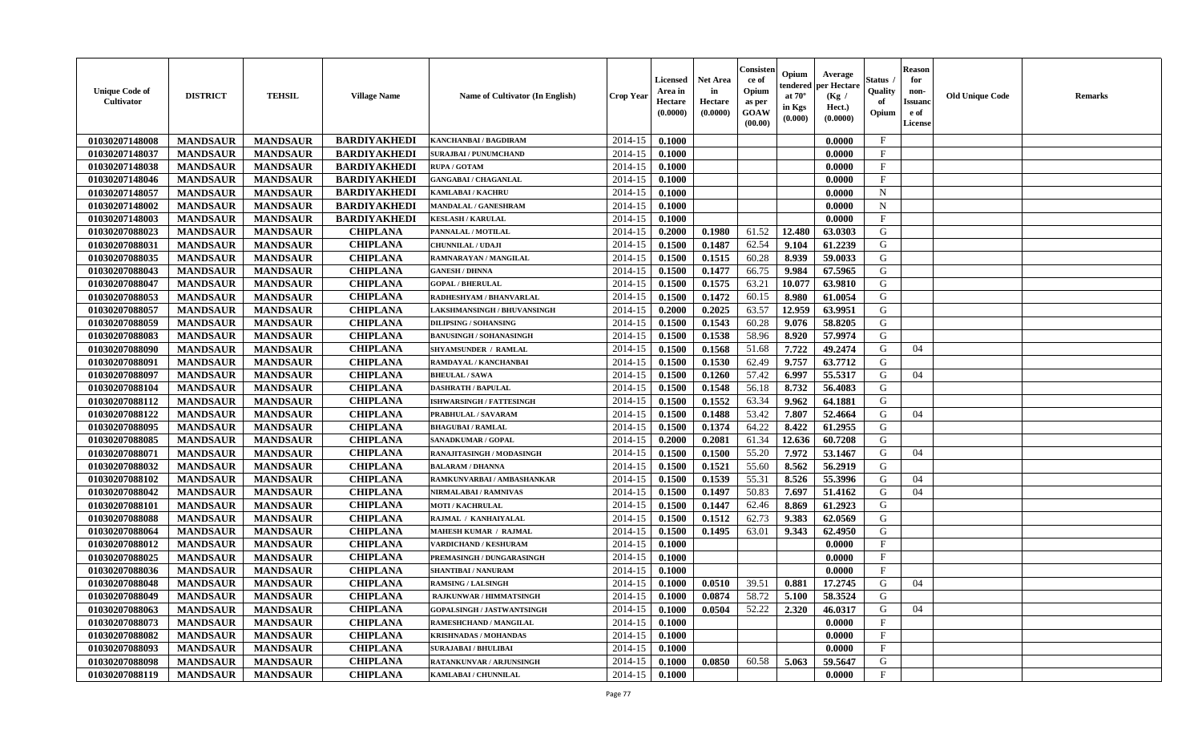| Unique Code of Cultivator | DISTRICT | TEHSIL | Village Name | Name of Cultivator (In English) | Crop Year | Licensed Area in Hectare (0.0000) | Net Area in Hectare (0.0000) | Consistence of Opium as per GOAW (00.00) | Opium tendered at 70° in Kgs (0.000) | Average per Hectare (Kg / Hect.) (0.0000) | Status / Quality of Opium | Reason for non-Issuance of License | Old Unique Code | Remarks |
|---|---|---|---|---|---|---|---|---|---|---|---|---|---|---|
| 01030207148008 | MANDSAUR | MANDSAUR | BARDIYAKHEDI | KANCHANBAI / BAGDIRAM | 2014-15 | 0.1000 | | | | 0.0000 | F | | | |
| 01030207148037 | MANDSAUR | MANDSAUR | BARDIYAKHEDI | SURAJBAI / PUNUMCHAND | 2014-15 | 0.1000 | | | | 0.0000 | F | | | |
| 01030207148038 | MANDSAUR | MANDSAUR | BARDIYAKHEDI | RUPA / GOTAM | 2014-15 | 0.1000 | | | | 0.0000 | F | | | |
| 01030207148046 | MANDSAUR | MANDSAUR | BARDIYAKHEDI | GANGABAI / CHAGANLAL | 2014-15 | 0.1000 | | | | 0.0000 | F | | | |
| 01030207148057 | MANDSAUR | MANDSAUR | BARDIYAKHEDI | KAMLABAI / KACHRU | 2014-15 | 0.1000 | | | | 0.0000 | N | | | |
| 01030207148002 | MANDSAUR | MANDSAUR | BARDIYAKHEDI | MANDALAL / GANESHRAM | 2014-15 | 0.1000 | | | | 0.0000 | N | | | |
| 01030207148003 | MANDSAUR | MANDSAUR | BARDIYAKHEDI | KESLASH / KARULAL | 2014-15 | 0.1000 | | | | 0.0000 | F | | | |
| 01030207088023 | MANDSAUR | MANDSAUR | CHIPLANA | PANNALAL / MOTILAL | 2014-15 | 0.2000 | 0.1980 | 61.52 | 12.480 | 63.0303 | G | | | |
| 01030207088031 | MANDSAUR | MANDSAUR | CHIPLANA | CHUNNILAL / UDAJI | 2014-15 | 0.1500 | 0.1487 | 62.54 | 9.104 | 61.2239 | G | | | |
| 01030207088035 | MANDSAUR | MANDSAUR | CHIPLANA | RAMNARAYAN / MANGILAL | 2014-15 | 0.1500 | 0.1515 | 60.28 | 8.939 | 59.0033 | G | | | |
| 01030207088043 | MANDSAUR | MANDSAUR | CHIPLANA | GANESH / DHNNA | 2014-15 | 0.1500 | 0.1477 | 66.75 | 9.984 | 67.5965 | G | | | |
| 01030207088047 | MANDSAUR | MANDSAUR | CHIPLANA | GOPAL / BHERULAL | 2014-15 | 0.1500 | 0.1575 | 63.21 | 10.077 | 63.9810 | G | | | |
| 01030207088053 | MANDSAUR | MANDSAUR | CHIPLANA | RADHESHYAM / BHANVARLAL | 2014-15 | 0.1500 | 0.1472 | 60.15 | 8.980 | 61.0054 | G | | | |
| 01030207088057 | MANDSAUR | MANDSAUR | CHIPLANA | LAKSHMANSINGH / BHUVANSINGH | 2014-15 | 0.2000 | 0.2025 | 63.57 | 12.959 | 63.9951 | G | | | |
| 01030207088059 | MANDSAUR | MANDSAUR | CHIPLANA | DILIPSING / SOHANSING | 2014-15 | 0.1500 | 0.1543 | 60.28 | 9.076 | 58.8205 | G | | | |
| 01030207088083 | MANDSAUR | MANDSAUR | CHIPLANA | BANUSINGH / SOHANASINGH | 2014-15 | 0.1500 | 0.1538 | 58.96 | 8.920 | 57.9974 | G | | | |
| 01030207088090 | MANDSAUR | MANDSAUR | CHIPLANA | SHYAMSUNDER / RAMLAL | 2014-15 | 0.1500 | 0.1568 | 51.68 | 7.722 | 49.2474 | G | 04 | | |
| 01030207088091 | MANDSAUR | MANDSAUR | CHIPLANA | RAMDAYAL / KANCHANBAI | 2014-15 | 0.1500 | 0.1530 | 62.49 | 9.757 | 63.7712 | G | | | |
| 01030207088097 | MANDSAUR | MANDSAUR | CHIPLANA | BHEULAL / SAWA | 2014-15 | 0.1500 | 0.1260 | 57.42 | 6.997 | 55.5317 | G | 04 | | |
| 01030207088104 | MANDSAUR | MANDSAUR | CHIPLANA | DASHRATH / BAPULAL | 2014-15 | 0.1500 | 0.1548 | 56.18 | 8.732 | 56.4083 | G | | | |
| 01030207088112 | MANDSAUR | MANDSAUR | CHIPLANA | ISHWARSINGH / FATTESINGH | 2014-15 | 0.1500 | 0.1552 | 63.34 | 9.962 | 64.1881 | G | | | |
| 01030207088122 | MANDSAUR | MANDSAUR | CHIPLANA | PRABHULAL / SAVARAM | 2014-15 | 0.1500 | 0.1488 | 53.42 | 7.807 | 52.4664 | G | 04 | | |
| 01030207088095 | MANDSAUR | MANDSAUR | CHIPLANA | BHAGUBAI / RAMLAL | 2014-15 | 0.1500 | 0.1374 | 64.22 | 8.422 | 61.2955 | G | | | |
| 01030207088085 | MANDSAUR | MANDSAUR | CHIPLANA | SANADKUMAR / GOPAL | 2014-15 | 0.2000 | 0.2081 | 61.34 | 12.636 | 60.7208 | G | | | |
| 01030207088071 | MANDSAUR | MANDSAUR | CHIPLANA | RANAJITASINGH / MODASINGH | 2014-15 | 0.1500 | 0.1500 | 55.20 | 7.972 | 53.1467 | G | 04 | | |
| 01030207088032 | MANDSAUR | MANDSAUR | CHIPLANA | BALARAM / DHANNA | 2014-15 | 0.1500 | 0.1521 | 55.60 | 8.562 | 56.2919 | G | | | |
| 01030207088102 | MANDSAUR | MANDSAUR | CHIPLANA | RAMKUNVARBAI / AMBASHANKAR | 2014-15 | 0.1500 | 0.1539 | 55.31 | 8.526 | 55.3996 | G | 04 | | |
| 01030207088042 | MANDSAUR | MANDSAUR | CHIPLANA | NIRMALABAI / RAMNIVAS | 2014-15 | 0.1500 | 0.1497 | 50.83 | 7.697 | 51.4162 | G | 04 | | |
| 01030207088101 | MANDSAUR | MANDSAUR | CHIPLANA | MOTI / KACHRULAL | 2014-15 | 0.1500 | 0.1447 | 62.46 | 8.869 | 61.2923 | G | | | |
| 01030207088088 | MANDSAUR | MANDSAUR | CHIPLANA | RAJMAL / KANHAIYALAL | 2014-15 | 0.1500 | 0.1512 | 62.73 | 9.383 | 62.0569 | G | | | |
| 01030207088064 | MANDSAUR | MANDSAUR | CHIPLANA | MAHESH KUMAR / RAJMAL | 2014-15 | 0.1500 | 0.1495 | 63.01 | 9.343 | 62.4950 | G | | | |
| 01030207088012 | MANDSAUR | MANDSAUR | CHIPLANA | VARDICHAND / KESHURAM | 2014-15 | 0.1000 | | | | 0.0000 | F | | | |
| 01030207088025 | MANDSAUR | MANDSAUR | CHIPLANA | PREMASINGH / DUNGARASINGH | 2014-15 | 0.1000 | | | | 0.0000 | F | | | |
| 01030207088036 | MANDSAUR | MANDSAUR | CHIPLANA | SHANTIBAI / NANURAM | 2014-15 | 0.1000 | | | | 0.0000 | F | | | |
| 01030207088048 | MANDSAUR | MANDSAUR | CHIPLANA | RAMSING / LALSINGH | 2014-15 | 0.1000 | 0.0510 | 39.51 | 0.881 | 17.2745 | G | 04 | | |
| 01030207088049 | MANDSAUR | MANDSAUR | CHIPLANA | RAJKUNWAR / HIMMATSINGH | 2014-15 | 0.1000 | 0.0874 | 58.72 | 5.100 | 58.3524 | G | | | |
| 01030207088063 | MANDSAUR | MANDSAUR | CHIPLANA | GOPALSINGH / JASTWANTSINGH | 2014-15 | 0.1000 | 0.0504 | 52.22 | 2.320 | 46.0317 | G | 04 | | |
| 01030207088073 | MANDSAUR | MANDSAUR | CHIPLANA | RAMESHCHAND / MANGILAL | 2014-15 | 0.1000 | | | | 0.0000 | F | | | |
| 01030207088082 | MANDSAUR | MANDSAUR | CHIPLANA | KRISHNADAS / MOHANDAS | 2014-15 | 0.1000 | | | | 0.0000 | F | | | |
| 01030207088093 | MANDSAUR | MANDSAUR | CHIPLANA | SURAJABAI / BHULIBAI | 2014-15 | 0.1000 | | | | 0.0000 | F | | | |
| 01030207088098 | MANDSAUR | MANDSAUR | CHIPLANA | RATANKUNVAR / ARJUNSINGH | 2014-15 | 0.1000 | 0.0850 | 60.58 | 5.063 | 59.5647 | G | | | |
| 01030207088119 | MANDSAUR | MANDSAUR | CHIPLANA | KAMLABAI / CHUNNILAL | 2014-15 | 0.1000 | | | | 0.0000 | F | | | |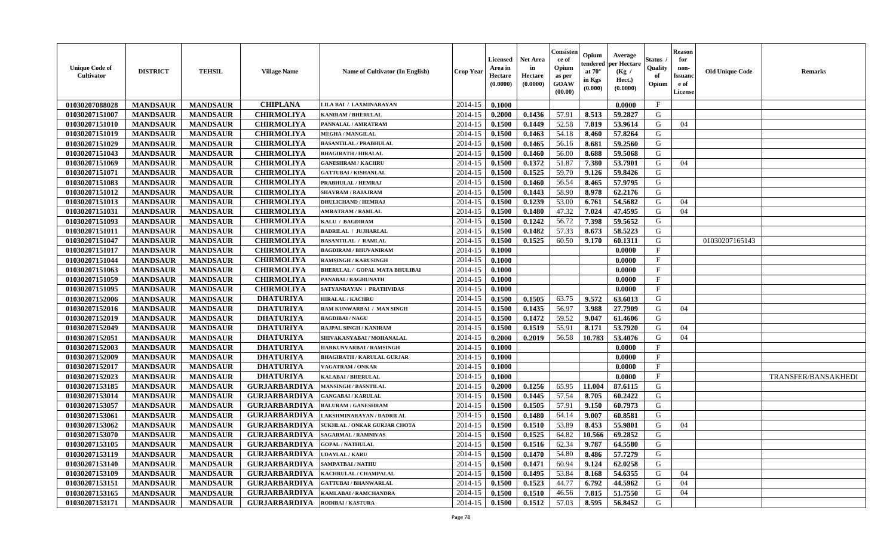| Unique Code of Cultivator | DISTRICT | TEHSIL | Village Name | Name of Cultivator (In English) | Crop Year | Licensed Area in Hectare (0.0000) | Net Area in Hectare (0.0000) | Consistence of Opium as per GOAW (00.00) | Opium tendered at 70° in Kgs (0.000) | Average per Hectare (Kg / Hect.) (0.0000) | Status / Quality of Opium | Reason for non-Issuance of License | Old Unique Code | Remarks |
|---|---|---|---|---|---|---|---|---|---|---|---|---|---|---|
| 01030207088028 | MANDSAUR | MANDSAUR | CHIPLANA | LILA BAI / LAXMINARAYAN | 2014-15 | 0.1000 | | | | 0.0000 | F | | | |
| 01030207151007 | MANDSAUR | MANDSAUR | CHIRMOLIYA | KANIRAM / BHERULAL | 2014-15 | 0.2000 | 0.1436 | 57.91 | 8.513 | 59.2827 | G | | | |
| 01030207151010 | MANDSAUR | MANDSAUR | CHIRMOLIYA | PANNALAL / AMRATRAM | 2014-15 | 0.1500 | 0.1449 | 52.58 | 7.819 | 53.9614 | G | 04 | | |
| 01030207151019 | MANDSAUR | MANDSAUR | CHIRMOLIYA | MEGHA / MANGILAL | 2014-15 | 0.1500 | 0.1463 | 54.18 | 8.460 | 57.8264 | G | | | |
| 01030207151029 | MANDSAUR | MANDSAUR | CHIRMOLIYA | BASANTILAL / PRABHULAL | 2014-15 | 0.1500 | 0.1465 | 56.16 | 8.681 | 59.2560 | G | | | |
| 01030207151043 | MANDSAUR | MANDSAUR | CHIRMOLIYA | BHAGIRATH / HIRALAL | 2014-15 | 0.1500 | 0.1460 | 56.00 | 8.688 | 59.5068 | G | | | |
| 01030207151069 | MANDSAUR | MANDSAUR | CHIRMOLIYA | GANESHRAM / KACHRU | 2014-15 | 0.1500 | 0.1372 | 51.87 | 7.380 | 53.7901 | G | 04 | | |
| 01030207151071 | MANDSAUR | MANDSAUR | CHIRMOLIYA | GATTUBAI / KISHANLAL | 2014-15 | 0.1500 | 0.1525 | 59.70 | 9.126 | 59.8426 | G | | | |
| 01030207151083 | MANDSAUR | MANDSAUR | CHIRMOLIYA | PRABHULAL / HEMRAJ | 2014-15 | 0.1500 | 0.1460 | 56.54 | 8.465 | 57.9795 | G | | | |
| 01030207151012 | MANDSAUR | MANDSAUR | CHIRMOLIYA | SHAVRAM / RAJAJRAM | 2014-15 | 0.1500 | 0.1443 | 58.90 | 8.978 | 62.2176 | G | | | |
| 01030207151013 | MANDSAUR | MANDSAUR | CHIRMOLIYA | DHULICHAND / HEMRAJ | 2014-15 | 0.1500 | 0.1239 | 53.00 | 6.761 | 54.5682 | G | 04 | | |
| 01030207151031 | MANDSAUR | MANDSAUR | CHIRMOLIYA | AMRATRAM / RAMLAL | 2014-15 | 0.1500 | 0.1480 | 47.32 | 7.024 | 47.4595 | G | 04 | | |
| 01030207151093 | MANDSAUR | MANDSAUR | CHIRMOLIYA | KALU / BAGDIRAM | 2014-15 | 0.1500 | 0.1242 | 56.72 | 7.398 | 59.5652 | G | | | |
| 01030207151011 | MANDSAUR | MANDSAUR | CHIRMOLIYA | BADRILAL / JUJHARLAL | 2014-15 | 0.1500 | 0.1482 | 57.33 | 8.673 | 58.5223 | G | | | |
| 01030207151047 | MANDSAUR | MANDSAUR | CHIRMOLIYA | BASANTILAL / RAMLAL | 2014-15 | 0.1500 | 0.1525 | 60.50 | 9.170 | 60.1311 | G | | 01030207165143 | |
| 01030207151017 | MANDSAUR | MANDSAUR | CHIRMOLIYA | BAGDIRAM / BHUVANIRAM | 2014-15 | 0.1000 | | | | 0.0000 | F | | | |
| 01030207151044 | MANDSAUR | MANDSAUR | CHIRMOLIYA | RAMSINGH / KARUSINGH | 2014-15 | 0.1000 | | | | 0.0000 | F | | | |
| 01030207151063 | MANDSAUR | MANDSAUR | CHIRMOLIYA | BHERULAL / GOPAL MATA BHULIBAI | 2014-15 | 0.1000 | | | | 0.0000 | F | | | |
| 01030207151059 | MANDSAUR | MANDSAUR | CHIRMOLIYA | PANABAI / RAGHUNATH | 2014-15 | 0.1000 | | | | 0.0000 | F | | | |
| 01030207151095 | MANDSAUR | MANDSAUR | CHIRMOLIYA | SATYANRAYAN / PRATHVIDAS | 2014-15 | 0.1000 | | | | 0.0000 | F | | | |
| 01030207152006 | MANDSAUR | MANDSAUR | DHATURIYA | HIRALAL / KACHRU | 2014-15 | 0.1500 | 0.1505 | 63.75 | 9.572 | 63.6013 | G | | | |
| 01030207152016 | MANDSAUR | MANDSAUR | DHATURIYA | RAM KUNWARBAI / MAN SINGH | 2014-15 | 0.1500 | 0.1435 | 56.97 | 3.988 | 27.7909 | G | 04 | | |
| 01030207152019 | MANDSAUR | MANDSAUR | DHATURIYA | BAGDIBAI / NAGU | 2014-15 | 0.1500 | 0.1472 | 59.52 | 9.047 | 61.4606 | G | | | |
| 01030207152049 | MANDSAUR | MANDSAUR | DHATURIYA | RAJPAL SINGH / KANIRAM | 2014-15 | 0.1500 | 0.1519 | 55.91 | 8.171 | 53.7920 | G | 04 | | |
| 01030207152051 | MANDSAUR | MANDSAUR | DHATURIYA | SHIVAKANYABAI / MOHANALAL | 2014-15 | 0.2000 | 0.2019 | 56.58 | 10.783 | 53.4076 | G | 04 | | |
| 01030207152003 | MANDSAUR | MANDSAUR | DHATURIYA | HARKUNVARBAI / RAMSINGH | 2014-15 | 0.1000 | | | | 0.0000 | F | | | |
| 01030207152009 | MANDSAUR | MANDSAUR | DHATURIYA | BHAGIRATH / KARULAL GURJAR | 2014-15 | 0.1000 | | | | 0.0000 | F | | | |
| 01030207152017 | MANDSAUR | MANDSAUR | DHATURIYA | VAGATRAM / ONKAR | 2014-15 | 0.1000 | | | | 0.0000 | F | | | |
| 01030207152023 | MANDSAUR | MANDSAUR | DHATURIYA | KALABAI / BHERULAL | 2014-15 | 0.1000 | | | | 0.0000 | F | | | TRANSFER/BANSAKHEDI |
| 01030207153185 | MANDSAUR | MANDSAUR | GURJARBARDIYA | MANSINGH / BASNTILAL | 2014-15 | 0.2000 | 0.1256 | 65.95 | 11.004 | 87.6115 | G | | | |
| 01030207153014 | MANDSAUR | MANDSAUR | GURJARBARDIYA | GANGABAI / KARULAL | 2014-15 | 0.1500 | 0.1445 | 57.54 | 8.705 | 60.2422 | G | | | |
| 01030207153057 | MANDSAUR | MANDSAUR | GURJARBARDIYA | BALURAM / GANESHRAM | 2014-15 | 0.1500 | 0.1505 | 57.91 | 9.150 | 60.7973 | G | | | |
| 01030207153061 | MANDSAUR | MANDSAUR | GURJARBARDIYA | LAKSHMINARAYAN / BADRILAL | 2014-15 | 0.1500 | 0.1480 | 64.14 | 9.007 | 60.8581 | G | | | |
| 01030207153062 | MANDSAUR | MANDSAUR | GURJARBARDIYA | SUKHLAL / ONKAR GURJAR CHOTA | 2014-15 | 0.1500 | 0.1510 | 53.89 | 8.453 | 55.9801 | G | 04 | | |
| 01030207153070 | MANDSAUR | MANDSAUR | GURJARBARDIYA | SAGARMAL / RAMNIVAS | 2014-15 | 0.1500 | 0.1525 | 64.82 | 10.566 | 69.2852 | G | | | |
| 01030207153105 | MANDSAUR | MANDSAUR | GURJARBARDIYA | GOPAL / NATHULAL | 2014-15 | 0.1500 | 0.1516 | 62.34 | 9.787 | 64.5580 | G | | | |
| 01030207153119 | MANDSAUR | MANDSAUR | GURJARBARDIYA | UDAYLAL / KARU | 2014-15 | 0.1500 | 0.1470 | 54.80 | 8.486 | 57.7279 | G | | | |
| 01030207153140 | MANDSAUR | MANDSAUR | GURJARBARDIYA | SAMPATBAI / NATHU | 2014-15 | 0.1500 | 0.1471 | 60.94 | 9.124 | 62.0258 | G | | | |
| 01030207153109 | MANDSAUR | MANDSAUR | GURJARBARDIYA | KACHRULAL / CHAMPALAL | 2014-15 | 0.1500 | 0.1495 | 53.84 | 8.168 | 54.6355 | G | 04 | | |
| 01030207153151 | MANDSAUR | MANDSAUR | GURJARBARDIYA | GATTUBAI / BHANWARLAL | 2014-15 | 0.1500 | 0.1523 | 44.77 | 6.792 | 44.5962 | G | 04 | | |
| 01030207153165 | MANDSAUR | MANDSAUR | GURJARBARDIYA | KAMLABAI / RAMCHANDRA | 2014-15 | 0.1500 | 0.1510 | 46.56 | 7.815 | 51.7550 | G | 04 | | |
| 01030207153171 | MANDSAUR | MANDSAUR | GURJARBARDIYA | RODIBAI / KASTURA | 2014-15 | 0.1500 | 0.1512 | 57.03 | 8.595 | 56.8452 | G | | | |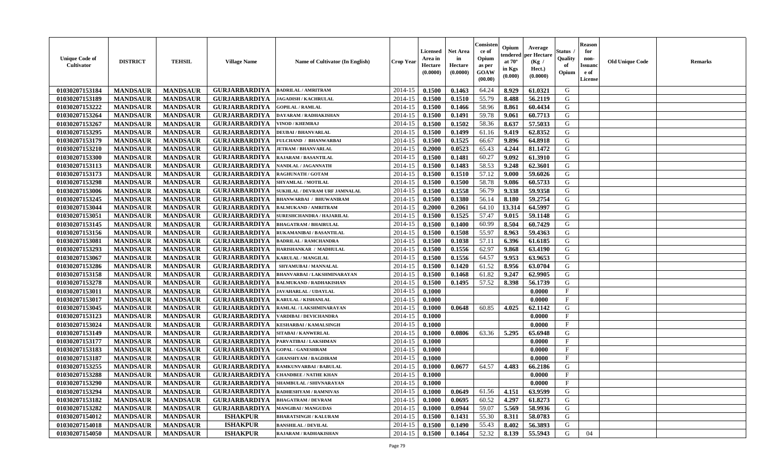| Unique Code of Cultivator | DISTRICT | TEHSIL | Village Name | Name of Cultivator (In English) | Crop Year | Licensed Area in Hectare (0.0000) | Net Area in Hectare (0.0000) | Consistence of Opium as per GOAW (00.00) | Opium tendered at 70° in Kgs (0.000) | Average per Hectare (Kg / Hect.) (0.0000) | Status / Quality of Opium | Reason for non-Issuance of License | Old Unique Code | Remarks |
|---|---|---|---|---|---|---|---|---|---|---|---|---|---|---|
| 01030207153184 | MANDSAUR | MANDSAUR | GURJARBARDIYA | BADRILAL / AMRITRAM | 2014-15 | 0.1500 | 0.1463 | 64.24 | 8.929 | 61.0321 | G | | | |
| 01030207153189 | MANDSAUR | MANDSAUR | GURJARBARDIYA | JAGADISH / KACHRULAL | 2014-15 | 0.1500 | 0.1510 | 55.79 | 8.488 | 56.2119 | G | | | |
| 01030207153222 | MANDSAUR | MANDSAUR | GURJARBARDIYA | GOPILAL / RAMLAL | 2014-15 | 0.1500 | 0.1466 | 58.96 | 8.861 | 60.4434 | G | | | |
| 01030207153264 | MANDSAUR | MANDSAUR | GURJARBARDIYA | DAYARAM / RADHAKISHAN | 2014-15 | 0.1500 | 0.1491 | 59.78 | 9.061 | 60.7713 | G | | | |
| 01030207153267 | MANDSAUR | MANDSAUR | GURJARBARDIYA | VINOD / KHEMRAJ | 2014-15 | 0.1500 | 0.1502 | 58.36 | 8.637 | 57.5033 | G | | | |
| 01030207153295 | MANDSAUR | MANDSAUR | GURJARBARDIYA | DEUBAI / BHANVARLAL | 2014-15 | 0.1500 | 0.1499 | 61.16 | 9.419 | 62.8352 | G | | | |
| 01030207153179 | MANDSAUR | MANDSAUR | GURJARBARDIYA | FULCHAND / BHANWARBAI | 2014-15 | 0.1500 | 0.1525 | 66.67 | 9.896 | 64.8918 | G | | | |
| 01030207153210 | MANDSAUR | MANDSAUR | GURJARBARDIYA | JETRAM / BHANVARLAL | 2014-15 | 0.2000 | 0.0523 | 65.43 | 4.244 | 81.1472 | G | | | |
| 01030207153300 | MANDSAUR | MANDSAUR | GURJARBARDIYA | RAJARAM / BASANTILAL | 2014-15 | 0.1500 | 0.1481 | 60.27 | 9.092 | 61.3910 | G | | | |
| 01030207153113 | MANDSAUR | MANDSAUR | GURJARBARDIYA | NANDLAL / JAGANNATH | 2014-15 | 0.1500 | 0.1483 | 58.53 | 9.248 | 62.3601 | G | | | |
| 01030207153173 | MANDSAUR | MANDSAUR | GURJARBARDIYA | RAGHUNATH / GOTAM | 2014-15 | 0.1500 | 0.1510 | 57.12 | 9.000 | 59.6026 | G | | | |
| 01030207153298 | MANDSAUR | MANDSAUR | GURJARBARDIYA | SHYAMLAL / MOTILAL | 2014-15 | 0.1500 | 0.1500 | 58.78 | 9.086 | 60.5733 | G | | | |
| 01030207153006 | MANDSAUR | MANDSAUR | GURJARBARDIYA | SUKHLAL / DEVRAM URF JAMNALAL | 2014-15 | 0.1500 | 0.1558 | 56.79 | 9.338 | 59.9358 | G | | | |
| 01030207153245 | MANDSAUR | MANDSAUR | GURJARBARDIYA | BHANWARBAI / BHUWANIRAM | 2014-15 | 0.1500 | 0.1380 | 56.14 | 8.180 | 59.2754 | G | | | |
| 01030207153044 | MANDSAUR | MANDSAUR | GURJARBARDIYA | BALMUKAND / AMRITRAM | 2014-15 | 0.2000 | 0.2061 | 64.10 | 13.314 | 64.5997 | G | | | |
| 01030207153051 | MANDSAUR | MANDSAUR | GURJARBARDIYA | SURESHCHANDRA / HAJARILAL | 2014-15 | 0.1500 | 0.1525 | 57.47 | 9.015 | 59.1148 | G | | | |
| 01030207153145 | MANDSAUR | MANDSAUR | GURJARBARDIYA | BHAGATRAM / BHAIRULAL | 2014-15 | 0.1500 | 0.1400 | 60.99 | 8.504 | 60.7429 | G | | | |
| 01030207153156 | MANDSAUR | MANDSAUR | GURJARBARDIYA | RUKAMANIBAI / BASANTILAL | 2014-15 | 0.1500 | 0.1508 | 55.97 | 8.963 | 59.4363 | G | | | |
| 01030207153081 | MANDSAUR | MANDSAUR | GURJARBARDIYA | BADRILAL / RAMCHANDRA | 2014-15 | 0.1500 | 0.1038 | 57.11 | 6.396 | 61.6185 | G | | | |
| 01030207153293 | MANDSAUR | MANDSAUR | GURJARBARDIYA | HARISHANKAR / MADHULAL | 2014-15 | 0.1500 | 0.1556 | 62.97 | 9.868 | 63.4190 | G | | | |
| 01030207153067 | MANDSAUR | MANDSAUR | GURJARBARDIYA | KARULAL / MANGILAL | 2014-15 | 0.1500 | 0.1556 | 64.57 | 9.953 | 63.9653 | G | | | |
| 01030207153286 | MANDSAUR | MANDSAUR | GURJARBARDIYA | SHYAMUBAI / MANNALAL | 2014-15 | 0.1500 | 0.1420 | 61.52 | 8.956 | 63.0704 | G | | | |
| 01030207153158 | MANDSAUR | MANDSAUR | GURJARBARDIYA | BHANVARBAI / LAKSHMINARAYAN | 2014-15 | 0.1500 | 0.1468 | 61.82 | 9.247 | 62.9905 | G | | | |
| 01030207153278 | MANDSAUR | MANDSAUR | GURJARBARDIYA | BALMUKAND / RADHAKISHAN | 2014-15 | 0.1500 | 0.1495 | 57.52 | 8.398 | 56.1739 | G | | | |
| 01030207153011 | MANDSAUR | MANDSAUR | GURJARBARDIYA | JAVAHARLAL / UDAYLAL | 2014-15 | 0.1000 | | | | 0.0000 | F | | | |
| 01030207153017 | MANDSAUR | MANDSAUR | GURJARBARDIYA | KARULAL / KISHANLAL | 2014-15 | 0.1000 | | | | 0.0000 | F | | | |
| 01030207153045 | MANDSAUR | MANDSAUR | GURJARBARDIYA | RAMLAL / LAKSHMINARAYAN | 2014-15 | 0.1000 | 0.0648 | 60.85 | 4.025 | 62.1142 | G | | | |
| 01030207153123 | MANDSAUR | MANDSAUR | GURJARBARDIYA | VARDIBAI / DEVICHANDRA | 2014-15 | 0.1000 | | | | 0.0000 | F | | | |
| 01030207153024 | MANDSAUR | MANDSAUR | GURJARBARDIYA | KESHARBAI / KAMALSINGH | 2014-15 | 0.1000 | | | | 0.0000 | F | | | |
| 01030207153149 | MANDSAUR | MANDSAUR | GURJARBARDIYA | SITABAI / KANWERLAL | 2014-15 | 0.1000 | 0.0806 | 63.36 | 5.295 | 65.6948 | G | | | |
| 01030207153177 | MANDSAUR | MANDSAUR | GURJARBARDIYA | PARVATIBAI / LAKSHMAN | 2014-15 | 0.1000 | | | | 0.0000 | F | | | |
| 01030207153183 | MANDSAUR | MANDSAUR | GURJARBARDIYA | GOPAL / GANESHRAM | 2014-15 | 0.1000 | | | | 0.0000 | F | | | |
| 01030207153187 | MANDSAUR | MANDSAUR | GURJARBARDIYA | GHANSHYAM / BAGDIRAM | 2014-15 | 0.1000 | | | | 0.0000 | F | | | |
| 01030207153255 | MANDSAUR | MANDSAUR | GURJARBARDIYA | RAMKUNVARBAI / BABULAL | 2014-15 | 0.1000 | 0.0677 | 64.57 | 4.483 | 66.2186 | G | | | |
| 01030207153288 | MANDSAUR | MANDSAUR | GURJARBARDIYA | CHANDBEE / NATHE KHAN | 2014-15 | 0.1000 | | | | 0.0000 | F | | | |
| 01030207153290 | MANDSAUR | MANDSAUR | GURJARBARDIYA | SHAMBULAL / SHIVNARAYAN | 2014-15 | 0.1000 | | | | 0.0000 | F | | | |
| 01030207153294 | MANDSAUR | MANDSAUR | GURJARBARDIYA | RADHESHYAM / RAMNIVAS | 2014-15 | 0.1000 | 0.0649 | 61.56 | 4.151 | 63.9599 | G | | | |
| 01030207153182 | MANDSAUR | MANDSAUR | GURJARBARDIYA | BHAGATRAM / DEVRAM | 2014-15 | 0.1000 | 0.0695 | 60.52 | 4.297 | 61.8273 | G | | | |
| 01030207153282 | MANDSAUR | MANDSAUR | GURJARBARDIYA | MANGIBAI / MANGUDAS | 2014-15 | 0.1000 | 0.0944 | 59.07 | 5.569 | 58.9936 | G | | | |
| 01030207154012 | MANDSAUR | MANDSAUR | ISHAKPUR | BHARATSINGH / KALURAM | 2014-15 | 0.1500 | 0.1431 | 55.30 | 8.311 | 58.0783 | G | | | |
| 01030207154018 | MANDSAUR | MANDSAUR | ISHAKPUR | BANSHILAL / DEVILAL | 2014-15 | 0.1500 | 0.1490 | 55.43 | 8.402 | 56.3893 | G | | | |
| 01030207154050 | MANDSAUR | MANDSAUR | ISHAKPUR | RAJARAM / RADHAKISHAN | 2014-15 | 0.1500 | 0.1464 | 52.32 | 8.139 | 55.5943 | G | 04 | | |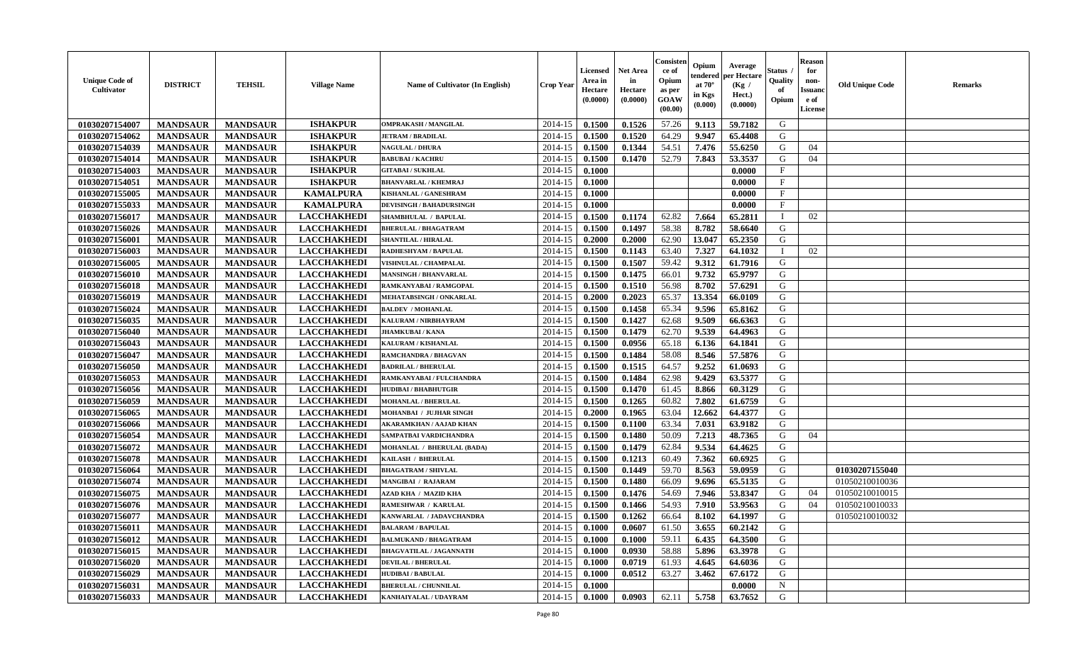| Unique Code of Cultivator | DISTRICT | TEHSIL | Village Name | Name of Cultivator (In English) | Crop Year | Licensed Area in Hectare (0.0000) | Net Area in Hectare (0.0000) | Consistence of Opium as per GOAW (00.00) | Opium tendered at 70° in Kgs (0.000) | Average per Hectare (Kg / Hect.) (0.0000) | Status / Quality of Opium | Reason for non-Issuance of License | Old Unique Code | Remarks |
|---|---|---|---|---|---|---|---|---|---|---|---|---|---|---|
| 01030207154007 | MANDSAUR | MANDSAUR | ISHAKPUR | OMPRAKASH / MANGILAL | 2014-15 | 0.1500 | 0.1526 | 57.26 | 9.113 | 59.7182 | G | | | |
| 01030207154062 | MANDSAUR | MANDSAUR | ISHAKPUR | JETRAM / BRADILAL | 2014-15 | 0.1500 | 0.1520 | 64.29 | 9.947 | 65.4408 | G | | | |
| 01030207154039 | MANDSAUR | MANDSAUR | ISHAKPUR | NAGULAL / DHURA | 2014-15 | 0.1500 | 0.1344 | 54.51 | 7.476 | 55.6250 | G | 04 | | |
| 01030207154014 | MANDSAUR | MANDSAUR | ISHAKPUR | BABUBAI / KACHRU | 2014-15 | 0.1500 | 0.1470 | 52.79 | 7.843 | 53.3537 | G | 04 | | |
| 01030207154003 | MANDSAUR | MANDSAUR | ISHAKPUR | GITABAI / SUKHLAL | 2014-15 | 0.1000 | | | | 0.0000 | F | | | |
| 01030207154051 | MANDSAUR | MANDSAUR | ISHAKPUR | BHANVARLAL / KHEMRAJ | 2014-15 | 0.1000 | | | | 0.0000 | F | | | |
| 01030207155005 | MANDSAUR | MANDSAUR | KAMALPURA | KISHANLAL / GANESHRAM | 2014-15 | 0.1000 | | | | 0.0000 | F | | | |
| 01030207155033 | MANDSAUR | MANDSAUR | KAMALPURA | DEVISINGH / BAHADURSINGH | 2014-15 | 0.1000 | | | | 0.0000 | F | | | |
| 01030207156017 | MANDSAUR | MANDSAUR | LACCHAKHEDI | SHAMBHULAL / BAPULAL | 2014-15 | 0.1500 | 0.1174 | 62.82 | 7.664 | 65.2811 | I | 02 | | |
| 01030207156026 | MANDSAUR | MANDSAUR | LACCHAKHEDI | BHERULAL / BHAGATRAM | 2014-15 | 0.1500 | 0.1497 | 58.38 | 8.782 | 58.6640 | G | | | |
| 01030207156001 | MANDSAUR | MANDSAUR | LACCHAKHEDI | SHANTILAL / HIRALAL | 2014-15 | 0.2000 | 0.2000 | 62.90 | 13.047 | 65.2350 | G | | | |
| 01030207156003 | MANDSAUR | MANDSAUR | LACCHAKHEDI | RADHESHYAM / BAPULAL | 2014-15 | 0.1500 | 0.1143 | 63.40 | 7.327 | 64.1032 | I | 02 | | |
| 01030207156005 | MANDSAUR | MANDSAUR | LACCHAKHEDI | VISHNULAL / CHAMPALAL | 2014-15 | 0.1500 | 0.1507 | 59.42 | 9.312 | 61.7916 | G | | | |
| 01030207156010 | MANDSAUR | MANDSAUR | LACCHAKHEDI | MANSINGH / BHANVARLAL | 2014-15 | 0.1500 | 0.1475 | 66.01 | 9.732 | 65.9797 | G | | | |
| 01030207156018 | MANDSAUR | MANDSAUR | LACCHAKHEDI | RAMKANYABAI / RAMGOPAL | 2014-15 | 0.1500 | 0.1510 | 56.98 | 8.702 | 57.6291 | G | | | |
| 01030207156019 | MANDSAUR | MANDSAUR | LACCHAKHEDI | MEHATABSINGH / ONKARLAL | 2014-15 | 0.2000 | 0.2023 | 65.37 | 13.354 | 66.0109 | G | | | |
| 01030207156024 | MANDSAUR | MANDSAUR | LACCHAKHEDI | BALDEV / MOHANLAL | 2014-15 | 0.1500 | 0.1458 | 65.34 | 9.596 | 65.8162 | G | | | |
| 01030207156035 | MANDSAUR | MANDSAUR | LACCHAKHEDI | KALURAM / NIRBHAYRAM | 2014-15 | 0.1500 | 0.1427 | 62.68 | 9.509 | 66.6363 | G | | | |
| 01030207156040 | MANDSAUR | MANDSAUR | LACCHAKHEDI | JHAMKUBAI / KANA | 2014-15 | 0.1500 | 0.1479 | 62.70 | 9.539 | 64.4963 | G | | | |
| 01030207156043 | MANDSAUR | MANDSAUR | LACCHAKHEDI | KALURAM / KISHANLAL | 2014-15 | 0.1500 | 0.0956 | 65.18 | 6.136 | 64.1841 | G | | | |
| 01030207156047 | MANDSAUR | MANDSAUR | LACCHAKHEDI | RAMCHANDRA / BHAGVAN | 2014-15 | 0.1500 | 0.1484 | 58.08 | 8.546 | 57.5876 | G | | | |
| 01030207156050 | MANDSAUR | MANDSAUR | LACCHAKHEDI | BADRILAL / BHERULAL | 2014-15 | 0.1500 | 0.1515 | 64.57 | 9.252 | 61.0693 | G | | | |
| 01030207156053 | MANDSAUR | MANDSAUR | LACCHAKHEDI | RAMKANYABAI / FULCHANDRA | 2014-15 | 0.1500 | 0.1484 | 62.98 | 9.429 | 63.5377 | G | | | |
| 01030207156056 | MANDSAUR | MANDSAUR | LACCHAKHEDI | HUDIBAI / BHABHUTGIR | 2014-15 | 0.1500 | 0.1470 | 61.45 | 8.866 | 60.3129 | G | | | |
| 01030207156059 | MANDSAUR | MANDSAUR | LACCHAKHEDI | MOHANLAL / BHERULAL | 2014-15 | 0.1500 | 0.1265 | 60.82 | 7.802 | 61.6759 | G | | | |
| 01030207156065 | MANDSAUR | MANDSAUR | LACCHAKHEDI | MOHANBAI / JUJHAR SINGH | 2014-15 | 0.2000 | 0.1965 | 63.04 | 12.662 | 64.4377 | G | | | |
| 01030207156066 | MANDSAUR | MANDSAUR | LACCHAKHEDI | AKARAMKHAN / AAJAD KHAN | 2014-15 | 0.1500 | 0.1100 | 63.34 | 7.031 | 63.9182 | G | | | |
| 01030207156054 | MANDSAUR | MANDSAUR | LACCHAKHEDI | SAMPATBAI VARDICHANDRA | 2014-15 | 0.1500 | 0.1480 | 50.09 | 7.213 | 48.7365 | G | 04 | | |
| 01030207156072 | MANDSAUR | MANDSAUR | LACCHAKHEDI | MOHANLAL / BHERULAL (BADA) | 2014-15 | 0.1500 | 0.1479 | 62.84 | 9.534 | 64.4625 | G | | | |
| 01030207156078 | MANDSAUR | MANDSAUR | LACCHAKHEDI | KAILASH / BHERULAL | 2014-15 | 0.1500 | 0.1213 | 60.49 | 7.362 | 60.6925 | G | | | |
| 01030207156064 | MANDSAUR | MANDSAUR | LACCHAKHEDI | BHAGATRAM / SHIVLAL | 2014-15 | 0.1500 | 0.1449 | 59.70 | 8.563 | 59.0959 | G | | 01030207155040 | |
| 01030207156074 | MANDSAUR | MANDSAUR | LACCHAKHEDI | MANGIBAI / RAJARAM | 2014-15 | 0.1500 | 0.1480 | 66.09 | 9.696 | 65.5135 | G | | 01050210010036 | |
| 01030207156075 | MANDSAUR | MANDSAUR | LACCHAKHEDI | AZAD KHA / MAZID KHA | 2014-15 | 0.1500 | 0.1476 | 54.69 | 7.946 | 53.8347 | G | 04 | 01050210010015 | |
| 01030207156076 | MANDSAUR | MANDSAUR | LACCHAKHEDI | RAMESHWAR / KARULAL | 2014-15 | 0.1500 | 0.1466 | 54.93 | 7.910 | 53.9563 | G | 04 | 01050210010033 | |
| 01030207156077 | MANDSAUR | MANDSAUR | LACCHAKHEDI | KANWARLAL / JADAVCHANDRA | 2014-15 | 0.1500 | 0.1262 | 66.64 | 8.102 | 64.1997 | G | | 01050210010032 | |
| 01030207156011 | MANDSAUR | MANDSAUR | LACCHAKHEDI | BALARAM / BAPULAL | 2014-15 | 0.1000 | 0.0607 | 61.50 | 3.655 | 60.2142 | G | | | |
| 01030207156012 | MANDSAUR | MANDSAUR | LACCHAKHEDI | BALMUKAND / BHAGATRAM | 2014-15 | 0.1000 | 0.1000 | 59.11 | 6.435 | 64.3500 | G | | | |
| 01030207156015 | MANDSAUR | MANDSAUR | LACCHAKHEDI | BHAGVATILAL / JAGANNATH | 2014-15 | 0.1000 | 0.0930 | 58.88 | 5.896 | 63.3978 | G | | | |
| 01030207156020 | MANDSAUR | MANDSAUR | LACCHAKHEDI | DEVILAL / BHERULAL | 2014-15 | 0.1000 | 0.0719 | 61.93 | 4.645 | 64.6036 | G | | | |
| 01030207156029 | MANDSAUR | MANDSAUR | LACCHAKHEDI | HUDIBAI / BABULAL | 2014-15 | 0.1000 | 0.0512 | 63.27 | 3.462 | 67.6172 | G | | | |
| 01030207156031 | MANDSAUR | MANDSAUR | LACCHAKHEDI | BHERULAL / CHUNNILAL | 2014-15 | 0.1000 | | | | 0.0000 | N | | | |
| 01030207156033 | MANDSAUR | MANDSAUR | LACCHAKHEDI | KANHAIYALAL / UDAYRAM | 2014-15 | 0.1000 | 0.0903 | 62.11 | 5.758 | 63.7652 | G | | | |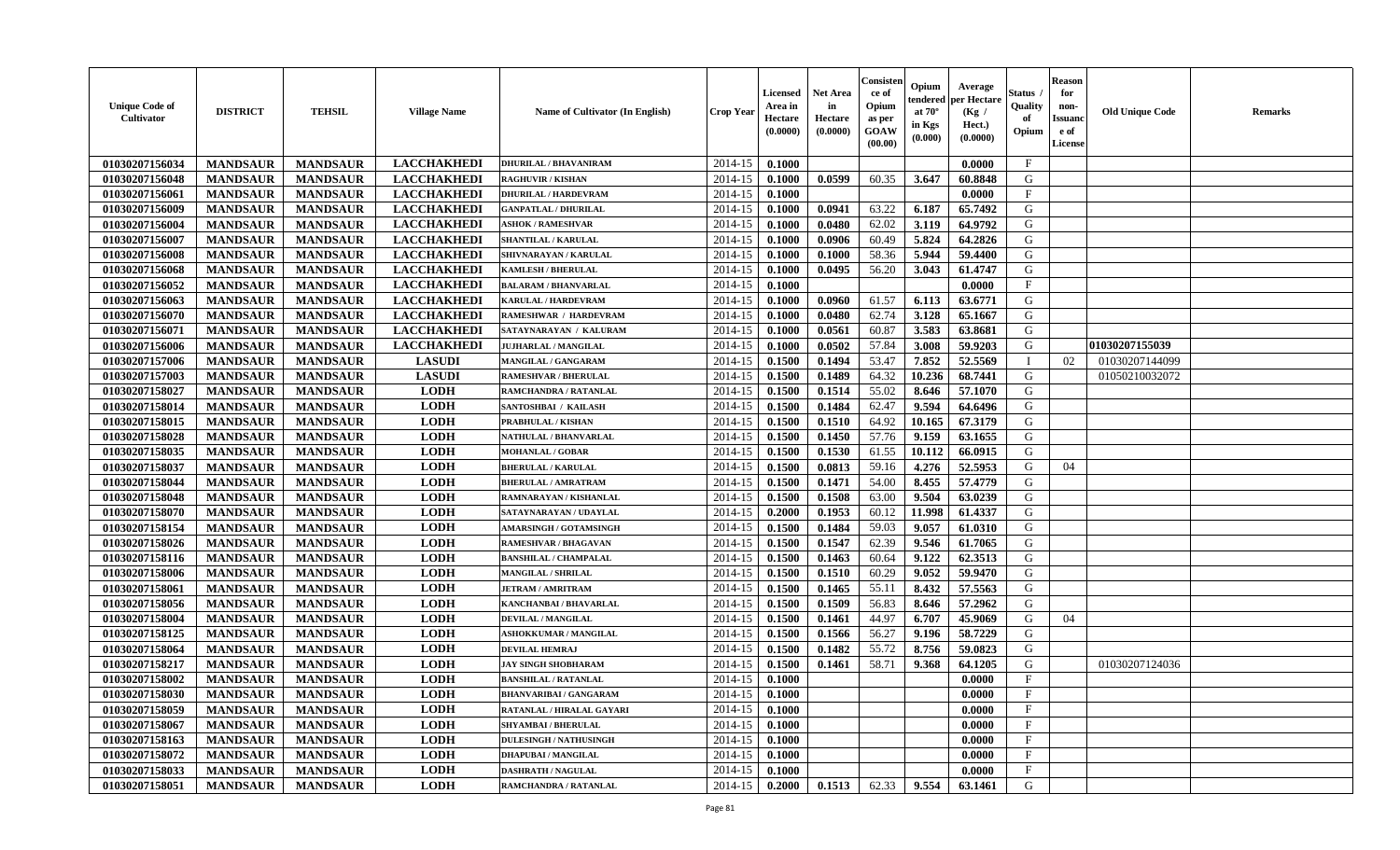| Unique Code of Cultivator | DISTRICT | TEHSIL | Village Name | Name of Cultivator (In English) | Crop Year | Licensed Area in Hectare (0.0000) | Net Area in Hectare (0.0000) | Consistence of Opium as per GOAW (00.00) | Opium tendered at 70° in Kgs (0.000) | Average per Hectare (Kg / Hect.) (0.0000) | Status / Quality of Opium | Reason for non-Issuance of License | Old Unique Code | Remarks |
|---|---|---|---|---|---|---|---|---|---|---|---|---|---|---|
| 01030207156034 | MANDSAUR | MANDSAUR | LACCHAKHEDI | DHURILAL / BHAVANIRAM | 2014-15 | 0.1000 | | | | 0.0000 | F | | | |
| 01030207156048 | MANDSAUR | MANDSAUR | LACCHAKHEDI | RAGHUVIR / KISHAN | 2014-15 | 0.1000 | 0.0599 | 60.35 | 3.647 | 60.8848 | G | | | |
| 01030207156061 | MANDSAUR | MANDSAUR | LACCHAKHEDI | DHURILAL / HARDEVRAM | 2014-15 | 0.1000 | | | | 0.0000 | F | | | |
| 01030207156009 | MANDSAUR | MANDSAUR | LACCHAKHEDI | GANPATLAL / DHURILAL | 2014-15 | 0.1000 | 0.0941 | 63.22 | 6.187 | 65.7492 | G | | | |
| 01030207156004 | MANDSAUR | MANDSAUR | LACCHAKHEDI | ASHOK / RAMESHVAR | 2014-15 | 0.1000 | 0.0480 | 62.02 | 3.119 | 64.9792 | G | | | |
| 01030207156007 | MANDSAUR | MANDSAUR | LACCHAKHEDI | SHANTILAL / KARULAL | 2014-15 | 0.1000 | 0.0906 | 60.49 | 5.824 | 64.2826 | G | | | |
| 01030207156008 | MANDSAUR | MANDSAUR | LACCHAKHEDI | SHIVNARAYAN / KARULAL | 2014-15 | 0.1000 | 0.1000 | 58.36 | 5.944 | 59.4400 | G | | | |
| 01030207156068 | MANDSAUR | MANDSAUR | LACCHAKHEDI | KAMLESH / BHERULAL | 2014-15 | 0.1000 | 0.0495 | 56.20 | 3.043 | 61.4747 | G | | | |
| 01030207156052 | MANDSAUR | MANDSAUR | LACCHAKHEDI | BALARAM / BHANVARLAL | 2014-15 | 0.1000 | | | | 0.0000 | F | | | |
| 01030207156063 | MANDSAUR | MANDSAUR | LACCHAKHEDI | KARULAL / HARDEVRAM | 2014-15 | 0.1000 | 0.0960 | 61.57 | 6.113 | 63.6771 | G | | | |
| 01030207156070 | MANDSAUR | MANDSAUR | LACCHAKHEDI | RAMESHWAR / HARDEVRAM | 2014-15 | 0.1000 | 0.0480 | 62.74 | 3.128 | 65.1667 | G | | | |
| 01030207156071 | MANDSAUR | MANDSAUR | LACCHAKHEDI | SATAYNARAYAN / KALURAM | 2014-15 | 0.1000 | 0.0561 | 60.87 | 3.583 | 63.8681 | G | | | |
| 01030207156006 | MANDSAUR | MANDSAUR | LACCHAKHEDI | JUJHARLAL / MANGILAL | 2014-15 | 0.1000 | 0.0502 | 57.84 | 3.008 | 59.9203 | G | | 01030207155039 | |
| 01030207157006 | MANDSAUR | MANDSAUR | LASUDI | MANGILAL / GANGARAM | 2014-15 | 0.1500 | 0.1494 | 53.47 | 7.852 | 52.5569 | I | 02 | 01030207144099 | |
| 01030207157003 | MANDSAUR | MANDSAUR | LASUDI | RAMESHVAR / BHERULAL | 2014-15 | 0.1500 | 0.1489 | 64.32 | 10.236 | 68.7441 | G | | 01050210032072 | |
| 01030207158027 | MANDSAUR | MANDSAUR | LODH | RAMCHANDRA / RATANLAL | 2014-15 | 0.1500 | 0.1514 | 55.02 | 8.646 | 57.1070 | G | | | |
| 01030207158014 | MANDSAUR | MANDSAUR | LODH | SANTOSHBAI / KAILASH | 2014-15 | 0.1500 | 0.1484 | 62.47 | 9.594 | 64.6496 | G | | | |
| 01030207158015 | MANDSAUR | MANDSAUR | LODH | PRABHULAL / KISHAN | 2014-15 | 0.1500 | 0.1510 | 64.92 | 10.165 | 67.3179 | G | | | |
| 01030207158028 | MANDSAUR | MANDSAUR | LODH | NATHULAL / BHANVARLAL | 2014-15 | 0.1500 | 0.1450 | 57.76 | 9.159 | 63.1655 | G | | | |
| 01030207158035 | MANDSAUR | MANDSAUR | LODH | MOHANLAL / GOBAR | 2014-15 | 0.1500 | 0.1530 | 61.55 | 10.112 | 66.0915 | G | | | |
| 01030207158037 | MANDSAUR | MANDSAUR | LODH | BHERULAL / KARULAL | 2014-15 | 0.1500 | 0.0813 | 59.16 | 4.276 | 52.5953 | G | 04 | | |
| 01030207158044 | MANDSAUR | MANDSAUR | LODH | BHERULAL / AMRATRAM | 2014-15 | 0.1500 | 0.1471 | 54.00 | 8.455 | 57.4779 | G | | | |
| 01030207158048 | MANDSAUR | MANDSAUR | LODH | RAMNARAYAN / KISHANLAL | 2014-15 | 0.1500 | 0.1508 | 63.00 | 9.504 | 63.0239 | G | | | |
| 01030207158070 | MANDSAUR | MANDSAUR | LODH | SATAYNARAYAN / UDAYLAL | 2014-15 | 0.2000 | 0.1953 | 60.12 | 11.998 | 61.4337 | G | | | |
| 01030207158154 | MANDSAUR | MANDSAUR | LODH | AMARSINGH / GOTAMSINGH | 2014-15 | 0.1500 | 0.1484 | 59.03 | 9.057 | 61.0310 | G | | | |
| 01030207158026 | MANDSAUR | MANDSAUR | LODH | RAMESHVAR / BHAGAVAN | 2014-15 | 0.1500 | 0.1547 | 62.39 | 9.546 | 61.7065 | G | | | |
| 01030207158116 | MANDSAUR | MANDSAUR | LODH | BANSHILAL / CHAMPALAL | 2014-15 | 0.1500 | 0.1463 | 60.64 | 9.122 | 62.3513 | G | | | |
| 01030207158006 | MANDSAUR | MANDSAUR | LODH | MANGILAL / SHRILAL | 2014-15 | 0.1500 | 0.1510 | 60.29 | 9.052 | 59.9470 | G | | | |
| 01030207158061 | MANDSAUR | MANDSAUR | LODH | JETRAM / AMRITRAM | 2014-15 | 0.1500 | 0.1465 | 55.11 | 8.432 | 57.5563 | G | | | |
| 01030207158056 | MANDSAUR | MANDSAUR | LODH | KANCHANBAI / BHAVARLAL | 2014-15 | 0.1500 | 0.1509 | 56.83 | 8.646 | 57.2962 | G | | | |
| 01030207158004 | MANDSAUR | MANDSAUR | LODH | DEVILAL / MANGILAL | 2014-15 | 0.1500 | 0.1461 | 44.97 | 6.707 | 45.9069 | G | 04 | | |
| 01030207158125 | MANDSAUR | MANDSAUR | LODH | ASHOKKUMAR / MANGILAL | 2014-15 | 0.1500 | 0.1566 | 56.27 | 9.196 | 58.7229 | G | | | |
| 01030207158064 | MANDSAUR | MANDSAUR | LODH | DEVILAL HEMRAJ | 2014-15 | 0.1500 | 0.1482 | 55.72 | 8.756 | 59.0823 | G | | | |
| 01030207158217 | MANDSAUR | MANDSAUR | LODH | JAY SINGH SHOBHARAM | 2014-15 | 0.1500 | 0.1461 | 58.71 | 9.368 | 64.1205 | G | | 01030207124036 | |
| 01030207158002 | MANDSAUR | MANDSAUR | LODH | BANSHILAL / RATANLAL | 2014-15 | 0.1000 | | | | 0.0000 | F | | | |
| 01030207158030 | MANDSAUR | MANDSAUR | LODH | BHANVARIBAI / GANGARAM | 2014-15 | 0.1000 | | | | 0.0000 | F | | | |
| 01030207158059 | MANDSAUR | MANDSAUR | LODH | RATANLAL / HIRALAL GAYARI | 2014-15 | 0.1000 | | | | 0.0000 | F | | | |
| 01030207158067 | MANDSAUR | MANDSAUR | LODH | SHYAMBAI / BHERULAL | 2014-15 | 0.1000 | | | | 0.0000 | F | | | |
| 01030207158163 | MANDSAUR | MANDSAUR | LODH | DULESINGH / NATHUSINGH | 2014-15 | 0.1000 | | | | 0.0000 | F | | | |
| 01030207158072 | MANDSAUR | MANDSAUR | LODH | DHAPUBAI / MANGILAL | 2014-15 | 0.1000 | | | | 0.0000 | F | | | |
| 01030207158033 | MANDSAUR | MANDSAUR | LODH | DASHRATH / NAGULAL | 2014-15 | 0.1000 | | | | 0.0000 | F | | | |
| 01030207158051 | MANDSAUR | MANDSAUR | LODH | RAMCHANDRA / RATANLAL | 2014-15 | 0.2000 | 0.1513 | 62.33 | 9.554 | 63.1461 | G | | | |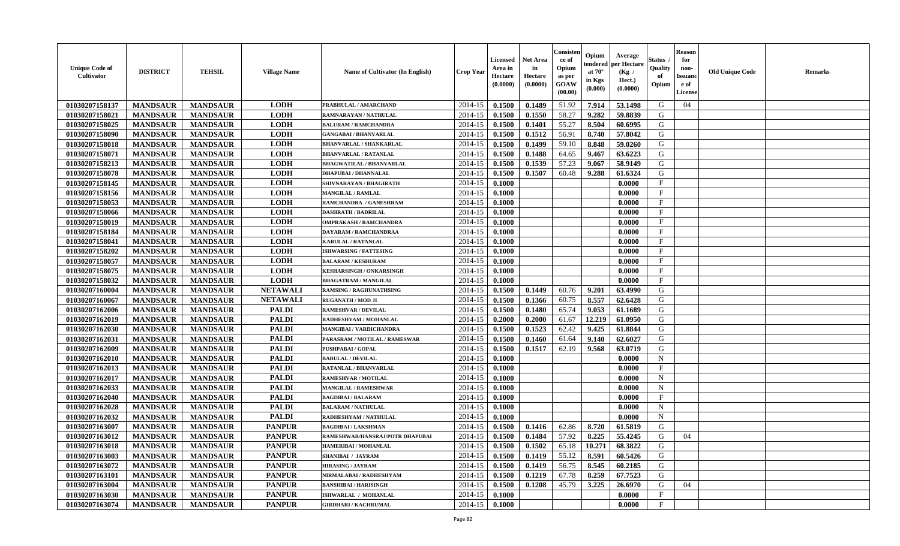| Unique Code of Cultivator | DISTRICT | TEHSIL | Village Name | Name of Cultivator (In English) | Crop Year | Licensed Area in Hectare (0.0000) | Net Area in Hectare (0.0000) | Consistence of Opium as per GOAW (00.00) | Opium tendered at 70° in Kgs (0.000) | Average per Hectare (Kg / Hect.) (0.0000) | Status / Quality of Opium | Reason for non-Issuance of License | Old Unique Code | Remarks |
|---|---|---|---|---|---|---|---|---|---|---|---|---|---|---|
| 01030207158137 | MANDSAUR | MANDSAUR | LODH | PRABHULAL / AMARCHAND | 2014-15 | 0.1500 | 0.1489 | 51.92 | 7.914 | 53.1498 | G | 04 | | |
| 01030207158021 | MANDSAUR | MANDSAUR | LODH | RAMNARAYAN / NATHULAL | 2014-15 | 0.1500 | 0.1550 | 58.27 | 9.282 | 59.8839 | G | | | |
| 01030207158025 | MANDSAUR | MANDSAUR | LODH | BALURAM / RAMCHANDRA | 2014-15 | 0.1500 | 0.1401 | 55.27 | 8.504 | 60.6995 | G | | | |
| 01030207158090 | MANDSAUR | MANDSAUR | LODH | GANGABAI / BHANVARLAL | 2014-15 | 0.1500 | 0.1512 | 56.91 | 8.740 | 57.8042 | G | | | |
| 01030207158018 | MANDSAUR | MANDSAUR | LODH | BHANVARLAL / SHANKARLAL | 2014-15 | 0.1500 | 0.1499 | 59.10 | 8.848 | 59.0260 | G | | | |
| 01030207158071 | MANDSAUR | MANDSAUR | LODH | BHANVARLAL / RATANLAL | 2014-15 | 0.1500 | 0.1488 | 64.65 | 9.467 | 63.6223 | G | | | |
| 01030207158213 | MANDSAUR | MANDSAUR | LODH | BHAGWATILAL / BHANVARLAL | 2014-15 | 0.1500 | 0.1539 | 57.23 | 9.067 | 58.9149 | G | | | |
| 01030207158078 | MANDSAUR | MANDSAUR | LODH | DHAPUBAI / DHANNALAL | 2014-15 | 0.1500 | 0.1507 | 60.48 | 9.288 | 61.6324 | G | | | |
| 01030207158145 | MANDSAUR | MANDSAUR | LODH | SHIVNARAYAN / BHAGIRATH | 2014-15 | 0.1000 | | | | 0.0000 | F | | | |
| 01030207158156 | MANDSAUR | MANDSAUR | LODH | MANGILAL / RAMLAL | 2014-15 | 0.1000 | | | | 0.0000 | F | | | |
| 01030207158053 | MANDSAUR | MANDSAUR | LODH | RAMCHANDRA / GANESHRAM | 2014-15 | 0.1000 | | | | 0.0000 | F | | | |
| 01030207158066 | MANDSAUR | MANDSAUR | LODH | DASHRATH / BADRILAL | 2014-15 | 0.1000 | | | | 0.0000 | F | | | |
| 01030207158019 | MANDSAUR | MANDSAUR | LODH | OMPRAKASH / RAMCHANDRA | 2014-15 | 0.1000 | | | | 0.0000 | F | | | |
| 01030207158184 | MANDSAUR | MANDSAUR | LODH | DAYARAM / RAMCHANDRAA | 2014-15 | 0.1000 | | | | 0.0000 | F | | | |
| 01030207158041 | MANDSAUR | MANDSAUR | LODH | KARULAL / RATANLAL | 2014-15 | 0.1000 | | | | 0.0000 | F | | | |
| 01030207158202 | MANDSAUR | MANDSAUR | LODH | ISHWARSING / FATTESING | 2014-15 | 0.1000 | | | | 0.0000 | F | | | |
| 01030207158057 | MANDSAUR | MANDSAUR | LODH | BALARAM / KESHURAM | 2014-15 | 0.1000 | | | | 0.0000 | F | | | |
| 01030207158075 | MANDSAUR | MANDSAUR | LODH | KESHARSINGH / ONKARSINGH | 2014-15 | 0.1000 | | | | 0.0000 | F | | | |
| 01030207158032 | MANDSAUR | MANDSAUR | LODH | BHAGATRAM / MANGILAL | 2014-15 | 0.1000 | | | | 0.0000 | F | | | |
| 01030207160004 | MANDSAUR | MANDSAUR | NETAWALI | RAMSING / RAGHUNATHSING | 2014-15 | 0.1500 | 0.1449 | 60.76 | 9.201 | 63.4990 | G | | | |
| 01030207160067 | MANDSAUR | MANDSAUR | NETAWALI | RUGANATH / MOD JI | 2014-15 | 0.1500 | 0.1366 | 60.75 | 8.557 | 62.6428 | G | | | |
| 01030207162006 | MANDSAUR | MANDSAUR | PALDI | RAMESHVAR / DEVILAL | 2014-15 | 0.1500 | 0.1480 | 65.74 | 9.053 | 61.1689 | G | | | |
| 01030207162019 | MANDSAUR | MANDSAUR | PALDI | RADHESHYAM / MOHANLAL | 2014-15 | 0.2000 | 0.2000 | 61.67 | 12.219 | 61.0950 | G | | | |
| 01030207162030 | MANDSAUR | MANDSAUR | PALDI | MANGIBAI / VARDICHANDRA | 2014-15 | 0.1500 | 0.1523 | 62.42 | 9.425 | 61.8844 | G | | | |
| 01030207162031 | MANDSAUR | MANDSAUR | PALDI | PARASRAM / MOTILAL / RAMESWAR | 2014-15 | 0.1500 | 0.1460 | 61.64 | 9.140 | 62.6027 | G | | | |
| 01030207162009 | MANDSAUR | MANDSAUR | PALDI | PUSHPABAI / GOPAL | 2014-15 | 0.1500 | 0.1517 | 62.19 | 9.568 | 63.0719 | G | | | |
| 01030207162010 | MANDSAUR | MANDSAUR | PALDI | BABULAL / DEVILAL | 2014-15 | 0.1000 | | | | 0.0000 | N | | | |
| 01030207162013 | MANDSAUR | MANDSAUR | PALDI | RATANLAL / BHANVARLAL | 2014-15 | 0.1000 | | | | 0.0000 | F | | | |
| 01030207162017 | MANDSAUR | MANDSAUR | PALDI | RAMESHVAR / MOTILAL | 2014-15 | 0.1000 | | | | 0.0000 | N | | | |
| 01030207162033 | MANDSAUR | MANDSAUR | PALDI | MANGILAL / RAMESHWAR | 2014-15 | 0.1000 | | | | 0.0000 | N | | | |
| 01030207162040 | MANDSAUR | MANDSAUR | PALDI | BAGDIBAI / BALARAM | 2014-15 | 0.1000 | | | | 0.0000 | F | | | |
| 01030207162028 | MANDSAUR | MANDSAUR | PALDI | BALARAM / NATHULAL | 2014-15 | 0.1000 | | | | 0.0000 | N | | | |
| 01030207162032 | MANDSAUR | MANDSAUR | PALDI | RADHESHYAM / NATHULAL | 2014-15 | 0.1000 | | | | 0.0000 | N | | | |
| 01030207163007 | MANDSAUR | MANDSAUR | PANPUR | BAGDIBAI / LAKSHMAN | 2014-15 | 0.1500 | 0.1416 | 62.86 | 8.720 | 61.5819 | G | | | |
| 01030207163012 | MANDSAUR | MANDSAUR | PANPUR | RAMESHWAR/HANSRAJ/POTR DHAPUBAI | 2014-15 | 0.1500 | 0.1484 | 57.92 | 8.225 | 55.4245 | G | 04 | | |
| 01030207163018 | MANDSAUR | MANDSAUR | PANPUR | HAMERIBAI / MOHANLAL | 2014-15 | 0.1500 | 0.1502 | 65.18 | 10.271 | 68.3822 | G | | | |
| 01030207163003 | MANDSAUR | MANDSAUR | PANPUR | SHANIBAI / JAYRAM | 2014-15 | 0.1500 | 0.1419 | 55.12 | 8.591 | 60.5426 | G | | | |
| 01030207163072 | MANDSAUR | MANDSAUR | PANPUR | HIRASING / JAYRAM | 2014-15 | 0.1500 | 0.1419 | 56.75 | 8.545 | 60.2185 | G | | | |
| 01030207163101 | MANDSAUR | MANDSAUR | PANPUR | NIRMALABAI / RADHESHYAM | 2014-15 | 0.1500 | 0.1219 | 67.78 | 8.259 | 67.7523 | G | | | |
| 01030207163004 | MANDSAUR | MANDSAUR | PANPUR | BANSHIBAI / HARISINGH | 2014-15 | 0.1500 | 0.1208 | 45.79 | 3.225 | 26.6970 | G | 04 | | |
| 01030207163030 | MANDSAUR | MANDSAUR | PANPUR | ISHWARLAL / MOHANLAL | 2014-15 | 0.1000 | | | | 0.0000 | F | | | |
| 01030207163074 | MANDSAUR | MANDSAUR | PANPUR | GIRDHARI / KACHRUMAL | 2014-15 | 0.1000 | | | | 0.0000 | F | | | |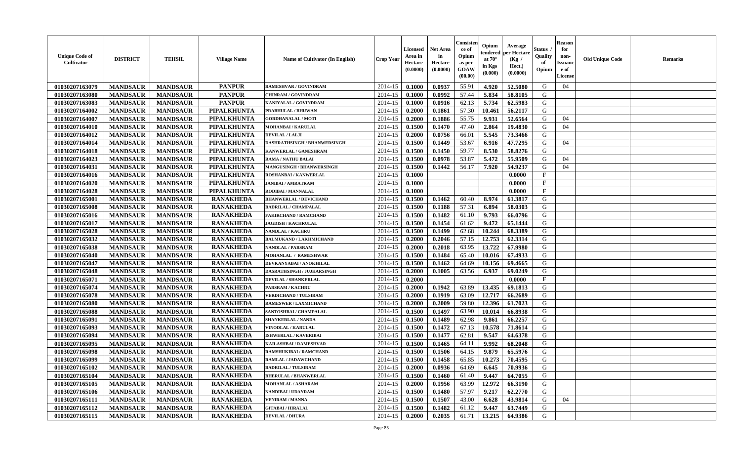| Unique Code of Cultivator | DISTRICT | TEHSIL | Village Name | Name of Cultivator (In English) | Crop Year | Licensed Area in Hectare (0.0000) | Net Area in Hectare (0.0000) | Consistence of Opium as per GOAW (00.00) | Opium tendered at 70° in Kgs (0.000) | Average per Hectare (Kg / Hect.) (0.0000) | Status / Quality of Opium | Reason for non-Issuance of License | Old Unique Code | Remarks |
|---|---|---|---|---|---|---|---|---|---|---|---|---|---|---|
| 01030207163079 | MANDSAUR | MANDSAUR | PANPUR | RAMESHVAR / GOVINDRAM | 2014-15 | 0.1000 | 0.0937 | 55.91 | 4.920 | 52.5080 | G | 04 | | |
| 01030207163080 | MANDSAUR | MANDSAUR | PANPUR | CHINRAM / GOVINDRAM | 2014-15 | 0.1000 | 0.0992 | 57.44 | 5.834 | 58.8105 | G | | | |
| 01030207163083 | MANDSAUR | MANDSAUR | PANPUR | KANIYALAL / GOVINDRAM | 2014-15 | 0.1000 | 0.0916 | 62.13 | 5.734 | 62.5983 | G | | | |
| 01030207164002 | MANDSAUR | MANDSAUR | PIPALKHUNTA | PRABHULAL / BHUWAN | 2014-15 | 0.2000 | 0.1861 | 57.30 | 10.461 | 56.2117 | G | | | |
| 01030207164007 | MANDSAUR | MANDSAUR | PIPALKHUNTA | GORDHANALAL / MOTI | 2014-15 | 0.2000 | 0.1886 | 55.75 | 9.931 | 52.6564 | G | 04 | | |
| 01030207164010 | MANDSAUR | MANDSAUR | PIPALKHUNTA | MOHANBAI / KARULAL | 2014-15 | 0.1500 | 0.1470 | 47.40 | 2.864 | 19.4830 | G | 04 | | |
| 01030207164012 | MANDSAUR | MANDSAUR | PIPALKHUNTA | DEVILAL / LALJI | 2014-15 | 0.2000 | 0.0756 | 66.01 | 5.545 | 73.3466 | G | | | |
| 01030207164014 | MANDSAUR | MANDSAUR | PIPALKHUNTA | DASHRATHSINGH / BHANWERSINGH | 2014-15 | 0.1500 | 0.1449 | 53.67 | 6.916 | 47.7295 | G | 04 | | |
| 01030207164018 | MANDSAUR | MANDSAUR | PIPALKHUNTA | KANWERLAL / GANESHRAM | 2014-15 | 0.1500 | 0.1450 | 59.77 | 8.530 | 58.8276 | G | | | |
| 01030207164023 | MANDSAUR | MANDSAUR | PIPALKHUNTA | RAMA / NATHU BALAI | 2014-15 | 0.1500 | 0.0978 | 53.87 | 5.472 | 55.9509 | G | 04 | | |
| 01030207164031 | MANDSAUR | MANDSAUR | PIPALKHUNTA | MANGUSINGH / BHANWERSINGH | 2014-15 | 0.1500 | 0.1442 | 56.17 | 7.920 | 54.9237 | G | 04 | | |
| 01030207164016 | MANDSAUR | MANDSAUR | PIPALKHUNTA | ROSHANBAI / KANWERLAL | 2014-15 | 0.1000 | | | | 0.0000 | F | | | |
| 01030207164020 | MANDSAUR | MANDSAUR | PIPALKHUNTA | JANIBAI / AMRATRAM | 2014-15 | 0.1000 | | | | 0.0000 | F | | | |
| 01030207164028 | MANDSAUR | MANDSAUR | PIPALKHUNTA | RODIBAI / MANNALAL | 2014-15 | 0.1000 | | | | 0.0000 | F | | | |
| 01030207165001 | MANDSAUR | MANDSAUR | RANAKHEDA | BHANWERLAL / DEVICHAND | 2014-15 | 0.1500 | 0.1462 | 60.40 | 8.974 | 61.3817 | G | | | |
| 01030207165008 | MANDSAUR | MANDSAUR | RANAKHEDA | BADRILAL / CHAMPALAL | 2014-15 | 0.1500 | 0.1188 | 57.31 | 6.894 | 58.0303 | G | | | |
| 01030207165016 | MANDSAUR | MANDSAUR | RANAKHEDA | FAKIRCHAND / RAMCHAND | 2014-15 | 0.1500 | 0.1482 | 61.10 | 9.793 | 66.0796 | G | | | |
| 01030207165017 | MANDSAUR | MANDSAUR | RANAKHEDA | JAGDISH / KACHRULAL | 2014-15 | 0.1500 | 0.1454 | 61.62 | 9.472 | 65.1444 | G | | | |
| 01030207165028 | MANDSAUR | MANDSAUR | RANAKHEDA | NANDLAL / KACHRU | 2014-15 | 0.1500 | 0.1499 | 62.68 | 10.244 | 68.3389 | G | | | |
| 01030207165032 | MANDSAUR | MANDSAUR | RANAKHEDA | BALMUKAND / LAKHMICHAND | 2014-15 | 0.2000 | 0.2046 | 57.15 | 12.753 | 62.3314 | G | | | |
| 01030207165038 | MANDSAUR | MANDSAUR | RANAKHEDA | NANDLAL / PARSRAM | 2014-15 | 0.2000 | 0.2018 | 63.95 | 13.722 | 67.9980 | G | | | |
| 01030207165040 | MANDSAUR | MANDSAUR | RANAKHEDA | MOHANLAL / RAMESHWAR | 2014-15 | 0.1500 | 0.1484 | 65.40 | 10.016 | 67.4933 | G | | | |
| 01030207165047 | MANDSAUR | MANDSAUR | RANAKHEDA | DEVKANYABAI / ANOKHILAL | 2014-15 | 0.1500 | 0.1462 | 64.69 | 10.156 | 69.4665 | G | | | |
| 01030207165048 | MANDSAUR | MANDSAUR | RANAKHEDA | DASRATHSINGH / JUJHARSINGH | 2014-15 | 0.2000 | 0.1005 | 63.56 | 6.937 | 69.0249 | G | | | |
| 01030207165071 | MANDSAUR | MANDSAUR | RANAKHEDA | DEVILAL / SHANKERLAL | 2014-15 | 0.2000 | | | | 0.0000 | F | | | |
| 01030207165074 | MANDSAUR | MANDSAUR | RANAKHEDA | PARSRAM / KACHRU | 2014-15 | 0.2000 | 0.1942 | 63.89 | 13.435 | 69.1813 | G | | | |
| 01030207165078 | MANDSAUR | MANDSAUR | RANAKHEDA | VERDICHAND / TULSIRAM | 2014-15 | 0.2000 | 0.1919 | 63.09 | 12.717 | 66.2689 | G | | | |
| 01030207165080 | MANDSAUR | MANDSAUR | RANAKHEDA | RAMESWER / LAXMICHAND | 2014-15 | 0.2000 | 0.2009 | 59.80 | 12.396 | 61.7023 | G | | | |
| 01030207165088 | MANDSAUR | MANDSAUR | RANAKHEDA | SANTOSHBAI / CHAMPALAL | 2014-15 | 0.1500 | 0.1497 | 63.90 | 10.014 | 66.8938 | G | | | |
| 01030207165091 | MANDSAUR | MANDSAUR | RANAKHEDA | SHANKERLAL / NANDA | 2014-15 | 0.1500 | 0.1489 | 62.98 | 9.861 | 66.2257 | G | | | |
| 01030207165093 | MANDSAUR | MANDSAUR | RANAKHEDA | VINODLAL / KARULAL | 2014-15 | 0.1500 | 0.1472 | 67.13 | 10.578 | 71.8614 | G | | | |
| 01030207165094 | MANDSAUR | MANDSAUR | RANAKHEDA | ISHWERLAL / KAVERIBAI | 2014-15 | 0.1500 | 0.1477 | 62.81 | 9.547 | 64.6378 | G | | | |
| 01030207165095 | MANDSAUR | MANDSAUR | RANAKHEDA | KAILASHBAI / RAMESHVAR | 2014-15 | 0.1500 | 0.1465 | 64.11 | 9.992 | 68.2048 | G | | | |
| 01030207165098 | MANDSAUR | MANDSAUR | RANAKHEDA | RAMSHUKIBAI / RAMCHAND | 2014-15 | 0.1500 | 0.1506 | 64.15 | 9.879 | 65.5976 | G | | | |
| 01030207165099 | MANDSAUR | MANDSAUR | RANAKHEDA | RAMLAL / JADAWCHAND | 2014-15 | 0.1500 | 0.1458 | 65.85 | 10.273 | 70.4595 | G | | | |
| 01030207165102 | MANDSAUR | MANDSAUR | RANAKHEDA | BADRILAL / TULSIRAM | 2014-15 | 0.2000 | 0.0936 | 64.69 | 6.645 | 70.9936 | G | | | |
| 01030207165104 | MANDSAUR | MANDSAUR | RANAKHEDA | BHERULAL / BHANWERLAL | 2014-15 | 0.1500 | 0.1460 | 61.40 | 9.447 | 64.7055 | G | | | |
| 01030207165105 | MANDSAUR | MANDSAUR | RANAKHEDA | MOHANLAL / ASHARAM | 2014-15 | 0.2000 | 0.1956 | 63.99 | 12.972 | 66.3190 | G | | | |
| 01030207165106 | MANDSAUR | MANDSAUR | RANAKHEDA | NANDIBAI / UDAYRAM | 2014-15 | 0.1500 | 0.1480 | 57.97 | 9.217 | 62.2770 | G | | | |
| 01030207165111 | MANDSAUR | MANDSAUR | RANAKHEDA | VENIRAM / MANNA | 2014-15 | 0.1500 | 0.1507 | 43.00 | 6.628 | 43.9814 | G | 04 | | |
| 01030207165112 | MANDSAUR | MANDSAUR | RANAKHEDA | GITABAI / HIRALAL | 2014-15 | 0.1500 | 0.1482 | 61.12 | 9.447 | 63.7449 | G | | | |
| 01030207165115 | MANDSAUR | MANDSAUR | RANAKHEDA | DEVILAL / DHURA | 2014-15 | 0.2000 | 0.2035 | 61.71 | 13.215 | 64.9386 | G | | | |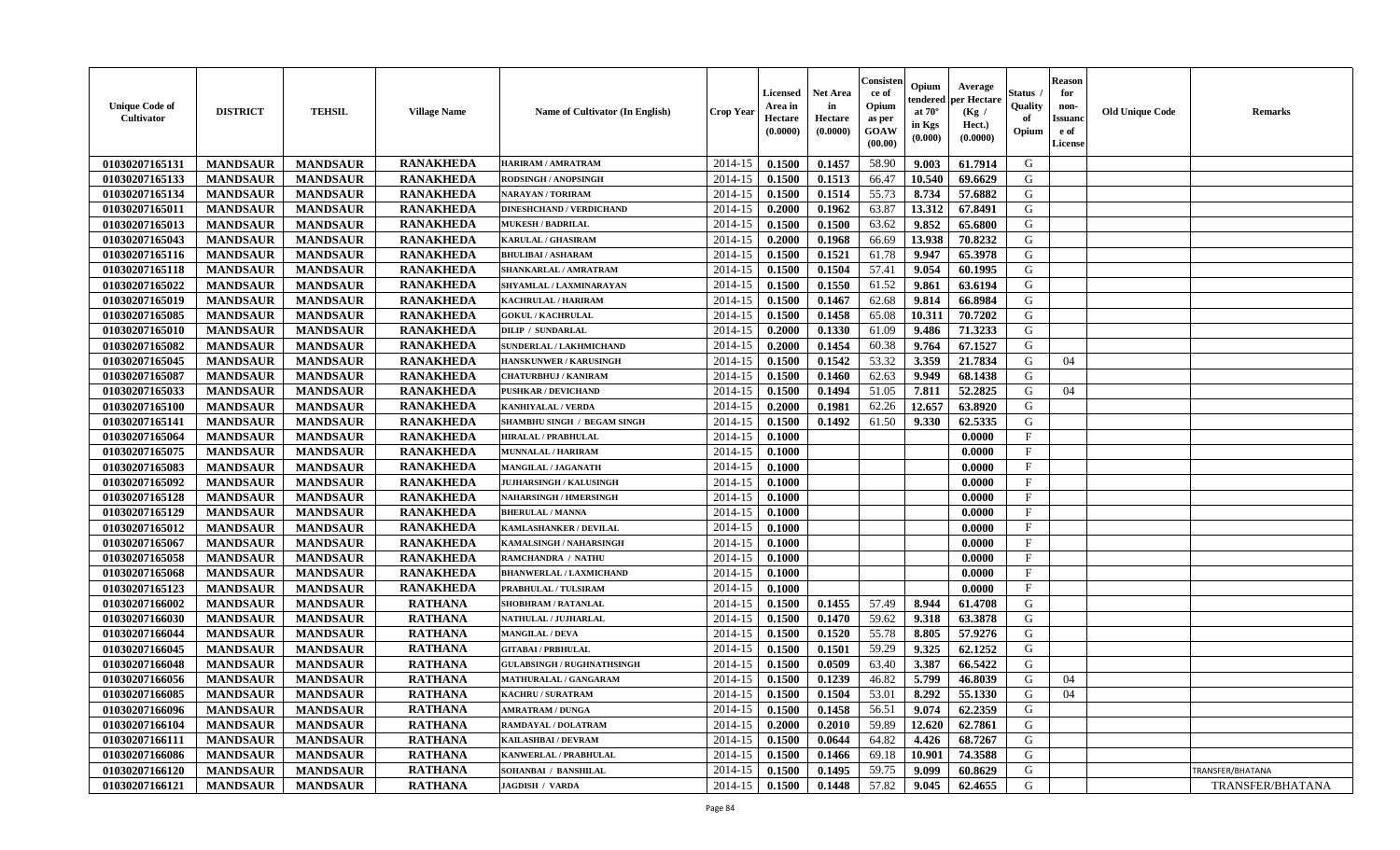| Unique Code of Cultivator | DISTRICT | TEHSIL | Village Name | Name of Cultivator (In English) | Crop Year | Licensed Area in Hectare (0.0000) | Net Area in Hectare (0.0000) | Consistence of Opium as per GOAW (00.00) | Opium tendered at 70° in Kgs (0.000) | Average per Hectare (Kg / Hect.) (0.0000) | Status / Quality of Opium | Reason for non-Issuance of License | Old Unique Code | Remarks |
|---|---|---|---|---|---|---|---|---|---|---|---|---|---|---|
| 01030207165131 | MANDSAUR | MANDSAUR | RANAKHEDA | HARIRAM / AMRATRAM | 2014-15 | 0.1500 | 0.1457 | 58.90 | 9.003 | 61.7914 | G | | | |
| 01030207165133 | MANDSAUR | MANDSAUR | RANAKHEDA | RODSINGH / ANOPSINGH | 2014-15 | 0.1500 | 0.1513 | 66.47 | 10.540 | 69.6629 | G | | | |
| 01030207165134 | MANDSAUR | MANDSAUR | RANAKHEDA | NARAYAN / TORIRAM | 2014-15 | 0.1500 | 0.1514 | 55.73 | 8.734 | 57.6882 | G | | | |
| 01030207165011 | MANDSAUR | MANDSAUR | RANAKHEDA | DINESHCHAND / VERDICHAND | 2014-15 | 0.2000 | 0.1962 | 63.87 | 13.312 | 67.8491 | G | | | |
| 01030207165013 | MANDSAUR | MANDSAUR | RANAKHEDA | MUKESH / BADRILAL | 2014-15 | 0.1500 | 0.1500 | 63.62 | 9.852 | 65.6800 | G | | | |
| 01030207165043 | MANDSAUR | MANDSAUR | RANAKHEDA | KARULAL / GHASIRAM | 2014-15 | 0.2000 | 0.1968 | 66.69 | 13.938 | 70.8232 | G | | | |
| 01030207165116 | MANDSAUR | MANDSAUR | RANAKHEDA | BHULIBAI / ASHARAM | 2014-15 | 0.1500 | 0.1521 | 61.78 | 9.947 | 65.3978 | G | | | |
| 01030207165118 | MANDSAUR | MANDSAUR | RANAKHEDA | SHANKARLAL / AMRATRAM | 2014-15 | 0.1500 | 0.1504 | 57.41 | 9.054 | 60.1995 | G | | | |
| 01030207165022 | MANDSAUR | MANDSAUR | RANAKHEDA | SHYAMLAL / LAXMINARAYAN | 2014-15 | 0.1500 | 0.1550 | 61.52 | 9.861 | 63.6194 | G | | | |
| 01030207165019 | MANDSAUR | MANDSAUR | RANAKHEDA | KACHRULAL / HARIRAM | 2014-15 | 0.1500 | 0.1467 | 62.68 | 9.814 | 66.8984 | G | | | |
| 01030207165085 | MANDSAUR | MANDSAUR | RANAKHEDA | GOKUL / KACHRULAL | 2014-15 | 0.1500 | 0.1458 | 65.08 | 10.311 | 70.7202 | G | | | |
| 01030207165010 | MANDSAUR | MANDSAUR | RANAKHEDA | DILIP / SUNDARLAL | 2014-15 | 0.2000 | 0.1330 | 61.09 | 9.486 | 71.3233 | G | | | |
| 01030207165082 | MANDSAUR | MANDSAUR | RANAKHEDA | SUNDERLAL / LAKHMICHAND | 2014-15 | 0.2000 | 0.1454 | 60.38 | 9.764 | 67.1527 | G | | | |
| 01030207165045 | MANDSAUR | MANDSAUR | RANAKHEDA | HANSKUNWER / KARUSINGH | 2014-15 | 0.1500 | 0.1542 | 53.32 | 3.359 | 21.7834 | G | 04 | | |
| 01030207165087 | MANDSAUR | MANDSAUR | RANAKHEDA | CHATURBHUJ / KANIRAM | 2014-15 | 0.1500 | 0.1460 | 62.63 | 9.949 | 68.1438 | G | | | |
| 01030207165033 | MANDSAUR | MANDSAUR | RANAKHEDA | PUSHKAR / DEVICHAND | 2014-15 | 0.1500 | 0.1494 | 51.05 | 7.811 | 52.2825 | G | 04 | | |
| 01030207165100 | MANDSAUR | MANDSAUR | RANAKHEDA | KANHIYALAL / VERDA | 2014-15 | 0.2000 | 0.1981 | 62.26 | 12.657 | 63.8920 | G | | | |
| 01030207165141 | MANDSAUR | MANDSAUR | RANAKHEDA | SHAMBHU SINGH / BEGAM SINGH | 2014-15 | 0.1500 | 0.1492 | 61.50 | 9.330 | 62.5335 | G | | | |
| 01030207165064 | MANDSAUR | MANDSAUR | RANAKHEDA | HIRALAL / PRABHULAL | 2014-15 | 0.1000 | | | | 0.0000 | F | | | |
| 01030207165075 | MANDSAUR | MANDSAUR | RANAKHEDA | MUNNALAL / HARIRAM | 2014-15 | 0.1000 | | | | 0.0000 | F | | | |
| 01030207165083 | MANDSAUR | MANDSAUR | RANAKHEDA | MANGILAL / JAGANATH | 2014-15 | 0.1000 | | | | 0.0000 | F | | | |
| 01030207165092 | MANDSAUR | MANDSAUR | RANAKHEDA | JUJHARSINGH / KALUSINGH | 2014-15 | 0.1000 | | | | 0.0000 | F | | | |
| 01030207165128 | MANDSAUR | MANDSAUR | RANAKHEDA | NAHARSINGH / HMERSINGH | 2014-15 | 0.1000 | | | | 0.0000 | F | | | |
| 01030207165129 | MANDSAUR | MANDSAUR | RANAKHEDA | BHERULAL / MANNA | 2014-15 | 0.1000 | | | | 0.0000 | F | | | |
| 01030207165012 | MANDSAUR | MANDSAUR | RANAKHEDA | KAMLASHANKER / DEVILAL | 2014-15 | 0.1000 | | | | 0.0000 | F | | | |
| 01030207165067 | MANDSAUR | MANDSAUR | RANAKHEDA | KAMALSINGH / NAHARSINGH | 2014-15 | 0.1000 | | | | 0.0000 | F | | | |
| 01030207165058 | MANDSAUR | MANDSAUR | RANAKHEDA | RAMCHANDRA / NATHU | 2014-15 | 0.1000 | | | | 0.0000 | F | | | |
| 01030207165068 | MANDSAUR | MANDSAUR | RANAKHEDA | BHANWERLAL / LAXMICHAND | 2014-15 | 0.1000 | | | | 0.0000 | F | | | |
| 01030207165123 | MANDSAUR | MANDSAUR | RANAKHEDA | PRABHULAL / TULSIRAM | 2014-15 | 0.1000 | | | | 0.0000 | F | | | |
| 01030207166002 | MANDSAUR | MANDSAUR | RATHANA | SHOBHRAM / RATANLAL | 2014-15 | 0.1500 | 0.1455 | 57.49 | 8.944 | 61.4708 | G | | | |
| 01030207166030 | MANDSAUR | MANDSAUR | RATHANA | NATHULAL / JUJHARLAL | 2014-15 | 0.1500 | 0.1470 | 59.62 | 9.318 | 63.3878 | G | | | |
| 01030207166044 | MANDSAUR | MANDSAUR | RATHANA | MANGILAL / DEVA | 2014-15 | 0.1500 | 0.1520 | 55.78 | 8.805 | 57.9276 | G | | | |
| 01030207166045 | MANDSAUR | MANDSAUR | RATHANA | GITABAI / PRBHULAL | 2014-15 | 0.1500 | 0.1501 | 59.29 | 9.325 | 62.1252 | G | | | |
| 01030207166048 | MANDSAUR | MANDSAUR | RATHANA | GULABSINGH / RUGHNATHSINGH | 2014-15 | 0.1500 | 0.0509 | 63.40 | 3.387 | 66.5422 | G | | | |
| 01030207166056 | MANDSAUR | MANDSAUR | RATHANA | MATHURALAL / GANGARAM | 2014-15 | 0.1500 | 0.1239 | 46.82 | 5.799 | 46.8039 | G | 04 | | |
| 01030207166085 | MANDSAUR | MANDSAUR | RATHANA | KACHRU / SURATRAM | 2014-15 | 0.1500 | 0.1504 | 53.01 | 8.292 | 55.1330 | G | 04 | | |
| 01030207166096 | MANDSAUR | MANDSAUR | RATHANA | AMRATRAM / DUNGA | 2014-15 | 0.1500 | 0.1458 | 56.51 | 9.074 | 62.2359 | G | | | |
| 01030207166104 | MANDSAUR | MANDSAUR | RATHANA | RAMDAYAL / DOLATRAM | 2014-15 | 0.2000 | 0.2010 | 59.89 | 12.620 | 62.7861 | G | | | |
| 01030207166111 | MANDSAUR | MANDSAUR | RATHANA | KAILASHBAI / DEVRAM | 2014-15 | 0.1500 | 0.0644 | 64.82 | 4.426 | 68.7267 | G | | | |
| 01030207166086 | MANDSAUR | MANDSAUR | RATHANA | KANWERLAL / PRABHULAL | 2014-15 | 0.1500 | 0.1466 | 69.18 | 10.901 | 74.3588 | G | | | |
| 01030207166120 | MANDSAUR | MANDSAUR | RATHANA | SOHANBAI / BANSHILAL | 2014-15 | 0.1500 | 0.1495 | 59.75 | 9.099 | 60.8629 | G | | | TRANSFER/BHATANA |
| 01030207166121 | MANDSAUR | MANDSAUR | RATHANA | JAGDISH / VARDA | 2014-15 | 0.1500 | 0.1448 | 57.82 | 9.045 | 62.4655 | G | | | TRANSFER/BHATANA |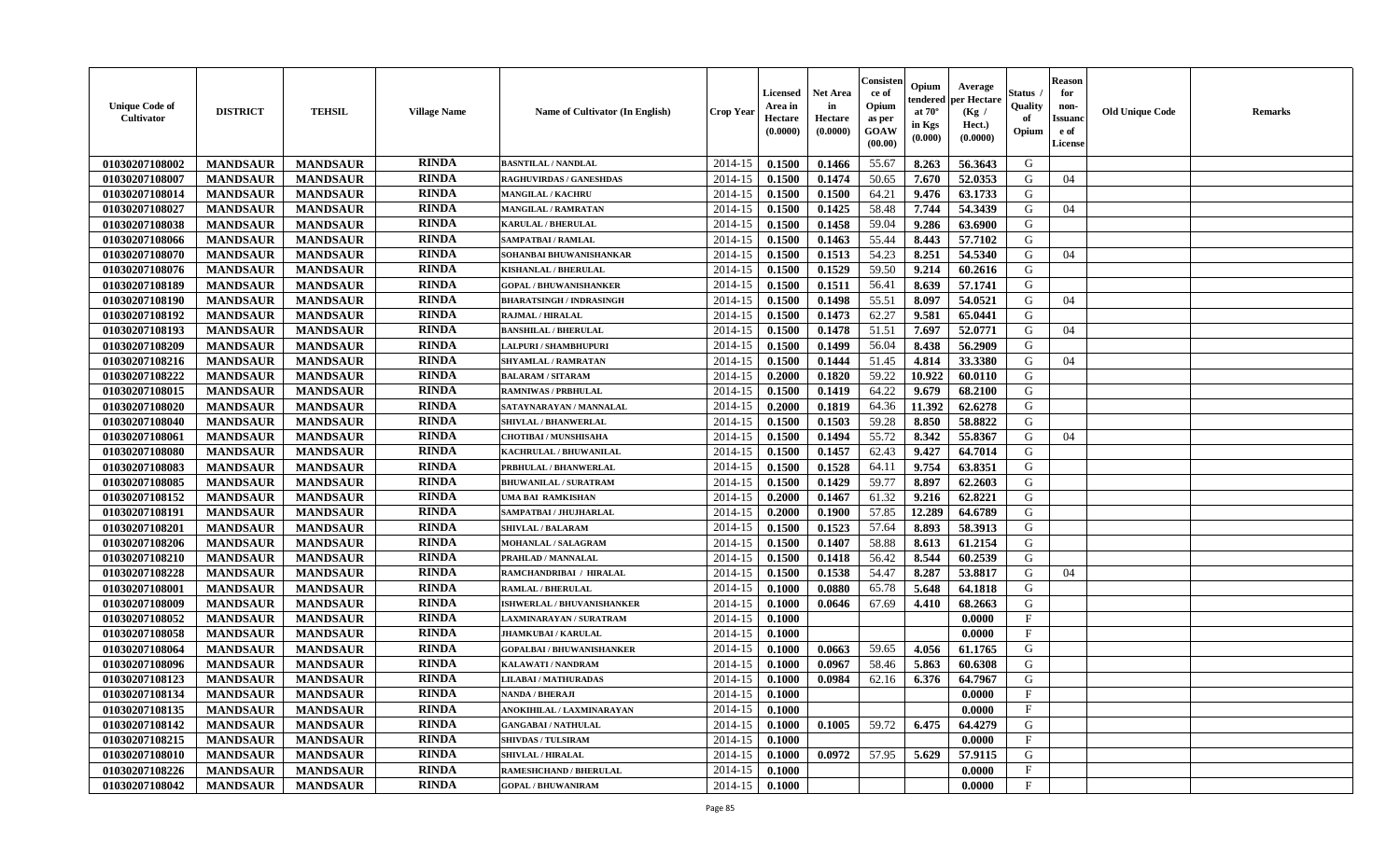| Unique Code of Cultivator | DISTRICT | TEHSIL | Village Name | Name of Cultivator (In English) | Crop Year | Licensed Area in Hectare (0.0000) | Net Area in Hectare (0.0000) | Consistence of Opium as per GOAW (00.00) | Opium tendered at 70° in Kgs (0.000) | Average per Hectare (Kg / Hect.) (0.0000) | Status / Quality of Opium | Reason for non-Issuance of License | Old Unique Code | Remarks |
|---|---|---|---|---|---|---|---|---|---|---|---|---|---|---|
| 01030207108002 | MANDSAUR | MANDSAUR | RINDA | BASNTILAL / NANDLAL | 2014-15 | 0.1500 | 0.1466 | 55.67 | 8.263 | 56.3643 | G | | | |
| 01030207108007 | MANDSAUR | MANDSAUR | RINDA | RAGHUVIRDAS / GANESHDAS | 2014-15 | 0.1500 | 0.1474 | 50.65 | 7.670 | 52.0353 | G | 04 | | |
| 01030207108014 | MANDSAUR | MANDSAUR | RINDA | MANGILAL / KACHRU | 2014-15 | 0.1500 | 0.1500 | 64.21 | 9.476 | 63.1733 | G | | | |
| 01030207108027 | MANDSAUR | MANDSAUR | RINDA | MANGILAL / RAMRATAN | 2014-15 | 0.1500 | 0.1425 | 58.48 | 7.744 | 54.3439 | G | 04 | | |
| 01030207108038 | MANDSAUR | MANDSAUR | RINDA | KARULAL / BHERULAL | 2014-15 | 0.1500 | 0.1458 | 59.04 | 9.286 | 63.6900 | G | | | |
| 01030207108066 | MANDSAUR | MANDSAUR | RINDA | SAMPATBAI / RAMLAL | 2014-15 | 0.1500 | 0.1463 | 55.44 | 8.443 | 57.7102 | G | | | |
| 01030207108070 | MANDSAUR | MANDSAUR | RINDA | SOHANBAI BHUWANISHANKAR | 2014-15 | 0.1500 | 0.1513 | 54.23 | 8.251 | 54.5340 | G | 04 | | |
| 01030207108076 | MANDSAUR | MANDSAUR | RINDA | KISHANLAL / BHERULAL | 2014-15 | 0.1500 | 0.1529 | 59.50 | 9.214 | 60.2616 | G | | | |
| 01030207108189 | MANDSAUR | MANDSAUR | RINDA | GOPAL / BHUWANISHANKER | 2014-15 | 0.1500 | 0.1511 | 56.41 | 8.639 | 57.1741 | G | | | |
| 01030207108190 | MANDSAUR | MANDSAUR | RINDA | BHARATSINGH / INDRASINGH | 2014-15 | 0.1500 | 0.1498 | 55.51 | 8.097 | 54.0521 | G | 04 | | |
| 01030207108192 | MANDSAUR | MANDSAUR | RINDA | RAJMAL / HIRALAL | 2014-15 | 0.1500 | 0.1473 | 62.27 | 9.581 | 65.0441 | G | | | |
| 01030207108193 | MANDSAUR | MANDSAUR | RINDA | BANSHILAL / BHERULAL | 2014-15 | 0.1500 | 0.1478 | 51.51 | 7.697 | 52.0771 | G | 04 | | |
| 01030207108209 | MANDSAUR | MANDSAUR | RINDA | LALPURI / SHAMBHUPURI | 2014-15 | 0.1500 | 0.1499 | 56.04 | 8.438 | 56.2909 | G | | | |
| 01030207108216 | MANDSAUR | MANDSAUR | RINDA | SHYAMLAL / RAMRATAN | 2014-15 | 0.1500 | 0.1444 | 51.45 | 4.814 | 33.3380 | G | 04 | | |
| 01030207108222 | MANDSAUR | MANDSAUR | RINDA | BALARAM / SITARAM | 2014-15 | 0.2000 | 0.1820 | 59.22 | 10.922 | 60.0110 | G | | | |
| 01030207108015 | MANDSAUR | MANDSAUR | RINDA | RAMNIWAS / PRBHULAL | 2014-15 | 0.1500 | 0.1419 | 64.22 | 9.679 | 68.2100 | G | | | |
| 01030207108020 | MANDSAUR | MANDSAUR | RINDA | SATAYNARAYAN / MANNALAL | 2014-15 | 0.2000 | 0.1819 | 64.36 | 11.392 | 62.6278 | G | | | |
| 01030207108040 | MANDSAUR | MANDSAUR | RINDA | SHIVLAL / BHANWERLAL | 2014-15 | 0.1500 | 0.1503 | 59.28 | 8.850 | 58.8822 | G | | | |
| 01030207108061 | MANDSAUR | MANDSAUR | RINDA | CHOTIBAI / MUNSHISAHA | 2014-15 | 0.1500 | 0.1494 | 55.72 | 8.342 | 55.8367 | G | 04 | | |
| 01030207108080 | MANDSAUR | MANDSAUR | RINDA | KACHRULAL / BHUWANILAL | 2014-15 | 0.1500 | 0.1457 | 62.43 | 9.427 | 64.7014 | G | | | |
| 01030207108083 | MANDSAUR | MANDSAUR | RINDA | PRBHULAL / BHANWERLAL | 2014-15 | 0.1500 | 0.1528 | 64.11 | 9.754 | 63.8351 | G | | | |
| 01030207108085 | MANDSAUR | MANDSAUR | RINDA | BHUWANILAL / SURATRAM | 2014-15 | 0.1500 | 0.1429 | 59.77 | 8.897 | 62.2603 | G | | | |
| 01030207108152 | MANDSAUR | MANDSAUR | RINDA | UMA BAI RAMKISHAN | 2014-15 | 0.2000 | 0.1467 | 61.32 | 9.216 | 62.8221 | G | | | |
| 01030207108191 | MANDSAUR | MANDSAUR | RINDA | SAMPATBAI / JHUJHARLAL | 2014-15 | 0.2000 | 0.1900 | 57.85 | 12.289 | 64.6789 | G | | | |
| 01030207108201 | MANDSAUR | MANDSAUR | RINDA | SHIVLAL / BALARAM | 2014-15 | 0.1500 | 0.1523 | 57.64 | 8.893 | 58.3913 | G | | | |
| 01030207108206 | MANDSAUR | MANDSAUR | RINDA | MOHANLAL / SALAGRAM | 2014-15 | 0.1500 | 0.1407 | 58.88 | 8.613 | 61.2154 | G | | | |
| 01030207108210 | MANDSAUR | MANDSAUR | RINDA | PRAHLAD / MANNALAL | 2014-15 | 0.1500 | 0.1418 | 56.42 | 8.544 | 60.2539 | G | | | |
| 01030207108228 | MANDSAUR | MANDSAUR | RINDA | RAMCHANDRIBAI / HIRALAL | 2014-15 | 0.1500 | 0.1538 | 54.47 | 8.287 | 53.8817 | G | 04 | | |
| 01030207108001 | MANDSAUR | MANDSAUR | RINDA | RAMLAL / BHERULAL | 2014-15 | 0.1000 | 0.0880 | 65.78 | 5.648 | 64.1818 | G | | | |
| 01030207108009 | MANDSAUR | MANDSAUR | RINDA | ISHWERLAL / BHUVANISHANKER | 2014-15 | 0.1000 | 0.0646 | 67.69 | 4.410 | 68.2663 | G | | | |
| 01030207108052 | MANDSAUR | MANDSAUR | RINDA | LAXMINARAYAN / SURATRAM | 2014-15 | 0.1000 | | | | 0.0000 | F | | | |
| 01030207108058 | MANDSAUR | MANDSAUR | RINDA | JHAMKUBAI / KARULAL | 2014-15 | 0.1000 | | | | 0.0000 | F | | | |
| 01030207108064 | MANDSAUR | MANDSAUR | RINDA | GOPALBAI / BHUWANISHANKER | 2014-15 | 0.1000 | 0.0663 | 59.65 | 4.056 | 61.1765 | G | | | |
| 01030207108096 | MANDSAUR | MANDSAUR | RINDA | KALAWATI / NANDRAM | 2014-15 | 0.1000 | 0.0967 | 58.46 | 5.863 | 60.6308 | G | | | |
| 01030207108123 | MANDSAUR | MANDSAUR | RINDA | LILABAI / MATHURADAS | 2014-15 | 0.1000 | 0.0984 | 62.16 | 6.376 | 64.7967 | G | | | |
| 01030207108134 | MANDSAUR | MANDSAUR | RINDA | NANDA / BHERAJI | 2014-15 | 0.1000 | | | | 0.0000 | F | | | |
| 01030207108135 | MANDSAUR | MANDSAUR | RINDA | ANOKHILAL / LAXMINARAYAN | 2014-15 | 0.1000 | | | | 0.0000 | F | | | |
| 01030207108142 | MANDSAUR | MANDSAUR | RINDA | GANGABAI / NATHULAL | 2014-15 | 0.1000 | 0.1005 | 59.72 | 6.475 | 64.4279 | G | | | |
| 01030207108215 | MANDSAUR | MANDSAUR | RINDA | SHIVDAS / TULSIRAM | 2014-15 | 0.1000 | | | | 0.0000 | F | | | |
| 01030207108010 | MANDSAUR | MANDSAUR | RINDA | SHIVLAL / HIRALAL | 2014-15 | 0.1000 | 0.0972 | 57.95 | 5.629 | 57.9115 | G | | | |
| 01030207108226 | MANDSAUR | MANDSAUR | RINDA | RAMESHCHAND / BHERULAL | 2014-15 | 0.1000 | | | | 0.0000 | F | | | |
| 01030207108042 | MANDSAUR | MANDSAUR | RINDA | GOPAL / BHUWANIRAM | 2014-15 | 0.1000 | | | | 0.0000 | F | | | |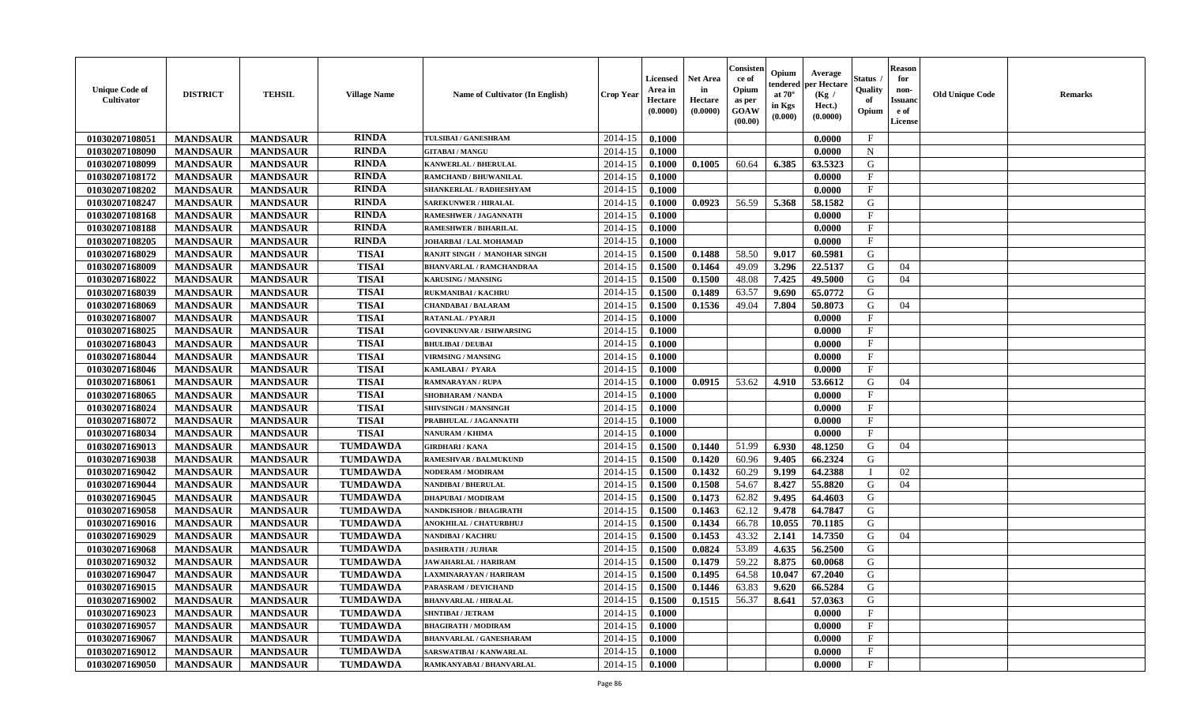| Unique Code of Cultivator | DISTRICT | TEHSIL | Village Name | Name of Cultivator (In English) | Crop Year | Licensed Area in Hectare (0.0000) | Net Area in Hectare (0.0000) | Consistence of Opium as per GOAW (00.00) | Opium tendered at 70° in Kgs (0.000) | Average per Hectare (Kg / Hect.) (0.0000) | Status / Quality of Opium | Reason for non-Issuance of License | Old Unique Code | Remarks |
|---|---|---|---|---|---|---|---|---|---|---|---|---|---|---|
| 01030207108051 | MANDSAUR | MANDSAUR | RINDA | TULSIBAI / GANESHRAM | 2014-15 | 0.1000 | | | | 0.0000 | F | | | |
| 01030207108090 | MANDSAUR | MANDSAUR | RINDA | GITABAI / MANGU | 2014-15 | 0.1000 | | | | 0.0000 | N | | | |
| 01030207108099 | MANDSAUR | MANDSAUR | RINDA | KANWERLAL / BHERULAL | 2014-15 | 0.1000 | 0.1005 | 60.64 | 6.385 | 63.5323 | G | | | |
| 01030207108172 | MANDSAUR | MANDSAUR | RINDA | RAMCHAND / BHUWANILAL | 2014-15 | 0.1000 | | | | 0.0000 | F | | | |
| 01030207108202 | MANDSAUR | MANDSAUR | RINDA | SHANKERLAL / RADHESHYAM | 2014-15 | 0.1000 | | | | 0.0000 | F | | | |
| 01030207108247 | MANDSAUR | MANDSAUR | RINDA | SAREKUNWER / HIRALAL | 2014-15 | 0.1000 | 0.0923 | 56.59 | 5.368 | 58.1582 | G | | | |
| 01030207108168 | MANDSAUR | MANDSAUR | RINDA | RAMESHWER / JAGANNATH | 2014-15 | 0.1000 | | | | 0.0000 | F | | | |
| 01030207108188 | MANDSAUR | MANDSAUR | RINDA | RAMESHWER / BIHARILAL | 2014-15 | 0.1000 | | | | 0.0000 | F | | | |
| 01030207108205 | MANDSAUR | MANDSAUR | RINDA | JOHARBAI / LAL MOHAMAD | 2014-15 | 0.1000 | | | | 0.0000 | F | | | |
| 01030207168029 | MANDSAUR | MANDSAUR | TISAI | RANJIT SINGH / MANOHAR SINGH | 2014-15 | 0.1500 | 0.1488 | 58.50 | 9.017 | 60.5981 | G | | | |
| 01030207168009 | MANDSAUR | MANDSAUR | TISAI | BHANVARLAL / RAMCHANDRAA | 2014-15 | 0.1500 | 0.1464 | 49.09 | 3.296 | 22.5137 | G | 04 | | |
| 01030207168022 | MANDSAUR | MANDSAUR | TISAI | KARUSING / MANSING | 2014-15 | 0.1500 | 0.1500 | 48.08 | 7.425 | 49.5000 | G | 04 | | |
| 01030207168039 | MANDSAUR | MANDSAUR | TISAI | RUKMANIBAI / KACHRU | 2014-15 | 0.1500 | 0.1489 | 63.57 | 9.690 | 65.0772 | G | | | |
| 01030207168069 | MANDSAUR | MANDSAUR | TISAI | CHANDABAI / BALARAM | 2014-15 | 0.1500 | 0.1536 | 49.04 | 7.804 | 50.8073 | G | 04 | | |
| 01030207168007 | MANDSAUR | MANDSAUR | TISAI | RATANLAL / PYARJI | 2014-15 | 0.1000 | | | | 0.0000 | F | | | |
| 01030207168025 | MANDSAUR | MANDSAUR | TISAI | GOVINKUNVAR / ISHWARSING | 2014-15 | 0.1000 | | | | 0.0000 | F | | | |
| 01030207168043 | MANDSAUR | MANDSAUR | TISAI | BHULIBAI / DEUBAI | 2014-15 | 0.1000 | | | | 0.0000 | F | | | |
| 01030207168044 | MANDSAUR | MANDSAUR | TISAI | VIRMSING / MANSING | 2014-15 | 0.1000 | | | | 0.0000 | F | | | |
| 01030207168046 | MANDSAUR | MANDSAUR | TISAI | KAMLABAI / PYARA | 2014-15 | 0.1000 | | | | 0.0000 | F | | | |
| 01030207168061 | MANDSAUR | MANDSAUR | TISAI | RAMNARAYAN / RUPA | 2014-15 | 0.1000 | 0.0915 | 53.62 | 4.910 | 53.6612 | G | 04 | | |
| 01030207168065 | MANDSAUR | MANDSAUR | TISAI | SHOBHARAM / NANDA | 2014-15 | 0.1000 | | | | 0.0000 | F | | | |
| 01030207168024 | MANDSAUR | MANDSAUR | TISAI | SHIVSINGH / MANSINGH | 2014-15 | 0.1000 | | | | 0.0000 | F | | | |
| 01030207168072 | MANDSAUR | MANDSAUR | TISAI | PRABHULAL / JAGANNATH | 2014-15 | 0.1000 | | | | 0.0000 | F | | | |
| 01030207168034 | MANDSAUR | MANDSAUR | TISAI | NANURAM / KHIMA | 2014-15 | 0.1000 | | | | 0.0000 | F | | | |
| 01030207169013 | MANDSAUR | MANDSAUR | TUMDAWDA | GIRDHARI / KANA | 2014-15 | 0.1500 | 0.1440 | 51.99 | 6.930 | 48.1250 | G | 04 | | |
| 01030207169038 | MANDSAUR | MANDSAUR | TUMDAWDA | RAMESHVAR / BALMUKUND | 2014-15 | 0.1500 | 0.1420 | 60.96 | 9.405 | 66.2324 | G | | | |
| 01030207169042 | MANDSAUR | MANDSAUR | TUMDAWDA | NODERAM / MODIRAM | 2014-15 | 0.1500 | 0.1432 | 60.29 | 9.199 | 64.2388 | I | 02 | | |
| 01030207169044 | MANDSAUR | MANDSAUR | TUMDAWDA | NANDIBAI / BHERULAL | 2014-15 | 0.1500 | 0.1508 | 54.67 | 8.427 | 55.8820 | G | 04 | | |
| 01030207169045 | MANDSAUR | MANDSAUR | TUMDAWDA | DHAPUBAI / MODIRAM | 2014-15 | 0.1500 | 0.1473 | 62.82 | 9.495 | 64.4603 | G | | | |
| 01030207169058 | MANDSAUR | MANDSAUR | TUMDAWDA | NANDKISHOR / BHAGIRATH | 2014-15 | 0.1500 | 0.1463 | 62.12 | 9.478 | 64.7847 | G | | | |
| 01030207169016 | MANDSAUR | MANDSAUR | TUMDAWDA | ANOKHILAL / CHATURBHUJ | 2014-15 | 0.1500 | 0.1434 | 66.78 | 10.055 | 70.1185 | G | | | |
| 01030207169029 | MANDSAUR | MANDSAUR | TUMDAWDA | NANDIBAI / KACHRU | 2014-15 | 0.1500 | 0.1453 | 43.32 | 2.141 | 14.7350 | G | 04 | | |
| 01030207169068 | MANDSAUR | MANDSAUR | TUMDAWDA | DASHRATH / JUJHAR | 2014-15 | 0.1500 | 0.0824 | 53.89 | 4.635 | 56.2500 | G | | | |
| 01030207169032 | MANDSAUR | MANDSAUR | TUMDAWDA | JAWAHARLAL / HARIRAM | 2014-15 | 0.1500 | 0.1479 | 59.22 | 8.875 | 60.0068 | G | | | |
| 01030207169047 | MANDSAUR | MANDSAUR | TUMDAWDA | LAXMINARAYAN / HARIRAM | 2014-15 | 0.1500 | 0.1495 | 64.58 | 10.047 | 67.2040 | G | | | |
| 01030207169015 | MANDSAUR | MANDSAUR | TUMDAWDA | PARASRAM / DEVICHAND | 2014-15 | 0.1500 | 0.1446 | 63.83 | 9.620 | 66.5284 | G | | | |
| 01030207169002 | MANDSAUR | MANDSAUR | TUMDAWDA | BHANVARLAL / HIRALAL | 2014-15 | 0.1500 | 0.1515 | 56.37 | 8.641 | 57.0363 | G | | | |
| 01030207169023 | MANDSAUR | MANDSAUR | TUMDAWDA | SHNTIBAI / JETRAM | 2014-15 | 0.1000 | | | | 0.0000 | F | | | |
| 01030207169057 | MANDSAUR | MANDSAUR | TUMDAWDA | BHAGIRATH / MODIRAM | 2014-15 | 0.1000 | | | | 0.0000 | F | | | |
| 01030207169067 | MANDSAUR | MANDSAUR | TUMDAWDA | BHANVARLAL / GANESHARAM | 2014-15 | 0.1000 | | | | 0.0000 | F | | | |
| 01030207169012 | MANDSAUR | MANDSAUR | TUMDAWDA | SARSWATIBAI / KANWARLAL | 2014-15 | 0.1000 | | | | 0.0000 | F | | | |
| 01030207169050 | MANDSAUR | MANDSAUR | TUMDAWDA | RAMKANYABAI / BHANVARLAL | 2014-15 | 0.1000 | | | | 0.0000 | F | | | |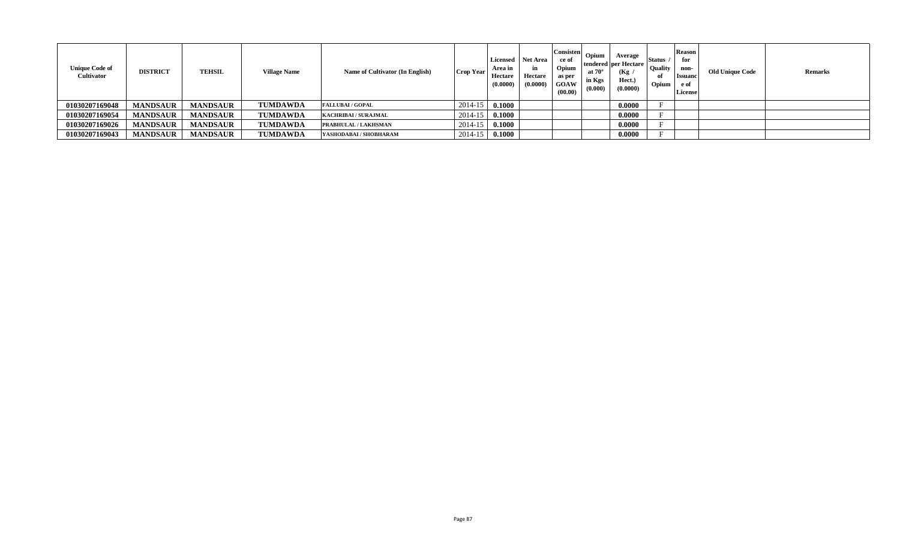| Unique Code of Cultivator | DISTRICT | TEHSIL | Village Name | Name of Cultivator (In English) | Crop Year | Licensed Area in Hectare (0.0000) | Net Area in Hectare (0.0000) | Consistence of Opium as per GOAW (00.00) | Opium tendered at 70° in Kgs (0.000) | Average per Hectare (Kg / Hect.) (0.0000) | Status / Quality of Opium | Reason for non-Issuance of License | Old Unique Code | Remarks |
|---|---|---|---|---|---|---|---|---|---|---|---|---|---|---|
| 01030207169048 | MANDSAUR | MANDSAUR | TUMDAWDA | FALLUBAI / GOPAL | 2014-15 | 0.1000 | | | | 0.0000 | F | | | |
| 01030207169054 | MANDSAUR | MANDSAUR | TUMDAWDA | KACHRIBAI / SURAJMAL | 2014-15 | 0.1000 | | | | 0.0000 | F | | | |
| 01030207169026 | MANDSAUR | MANDSAUR | TUMDAWDA | PRABHULAL / LAKHSMAN | 2014-15 | 0.1000 | | | | 0.0000 | F | | | |
| 01030207169043 | MANDSAUR | MANDSAUR | TUMDAWDA | YASHODABAI / SHOBHARAM | 2014-15 | 0.1000 | | | | 0.0000 | F | | | |